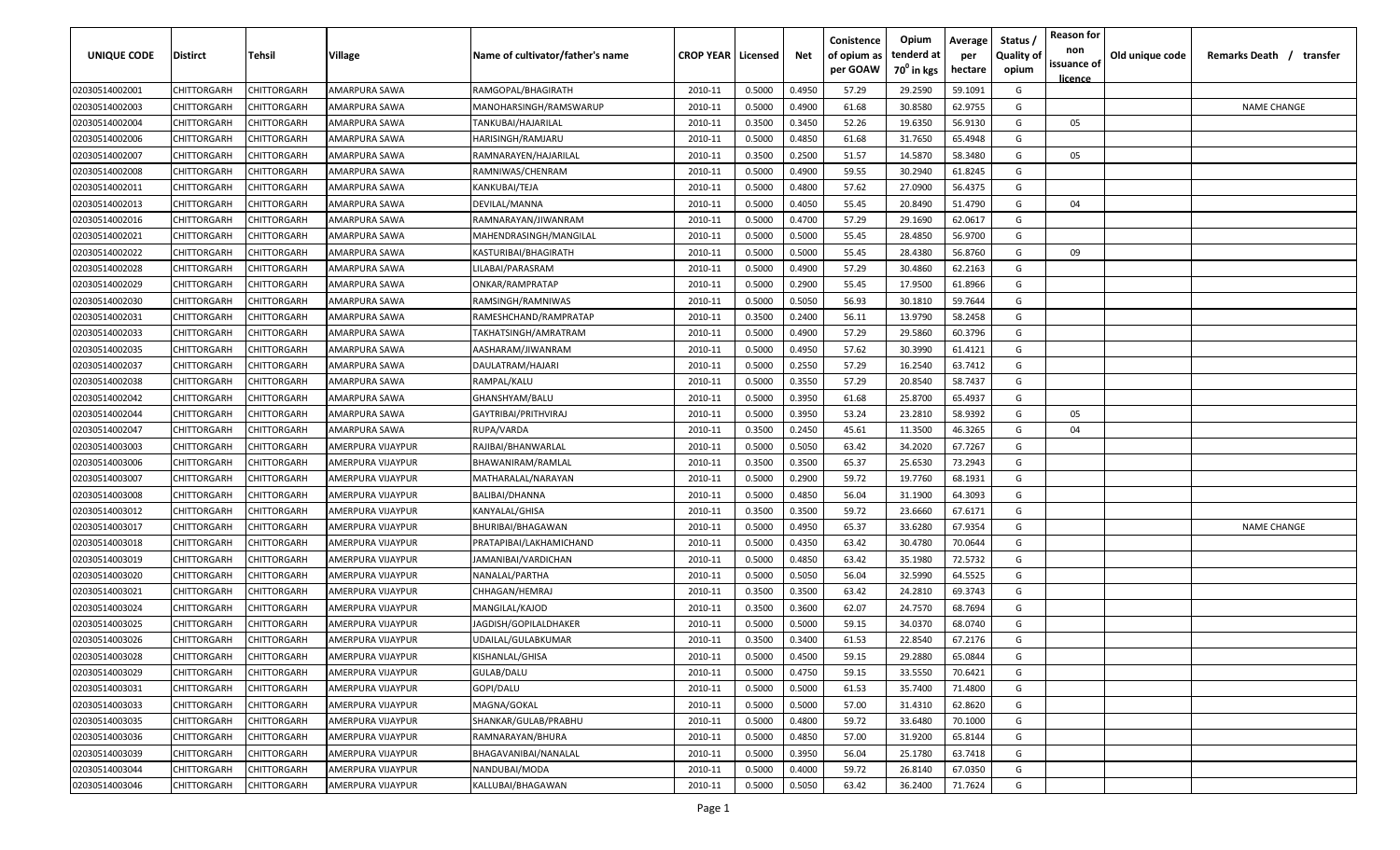| UNIQUE CODE | Distirct | Tehsil | Village | Name of cultivator/father's name | CROP YEAR | Licensed | Net | Conistence of opium as per GOAW | Opium tenderd at $70^0$ in kgs | Average per hectare | Status / Quality of opium | Reason for non issuance of licence | Old unique code | Remarks Death / transfer |
|---|---|---|---|---|---|---|---|---|---|---|---|---|---|---|
| 02030514002001 | CHITTORGARH | CHITTORGARH | AMARPURA SAWA | RAMGOPAL/BHAGIRATH | 2010-11 | 0.5000 | 0.4950 | 57.29 | 29.2590 | 59.1091 | G | | | |
| 02030514002003 | CHITTORGARH | CHITTORGARH | AMARPURA SAWA | MANOHARSINGH/RAMSWARUP | 2010-11 | 0.5000 | 0.4900 | 61.68 | 30.8580 | 62.9755 | G | | | NAME CHANGE |
| 02030514002004 | CHITTORGARH | CHITTORGARH | AMARPURA SAWA | TANKUBAI/HAJARILAL | 2010-11 | 0.3500 | 0.3450 | 52.26 | 19.6350 | 56.9130 | G | 05 | | |
| 02030514002006 | CHITTORGARH | CHITTORGARH | AMARPURA SAWA | HARISINGH/RAMJARU | 2010-11 | 0.5000 | 0.4850 | 61.68 | 31.7650 | 65.4948 | G | | | |
| 02030514002007 | CHITTORGARH | CHITTORGARH | AMARPURA SAWA | RAMNARAYEN/HAJARILAL | 2010-11 | 0.3500 | 0.2500 | 51.57 | 14.5870 | 58.3480 | G | 05 | | |
| 02030514002008 | CHITTORGARH | CHITTORGARH | AMARPURA SAWA | RAMNIWAS/CHENRAM | 2010-11 | 0.5000 | 0.4900 | 59.55 | 30.2940 | 61.8245 | G | | | |
| 02030514002011 | CHITTORGARH | CHITTORGARH | AMARPURA SAWA | KANKUBAI/TEJA | 2010-11 | 0.5000 | 0.4800 | 57.62 | 27.0900 | 56.4375 | G | | | |
| 02030514002013 | CHITTORGARH | CHITTORGARH | AMARPURA SAWA | DEVILAL/MANNA | 2010-11 | 0.5000 | 0.4050 | 55.45 | 20.8490 | 51.4790 | G | 04 | | |
| 02030514002016 | CHITTORGARH | CHITTORGARH | AMARPURA SAWA | RAMNARAYAN/JIWANRAM | 2010-11 | 0.5000 | 0.4700 | 57.29 | 29.1690 | 62.0617 | G | | | |
| 02030514002021 | CHITTORGARH | CHITTORGARH | AMARPURA SAWA | MAHENDRASINGH/MANGILAL | 2010-11 | 0.5000 | 0.5000 | 55.45 | 28.4850 | 56.9700 | G | | | |
| 02030514002022 | CHITTORGARH | CHITTORGARH | AMARPURA SAWA | KASTURIBAI/BHAGIRATH | 2010-11 | 0.5000 | 0.5000 | 55.45 | 28.4380 | 56.8760 | G | 09 | | |
| 02030514002028 | CHITTORGARH | CHITTORGARH | AMARPURA SAWA | LILABAI/PARASRAM | 2010-11 | 0.5000 | 0.4900 | 57.29 | 30.4860 | 62.2163 | G | | | |
| 02030514002029 | CHITTORGARH | CHITTORGARH | AMARPURA SAWA | ONKAR/RAMPRATAP | 2010-11 | 0.5000 | 0.2900 | 55.45 | 17.9500 | 61.8966 | G | | | |
| 02030514002030 | CHITTORGARH | CHITTORGARH | AMARPURA SAWA | RAMSINGH/RAMNIWAS | 2010-11 | 0.5000 | 0.5050 | 56.93 | 30.1810 | 59.7644 | G | | | |
| 02030514002031 | CHITTORGARH | CHITTORGARH | AMARPURA SAWA | RAMESHCHAND/RAMPRATAP | 2010-11 | 0.3500 | 0.2400 | 56.11 | 13.9790 | 58.2458 | G | | | |
| 02030514002033 | CHITTORGARH | CHITTORGARH | AMARPURA SAWA | TAKHATSINGH/AMRATRAM | 2010-11 | 0.5000 | 0.4900 | 57.29 | 29.5860 | 60.3796 | G | | | |
| 02030514002035 | CHITTORGARH | CHITTORGARH | AMARPURA SAWA | AASHARAM/JIWANRAM | 2010-11 | 0.5000 | 0.4950 | 57.62 | 30.3990 | 61.4121 | G | | | |
| 02030514002037 | CHITTORGARH | CHITTORGARH | AMARPURA SAWA | DAULATRAM/HAJARI | 2010-11 | 0.5000 | 0.2550 | 57.29 | 16.2540 | 63.7412 | G | | | |
| 02030514002038 | CHITTORGARH | CHITTORGARH | AMARPURA SAWA | RAMPAL/KALU | 2010-11 | 0.5000 | 0.3550 | 57.29 | 20.8540 | 58.7437 | G | | | |
| 02030514002042 | CHITTORGARH | CHITTORGARH | AMARPURA SAWA | GHANSHYAM/BALU | 2010-11 | 0.5000 | 0.3950 | 61.68 | 25.8700 | 65.4937 | G | | | |
| 02030514002044 | CHITTORGARH | CHITTORGARH | AMARPURA SAWA | GAYTRIBAI/PRITHVIRAJ | 2010-11 | 0.5000 | 0.3950 | 53.24 | 23.2810 | 58.9392 | G | 05 | | |
| 02030514002047 | CHITTORGARH | CHITTORGARH | AMARPURA SAWA | RUPA/VARDA | 2010-11 | 0.3500 | 0.2450 | 45.61 | 11.3500 | 46.3265 | G | 04 | | |
| 02030514003003 | CHITTORGARH | CHITTORGARH | AMERPURA VIJAYPUR | RAJIBAI/BHANWARLAL | 2010-11 | 0.5000 | 0.5050 | 63.42 | 34.2020 | 67.7267 | G | | | |
| 02030514003006 | CHITTORGARH | CHITTORGARH | AMERPURA VIJAYPUR | BHAWANIRAM/RAMLAL | 2010-11 | 0.3500 | 0.3500 | 65.37 | 25.6530 | 73.2943 | G | | | |
| 02030514003007 | CHITTORGARH | CHITTORGARH | AMERPURA VIJAYPUR | MATHARALAL/NARAYAN | 2010-11 | 0.5000 | 0.2900 | 59.72 | 19.7760 | 68.1931 | G | | | |
| 02030514003008 | CHITTORGARH | CHITTORGARH | AMERPURA VIJAYPUR | BALIBAI/DHANNA | 2010-11 | 0.5000 | 0.4850 | 56.04 | 31.1900 | 64.3093 | G | | | |
| 02030514003012 | CHITTORGARH | CHITTORGARH | AMERPURA VIJAYPUR | KANYALAL/GHISA | 2010-11 | 0.3500 | 0.3500 | 59.72 | 23.6660 | 67.6171 | G | | | |
| 02030514003017 | CHITTORGARH | CHITTORGARH | AMERPURA VIJAYPUR | BHURIBAI/BHAGAWAN | 2010-11 | 0.5000 | 0.4950 | 65.37 | 33.6280 | 67.9354 | G | | | NAME CHANGE |
| 02030514003018 | CHITTORGARH | CHITTORGARH | AMERPURA VIJAYPUR | PRATAPIBAI/LAKHAMICHAND | 2010-11 | 0.5000 | 0.4350 | 63.42 | 30.4780 | 70.0644 | G | | | |
| 02030514003019 | CHITTORGARH | CHITTORGARH | AMERPURA VIJAYPUR | JAMANIBAI/VARDICHAN | 2010-11 | 0.5000 | 0.4850 | 63.42 | 35.1980 | 72.5732 | G | | | |
| 02030514003020 | CHITTORGARH | CHITTORGARH | AMERPURA VIJAYPUR | NANALAL/PARTHA | 2010-11 | 0.5000 | 0.5050 | 56.04 | 32.5990 | 64.5525 | G | | | |
| 02030514003021 | CHITTORGARH | CHITTORGARH | AMERPURA VIJAYPUR | CHHAGAN/HEMRAJ | 2010-11 | 0.3500 | 0.3500 | 63.42 | 24.2810 | 69.3743 | G | | | |
| 02030514003024 | CHITTORGARH | CHITTORGARH | AMERPURA VIJAYPUR | MANGILAL/KAJOD | 2010-11 | 0.3500 | 0.3600 | 62.07 | 24.7570 | 68.7694 | G | | | |
| 02030514003025 | CHITTORGARH | CHITTORGARH | AMERPURA VIJAYPUR | JAGDISH/GOPILALDHAKER | 2010-11 | 0.5000 | 0.5000 | 59.15 | 34.0370 | 68.0740 | G | | | |
| 02030514003026 | CHITTORGARH | CHITTORGARH | AMERPURA VIJAYPUR | UDAILAL/GULABKUMAR | 2010-11 | 0.3500 | 0.3400 | 61.53 | 22.8540 | 67.2176 | G | | | |
| 02030514003028 | CHITTORGARH | CHITTORGARH | AMERPURA VIJAYPUR | KISHANLAL/GHISA | 2010-11 | 0.5000 | 0.4500 | 59.15 | 29.2880 | 65.0844 | G | | | |
| 02030514003029 | CHITTORGARH | CHITTORGARH | AMERPURA VIJAYPUR | GULAB/DALU | 2010-11 | 0.5000 | 0.4750 | 59.15 | 33.5550 | 70.6421 | G | | | |
| 02030514003031 | CHITTORGARH | CHITTORGARH | AMERPURA VIJAYPUR | GOPI/DALU | 2010-11 | 0.5000 | 0.5000 | 61.53 | 35.7400 | 71.4800 | G | | | |
| 02030514003033 | CHITTORGARH | CHITTORGARH | AMERPURA VIJAYPUR | MAGNA/GOKAL | 2010-11 | 0.5000 | 0.5000 | 57.00 | 31.4310 | 62.8620 | G | | | |
| 02030514003035 | CHITTORGARH | CHITTORGARH | AMERPURA VIJAYPUR | SHANKAR/GULAB/PRABHU | 2010-11 | 0.5000 | 0.4800 | 59.72 | 33.6480 | 70.1000 | G | | | |
| 02030514003036 | CHITTORGARH | CHITTORGARH | AMERPURA VIJAYPUR | RAMNARAYAN/BHURA | 2010-11 | 0.5000 | 0.4850 | 57.00 | 31.9200 | 65.8144 | G | | | |
| 02030514003039 | CHITTORGARH | CHITTORGARH | AMERPURA VIJAYPUR | BHAGAVANIBAI/NANALAL | 2010-11 | 0.5000 | 0.3950 | 56.04 | 25.1780 | 63.7418 | G | | | |
| 02030514003044 | CHITTORGARH | CHITTORGARH | AMERPURA VIJAYPUR | NANDUBAI/MODA | 2010-11 | 0.5000 | 0.4000 | 59.72 | 26.8140 | 67.0350 | G | | | |
| 02030514003046 | CHITTORGARH | CHITTORGARH | AMERPURA VIJAYPUR | KALLUBAI/BHAGAWAN | 2010-11 | 0.5000 | 0.5050 | 63.42 | 36.2400 | 71.7624 | G | | | |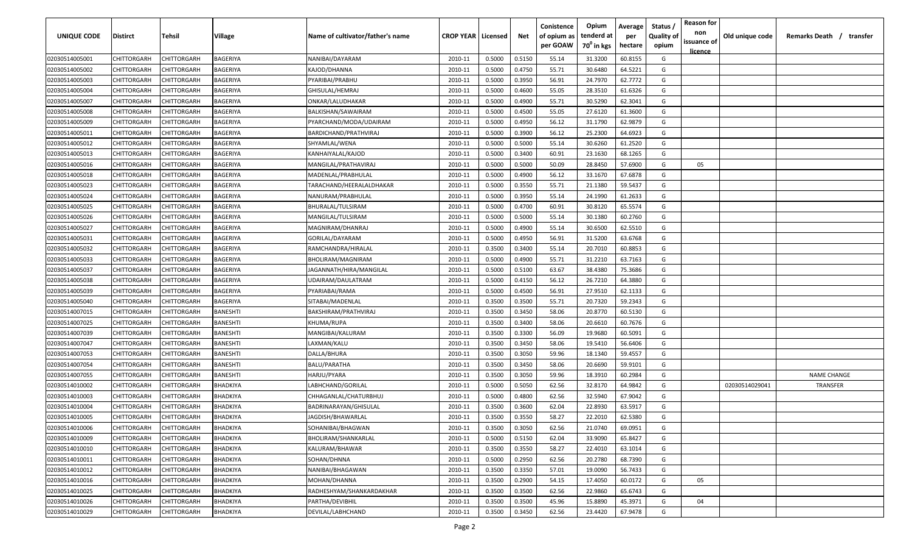| UNIQUE CODE | Distirct | Tehsil | Village | Name of cultivator/father's name | CROP YEAR | Licensed | Net | Conistence of opium as per GOAW | Opium tenderd at 70° in kgs | Average per hectare | Status / Quality of opium | Reason for non issuance of licence | Old unique code | Remarks Death / transfer |
|---|---|---|---|---|---|---|---|---|---|---|---|---|---|---|
| 02030514005001 | CHITTORGARH | CHITTORGARH | BAGERIYA | NANIBAI/DAYARAM | 2010-11 | 0.5000 | 0.5150 | 55.14 | 31.3200 | 60.8155 | G | | | |
| 02030514005002 | CHITTORGARH | CHITTORGARH | BAGERIYA | KAJOD/DHANNA | 2010-11 | 0.5000 | 0.4750 | 55.71 | 30.6480 | 64.5221 | G | | | |
| 02030514005003 | CHITTORGARH | CHITTORGARH | BAGERIYA | PYARIBAI/PRABHU | 2010-11 | 0.5000 | 0.3950 | 56.91 | 24.7970 | 62.7772 | G | | | |
| 02030514005004 | CHITTORGARH | CHITTORGARH | BAGERIYA | GHISULAL/HEMRAJ | 2010-11 | 0.5000 | 0.4600 | 55.05 | 28.3510 | 61.6326 | G | | | |
| 02030514005007 | CHITTORGARH | CHITTORGARH | BAGERIYA | ONKAR/LALUDHAKAR | 2010-11 | 0.5000 | 0.4900 | 55.71 | 30.5290 | 62.3041 | G | | | |
| 02030514005008 | CHITTORGARH | CHITTORGARH | BAGERIYA | BALKISHAN/SAWAIRAM | 2010-11 | 0.5000 | 0.4500 | 55.05 | 27.6120 | 61.3600 | G | | | |
| 02030514005009 | CHITTORGARH | CHITTORGARH | BAGERIYA | PYARCHAND/MODA/UDAIRAM | 2010-11 | 0.5000 | 0.4950 | 56.12 | 31.1790 | 62.9879 | G | | | |
| 02030514005011 | CHITTORGARH | CHITTORGARH | BAGERIYA | BARDICHAND/PRATHVIRAJ | 2010-11 | 0.5000 | 0.3900 | 56.12 | 25.2300 | 64.6923 | G | | | |
| 02030514005012 | CHITTORGARH | CHITTORGARH | BAGERIYA | SHYAMLAL/WENA | 2010-11 | 0.5000 | 0.5000 | 55.14 | 30.6260 | 61.2520 | G | | | |
| 02030514005013 | CHITTORGARH | CHITTORGARH | BAGERIYA | KANHAIYALAL/KAJOD | 2010-11 | 0.5000 | 0.3400 | 60.91 | 23.1630 | 68.1265 | G | | | |
| 02030514005016 | CHITTORGARH | CHITTORGARH | BAGERIYA | MANGILAL/PRATHAVIRAJ | 2010-11 | 0.5000 | 0.5000 | 50.09 | 28.8450 | 57.6900 | G | 05 | | |
| 02030514005018 | CHITTORGARH | CHITTORGARH | BAGERIYA | MADENLAL/PRABHULAL | 2010-11 | 0.5000 | 0.4900 | 56.12 | 33.1670 | 67.6878 | G | | | |
| 02030514005023 | CHITTORGARH | CHITTORGARH | BAGERIYA | TARACHAND/HEERALALDHAKAR | 2010-11 | 0.5000 | 0.3550 | 55.71 | 21.1380 | 59.5437 | G | | | |
| 02030514005024 | CHITTORGARH | CHITTORGARH | BAGERIYA | NANURAM/PRABHULAL | 2010-11 | 0.5000 | 0.3950 | 55.14 | 24.1990 | 61.2633 | G | | | |
| 02030514005025 | CHITTORGARH | CHITTORGARH | BAGERIYA | BHURALAL/TULSIRAM | 2010-11 | 0.5000 | 0.4700 | 60.91 | 30.8120 | 65.5574 | G | | | |
| 02030514005026 | CHITTORGARH | CHITTORGARH | BAGERIYA | MANGILAL/TULSIRAM | 2010-11 | 0.5000 | 0.5000 | 55.14 | 30.1380 | 60.2760 | G | | | |
| 02030514005027 | CHITTORGARH | CHITTORGARH | BAGERIYA | MAGNIRAM/DHANRAJ | 2010-11 | 0.5000 | 0.4900 | 55.14 | 30.6500 | 62.5510 | G | | | |
| 02030514005031 | CHITTORGARH | CHITTORGARH | BAGERIYA | GORILAL/DAYARAM | 2010-11 | 0.5000 | 0.4950 | 56.91 | 31.5200 | 63.6768 | G | | | |
| 02030514005032 | CHITTORGARH | CHITTORGARH | BAGERIYA | RAMCHANDRA/HIRALAL | 2010-11 | 0.3500 | 0.3400 | 55.14 | 20.7010 | 60.8853 | G | | | |
| 02030514005033 | CHITTORGARH | CHITTORGARH | BAGERIYA | BHOLIRAM/MAGNIRAM | 2010-11 | 0.5000 | 0.4900 | 55.71 | 31.2210 | 63.7163 | G | | | |
| 02030514005037 | CHITTORGARH | CHITTORGARH | BAGERIYA | JAGANNATH/HIRA/MANGILAL | 2010-11 | 0.5000 | 0.5100 | 63.67 | 38.4380 | 75.3686 | G | | | |
| 02030514005038 | CHITTORGARH | CHITTORGARH | BAGERIYA | UDAIRAM/DAULATRAM | 2010-11 | 0.5000 | 0.4150 | 56.12 | 26.7210 | 64.3880 | G | | | |
| 02030514005039 | CHITTORGARH | CHITTORGARH | BAGERIYA | PYARIABAI/RAMA | 2010-11 | 0.5000 | 0.4500 | 56.91 | 27.9510 | 62.1133 | G | | | |
| 02030514005040 | CHITTORGARH | CHITTORGARH | BAGERIYA | SITABAI/MADENLAL | 2010-11 | 0.3500 | 0.3500 | 55.71 | 20.7320 | 59.2343 | G | | | |
| 02030514007015 | CHITTORGARH | CHITTORGARH | BANESHTI | BAKSHIRAM/PRATHVIRAJ | 2010-11 | 0.3500 | 0.3450 | 58.06 | 20.8770 | 60.5130 | G | | | |
| 02030514007025 | CHITTORGARH | CHITTORGARH | BANESHTI | KHUMA/RUPA | 2010-11 | 0.3500 | 0.3400 | 58.06 | 20.6610 | 60.7676 | G | | | |
| 02030514007039 | CHITTORGARH | CHITTORGARH | BANESHTI | MANGIBAI/KALURAM | 2010-11 | 0.3500 | 0.3300 | 56.09 | 19.9680 | 60.5091 | G | | | |
| 02030514007047 | CHITTORGARH | CHITTORGARH | BANESHTI | LAXMAN/KALU | 2010-11 | 0.3500 | 0.3450 | 58.06 | 19.5410 | 56.6406 | G | | | |
| 02030514007053 | CHITTORGARH | CHITTORGARH | BANESHTI | DALLA/BHURA | 2010-11 | 0.3500 | 0.3050 | 59.96 | 18.1340 | 59.4557 | G | | | |
| 02030514007054 | CHITTORGARH | CHITTORGARH | BANESHTI | BALU/PARATHA | 2010-11 | 0.3500 | 0.3450 | 58.06 | 20.6690 | 59.9101 | G | | | |
| 02030514007055 | CHITTORGARH | CHITTORGARH | BANESHTI | HARJU/PYARA | 2010-11 | 0.3500 | 0.3050 | 59.96 | 18.3910 | 60.2984 | G | | | NAME CHANGE |
| 02030514010002 | CHITTORGARH | CHITTORGARH | BHADKIYA | LABHCHAND/GORILAL | 2010-11 | 0.5000 | 0.5050 | 62.56 | 32.8170 | 64.9842 | G | | 02030514029041 | TRANSFER |
| 02030514010003 | CHITTORGARH | CHITTORGARH | BHADKIYA | CHHAGANLAL/CHATURBHUJ | 2010-11 | 0.5000 | 0.4800 | 62.56 | 32.5940 | 67.9042 | G | | | |
| 02030514010004 | CHITTORGARH | CHITTORGARH | BHADKIYA | BADRINARAYAN/GHISULAL | 2010-11 | 0.3500 | 0.3600 | 62.04 | 22.8930 | 63.5917 | G | | | |
| 02030514010005 | CHITTORGARH | CHITTORGARH | BHADKIYA | JAGDISH/BHAWARLAL | 2010-11 | 0.3500 | 0.3550 | 58.27 | 22.2010 | 62.5380 | G | | | |
| 02030514010006 | CHITTORGARH | CHITTORGARH | BHADKIYA | SOHANIBAI/BHAGWAN | 2010-11 | 0.3500 | 0.3050 | 62.56 | 21.0740 | 69.0951 | G | | | |
| 02030514010009 | CHITTORGARH | CHITTORGARH | BHADKIYA | BHOLIRAM/SHANKARLAL | 2010-11 | 0.5000 | 0.5150 | 62.04 | 33.9090 | 65.8427 | G | | | |
| 02030514010010 | CHITTORGARH | CHITTORGARH | BHADKIYA | KALURAM/BHAWAR | 2010-11 | 0.3500 | 0.3550 | 58.27 | 22.4010 | 63.1014 | G | | | |
| 02030514010011 | CHITTORGARH | CHITTORGARH | BHADKIYA | SOHAN/DHNNA | 2010-11 | 0.5000 | 0.2950 | 62.56 | 20.2780 | 68.7390 | G | | | |
| 02030514010012 | CHITTORGARH | CHITTORGARH | BHADKIYA | NANIBAI/BHAGAWAN | 2010-11 | 0.3500 | 0.3350 | 57.01 | 19.0090 | 56.7433 | G | | | |
| 02030514010016 | CHITTORGARH | CHITTORGARH | BHADKIYA | MOHAN/DHANNA | 2010-11 | 0.3500 | 0.2900 | 54.15 | 17.4050 | 60.0172 | G | 05 | | |
| 02030514010025 | CHITTORGARH | CHITTORGARH | BHADKIYA | RADHESHYAM/SHANKARDAKHAR | 2010-11 | 0.3500 | 0.3500 | 62.56 | 22.9860 | 65.6743 | G | | | |
| 02030514010026 | CHITTORGARH | CHITTORGARH | BHADKIYA | PARTHA/DEVIBHIL | 2010-11 | 0.3500 | 0.3500 | 45.96 | 15.8890 | 45.3971 | G | 04 | | |
| 02030514010029 | CHITTORGARH | CHITTORGARH | BHADKIYA | DEVILAL/LABHCHAND | 2010-11 | 0.3500 | 0.3450 | 62.56 | 23.4420 | 67.9478 | G | | | |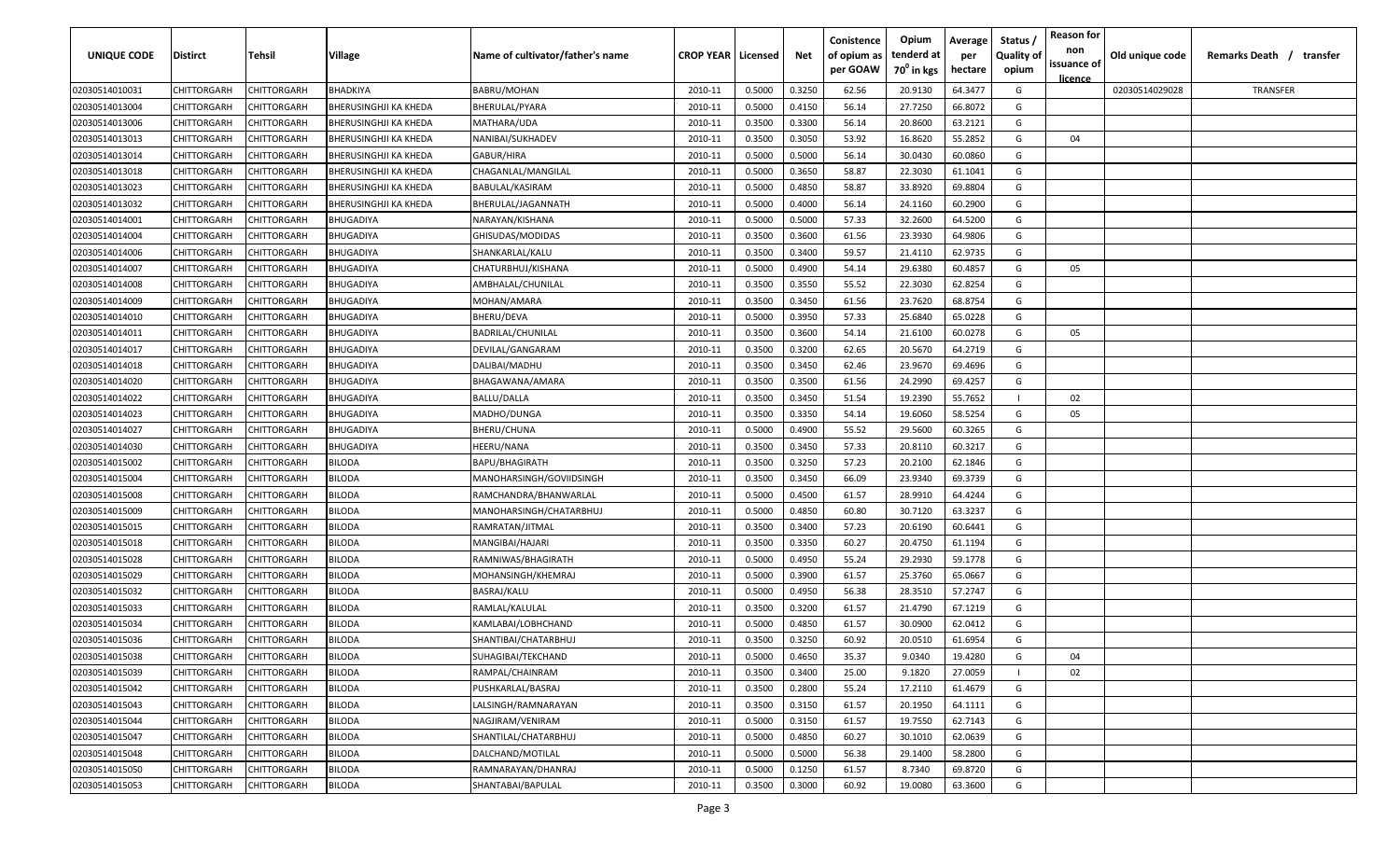| UNIQUE CODE | Distirct | Tehsil | Village | Name of cultivator/father's name | CROP YEAR | Licensed | Net | Conistence of opium as per GOAW | Opium tenderd at $70^0$ in kgs | Average per hectare | Status / Quality of opium | Reason for non issuance of licence | Old unique code | Remarks Death / transfer |
|---|---|---|---|---|---|---|---|---|---|---|---|---|---|---|
| 02030514010031 | CHITTORGARH | CHITTORGARH | BHADKIYA | BABRU/MOHAN | 2010-11 | 0.5000 | 0.3250 | 62.56 | 20.9130 | 64.3477 | G | | 02030514029028 | TRANSFER |
| 02030514013004 | CHITTORGARH | CHITTORGARH | BHERUSINGHJI KA KHEDA | BHERULAL/PYARA | 2010-11 | 0.5000 | 0.4150 | 56.14 | 27.7250 | 66.8072 | G | | | |
| 02030514013006 | CHITTORGARH | CHITTORGARH | BHERUSINGHJI KA KHEDA | MATHARA/UDA | 2010-11 | 0.3500 | 0.3300 | 56.14 | 20.8600 | 63.2121 | G | | | |
| 02030514013013 | CHITTORGARH | CHITTORGARH | BHERUSINGHJI KA KHEDA | NANIBAI/SUKHADEV | 2010-11 | 0.3500 | 0.3050 | 53.92 | 16.8620 | 55.2852 | G | 04 | | |
| 02030514013014 | CHITTORGARH | CHITTORGARH | BHERUSINGHJI KA KHEDA | GABUR/HIRA | 2010-11 | 0.5000 | 0.5000 | 56.14 | 30.0430 | 60.0860 | G | | | |
| 02030514013018 | CHITTORGARH | CHITTORGARH | BHERUSINGHJI KA KHEDA | CHAGANLAL/MANGILAL | 2010-11 | 0.5000 | 0.3650 | 58.87 | 22.3030 | 61.1041 | G | | | |
| 02030514013023 | CHITTORGARH | CHITTORGARH | BHERUSINGHJI KA KHEDA | BABULAL/KASIRAM | 2010-11 | 0.5000 | 0.4850 | 58.87 | 33.8920 | 69.8804 | G | | | |
| 02030514013032 | CHITTORGARH | CHITTORGARH | BHERUSINGHJI KA KHEDA | BHERULAL/JAGANNATH | 2010-11 | 0.5000 | 0.4000 | 56.14 | 24.1160 | 60.2900 | G | | | |
| 02030514014001 | CHITTORGARH | CHITTORGARH | BHUGADIYA | NARAYAN/KISHANA | 2010-11 | 0.5000 | 0.5000 | 57.33 | 32.2600 | 64.5200 | G | | | |
| 02030514014004 | CHITTORGARH | CHITTORGARH | BHUGADIYA | GHISUDAS/MODIDAS | 2010-11 | 0.3500 | 0.3600 | 61.56 | 23.3930 | 64.9806 | G | | | |
| 02030514014006 | CHITTORGARH | CHITTORGARH | BHUGADIYA | SHANKARLAL/KALU | 2010-11 | 0.3500 | 0.3400 | 59.57 | 21.4110 | 62.9735 | G | | | |
| 02030514014007 | CHITTORGARH | CHITTORGARH | BHUGADIYA | CHATURBHUJ/KISHANA | 2010-11 | 0.5000 | 0.4900 | 54.14 | 29.6380 | 60.4857 | G | 05 | | |
| 02030514014008 | CHITTORGARH | CHITTORGARH | BHUGADIYA | AMBHALAL/CHUNILAL | 2010-11 | 0.3500 | 0.3550 | 55.52 | 22.3030 | 62.8254 | G | | | |
| 02030514014009 | CHITTORGARH | CHITTORGARH | BHUGADIYA | MOHAN/AMARA | 2010-11 | 0.3500 | 0.3450 | 61.56 | 23.7620 | 68.8754 | G | | | |
| 02030514014010 | CHITTORGARH | CHITTORGARH | BHUGADIYA | BHERU/DEVA | 2010-11 | 0.5000 | 0.3950 | 57.33 | 25.6840 | 65.0228 | G | | | |
| 02030514014011 | CHITTORGARH | CHITTORGARH | BHUGADIYA | BADRILAL/CHUNILAL | 2010-11 | 0.3500 | 0.3600 | 54.14 | 21.6100 | 60.0278 | G | 05 | | |
| 02030514014017 | CHITTORGARH | CHITTORGARH | BHUGADIYA | DEVILAL/GANGARAM | 2010-11 | 0.3500 | 0.3200 | 62.65 | 20.5670 | 64.2719 | G | | | |
| 02030514014018 | CHITTORGARH | CHITTORGARH | BHUGADIYA | DALIBAI/MADHU | 2010-11 | 0.3500 | 0.3450 | 62.46 | 23.9670 | 69.4696 | G | | | |
| 02030514014020 | CHITTORGARH | CHITTORGARH | BHUGADIYA | BHAGAWANA/AMARA | 2010-11 | 0.3500 | 0.3500 | 61.56 | 24.2990 | 69.4257 | G | | | |
| 02030514014022 | CHITTORGARH | CHITTORGARH | BHUGADIYA | BALLU/DALLA | 2010-11 | 0.3500 | 0.3450 | 51.54 | 19.2390 | 55.7652 | I | 02 | | |
| 02030514014023 | CHITTORGARH | CHITTORGARH | BHUGADIYA | MADHO/DUNGA | 2010-11 | 0.3500 | 0.3350 | 54.14 | 19.6060 | 58.5254 | G | 05 | | |
| 02030514014027 | CHITTORGARH | CHITTORGARH | BHUGADIYA | BHERU/CHUNA | 2010-11 | 0.5000 | 0.4900 | 55.52 | 29.5600 | 60.3265 | G | | | |
| 02030514014030 | CHITTORGARH | CHITTORGARH | BHUGADIYA | HEERU/NANA | 2010-11 | 0.3500 | 0.3450 | 57.33 | 20.8110 | 60.3217 | G | | | |
| 02030514015002 | CHITTORGARH | CHITTORGARH | BILODA | BAPU/BHAGIRATH | 2010-11 | 0.3500 | 0.3250 | 57.23 | 20.2100 | 62.1846 | G | | | |
| 02030514015004 | CHITTORGARH | CHITTORGARH | BILODA | MANOHARSINGH/GOVIIDSINGH | 2010-11 | 0.3500 | 0.3450 | 66.09 | 23.9340 | 69.3739 | G | | | |
| 02030514015008 | CHITTORGARH | CHITTORGARH | BILODA | RAMCHANDRA/BHANWARLAL | 2010-11 | 0.5000 | 0.4500 | 61.57 | 28.9910 | 64.4244 | G | | | |
| 02030514015009 | CHITTORGARH | CHITTORGARH | BILODA | MANOHARSINGH/CHATARBHUJ | 2010-11 | 0.5000 | 0.4850 | 60.80 | 30.7120 | 63.3237 | G | | | |
| 02030514015015 | CHITTORGARH | CHITTORGARH | BILODA | RAMRATAN/JITMAL | 2010-11 | 0.3500 | 0.3400 | 57.23 | 20.6190 | 60.6441 | G | | | |
| 02030514015018 | CHITTORGARH | CHITTORGARH | BILODA | MANGIBAI/HAJARI | 2010-11 | 0.3500 | 0.3350 | 60.27 | 20.4750 | 61.1194 | G | | | |
| 02030514015028 | CHITTORGARH | CHITTORGARH | BILODA | RAMNIWAS/BHAGIRATH | 2010-11 | 0.5000 | 0.4950 | 55.24 | 29.2930 | 59.1778 | G | | | |
| 02030514015029 | CHITTORGARH | CHITTORGARH | BILODA | MOHANSINGH/KHEMRAJ | 2010-11 | 0.5000 | 0.3900 | 61.57 | 25.3760 | 65.0667 | G | | | |
| 02030514015032 | CHITTORGARH | CHITTORGARH | BILODA | BASRAJ/KALU | 2010-11 | 0.5000 | 0.4950 | 56.38 | 28.3510 | 57.2747 | G | | | |
| 02030514015033 | CHITTORGARH | CHITTORGARH | BILODA | RAMLAL/KALULAL | 2010-11 | 0.3500 | 0.3200 | 61.57 | 21.4790 | 67.1219 | G | | | |
| 02030514015034 | CHITTORGARH | CHITTORGARH | BILODA | KAMLABAI/LOBHCHAND | 2010-11 | 0.5000 | 0.4850 | 61.57 | 30.0900 | 62.0412 | G | | | |
| 02030514015036 | CHITTORGARH | CHITTORGARH | BILODA | SHANTIBAI/CHATARBHUJ | 2010-11 | 0.3500 | 0.3250 | 60.92 | 20.0510 | 61.6954 | G | | | |
| 02030514015038 | CHITTORGARH | CHITTORGARH | BILODA | SUHAGIBAI/TEKCHAND | 2010-11 | 0.5000 | 0.4650 | 35.37 | 9.0340 | 19.4280 | G | 04 | | |
| 02030514015039 | CHITTORGARH | CHITTORGARH | BILODA | RAMPAL/CHAINRAM | 2010-11 | 0.3500 | 0.3400 | 25.00 | 9.1820 | 27.0059 | I | 02 | | |
| 02030514015042 | CHITTORGARH | CHITTORGARH | BILODA | PUSHKARLAL/BASRAJ | 2010-11 | 0.3500 | 0.2800 | 55.24 | 17.2110 | 61.4679 | G | | | |
| 02030514015043 | CHITTORGARH | CHITTORGARH | BILODA | LALSINGH/RAMNARAYAN | 2010-11 | 0.3500 | 0.3150 | 61.57 | 20.1950 | 64.1111 | G | | | |
| 02030514015044 | CHITTORGARH | CHITTORGARH | BILODA | NAGJIRAM/VENIRAM | 2010-11 | 0.5000 | 0.3150 | 61.57 | 19.7550 | 62.7143 | G | | | |
| 02030514015047 | CHITTORGARH | CHITTORGARH | BILODA | SHANTILAL/CHATARBHUJ | 2010-11 | 0.5000 | 0.4850 | 60.27 | 30.1010 | 62.0639 | G | | | |
| 02030514015048 | CHITTORGARH | CHITTORGARH | BILODA | DALCHAND/MOTILAL | 2010-11 | 0.5000 | 0.5000 | 56.38 | 29.1400 | 58.2800 | G | | | |
| 02030514015050 | CHITTORGARH | CHITTORGARH | BILODA | RAMNARAYAN/DHANRAJ | 2010-11 | 0.5000 | 0.1250 | 61.57 | 8.7340 | 69.8720 | G | | | |
| 02030514015053 | CHITTORGARH | CHITTORGARH | BILODA | SHANTABAI/BAPULAL | 2010-11 | 0.3500 | 0.3000 | 60.92 | 19.0080 | 63.3600 | G | | | |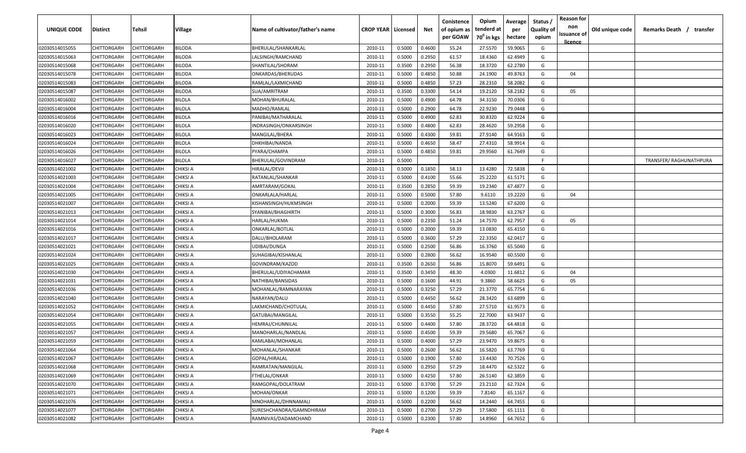| UNIQUE CODE | Distirct | Tehsil | Village | Name of cultivator/father's name | CROP YEAR | Licensed | Net | Conistence of opium as per GOAW | Opium tenderd at $70^0$ in kgs | Average per hectare | Status / Quality of opium | Reason for non issuance of licence | Old unique code | Remarks Death / transfer |
|---|---|---|---|---|---|---|---|---|---|---|---|---|---|---|
| 02030514015055 | CHITTORGARH | CHITTORGARH | BILODA | BHERULAL/SHANKARLAL | 2010-11 | 0.5000 | 0.4600 | 55.24 | 27.5570 | 59.9065 | G | | | |
| 02030514015063 | CHITTORGARH | CHITTORGARH | BILODA | LALSINGH/RAMCHAND | 2010-11 | 0.5000 | 0.2950 | 61.57 | 18.4360 | 62.4949 | G | | | |
| 02030514015068 | CHITTORGARH | CHITTORGARH | BILODA | SHANTILAL/SHORAM | 2010-11 | 0.3500 | 0.2950 | 56.38 | 18.3720 | 62.2780 | G | | | |
| 02030514015078 | CHITTORGARH | CHITTORGARH | BILODA | ONKARDAS/BHERUDAS | 2010-11 | 0.5000 | 0.4850 | 50.88 | 24.1900 | 49.8763 | G | 04 | | |
| 02030514015083 | CHITTORGARH | CHITTORGARH | BILODA | RAMLAL/LAXMICHAND | 2010-11 | 0.5000 | 0.4850 | 57.23 | 28.2310 | 58.2082 | G | | | |
| 02030514015087 | CHITTORGARH | CHITTORGARH | BILODA | SUA/AMRITRAM | 2010-11 | 0.3500 | 0.3300 | 54.14 | 19.2120 | 58.2182 | G | 05 | | |
| 02030514016002 | CHITTORGARH | CHITTORGARH | BILOLA | MOHAN/BHURALAL | 2010-11 | 0.5000 | 0.4900 | 64.78 | 34.3150 | 70.0306 | G | | | |
| 02030514016004 | CHITTORGARH | CHITTORGARH | BILOLA | MADHO/RAMLAL | 2010-11 | 0.5000 | 0.2900 | 64.78 | 22.9230 | 79.0448 | G | | | |
| 02030514016016 | CHITTORGARH | CHITTORGARH | BILOLA | PANIBAI/MATHARALAL | 2010-11 | 0.5000 | 0.4900 | 62.83 | 30.8320 | 62.9224 | G | | | |
| 02030514016020 | CHITTORGARH | CHITTORGARH | BILOLA | INDRASINGH/ONKARSINGH | 2010-11 | 0.5000 | 0.4800 | 62.83 | 28.4620 | 59.2958 | G | | | |
| 02030514016023 | CHITTORGARH | CHITTORGARH | BILOLA | MANGILAL/BHERA | 2010-11 | 0.5000 | 0.4300 | 59.81 | 27.9140 | 64.9163 | G | | | |
| 02030514016024 | CHITTORGARH | CHITTORGARH | BILOLA | DHKHIBAI/NANDA | 2010-11 | 0.5000 | 0.4650 | 58.47 | 27.4310 | 58.9914 | G | | | |
| 02030514016026 | CHITTORGARH | CHITTORGARH | BILOLA | PYARA/CHAMPA | 2010-11 | 0.5000 | 0.4850 | 59.81 | 29.9560 | 61.7649 | G | | | |
| 02030514016027 | CHITTORGARH | CHITTORGARH | BILOLA | BHERULAL/GOVINDRAM | 2010-11 | 0.5000 | | | | | F | | | TRANSFER/ RAGHUNATHPURA |
| 02030514021002 | CHITTORGARH | CHITTORGARH | CHIKSI A | HIRALAL/DEVJI | 2010-11 | 0.5000 | 0.1850 | 58.13 | 13.4280 | 72.5838 | G | | | |
| 02030514021003 | CHITTORGARH | CHITTORGARH | CHIKSI A | RATANLAL/SHANKAR | 2010-11 | 0.5000 | 0.4100 | 55.66 | 25.2220 | 61.5171 | G | | | |
| 02030514021004 | CHITTORGARH | CHITTORGARH | CHIKSI A | AMRTARAM/GOKAL | 2010-11 | 0.3500 | 0.2850 | 59.39 | 19.2340 | 67.4877 | G | | | |
| 02030514021005 | CHITTORGARH | CHITTORGARH | CHIKSI A | ONKARLALA/HARLAL | 2010-11 | 0.5000 | 0.5000 | 57.80 | 9.6110 | 19.2220 | G | 04 | | |
| 02030514021007 | CHITTORGARH | CHITTORGARH | CHIKSI A | KISHANSINGH/HUKMSINGH | 2010-11 | 0.5000 | 0.2000 | 59.39 | 13.5240 | 67.6200 | G | | | |
| 02030514021013 | CHITTORGARH | CHITTORGARH | CHIKSI A | SYANIBAI/BHAGHIRTH | 2010-11 | 0.5000 | 0.3000 | 56.83 | 18.9830 | 63.2767 | G | | | |
| 02030514021014 | CHITTORGARH | CHITTORGARH | CHIKSI A | HARLAL/HUKMA | 2010-11 | 0.5000 | 0.2350 | 51.24 | 14.7570 | 62.7957 | G | 05 | | |
| 02030514021016 | CHITTORGARH | CHITTORGARH | CHIKSI A | ONKARLAL/BOTLAL | 2010-11 | 0.5000 | 0.2000 | 59.39 | 13.0830 | 65.4150 | G | | | |
| 02030514021017 | CHITTORGARH | CHITTORGARH | CHIKSI A | DALU/BHOLARAM | 2010-11 | 0.5000 | 0.3600 | 57.29 | 22.3350 | 62.0417 | G | | | |
| 02030514021021 | CHITTORGARH | CHITTORGARH | CHIKSI A | UDIBAI/DUNGA | 2010-11 | 0.5000 | 0.2500 | 56.86 | 16.3760 | 65.5040 | G | | | |
| 02030514021024 | CHITTORGARH | CHITTORGARH | CHIKSI A | SUHAGIBAI/KISHANLAL | 2010-11 | 0.5000 | 0.2800 | 56.62 | 16.9540 | 60.5500 | G | | | |
| 02030514021025 | CHITTORGARH | CHITTORGARH | CHIKSI A | GOVINDRAM/KAZOD | 2010-11 | 0.3500 | 0.2650 | 56.86 | 15.8070 | 59.6491 | G | | | |
| 02030514021030 | CHITTORGARH | CHITTORGARH | CHIKSI A | BHERULAL/UDIYACHAMAR | 2010-11 | 0.3500 | 0.3450 | 48.30 | 4.0300 | 11.6812 | G | 04 | | |
| 02030514021031 | CHITTORGARH | CHITTORGARH | CHIKSI A | NATHIBAI/BANSIDAS | 2010-11 | 0.5000 | 0.1600 | 44.91 | 9.3860 | 58.6625 | G | 05 | | |
| 02030514021036 | CHITTORGARH | CHITTORGARH | CHIKSI A | MOHANLAL/RAMNARAYAN | 2010-11 | 0.5000 | 0.3250 | 57.29 | 21.3770 | 65.7754 | G | | | |
| 02030514021040 | CHITTORGARH | CHITTORGARH | CHIKSI A | NARAYAN/DALU | 2010-11 | 0.5000 | 0.4450 | 56.62 | 28.3420 | 63.6899 | G | | | |
| 02030514021052 | CHITTORGARH | CHITTORGARH | CHIKSI A | LAKMICHAND/CHOTULAL | 2010-11 | 0.5000 | 0.4450 | 57.80 | 27.5710 | 61.9573 | G | | | |
| 02030514021054 | CHITTORGARH | CHITTORGARH | CHIKSI A | GATUBAI/MANGILAL | 2010-11 | 0.5000 | 0.3550 | 55.25 | 22.7000 | 63.9437 | G | | | |
| 02030514021055 | CHITTORGARH | CHITTORGARH | CHIKSI A | HEMRAJ/CHUNNILAL | 2010-11 | 0.5000 | 0.4400 | 57.80 | 28.3720 | 64.4818 | G | | | |
| 02030514021057 | CHITTORGARH | CHITTORGARH | CHIKSI A | MANOHARLAL/NANDLAL | 2010-11 | 0.5000 | 0.4500 | 59.39 | 29.5680 | 65.7067 | G | | | |
| 02030514021059 | CHITTORGARH | CHITTORGARH | CHIKSI A | KAMLABAI/MOHANLAL | 2010-11 | 0.5000 | 0.4000 | 57.29 | 23.9470 | 59.8675 | G | | | |
| 02030514021064 | CHITTORGARH | CHITTORGARH | CHIKSI A | MOHANLAL/SHANKAR | 2010-11 | 0.5000 | 0.2600 | 56.62 | 16.5820 | 63.7769 | G | | | |
| 02030514021067 | CHITTORGARH | CHITTORGARH | CHIKSI A | GOPAL/HIRALAL | 2010-11 | 0.5000 | 0.1900 | 57.80 | 13.4430 | 70.7526 | G | | | |
| 02030514021068 | CHITTORGARH | CHITTORGARH | CHIKSI A | RAMRATAN/MANGILAL | 2010-11 | 0.5000 | 0.2950 | 57.29 | 18.4470 | 62.5322 | G | | | |
| 02030514021069 | CHITTORGARH | CHITTORGARH | CHIKSI A | FTHELAL/ONKAR | 2010-11 | 0.5000 | 0.4250 | 57.80 | 26.5140 | 62.3859 | G | | | |
| 02030514021070 | CHITTORGARH | CHITTORGARH | CHIKSI A | RAMGOPAL/DOLATRAM | 2010-11 | 0.5000 | 0.3700 | 57.29 | 23.2110 | 62.7324 | G | | | |
| 02030514021071 | CHITTORGARH | CHITTORGARH | CHIKSI A | MOHAN/ONKAR | 2010-11 | 0.5000 | 0.1200 | 59.39 | 7.8140 | 65.1167 | G | | | |
| 02030514021076 | CHITTORGARH | CHITTORGARH | CHIKSI A | MNOHARLAL/DHNNAMALI | 2010-11 | 0.5000 | 0.2200 | 56.62 | 14.2440 | 64.7455 | G | | | |
| 02030514021077 | CHITTORGARH | CHITTORGARH | CHIKSI A | SURESHCHANDRA/GAMNDHIRAM | 2010-11 | 0.5000 | 0.2700 | 57.29 | 17.5800 | 65.1111 | G | | | |
| 02030514021082 | CHITTORGARH | CHITTORGARH | CHIKSI A | RAMNIVAS/DADAMCHAND | 2010-11 | 0.5000 | 0.2300 | 57.80 | 14.8960 | 64.7652 | G | | | |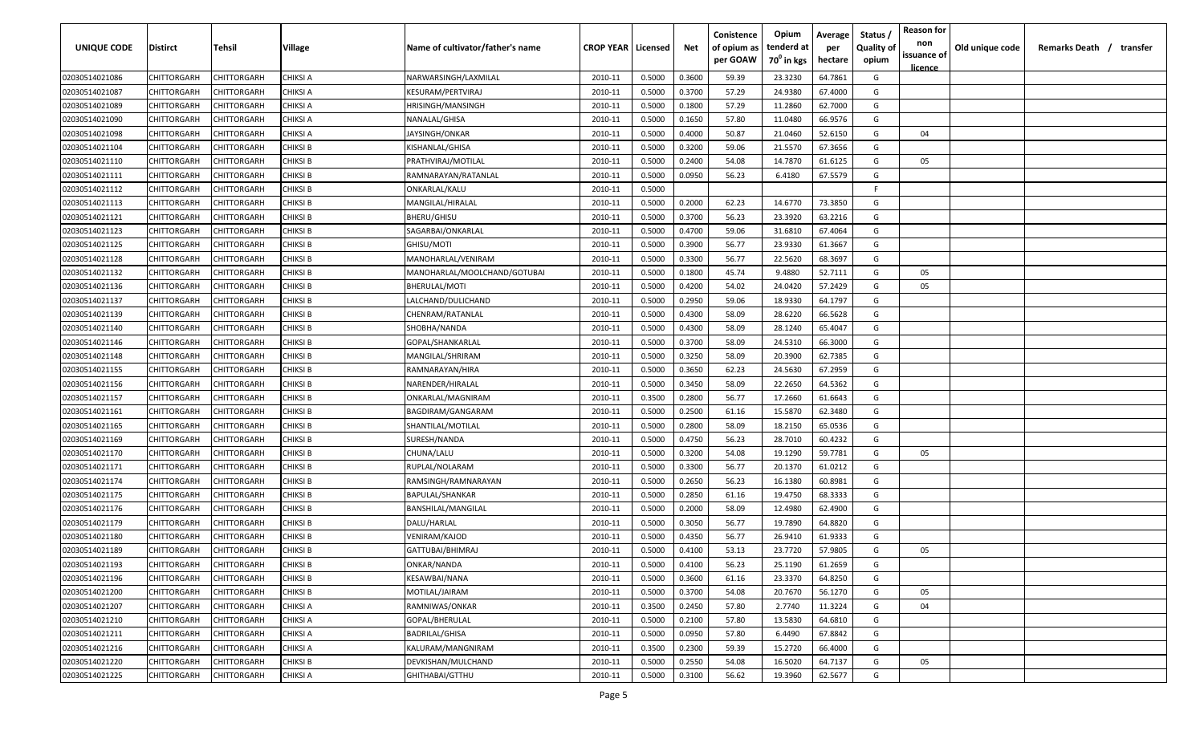| UNIQUE CODE | Distirct | Tehsil | Village | Name of cultivator/father's name | CROP YEAR | Licensed | Net | Conistence of opium as per GOAW | Opium tenderd at 70⁰ in kgs | Average per hectare | Status / Quality of opium | Reason for non issuance of licence | Old unique code | Remarks Death / transfer |
|---|---|---|---|---|---|---|---|---|---|---|---|---|---|---|
| 02030514021086 | CHITTORGARH | CHITTORGARH | CHIKSI A | NARWARSINGH/LAXMILAL | 2010-11 | 0.5000 | 0.3600 | 59.39 | 23.3230 | 64.7861 | G | | | |
| 02030514021087 | CHITTORGARH | CHITTORGARH | CHIKSI A | KESURAM/PERTVIRAJ | 2010-11 | 0.5000 | 0.3700 | 57.29 | 24.9380 | 67.4000 | G | | | |
| 02030514021089 | CHITTORGARH | CHITTORGARH | CHIKSI A | HRISINGH/MANSINGH | 2010-11 | 0.5000 | 0.1800 | 57.29 | 11.2860 | 62.7000 | G | | | |
| 02030514021090 | CHITTORGARH | CHITTORGARH | CHIKSI A | NANALAL/GHISA | 2010-11 | 0.5000 | 0.1650 | 57.80 | 11.0480 | 66.9576 | G | | | |
| 02030514021098 | CHITTORGARH | CHITTORGARH | CHIKSI A | JAYSINGH/ONKAR | 2010-11 | 0.5000 | 0.4000 | 50.87 | 21.0460 | 52.6150 | G | 04 | | |
| 02030514021104 | CHITTORGARH | CHITTORGARH | CHIKSI B | KISHANLAL/GHISA | 2010-11 | 0.5000 | 0.3200 | 59.06 | 21.5570 | 67.3656 | G | | | |
| 02030514021110 | CHITTORGARH | CHITTORGARH | CHIKSI B | PRATHVIRAJ/MOTILAL | 2010-11 | 0.5000 | 0.2400 | 54.08 | 14.7870 | 61.6125 | G | 05 | | |
| 02030514021111 | CHITTORGARH | CHITTORGARH | CHIKSI B | RAMNARAYAN/RATANLAL | 2010-11 | 0.5000 | 0.0950 | 56.23 | 6.4180 | 67.5579 | G | | | |
| 02030514021112 | CHITTORGARH | CHITTORGARH | CHIKSI B | ONKARLAL/KALU | 2010-11 | 0.5000 | | | | | F | | | |
| 02030514021113 | CHITTORGARH | CHITTORGARH | CHIKSI B | MANGILAL/HIRALAL | 2010-11 | 0.5000 | 0.2000 | 62.23 | 14.6770 | 73.3850 | G | | | |
| 02030514021121 | CHITTORGARH | CHITTORGARH | CHIKSI B | BHERU/GHISU | 2010-11 | 0.5000 | 0.3700 | 56.23 | 23.3920 | 63.2216 | G | | | |
| 02030514021123 | CHITTORGARH | CHITTORGARH | CHIKSI B | SAGARBAI/ONKARLAL | 2010-11 | 0.5000 | 0.4700 | 59.06 | 31.6810 | 67.4064 | G | | | |
| 02030514021125 | CHITTORGARH | CHITTORGARH | CHIKSI B | GHISU/MOTI | 2010-11 | 0.5000 | 0.3900 | 56.77 | 23.9330 | 61.3667 | G | | | |
| 02030514021128 | CHITTORGARH | CHITTORGARH | CHIKSI B | MANOHARLAL/VENIRAM | 2010-11 | 0.5000 | 0.3300 | 56.77 | 22.5620 | 68.3697 | G | | | |
| 02030514021132 | CHITTORGARH | CHITTORGARH | CHIKSI B | MANOHARLAL/MOOLCHAND/GOTUBAI | 2010-11 | 0.5000 | 0.1800 | 45.74 | 9.4880 | 52.7111 | G | 05 | | |
| 02030514021136 | CHITTORGARH | CHITTORGARH | CHIKSI B | BHERULAL/MOTI | 2010-11 | 0.5000 | 0.4200 | 54.02 | 24.0420 | 57.2429 | G | 05 | | |
| 02030514021137 | CHITTORGARH | CHITTORGARH | CHIKSI B | LALCHAND/DULICHAND | 2010-11 | 0.5000 | 0.2950 | 59.06 | 18.9330 | 64.1797 | G | | | |
| 02030514021139 | CHITTORGARH | CHITTORGARH | CHIKSI B | CHENRAM/RATANLAL | 2010-11 | 0.5000 | 0.4300 | 58.09 | 28.6220 | 66.5628 | G | | | |
| 02030514021140 | CHITTORGARH | CHITTORGARH | CHIKSI B | SHOBHA/NANDA | 2010-11 | 0.5000 | 0.4300 | 58.09 | 28.1240 | 65.4047 | G | | | |
| 02030514021146 | CHITTORGARH | CHITTORGARH | CHIKSI B | GOPAL/SHANKARLAL | 2010-11 | 0.5000 | 0.3700 | 58.09 | 24.5310 | 66.3000 | G | | | |
| 02030514021148 | CHITTORGARH | CHITTORGARH | CHIKSI B | MANGILAL/SHRIRAM | 2010-11 | 0.5000 | 0.3250 | 58.09 | 20.3900 | 62.7385 | G | | | |
| 02030514021155 | CHITTORGARH | CHITTORGARH | CHIKSI B | RAMNARAYAN/HIRA | 2010-11 | 0.5000 | 0.3650 | 62.23 | 24.5630 | 67.2959 | G | | | |
| 02030514021156 | CHITTORGARH | CHITTORGARH | CHIKSI B | NARENDER/HIRALAL | 2010-11 | 0.5000 | 0.3450 | 58.09 | 22.2650 | 64.5362 | G | | | |
| 02030514021157 | CHITTORGARH | CHITTORGARH | CHIKSI B | ONKARLAL/MAGNIRAM | 2010-11 | 0.3500 | 0.2800 | 56.77 | 17.2660 | 61.6643 | G | | | |
| 02030514021161 | CHITTORGARH | CHITTORGARH | CHIKSI B | BAGDIRAM/GANGARAM | 2010-11 | 0.5000 | 0.2500 | 61.16 | 15.5870 | 62.3480 | G | | | |
| 02030514021165 | CHITTORGARH | CHITTORGARH | CHIKSI B | SHANTILAL/MOTILAL | 2010-11 | 0.5000 | 0.2800 | 58.09 | 18.2150 | 65.0536 | G | | | |
| 02030514021169 | CHITTORGARH | CHITTORGARH | CHIKSI B | SURESH/NANDA | 2010-11 | 0.5000 | 0.4750 | 56.23 | 28.7010 | 60.4232 | G | | | |
| 02030514021170 | CHITTORGARH | CHITTORGARH | CHIKSI B | CHUNA/LALU | 2010-11 | 0.5000 | 0.3200 | 54.08 | 19.1290 | 59.7781 | G | 05 | | |
| 02030514021171 | CHITTORGARH | CHITTORGARH | CHIKSI B | RUPLAL/NOLARAM | 2010-11 | 0.5000 | 0.3300 | 56.77 | 20.1370 | 61.0212 | G | | | |
| 02030514021174 | CHITTORGARH | CHITTORGARH | CHIKSI B | RAMSINGH/RAMNARAYAN | 2010-11 | 0.5000 | 0.2650 | 56.23 | 16.1380 | 60.8981 | G | | | |
| 02030514021175 | CHITTORGARH | CHITTORGARH | CHIKSI B | BAPULAL/SHANKAR | 2010-11 | 0.5000 | 0.2850 | 61.16 | 19.4750 | 68.3333 | G | | | |
| 02030514021176 | CHITTORGARH | CHITTORGARH | CHIKSI B | BANSHILAL/MANGILAL | 2010-11 | 0.5000 | 0.2000 | 58.09 | 12.4980 | 62.4900 | G | | | |
| 02030514021179 | CHITTORGARH | CHITTORGARH | CHIKSI B | DALU/HARLAL | 2010-11 | 0.5000 | 0.3050 | 56.77 | 19.7890 | 64.8820 | G | | | |
| 02030514021180 | CHITTORGARH | CHITTORGARH | CHIKSI B | VENIRAM/KAJOD | 2010-11 | 0.5000 | 0.4350 | 56.77 | 26.9410 | 61.9333 | G | | | |
| 02030514021189 | CHITTORGARH | CHITTORGARH | CHIKSI B | GATTUBAI/BHIMRAJ | 2010-11 | 0.5000 | 0.4100 | 53.13 | 23.7720 | 57.9805 | G | 05 | | |
| 02030514021193 | CHITTORGARH | CHITTORGARH | CHIKSI B | ONKAR/NANDA | 2010-11 | 0.5000 | 0.4100 | 56.23 | 25.1190 | 61.2659 | G | | | |
| 02030514021196 | CHITTORGARH | CHITTORGARH | CHIKSI B | KESAWBAI/NANA | 2010-11 | 0.5000 | 0.3600 | 61.16 | 23.3370 | 64.8250 | G | | | |
| 02030514021200 | CHITTORGARH | CHITTORGARH | CHIKSI B | MOTILAL/JAIRAM | 2010-11 | 0.5000 | 0.3700 | 54.08 | 20.7670 | 56.1270 | G | 05 | | |
| 02030514021207 | CHITTORGARH | CHITTORGARH | CHIKSI A | RAMNIWAS/ONKAR | 2010-11 | 0.3500 | 0.2450 | 57.80 | 2.7740 | 11.3224 | G | 04 | | |
| 02030514021210 | CHITTORGARH | CHITTORGARH | CHIKSI A | GOPAL/BHERULAL | 2010-11 | 0.5000 | 0.2100 | 57.80 | 13.5830 | 64.6810 | G | | | |
| 02030514021211 | CHITTORGARH | CHITTORGARH | CHIKSI A | BADRILAL/GHISA | 2010-11 | 0.5000 | 0.0950 | 57.80 | 6.4490 | 67.8842 | G | | | |
| 02030514021216 | CHITTORGARH | CHITTORGARH | CHIKSI A | KALURAM/MANGNIRAM | 2010-11 | 0.3500 | 0.2300 | 59.39 | 15.2720 | 66.4000 | G | | | |
| 02030514021220 | CHITTORGARH | CHITTORGARH | CHIKSI B | DEVKISHAN/MULCHAND | 2010-11 | 0.5000 | 0.2550 | 54.08 | 16.5020 | 64.7137 | G | 05 | | |
| 02030514021225 | CHITTORGARH | CHITTORGARH | CHIKSI A | GHITHABAI/GTTHU | 2010-11 | 0.5000 | 0.3100 | 56.62 | 19.3960 | 62.5677 | G | | | |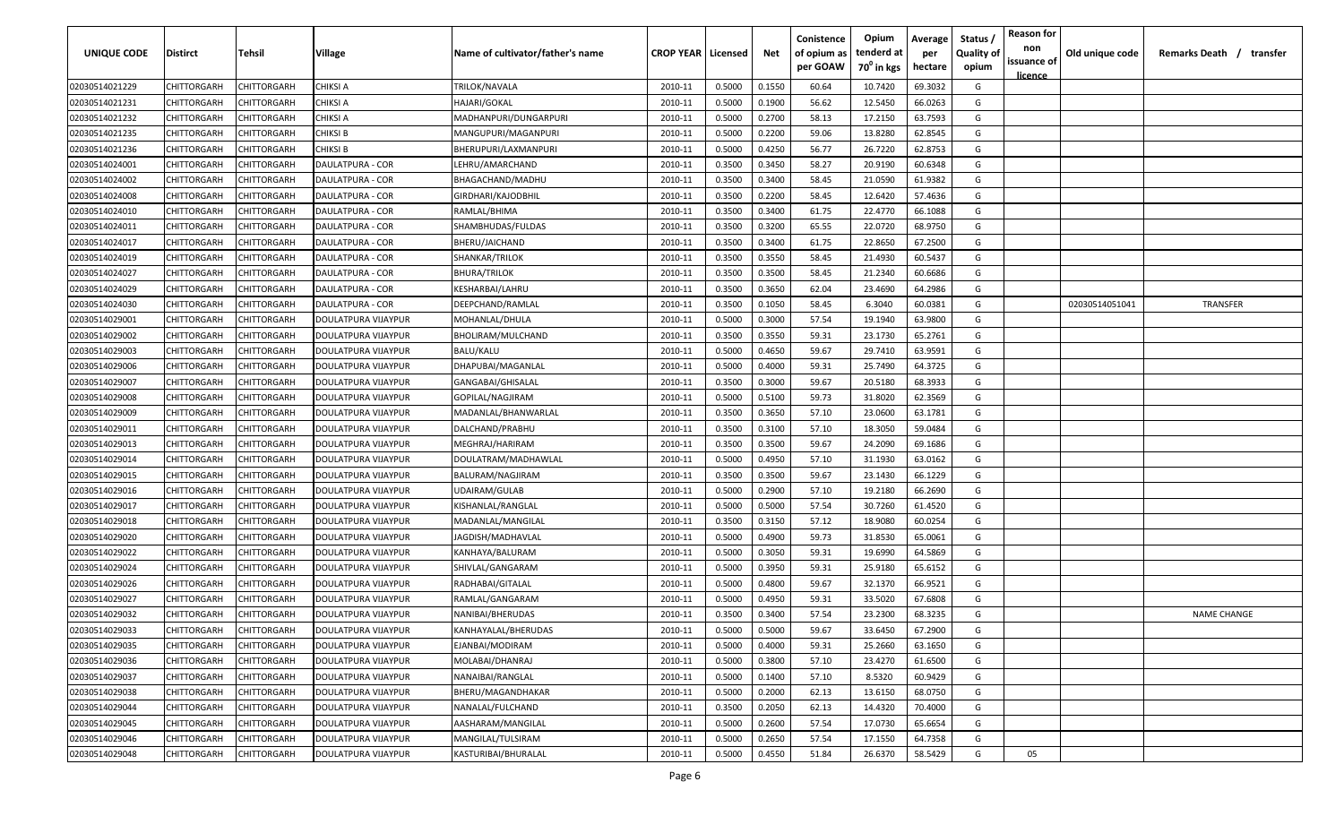| UNIQUE CODE | Distirct | Tehsil | Village | Name of cultivator/father's name | CROP YEAR | Licensed | Net | Conistence of opium as per GOAW | Opium tenderd at $70^0$ in kgs | Average per hectare | Status / Quality of opium | Reason for non issuance of licence | Old unique code | Remarks Death / transfer |
|---|---|---|---|---|---|---|---|---|---|---|---|---|---|---|
| 02030514021229 | CHITTORGARH | CHITTORGARH | CHIKSI A | TRILOK/NAVALA | 2010-11 | 0.5000 | 0.1550 | 60.64 | 10.7420 | 69.3032 | G | | | |
| 02030514021231 | CHITTORGARH | CHITTORGARH | CHIKSI A | HAJARI/GOKAL | 2010-11 | 0.5000 | 0.1900 | 56.62 | 12.5450 | 66.0263 | G | | | |
| 02030514021232 | CHITTORGARH | CHITTORGARH | CHIKSI A | MADHANPURI/DUNGARPURI | 2010-11 | 0.5000 | 0.2700 | 58.13 | 17.2150 | 63.7593 | G | | | |
| 02030514021235 | CHITTORGARH | CHITTORGARH | CHIKSI B | MANGUPURI/MAGANPURI | 2010-11 | 0.5000 | 0.2200 | 59.06 | 13.8280 | 62.8545 | G | | | |
| 02030514021236 | CHITTORGARH | CHITTORGARH | CHIKSI B | BHERUPURI/LAXMANPURI | 2010-11 | 0.5000 | 0.4250 | 56.77 | 26.7220 | 62.8753 | G | | | |
| 02030514024001 | CHITTORGARH | CHITTORGARH | DAULATPURA - COR | LEHRU/AMARCHAND | 2010-11 | 0.3500 | 0.3450 | 58.27 | 20.9190 | 60.6348 | G | | | |
| 02030514024002 | CHITTORGARH | CHITTORGARH | DAULATPURA - COR | BHAGACHAND/MADHU | 2010-11 | 0.3500 | 0.3400 | 58.45 | 21.0590 | 61.9382 | G | | | |
| 02030514024008 | CHITTORGARH | CHITTORGARH | DAULATPURA - COR | GIRDHARI/KAJODBHIL | 2010-11 | 0.3500 | 0.2200 | 58.45 | 12.6420 | 57.4636 | G | | | |
| 02030514024010 | CHITTORGARH | CHITTORGARH | DAULATPURA - COR | RAMLAL/BHIMA | 2010-11 | 0.3500 | 0.3400 | 61.75 | 22.4770 | 66.1088 | G | | | |
| 02030514024011 | CHITTORGARH | CHITTORGARH | DAULATPURA - COR | SHAMBHUDAS/FULDAS | 2010-11 | 0.3500 | 0.3200 | 65.55 | 22.0720 | 68.9750 | G | | | |
| 02030514024017 | CHITTORGARH | CHITTORGARH | DAULATPURA - COR | BHERU/JAICHAND | 2010-11 | 0.3500 | 0.3400 | 61.75 | 22.8650 | 67.2500 | G | | | |
| 02030514024019 | CHITTORGARH | CHITTORGARH | DAULATPURA - COR | SHANKAR/TRILOK | 2010-11 | 0.3500 | 0.3550 | 58.45 | 21.4930 | 60.5437 | G | | | |
| 02030514024027 | CHITTORGARH | CHITTORGARH | DAULATPURA - COR | BHURA/TRILOK | 2010-11 | 0.3500 | 0.3500 | 58.45 | 21.2340 | 60.6686 | G | | | |
| 02030514024029 | CHITTORGARH | CHITTORGARH | DAULATPURA - COR | KESHARBAI/LAHRU | 2010-11 | 0.3500 | 0.3650 | 62.04 | 23.4690 | 64.2986 | G | | | |
| 02030514024030 | CHITTORGARH | CHITTORGARH | DAULATPURA - COR | DEEPCHAND/RAMLAL | 2010-11 | 0.3500 | 0.1050 | 58.45 | 6.3040 | 60.0381 | G | | 02030514051041 | TRANSFER |
| 02030514029001 | CHITTORGARH | CHITTORGARH | DOULATPURA VIJAYPUR | MOHANLAL/DHULA | 2010-11 | 0.5000 | 0.3000 | 57.54 | 19.1940 | 63.9800 | G | | | |
| 02030514029002 | CHITTORGARH | CHITTORGARH | DOULATPURA VIJAYPUR | BHOLIRAM/MULCHAND | 2010-11 | 0.3500 | 0.3550 | 59.31 | 23.1730 | 65.2761 | G | | | |
| 02030514029003 | CHITTORGARH | CHITTORGARH | DOULATPURA VIJAYPUR | BALU/KALU | 2010-11 | 0.5000 | 0.4650 | 59.67 | 29.7410 | 63.9591 | G | | | |
| 02030514029006 | CHITTORGARH | CHITTORGARH | DOULATPURA VIJAYPUR | DHAPUBAI/MAGANLAL | 2010-11 | 0.5000 | 0.4000 | 59.31 | 25.7490 | 64.3725 | G | | | |
| 02030514029007 | CHITTORGARH | CHITTORGARH | DOULATPURA VIJAYPUR | GANGABAI/GHISALAL | 2010-11 | 0.3500 | 0.3000 | 59.67 | 20.5180 | 68.3933 | G | | | |
| 02030514029008 | CHITTORGARH | CHITTORGARH | DOULATPURA VIJAYPUR | GOPILAL/NAGJIRAM | 2010-11 | 0.5000 | 0.5100 | 59.73 | 31.8020 | 62.3569 | G | | | |
| 02030514029009 | CHITTORGARH | CHITTORGARH | DOULATPURA VIJAYPUR | MADANLAL/BHANWARLAL | 2010-11 | 0.3500 | 0.3650 | 57.10 | 23.0600 | 63.1781 | G | | | |
| 02030514029011 | CHITTORGARH | CHITTORGARH | DOULATPURA VIJAYPUR | DALCHAND/PRABHU | 2010-11 | 0.3500 | 0.3100 | 57.10 | 18.3050 | 59.0484 | G | | | |
| 02030514029013 | CHITTORGARH | CHITTORGARH | DOULATPURA VIJAYPUR | MEGHRAJ/HARIRAM | 2010-11 | 0.3500 | 0.3500 | 59.67 | 24.2090 | 69.1686 | G | | | |
| 02030514029014 | CHITTORGARH | CHITTORGARH | DOULATPURA VIJAYPUR | DOULATRAM/MADHAWLAL | 2010-11 | 0.5000 | 0.4950 | 57.10 | 31.1930 | 63.0162 | G | | | |
| 02030514029015 | CHITTORGARH | CHITTORGARH | DOULATPURA VIJAYPUR | BALURAM/NAGJIRAM | 2010-11 | 0.3500 | 0.3500 | 59.67 | 23.1430 | 66.1229 | G | | | |
| 02030514029016 | CHITTORGARH | CHITTORGARH | DOULATPURA VIJAYPUR | UDAIRAM/GULAB | 2010-11 | 0.5000 | 0.2900 | 57.10 | 19.2180 | 66.2690 | G | | | |
| 02030514029017 | CHITTORGARH | CHITTORGARH | DOULATPURA VIJAYPUR | KISHANLAL/RANGLAL | 2010-11 | 0.5000 | 0.5000 | 57.54 | 30.7260 | 61.4520 | G | | | |
| 02030514029018 | CHITTORGARH | CHITTORGARH | DOULATPURA VIJAYPUR | MADANLAL/MANGILAL | 2010-11 | 0.3500 | 0.3150 | 57.12 | 18.9080 | 60.0254 | G | | | |
| 02030514029020 | CHITTORGARH | CHITTORGARH | DOULATPURA VIJAYPUR | JAGDISH/MADHAVLAL | 2010-11 | 0.5000 | 0.4900 | 59.73 | 31.8530 | 65.0061 | G | | | |
| 02030514029022 | CHITTORGARH | CHITTORGARH | DOULATPURA VIJAYPUR | KANHAYA/BALURAM | 2010-11 | 0.5000 | 0.3050 | 59.31 | 19.6990 | 64.5869 | G | | | |
| 02030514029024 | CHITTORGARH | CHITTORGARH | DOULATPURA VIJAYPUR | SHIVLAL/GANGARAM | 2010-11 | 0.5000 | 0.3950 | 59.31 | 25.9180 | 65.6152 | G | | | |
| 02030514029026 | CHITTORGARH | CHITTORGARH | DOULATPURA VIJAYPUR | RADHABAI/GITALAL | 2010-11 | 0.5000 | 0.4800 | 59.67 | 32.1370 | 66.9521 | G | | | |
| 02030514029027 | CHITTORGARH | CHITTORGARH | DOULATPURA VIJAYPUR | RAMLAL/GANGARAM | 2010-11 | 0.5000 | 0.4950 | 59.31 | 33.5020 | 67.6808 | G | | | |
| 02030514029032 | CHITTORGARH | CHITTORGARH | DOULATPURA VIJAYPUR | NANIBAI/BHERUDAS | 2010-11 | 0.3500 | 0.3400 | 57.54 | 23.2300 | 68.3235 | G | | | NAME CHANGE |
| 02030514029033 | CHITTORGARH | CHITTORGARH | DOULATPURA VIJAYPUR | KANHAYALAL/BHERUDAS | 2010-11 | 0.5000 | 0.5000 | 59.67 | 33.6450 | 67.2900 | G | | | |
| 02030514029035 | CHITTORGARH | CHITTORGARH | DOULATPURA VIJAYPUR | EJANBAI/MODIRAM | 2010-11 | 0.5000 | 0.4000 | 59.31 | 25.2660 | 63.1650 | G | | | |
| 02030514029036 | CHITTORGARH | CHITTORGARH | DOULATPURA VIJAYPUR | MOLABAI/DHANRAJ | 2010-11 | 0.5000 | 0.3800 | 57.10 | 23.4270 | 61.6500 | G | | | |
| 02030514029037 | CHITTORGARH | CHITTORGARH | DOULATPURA VIJAYPUR | NANAIBAI/RANGLAL | 2010-11 | 0.5000 | 0.1400 | 57.10 | 8.5320 | 60.9429 | G | | | |
| 02030514029038 | CHITTORGARH | CHITTORGARH | DOULATPURA VIJAYPUR | BHERU/MAGANDHAKAR | 2010-11 | 0.5000 | 0.2000 | 62.13 | 13.6150 | 68.0750 | G | | | |
| 02030514029044 | CHITTORGARH | CHITTORGARH | DOULATPURA VIJAYPUR | NANALAL/FULCHAND | 2010-11 | 0.3500 | 0.2050 | 62.13 | 14.4320 | 70.4000 | G | | | |
| 02030514029045 | CHITTORGARH | CHITTORGARH | DOULATPURA VIJAYPUR | AASHARAM/MANGILAL | 2010-11 | 0.5000 | 0.2600 | 57.54 | 17.0730 | 65.6654 | G | | | |
| 02030514029046 | CHITTORGARH | CHITTORGARH | DOULATPURA VIJAYPUR | MANGILAL/TULSIRAM | 2010-11 | 0.5000 | 0.2650 | 57.54 | 17.1550 | 64.7358 | G | | | |
| 02030514029048 | CHITTORGARH | CHITTORGARH | DOULATPURA VIJAYPUR | KASTURIBAI/BHURALAL | 2010-11 | 0.5000 | 0.4550 | 51.84 | 26.6370 | 58.5429 | G | 05 | | |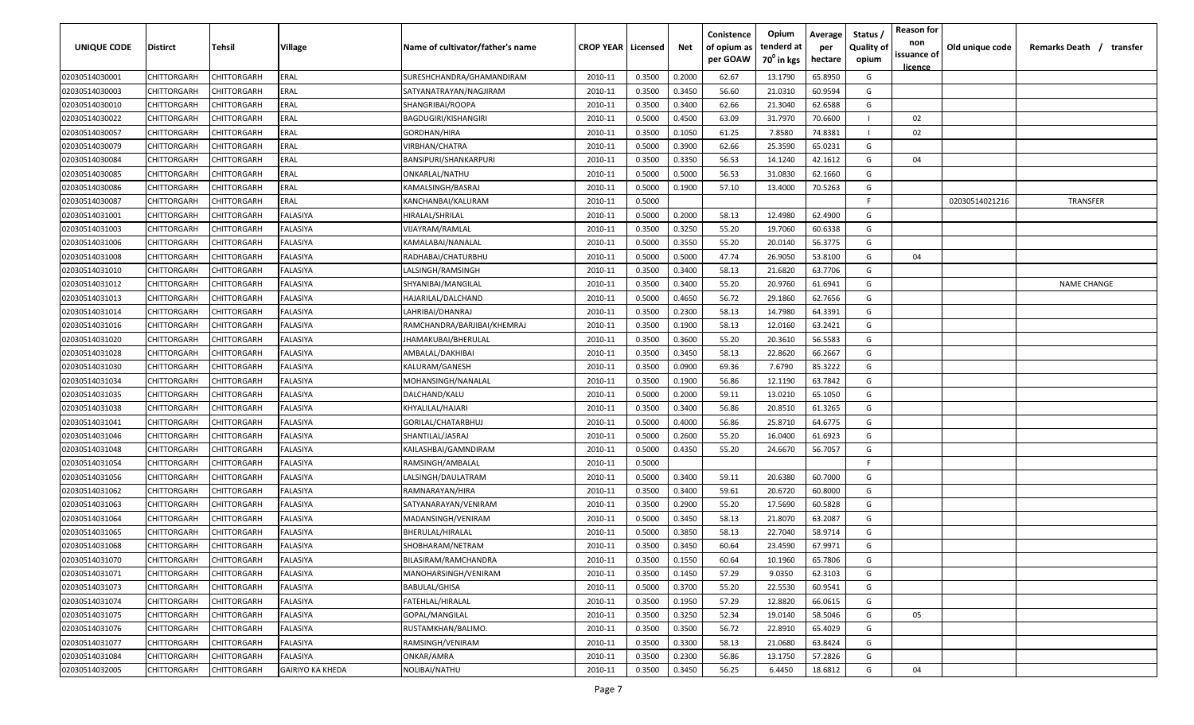| UNIQUE CODE | Distirct | Tehsil | Village | Name of cultivator/father's name | CROP YEAR | Licensed | Net | Conistence of opium as per GOAW | Opium tenderd at $70^0$ in kgs | Average per hectare | Status / Quality of opium | Reason for non issuance of licence | Old unique code | Remarks Death / transfer |
|---|---|---|---|---|---|---|---|---|---|---|---|---|---|---|
| 02030514030001 | CHITTORGARH | CHITTORGARH | ERAL | SURESHCHANDRA/GHAMANDIRAM | 2010-11 | 0.3500 | 0.2000 | 62.67 | 13.1790 | 65.8950 | G | | | |
| 02030514030003 | CHITTORGARH | CHITTORGARH | ERAL | SATYANATRAYAN/NAGJIRAM | 2010-11 | 0.3500 | 0.3450 | 56.60 | 21.0310 | 60.9594 | G | | | |
| 02030514030010 | CHITTORGARH | CHITTORGARH | ERAL | SHANGRIBAI/ROOPA | 2010-11 | 0.3500 | 0.3400 | 62.66 | 21.3040 | 62.6588 | G | | | |
| 02030514030022 | CHITTORGARH | CHITTORGARH | ERAL | BAGDUGIRI/KISHANGIRI | 2010-11 | 0.5000 | 0.4500 | 63.09 | 31.7970 | 70.6600 | I | 02 | | |
| 02030514030057 | CHITTORGARH | CHITTORGARH | ERAL | GORDHAN/HIRA | 2010-11 | 0.3500 | 0.1050 | 61.25 | 7.8580 | 74.8381 | I | 02 | | |
| 02030514030079 | CHITTORGARH | CHITTORGARH | ERAL | VIRBHAN/CHATRA | 2010-11 | 0.5000 | 0.3900 | 62.66 | 25.3590 | 65.0231 | G | | | |
| 02030514030084 | CHITTORGARH | CHITTORGARH | ERAL | BANSIPURI/SHANKARPURI | 2010-11 | 0.3500 | 0.3350 | 56.53 | 14.1240 | 42.1612 | G | 04 | | |
| 02030514030085 | CHITTORGARH | CHITTORGARH | ERAL | ONKARLAL/NATHU | 2010-11 | 0.5000 | 0.5000 | 56.53 | 31.0830 | 62.1660 | G | | | |
| 02030514030086 | CHITTORGARH | CHITTORGARH | ERAL | KAMALSINGH/BASRAJ | 2010-11 | 0.5000 | 0.1900 | 57.10 | 13.4000 | 70.5263 | G | | | |
| 02030514030087 | CHITTORGARH | CHITTORGARH | ERAL | KANCHANBAI/KALURAM | 2010-11 | 0.5000 | | | | | F | | 02030514021216 | TRANSFER |
| 02030514031001 | CHITTORGARH | CHITTORGARH | FALASIYA | HIRALAL/SHRILAL | 2010-11 | 0.5000 | 0.2000 | 58.13 | 12.4980 | 62.4900 | G | | | |
| 02030514031003 | CHITTORGARH | CHITTORGARH | FALASIYA | VIJAYRAM/RAMLAL | 2010-11 | 0.3500 | 0.3250 | 55.20 | 19.7060 | 60.6338 | G | | | |
| 02030514031006 | CHITTORGARH | CHITTORGARH | FALASIYA | KAMALABAI/NANALAL | 2010-11 | 0.5000 | 0.3550 | 55.20 | 20.0140 | 56.3775 | G | | | |
| 02030514031008 | CHITTORGARH | CHITTORGARH | FALASIYA | RADHABAI/CHATURBHU | 2010-11 | 0.5000 | 0.5000 | 47.74 | 26.9050 | 53.8100 | G | 04 | | |
| 02030514031010 | CHITTORGARH | CHITTORGARH | FALASIYA | LALSINGH/RAMSINGH | 2010-11 | 0.3500 | 0.3400 | 58.13 | 21.6820 | 63.7706 | G | | | |
| 02030514031012 | CHITTORGARH | CHITTORGARH | FALASIYA | SHYANIBAI/MANGILAL | 2010-11 | 0.3500 | 0.3400 | 55.20 | 20.9760 | 61.6941 | G | | | NAME CHANGE |
| 02030514031013 | CHITTORGARH | CHITTORGARH | FALASIYA | HAJARILAL/DALCHAND | 2010-11 | 0.5000 | 0.4650 | 56.72 | 29.1860 | 62.7656 | G | | | |
| 02030514031014 | CHITTORGARH | CHITTORGARH | FALASIYA | LAHRIBAI/DHANRAJ | 2010-11 | 0.3500 | 0.2300 | 58.13 | 14.7980 | 64.3391 | G | | | |
| 02030514031016 | CHITTORGARH | CHITTORGARH | FALASIYA | RAMCHANDRA/BARJIBAI/KHEMRAJ | 2010-11 | 0.3500 | 0.1900 | 58.13 | 12.0160 | 63.2421 | G | | | |
| 02030514031020 | CHITTORGARH | CHITTORGARH | FALASIYA | JHAMAKUBAI/BHERULAL | 2010-11 | 0.3500 | 0.3600 | 55.20 | 20.3610 | 56.5583 | G | | | |
| 02030514031028 | CHITTORGARH | CHITTORGARH | FALASIYA | AMBALAL/DAKHIBAI | 2010-11 | 0.3500 | 0.3450 | 58.13 | 22.8620 | 66.2667 | G | | | |
| 02030514031030 | CHITTORGARH | CHITTORGARH | FALASIYA | KALURAM/GANESH | 2010-11 | 0.3500 | 0.0900 | 69.36 | 7.6790 | 85.3222 | G | | | |
| 02030514031034 | CHITTORGARH | CHITTORGARH | FALASIYA | MOHANSINGH/NANALAL | 2010-11 | 0.3500 | 0.1900 | 56.86 | 12.1190 | 63.7842 | G | | | |
| 02030514031035 | CHITTORGARH | CHITTORGARH | FALASIYA | DALCHAND/KALU | 2010-11 | 0.5000 | 0.2000 | 59.11 | 13.0210 | 65.1050 | G | | | |
| 02030514031038 | CHITTORGARH | CHITTORGARH | FALASIYA | KHYALILAL/HAJARI | 2010-11 | 0.3500 | 0.3400 | 56.86 | 20.8510 | 61.3265 | G | | | |
| 02030514031041 | CHITTORGARH | CHITTORGARH | FALASIYA | GORILAL/CHATARBHUJ | 2010-11 | 0.5000 | 0.4000 | 56.86 | 25.8710 | 64.6775 | G | | | |
| 02030514031046 | CHITTORGARH | CHITTORGARH | FALASIYA | SHANTILAL/JASRAJ | 2010-11 | 0.5000 | 0.2600 | 55.20 | 16.0400 | 61.6923 | G | | | |
| 02030514031048 | CHITTORGARH | CHITTORGARH | FALASIYA | KAILASHBAI/GAMNDIRAM | 2010-11 | 0.5000 | 0.4350 | 55.20 | 24.6670 | 56.7057 | G | | | |
| 02030514031054 | CHITTORGARH | CHITTORGARH | FALASIYA | RAMSINGH/AMBALAL | 2010-11 | 0.5000 | | | | | F | | | |
| 02030514031056 | CHITTORGARH | CHITTORGARH | FALASIYA | LALSINGH/DAULATRAM | 2010-11 | 0.5000 | 0.3400 | 59.11 | 20.6380 | 60.7000 | G | | | |
| 02030514031062 | CHITTORGARH | CHITTORGARH | FALASIYA | RAMNARAYAN/HIRA | 2010-11 | 0.3500 | 0.3400 | 59.61 | 20.6720 | 60.8000 | G | | | |
| 02030514031063 | CHITTORGARH | CHITTORGARH | FALASIYA | SATYANARAYAN/VENIRAM | 2010-11 | 0.3500 | 0.2900 | 55.20 | 17.5690 | 60.5828 | G | | | |
| 02030514031064 | CHITTORGARH | CHITTORGARH | FALASIYA | MADANSINGH/VENIRAM | 2010-11 | 0.5000 | 0.3450 | 58.13 | 21.8070 | 63.2087 | G | | | |
| 02030514031065 | CHITTORGARH | CHITTORGARH | FALASIYA | BHERULAL/HIRALAL | 2010-11 | 0.5000 | 0.3850 | 58.13 | 22.7040 | 58.9714 | G | | | |
| 02030514031068 | CHITTORGARH | CHITTORGARH | FALASIYA | SHOBHARAM/NETRAM | 2010-11 | 0.3500 | 0.3450 | 60.64 | 23.4590 | 67.9971 | G | | | |
| 02030514031070 | CHITTORGARH | CHITTORGARH | FALASIYA | BILASIRAM/RAMCHANDRA | 2010-11 | 0.3500 | 0.1550 | 60.64 | 10.1960 | 65.7806 | G | | | |
| 02030514031071 | CHITTORGARH | CHITTORGARH | FALASIYA | MANOHARSINGH/VENIRAM | 2010-11 | 0.3500 | 0.1450 | 57.29 | 9.0350 | 62.3103 | G | | | |
| 02030514031073 | CHITTORGARH | CHITTORGARH | FALASIYA | BABULAL/GHISA | 2010-11 | 0.5000 | 0.3700 | 55.20 | 22.5530 | 60.9541 | G | | | |
| 02030514031074 | CHITTORGARH | CHITTORGARH | FALASIYA | FATEHLAL/HIRALAL | 2010-11 | 0.3500 | 0.1950 | 57.29 | 12.8820 | 66.0615 | G | | | |
| 02030514031075 | CHITTORGARH | CHITTORGARH | FALASIYA | GOPAL/MANGILAL | 2010-11 | 0.3500 | 0.3250 | 52.34 | 19.0140 | 58.5046 | G | 05 | | |
| 02030514031076 | CHITTORGARH | CHITTORGARH | FALASIYA | RUSTAMKHAN/BALIMO. | 2010-11 | 0.3500 | 0.3500 | 56.72 | 22.8910 | 65.4029 | G | | | |
| 02030514031077 | CHITTORGARH | CHITTORGARH | FALASIYA | RAMSINGH/VENIRAM | 2010-11 | 0.3500 | 0.3300 | 58.13 | 21.0680 | 63.8424 | G | | | |
| 02030514031084 | CHITTORGARH | CHITTORGARH | FALASIYA | ONKAR/AMRA | 2010-11 | 0.3500 | 0.2300 | 56.86 | 13.1750 | 57.2826 | G | | | |
| 02030514032005 | CHITTORGARH | CHITTORGARH | GAIRIYO KA KHEDA | NOLIBAI/NATHU | 2010-11 | 0.3500 | 0.3450 | 56.25 | 6.4450 | 18.6812 | G | 04 | | |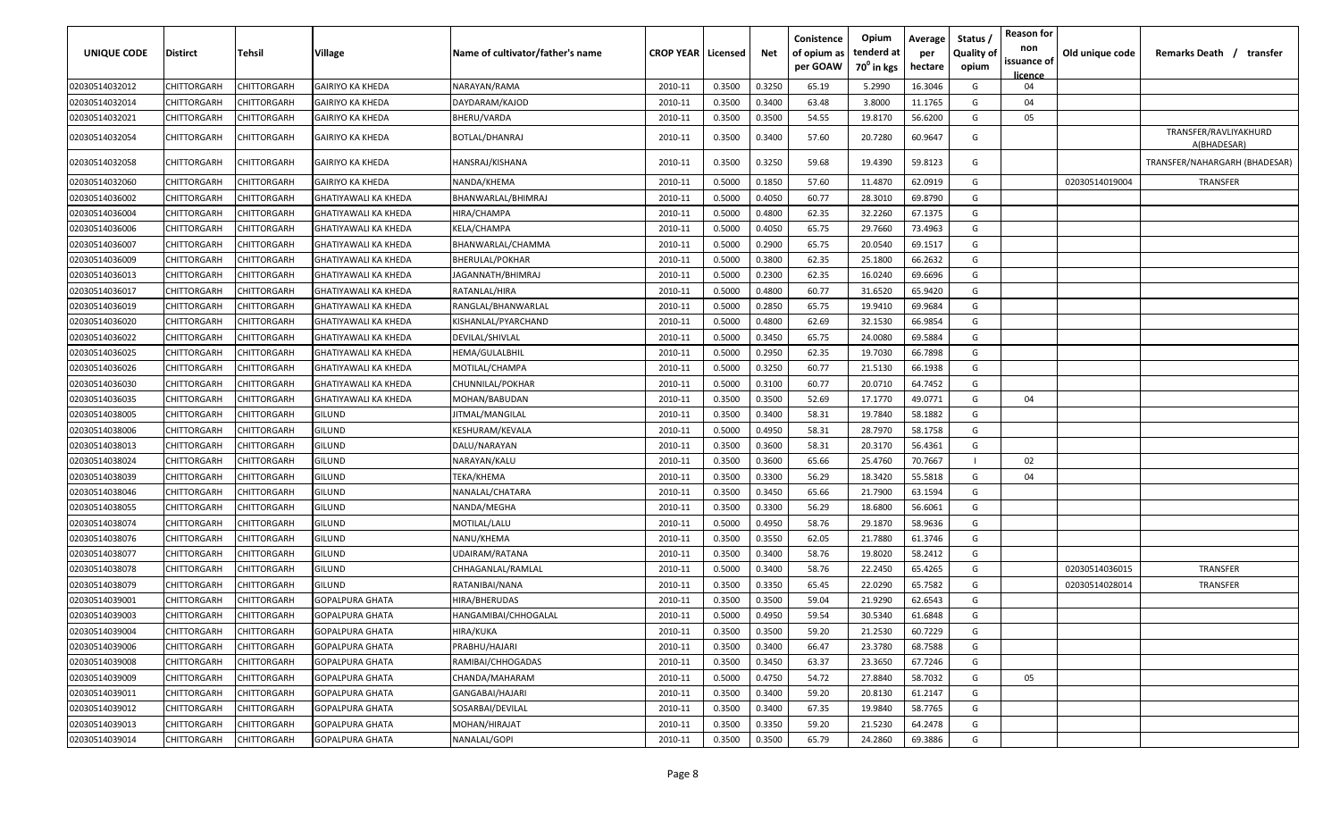| UNIQUE CODE | Distirct | Tehsil | Village | Name of cultivator/father's name | CROP YEAR | Licensed | Net | Conistence of opium as per GOAW | Opium tenderd at 70⁰ in kgs | Average per hectare | Status / Quality of opium | Reason for non issuance of licence | Old unique code | Remarks Death / transfer |
|---|---|---|---|---|---|---|---|---|---|---|---|---|---|---|
| 02030514032012 | CHITTORGARH | CHITTORGARH | GAIRIYO KA KHEDA | NARAYAN/RAMA | 2010-11 | 0.3500 | 0.3250 | 65.19 | 5.2990 | 16.3046 | G | 04 | | |
| 02030514032014 | CHITTORGARH | CHITTORGARH | GAIRIYO KA KHEDA | DAYDARAM/KAJOD | 2010-11 | 0.3500 | 0.3400 | 63.48 | 3.8000 | 11.1765 | G | 04 | | |
| 02030514032021 | CHITTORGARH | CHITTORGARH | GAIRIYO KA KHEDA | BHERU/VARDA | 2010-11 | 0.3500 | 0.3500 | 54.55 | 19.8170 | 56.6200 | G | 05 | | |
| 02030514032054 | CHITTORGARH | CHITTORGARH | GAIRIYO KA KHEDA | BOTLAL/DHANRAJ | 2010-11 | 0.3500 | 0.3400 | 57.60 | 20.7280 | 60.9647 | G | | | TRANSFER/RAVLIYAKHURD A(BHADESAR) |
| 02030514032058 | CHITTORGARH | CHITTORGARH | GAIRIYO KA KHEDA | HANSRAJ/KISHANA | 2010-11 | 0.3500 | 0.3250 | 59.68 | 19.4390 | 59.8123 | G | | | TRANSFER/NAHARGARH (BHADESAR) |
| 02030514032060 | CHITTORGARH | CHITTORGARH | GAIRIYO KA KHEDA | NANDA/KHEMA | 2010-11 | 0.5000 | 0.1850 | 57.60 | 11.4870 | 62.0919 | G | | 02030514019004 | TRANSFER |
| 02030514036002 | CHITTORGARH | CHITTORGARH | GHATIYAWALI KA KHEDA | BHANWARLAL/BHIMRAJ | 2010-11 | 0.5000 | 0.4050 | 60.77 | 28.3010 | 69.8790 | G | | | |
| 02030514036004 | CHITTORGARH | CHITTORGARH | GHATIYAWALI KA KHEDA | HIRA/CHAMPA | 2010-11 | 0.5000 | 0.4800 | 62.35 | 32.2260 | 67.1375 | G | | | |
| 02030514036006 | CHITTORGARH | CHITTORGARH | GHATIYAWALI KA KHEDA | KELA/CHAMPA | 2010-11 | 0.5000 | 0.4050 | 65.75 | 29.7660 | 73.4963 | G | | | |
| 02030514036007 | CHITTORGARH | CHITTORGARH | GHATIYAWALI KA KHEDA | BHANWARLAL/CHAMMA | 2010-11 | 0.5000 | 0.2900 | 65.75 | 20.0540 | 69.1517 | G | | | |
| 02030514036009 | CHITTORGARH | CHITTORGARH | GHATIYAWALI KA KHEDA | BHERULAL/POKHAR | 2010-11 | 0.5000 | 0.3800 | 62.35 | 25.1800 | 66.2632 | G | | | |
| 02030514036013 | CHITTORGARH | CHITTORGARH | GHATIYAWALI KA KHEDA | JAGANNATH/BHIMRAJ | 2010-11 | 0.5000 | 0.2300 | 62.35 | 16.0240 | 69.6696 | G | | | |
| 02030514036017 | CHITTORGARH | CHITTORGARH | GHATIYAWALI KA KHEDA | RATANLAL/HIRA | 2010-11 | 0.5000 | 0.4800 | 60.77 | 31.6520 | 65.9420 | G | | | |
| 02030514036019 | CHITTORGARH | CHITTORGARH | GHATIYAWALI KA KHEDA | RANGLAL/BHANWARLAL | 2010-11 | 0.5000 | 0.2850 | 65.75 | 19.9410 | 69.9684 | G | | | |
| 02030514036020 | CHITTORGARH | CHITTORGARH | GHATIYAWALI KA KHEDA | KISHANLAL/PYARCHAND | 2010-11 | 0.5000 | 0.4800 | 62.69 | 32.1530 | 66.9854 | G | | | |
| 02030514036022 | CHITTORGARH | CHITTORGARH | GHATIYAWALI KA KHEDA | DEVILAL/SHIVLAL | 2010-11 | 0.5000 | 0.3450 | 65.75 | 24.0080 | 69.5884 | G | | | |
| 02030514036025 | CHITTORGARH | CHITTORGARH | GHATIYAWALI KA KHEDA | HEMA/GULALBHIL | 2010-11 | 0.5000 | 0.2950 | 62.35 | 19.7030 | 66.7898 | G | | | |
| 02030514036026 | CHITTORGARH | CHITTORGARH | GHATIYAWALI KA KHEDA | MOTILAL/CHAMPA | 2010-11 | 0.5000 | 0.3250 | 60.77 | 21.5130 | 66.1938 | G | | | |
| 02030514036030 | CHITTORGARH | CHITTORGARH | GHATIYAWALI KA KHEDA | CHUNNILAL/POKHAR | 2010-11 | 0.5000 | 0.3100 | 60.77 | 20.0710 | 64.7452 | G | | | |
| 02030514036035 | CHITTORGARH | CHITTORGARH | GHATIYAWALI KA KHEDA | MOHAN/BABUDAN | 2010-11 | 0.3500 | 0.3500 | 52.69 | 17.1770 | 49.0771 | G | 04 | | |
| 02030514038005 | CHITTORGARH | CHITTORGARH | GILUND | JITMAL/MANGILAL | 2010-11 | 0.3500 | 0.3400 | 58.31 | 19.7840 | 58.1882 | G | | | |
| 02030514038006 | CHITTORGARH | CHITTORGARH | GILUND | KESHURAM/KEVALA | 2010-11 | 0.5000 | 0.4950 | 58.31 | 28.7970 | 58.1758 | G | | | |
| 02030514038013 | CHITTORGARH | CHITTORGARH | GILUND | DALU/NARAYAN | 2010-11 | 0.3500 | 0.3600 | 58.31 | 20.3170 | 56.4361 | G | | | |
| 02030514038024 | CHITTORGARH | CHITTORGARH | GILUND | NARAYAN/KALU | 2010-11 | 0.3500 | 0.3600 | 65.66 | 25.4760 | 70.7667 | I | 02 | | |
| 02030514038039 | CHITTORGARH | CHITTORGARH | GILUND | TEKA/KHEMA | 2010-11 | 0.3500 | 0.3300 | 56.29 | 18.3420 | 55.5818 | G | 04 | | |
| 02030514038046 | CHITTORGARH | CHITTORGARH | GILUND | NANALAL/CHATARA | 2010-11 | 0.3500 | 0.3450 | 65.66 | 21.7900 | 63.1594 | G | | | |
| 02030514038055 | CHITTORGARH | CHITTORGARH | GILUND | NANDA/MEGHA | 2010-11 | 0.3500 | 0.3300 | 56.29 | 18.6800 | 56.6061 | G | | | |
| 02030514038074 | CHITTORGARH | CHITTORGARH | GILUND | MOTILAL/LALU | 2010-11 | 0.5000 | 0.4950 | 58.76 | 29.1870 | 58.9636 | G | | | |
| 02030514038076 | CHITTORGARH | CHITTORGARH | GILUND | NANU/KHEMA | 2010-11 | 0.3500 | 0.3550 | 62.05 | 21.7880 | 61.3746 | G | | | |
| 02030514038077 | CHITTORGARH | CHITTORGARH | GILUND | UDAIRAM/RATANA | 2010-11 | 0.3500 | 0.3400 | 58.76 | 19.8020 | 58.2412 | G | | | |
| 02030514038078 | CHITTORGARH | CHITTORGARH | GILUND | CHHAGANLAL/RAMLAL | 2010-11 | 0.5000 | 0.3400 | 58.76 | 22.2450 | 65.4265 | G | | 02030514036015 | TRANSFER |
| 02030514038079 | CHITTORGARH | CHITTORGARH | GILUND | RATANIBAI/NANA | 2010-11 | 0.3500 | 0.3350 | 65.45 | 22.0290 | 65.7582 | G | | 02030514028014 | TRANSFER |
| 02030514039001 | CHITTORGARH | CHITTORGARH | GOPALPURA GHATA | HIRA/BHERUDAS | 2010-11 | 0.3500 | 0.3500 | 59.04 | 21.9290 | 62.6543 | G | | | |
| 02030514039003 | CHITTORGARH | CHITTORGARH | GOPALPURA GHATA | HANGAMIBAI/CHHOGALAL | 2010-11 | 0.5000 | 0.4950 | 59.54 | 30.5340 | 61.6848 | G | | | |
| 02030514039004 | CHITTORGARH | CHITTORGARH | GOPALPURA GHATA | HIRA/KUKA | 2010-11 | 0.3500 | 0.3500 | 59.20 | 21.2530 | 60.7229 | G | | | |
| 02030514039006 | CHITTORGARH | CHITTORGARH | GOPALPURA GHATA | PRABHU/HAJARI | 2010-11 | 0.3500 | 0.3400 | 66.47 | 23.3780 | 68.7588 | G | | | |
| 02030514039008 | CHITTORGARH | CHITTORGARH | GOPALPURA GHATA | RAMIBAI/CHHOGADAS | 2010-11 | 0.3500 | 0.3450 | 63.37 | 23.3650 | 67.7246 | G | | | |
| 02030514039009 | CHITTORGARH | CHITTORGARH | GOPALPURA GHATA | CHANDA/MAHARAM | 2010-11 | 0.5000 | 0.4750 | 54.72 | 27.8840 | 58.7032 | G | 05 | | |
| 02030514039011 | CHITTORGARH | CHITTORGARH | GOPALPURA GHATA | GANGABAI/HAJARI | 2010-11 | 0.3500 | 0.3400 | 59.20 | 20.8130 | 61.2147 | G | | | |
| 02030514039012 | CHITTORGARH | CHITTORGARH | GOPALPURA GHATA | SOSARBAI/DEVILAL | 2010-11 | 0.3500 | 0.3400 | 67.35 | 19.9840 | 58.7765 | G | | | |
| 02030514039013 | CHITTORGARH | CHITTORGARH | GOPALPURA GHATA | MOHAN/HIRAJAT | 2010-11 | 0.3500 | 0.3350 | 59.20 | 21.5230 | 64.2478 | G | | | |
| 02030514039014 | CHITTORGARH | CHITTORGARH | GOPALPURA GHATA | NANALAL/GOPI | 2010-11 | 0.3500 | 0.3500 | 65.79 | 24.2860 | 69.3886 | G | | | |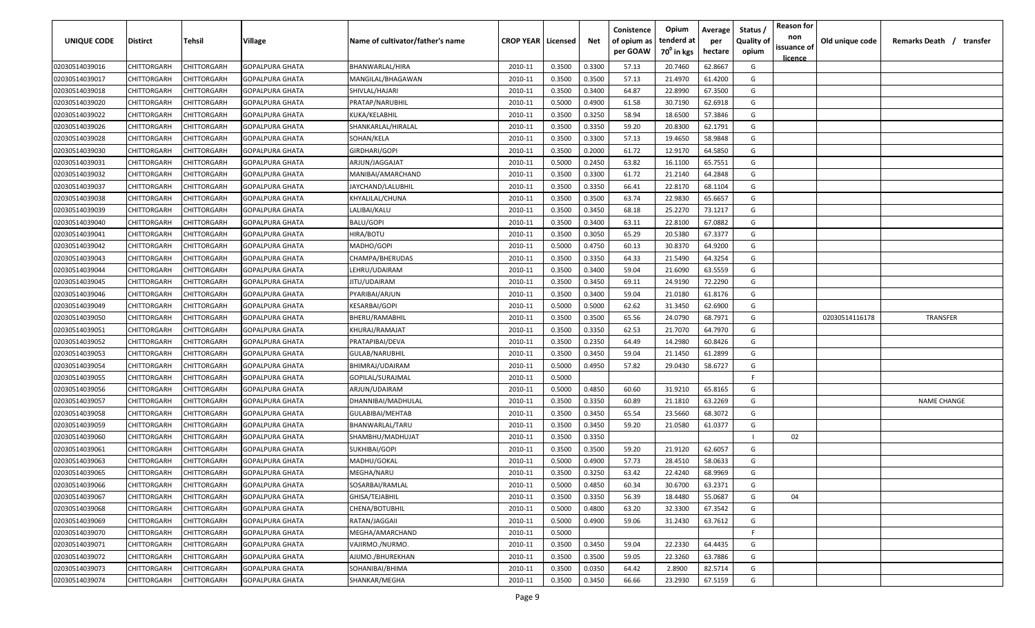| UNIQUE CODE | Distirct | Tehsil | Village | Name of cultivator/father's name | CROP YEAR | Licensed | Net | Conistence of opium as per GOAW | Opium tenderd at 70⁰ in kgs | Average per hectare | Status / Quality of opium | Reason for non issuance of licence | Old unique code | Remarks Death / transfer |
|---|---|---|---|---|---|---|---|---|---|---|---|---|---|---|
| 02030514039016 | CHITTORGARH | CHITTORGARH | GOPALPURA GHATA | BHANWARLAL/HIRA | 2010-11 | 0.3500 | 0.3300 | 57.13 | 20.7460 | 62.8667 | G | | | |
| 02030514039017 | CHITTORGARH | CHITTORGARH | GOPALPURA GHATA | MANGILAL/BHAGAWAN | 2010-11 | 0.3500 | 0.3500 | 57.13 | 21.4970 | 61.4200 | G | | | |
| 02030514039018 | CHITTORGARH | CHITTORGARH | GOPALPURA GHATA | SHIVLAL/HAJARI | 2010-11 | 0.3500 | 0.3400 | 64.87 | 22.8990 | 67.3500 | G | | | |
| 02030514039020 | CHITTORGARH | CHITTORGARH | GOPALPURA GHATA | PRATAP/NARUBHIL | 2010-11 | 0.5000 | 0.4900 | 61.58 | 30.7190 | 62.6918 | G | | | |
| 02030514039022 | CHITTORGARH | CHITTORGARH | GOPALPURA GHATA | KUKA/KELABHIL | 2010-11 | 0.3500 | 0.3250 | 58.94 | 18.6500 | 57.3846 | G | | | |
| 02030514039026 | CHITTORGARH | CHITTORGARH | GOPALPURA GHATA | SHANKARLAL/HIRALAL | 2010-11 | 0.3500 | 0.3350 | 59.20 | 20.8300 | 62.1791 | G | | | |
| 02030514039028 | CHITTORGARH | CHITTORGARH | GOPALPURA GHATA | SOHAN/KELA | 2010-11 | 0.3500 | 0.3300 | 57.13 | 19.4650 | 58.9848 | G | | | |
| 02030514039030 | CHITTORGARH | CHITTORGARH | GOPALPURA GHATA | GIRDHARI/GOPI | 2010-11 | 0.3500 | 0.2000 | 61.72 | 12.9170 | 64.5850 | G | | | |
| 02030514039031 | CHITTORGARH | CHITTORGARH | GOPALPURA GHATA | ARJUN/JAGGAJAT | 2010-11 | 0.5000 | 0.2450 | 63.82 | 16.1100 | 65.7551 | G | | | |
| 02030514039032 | CHITTORGARH | CHITTORGARH | GOPALPURA GHATA | MANIBAI/AMARCHAND | 2010-11 | 0.3500 | 0.3300 | 61.72 | 21.2140 | 64.2848 | G | | | |
| 02030514039037 | CHITTORGARH | CHITTORGARH | GOPALPURA GHATA | JAYCHAND/LALUBHIL | 2010-11 | 0.3500 | 0.3350 | 66.41 | 22.8170 | 68.1104 | G | | | |
| 02030514039038 | CHITTORGARH | CHITTORGARH | GOPALPURA GHATA | KHYALILAL/CHUNA | 2010-11 | 0.3500 | 0.3500 | 63.74 | 22.9830 | 65.6657 | G | | | |
| 02030514039039 | CHITTORGARH | CHITTORGARH | GOPALPURA GHATA | LALIBAI/KALU | 2010-11 | 0.3500 | 0.3450 | 68.18 | 25.2270 | 73.1217 | G | | | |
| 02030514039040 | CHITTORGARH | CHITTORGARH | GOPALPURA GHATA | BALU/GOPI | 2010-11 | 0.3500 | 0.3400 | 63.11 | 22.8100 | 67.0882 | G | | | |
| 02030514039041 | CHITTORGARH | CHITTORGARH | GOPALPURA GHATA | HIRA/BOTU | 2010-11 | 0.3500 | 0.3050 | 65.29 | 20.5380 | 67.3377 | G | | | |
| 02030514039042 | CHITTORGARH | CHITTORGARH | GOPALPURA GHATA | MADHO/GOPI | 2010-11 | 0.5000 | 0.4750 | 60.13 | 30.8370 | 64.9200 | G | | | |
| 02030514039043 | CHITTORGARH | CHITTORGARH | GOPALPURA GHATA | CHAMPA/BHERUDAS | 2010-11 | 0.3500 | 0.3350 | 64.33 | 21.5490 | 64.3254 | G | | | |
| 02030514039044 | CHITTORGARH | CHITTORGARH | GOPALPURA GHATA | LEHRU/UDAIRAM | 2010-11 | 0.3500 | 0.3400 | 59.04 | 21.6090 | 63.5559 | G | | | |
| 02030514039045 | CHITTORGARH | CHITTORGARH | GOPALPURA GHATA | JITU/UDAIRAM | 2010-11 | 0.3500 | 0.3450 | 69.11 | 24.9190 | 72.2290 | G | | | |
| 02030514039046 | CHITTORGARH | CHITTORGARH | GOPALPURA GHATA | PYARIBAI/ARJUN | 2010-11 | 0.3500 | 0.3400 | 59.04 | 21.0180 | 61.8176 | G | | | |
| 02030514039049 | CHITTORGARH | CHITTORGARH | GOPALPURA GHATA | KESARBAI/GOPI | 2010-11 | 0.5000 | 0.5000 | 62.62 | 31.3450 | 62.6900 | G | | | |
| 02030514039050 | CHITTORGARH | CHITTORGARH | GOPALPURA GHATA | BHERU/RAMABHIL | 2010-11 | 0.3500 | 0.3500 | 65.56 | 24.0790 | 68.7971 | G | | 02030514116178 | TRANSFER |
| 02030514039051 | CHITTORGARH | CHITTORGARH | GOPALPURA GHATA | KHURAJ/RAMAJAT | 2010-11 | 0.3500 | 0.3350 | 62.53 | 21.7070 | 64.7970 | G | | | |
| 02030514039052 | CHITTORGARH | CHITTORGARH | GOPALPURA GHATA | PRATAPIBAI/DEVA | 2010-11 | 0.3500 | 0.2350 | 64.49 | 14.2980 | 60.8426 | G | | | |
| 02030514039053 | CHITTORGARH | CHITTORGARH | GOPALPURA GHATA | GULAB/NARUBHIL | 2010-11 | 0.3500 | 0.3450 | 59.04 | 21.1450 | 61.2899 | G | | | |
| 02030514039054 | CHITTORGARH | CHITTORGARH | GOPALPURA GHATA | BHIMRAJ/UDAIRAM | 2010-11 | 0.5000 | 0.4950 | 57.82 | 29.0430 | 58.6727 | G | | | |
| 02030514039055 | CHITTORGARH | CHITTORGARH | GOPALPURA GHATA | GOPILAL/SURAJMAL | 2010-11 | 0.5000 | | | | | F | | | |
| 02030514039056 | CHITTORGARH | CHITTORGARH | GOPALPURA GHATA | ARJUN/UDAIRAM | 2010-11 | 0.5000 | 0.4850 | 60.60 | 31.9210 | 65.8165 | G | | | |
| 02030514039057 | CHITTORGARH | CHITTORGARH | GOPALPURA GHATA | DHANNIBAI/MADHULAL | 2010-11 | 0.3500 | 0.3350 | 60.89 | 21.1810 | 63.2269 | G | | | NAME CHANGE |
| 02030514039058 | CHITTORGARH | CHITTORGARH | GOPALPURA GHATA | GULABIBAI/MEHTAB | 2010-11 | 0.3500 | 0.3450 | 65.54 | 23.5660 | 68.3072 | G | | | |
| 02030514039059 | CHITTORGARH | CHITTORGARH | GOPALPURA GHATA | BHANWARLAL/TARU | 2010-11 | 0.3500 | 0.3450 | 59.20 | 21.0580 | 61.0377 | G | | | |
| 02030514039060 | CHITTORGARH | CHITTORGARH | GOPALPURA GHATA | SHAMBHU/MADHUJAT | 2010-11 | 0.3500 | 0.3350 | | | | I | 02 | | |
| 02030514039061 | CHITTORGARH | CHITTORGARH | GOPALPURA GHATA | SUKHIBAI/GOPI | 2010-11 | 0.3500 | 0.3500 | 59.20 | 21.9120 | 62.6057 | G | | | |
| 02030514039063 | CHITTORGARH | CHITTORGARH | GOPALPURA GHATA | MADHU/GOKAL | 2010-11 | 0.5000 | 0.4900 | 57.73 | 28.4510 | 58.0633 | G | | | |
| 02030514039065 | CHITTORGARH | CHITTORGARH | GOPALPURA GHATA | MEGHA/NARU | 2010-11 | 0.3500 | 0.3250 | 63.42 | 22.4240 | 68.9969 | G | | | |
| 02030514039066 | CHITTORGARH | CHITTORGARH | GOPALPURA GHATA | SOSARBAI/RAMLAL | 2010-11 | 0.5000 | 0.4850 | 60.34 | 30.6700 | 63.2371 | G | | | |
| 02030514039067 | CHITTORGARH | CHITTORGARH | GOPALPURA GHATA | GHISA/TEJABHIL | 2010-11 | 0.3500 | 0.3350 | 56.39 | 18.4480 | 55.0687 | G | 04 | | |
| 02030514039068 | CHITTORGARH | CHITTORGARH | GOPALPURA GHATA | CHENA/BOTUBHIL | 2010-11 | 0.5000 | 0.4800 | 63.20 | 32.3300 | 67.3542 | G | | | |
| 02030514039069 | CHITTORGARH | CHITTORGARH | GOPALPURA GHATA | RATAN/JAGGAII | 2010-11 | 0.5000 | 0.4900 | 59.06 | 31.2430 | 63.7612 | G | | | |
| 02030514039070 | CHITTORGARH | CHITTORGARH | GOPALPURA GHATA | MEGHA/AMARCHAND | 2010-11 | 0.5000 | | | | | F | | | |
| 02030514039071 | CHITTORGARH | CHITTORGARH | GOPALPURA GHATA | VAJIRMO./NURMO. | 2010-11 | 0.3500 | 0.3450 | 59.04 | 22.2330 | 64.4435 | G | | | |
| 02030514039072 | CHITTORGARH | CHITTORGARH | GOPALPURA GHATA | AJIJMO./BHUREKHAN | 2010-11 | 0.3500 | 0.3500 | 59.05 | 22.3260 | 63.7886 | G | | | |
| 02030514039073 | CHITTORGARH | CHITTORGARH | GOPALPURA GHATA | SOHANIBAI/BHIMA | 2010-11 | 0.3500 | 0.0350 | 64.42 | 2.8900 | 82.5714 | G | | | |
| 02030514039074 | CHITTORGARH | CHITTORGARH | GOPALPURA GHATA | SHANKAR/MEGHA | 2010-11 | 0.3500 | 0.3450 | 66.66 | 23.2930 | 67.5159 | G | | | |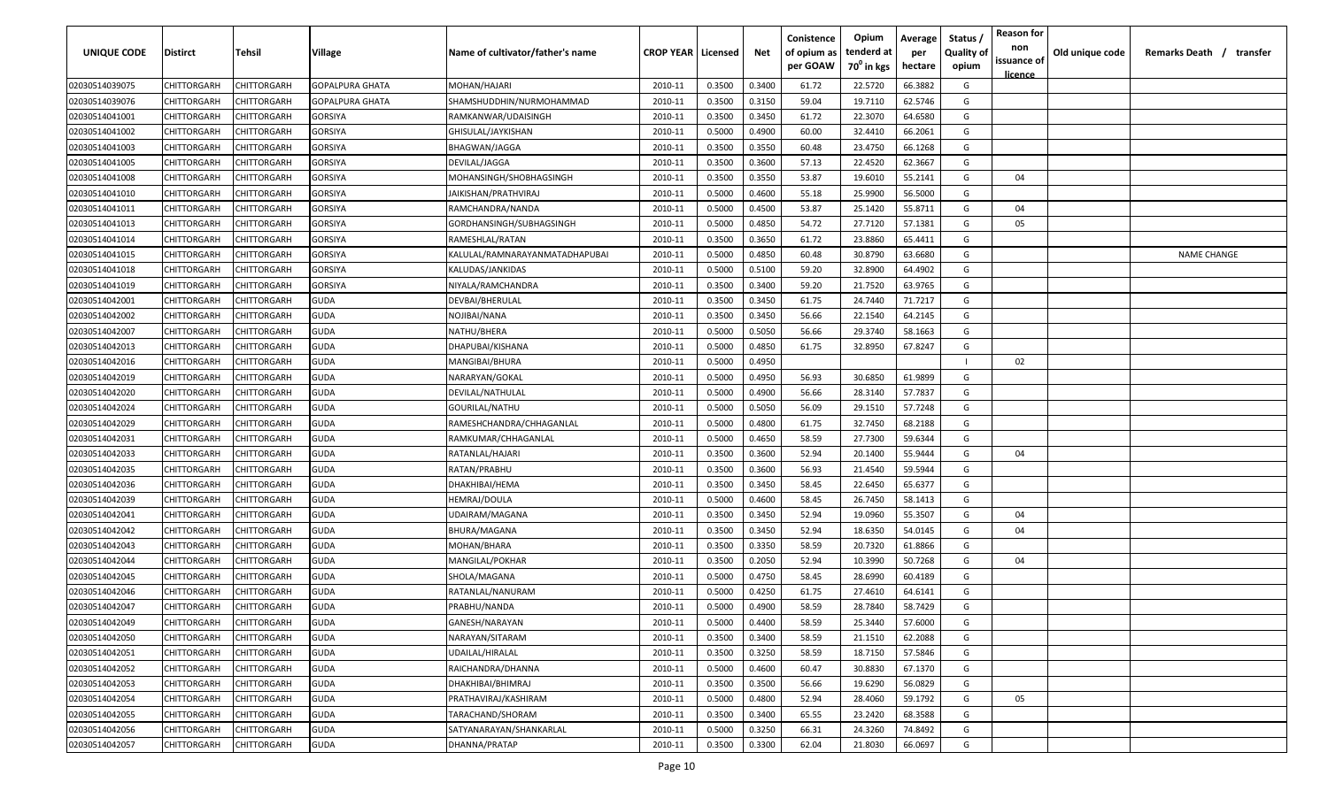| UNIQUE CODE | Distirct | Tehsil | Village | Name of cultivator/father's name | CROP YEAR | Licensed | Net | Conistence of opium as per GOAW | Opium tenderd at $70^0$ in kgs | Average per hectare | Status / Quality of opium | Reason for non issuance of licence | Old unique code | Remarks Death / transfer |
|---|---|---|---|---|---|---|---|---|---|---|---|---|---|---|
| 02030514039075 | CHITTORGARH | CHITTORGARH | GOPALPURA GHATA | MOHAN/HAJARI | 2010-11 | 0.3500 | 0.3400 | 61.72 | 22.5720 | 66.3882 | G | | | |
| 02030514039076 | CHITTORGARH | CHITTORGARH | GOPALPURA GHATA | SHAMSHUDDHIN/NURMOHAMMAD | 2010-11 | 0.3500 | 0.3150 | 59.04 | 19.7110 | 62.5746 | G | | | |
| 02030514041001 | CHITTORGARH | CHITTORGARH | GORSIYA | RAMKANWAR/UDAISINGH | 2010-11 | 0.3500 | 0.3450 | 61.72 | 22.3070 | 64.6580 | G | | | |
| 02030514041002 | CHITTORGARH | CHITTORGARH | GORSIYA | GHISULAL/JAYKISHAN | 2010-11 | 0.5000 | 0.4900 | 60.00 | 32.4410 | 66.2061 | G | | | |
| 02030514041003 | CHITTORGARH | CHITTORGARH | GORSIYA | BHAGWAN/JAGGA | 2010-11 | 0.3500 | 0.3550 | 60.48 | 23.4750 | 66.1268 | G | | | |
| 02030514041005 | CHITTORGARH | CHITTORGARH | GORSIYA | DEVILAL/JAGGA | 2010-11 | 0.3500 | 0.3600 | 57.13 | 22.4520 | 62.3667 | G | | | |
| 02030514041008 | CHITTORGARH | CHITTORGARH | GORSIYA | MOHANSINGH/SHOBHAGSINGH | 2010-11 | 0.3500 | 0.3550 | 53.87 | 19.6010 | 55.2141 | G | 04 | | |
| 02030514041010 | CHITTORGARH | CHITTORGARH | GORSIYA | JAIKISHAN/PRATHVIRAJ | 2010-11 | 0.5000 | 0.4600 | 55.18 | 25.9900 | 56.5000 | G | | | |
| 02030514041011 | CHITTORGARH | CHITTORGARH | GORSIYA | RAMCHANDRA/NANDA | 2010-11 | 0.5000 | 0.4500 | 53.87 | 25.1420 | 55.8711 | G | 04 | | |
| 02030514041013 | CHITTORGARH | CHITTORGARH | GORSIYA | GORDHANSINGH/SUBHAGSINGH | 2010-11 | 0.5000 | 0.4850 | 54.72 | 27.7120 | 57.1381 | G | 05 | | |
| 02030514041014 | CHITTORGARH | CHITTORGARH | GORSIYA | RAMESHLAL/RATAN | 2010-11 | 0.3500 | 0.3650 | 61.72 | 23.8860 | 65.4411 | G | | | |
| 02030514041015 | CHITTORGARH | CHITTORGARH | GORSIYA | KALULAL/RAMNARAYANMATADHAPUBAI | 2010-11 | 0.5000 | 0.4850 | 60.48 | 30.8790 | 63.6680 | G | | | NAME CHANGE |
| 02030514041018 | CHITTORGARH | CHITTORGARH | GORSIYA | KALUDAS/JANKIDAS | 2010-11 | 0.5000 | 0.5100 | 59.20 | 32.8900 | 64.4902 | G | | | |
| 02030514041019 | CHITTORGARH | CHITTORGARH | GORSIYA | NIYALA/RAMCHANDRA | 2010-11 | 0.3500 | 0.3400 | 59.20 | 21.7520 | 63.9765 | G | | | |
| 02030514042001 | CHITTORGARH | CHITTORGARH | GUDA | DEVBAI/BHERULAL | 2010-11 | 0.3500 | 0.3450 | 61.75 | 24.7440 | 71.7217 | G | | | |
| 02030514042002 | CHITTORGARH | CHITTORGARH | GUDA | NOJIBAI/NANA | 2010-11 | 0.3500 | 0.3450 | 56.66 | 22.1540 | 64.2145 | G | | | |
| 02030514042007 | CHITTORGARH | CHITTORGARH | GUDA | NATHU/BHERA | 2010-11 | 0.5000 | 0.5050 | 56.66 | 29.3740 | 58.1663 | G | | | |
| 02030514042013 | CHITTORGARH | CHITTORGARH | GUDA | DHAPUBAI/KISHANA | 2010-11 | 0.5000 | 0.4850 | 61.75 | 32.8950 | 67.8247 | G | | | |
| 02030514042016 | CHITTORGARH | CHITTORGARH | GUDA | MANGIBAI/BHURA | 2010-11 | 0.5000 | 0.4950 | | | | I | 02 | | |
| 02030514042019 | CHITTORGARH | CHITTORGARH | GUDA | NARARYAN/GOKAL | 2010-11 | 0.5000 | 0.4950 | 56.93 | 30.6850 | 61.9899 | G | | | |
| 02030514042020 | CHITTORGARH | CHITTORGARH | GUDA | DEVILAL/NATHULAL | 2010-11 | 0.5000 | 0.4900 | 56.66 | 28.3140 | 57.7837 | G | | | |
| 02030514042024 | CHITTORGARH | CHITTORGARH | GUDA | GOURILAL/NATHU | 2010-11 | 0.5000 | 0.5050 | 56.09 | 29.1510 | 57.7248 | G | | | |
| 02030514042029 | CHITTORGARH | CHITTORGARH | GUDA | RAMESHCHANDRA/CHHAGANLAL | 2010-11 | 0.5000 | 0.4800 | 61.75 | 32.7450 | 68.2188 | G | | | |
| 02030514042031 | CHITTORGARH | CHITTORGARH | GUDA | RAMKUMAR/CHHAGANLAL | 2010-11 | 0.5000 | 0.4650 | 58.59 | 27.7300 | 59.6344 | G | | | |
| 02030514042033 | CHITTORGARH | CHITTORGARH | GUDA | RATANLAL/HAJARI | 2010-11 | 0.3500 | 0.3600 | 52.94 | 20.1400 | 55.9444 | G | 04 | | |
| 02030514042035 | CHITTORGARH | CHITTORGARH | GUDA | RATAN/PRABHU | 2010-11 | 0.3500 | 0.3600 | 56.93 | 21.4540 | 59.5944 | G | | | |
| 02030514042036 | CHITTORGARH | CHITTORGARH | GUDA | DHAKHIBAI/HEMA | 2010-11 | 0.3500 | 0.3450 | 58.45 | 22.6450 | 65.6377 | G | | | |
| 02030514042039 | CHITTORGARH | CHITTORGARH | GUDA | HEMRAJ/DOULA | 2010-11 | 0.5000 | 0.4600 | 58.45 | 26.7450 | 58.1413 | G | | | |
| 02030514042041 | CHITTORGARH | CHITTORGARH | GUDA | UDAIRAM/MAGANA | 2010-11 | 0.3500 | 0.3450 | 52.94 | 19.0960 | 55.3507 | G | 04 | | |
| 02030514042042 | CHITTORGARH | CHITTORGARH | GUDA | BHURA/MAGANA | 2010-11 | 0.3500 | 0.3450 | 52.94 | 18.6350 | 54.0145 | G | 04 | | |
| 02030514042043 | CHITTORGARH | CHITTORGARH | GUDA | MOHAN/BHARA | 2010-11 | 0.3500 | 0.3350 | 58.59 | 20.7320 | 61.8866 | G | | | |
| 02030514042044 | CHITTORGARH | CHITTORGARH | GUDA | MANGILAL/POKHAR | 2010-11 | 0.3500 | 0.2050 | 52.94 | 10.3990 | 50.7268 | G | 04 | | |
| 02030514042045 | CHITTORGARH | CHITTORGARH | GUDA | SHOLA/MAGANA | 2010-11 | 0.5000 | 0.4750 | 58.45 | 28.6990 | 60.4189 | G | | | |
| 02030514042046 | CHITTORGARH | CHITTORGARH | GUDA | RATANLAL/NANURAM | 2010-11 | 0.5000 | 0.4250 | 61.75 | 27.4610 | 64.6141 | G | | | |
| 02030514042047 | CHITTORGARH | CHITTORGARH | GUDA | PRABHU/NANDA | 2010-11 | 0.5000 | 0.4900 | 58.59 | 28.7840 | 58.7429 | G | | | |
| 02030514042049 | CHITTORGARH | CHITTORGARH | GUDA | GANESH/NARAYAN | 2010-11 | 0.5000 | 0.4400 | 58.59 | 25.3440 | 57.6000 | G | | | |
| 02030514042050 | CHITTORGARH | CHITTORGARH | GUDA | NARAYAN/SITARAM | 2010-11 | 0.3500 | 0.3400 | 58.59 | 21.1510 | 62.2088 | G | | | |
| 02030514042051 | CHITTORGARH | CHITTORGARH | GUDA | UDAILAL/HIRALAL | 2010-11 | 0.3500 | 0.3250 | 58.59 | 18.7150 | 57.5846 | G | | | |
| 02030514042052 | CHITTORGARH | CHITTORGARH | GUDA | RAICHANDRA/DHANNA | 2010-11 | 0.5000 | 0.4600 | 60.47 | 30.8830 | 67.1370 | G | | | |
| 02030514042053 | CHITTORGARH | CHITTORGARH | GUDA | DHAKHIBAI/BHIMRAJ | 2010-11 | 0.3500 | 0.3500 | 56.66 | 19.6290 | 56.0829 | G | | | |
| 02030514042054 | CHITTORGARH | CHITTORGARH | GUDA | PRATHAVIRAJ/KASHIRAM | 2010-11 | 0.5000 | 0.4800 | 52.94 | 28.4060 | 59.1792 | G | 05 | | |
| 02030514042055 | CHITTORGARH | CHITTORGARH | GUDA | TARACHAND/SHORAM | 2010-11 | 0.3500 | 0.3400 | 65.55 | 23.2420 | 68.3588 | G | | | |
| 02030514042056 | CHITTORGARH | CHITTORGARH | GUDA | SATYANARAYAN/SHANKARLAL | 2010-11 | 0.5000 | 0.3250 | 66.31 | 24.3260 | 74.8492 | G | | | |
| 02030514042057 | CHITTORGARH | CHITTORGARH | GUDA | DHANNA/PRATAP | 2010-11 | 0.3500 | 0.3300 | 62.04 | 21.8030 | 66.0697 | G | | | |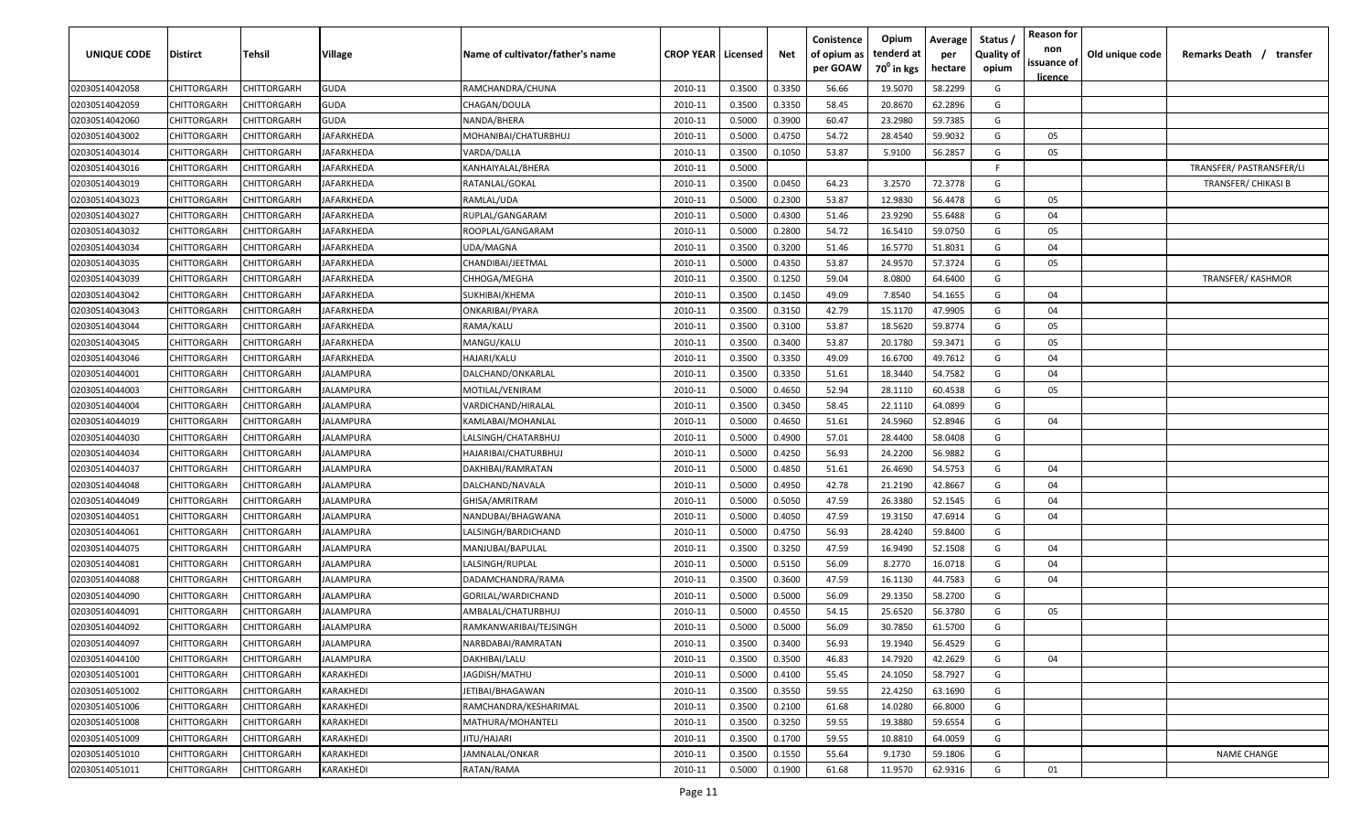| UNIQUE CODE | Distirct | Tehsil | Village | Name of cultivator/father's name | CROP YEAR | Licensed | Net | Conistence of opium as per GOAW | Opium tenderd at $70^0$ in kgs | Average per hectare | Status / Quality of opium | Reason for non issuance of licence | Old unique code | Remarks Death / transfer |
|---|---|---|---|---|---|---|---|---|---|---|---|---|---|---|
| 02030514042058 | CHITTORGARH | CHITTORGARH | GUDA | RAMCHANDRA/CHUNA | 2010-11 | 0.3500 | 0.3350 | 56.66 | 19.5070 | 58.2299 | G | | | |
| 02030514042059 | CHITTORGARH | CHITTORGARH | GUDA | CHAGAN/DOULA | 2010-11 | 0.3500 | 0.3350 | 58.45 | 20.8670 | 62.2896 | G | | | |
| 02030514042060 | CHITTORGARH | CHITTORGARH | GUDA | NANDA/BHERA | 2010-11 | 0.5000 | 0.3900 | 60.47 | 23.2980 | 59.7385 | G | | | |
| 02030514043002 | CHITTORGARH | CHITTORGARH | JAFARKHEDA | MOHANIBAI/CHATURBHUJ | 2010-11 | 0.5000 | 0.4750 | 54.72 | 28.4540 | 59.9032 | G | 05 | | |
| 02030514043014 | CHITTORGARH | CHITTORGARH | JAFARKHEDA | VARDA/DALLA | 2010-11 | 0.3500 | 0.1050 | 53.87 | 5.9100 | 56.2857 | G | 05 | | |
| 02030514043016 | CHITTORGARH | CHITTORGARH | JAFARKHEDA | KANHAIYALAL/BHERA | 2010-11 | 0.5000 | | | | | F | | | TRANSFER/ PASTRANSFER/LI |
| 02030514043019 | CHITTORGARH | CHITTORGARH | JAFARKHEDA | RATANLAL/GOKAL | 2010-11 | 0.3500 | 0.0450 | 64.23 | 3.2570 | 72.3778 | G | | | TRANSFER/ CHIKASI B |
| 02030514043023 | CHITTORGARH | CHITTORGARH | JAFARKHEDA | RAMLAL/UDA | 2010-11 | 0.5000 | 0.2300 | 53.87 | 12.9830 | 56.4478 | G | 05 | | |
| 02030514043027 | CHITTORGARH | CHITTORGARH | JAFARKHEDA | RUPLAL/GANGARAM | 2010-11 | 0.5000 | 0.4300 | 51.46 | 23.9290 | 55.6488 | G | 04 | | |
| 02030514043032 | CHITTORGARH | CHITTORGARH | JAFARKHEDA | ROOPLAL/GANGARAM | 2010-11 | 0.5000 | 0.2800 | 54.72 | 16.5410 | 59.0750 | G | 05 | | |
| 02030514043034 | CHITTORGARH | CHITTORGARH | JAFARKHEDA | UDA/MAGNA | 2010-11 | 0.3500 | 0.3200 | 51.46 | 16.5770 | 51.8031 | G | 04 | | |
| 02030514043035 | CHITTORGARH | CHITTORGARH | JAFARKHEDA | CHANDIBAI/JEETMAL | 2010-11 | 0.5000 | 0.4350 | 53.87 | 24.9570 | 57.3724 | G | 05 | | |
| 02030514043039 | CHITTORGARH | CHITTORGARH | JAFARKHEDA | CHHOGA/MEGHA | 2010-11 | 0.3500 | 0.1250 | 59.04 | 8.0800 | 64.6400 | G | | | TRANSFER/ KASHMOR |
| 02030514043042 | CHITTORGARH | CHITTORGARH | JAFARKHEDA | SUKHIBAI/KHEMA | 2010-11 | 0.3500 | 0.1450 | 49.09 | 7.8540 | 54.1655 | G | 04 | | |
| 02030514043043 | CHITTORGARH | CHITTORGARH | JAFARKHEDA | ONKARIBAI/PYARA | 2010-11 | 0.3500 | 0.3150 | 42.79 | 15.1170 | 47.9905 | G | 04 | | |
| 02030514043044 | CHITTORGARH | CHITTORGARH | JAFARKHEDA | RAMA/KALU | 2010-11 | 0.3500 | 0.3100 | 53.87 | 18.5620 | 59.8774 | G | 05 | | |
| 02030514043045 | CHITTORGARH | CHITTORGARH | JAFARKHEDA | MANGU/KALU | 2010-11 | 0.3500 | 0.3400 | 53.87 | 20.1780 | 59.3471 | G | 05 | | |
| 02030514043046 | CHITTORGARH | CHITTORGARH | JAFARKHEDA | HAJARI/KALU | 2010-11 | 0.3500 | 0.3350 | 49.09 | 16.6700 | 49.7612 | G | 04 | | |
| 02030514044001 | CHITTORGARH | CHITTORGARH | JALAMPURA | DALCHAND/ONKARLAL | 2010-11 | 0.3500 | 0.3350 | 51.61 | 18.3440 | 54.7582 | G | 04 | | |
| 02030514044003 | CHITTORGARH | CHITTORGARH | JALAMPURA | MOTILAL/VENIRAM | 2010-11 | 0.5000 | 0.4650 | 52.94 | 28.1110 | 60.4538 | G | 05 | | |
| 02030514044004 | CHITTORGARH | CHITTORGARH | JALAMPURA | VARDICHAND/HIRALAL | 2010-11 | 0.3500 | 0.3450 | 58.45 | 22.1110 | 64.0899 | G | | | |
| 02030514044019 | CHITTORGARH | CHITTORGARH | JALAMPURA | KAMLABAI/MOHANLAL | 2010-11 | 0.5000 | 0.4650 | 51.61 | 24.5960 | 52.8946 | G | 04 | | |
| 02030514044030 | CHITTORGARH | CHITTORGARH | JALAMPURA | LALSINGH/CHATARBHUJ | 2010-11 | 0.5000 | 0.4900 | 57.01 | 28.4400 | 58.0408 | G | | | |
| 02030514044034 | CHITTORGARH | CHITTORGARH | JALAMPURA | HAJARIBAI/CHATURBHUJ | 2010-11 | 0.5000 | 0.4250 | 56.93 | 24.2200 | 56.9882 | G | | | |
| 02030514044037 | CHITTORGARH | CHITTORGARH | JALAMPURA | DAKHIBAI/RAMRATAN | 2010-11 | 0.5000 | 0.4850 | 51.61 | 26.4690 | 54.5753 | G | 04 | | |
| 02030514044048 | CHITTORGARH | CHITTORGARH | JALAMPURA | DALCHAND/NAVALA | 2010-11 | 0.5000 | 0.4950 | 42.78 | 21.2190 | 42.8667 | G | 04 | | |
| 02030514044049 | CHITTORGARH | CHITTORGARH | JALAMPURA | GHISA/AMRITRAM | 2010-11 | 0.5000 | 0.5050 | 47.59 | 26.3380 | 52.1545 | G | 04 | | |
| 02030514044051 | CHITTORGARH | CHITTORGARH | JALAMPURA | NANDUBAI/BHAGWANA | 2010-11 | 0.5000 | 0.4050 | 47.59 | 19.3150 | 47.6914 | G | 04 | | |
| 02030514044061 | CHITTORGARH | CHITTORGARH | JALAMPURA | LALSINGH/BARDICHAND | 2010-11 | 0.5000 | 0.4750 | 56.93 | 28.4240 | 59.8400 | G | | | |
| 02030514044075 | CHITTORGARH | CHITTORGARH | JALAMPURA | MANJUBAI/BAPULAL | 2010-11 | 0.3500 | 0.3250 | 47.59 | 16.9490 | 52.1508 | G | 04 | | |
| 02030514044081 | CHITTORGARH | CHITTORGARH | JALAMPURA | LALSINGH/RUPLAL | 2010-11 | 0.5000 | 0.5150 | 56.09 | 8.2770 | 16.0718 | G | 04 | | |
| 02030514044088 | CHITTORGARH | CHITTORGARH | JALAMPURA | DADAMCHANDRA/RAMA | 2010-11 | 0.3500 | 0.3600 | 47.59 | 16.1130 | 44.7583 | G | 04 | | |
| 02030514044090 | CHITTORGARH | CHITTORGARH | JALAMPURA | GORILAL/WARDICHAND | 2010-11 | 0.5000 | 0.5000 | 56.09 | 29.1350 | 58.2700 | G | | | |
| 02030514044091 | CHITTORGARH | CHITTORGARH | JALAMPURA | AMBALAL/CHATURBHUJ | 2010-11 | 0.5000 | 0.4550 | 54.15 | 25.6520 | 56.3780 | G | 05 | | |
| 02030514044092 | CHITTORGARH | CHITTORGARH | JALAMPURA | RAMKANWARIBAI/TEJSINGH | 2010-11 | 0.5000 | 0.5000 | 56.09 | 30.7850 | 61.5700 | G | | | |
| 02030514044097 | CHITTORGARH | CHITTORGARH | JALAMPURA | NARBDABAI/RAMRATAN | 2010-11 | 0.3500 | 0.3400 | 56.93 | 19.1940 | 56.4529 | G | | | |
| 02030514044100 | CHITTORGARH | CHITTORGARH | JALAMPURA | DAKHIBAI/LALU | 2010-11 | 0.3500 | 0.3500 | 46.83 | 14.7920 | 42.2629 | G | 04 | | |
| 02030514051001 | CHITTORGARH | CHITTORGARH | KARAKHEDI | JAGDISH/MATHU | 2010-11 | 0.5000 | 0.4100 | 55.45 | 24.1050 | 58.7927 | G | | | |
| 02030514051002 | CHITTORGARH | CHITTORGARH | KARAKHEDI | JETIBAI/BHAGAWAN | 2010-11 | 0.3500 | 0.3550 | 59.55 | 22.4250 | 63.1690 | G | | | |
| 02030514051006 | CHITTORGARH | CHITTORGARH | KARAKHEDI | RAMCHANDRA/KESHARIMAL | 2010-11 | 0.3500 | 0.2100 | 61.68 | 14.0280 | 66.8000 | G | | | |
| 02030514051008 | CHITTORGARH | CHITTORGARH | KARAKHEDI | MATHURA/MOHANTELI | 2010-11 | 0.3500 | 0.3250 | 59.55 | 19.3880 | 59.6554 | G | | | |
| 02030514051009 | CHITTORGARH | CHITTORGARH | KARAKHEDI | JITU/HAJARI | 2010-11 | 0.3500 | 0.1700 | 59.55 | 10.8810 | 64.0059 | G | | | |
| 02030514051010 | CHITTORGARH | CHITTORGARH | KARAKHEDI | JAMNALAL/ONKAR | 2010-11 | 0.3500 | 0.1550 | 55.64 | 9.1730 | 59.1806 | G | | | NAME CHANGE |
| 02030514051011 | CHITTORGARH | CHITTORGARH | KARAKHEDI | RATAN/RAMA | 2010-11 | 0.5000 | 0.1900 | 61.68 | 11.9570 | 62.9316 | G | 01 | | |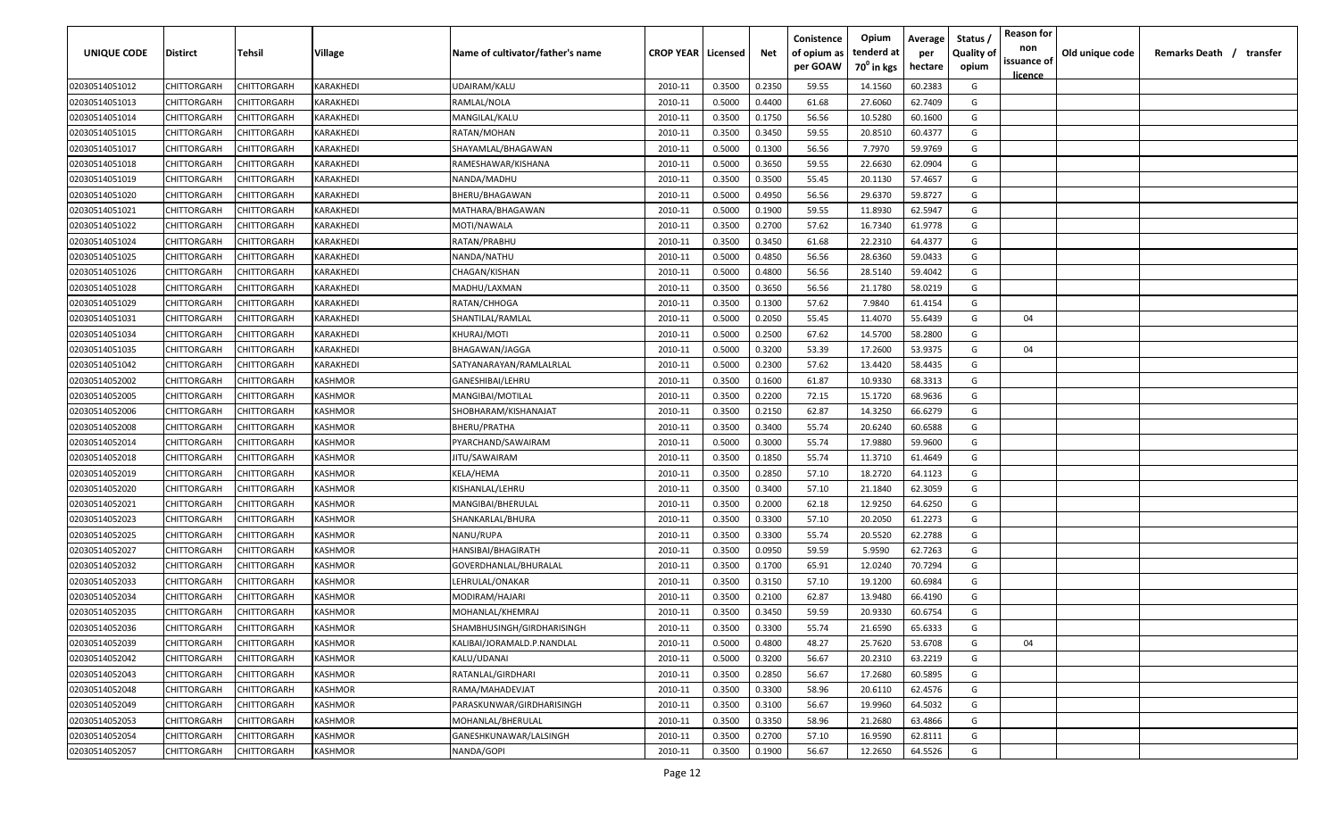| UNIQUE CODE | Distirct | Tehsil | Village | Name of cultivator/father's name | CROP YEAR | Licensed | Net | Conistence of opium as per GOAW | Opium tenderd at $70^0$ in kgs | Average per hectare | Status / Quality of opium | Reason for non issuance of licence | Old unique code | Remarks Death / transfer |
|---|---|---|---|---|---|---|---|---|---|---|---|---|---|---|
| 02030514051012 | CHITTORGARH | CHITTORGARH | KARAKHEDI | UDAIRAM/KALU | 2010-11 | 0.3500 | 0.2350 | 59.55 | 14.1560 | 60.2383 | G | | | |
| 02030514051013 | CHITTORGARH | CHITTORGARH | KARAKHEDI | RAMLAL/NOLA | 2010-11 | 0.5000 | 0.4400 | 61.68 | 27.6060 | 62.7409 | G | | | |
| 02030514051014 | CHITTORGARH | CHITTORGARH | KARAKHEDI | MANGILAL/KALU | 2010-11 | 0.3500 | 0.1750 | 56.56 | 10.5280 | 60.1600 | G | | | |
| 02030514051015 | CHITTORGARH | CHITTORGARH | KARAKHEDI | RATAN/MOHAN | 2010-11 | 0.3500 | 0.3450 | 59.55 | 20.8510 | 60.4377 | G | | | |
| 02030514051017 | CHITTORGARH | CHITTORGARH | KARAKHEDI | SHAYAMLAL/BHAGAWAN | 2010-11 | 0.5000 | 0.1300 | 56.56 | 7.7970 | 59.9769 | G | | | |
| 02030514051018 | CHITTORGARH | CHITTORGARH | KARAKHEDI | RAMESHAWAR/KISHANA | 2010-11 | 0.5000 | 0.3650 | 59.55 | 22.6630 | 62.0904 | G | | | |
| 02030514051019 | CHITTORGARH | CHITTORGARH | KARAKHEDI | NANDA/MADHU | 2010-11 | 0.3500 | 0.3500 | 55.45 | 20.1130 | 57.4657 | G | | | |
| 02030514051020 | CHITTORGARH | CHITTORGARH | KARAKHEDI | BHERU/BHAGAWAN | 2010-11 | 0.5000 | 0.4950 | 56.56 | 29.6370 | 59.8727 | G | | | |
| 02030514051021 | CHITTORGARH | CHITTORGARH | KARAKHEDI | MATHARA/BHAGAWAN | 2010-11 | 0.5000 | 0.1900 | 59.55 | 11.8930 | 62.5947 | G | | | |
| 02030514051022 | CHITTORGARH | CHITTORGARH | KARAKHEDI | MOTI/NAWALA | 2010-11 | 0.3500 | 0.2700 | 57.62 | 16.7340 | 61.9778 | G | | | |
| 02030514051024 | CHITTORGARH | CHITTORGARH | KARAKHEDI | RATAN/PRABHU | 2010-11 | 0.3500 | 0.3450 | 61.68 | 22.2310 | 64.4377 | G | | | |
| 02030514051025 | CHITTORGARH | CHITTORGARH | KARAKHEDI | NANDA/NATHU | 2010-11 | 0.5000 | 0.4850 | 56.56 | 28.6360 | 59.0433 | G | | | |
| 02030514051026 | CHITTORGARH | CHITTORGARH | KARAKHEDI | CHAGAN/KISHAN | 2010-11 | 0.5000 | 0.4800 | 56.56 | 28.5140 | 59.4042 | G | | | |
| 02030514051028 | CHITTORGARH | CHITTORGARH | KARAKHEDI | MADHU/LAXMAN | 2010-11 | 0.3500 | 0.3650 | 56.56 | 21.1780 | 58.0219 | G | | | |
| 02030514051029 | CHITTORGARH | CHITTORGARH | KARAKHEDI | RATAN/CHHOGA | 2010-11 | 0.3500 | 0.1300 | 57.62 | 7.9840 | 61.4154 | G | | | |
| 02030514051031 | CHITTORGARH | CHITTORGARH | KARAKHEDI | SHANTILAL/RAMLAL | 2010-11 | 0.5000 | 0.2050 | 55.45 | 11.4070 | 55.6439 | G | 04 | | |
| 02030514051034 | CHITTORGARH | CHITTORGARH | KARAKHEDI | KHURAJ/MOTI | 2010-11 | 0.5000 | 0.2500 | 67.62 | 14.5700 | 58.2800 | G | | | |
| 02030514051035 | CHITTORGARH | CHITTORGARH | KARAKHEDI | BHAGAWAN/JAGGA | 2010-11 | 0.5000 | 0.3200 | 53.39 | 17.2600 | 53.9375 | G | 04 | | |
| 02030514051042 | CHITTORGARH | CHITTORGARH | KARAKHEDI | SATYANARAYAN/RAMLALRLAL | 2010-11 | 0.5000 | 0.2300 | 57.62 | 13.4420 | 58.4435 | G | | | |
| 02030514052002 | CHITTORGARH | CHITTORGARH | KASHMOR | GANESHIBAI/LEHRU | 2010-11 | 0.3500 | 0.1600 | 61.87 | 10.9330 | 68.3313 | G | | | |
| 02030514052005 | CHITTORGARH | CHITTORGARH | KASHMOR | MANGIBAI/MOTILAL | 2010-11 | 0.3500 | 0.2200 | 72.15 | 15.1720 | 68.9636 | G | | | |
| 02030514052006 | CHITTORGARH | CHITTORGARH | KASHMOR | SHOBHARAM/KISHANAJAT | 2010-11 | 0.3500 | 0.2150 | 62.87 | 14.3250 | 66.6279 | G | | | |
| 02030514052008 | CHITTORGARH | CHITTORGARH | KASHMOR | BHERU/PRATHA | 2010-11 | 0.3500 | 0.3400 | 55.74 | 20.6240 | 60.6588 | G | | | |
| 02030514052014 | CHITTORGARH | CHITTORGARH | KASHMOR | PYARCHAND/SAWAIRAM | 2010-11 | 0.5000 | 0.3000 | 55.74 | 17.9880 | 59.9600 | G | | | |
| 02030514052018 | CHITTORGARH | CHITTORGARH | KASHMOR | JITU/SAWAIRAM | 2010-11 | 0.3500 | 0.1850 | 55.74 | 11.3710 | 61.4649 | G | | | |
| 02030514052019 | CHITTORGARH | CHITTORGARH | KASHMOR | KELA/HEMA | 2010-11 | 0.3500 | 0.2850 | 57.10 | 18.2720 | 64.1123 | G | | | |
| 02030514052020 | CHITTORGARH | CHITTORGARH | KASHMOR | KISHANLAL/LEHRU | 2010-11 | 0.3500 | 0.3400 | 57.10 | 21.1840 | 62.3059 | G | | | |
| 02030514052021 | CHITTORGARH | CHITTORGARH | KASHMOR | MANGIBAI/BHERULAL | 2010-11 | 0.3500 | 0.2000 | 62.18 | 12.9250 | 64.6250 | G | | | |
| 02030514052023 | CHITTORGARH | CHITTORGARH | KASHMOR | SHANKARLAL/BHURA | 2010-11 | 0.3500 | 0.3300 | 57.10 | 20.2050 | 61.2273 | G | | | |
| 02030514052025 | CHITTORGARH | CHITTORGARH | KASHMOR | NANU/RUPA | 2010-11 | 0.3500 | 0.3300 | 55.74 | 20.5520 | 62.2788 | G | | | |
| 02030514052027 | CHITTORGARH | CHITTORGARH | KASHMOR | HANSIBAI/BHAGIRATH | 2010-11 | 0.3500 | 0.0950 | 59.59 | 5.9590 | 62.7263 | G | | | |
| 02030514052032 | CHITTORGARH | CHITTORGARH | KASHMOR | GOVERDHANLAL/BHURALAL | 2010-11 | 0.3500 | 0.1700 | 65.91 | 12.0240 | 70.7294 | G | | | |
| 02030514052033 | CHITTORGARH | CHITTORGARH | KASHMOR | LEHRULAL/ONAKAR | 2010-11 | 0.3500 | 0.3150 | 57.10 | 19.1200 | 60.6984 | G | | | |
| 02030514052034 | CHITTORGARH | CHITTORGARH | KASHMOR | MODIRAM/HAJARI | 2010-11 | 0.3500 | 0.2100 | 62.87 | 13.9480 | 66.4190 | G | | | |
| 02030514052035 | CHITTORGARH | CHITTORGARH | KASHMOR | MOHANLAL/KHEMRAJ | 2010-11 | 0.3500 | 0.3450 | 59.59 | 20.9330 | 60.6754 | G | | | |
| 02030514052036 | CHITTORGARH | CHITTORGARH | KASHMOR | SHAMBHUSINGH/GIRDHARISINGH | 2010-11 | 0.3500 | 0.3300 | 55.74 | 21.6590 | 65.6333 | G | | | |
| 02030514052039 | CHITTORGARH | CHITTORGARH | KASHMOR | KALIBAI/JORAMALD.P.NANDLAL | 2010-11 | 0.5000 | 0.4800 | 48.27 | 25.7620 | 53.6708 | G | 04 | | |
| 02030514052042 | CHITTORGARH | CHITTORGARH | KASHMOR | KALU/UDANAI | 2010-11 | 0.5000 | 0.3200 | 56.67 | 20.2310 | 63.2219 | G | | | |
| 02030514052043 | CHITTORGARH | CHITTORGARH | KASHMOR | RATANLAL/GIRDHARI | 2010-11 | 0.3500 | 0.2850 | 56.67 | 17.2680 | 60.5895 | G | | | |
| 02030514052048 | CHITTORGARH | CHITTORGARH | KASHMOR | RAMA/MAHADEVJAT | 2010-11 | 0.3500 | 0.3300 | 58.96 | 20.6110 | 62.4576 | G | | | |
| 02030514052049 | CHITTORGARH | CHITTORGARH | KASHMOR | PARASKUNWAR/GIRDHARISINGH | 2010-11 | 0.3500 | 0.3100 | 56.67 | 19.9960 | 64.5032 | G | | | |
| 02030514052053 | CHITTORGARH | CHITTORGARH | KASHMOR | MOHANLAL/BHERULAL | 2010-11 | 0.3500 | 0.3350 | 58.96 | 21.2680 | 63.4866 | G | | | |
| 02030514052054 | CHITTORGARH | CHITTORGARH | KASHMOR | GANESHKUNAWAR/LALSINGH | 2010-11 | 0.3500 | 0.2700 | 57.10 | 16.9590 | 62.8111 | G | | | |
| 02030514052057 | CHITTORGARH | CHITTORGARH | KASHMOR | NANDA/GOPI | 2010-11 | 0.3500 | 0.1900 | 56.67 | 12.2650 | 64.5526 | G | | | |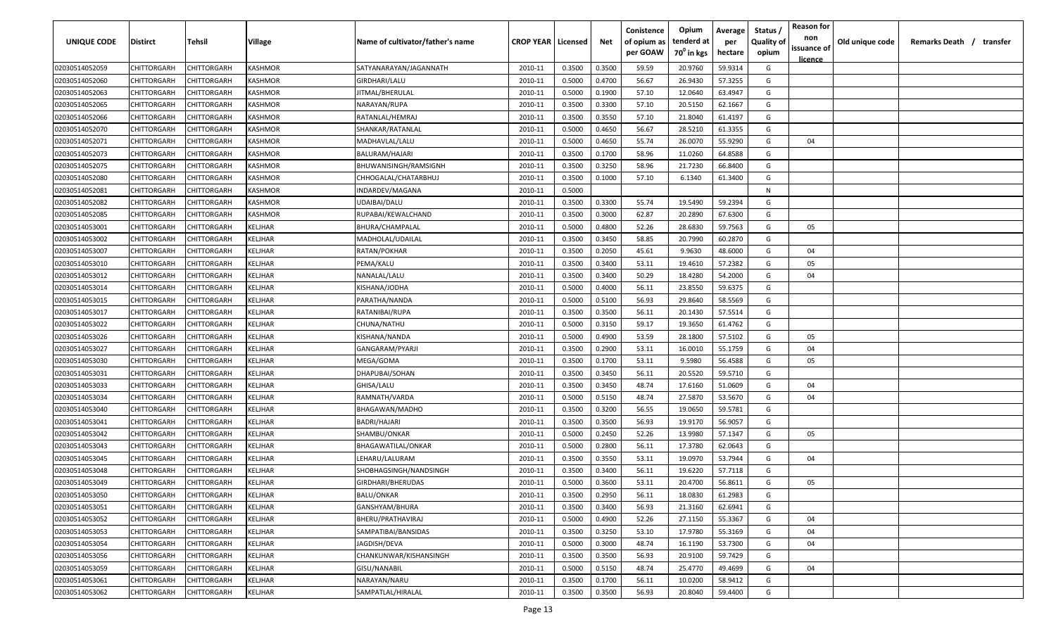| UNIQUE CODE | Distirct | Tehsil | Village | Name of cultivator/father's name | CROP YEAR | Licensed | Net | Conistence of opium as per GOAW | Opium tenderd at $70^0$ in kgs | Average per hectare | Status / Quality of opium | Reason for non issuance of licence | Old unique code | Remarks Death / transfer |
|---|---|---|---|---|---|---|---|---|---|---|---|---|---|---|
| 02030514052059 | CHITTORGARH | CHITTORGARH | KASHMOR | SATYANARAYAN/JAGANNATH | 2010-11 | 0.3500 | 0.3500 | 59.59 | 20.9760 | 59.9314 | G | | | |
| 02030514052060 | CHITTORGARH | CHITTORGARH | KASHMOR | GIRDHARI/LALU | 2010-11 | 0.5000 | 0.4700 | 56.67 | 26.9430 | 57.3255 | G | | | |
| 02030514052063 | CHITTORGARH | CHITTORGARH | KASHMOR | JITMAL/BHERULAL | 2010-11 | 0.5000 | 0.1900 | 57.10 | 12.0640 | 63.4947 | G | | | |
| 02030514052065 | CHITTORGARH | CHITTORGARH | KASHMOR | NARAYAN/RUPA | 2010-11 | 0.3500 | 0.3300 | 57.10 | 20.5150 | 62.1667 | G | | | |
| 02030514052066 | CHITTORGARH | CHITTORGARH | KASHMOR | RATANLAL/HEMRAJ | 2010-11 | 0.3500 | 0.3550 | 57.10 | 21.8040 | 61.4197 | G | | | |
| 02030514052070 | CHITTORGARH | CHITTORGARH | KASHMOR | SHANKAR/RATANLAL | 2010-11 | 0.5000 | 0.4650 | 56.67 | 28.5210 | 61.3355 | G | | | |
| 02030514052071 | CHITTORGARH | CHITTORGARH | KASHMOR | MADHAVLAL/LALU | 2010-11 | 0.5000 | 0.4650 | 55.74 | 26.0070 | 55.9290 | G | 04 | | |
| 02030514052073 | CHITTORGARH | CHITTORGARH | KASHMOR | BALURAM/HAJARI | 2010-11 | 0.3500 | 0.1700 | 58.96 | 11.0260 | 64.8588 | G | | | |
| 02030514052075 | CHITTORGARH | CHITTORGARH | KASHMOR | BHUWANISINGH/RAMSIGNH | 2010-11 | 0.3500 | 0.3250 | 58.96 | 21.7230 | 66.8400 | G | | | |
| 02030514052080 | CHITTORGARH | CHITTORGARH | KASHMOR | CHHOGALAL/CHATARBHUJ | 2010-11 | 0.3500 | 0.1000 | 57.10 | 6.1340 | 61.3400 | G | | | |
| 02030514052081 | CHITTORGARH | CHITTORGARH | KASHMOR | INDARDEV/MAGANA | 2010-11 | 0.5000 | | | | | N | | | |
| 02030514052082 | CHITTORGARH | CHITTORGARH | KASHMOR | UDAIBAI/DALU | 2010-11 | 0.3500 | 0.3300 | 55.74 | 19.5490 | 59.2394 | G | | | |
| 02030514052085 | CHITTORGARH | CHITTORGARH | KASHMOR | RUPABAI/KEWALCHAND | 2010-11 | 0.3500 | 0.3000 | 62.87 | 20.2890 | 67.6300 | G | | | |
| 02030514053001 | CHITTORGARH | CHITTORGARH | KELJHAR | BHURA/CHAMPALAL | 2010-11 | 0.5000 | 0.4800 | 52.26 | 28.6830 | 59.7563 | G | 05 | | |
| 02030514053002 | CHITTORGARH | CHITTORGARH | KELJHAR | MADHOLAL/UDAILAL | 2010-11 | 0.3500 | 0.3450 | 58.85 | 20.7990 | 60.2870 | G | | | |
| 02030514053007 | CHITTORGARH | CHITTORGARH | KELJHAR | RATAN/POKHAR | 2010-11 | 0.3500 | 0.2050 | 45.61 | 9.9630 | 48.6000 | G | 04 | | |
| 02030514053010 | CHITTORGARH | CHITTORGARH | KELJHAR | PEMA/KALU | 2010-11 | 0.3500 | 0.3400 | 53.11 | 19.4610 | 57.2382 | G | 05 | | |
| 02030514053012 | CHITTORGARH | CHITTORGARH | KELJHAR | NANALAL/LALU | 2010-11 | 0.3500 | 0.3400 | 50.29 | 18.4280 | 54.2000 | G | 04 | | |
| 02030514053014 | CHITTORGARH | CHITTORGARH | KELJHAR | KISHANA/JODHA | 2010-11 | 0.5000 | 0.4000 | 56.11 | 23.8550 | 59.6375 | G | | | |
| 02030514053015 | CHITTORGARH | CHITTORGARH | KELJHAR | PARATHA/NANDA | 2010-11 | 0.5000 | 0.5100 | 56.93 | 29.8640 | 58.5569 | G | | | |
| 02030514053017 | CHITTORGARH | CHITTORGARH | KELJHAR | RATANIBAI/RUPA | 2010-11 | 0.3500 | 0.3500 | 56.11 | 20.1430 | 57.5514 | G | | | |
| 02030514053022 | CHITTORGARH | CHITTORGARH | KELJHAR | CHUNA/NATHU | 2010-11 | 0.5000 | 0.3150 | 59.17 | 19.3650 | 61.4762 | G | | | |
| 02030514053026 | CHITTORGARH | CHITTORGARH | KELJHAR | KISHANA/NANDA | 2010-11 | 0.5000 | 0.4900 | 53.59 | 28.1800 | 57.5102 | G | 05 | | |
| 02030514053027 | CHITTORGARH | CHITTORGARH | KELJHAR | GANGARAM/PYARJI | 2010-11 | 0.3500 | 0.2900 | 53.11 | 16.0010 | 55.1759 | G | 04 | | |
| 02030514053030 | CHITTORGARH | CHITTORGARH | KELJHAR | MEGA/GOMA | 2010-11 | 0.3500 | 0.1700 | 53.11 | 9.5980 | 56.4588 | G | 05 | | |
| 02030514053031 | CHITTORGARH | CHITTORGARH | KELJHAR | DHAPUBAI/SOHAN | 2010-11 | 0.3500 | 0.3450 | 56.11 | 20.5520 | 59.5710 | G | | | |
| 02030514053033 | CHITTORGARH | CHITTORGARH | KELJHAR | GHISA/LALU | 2010-11 | 0.3500 | 0.3450 | 48.74 | 17.6160 | 51.0609 | G | 04 | | |
| 02030514053034 | CHITTORGARH | CHITTORGARH | KELJHAR | RAMNATH/VARDA | 2010-11 | 0.5000 | 0.5150 | 48.74 | 27.5870 | 53.5670 | G | 04 | | |
| 02030514053040 | CHITTORGARH | CHITTORGARH | KELJHAR | BHAGAWAN/MADHO | 2010-11 | 0.3500 | 0.3200 | 56.55 | 19.0650 | 59.5781 | G | | | |
| 02030514053041 | CHITTORGARH | CHITTORGARH | KELJHAR | BADRI/HAJARI | 2010-11 | 0.3500 | 0.3500 | 56.93 | 19.9170 | 56.9057 | G | | | |
| 02030514053042 | CHITTORGARH | CHITTORGARH | KELJHAR | SHAMBU/ONKAR | 2010-11 | 0.5000 | 0.2450 | 52.26 | 13.9980 | 57.1347 | G | 05 | | |
| 02030514053043 | CHITTORGARH | CHITTORGARH | KELJHAR | BHAGAWATILAL/ONKAR | 2010-11 | 0.5000 | 0.2800 | 56.11 | 17.3780 | 62.0643 | G | | | |
| 02030514053045 | CHITTORGARH | CHITTORGARH | KELJHAR | LEHARU/LALURAM | 2010-11 | 0.3500 | 0.3550 | 53.11 | 19.0970 | 53.7944 | G | 04 | | |
| 02030514053048 | CHITTORGARH | CHITTORGARH | KELJHAR | SHOBHAGSINGH/NANDSINGH | 2010-11 | 0.3500 | 0.3400 | 56.11 | 19.6220 | 57.7118 | G | | | |
| 02030514053049 | CHITTORGARH | CHITTORGARH | KELJHAR | GIRDHARI/BHERUDAS | 2010-11 | 0.5000 | 0.3600 | 53.11 | 20.4700 | 56.8611 | G | 05 | | |
| 02030514053050 | CHITTORGARH | CHITTORGARH | KELJHAR | BALU/ONKAR | 2010-11 | 0.3500 | 0.2950 | 56.11 | 18.0830 | 61.2983 | G | | | |
| 02030514053051 | CHITTORGARH | CHITTORGARH | KELJHAR | GANSHYAM/BHURA | 2010-11 | 0.3500 | 0.3400 | 56.93 | 21.3160 | 62.6941 | G | | | |
| 02030514053052 | CHITTORGARH | CHITTORGARH | KELJHAR | BHERU/PRATHAVIRAJ | 2010-11 | 0.5000 | 0.4900 | 52.26 | 27.1150 | 55.3367 | G | 04 | | |
| 02030514053053 | CHITTORGARH | CHITTORGARH | KELJHAR | SAMPATIBAI/BANSIDAS | 2010-11 | 0.3500 | 0.3250 | 53.10 | 17.9780 | 55.3169 | G | 04 | | |
| 02030514053054 | CHITTORGARH | CHITTORGARH | KELJHAR | JAGDISH/DEVA | 2010-11 | 0.5000 | 0.3000 | 48.74 | 16.1190 | 53.7300 | G | 04 | | |
| 02030514053056 | CHITTORGARH | CHITTORGARH | KELJHAR | CHANKUNWAR/KISHANSINGH | 2010-11 | 0.3500 | 0.3500 | 56.93 | 20.9100 | 59.7429 | G | | | |
| 02030514053059 | CHITTORGARH | CHITTORGARH | KELJHAR | GISU/NANABIL | 2010-11 | 0.5000 | 0.5150 | 48.74 | 25.4770 | 49.4699 | G | 04 | | |
| 02030514053061 | CHITTORGARH | CHITTORGARH | KELJHAR | NARAYAN/NARU | 2010-11 | 0.3500 | 0.1700 | 56.11 | 10.0200 | 58.9412 | G | | | |
| 02030514053062 | CHITTORGARH | CHITTORGARH | KELJHAR | SAMPATLAL/HIRALAL | 2010-11 | 0.3500 | 0.3500 | 56.93 | 20.8040 | 59.4400 | G | | | |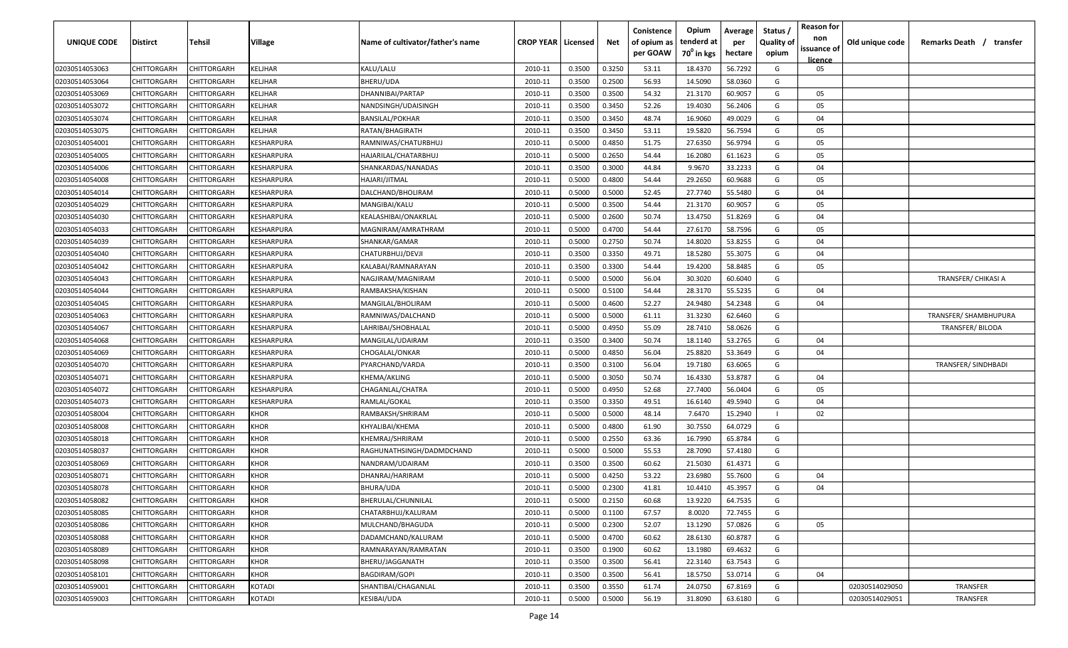| UNIQUE CODE | Distirct | Tehsil | Village | Name of cultivator/father's name | CROP YEAR | Licensed | Net | Conistence of opium as per GOAW | Opium tenderd at $70^0$ in kgs | Average per hectare | Status / Quality of opium | Reason for non issuance of licence | Old unique code | Remarks Death / transfer |
|---|---|---|---|---|---|---|---|---|---|---|---|---|---|---|
| 02030514053063 | CHITTORGARH | CHITTORGARH | KELJHAR | KALU/LALU | 2010-11 | 0.3500 | 0.3250 | 53.11 | 18.4370 | 56.7292 | G | 05 | | |
| 02030514053064 | CHITTORGARH | CHITTORGARH | KELJHAR | BHERU/UDA | 2010-11 | 0.3500 | 0.2500 | 56.93 | 14.5090 | 58.0360 | G | | | |
| 02030514053069 | CHITTORGARH | CHITTORGARH | KELJHAR | DHANNIBAI/PARTAP | 2010-11 | 0.3500 | 0.3500 | 54.32 | 21.3170 | 60.9057 | G | 05 | | |
| 02030514053072 | CHITTORGARH | CHITTORGARH | KELJHAR | NANDSINGH/UDAISINGH | 2010-11 | 0.3500 | 0.3450 | 52.26 | 19.4030 | 56.2406 | G | 05 | | |
| 02030514053074 | CHITTORGARH | CHITTORGARH | KELJHAR | BANSILAL/POKHAR | 2010-11 | 0.3500 | 0.3450 | 48.74 | 16.9060 | 49.0029 | G | 04 | | |
| 02030514053075 | CHITTORGARH | CHITTORGARH | KELJHAR | RATAN/BHAGIRATH | 2010-11 | 0.3500 | 0.3450 | 53.11 | 19.5820 | 56.7594 | G | 05 | | |
| 02030514054001 | CHITTORGARH | CHITTORGARH | KESHARPURA | RAMNIWAS/CHATURBHUJ | 2010-11 | 0.5000 | 0.4850 | 51.75 | 27.6350 | 56.9794 | G | 05 | | |
| 02030514054005 | CHITTORGARH | CHITTORGARH | KESHARPURA | HAJARILAL/CHATARBHUJ | 2010-11 | 0.5000 | 0.2650 | 54.44 | 16.2080 | 61.1623 | G | 05 | | |
| 02030514054006 | CHITTORGARH | CHITTORGARH | KESHARPURA | SHANKARDAS/NANADAS | 2010-11 | 0.3500 | 0.3000 | 44.84 | 9.9670 | 33.2233 | G | 04 | | |
| 02030514054008 | CHITTORGARH | CHITTORGARH | KESHARPURA | HAJARI/JITMAL | 2010-11 | 0.5000 | 0.4800 | 54.44 | 29.2650 | 60.9688 | G | 05 | | |
| 02030514054014 | CHITTORGARH | CHITTORGARH | KESHARPURA | DALCHAND/BHOLIRAM | 2010-11 | 0.5000 | 0.5000 | 52.45 | 27.7740 | 55.5480 | G | 04 | | |
| 02030514054029 | CHITTORGARH | CHITTORGARH | KESHARPURA | MANGIBAI/KALU | 2010-11 | 0.5000 | 0.3500 | 54.44 | 21.3170 | 60.9057 | G | 05 | | |
| 02030514054030 | CHITTORGARH | CHITTORGARH | KESHARPURA | KEALASHIBAI/ONAKRLAL | 2010-11 | 0.5000 | 0.2600 | 50.74 | 13.4750 | 51.8269 | G | 04 | | |
| 02030514054033 | CHITTORGARH | CHITTORGARH | KESHARPURA | MAGNIRAM/AMRATHRAM | 2010-11 | 0.5000 | 0.4700 | 54.44 | 27.6170 | 58.7596 | G | 05 | | |
| 02030514054039 | CHITTORGARH | CHITTORGARH | KESHARPURA | SHANKAR/GAMAR | 2010-11 | 0.5000 | 0.2750 | 50.74 | 14.8020 | 53.8255 | G | 04 | | |
| 02030514054040 | CHITTORGARH | CHITTORGARH | KESHARPURA | CHATURBHUJ/DEVJI | 2010-11 | 0.3500 | 0.3350 | 49.71 | 18.5280 | 55.3075 | G | 04 | | |
| 02030514054042 | CHITTORGARH | CHITTORGARH | KESHARPURA | KALABAI/RAMNARAYAN | 2010-11 | 0.3500 | 0.3300 | 54.44 | 19.4200 | 58.8485 | G | 05 | | |
| 02030514054043 | CHITTORGARH | CHITTORGARH | KESHARPURA | NAGJIRAM/MAGNIRAM | 2010-11 | 0.5000 | 0.5000 | 56.04 | 30.3020 | 60.6040 | G | | | TRANSFER/ CHIKASI A |
| 02030514054044 | CHITTORGARH | CHITTORGARH | KESHARPURA | RAMBAKSHA/KISHAN | 2010-11 | 0.5000 | 0.5100 | 54.44 | 28.3170 | 55.5235 | G | 04 | | |
| 02030514054045 | CHITTORGARH | CHITTORGARH | KESHARPURA | MANGILAL/BHOLIRAM | 2010-11 | 0.5000 | 0.4600 | 52.27 | 24.9480 | 54.2348 | G | 04 | | |
| 02030514054063 | CHITTORGARH | CHITTORGARH | KESHARPURA | RAMNIWAS/DALCHAND | 2010-11 | 0.5000 | 0.5000 | 61.11 | 31.3230 | 62.6460 | G | | | TRANSFER/ SHAMBHUPURA |
| 02030514054067 | CHITTORGARH | CHITTORGARH | KESHARPURA | LAHRIBAI/SHOBHALAL | 2010-11 | 0.5000 | 0.4950 | 55.09 | 28.7410 | 58.0626 | G | | | TRANSFER/ BILODA |
| 02030514054068 | CHITTORGARH | CHITTORGARH | KESHARPURA | MANGILAL/UDAIRAM | 2010-11 | 0.3500 | 0.3400 | 50.74 | 18.1140 | 53.2765 | G | 04 | | |
| 02030514054069 | CHITTORGARH | CHITTORGARH | KESHARPURA | CHOGALAL/ONKAR | 2010-11 | 0.5000 | 0.4850 | 56.04 | 25.8820 | 53.3649 | G | 04 | | |
| 02030514054070 | CHITTORGARH | CHITTORGARH | KESHARPURA | PYARCHAND/VARDA | 2010-11 | 0.3500 | 0.3100 | 56.04 | 19.7180 | 63.6065 | G | | | TRANSFER/ SINDHBADI |
| 02030514054071 | CHITTORGARH | CHITTORGARH | KESHARPURA | KHEMA/AKLING | 2010-11 | 0.5000 | 0.3050 | 50.74 | 16.4330 | 53.8787 | G | 04 | | |
| 02030514054072 | CHITTORGARH | CHITTORGARH | KESHARPURA | CHAGANLAL/CHATRA | 2010-11 | 0.5000 | 0.4950 | 52.68 | 27.7400 | 56.0404 | G | 05 | | |
| 02030514054073 | CHITTORGARH | CHITTORGARH | KESHARPURA | RAMLAL/GOKAL | 2010-11 | 0.3500 | 0.3350 | 49.51 | 16.6140 | 49.5940 | G | 04 | | |
| 02030514058004 | CHITTORGARH | CHITTORGARH | KHOR | RAMBAKSH/SHRIRAM | 2010-11 | 0.5000 | 0.5000 | 48.14 | 7.6470 | 15.2940 | I | 02 | | |
| 02030514058008 | CHITTORGARH | CHITTORGARH | KHOR | KHYALIBAI/KHEMA | 2010-11 | 0.5000 | 0.4800 | 61.90 | 30.7550 | 64.0729 | G | | | |
| 02030514058018 | CHITTORGARH | CHITTORGARH | KHOR | KHEMRAJ/SHRIRAM | 2010-11 | 0.5000 | 0.2550 | 63.36 | 16.7990 | 65.8784 | G | | | |
| 02030514058037 | CHITTORGARH | CHITTORGARH | KHOR | RAGHUNATHSINGH/DADMDCHAND | 2010-11 | 0.5000 | 0.5000 | 55.53 | 28.7090 | 57.4180 | G | | | |
| 02030514058069 | CHITTORGARH | CHITTORGARH | KHOR | NANDRAM/UDAIRAM | 2010-11 | 0.3500 | 0.3500 | 60.62 | 21.5030 | 61.4371 | G | | | |
| 02030514058071 | CHITTORGARH | CHITTORGARH | KHOR | DHANRAJ/HARIRAM | 2010-11 | 0.5000 | 0.4250 | 53.22 | 23.6980 | 55.7600 | G | 04 | | |
| 02030514058078 | CHITTORGARH | CHITTORGARH | KHOR | BHURA/UDA | 2010-11 | 0.5000 | 0.2300 | 41.81 | 10.4410 | 45.3957 | G | 04 | | |
| 02030514058082 | CHITTORGARH | CHITTORGARH | KHOR | BHERULAL/CHUNNILAL | 2010-11 | 0.5000 | 0.2150 | 60.68 | 13.9220 | 64.7535 | G | | | |
| 02030514058085 | CHITTORGARH | CHITTORGARH | KHOR | CHATARBHUJ/KALURAM | 2010-11 | 0.5000 | 0.1100 | 67.57 | 8.0020 | 72.7455 | G | | | |
| 02030514058086 | CHITTORGARH | CHITTORGARH | KHOR | MULCHAND/BHAGUDA | 2010-11 | 0.5000 | 0.2300 | 52.07 | 13.1290 | 57.0826 | G | 05 | | |
| 02030514058088 | CHITTORGARH | CHITTORGARH | KHOR | DADAMCHAND/KALURAM | 2010-11 | 0.5000 | 0.4700 | 60.62 | 28.6130 | 60.8787 | G | | | |
| 02030514058089 | CHITTORGARH | CHITTORGARH | KHOR | RAMNARAYAN/RAMRATAN | 2010-11 | 0.3500 | 0.1900 | 60.62 | 13.1980 | 69.4632 | G | | | |
| 02030514058098 | CHITTORGARH | CHITTORGARH | KHOR | BHERU/JAGGANATH | 2010-11 | 0.3500 | 0.3500 | 56.41 | 22.3140 | 63.7543 | G | | | |
| 02030514058101 | CHITTORGARH | CHITTORGARH | KHOR | BAGDIRAM/GOPI | 2010-11 | 0.3500 | 0.3500 | 56.41 | 18.5750 | 53.0714 | G | 04 | | |
| 02030514059001 | CHITTORGARH | CHITTORGARH | KOTADI | SHANTIBAI/CHAGANLAL | 2010-11 | 0.3500 | 0.3550 | 61.74 | 24.0750 | 67.8169 | G | | 02030514029050 | TRANSFER |
| 02030514059003 | CHITTORGARH | CHITTORGARH | KOTADI | KESIBAI/UDA | 2010-11 | 0.5000 | 0.5000 | 56.19 | 31.8090 | 63.6180 | G | | 02030514029051 | TRANSFER |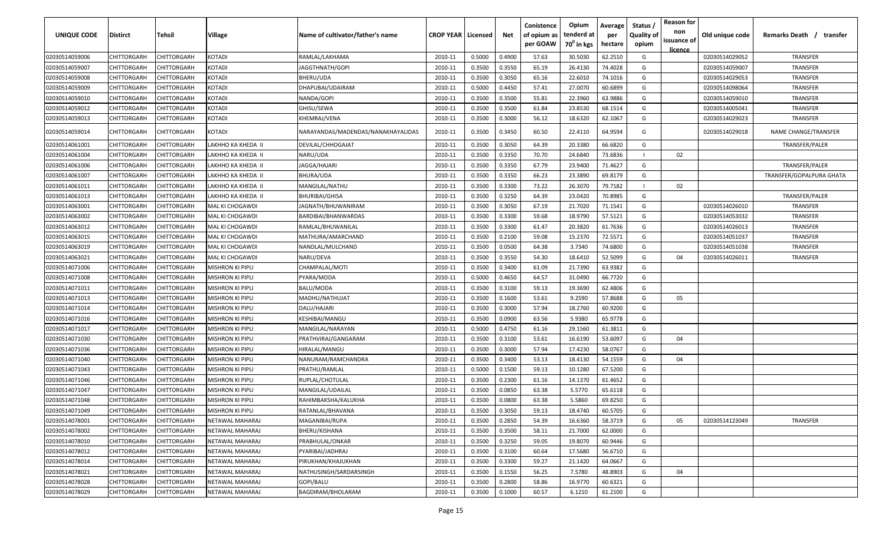| UNIQUE CODE | Distirct | Tehsil | Village | Name of cultivator/father's name | CROP YEAR | Licensed | Net | Conistence of opium as per GOAW | Opium tenderd at $70^0$ in kgs | Average per hectare | Status / Quality of opium | Reason for non issuance of licence | Old unique code | Remarks Death / transfer |
|---|---|---|---|---|---|---|---|---|---|---|---|---|---|---|
| 02030514059006 | CHITTORGARH | CHITTORGARH | KOTADI | RAMLAL/LAKHAMA | 2010-11 | 0.5000 | 0.4900 | 57.63 | 30.5030 | 62.2510 | G | | 02030514029052 | TRANSFER |
| 02030514059007 | CHITTORGARH | CHITTORGARH | KOTADI | JAGGTHNATH/GOPI | 2010-11 | 0.3500 | 0.3550 | 65.19 | 26.4130 | 74.4028 | G | | 02030514059007 | TRANSFER |
| 02030514059008 | CHITTORGARH | CHITTORGARH | KOTADI | BHERU/UDA | 2010-11 | 0.3500 | 0.3050 | 65.16 | 22.6010 | 74.1016 | G | | 02030514029053 | TRANSFER |
| 02030514059009 | CHITTORGARH | CHITTORGARH | KOTADI | DHAPUBAI/UDAIRAM | 2010-11 | 0.5000 | 0.4450 | 57.41 | 27.0070 | 60.6899 | G | | 02030514098064 | TRANSFER |
| 02030514059010 | CHITTORGARH | CHITTORGARH | KOTADI | NANDA/GOPI | 2010-11 | 0.3500 | 0.3500 | 55.81 | 22.3960 | 63.9886 | G | | 02030514059010 | TRANSFER |
| 02030514059012 | CHITTORGARH | CHITTORGARH | KOTADI | GHISU/SEWA | 2010-11 | 0.3500 | 0.3500 | 61.84 | 23.8530 | 68.1514 | G | | 02030514005041 | TRANSFER |
| 02030514059013 | CHITTORGARH | CHITTORGARH | KOTADI | KHEMRAJ/VENA | 2010-11 | 0.3500 | 0.3000 | 56.12 | 18.6320 | 62.1067 | G | | 02030514029023 | TRANSFER |
| 02030514059014 | CHITTORGARH | CHITTORGARH | KOTADI | NARAYANDAS/MADENDAS/NANAKHAYALIDAS | 2010-11 | 0.3500 | 0.3450 | 60.50 | 22.4110 | 64.9594 | G | | 02030514029018 | NAME CHANGE/TRANSFER |
| 02030514061001 | CHITTORGARH | CHITTORGARH | LAKHHO KA KHEDA II | DEVILAL/CHHOGAJAT | 2010-11 | 0.3500 | 0.3050 | 64.39 | 20.3380 | 66.6820 | G | | | TRANSFER/PALER |
| 02030514061004 | CHITTORGARH | CHITTORGARH | LAKHHO KA KHEDA II | NARU/UDA | 2010-11 | 0.3500 | 0.3350 | 70.70 | 24.6840 | 73.6836 | I | 02 | | |
| 02030514061006 | CHITTORGARH | CHITTORGARH | LAKHHO KA KHEDA II | JAGGA/HAJARI | 2010-11 | 0.3500 | 0.3350 | 67.79 | 23.9400 | 71.4627 | G | | | TRANSFER/PALER |
| 02030514061007 | CHITTORGARH | CHITTORGARH | LAKHHO KA KHEDA II | BHURA/UDA | 2010-11 | 0.3500 | 0.3350 | 66.23 | 23.3890 | 69.8179 | G | | | TRANSFER/GOPALPURA GHATA |
| 02030514061011 | CHITTORGARH | CHITTORGARH | LAKHHO KA KHEDA II | MANGILAL/NATHU | 2010-11 | 0.3500 | 0.3300 | 73.22 | 26.3070 | 79.7182 | I | 02 | | |
| 02030514061013 | CHITTORGARH | CHITTORGARH | LAKHHO KA KHEDA II | BHURIBAI/GHISA | 2010-11 | 0.3500 | 0.3250 | 64.39 | 23.0420 | 70.8985 | G | | | TRANSFER/PALER |
| 02030514063001 | CHITTORGARH | CHITTORGARH | MAL KI CHOGAWDI | JAGNATH/BHUWANIRAM | 2010-11 | 0.3500 | 0.3050 | 67.19 | 21.7020 | 71.1541 | G | | 02030514026010 | TRANSFER |
| 02030514063002 | CHITTORGARH | CHITTORGARH | MAL KI CHOGAWDI | BARDIBAI/BHANWARDAS | 2010-11 | 0.3500 | 0.3300 | 59.68 | 18.9790 | 57.5121 | G | | 02030514053032 | TRANSFER |
| 02030514063012 | CHITTORGARH | CHITTORGARH | MAL KI CHOGAWDI | RAMLAL/BHUWANILAL | 2010-11 | 0.3500 | 0.3300 | 61.47 | 20.3820 | 61.7636 | G | | 02030514026013 | TRANSFER |
| 02030514063015 | CHITTORGARH | CHITTORGARH | MAL KI CHOGAWDI | MATHURA/AMARCHAND | 2010-11 | 0.3500 | 0.2100 | 59.08 | 15.2370 | 72.5571 | G | | 02030514051037 | TRANSFER |
| 02030514063019 | CHITTORGARH | CHITTORGARH | MAL KI CHOGAWDI | NANDLAL/MULCHAND | 2010-11 | 0.3500 | 0.0500 | 64.38 | 3.7340 | 74.6800 | G | | 02030514051038 | TRANSFER |
| 02030514063021 | CHITTORGARH | CHITTORGARH | MAL KI CHOGAWDI | NARU/DEVA | 2010-11 | 0.3500 | 0.3550 | 54.30 | 18.6410 | 52.5099 | G | 04 | 02030514026011 | TRANSFER |
| 02030514071006 | CHITTORGARH | CHITTORGARH | MISHRON KI PIPLI | CHAMPALAL/MOTI | 2010-11 | 0.3500 | 0.3400 | 61.09 | 21.7390 | 63.9382 | G | | | |
| 02030514071008 | CHITTORGARH | CHITTORGARH | MISHRON KI PIPLI | PYARA/MODA | 2010-11 | 0.5000 | 0.4650 | 64.57 | 31.0490 | 66.7720 | G | | | |
| 02030514071011 | CHITTORGARH | CHITTORGARH | MISHRON KI PIPLI | BALU/MODA | 2010-11 | 0.3500 | 0.3100 | 59.13 | 19.3690 | 62.4806 | G | | | |
| 02030514071013 | CHITTORGARH | CHITTORGARH | MISHRON KI PIPLI | MADHU/NATHUJAT | 2010-11 | 0.3500 | 0.1600 | 53.61 | 9.2590 | 57.8688 | G | 05 | | |
| 02030514071014 | CHITTORGARH | CHITTORGARH | MISHRON KI PIPLI | DALU/HAJARI | 2010-11 | 0.3500 | 0.3000 | 57.94 | 18.2760 | 60.9200 | G | | | |
| 02030514071016 | CHITTORGARH | CHITTORGARH | MISHRON KI PIPLI | KESHIBAI/MANGU | 2010-11 | 0.3500 | 0.0900 | 63.56 | 5.9380 | 65.9778 | G | | | |
| 02030514071017 | CHITTORGARH | CHITTORGARH | MISHRON KI PIPLI | MANGILAL/NARAYAN | 2010-11 | 0.5000 | 0.4750 | 61.16 | 29.1560 | 61.3811 | G | | | |
| 02030514071030 | CHITTORGARH | CHITTORGARH | MISHRON KI PIPLI | PRATHVIRAJ/GANGARAM | 2010-11 | 0.3500 | 0.3100 | 53.61 | 16.6190 | 53.6097 | G | 04 | | |
| 02030514071036 | CHITTORGARH | CHITTORGARH | MISHRON KI PIPLI | HIRALAL/MANGU | 2010-11 | 0.3500 | 0.3000 | 57.94 | 17.4230 | 58.0767 | G | | | |
| 02030514071040 | CHITTORGARH | CHITTORGARH | MISHRON KI PIPLI | NANURAM/RAMCHANDRA | 2010-11 | 0.3500 | 0.3400 | 53.13 | 18.4130 | 54.1559 | G | 04 | | |
| 02030514071043 | CHITTORGARH | CHITTORGARH | MISHRON KI PIPLI | PRATHU/RAMLAL | 2010-11 | 0.5000 | 0.1500 | 59.13 | 10.1280 | 67.5200 | G | | | |
| 02030514071046 | CHITTORGARH | CHITTORGARH | MISHRON KI PIPLI | RUPLAL/CHOTULAL | 2010-11 | 0.3500 | 0.2300 | 61.16 | 14.1370 | 61.4652 | G | | | |
| 02030514071047 | CHITTORGARH | CHITTORGARH | MISHRON KI PIPLI | MANGILAL/UDAILAL | 2010-11 | 0.3500 | 0.0850 | 63.38 | 5.5770 | 65.6118 | G | | | |
| 02030514071048 | CHITTORGARH | CHITTORGARH | MISHRON KI PIPLI | RAHIMBAKSHA/KALUKHA | 2010-11 | 0.3500 | 0.0800 | 63.38 | 5.5860 | 69.8250 | G | | | |
| 02030514071049 | CHITTORGARH | CHITTORGARH | MISHRON KI PIPLI | RATANLAL/BHAVANA | 2010-11 | 0.3500 | 0.3050 | 59.13 | 18.4740 | 60.5705 | G | | | |
| 02030514078001 | CHITTORGARH | CHITTORGARH | NETAWAL MAHARAJ | MAGANIBAI/RUPA | 2010-11 | 0.3500 | 0.2850 | 54.39 | 16.6360 | 58.3719 | G | 05 | 02030514123049 | TRANSFER |
| 02030514078002 | CHITTORGARH | CHITTORGARH | NETAWAL MAHARAJ | BHERU/KISHANA | 2010-11 | 0.3500 | 0.3500 | 58.11 | 21.7000 | 62.0000 | G | | | |
| 02030514078010 | CHITTORGARH | CHITTORGARH | NETAWAL MAHARAJ | PRABHULAL/ONKAR | 2010-11 | 0.3500 | 0.3250 | 59.05 | 19.8070 | 60.9446 | G | | | |
| 02030514078012 | CHITTORGARH | CHITTORGARH | NETAWAL MAHARAJ | PYARIBAI/JADHRAJ | 2010-11 | 0.3500 | 0.3100 | 60.64 | 17.5680 | 56.6710 | G | | | |
| 02030514078014 | CHITTORGARH | CHITTORGARH | NETAWAL MAHARAJ | PIRUKHAN/KHAJUKHAN | 2010-11 | 0.3500 | 0.3300 | 59.27 | 21.1420 | 64.0667 | G | | | |
| 02030514078021 | CHITTORGARH | CHITTORGARH | NETAWAL MAHARAJ | NATHUSINGH/SARDARSINGH | 2010-11 | 0.3500 | 0.1550 | 56.25 | 7.5780 | 48.8903 | G | 04 | | |
| 02030514078028 | CHITTORGARH | CHITTORGARH | NETAWAL MAHARAJ | GOPI/BALU | 2010-11 | 0.3500 | 0.2800 | 58.86 | 16.9770 | 60.6321 | G | | | |
| 02030514078029 | CHITTORGARH | CHITTORGARH | NETAWAL MAHARAJ | BAGDIRAM/BHOLARAM | 2010-11 | 0.3500 | 0.1000 | 60.57 | 6.1210 | 61.2100 | G | | | |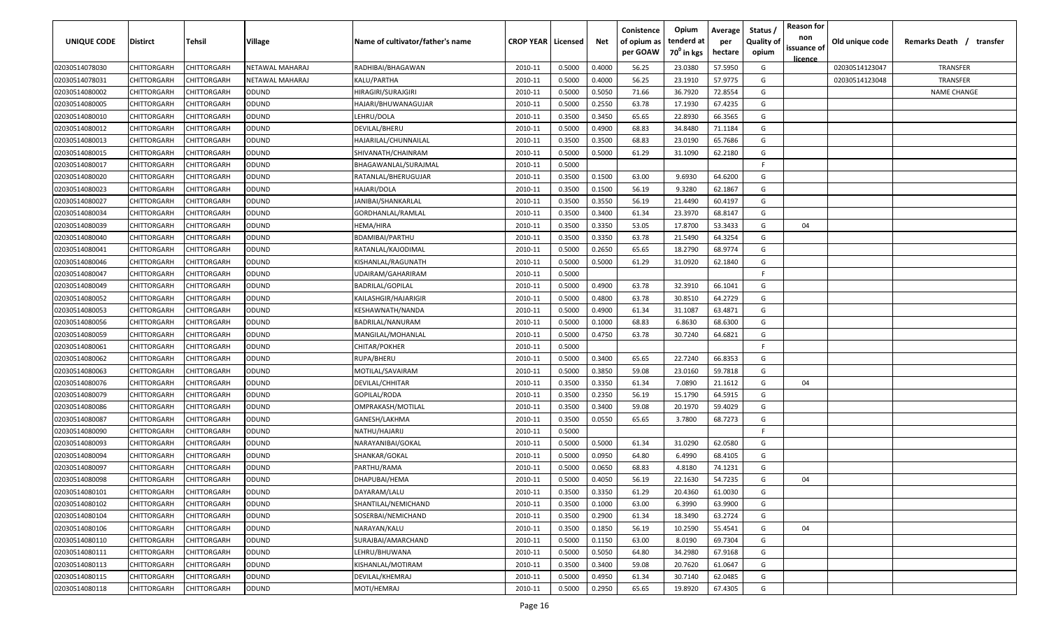| UNIQUE CODE | Distirct | Tehsil | Village | Name of cultivator/father's name | CROP YEAR | Licensed | Net | Conistence of opium as per GOAW | Opium tenderd at 70⁰ in kgs | Average per hectare | Status / Quality of opium | Reason for non issuance of licence | Old unique code | Remarks Death / transfer |
|---|---|---|---|---|---|---|---|---|---|---|---|---|---|---|
| 02030514078030 | CHITTORGARH | CHITTORGARH | NETAWAL MAHARAJ | RADHIBAI/BHAGAWAN | 2010-11 | 0.5000 | 0.4000 | 56.25 | 23.0380 | 57.5950 | G | | 02030514123047 | TRANSFER |
| 02030514078031 | CHITTORGARH | CHITTORGARH | NETAWAL MAHARAJ | KALU/PARTHA | 2010-11 | 0.5000 | 0.4000 | 56.25 | 23.1910 | 57.9775 | G | | 02030514123048 | TRANSFER |
| 02030514080002 | CHITTORGARH | CHITTORGARH | ODUND | HIRAGIRI/SURAJGIRI | 2010-11 | 0.5000 | 0.5050 | 71.66 | 36.7920 | 72.8554 | G | | | NAME CHANGE |
| 02030514080005 | CHITTORGARH | CHITTORGARH | ODUND | HAJARI/BHUWANAGUJAR | 2010-11 | 0.5000 | 0.2550 | 63.78 | 17.1930 | 67.4235 | G | | | |
| 02030514080010 | CHITTORGARH | CHITTORGARH | ODUND | LEHRU/DOLA | 2010-11 | 0.3500 | 0.3450 | 65.65 | 22.8930 | 66.3565 | G | | | |
| 02030514080012 | CHITTORGARH | CHITTORGARH | ODUND | DEVILAL/BHERU | 2010-11 | 0.5000 | 0.4900 | 68.83 | 34.8480 | 71.1184 | G | | | |
| 02030514080013 | CHITTORGARH | CHITTORGARH | ODUND | HAJARILAL/CHUNNAILAL | 2010-11 | 0.3500 | 0.3500 | 68.83 | 23.0190 | 65.7686 | G | | | |
| 02030514080015 | CHITTORGARH | CHITTORGARH | ODUND | SHIVANATH/CHAINRAM | 2010-11 | 0.5000 | 0.5000 | 61.29 | 31.1090 | 62.2180 | G | | | |
| 02030514080017 | CHITTORGARH | CHITTORGARH | ODUND | BHAGAWANLAL/SURAJMAL | 2010-11 | 0.5000 | | | | | F | | | |
| 02030514080020 | CHITTORGARH | CHITTORGARH | ODUND | RATANLAL/BHERUGUJAR | 2010-11 | 0.3500 | 0.1500 | 63.00 | 9.6930 | 64.6200 | G | | | |
| 02030514080023 | CHITTORGARH | CHITTORGARH | ODUND | HAJARI/DOLA | 2010-11 | 0.3500 | 0.1500 | 56.19 | 9.3280 | 62.1867 | G | | | |
| 02030514080027 | CHITTORGARH | CHITTORGARH | ODUND | JANIBAI/SHANKARLAL | 2010-11 | 0.3500 | 0.3550 | 56.19 | 21.4490 | 60.4197 | G | | | |
| 02030514080034 | CHITTORGARH | CHITTORGARH | ODUND | GORDHANLAL/RAMLAL | 2010-11 | 0.3500 | 0.3400 | 61.34 | 23.3970 | 68.8147 | G | | | |
| 02030514080039 | CHITTORGARH | CHITTORGARH | ODUND | HEMA/HIRA | 2010-11 | 0.3500 | 0.3350 | 53.05 | 17.8700 | 53.3433 | G | 04 | | |
| 02030514080040 | CHITTORGARH | CHITTORGARH | ODUND | BDAMIBAI/PARTHU | 2010-11 | 0.3500 | 0.3350 | 63.78 | 21.5490 | 64.3254 | G | | | |
| 02030514080041 | CHITTORGARH | CHITTORGARH | ODUND | RATANLAL/KAJODIMAL | 2010-11 | 0.5000 | 0.2650 | 65.65 | 18.2790 | 68.9774 | G | | | |
| 02030514080046 | CHITTORGARH | CHITTORGARH | ODUND | KISHANLAL/RAGUNATH | 2010-11 | 0.5000 | 0.5000 | 61.29 | 31.0920 | 62.1840 | G | | | |
| 02030514080047 | CHITTORGARH | CHITTORGARH | ODUND | UDAIRAM/GAHARIRAM | 2010-11 | 0.5000 | | | | | F | | | |
| 02030514080049 | CHITTORGARH | CHITTORGARH | ODUND | BADRILAL/GOPILAL | 2010-11 | 0.5000 | 0.4900 | 63.78 | 32.3910 | 66.1041 | G | | | |
| 02030514080052 | CHITTORGARH | CHITTORGARH | ODUND | KAILASHGIR/HAJARIGIR | 2010-11 | 0.5000 | 0.4800 | 63.78 | 30.8510 | 64.2729 | G | | | |
| 02030514080053 | CHITTORGARH | CHITTORGARH | ODUND | KESHAWNATH/NANDA | 2010-11 | 0.5000 | 0.4900 | 61.34 | 31.1087 | 63.4871 | G | | | |
| 02030514080056 | CHITTORGARH | CHITTORGARH | ODUND | BADRILAL/NANURAM | 2010-11 | 0.5000 | 0.1000 | 68.83 | 6.8630 | 68.6300 | G | | | |
| 02030514080059 | CHITTORGARH | CHITTORGARH | ODUND | MANGILAL/MOHANLAL | 2010-11 | 0.5000 | 0.4750 | 63.78 | 30.7240 | 64.6821 | G | | | |
| 02030514080061 | CHITTORGARH | CHITTORGARH | ODUND | CHITAR/POKHER | 2010-11 | 0.5000 | | | | | F | | | |
| 02030514080062 | CHITTORGARH | CHITTORGARH | ODUND | RUPA/BHERU | 2010-11 | 0.5000 | 0.3400 | 65.65 | 22.7240 | 66.8353 | G | | | |
| 02030514080063 | CHITTORGARH | CHITTORGARH | ODUND | MOTILAL/SAVAIRAM | 2010-11 | 0.5000 | 0.3850 | 59.08 | 23.0160 | 59.7818 | G | | | |
| 02030514080076 | CHITTORGARH | CHITTORGARH | ODUND | DEVILAL/CHHITAR | 2010-11 | 0.3500 | 0.3350 | 61.34 | 7.0890 | 21.1612 | G | 04 | | |
| 02030514080079 | CHITTORGARH | CHITTORGARH | ODUND | GOPILAL/RODA | 2010-11 | 0.3500 | 0.2350 | 56.19 | 15.1790 | 64.5915 | G | | | |
| 02030514080086 | CHITTORGARH | CHITTORGARH | ODUND | OMPRAKASH/MOTILAL | 2010-11 | 0.3500 | 0.3400 | 59.08 | 20.1970 | 59.4029 | G | | | |
| 02030514080087 | CHITTORGARH | CHITTORGARH | ODUND | GANESH/LAKHMA | 2010-11 | 0.3500 | 0.0550 | 65.65 | 3.7800 | 68.7273 | G | | | |
| 02030514080090 | CHITTORGARH | CHITTORGARH | ODUND | NATHU/HAJARIJ | 2010-11 | 0.5000 | | | | | F | | | |
| 02030514080093 | CHITTORGARH | CHITTORGARH | ODUND | NARAYANIBAI/GOKAL | 2010-11 | 0.5000 | 0.5000 | 61.34 | 31.0290 | 62.0580 | G | | | |
| 02030514080094 | CHITTORGARH | CHITTORGARH | ODUND | SHANKAR/GOKAL | 2010-11 | 0.5000 | 0.0950 | 64.80 | 6.4990 | 68.4105 | G | | | |
| 02030514080097 | CHITTORGARH | CHITTORGARH | ODUND | PARTHU/RAMA | 2010-11 | 0.5000 | 0.0650 | 68.83 | 4.8180 | 74.1231 | G | | | |
| 02030514080098 | CHITTORGARH | CHITTORGARH | ODUND | DHAPUBAI/HEMA | 2010-11 | 0.5000 | 0.4050 | 56.19 | 22.1630 | 54.7235 | G | 04 | | |
| 02030514080101 | CHITTORGARH | CHITTORGARH | ODUND | DAYARAM/LALU | 2010-11 | 0.3500 | 0.3350 | 61.29 | 20.4360 | 61.0030 | G | | | |
| 02030514080102 | CHITTORGARH | CHITTORGARH | ODUND | SHANTILAL/NEMICHAND | 2010-11 | 0.3500 | 0.1000 | 63.00 | 6.3990 | 63.9900 | G | | | |
| 02030514080104 | CHITTORGARH | CHITTORGARH | ODUND | SOSERBAI/NEMICHAND | 2010-11 | 0.3500 | 0.2900 | 61.34 | 18.3490 | 63.2724 | G | | | |
| 02030514080106 | CHITTORGARH | CHITTORGARH | ODUND | NARAYAN/KALU | 2010-11 | 0.3500 | 0.1850 | 56.19 | 10.2590 | 55.4541 | G | 04 | | |
| 02030514080110 | CHITTORGARH | CHITTORGARH | ODUND | SURAJBAI/AMARCHAND | 2010-11 | 0.5000 | 0.1150 | 63.00 | 8.0190 | 69.7304 | G | | | |
| 02030514080111 | CHITTORGARH | CHITTORGARH | ODUND | LEHRU/BHUWANA | 2010-11 | 0.5000 | 0.5050 | 64.80 | 34.2980 | 67.9168 | G | | | |
| 02030514080113 | CHITTORGARH | CHITTORGARH | ODUND | KISHANLAL/MOTIRAM | 2010-11 | 0.3500 | 0.3400 | 59.08 | 20.7620 | 61.0647 | G | | | |
| 02030514080115 | CHITTORGARH | CHITTORGARH | ODUND | DEVILAL/KHEMRAJ | 2010-11 | 0.5000 | 0.4950 | 61.34 | 30.7140 | 62.0485 | G | | | |
| 02030514080118 | CHITTORGARH | CHITTORGARH | ODUND | MOTI/HEMRAJ | 2010-11 | 0.5000 | 0.2950 | 65.65 | 19.8920 | 67.4305 | G | | | |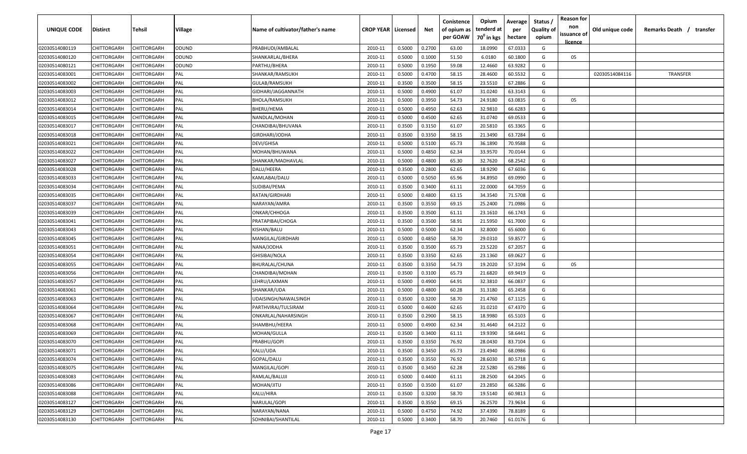| UNIQUE CODE | Distirct | Tehsil | Village | Name of cultivator/father's name | CROP YEAR | Licensed | Net | Conistence of opium as per GOAW | Opium tenderd at $70^0$ in kgs | Average per hectare | Status / Quality of opium | Reason for non issuance of licence | Old unique code | Remarks Death / transfer |
|---|---|---|---|---|---|---|---|---|---|---|---|---|---|---|
| 02030514080119 | CHITTORGARH | CHITTORGARH | ODUND | PRABHUDI/AMBALAL | 2010-11 | 0.5000 | 0.2700 | 63.00 | 18.0990 | 67.0333 | G | | | |
| 02030514080120 | CHITTORGARH | CHITTORGARH | ODUND | SHANKARLAL/BHERA | 2010-11 | 0.5000 | 0.1000 | 51.50 | 6.0180 | 60.1800 | G | 05 | | |
| 02030514080121 | CHITTORGARH | CHITTORGARH | ODUND | PARTHU/BHERA | 2010-11 | 0.5000 | 0.1950 | 59.08 | 12.4660 | 63.9282 | G | | | |
| 02030514083001 | CHITTORGARH | CHITTORGARH | PAL | SHANKAR/RAMSUKH | 2010-11 | 0.5000 | 0.4700 | 58.15 | 28.4600 | 60.5532 | G | | 02030514084116 | TRANSFER |
| 02030514083002 | CHITTORGARH | CHITTORGARH | PAL | GULAB/RAMSUKH | 2010-11 | 0.3500 | 0.3500 | 58.15 | 23.5510 | 67.2886 | G | | | |
| 02030514083003 | CHITTORGARH | CHITTORGARH | PAL | GIDHARI/JAGGANNATH | 2010-11 | 0.5000 | 0.4900 | 61.07 | 31.0240 | 63.3143 | G | | | |
| 02030514083012 | CHITTORGARH | CHITTORGARH | PAL | BHOLA/RAMSUKH | 2010-11 | 0.5000 | 0.3950 | 54.73 | 24.9180 | 63.0835 | G | 05 | | |
| 02030514083014 | CHITTORGARH | CHITTORGARH | PAL | BHERU/HEMA | 2010-11 | 0.5000 | 0.4950 | 62.63 | 32.9810 | 66.6283 | G | | | |
| 02030514083015 | CHITTORGARH | CHITTORGARH | PAL | NANDLAL/MOHAN | 2010-11 | 0.5000 | 0.4500 | 62.65 | 31.0740 | 69.0533 | G | | | |
| 02030514083017 | CHITTORGARH | CHITTORGARH | PAL | CHANDIBAI/BHUVANA | 2010-11 | 0.3500 | 0.3150 | 61.07 | 20.5810 | 65.3365 | G | | | |
| 02030514083018 | CHITTORGARH | CHITTORGARH | PAL | GIRDHARI/JODHA | 2010-11 | 0.3500 | 0.3350 | 58.15 | 21.3490 | 63.7284 | G | | | |
| 02030514083021 | CHITTORGARH | CHITTORGARH | PAL | DEVI/GHISA | 2010-11 | 0.5000 | 0.5100 | 65.73 | 36.1890 | 70.9588 | G | | | |
| 02030514083022 | CHITTORGARH | CHITTORGARH | PAL | MOHAN/BHUWANA | 2010-11 | 0.5000 | 0.4850 | 62.34 | 33.9570 | 70.0144 | G | | | |
| 02030514083027 | CHITTORGARH | CHITTORGARH | PAL | SHANKAR/MADHAVLAL | 2010-11 | 0.5000 | 0.4800 | 65.30 | 32.7620 | 68.2542 | G | | | |
| 02030514083028 | CHITTORGARH | CHITTORGARH | PAL | DALU/HEERA | 2010-11 | 0.3500 | 0.2800 | 62.65 | 18.9290 | 67.6036 | G | | | |
| 02030514083033 | CHITTORGARH | CHITTORGARH | PAL | KAMLABAI/DALU | 2010-11 | 0.5000 | 0.5050 | 65.96 | 34.8950 | 69.0990 | G | | | |
| 02030514083034 | CHITTORGARH | CHITTORGARH | PAL | SUDIBAI/PEMA | 2010-11 | 0.3500 | 0.3400 | 61.11 | 22.0000 | 64.7059 | G | | | |
| 02030514083035 | CHITTORGARH | CHITTORGARH | PAL | RATAN/GIRDHARI | 2010-11 | 0.5000 | 0.4800 | 63.15 | 34.3540 | 71.5708 | G | | | |
| 02030514083037 | CHITTORGARH | CHITTORGARH | PAL | NARAYAN/AMRA | 2010-11 | 0.3500 | 0.3550 | 69.15 | 25.2400 | 71.0986 | G | | | |
| 02030514083039 | CHITTORGARH | CHITTORGARH | PAL | ONKAR/CHHOGA | 2010-11 | 0.3500 | 0.3500 | 61.11 | 23.1610 | 66.1743 | G | | | |
| 02030514083041 | CHITTORGARH | CHITTORGARH | PAL | PRATAPIBAI/CHOGA | 2010-11 | 0.3500 | 0.3500 | 58.91 | 21.5950 | 61.7000 | G | | | |
| 02030514083043 | CHITTORGARH | CHITTORGARH | PAL | KISHAN/BALU | 2010-11 | 0.5000 | 0.5000 | 62.34 | 32.8000 | 65.6000 | G | | | |
| 02030514083045 | CHITTORGARH | CHITTORGARH | PAL | MANGILAL/GIRDHARI | 2010-11 | 0.5000 | 0.4850 | 58.70 | 29.0310 | 59.8577 | G | | | |
| 02030514083051 | CHITTORGARH | CHITTORGARH | PAL | NANA/JODHA | 2010-11 | 0.3500 | 0.3500 | 65.73 | 23.5220 | 67.2057 | G | | | |
| 02030514083054 | CHITTORGARH | CHITTORGARH | PAL | GHISIBAI/NOLA | 2010-11 | 0.3500 | 0.3350 | 62.65 | 23.1360 | 69.0627 | G | | | |
| 02030514083055 | CHITTORGARH | CHITTORGARH | PAL | BHURALAL/CHUNA | 2010-11 | 0.3500 | 0.3350 | 54.73 | 19.2020 | 57.3194 | G | 05 | | |
| 02030514083056 | CHITTORGARH | CHITTORGARH | PAL | CHANDIBAI/MOHAN | 2010-11 | 0.3500 | 0.3100 | 65.73 | 21.6820 | 69.9419 | G | | | |
| 02030514083057 | CHITTORGARH | CHITTORGARH | PAL | LEHRU/LAXMAN | 2010-11 | 0.5000 | 0.4900 | 64.91 | 32.3810 | 66.0837 | G | | | |
| 02030514083061 | CHITTORGARH | CHITTORGARH | PAL | SHANKAR/UDA | 2010-11 | 0.5000 | 0.4800 | 60.28 | 31.3180 | 65.2458 | G | | | |
| 02030514083063 | CHITTORGARH | CHITTORGARH | PAL | UDAISINGH/NAWALSINGH | 2010-11 | 0.3500 | 0.3200 | 58.70 | 21.4760 | 67.1125 | G | | | |
| 02030514083064 | CHITTORGARH | CHITTORGARH | PAL | PARTHVIRAJ/TULSIRAM | 2010-11 | 0.5000 | 0.4600 | 62.65 | 31.0210 | 67.4370 | G | | | |
| 02030514083067 | CHITTORGARH | CHITTORGARH | PAL | ONKARLAL/NAHARSINGH | 2010-11 | 0.3500 | 0.2900 | 58.15 | 18.9980 | 65.5103 | G | | | |
| 02030514083068 | CHITTORGARH | CHITTORGARH | PAL | SHAMBHU/HEERA | 2010-11 | 0.5000 | 0.4900 | 62.34 | 31.4640 | 64.2122 | G | | | |
| 02030514083069 | CHITTORGARH | CHITTORGARH | PAL | MOHAN/GULLA | 2010-11 | 0.3500 | 0.3400 | 61.11 | 19.9390 | 58.6441 | G | | | |
| 02030514083070 | CHITTORGARH | CHITTORGARH | PAL | PRABHU/GOPI | 2010-11 | 0.3500 | 0.3350 | 76.92 | 28.0430 | 83.7104 | G | | | |
| 02030514083071 | CHITTORGARH | CHITTORGARH | PAL | KALU/UDA | 2010-11 | 0.3500 | 0.3450 | 65.73 | 23.4940 | 68.0986 | G | | | |
| 02030514083074 | CHITTORGARH | CHITTORGARH | PAL | GOPAL/DALU | 2010-11 | 0.3500 | 0.3550 | 76.92 | 28.6030 | 80.5718 | G | | | |
| 02030514083075 | CHITTORGARH | CHITTORGARH | PAL | MANGILAL/GOPI | 2010-11 | 0.3500 | 0.3450 | 62.28 | 22.5280 | 65.2986 | G | | | |
| 02030514083083 | CHITTORGARH | CHITTORGARH | PAL | RAMLAL/BALUJI | 2010-11 | 0.5000 | 0.4400 | 61.11 | 28.2500 | 64.2045 | G | | | |
| 02030514083086 | CHITTORGARH | CHITTORGARH | PAL | MOHAN/JITU | 2010-11 | 0.3500 | 0.3500 | 61.07 | 23.2850 | 66.5286 | G | | | |
| 02030514083088 | CHITTORGARH | CHITTORGARH | PAL | KALU/HIRA | 2010-11 | 0.3500 | 0.3200 | 58.70 | 19.5140 | 60.9813 | G | | | |
| 02030514083127 | CHITTORGARH | CHITTORGARH | PAL | NARULAL/GOPI | 2010-11 | 0.3500 | 0.3550 | 69.15 | 26.2570 | 73.9634 | G | | | |
| 02030514083129 | CHITTORGARH | CHITTORGARH | PAL | NARAYAN/NANA | 2010-11 | 0.5000 | 0.4750 | 74.92 | 37.4390 | 78.8189 | G | | | |
| 02030514083130 | CHITTORGARH | CHITTORGARH | PAL | SOHNIBAI/SHANTILAL | 2010-11 | 0.5000 | 0.3400 | 58.70 | 20.7460 | 61.0176 | G | | | |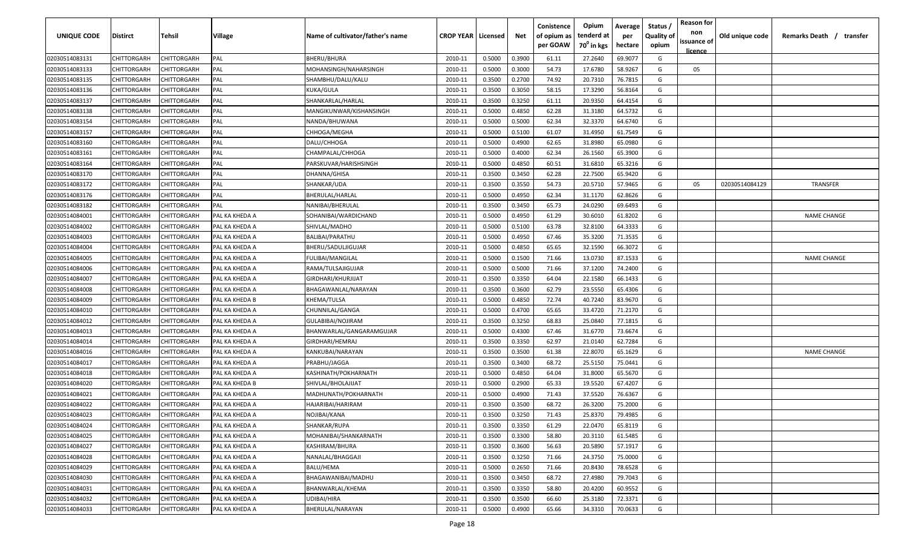| UNIQUE CODE | Distirct | Tehsil | Village | Name of cultivator/father's name | CROP YEAR | Licensed | Net | Conistence of opium as per GOAW | Opium tenderd at $70^0$ in kgs | Average per hectare | Status / Quality of opium | Reason for non issuance of licence | Old unique code | Remarks Death / transfer |
|---|---|---|---|---|---|---|---|---|---|---|---|---|---|---|
| 02030514083131 | CHITTORGARH | CHITTORGARH | PAL | BHERU/BHURA | 2010-11 | 0.5000 | 0.3900 | 61.11 | 27.2640 | 69.9077 | G | | | |
| 02030514083133 | CHITTORGARH | CHITTORGARH | PAL | MOHANSINGH/NAHARSINGH | 2010-11 | 0.5000 | 0.3000 | 54.73 | 17.6780 | 58.9267 | G | 05 | | |
| 02030514083135 | CHITTORGARH | CHITTORGARH | PAL | SHAMBHU/DALU/KALU | 2010-11 | 0.3500 | 0.2700 | 74.92 | 20.7310 | 76.7815 | G | | | |
| 02030514083136 | CHITTORGARH | CHITTORGARH | PAL | KUKA/GULA | 2010-11 | 0.3500 | 0.3050 | 58.15 | 17.3290 | 56.8164 | G | | | |
| 02030514083137 | CHITTORGARH | CHITTORGARH | PAL | SHANKARLAL/HARLAL | 2010-11 | 0.3500 | 0.3250 | 61.11 | 20.9350 | 64.4154 | G | | | |
| 02030514083138 | CHITTORGARH | CHITTORGARH | PAL | MANGIKUNWAR/KISHANSINGH | 2010-11 | 0.5000 | 0.4850 | 62.28 | 31.3180 | 64.5732 | G | | | |
| 02030514083154 | CHITTORGARH | CHITTORGARH | PAL | NANDA/BHUWANA | 2010-11 | 0.5000 | 0.5000 | 62.34 | 32.3370 | 64.6740 | G | | | |
| 02030514083157 | CHITTORGARH | CHITTORGARH | PAL | CHHOGA/MEGHA | 2010-11 | 0.5000 | 0.5100 | 61.07 | 31.4950 | 61.7549 | G | | | |
| 02030514083160 | CHITTORGARH | CHITTORGARH | PAL | DALU/CHHOGA | 2010-11 | 0.5000 | 0.4900 | 62.65 | 31.8980 | 65.0980 | G | | | |
| 02030514083161 | CHITTORGARH | CHITTORGARH | PAL | CHAMPALAL/CHHOGA | 2010-11 | 0.5000 | 0.4000 | 62.34 | 26.1560 | 65.3900 | G | | | |
| 02030514083164 | CHITTORGARH | CHITTORGARH | PAL | PARSKUVAR/HARISHSINGH | 2010-11 | 0.5000 | 0.4850 | 60.51 | 31.6810 | 65.3216 | G | | | |
| 02030514083170 | CHITTORGARH | CHITTORGARH | PAL | DHANNA/GHISA | 2010-11 | 0.3500 | 0.3450 | 62.28 | 22.7500 | 65.9420 | G | | | |
| 02030514083172 | CHITTORGARH | CHITTORGARH | PAL | SHANKAR/UDA | 2010-11 | 0.3500 | 0.3550 | 54.73 | 20.5710 | 57.9465 | G | 05 | 02030514084129 | TRANSFER |
| 02030514083176 | CHITTORGARH | CHITTORGARH | PAL | BHERULAL/HARLAL | 2010-11 | 0.5000 | 0.4950 | 62.34 | 31.1170 | 62.8626 | G | | | |
| 02030514083182 | CHITTORGARH | CHITTORGARH | PAL | NANIBAI/BHERULAL | 2010-11 | 0.3500 | 0.3450 | 65.73 | 24.0290 | 69.6493 | G | | | |
| 02030514084001 | CHITTORGARH | CHITTORGARH | PAL KA KHEDA A | SOHANIBAI/WARDICHAND | 2010-11 | 0.5000 | 0.4950 | 61.29 | 30.6010 | 61.8202 | G | | | NAME CHANGE |
| 02030514084002 | CHITTORGARH | CHITTORGARH | PAL KA KHEDA A | SHIVLAL/MADHO | 2010-11 | 0.5000 | 0.5100 | 63.78 | 32.8100 | 64.3333 | G | | | |
| 02030514084003 | CHITTORGARH | CHITTORGARH | PAL KA KHEDA A | BALIBAI/PARATHU | 2010-11 | 0.5000 | 0.4950 | 67.46 | 35.3200 | 71.3535 | G | | | |
| 02030514084004 | CHITTORGARH | CHITTORGARH | PAL KA KHEDA A | BHERU/SADULJIGUJAR | 2010-11 | 0.5000 | 0.4850 | 65.65 | 32.1590 | 66.3072 | G | | | |
| 02030514084005 | CHITTORGARH | CHITTORGARH | PAL KA KHEDA A | FULIBAI/MANGILAL | 2010-11 | 0.5000 | 0.1500 | 71.66 | 13.0730 | 87.1533 | G | | | NAME CHANGE |
| 02030514084006 | CHITTORGARH | CHITTORGARH | PAL KA KHEDA A | RAMA/TULSAJIGUJAR | 2010-11 | 0.5000 | 0.5000 | 71.66 | 37.1200 | 74.2400 | G | | | |
| 02030514084007 | CHITTORGARH | CHITTORGARH | PAL KA KHEDA A | GIRDHARI/KHURJIJAT | 2010-11 | 0.3500 | 0.3350 | 64.04 | 22.1580 | 66.1433 | G | | | |
| 02030514084008 | CHITTORGARH | CHITTORGARH | PAL KA KHEDA A | BHAGAWANLAL/NARAYAN | 2010-11 | 0.3500 | 0.3600 | 62.79 | 23.5550 | 65.4306 | G | | | |
| 02030514084009 | CHITTORGARH | CHITTORGARH | PAL KA KHEDA B | KHEMA/TULSA | 2010-11 | 0.5000 | 0.4850 | 72.74 | 40.7240 | 83.9670 | G | | | |
| 02030514084010 | CHITTORGARH | CHITTORGARH | PAL KA KHEDA A | CHUNNILAL/GANGA | 2010-11 | 0.5000 | 0.4700 | 65.65 | 33.4720 | 71.2170 | G | | | |
| 02030514084012 | CHITTORGARH | CHITTORGARH | PAL KA KHEDA A | GULABIBAI/NOJIRAM | 2010-11 | 0.3500 | 0.3250 | 68.83 | 25.0840 | 77.1815 | G | | | |
| 02030514084013 | CHITTORGARH | CHITTORGARH | PAL KA KHEDA A | BHANWARLAL/GANGARAMGUJAR | 2010-11 | 0.5000 | 0.4300 | 67.46 | 31.6770 | 73.6674 | G | | | |
| 02030514084014 | CHITTORGARH | CHITTORGARH | PAL KA KHEDA A | GIRDHARI/HEMRAJ | 2010-11 | 0.3500 | 0.3350 | 62.97 | 21.0140 | 62.7284 | G | | | |
| 02030514084016 | CHITTORGARH | CHITTORGARH | PAL KA KHEDA A | KANKUBAI/NARAYAN | 2010-11 | 0.3500 | 0.3500 | 61.38 | 22.8070 | 65.1629 | G | | | NAME CHANGE |
| 02030514084017 | CHITTORGARH | CHITTORGARH | PAL KA KHEDA A | PRABHU/JAGGA | 2010-11 | 0.3500 | 0.3400 | 68.72 | 25.5150 | 75.0441 | G | | | |
| 02030514084018 | CHITTORGARH | CHITTORGARH | PAL KA KHEDA A | KASHINATH/POKHARNATH | 2010-11 | 0.5000 | 0.4850 | 64.04 | 31.8000 | 65.5670 | G | | | |
| 02030514084020 | CHITTORGARH | CHITTORGARH | PAL KA KHEDA B | SHIVLAL/BHOLAJIJAT | 2010-11 | 0.5000 | 0.2900 | 65.33 | 19.5520 | 67.4207 | G | | | |
| 02030514084021 | CHITTORGARH | CHITTORGARH | PAL KA KHEDA A | MADHUNATH/POKHARNATH | 2010-11 | 0.5000 | 0.4900 | 71.43 | 37.5520 | 76.6367 | G | | | |
| 02030514084022 | CHITTORGARH | CHITTORGARH | PAL KA KHEDA A | HAJARIBAI/HARIRAM | 2010-11 | 0.3500 | 0.3500 | 68.72 | 26.3200 | 75.2000 | G | | | |
| 02030514084023 | CHITTORGARH | CHITTORGARH | PAL KA KHEDA A | NOJIBAI/KANA | 2010-11 | 0.3500 | 0.3250 | 71.43 | 25.8370 | 79.4985 | G | | | |
| 02030514084024 | CHITTORGARH | CHITTORGARH | PAL KA KHEDA A | SHANKAR/RUPA | 2010-11 | 0.3500 | 0.3350 | 61.29 | 22.0470 | 65.8119 | G | | | |
| 02030514084025 | CHITTORGARH | CHITTORGARH | PAL KA KHEDA A | MOHANIBAI/SHANKARNATH | 2010-11 | 0.3500 | 0.3300 | 58.80 | 20.3110 | 61.5485 | G | | | |
| 02030514084027 | CHITTORGARH | CHITTORGARH | PAL KA KHEDA A | KASHIRAM/BHURA | 2010-11 | 0.3500 | 0.3600 | 56.63 | 20.5890 | 57.1917 | G | | | |
| 02030514084028 | CHITTORGARH | CHITTORGARH | PAL KA KHEDA A | NANALAL/BHAGGAJI | 2010-11 | 0.3500 | 0.3250 | 71.66 | 24.3750 | 75.0000 | G | | | |
| 02030514084029 | CHITTORGARH | CHITTORGARH | PAL KA KHEDA A | BALU/HEMA | 2010-11 | 0.5000 | 0.2650 | 71.66 | 20.8430 | 78.6528 | G | | | |
| 02030514084030 | CHITTORGARH | CHITTORGARH | PAL KA KHEDA A | BHAGAWANIBAI/MADHU | 2010-11 | 0.3500 | 0.3450 | 68.72 | 27.4980 | 79.7043 | G | | | |
| 02030514084031 | CHITTORGARH | CHITTORGARH | PAL KA KHEDA A | BHANWARLAL/KHEMA | 2010-11 | 0.3500 | 0.3350 | 58.80 | 20.4200 | 60.9552 | G | | | |
| 02030514084032 | CHITTORGARH | CHITTORGARH | PAL KA KHEDA A | UDIBAI/HIRA | 2010-11 | 0.3500 | 0.3500 | 66.60 | 25.3180 | 72.3371 | G | | | |
| 02030514084033 | CHITTORGARH | CHITTORGARH | PAL KA KHEDA A | BHERULAL/NARAYAN | 2010-11 | 0.5000 | 0.4900 | 65.66 | 34.3310 | 70.0633 | G | | | |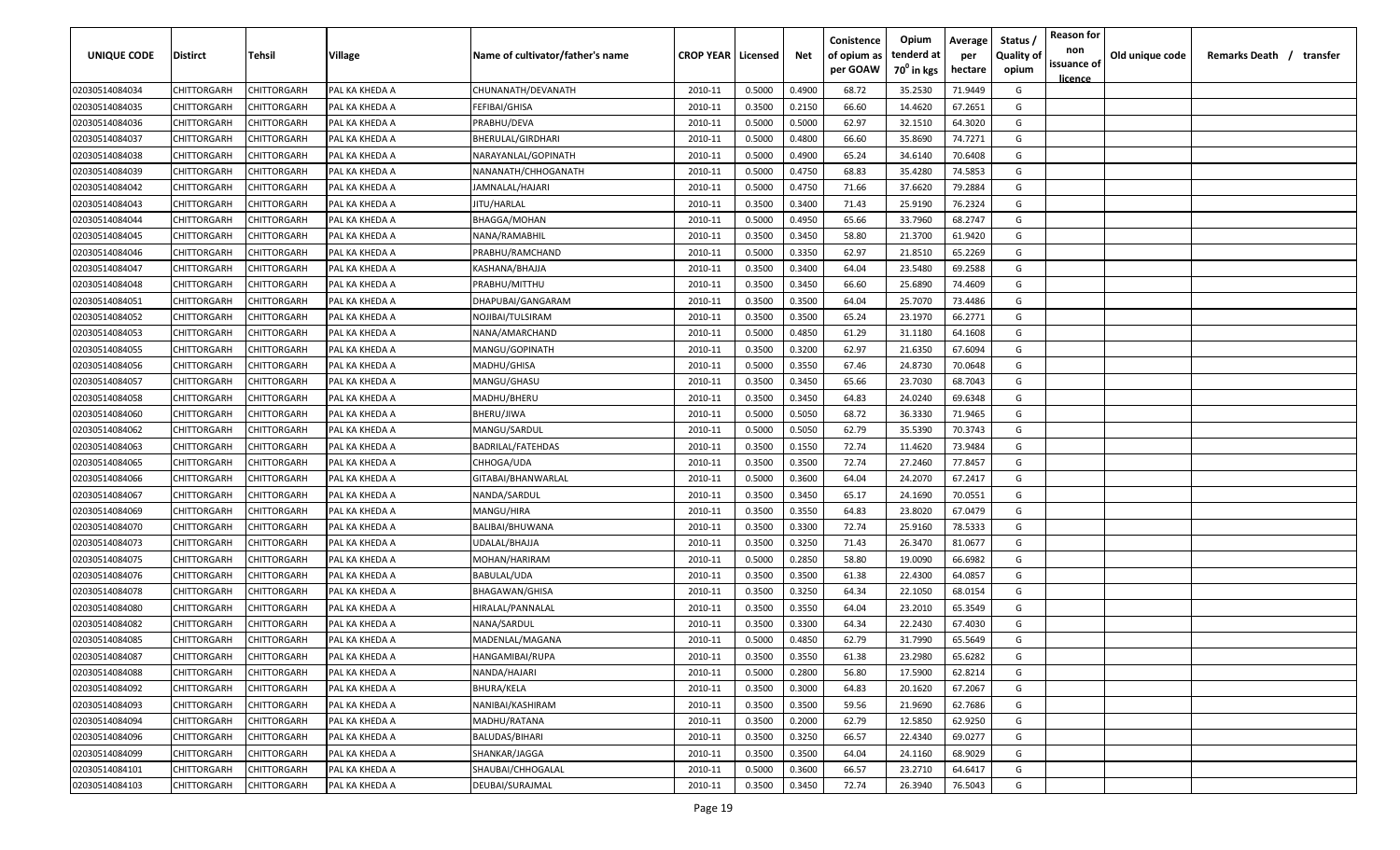| UNIQUE CODE | Distirct | Tehsil | Village | Name of cultivator/father's name | CROP YEAR | Licensed | Net | Conistence of opium as per GOAW | Opium tenderd at 70° in kgs | Average per hectare | Status / Quality of opium | Reason for non issuance of licence | Old unique code | Remarks Death / transfer |
|---|---|---|---|---|---|---|---|---|---|---|---|---|---|---|
| 02030514084034 | CHITTORGARH | CHITTORGARH | PAL KA KHEDA A | CHUNANATH/DEVANATH | 2010-11 | 0.5000 | 0.4900 | 68.72 | 35.2530 | 71.9449 | G | | | |
| 02030514084035 | CHITTORGARH | CHITTORGARH | PAL KA KHEDA A | FEFIBAI/GHISA | 2010-11 | 0.3500 | 0.2150 | 66.60 | 14.4620 | 67.2651 | G | | | |
| 02030514084036 | CHITTORGARH | CHITTORGARH | PAL KA KHEDA A | PRABHU/DEVA | 2010-11 | 0.5000 | 0.5000 | 62.97 | 32.1510 | 64.3020 | G | | | |
| 02030514084037 | CHITTORGARH | CHITTORGARH | PAL KA KHEDA A | BHERULAL/GIRDHARI | 2010-11 | 0.5000 | 0.4800 | 66.60 | 35.8690 | 74.7271 | G | | | |
| 02030514084038 | CHITTORGARH | CHITTORGARH | PAL KA KHEDA A | NARAYANLAL/GOPINATH | 2010-11 | 0.5000 | 0.4900 | 65.24 | 34.6140 | 70.6408 | G | | | |
| 02030514084039 | CHITTORGARH | CHITTORGARH | PAL KA KHEDA A | NANANATH/CHHOGANATH | 2010-11 | 0.5000 | 0.4750 | 68.83 | 35.4280 | 74.5853 | G | | | |
| 02030514084042 | CHITTORGARH | CHITTORGARH | PAL KA KHEDA A | JAMNALAL/HAJARI | 2010-11 | 0.5000 | 0.4750 | 71.66 | 37.6620 | 79.2884 | G | | | |
| 02030514084043 | CHITTORGARH | CHITTORGARH | PAL KA KHEDA A | JITU/HARLAL | 2010-11 | 0.3500 | 0.3400 | 71.43 | 25.9190 | 76.2324 | G | | | |
| 02030514084044 | CHITTORGARH | CHITTORGARH | PAL KA KHEDA A | BHAGGA/MOHAN | 2010-11 | 0.5000 | 0.4950 | 65.66 | 33.7960 | 68.2747 | G | | | |
| 02030514084045 | CHITTORGARH | CHITTORGARH | PAL KA KHEDA A | NANA/RAMABHIL | 2010-11 | 0.3500 | 0.3450 | 58.80 | 21.3700 | 61.9420 | G | | | |
| 02030514084046 | CHITTORGARH | CHITTORGARH | PAL KA KHEDA A | PRABHU/RAMCHAND | 2010-11 | 0.5000 | 0.3350 | 62.97 | 21.8510 | 65.2269 | G | | | |
| 02030514084047 | CHITTORGARH | CHITTORGARH | PAL KA KHEDA A | KASHANA/BHAJJA | 2010-11 | 0.3500 | 0.3400 | 64.04 | 23.5480 | 69.2588 | G | | | |
| 02030514084048 | CHITTORGARH | CHITTORGARH | PAL KA KHEDA A | PRABHU/MITTHU | 2010-11 | 0.3500 | 0.3450 | 66.60 | 25.6890 | 74.4609 | G | | | |
| 02030514084051 | CHITTORGARH | CHITTORGARH | PAL KA KHEDA A | DHAPUBAI/GANGARAM | 2010-11 | 0.3500 | 0.3500 | 64.04 | 25.7070 | 73.4486 | G | | | |
| 02030514084052 | CHITTORGARH | CHITTORGARH | PAL KA KHEDA A | NOJIBAI/TULSIRAM | 2010-11 | 0.3500 | 0.3500 | 65.24 | 23.1970 | 66.2771 | G | | | |
| 02030514084053 | CHITTORGARH | CHITTORGARH | PAL KA KHEDA A | NANA/AMARCHAND | 2010-11 | 0.5000 | 0.4850 | 61.29 | 31.1180 | 64.1608 | G | | | |
| 02030514084055 | CHITTORGARH | CHITTORGARH | PAL KA KHEDA A | MANGU/GOPINATH | 2010-11 | 0.3500 | 0.3200 | 62.97 | 21.6350 | 67.6094 | G | | | |
| 02030514084056 | CHITTORGARH | CHITTORGARH | PAL KA KHEDA A | MADHU/GHISA | 2010-11 | 0.5000 | 0.3550 | 67.46 | 24.8730 | 70.0648 | G | | | |
| 02030514084057 | CHITTORGARH | CHITTORGARH | PAL KA KHEDA A | MANGU/GHASU | 2010-11 | 0.3500 | 0.3450 | 65.66 | 23.7030 | 68.7043 | G | | | |
| 02030514084058 | CHITTORGARH | CHITTORGARH | PAL KA KHEDA A | MADHU/BHERU | 2010-11 | 0.3500 | 0.3450 | 64.83 | 24.0240 | 69.6348 | G | | | |
| 02030514084060 | CHITTORGARH | CHITTORGARH | PAL KA KHEDA A | BHERU/JIWA | 2010-11 | 0.5000 | 0.5050 | 68.72 | 36.3330 | 71.9465 | G | | | |
| 02030514084062 | CHITTORGARH | CHITTORGARH | PAL KA KHEDA A | MANGU/SARDUL | 2010-11 | 0.5000 | 0.5050 | 62.79 | 35.5390 | 70.3743 | G | | | |
| 02030514084063 | CHITTORGARH | CHITTORGARH | PAL KA KHEDA A | BADRILAL/FATEHDAS | 2010-11 | 0.3500 | 0.1550 | 72.74 | 11.4620 | 73.9484 | G | | | |
| 02030514084065 | CHITTORGARH | CHITTORGARH | PAL KA KHEDA A | CHHOGA/UDA | 2010-11 | 0.3500 | 0.3500 | 72.74 | 27.2460 | 77.8457 | G | | | |
| 02030514084066 | CHITTORGARH | CHITTORGARH | PAL KA KHEDA A | GITABAI/BHANWARLAL | 2010-11 | 0.5000 | 0.3600 | 64.04 | 24.2070 | 67.2417 | G | | | |
| 02030514084067 | CHITTORGARH | CHITTORGARH | PAL KA KHEDA A | NANDA/SARDUL | 2010-11 | 0.3500 | 0.3450 | 65.17 | 24.1690 | 70.0551 | G | | | |
| 02030514084069 | CHITTORGARH | CHITTORGARH | PAL KA KHEDA A | MANGU/HIRA | 2010-11 | 0.3500 | 0.3550 | 64.83 | 23.8020 | 67.0479 | G | | | |
| 02030514084070 | CHITTORGARH | CHITTORGARH | PAL KA KHEDA A | BALIBAI/BHUWANA | 2010-11 | 0.3500 | 0.3300 | 72.74 | 25.9160 | 78.5333 | G | | | |
| 02030514084073 | CHITTORGARH | CHITTORGARH | PAL KA KHEDA A | UDALAL/BHAJJA | 2010-11 | 0.3500 | 0.3250 | 71.43 | 26.3470 | 81.0677 | G | | | |
| 02030514084075 | CHITTORGARH | CHITTORGARH | PAL KA KHEDA A | MOHAN/HARIRAM | 2010-11 | 0.5000 | 0.2850 | 58.80 | 19.0090 | 66.6982 | G | | | |
| 02030514084076 | CHITTORGARH | CHITTORGARH | PAL KA KHEDA A | BABULAL/UDA | 2010-11 | 0.3500 | 0.3500 | 61.38 | 22.4300 | 64.0857 | G | | | |
| 02030514084078 | CHITTORGARH | CHITTORGARH | PAL KA KHEDA A | BHAGAWAN/GHISA | 2010-11 | 0.3500 | 0.3250 | 64.34 | 22.1050 | 68.0154 | G | | | |
| 02030514084080 | CHITTORGARH | CHITTORGARH | PAL KA KHEDA A | HIRALAL/PANNALAL | 2010-11 | 0.3500 | 0.3550 | 64.04 | 23.2010 | 65.3549 | G | | | |
| 02030514084082 | CHITTORGARH | CHITTORGARH | PAL KA KHEDA A | NANA/SARDUL | 2010-11 | 0.3500 | 0.3300 | 64.34 | 22.2430 | 67.4030 | G | | | |
| 02030514084085 | CHITTORGARH | CHITTORGARH | PAL KA KHEDA A | MADENLAL/MAGANA | 2010-11 | 0.5000 | 0.4850 | 62.79 | 31.7990 | 65.5649 | G | | | |
| 02030514084087 | CHITTORGARH | CHITTORGARH | PAL KA KHEDA A | HANGAMIBAI/RUPA | 2010-11 | 0.3500 | 0.3550 | 61.38 | 23.2980 | 65.6282 | G | | | |
| 02030514084088 | CHITTORGARH | CHITTORGARH | PAL KA KHEDA A | NANDA/HAJARI | 2010-11 | 0.5000 | 0.2800 | 56.80 | 17.5900 | 62.8214 | G | | | |
| 02030514084092 | CHITTORGARH | CHITTORGARH | PAL KA KHEDA A | BHURA/KELA | 2010-11 | 0.3500 | 0.3000 | 64.83 | 20.1620 | 67.2067 | G | | | |
| 02030514084093 | CHITTORGARH | CHITTORGARH | PAL KA KHEDA A | NANIBAI/KASHIRAM | 2010-11 | 0.3500 | 0.3500 | 59.56 | 21.9690 | 62.7686 | G | | | |
| 02030514084094 | CHITTORGARH | CHITTORGARH | PAL KA KHEDA A | MADHU/RATANA | 2010-11 | 0.3500 | 0.2000 | 62.79 | 12.5850 | 62.9250 | G | | | |
| 02030514084096 | CHITTORGARH | CHITTORGARH | PAL KA KHEDA A | BALUDAS/BIHARI | 2010-11 | 0.3500 | 0.3250 | 66.57 | 22.4340 | 69.0277 | G | | | |
| 02030514084099 | CHITTORGARH | CHITTORGARH | PAL KA KHEDA A | SHANKAR/JAGGA | 2010-11 | 0.3500 | 0.3500 | 64.04 | 24.1160 | 68.9029 | G | | | |
| 02030514084101 | CHITTORGARH | CHITTORGARH | PAL KA KHEDA A | SHAUBAI/CHHOGALAL | 2010-11 | 0.5000 | 0.3600 | 66.57 | 23.2710 | 64.6417 | G | | | |
| 02030514084103 | CHITTORGARH | CHITTORGARH | PAL KA KHEDA A | DEUBAI/SURAJMAL | 2010-11 | 0.3500 | 0.3450 | 72.74 | 26.3940 | 76.5043 | G | | | |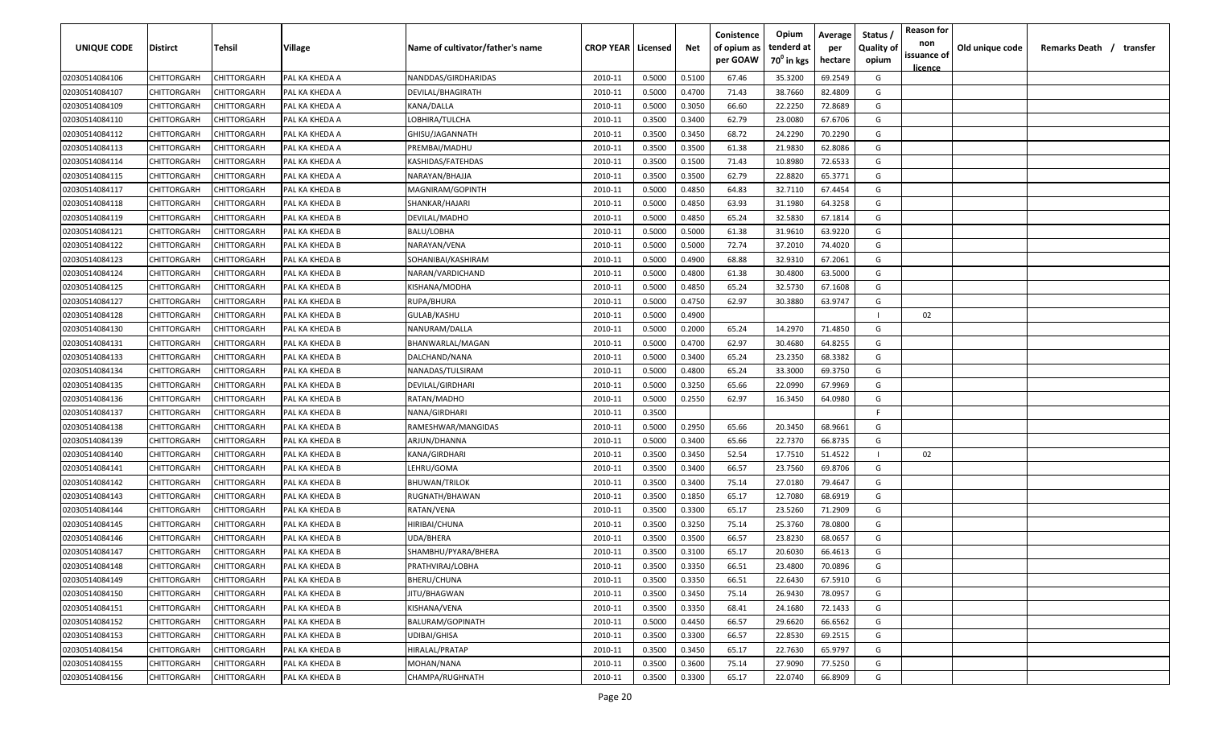| UNIQUE CODE | Distirct | Tehsil | Village | Name of cultivator/father's name | CROP YEAR | Licensed | Net | Conistence of opium as per GOAW | Opium tenderd at 70⁰ in kgs | Average per hectare | Status / Quality of opium | Reason for non issuance of licence | Old unique code | Remarks Death / transfer |
|---|---|---|---|---|---|---|---|---|---|---|---|---|---|---|
| 02030514084106 | CHITTORGARH | CHITTORGARH | PAL KA KHEDA A | NANDDAS/GIRDHARIDAS | 2010-11 | 0.5000 | 0.5100 | 67.46 | 35.3200 | 69.2549 | G | | | |
| 02030514084107 | CHITTORGARH | CHITTORGARH | PAL KA KHEDA A | DEVILAL/BHAGIRATH | 2010-11 | 0.5000 | 0.4700 | 71.43 | 38.7660 | 82.4809 | G | | | |
| 02030514084109 | CHITTORGARH | CHITTORGARH | PAL KA KHEDA A | KANA/DALLA | 2010-11 | 0.5000 | 0.3050 | 66.60 | 22.2250 | 72.8689 | G | | | |
| 02030514084110 | CHITTORGARH | CHITTORGARH | PAL KA KHEDA A | LOBHIRA/TULCHA | 2010-11 | 0.3500 | 0.3400 | 62.79 | 23.0080 | 67.6706 | G | | | |
| 02030514084112 | CHITTORGARH | CHITTORGARH | PAL KA KHEDA A | GHISU/JAGANNATH | 2010-11 | 0.3500 | 0.3450 | 68.72 | 24.2290 | 70.2290 | G | | | |
| 02030514084113 | CHITTORGARH | CHITTORGARH | PAL KA KHEDA A | PREMBAI/MADHU | 2010-11 | 0.3500 | 0.3500 | 61.38 | 21.9830 | 62.8086 | G | | | |
| 02030514084114 | CHITTORGARH | CHITTORGARH | PAL KA KHEDA A | KASHIDAS/FATEHDAS | 2010-11 | 0.3500 | 0.1500 | 71.43 | 10.8980 | 72.6533 | G | | | |
| 02030514084115 | CHITTORGARH | CHITTORGARH | PAL KA KHEDA A | NARAYAN/BHAJJA | 2010-11 | 0.3500 | 0.3500 | 62.79 | 22.8820 | 65.3771 | G | | | |
| 02030514084117 | CHITTORGARH | CHITTORGARH | PAL KA KHEDA B | MAGNIRAM/GOPINTH | 2010-11 | 0.5000 | 0.4850 | 64.83 | 32.7110 | 67.4454 | G | | | |
| 02030514084118 | CHITTORGARH | CHITTORGARH | PAL KA KHEDA B | SHANKAR/HAJARI | 2010-11 | 0.5000 | 0.4850 | 63.93 | 31.1980 | 64.3258 | G | | | |
| 02030514084119 | CHITTORGARH | CHITTORGARH | PAL KA KHEDA B | DEVILAL/MADHO | 2010-11 | 0.5000 | 0.4850 | 65.24 | 32.5830 | 67.1814 | G | | | |
| 02030514084121 | CHITTORGARH | CHITTORGARH | PAL KA KHEDA B | BALU/LOBHA | 2010-11 | 0.5000 | 0.5000 | 61.38 | 31.9610 | 63.9220 | G | | | |
| 02030514084122 | CHITTORGARH | CHITTORGARH | PAL KA KHEDA B | NARAYAN/VENA | 2010-11 | 0.5000 | 0.5000 | 72.74 | 37.2010 | 74.4020 | G | | | |
| 02030514084123 | CHITTORGARH | CHITTORGARH | PAL KA KHEDA B | SOHANIBAI/KASHIRAM | 2010-11 | 0.5000 | 0.4900 | 68.88 | 32.9310 | 67.2061 | G | | | |
| 02030514084124 | CHITTORGARH | CHITTORGARH | PAL KA KHEDA B | NARAN/VARDICHAND | 2010-11 | 0.5000 | 0.4800 | 61.38 | 30.4800 | 63.5000 | G | | | |
| 02030514084125 | CHITTORGARH | CHITTORGARH | PAL KA KHEDA B | KISHANA/MODHA | 2010-11 | 0.5000 | 0.4850 | 65.24 | 32.5730 | 67.1608 | G | | | |
| 02030514084127 | CHITTORGARH | CHITTORGARH | PAL KA KHEDA B | RUPA/BHURA | 2010-11 | 0.5000 | 0.4750 | 62.97 | 30.3880 | 63.9747 | G | | | |
| 02030514084128 | CHITTORGARH | CHITTORGARH | PAL KA KHEDA B | GULAB/KASHU | 2010-11 | 0.5000 | 0.4900 | | | | I | 02 | | |
| 02030514084130 | CHITTORGARH | CHITTORGARH | PAL KA KHEDA B | NANURAM/DALLA | 2010-11 | 0.5000 | 0.2000 | 65.24 | 14.2970 | 71.4850 | G | | | |
| 02030514084131 | CHITTORGARH | CHITTORGARH | PAL KA KHEDA B | BHANWARLAL/MAGAN | 2010-11 | 0.5000 | 0.4700 | 62.97 | 30.4680 | 64.8255 | G | | | |
| 02030514084133 | CHITTORGARH | CHITTORGARH | PAL KA KHEDA B | DALCHAND/NANA | 2010-11 | 0.5000 | 0.3400 | 65.24 | 23.2350 | 68.3382 | G | | | |
| 02030514084134 | CHITTORGARH | CHITTORGARH | PAL KA KHEDA B | NANADAS/TULSIRAM | 2010-11 | 0.5000 | 0.4800 | 65.24 | 33.3000 | 69.3750 | G | | | |
| 02030514084135 | CHITTORGARH | CHITTORGARH | PAL KA KHEDA B | DEVILAL/GIRDHARI | 2010-11 | 0.5000 | 0.3250 | 65.66 | 22.0990 | 67.9969 | G | | | |
| 02030514084136 | CHITTORGARH | CHITTORGARH | PAL KA KHEDA B | RATAN/MADHO | 2010-11 | 0.5000 | 0.2550 | 62.97 | 16.3450 | 64.0980 | G | | | |
| 02030514084137 | CHITTORGARH | CHITTORGARH | PAL KA KHEDA B | NANA/GIRDHARI | 2010-11 | 0.3500 | | | | | F | | | |
| 02030514084138 | CHITTORGARH | CHITTORGARH | PAL KA KHEDA B | RAMESHWAR/MANGIDAS | 2010-11 | 0.5000 | 0.2950 | 65.66 | 20.3450 | 68.9661 | G | | | |
| 02030514084139 | CHITTORGARH | CHITTORGARH | PAL KA KHEDA B | ARJUN/DHANNA | 2010-11 | 0.5000 | 0.3400 | 65.66 | 22.7370 | 66.8735 | G | | | |
| 02030514084140 | CHITTORGARH | CHITTORGARH | PAL KA KHEDA B | KANA/GIRDHARI | 2010-11 | 0.3500 | 0.3450 | 52.54 | 17.7510 | 51.4522 | I | 02 | | |
| 02030514084141 | CHITTORGARH | CHITTORGARH | PAL KA KHEDA B | LEHRU/GOMA | 2010-11 | 0.3500 | 0.3400 | 66.57 | 23.7560 | 69.8706 | G | | | |
| 02030514084142 | CHITTORGARH | CHITTORGARH | PAL KA KHEDA B | BHUWAN/TRILOK | 2010-11 | 0.3500 | 0.3400 | 75.14 | 27.0180 | 79.4647 | G | | | |
| 02030514084143 | CHITTORGARH | CHITTORGARH | PAL KA KHEDA B | RUGNATH/BHAWAN | 2010-11 | 0.3500 | 0.1850 | 65.17 | 12.7080 | 68.6919 | G | | | |
| 02030514084144 | CHITTORGARH | CHITTORGARH | PAL KA KHEDA B | RATAN/VENA | 2010-11 | 0.3500 | 0.3300 | 65.17 | 23.5260 | 71.2909 | G | | | |
| 02030514084145 | CHITTORGARH | CHITTORGARH | PAL KA KHEDA B | HIRIBAI/CHUNA | 2010-11 | 0.3500 | 0.3250 | 75.14 | 25.3760 | 78.0800 | G | | | |
| 02030514084146 | CHITTORGARH | CHITTORGARH | PAL KA KHEDA B | UDA/BHERA | 2010-11 | 0.3500 | 0.3500 | 66.57 | 23.8230 | 68.0657 | G | | | |
| 02030514084147 | CHITTORGARH | CHITTORGARH | PAL KA KHEDA B | SHAMBHU/PYARA/BHERA | 2010-11 | 0.3500 | 0.3100 | 65.17 | 20.6030 | 66.4613 | G | | | |
| 02030514084148 | CHITTORGARH | CHITTORGARH | PAL KA KHEDA B | PRATHVIRAJ/LOBHA | 2010-11 | 0.3500 | 0.3350 | 66.51 | 23.4800 | 70.0896 | G | | | |
| 02030514084149 | CHITTORGARH | CHITTORGARH | PAL KA KHEDA B | BHERU/CHUNA | 2010-11 | 0.3500 | 0.3350 | 66.51 | 22.6430 | 67.5910 | G | | | |
| 02030514084150 | CHITTORGARH | CHITTORGARH | PAL KA KHEDA B | JITU/BHAGWAN | 2010-11 | 0.3500 | 0.3450 | 75.14 | 26.9430 | 78.0957 | G | | | |
| 02030514084151 | CHITTORGARH | CHITTORGARH | PAL KA KHEDA B | KISHANA/VENA | 2010-11 | 0.3500 | 0.3350 | 68.41 | 24.1680 | 72.1433 | G | | | |
| 02030514084152 | CHITTORGARH | CHITTORGARH | PAL KA KHEDA B | BALURAM/GOPINATH | 2010-11 | 0.5000 | 0.4450 | 66.57 | 29.6620 | 66.6562 | G | | | |
| 02030514084153 | CHITTORGARH | CHITTORGARH | PAL KA KHEDA B | UDIBAI/GHISA | 2010-11 | 0.3500 | 0.3300 | 66.57 | 22.8530 | 69.2515 | G | | | |
| 02030514084154 | CHITTORGARH | CHITTORGARH | PAL KA KHEDA B | HIRALAL/PRATAP | 2010-11 | 0.3500 | 0.3450 | 65.17 | 22.7630 | 65.9797 | G | | | |
| 02030514084155 | CHITTORGARH | CHITTORGARH | PAL KA KHEDA B | MOHAN/NANA | 2010-11 | 0.3500 | 0.3600 | 75.14 | 27.9090 | 77.5250 | G | | | |
| 02030514084156 | CHITTORGARH | CHITTORGARH | PAL KA KHEDA B | CHAMPA/RUGHNATH | 2010-11 | 0.3500 | 0.3300 | 65.17 | 22.0740 | 66.8909 | G | | | |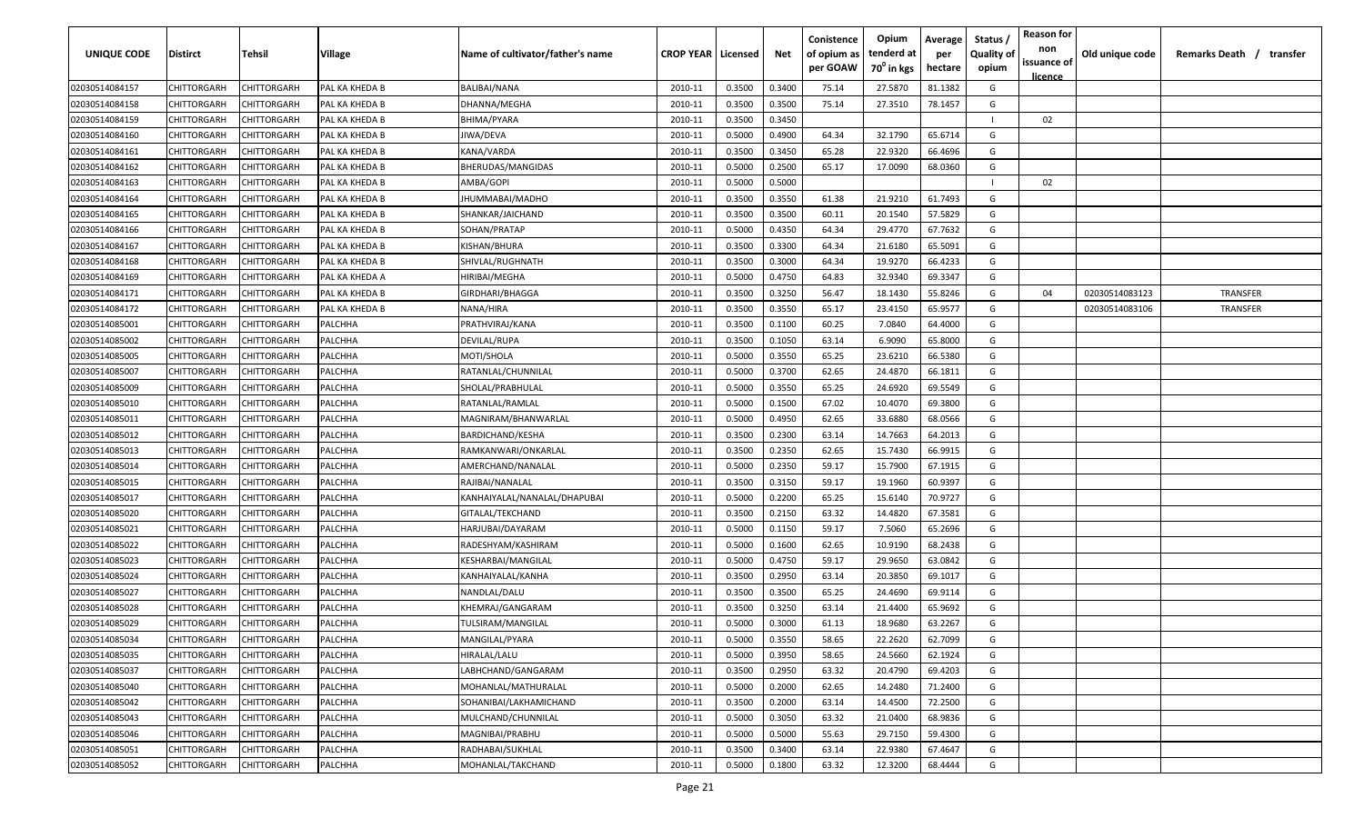| UNIQUE CODE | Distirct | Tehsil | Village | Name of cultivator/father's name | CROP YEAR | Licensed | Net | Conistence of opium as per GOAW | Opium tenderd at 70° in kgs | Average per hectare | Status / Quality of opium | Reason for non issuance of licence | Old unique code | Remarks Death / transfer |
|---|---|---|---|---|---|---|---|---|---|---|---|---|---|---|
| 02030514084157 | CHITTORGARH | CHITTORGARH | PAL KA KHEDA B | BALIBAI/NANA | 2010-11 | 0.3500 | 0.3400 | 75.14 | 27.5870 | 81.1382 | G | | | |
| 02030514084158 | CHITTORGARH | CHITTORGARH | PAL KA KHEDA B | DHANNA/MEGHA | 2010-11 | 0.3500 | 0.3500 | 75.14 | 27.3510 | 78.1457 | G | | | |
| 02030514084159 | CHITTORGARH | CHITTORGARH | PAL KA KHEDA B | BHIMA/PYARA | 2010-11 | 0.3500 | 0.3450 | | | | I | 02 | | |
| 02030514084160 | CHITTORGARH | CHITTORGARH | PAL KA KHEDA B | JIWA/DEVA | 2010-11 | 0.5000 | 0.4900 | 64.34 | 32.1790 | 65.6714 | G | | | |
| 02030514084161 | CHITTORGARH | CHITTORGARH | PAL KA KHEDA B | KANA/VARDA | 2010-11 | 0.3500 | 0.3450 | 65.28 | 22.9320 | 66.4696 | G | | | |
| 02030514084162 | CHITTORGARH | CHITTORGARH | PAL KA KHEDA B | BHERUDAS/MANGIDAS | 2010-11 | 0.5000 | 0.2500 | 65.17 | 17.0090 | 68.0360 | G | | | |
| 02030514084163 | CHITTORGARH | CHITTORGARH | PAL KA KHEDA B | AMBA/GOPI | 2010-11 | 0.5000 | 0.5000 | | | | I | 02 | | |
| 02030514084164 | CHITTORGARH | CHITTORGARH | PAL KA KHEDA B | JHUMMABAI/MADHO | 2010-11 | 0.3500 | 0.3550 | 61.38 | 21.9210 | 61.7493 | G | | | |
| 02030514084165 | CHITTORGARH | CHITTORGARH | PAL KA KHEDA B | SHANKAR/JAICHAND | 2010-11 | 0.3500 | 0.3500 | 60.11 | 20.1540 | 57.5829 | G | | | |
| 02030514084166 | CHITTORGARH | CHITTORGARH | PAL KA KHEDA B | SOHAN/PRATAP | 2010-11 | 0.5000 | 0.4350 | 64.34 | 29.4770 | 67.7632 | G | | | |
| 02030514084167 | CHITTORGARH | CHITTORGARH | PAL KA KHEDA B | KISHAN/BHURA | 2010-11 | 0.3500 | 0.3300 | 64.34 | 21.6180 | 65.5091 | G | | | |
| 02030514084168 | CHITTORGARH | CHITTORGARH | PAL KA KHEDA B | SHIVLAL/RUGHNATH | 2010-11 | 0.3500 | 0.3000 | 64.34 | 19.9270 | 66.4233 | G | | | |
| 02030514084169 | CHITTORGARH | CHITTORGARH | PAL KA KHEDA A | HIRIBAI/MEGHA | 2010-11 | 0.5000 | 0.4750 | 64.83 | 32.9340 | 69.3347 | G | | | |
| 02030514084171 | CHITTORGARH | CHITTORGARH | PAL KA KHEDA B | GIRDHARI/BHAGGA | 2010-11 | 0.3500 | 0.3250 | 56.47 | 18.1430 | 55.8246 | G | 04 | 02030514083123 | TRANSFER |
| 02030514084172 | CHITTORGARH | CHITTORGARH | PAL KA KHEDA B | NANA/HIRA | 2010-11 | 0.3500 | 0.3550 | 65.17 | 23.4150 | 65.9577 | G | | 02030514083106 | TRANSFER |
| 02030514085001 | CHITTORGARH | CHITTORGARH | PALCHHA | PRATHVIRAJ/KANA | 2010-11 | 0.3500 | 0.1100 | 60.25 | 7.0840 | 64.4000 | G | | | |
| 02030514085002 | CHITTORGARH | CHITTORGARH | PALCHHA | DEVILAL/RUPA | 2010-11 | 0.3500 | 0.1050 | 63.14 | 6.9090 | 65.8000 | G | | | |
| 02030514085005 | CHITTORGARH | CHITTORGARH | PALCHHA | MOTI/SHOLA | 2010-11 | 0.5000 | 0.3550 | 65.25 | 23.6210 | 66.5380 | G | | | |
| 02030514085007 | CHITTORGARH | CHITTORGARH | PALCHHA | RATANLAL/CHUNNILAL | 2010-11 | 0.5000 | 0.3700 | 62.65 | 24.4870 | 66.1811 | G | | | |
| 02030514085009 | CHITTORGARH | CHITTORGARH | PALCHHA | SHOLAL/PRABHULAL | 2010-11 | 0.5000 | 0.3550 | 65.25 | 24.6920 | 69.5549 | G | | | |
| 02030514085010 | CHITTORGARH | CHITTORGARH | PALCHHA | RATANLAL/RAMLAL | 2010-11 | 0.5000 | 0.1500 | 67.02 | 10.4070 | 69.3800 | G | | | |
| 02030514085011 | CHITTORGARH | CHITTORGARH | PALCHHA | MAGNIRAM/BHANWARLAL | 2010-11 | 0.5000 | 0.4950 | 62.65 | 33.6880 | 68.0566 | G | | | |
| 02030514085012 | CHITTORGARH | CHITTORGARH | PALCHHA | BARDICHAND/KESHA | 2010-11 | 0.3500 | 0.2300 | 63.14 | 14.7663 | 64.2013 | G | | | |
| 02030514085013 | CHITTORGARH | CHITTORGARH | PALCHHA | RAMKANWARI/ONKARLAL | 2010-11 | 0.3500 | 0.2350 | 62.65 | 15.7430 | 66.9915 | G | | | |
| 02030514085014 | CHITTORGARH | CHITTORGARH | PALCHHA | AMERCHAND/NANALAL | 2010-11 | 0.5000 | 0.2350 | 59.17 | 15.7900 | 67.1915 | G | | | |
| 02030514085015 | CHITTORGARH | CHITTORGARH | PALCHHA | RAJIBAI/NANALAL | 2010-11 | 0.3500 | 0.3150 | 59.17 | 19.1960 | 60.9397 | G | | | |
| 02030514085017 | CHITTORGARH | CHITTORGARH | PALCHHA | KANHAIYALAL/NANALAL/DHAPUBAI | 2010-11 | 0.5000 | 0.2200 | 65.25 | 15.6140 | 70.9727 | G | | | |
| 02030514085020 | CHITTORGARH | CHITTORGARH | PALCHHA | GITALAL/TEKCHAND | 2010-11 | 0.3500 | 0.2150 | 63.32 | 14.4820 | 67.3581 | G | | | |
| 02030514085021 | CHITTORGARH | CHITTORGARH | PALCHHA | HARJUBAI/DAYARAM | 2010-11 | 0.5000 | 0.1150 | 59.17 | 7.5060 | 65.2696 | G | | | |
| 02030514085022 | CHITTORGARH | CHITTORGARH | PALCHHA | RADESHYAM/KASHIRAM | 2010-11 | 0.5000 | 0.1600 | 62.65 | 10.9190 | 68.2438 | G | | | |
| 02030514085023 | CHITTORGARH | CHITTORGARH | PALCHHA | KESHARBAI/MANGILAL | 2010-11 | 0.5000 | 0.4750 | 59.17 | 29.9650 | 63.0842 | G | | | |
| 02030514085024 | CHITTORGARH | CHITTORGARH | PALCHHA | KANHAIYALAL/KANHA | 2010-11 | 0.3500 | 0.2950 | 63.14 | 20.3850 | 69.1017 | G | | | |
| 02030514085027 | CHITTORGARH | CHITTORGARH | PALCHHA | NANDLAL/DALU | 2010-11 | 0.3500 | 0.3500 | 65.25 | 24.4690 | 69.9114 | G | | | |
| 02030514085028 | CHITTORGARH | CHITTORGARH | PALCHHA | KHEMRAJ/GANGARAM | 2010-11 | 0.3500 | 0.3250 | 63.14 | 21.4400 | 65.9692 | G | | | |
| 02030514085029 | CHITTORGARH | CHITTORGARH | PALCHHA | TULSIRAM/MANGILAL | 2010-11 | 0.5000 | 0.3000 | 61.13 | 18.9680 | 63.2267 | G | | | |
| 02030514085034 | CHITTORGARH | CHITTORGARH | PALCHHA | MANGILAL/PYARA | 2010-11 | 0.5000 | 0.3550 | 58.65 | 22.2620 | 62.7099 | G | | | |
| 02030514085035 | CHITTORGARH | CHITTORGARH | PALCHHA | HIRALAL/LALU | 2010-11 | 0.5000 | 0.3950 | 58.65 | 24.5660 | 62.1924 | G | | | |
| 02030514085037 | CHITTORGARH | CHITTORGARH | PALCHHA | LABHCHAND/GANGARAM | 2010-11 | 0.3500 | 0.2950 | 63.32 | 20.4790 | 69.4203 | G | | | |
| 02030514085040 | CHITTORGARH | CHITTORGARH | PALCHHA | MOHANLAL/MATHURALAL | 2010-11 | 0.5000 | 0.2000 | 62.65 | 14.2480 | 71.2400 | G | | | |
| 02030514085042 | CHITTORGARH | CHITTORGARH | PALCHHA | SOHANIBAI/LAKHAMICHAND | 2010-11 | 0.3500 | 0.2000 | 63.14 | 14.4500 | 72.2500 | G | | | |
| 02030514085043 | CHITTORGARH | CHITTORGARH | PALCHHA | MULCHAND/CHUNNILAL | 2010-11 | 0.5000 | 0.3050 | 63.32 | 21.0400 | 68.9836 | G | | | |
| 02030514085046 | CHITTORGARH | CHITTORGARH | PALCHHA | MAGNIBAI/PRABHU | 2010-11 | 0.5000 | 0.5000 | 55.63 | 29.7150 | 59.4300 | G | | | |
| 02030514085051 | CHITTORGARH | CHITTORGARH | PALCHHA | RADHABAI/SUKHLAL | 2010-11 | 0.3500 | 0.3400 | 63.14 | 22.9380 | 67.4647 | G | | | |
| 02030514085052 | CHITTORGARH | CHITTORGARH | PALCHHA | MOHANLAL/TAKCHAND | 2010-11 | 0.5000 | 0.1800 | 63.32 | 12.3200 | 68.4444 | G | | | |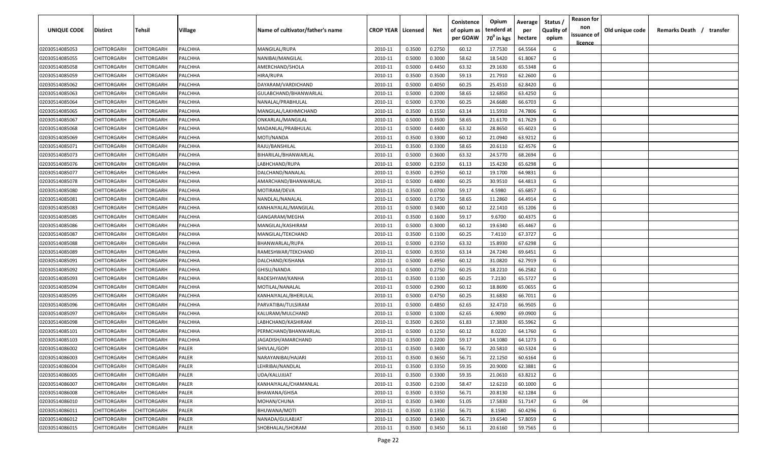| UNIQUE CODE | Distirct | Tehsil | Village | Name of cultivator/father's name | CROP YEAR | Licensed | Net | Conistence of opium as per GOAW | Opium tenderd at $70^0$ in kgs | Average per hectare | Status / Quality of opium | Reason for non issuance of licence | Old unique code | Remarks Death / transfer |
|---|---|---|---|---|---|---|---|---|---|---|---|---|---|---|
| 02030514085053 | CHITTORGARH | CHITTORGARH | PALCHHA | MANGILAL/RUPA | 2010-11 | 0.3500 | 0.2750 | 60.12 | 17.7530 | 64.5564 | G | | | |
| 02030514085055 | CHITTORGARH | CHITTORGARH | PALCHHA | NANIBAI/MANGILAL | 2010-11 | 0.5000 | 0.3000 | 58.62 | 18.5420 | 61.8067 | G | | | |
| 02030514085058 | CHITTORGARH | CHITTORGARH | PALCHHA | AMERCHAND/SHOLA | 2010-11 | 0.5000 | 0.4450 | 63.32 | 29.1630 | 65.5348 | G | | | |
| 02030514085059 | CHITTORGARH | CHITTORGARH | PALCHHA | HIRA/RUPA | 2010-11 | 0.3500 | 0.3500 | 59.13 | 21.7910 | 62.2600 | G | | | |
| 02030514085062 | CHITTORGARH | CHITTORGARH | PALCHHA | DAYARAM/VARDICHAND | 2010-11 | 0.5000 | 0.4050 | 60.25 | 25.4510 | 62.8420 | G | | | |
| 02030514085063 | CHITTORGARH | CHITTORGARH | PALCHHA | GULABCHAND/BHANWARLAL | 2010-11 | 0.5000 | 0.2000 | 58.65 | 12.6850 | 63.4250 | G | | | |
| 02030514085064 | CHITTORGARH | CHITTORGARH | PALCHHA | NANALAL/PRABHULAL | 2010-11 | 0.5000 | 0.3700 | 60.25 | 24.6680 | 66.6703 | G | | | |
| 02030514085065 | CHITTORGARH | CHITTORGARH | PALCHHA | MANGILAL/LAKHMICHAND | 2010-11 | 0.3500 | 0.1550 | 63.14 | 11.5910 | 74.7806 | G | | | |
| 02030514085067 | CHITTORGARH | CHITTORGARH | PALCHHA | ONKARLAL/MANGILAL | 2010-11 | 0.5000 | 0.3500 | 58.65 | 21.6170 | 61.7629 | G | | | |
| 02030514085068 | CHITTORGARH | CHITTORGARH | PALCHHA | MADANLAL/PRABHULAL | 2010-11 | 0.5000 | 0.4400 | 63.32 | 28.8650 | 65.6023 | G | | | |
| 02030514085069 | CHITTORGARH | CHITTORGARH | PALCHHA | MOTI/NANDA | 2010-11 | 0.3500 | 0.3300 | 60.12 | 21.0940 | 63.9212 | G | | | |
| 02030514085071 | CHITTORGARH | CHITTORGARH | PALCHHA | RAJU/BANSHILAL | 2010-11 | 0.3500 | 0.3300 | 58.65 | 20.6110 | 62.4576 | G | | | |
| 02030514085073 | CHITTORGARH | CHITTORGARH | PALCHHA | BIHARILAL/BHANWARLAL | 2010-11 | 0.5000 | 0.3600 | 63.32 | 24.5770 | 68.2694 | G | | | |
| 02030514085076 | CHITTORGARH | CHITTORGARH | PALCHHA | LABHCHAND/RUPA | 2010-11 | 0.5000 | 0.2350 | 61.13 | 15.4230 | 65.6298 | G | | | |
| 02030514085077 | CHITTORGARH | CHITTORGARH | PALCHHA | DALCHAND/NANALAL | 2010-11 | 0.3500 | 0.2950 | 60.12 | 19.1700 | 64.9831 | G | | | |
| 02030514085078 | CHITTORGARH | CHITTORGARH | PALCHHA | AMARCHAND/BHANWARLAL | 2010-11 | 0.5000 | 0.4800 | 60.25 | 30.9510 | 64.4813 | G | | | |
| 02030514085080 | CHITTORGARH | CHITTORGARH | PALCHHA | MOTIRAM/DEVA | 2010-11 | 0.3500 | 0.0700 | 59.17 | 4.5980 | 65.6857 | G | | | |
| 02030514085081 | CHITTORGARH | CHITTORGARH | PALCHHA | NANDLAL/NANALAL | 2010-11 | 0.5000 | 0.1750 | 58.65 | 11.2860 | 64.4914 | G | | | |
| 02030514085083 | CHITTORGARH | CHITTORGARH | PALCHHA | KANHAIYALAL/MANGILAL | 2010-11 | 0.5000 | 0.3400 | 60.12 | 22.1410 | 65.1206 | G | | | |
| 02030514085085 | CHITTORGARH | CHITTORGARH | PALCHHA | GANGARAM/MEGHA | 2010-11 | 0.3500 | 0.1600 | 59.17 | 9.6700 | 60.4375 | G | | | |
| 02030514085086 | CHITTORGARH | CHITTORGARH | PALCHHA | MANGILAL/KASHIRAM | 2010-11 | 0.5000 | 0.3000 | 60.12 | 19.6340 | 65.4467 | G | | | |
| 02030514085087 | CHITTORGARH | CHITTORGARH | PALCHHA | MANGILAL/TEKCHAND | 2010-11 | 0.3500 | 0.1100 | 60.25 | 7.4110 | 67.3727 | G | | | |
| 02030514085088 | CHITTORGARH | CHITTORGARH | PALCHHA | BHANWARLAL/RUPA | 2010-11 | 0.5000 | 0.2350 | 63.32 | 15.8930 | 67.6298 | G | | | |
| 02030514085089 | CHITTORGARH | CHITTORGARH | PALCHHA | RAMESHWAR/TEKCHAND | 2010-11 | 0.5000 | 0.3550 | 63.14 | 24.7240 | 69.6451 | G | | | |
| 02030514085091 | CHITTORGARH | CHITTORGARH | PALCHHA | DALCHAND/KISHANA | 2010-11 | 0.5000 | 0.4950 | 60.12 | 31.0820 | 62.7919 | G | | | |
| 02030514085092 | CHITTORGARH | CHITTORGARH | PALCHHA | GHISU/NANDA | 2010-11 | 0.5000 | 0.2750 | 60.25 | 18.2210 | 66.2582 | G | | | |
| 02030514085093 | CHITTORGARH | CHITTORGARH | PALCHHA | RADESHYAM/KANHA | 2010-11 | 0.3500 | 0.1100 | 60.25 | 7.2130 | 65.5727 | G | | | |
| 02030514085094 | CHITTORGARH | CHITTORGARH | PALCHHA | MOTILAL/NANALAL | 2010-11 | 0.5000 | 0.2900 | 60.12 | 18.8690 | 65.0655 | G | | | |
| 02030514085095 | CHITTORGARH | CHITTORGARH | PALCHHA | KANHAIYALAL/BHERULAL | 2010-11 | 0.5000 | 0.4750 | 60.25 | 31.6830 | 66.7011 | G | | | |
| 02030514085096 | CHITTORGARH | CHITTORGARH | PALCHHA | PARVATIBAI/TULSIRAM | 2010-11 | 0.5000 | 0.4850 | 62.65 | 32.4710 | 66.9505 | G | | | |
| 02030514085097 | CHITTORGARH | CHITTORGARH | PALCHHA | KALURAM/MULCHAND | 2010-11 | 0.5000 | 0.1000 | 62.65 | 6.9090 | 69.0900 | G | | | |
| 02030514085098 | CHITTORGARH | CHITTORGARH | PALCHHA | LABHCHAND/KASHIRAM | 2010-11 | 0.3500 | 0.2650 | 61.83 | 17.3830 | 65.5962 | G | | | |
| 02030514085101 | CHITTORGARH | CHITTORGARH | PALCHHA | PERMCHAND/BHANWARLAL | 2010-11 | 0.5000 | 0.1250 | 60.12 | 8.0220 | 64.1760 | G | | | |
| 02030514085103 | CHITTORGARH | CHITTORGARH | PALCHHA | JAGADISH/AMARCHAND | 2010-11 | 0.3500 | 0.2200 | 59.17 | 14.1080 | 64.1273 | G | | | |
| 02030514086002 | CHITTORGARH | CHITTORGARH | PALER | SHIVLAL/GOPI | 2010-11 | 0.3500 | 0.3400 | 56.72 | 20.5810 | 60.5324 | G | | | |
| 02030514086003 | CHITTORGARH | CHITTORGARH | PALER | NARAYANIBAI/HAJARI | 2010-11 | 0.3500 | 0.3650 | 56.71 | 22.1250 | 60.6164 | G | | | |
| 02030514086004 | CHITTORGARH | CHITTORGARH | PALER | LEHRIBAI/NANDLAL | 2010-11 | 0.3500 | 0.3350 | 59.35 | 20.9000 | 62.3881 | G | | | |
| 02030514086005 | CHITTORGARH | CHITTORGARH | PALER | UDA/KALUJIJAT | 2010-11 | 0.3500 | 0.3300 | 59.35 | 21.0610 | 63.8212 | G | | | |
| 02030514086007 | CHITTORGARH | CHITTORGARH | PALER | KANHAIYALAL/CHAMANLAL | 2010-11 | 0.3500 | 0.2100 | 58.47 | 12.6210 | 60.1000 | G | | | |
| 02030514086008 | CHITTORGARH | CHITTORGARH | PALER | BHAWANA/GHISA | 2010-11 | 0.3500 | 0.3350 | 56.71 | 20.8130 | 62.1284 | G | | | |
| 02030514086010 | CHITTORGARH | CHITTORGARH | PALER | MOHAN/CHUNA | 2010-11 | 0.3500 | 0.3400 | 51.05 | 17.5830 | 51.7147 | G | 04 | | |
| 02030514086011 | CHITTORGARH | CHITTORGARH | PALER | BHUWANA/MOTI | 2010-11 | 0.3500 | 0.1350 | 56.71 | 8.1580 | 60.4296 | G | | | |
| 02030514086012 | CHITTORGARH | CHITTORGARH | PALER | NANADA/GULABJAT | 2010-11 | 0.3500 | 0.3400 | 56.71 | 19.6540 | 57.8059 | G | | | |
| 02030514086015 | CHITTORGARH | CHITTORGARH | PALER | SHOBHALAL/SHORAM | 2010-11 | 0.3500 | 0.3450 | 56.11 | 20.6160 | 59.7565 | G | | | |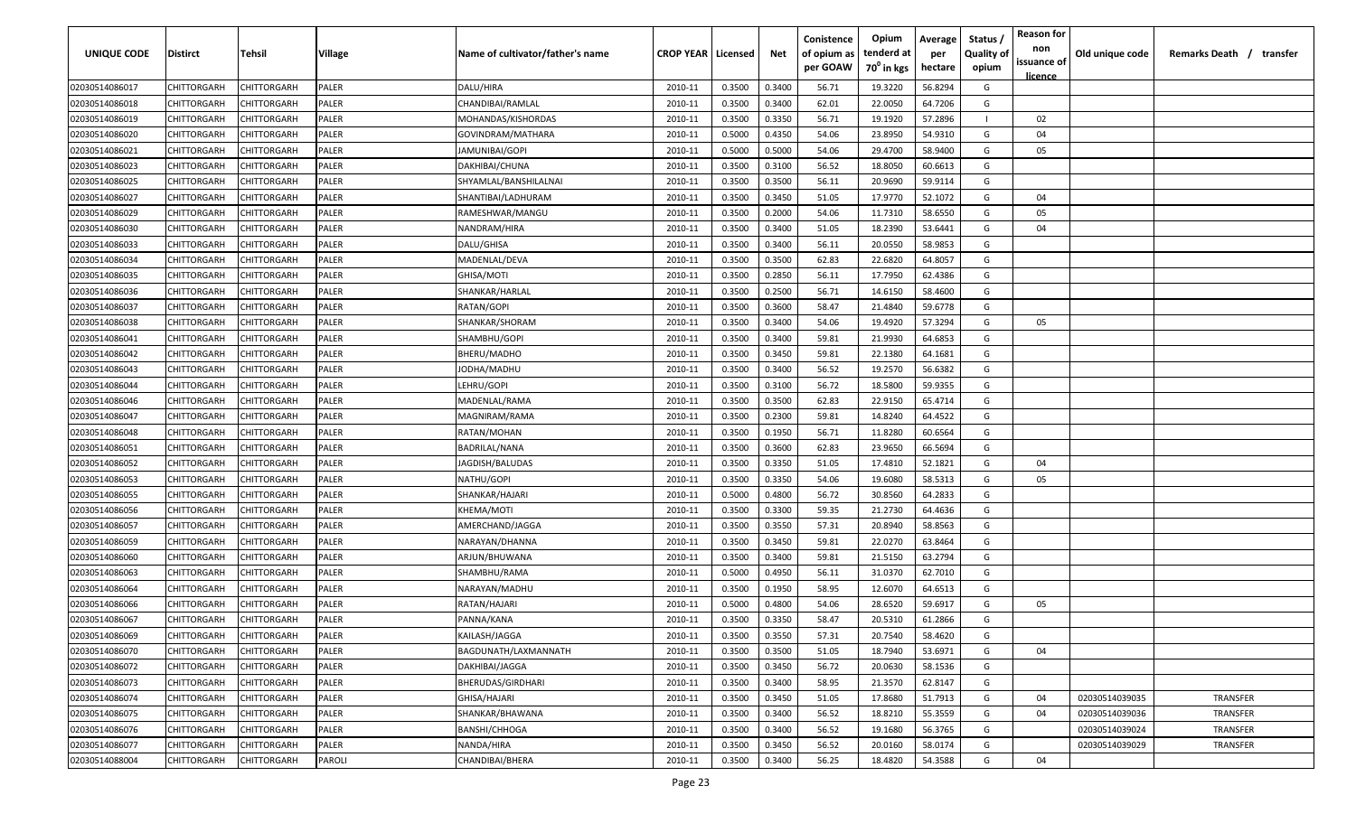| UNIQUE CODE | Distirct | Tehsil | Village | Name of cultivator/father's name | CROP YEAR | Licensed | Net | Conistence of opium as per GOAW | Opium tenderd at 70° in kgs | Average per hectare | Status / Quality of opium | Reason for non issuance of licence | Old unique code | Remarks Death / transfer |
|---|---|---|---|---|---|---|---|---|---|---|---|---|---|---|
| 02030514086017 | CHITTORGARH | CHITTORGARH | PALER | DALU/HIRA | 2010-11 | 0.3500 | 0.3400 | 56.71 | 19.3220 | 56.8294 | G | | | |
| 02030514086018 | CHITTORGARH | CHITTORGARH | PALER | CHANDIBAI/RAMLAL | 2010-11 | 0.3500 | 0.3400 | 62.01 | 22.0050 | 64.7206 | G | | | |
| 02030514086019 | CHITTORGARH | CHITTORGARH | PALER | MOHANDAS/KISHORDAS | 2010-11 | 0.3500 | 0.3350 | 56.71 | 19.1920 | 57.2896 | I | 02 | | |
| 02030514086020 | CHITTORGARH | CHITTORGARH | PALER | GOVINDRAM/MATHARA | 2010-11 | 0.5000 | 0.4350 | 54.06 | 23.8950 | 54.9310 | G | 04 | | |
| 02030514086021 | CHITTORGARH | CHITTORGARH | PALER | JAMUNIBAI/GOPI | 2010-11 | 0.5000 | 0.5000 | 54.06 | 29.4700 | 58.9400 | G | 05 | | |
| 02030514086023 | CHITTORGARH | CHITTORGARH | PALER | DAKHIBAI/CHUNA | 2010-11 | 0.3500 | 0.3100 | 56.52 | 18.8050 | 60.6613 | G | | | |
| 02030514086025 | CHITTORGARH | CHITTORGARH | PALER | SHYAMLAL/BANSHILALNAI | 2010-11 | 0.3500 | 0.3500 | 56.11 | 20.9690 | 59.9114 | G | | | |
| 02030514086027 | CHITTORGARH | CHITTORGARH | PALER | SHANTIBAI/LADHURAM | 2010-11 | 0.3500 | 0.3450 | 51.05 | 17.9770 | 52.1072 | G | 04 | | |
| 02030514086029 | CHITTORGARH | CHITTORGARH | PALER | RAMESHWAR/MANGU | 2010-11 | 0.3500 | 0.2000 | 54.06 | 11.7310 | 58.6550 | G | 05 | | |
| 02030514086030 | CHITTORGARH | CHITTORGARH | PALER | NANDRAM/HIRA | 2010-11 | 0.3500 | 0.3400 | 51.05 | 18.2390 | 53.6441 | G | 04 | | |
| 02030514086033 | CHITTORGARH | CHITTORGARH | PALER | DALU/GHISA | 2010-11 | 0.3500 | 0.3400 | 56.11 | 20.0550 | 58.9853 | G | | | |
| 02030514086034 | CHITTORGARH | CHITTORGARH | PALER | MADENLAL/DEVA | 2010-11 | 0.3500 | 0.3500 | 62.83 | 22.6820 | 64.8057 | G | | | |
| 02030514086035 | CHITTORGARH | CHITTORGARH | PALER | GHISA/MOTI | 2010-11 | 0.3500 | 0.2850 | 56.11 | 17.7950 | 62.4386 | G | | | |
| 02030514086036 | CHITTORGARH | CHITTORGARH | PALER | SHANKAR/HARLAL | 2010-11 | 0.3500 | 0.2500 | 56.71 | 14.6150 | 58.4600 | G | | | |
| 02030514086037 | CHITTORGARH | CHITTORGARH | PALER | RATAN/GOPI | 2010-11 | 0.3500 | 0.3600 | 58.47 | 21.4840 | 59.6778 | G | | | |
| 02030514086038 | CHITTORGARH | CHITTORGARH | PALER | SHANKAR/SHORAM | 2010-11 | 0.3500 | 0.3400 | 54.06 | 19.4920 | 57.3294 | G | 05 | | |
| 02030514086041 | CHITTORGARH | CHITTORGARH | PALER | SHAMBHU/GOPI | 2010-11 | 0.3500 | 0.3400 | 59.81 | 21.9930 | 64.6853 | G | | | |
| 02030514086042 | CHITTORGARH | CHITTORGARH | PALER | BHERU/MADHO | 2010-11 | 0.3500 | 0.3450 | 59.81 | 22.1380 | 64.1681 | G | | | |
| 02030514086043 | CHITTORGARH | CHITTORGARH | PALER | JODHA/MADHU | 2010-11 | 0.3500 | 0.3400 | 56.52 | 19.2570 | 56.6382 | G | | | |
| 02030514086044 | CHITTORGARH | CHITTORGARH | PALER | LEHRU/GOPI | 2010-11 | 0.3500 | 0.3100 | 56.72 | 18.5800 | 59.9355 | G | | | |
| 02030514086046 | CHITTORGARH | CHITTORGARH | PALER | MADENLAL/RAMA | 2010-11 | 0.3500 | 0.3500 | 62.83 | 22.9150 | 65.4714 | G | | | |
| 02030514086047 | CHITTORGARH | CHITTORGARH | PALER | MAGNIRAM/RAMA | 2010-11 | 0.3500 | 0.2300 | 59.81 | 14.8240 | 64.4522 | G | | | |
| 02030514086048 | CHITTORGARH | CHITTORGARH | PALER | RATAN/MOHAN | 2010-11 | 0.3500 | 0.1950 | 56.71 | 11.8280 | 60.6564 | G | | | |
| 02030514086051 | CHITTORGARH | CHITTORGARH | PALER | BADRILAL/NANA | 2010-11 | 0.3500 | 0.3600 | 62.83 | 23.9650 | 66.5694 | G | | | |
| 02030514086052 | CHITTORGARH | CHITTORGARH | PALER | JAGDISH/BALUDAS | 2010-11 | 0.3500 | 0.3350 | 51.05 | 17.4810 | 52.1821 | G | 04 | | |
| 02030514086053 | CHITTORGARH | CHITTORGARH | PALER | NATHU/GOPI | 2010-11 | 0.3500 | 0.3350 | 54.06 | 19.6080 | 58.5313 | G | 05 | | |
| 02030514086055 | CHITTORGARH | CHITTORGARH | PALER | SHANKAR/HAJARI | 2010-11 | 0.5000 | 0.4800 | 56.72 | 30.8560 | 64.2833 | G | | | |
| 02030514086056 | CHITTORGARH | CHITTORGARH | PALER | KHEMA/MOTI | 2010-11 | 0.3500 | 0.3300 | 59.35 | 21.2730 | 64.4636 | G | | | |
| 02030514086057 | CHITTORGARH | CHITTORGARH | PALER | AMERCHAND/JAGGA | 2010-11 | 0.3500 | 0.3550 | 57.31 | 20.8940 | 58.8563 | G | | | |
| 02030514086059 | CHITTORGARH | CHITTORGARH | PALER | NARAYAN/DHANNA | 2010-11 | 0.3500 | 0.3450 | 59.81 | 22.0270 | 63.8464 | G | | | |
| 02030514086060 | CHITTORGARH | CHITTORGARH | PALER | ARJUN/BHUWANA | 2010-11 | 0.3500 | 0.3400 | 59.81 | 21.5150 | 63.2794 | G | | | |
| 02030514086063 | CHITTORGARH | CHITTORGARH | PALER | SHAMBHU/RAMA | 2010-11 | 0.5000 | 0.4950 | 56.11 | 31.0370 | 62.7010 | G | | | |
| 02030514086064 | CHITTORGARH | CHITTORGARH | PALER | NARAYAN/MADHU | 2010-11 | 0.3500 | 0.1950 | 58.95 | 12.6070 | 64.6513 | G | | | |
| 02030514086066 | CHITTORGARH | CHITTORGARH | PALER | RATAN/HAJARI | 2010-11 | 0.5000 | 0.4800 | 54.06 | 28.6520 | 59.6917 | G | 05 | | |
| 02030514086067 | CHITTORGARH | CHITTORGARH | PALER | PANNA/KANA | 2010-11 | 0.3500 | 0.3350 | 58.47 | 20.5310 | 61.2866 | G | | | |
| 02030514086069 | CHITTORGARH | CHITTORGARH | PALER | KAILASH/JAGGA | 2010-11 | 0.3500 | 0.3550 | 57.31 | 20.7540 | 58.4620 | G | | | |
| 02030514086070 | CHITTORGARH | CHITTORGARH | PALER | BAGDUNATH/LAXMANNATH | 2010-11 | 0.3500 | 0.3500 | 51.05 | 18.7940 | 53.6971 | G | 04 | | |
| 02030514086072 | CHITTORGARH | CHITTORGARH | PALER | DAKHIBAI/JAGGA | 2010-11 | 0.3500 | 0.3450 | 56.72 | 20.0630 | 58.1536 | G | | | |
| 02030514086073 | CHITTORGARH | CHITTORGARH | PALER | BHERUDAS/GIRDHARI | 2010-11 | 0.3500 | 0.3400 | 58.95 | 21.3570 | 62.8147 | G | | | |
| 02030514086074 | CHITTORGARH | CHITTORGARH | PALER | GHISA/HAJARI | 2010-11 | 0.3500 | 0.3450 | 51.05 | 17.8680 | 51.7913 | G | 04 | 02030514039035 | TRANSFER |
| 02030514086075 | CHITTORGARH | CHITTORGARH | PALER | SHANKAR/BHAWANA | 2010-11 | 0.3500 | 0.3400 | 56.52 | 18.8210 | 55.3559 | G | 04 | 02030514039036 | TRANSFER |
| 02030514086076 | CHITTORGARH | CHITTORGARH | PALER | BANSHI/CHHOGA | 2010-11 | 0.3500 | 0.3400 | 56.52 | 19.1680 | 56.3765 | G | | 02030514039024 | TRANSFER |
| 02030514086077 | CHITTORGARH | CHITTORGARH | PALER | NANDA/HIRA | 2010-11 | 0.3500 | 0.3450 | 56.52 | 20.0160 | 58.0174 | G | | 02030514039029 | TRANSFER |
| 02030514088004 | CHITTORGARH | CHITTORGARH | PAROLI | CHANDIBAI/BHERA | 2010-11 | 0.3500 | 0.3400 | 56.25 | 18.4820 | 54.3588 | G | 04 | | |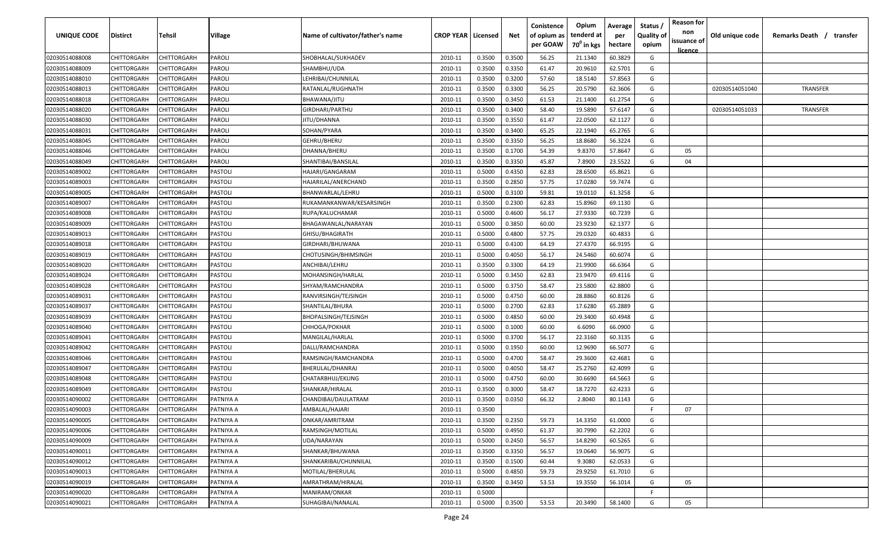| UNIQUE CODE | Distirct | Tehsil | Village | Name of cultivator/father's name | CROP YEAR | Licensed | Net | Conistence of opium as per GOAW | Opium tenderd at 70⁰ in kgs | Average per hectare | Status / Quality of opium | Reason for non issuance of licence | Old unique code | Remarks Death / transfer |
|---|---|---|---|---|---|---|---|---|---|---|---|---|---|---|
| 02030514088008 | CHITTORGARH | CHITTORGARH | PAROLI | SHOBHALAL/SUKHADEV | 2010-11 | 0.3500 | 0.3500 | 56.25 | 21.1340 | 60.3829 | G | | | |
| 02030514088009 | CHITTORGARH | CHITTORGARH | PAROLI | SHAMBHU/UDA | 2010-11 | 0.3500 | 0.3350 | 61.47 | 20.9610 | 62.5701 | G | | | |
| 02030514088010 | CHITTORGARH | CHITTORGARH | PAROLI | LEHRIBAI/CHUNNILAL | 2010-11 | 0.3500 | 0.3200 | 57.60 | 18.5140 | 57.8563 | G | | | |
| 02030514088013 | CHITTORGARH | CHITTORGARH | PAROLI | RATANLAL/RUGHNATH | 2010-11 | 0.3500 | 0.3300 | 56.25 | 20.5790 | 62.3606 | G | | 02030514051040 | TRANSFER |
| 02030514088018 | CHITTORGARH | CHITTORGARH | PAROLI | BHAWANA/JITU | 2010-11 | 0.3500 | 0.3450 | 61.53 | 21.1400 | 61.2754 | G | | | |
| 02030514088020 | CHITTORGARH | CHITTORGARH | PAROLI | GIRDHARI/PARTHU | 2010-11 | 0.3500 | 0.3400 | 58.40 | 19.5890 | 57.6147 | G | | 02030514051033 | TRANSFER |
| 02030514088030 | CHITTORGARH | CHITTORGARH | PAROLI | JITU/DHANNA | 2010-11 | 0.3500 | 0.3550 | 61.47 | 22.0500 | 62.1127 | G | | | |
| 02030514088031 | CHITTORGARH | CHITTORGARH | PAROLI | SOHAN/PYARA | 2010-11 | 0.3500 | 0.3400 | 65.25 | 22.1940 | 65.2765 | G | | | |
| 02030514088045 | CHITTORGARH | CHITTORGARH | PAROLI | GEHRU/BHERU | 2010-11 | 0.3500 | 0.3350 | 56.25 | 18.8680 | 56.3224 | G | | | |
| 02030514088046 | CHITTORGARH | CHITTORGARH | PAROLI | DHANNA/BHERU | 2010-11 | 0.3500 | 0.1700 | 54.39 | 9.8370 | 57.8647 | G | 05 | | |
| 02030514088049 | CHITTORGARH | CHITTORGARH | PAROLI | SHANTIBAI/BANSILAL | 2010-11 | 0.3500 | 0.3350 | 45.87 | 7.8900 | 23.5522 | G | 04 | | |
| 02030514089002 | CHITTORGARH | CHITTORGARH | PASTOLI | HAJARI/GANGARAM | 2010-11 | 0.5000 | 0.4350 | 62.83 | 28.6500 | 65.8621 | G | | | |
| 02030514089003 | CHITTORGARH | CHITTORGARH | PASTOLI | HAJARILAL/ANERCHAND | 2010-11 | 0.3500 | 0.2850 | 57.75 | 17.0280 | 59.7474 | G | | | |
| 02030514089005 | CHITTORGARH | CHITTORGARH | PASTOLI | BHANWARLAL/LEHRU | 2010-11 | 0.5000 | 0.3100 | 59.81 | 19.0110 | 61.3258 | G | | | |
| 02030514089007 | CHITTORGARH | CHITTORGARH | PASTOLI | RUKAMANKANWAR/KESARSINGH | 2010-11 | 0.3500 | 0.2300 | 62.83 | 15.8960 | 69.1130 | G | | | |
| 02030514089008 | CHITTORGARH | CHITTORGARH | PASTOLI | RUPA/KALUCHAMAR | 2010-11 | 0.5000 | 0.4600 | 56.17 | 27.9330 | 60.7239 | G | | | |
| 02030514089009 | CHITTORGARH | CHITTORGARH | PASTOLI | BHAGAWANLAL/NARAYAN | 2010-11 | 0.5000 | 0.3850 | 60.00 | 23.9230 | 62.1377 | G | | | |
| 02030514089013 | CHITTORGARH | CHITTORGARH | PASTOLI | GHISU/BHAGIRATH | 2010-11 | 0.5000 | 0.4800 | 57.75 | 29.0320 | 60.4833 | G | | | |
| 02030514089018 | CHITTORGARH | CHITTORGARH | PASTOLI | GIRDHARI/BHUWANA | 2010-11 | 0.5000 | 0.4100 | 64.19 | 27.4370 | 66.9195 | G | | | |
| 02030514089019 | CHITTORGARH | CHITTORGARH | PASTOLI | CHOTUSINGH/BHIMSINGH | 2010-11 | 0.5000 | 0.4050 | 56.17 | 24.5460 | 60.6074 | G | | | |
| 02030514089020 | CHITTORGARH | CHITTORGARH | PASTOLI | ANCHIBAI/LEHRU | 2010-11 | 0.3500 | 0.3300 | 64.19 | 21.9900 | 66.6364 | G | | | |
| 02030514089024 | CHITTORGARH | CHITTORGARH | PASTOLI | MOHANSINGH/HARLAL | 2010-11 | 0.5000 | 0.3450 | 62.83 | 23.9470 | 69.4116 | G | | | |
| 02030514089028 | CHITTORGARH | CHITTORGARH | PASTOLI | SHYAM/RAMCHANDRA | 2010-11 | 0.5000 | 0.3750 | 58.47 | 23.5800 | 62.8800 | G | | | |
| 02030514089031 | CHITTORGARH | CHITTORGARH | PASTOLI | RANVIRSINGH/TEJSINGH | 2010-11 | 0.5000 | 0.4750 | 60.00 | 28.8860 | 60.8126 | G | | | |
| 02030514089037 | CHITTORGARH | CHITTORGARH | PASTOLI | SHANTILAL/BHURA | 2010-11 | 0.5000 | 0.2700 | 62.83 | 17.6280 | 65.2889 | G | | | |
| 02030514089039 | CHITTORGARH | CHITTORGARH | PASTOLI | BHOPALSINGH/TEJSINGH | 2010-11 | 0.5000 | 0.4850 | 60.00 | 29.3400 | 60.4948 | G | | | |
| 02030514089040 | CHITTORGARH | CHITTORGARH | PASTOLI | CHHOGA/POKHAR | 2010-11 | 0.5000 | 0.1000 | 60.00 | 6.6090 | 66.0900 | G | | | |
| 02030514089041 | CHITTORGARH | CHITTORGARH | PASTOLI | MANGILAL/HARLAL | 2010-11 | 0.5000 | 0.3700 | 56.17 | 22.3160 | 60.3135 | G | | | |
| 02030514089042 | CHITTORGARH | CHITTORGARH | PASTOLI | DALLI/RAMCHANDRA | 2010-11 | 0.5000 | 0.1950 | 60.00 | 12.9690 | 66.5077 | G | | | |
| 02030514089046 | CHITTORGARH | CHITTORGARH | PASTOLI | RAMSINGH/RAMCHANDRA | 2010-11 | 0.5000 | 0.4700 | 58.47 | 29.3600 | 62.4681 | G | | | |
| 02030514089047 | CHITTORGARH | CHITTORGARH | PASTOLI | BHERULAL/DHANRAJ | 2010-11 | 0.5000 | 0.4050 | 58.47 | 25.2760 | 62.4099 | G | | | |
| 02030514089048 | CHITTORGARH | CHITTORGARH | PASTOLI | CHATARBHUJ/EKLING | 2010-11 | 0.5000 | 0.4750 | 60.00 | 30.6690 | 64.5663 | G | | | |
| 02030514089049 | CHITTORGARH | CHITTORGARH | PASTOLI | SHANKAR/HIRALAL | 2010-11 | 0.3500 | 0.3000 | 58.47 | 18.7270 | 62.4233 | G | | | |
| 02030514090002 | CHITTORGARH | CHITTORGARH | PATNIYA A | CHANDIBAI/DAULATRAM | 2010-11 | 0.3500 | 0.0350 | 66.32 | 2.8040 | 80.1143 | G | | | |
| 02030514090003 | CHITTORGARH | CHITTORGARH | PATNIYA A | AMBALAL/HAJARI | 2010-11 | 0.3500 | | | | | F | 07 | | |
| 02030514090005 | CHITTORGARH | CHITTORGARH | PATNIYA A | ONKAR/AMRITRAM | 2010-11 | 0.3500 | 0.2350 | 59.73 | 14.3350 | 61.0000 | G | | | |
| 02030514090006 | CHITTORGARH | CHITTORGARH | PATNIYA A | RAMSINGH/MOTILAL | 2010-11 | 0.5000 | 0.4950 | 61.37 | 30.7990 | 62.2202 | G | | | |
| 02030514090009 | CHITTORGARH | CHITTORGARH | PATNIYA A | UDA/NARAYAN | 2010-11 | 0.5000 | 0.2450 | 56.57 | 14.8290 | 60.5265 | G | | | |
| 02030514090011 | CHITTORGARH | CHITTORGARH | PATNIYA A | SHANKAR/BHUWANA | 2010-11 | 0.3500 | 0.3350 | 56.57 | 19.0640 | 56.9075 | G | | | |
| 02030514090012 | CHITTORGARH | CHITTORGARH | PATNIYA A | SHANKARIBAI/CHUNNILAL | 2010-11 | 0.3500 | 0.1500 | 60.44 | 9.3080 | 62.0533 | G | | | |
| 02030514090013 | CHITTORGARH | CHITTORGARH | PATNIYA A | MOTILAL/BHERULAL | 2010-11 | 0.5000 | 0.4850 | 59.73 | 29.9250 | 61.7010 | G | | | |
| 02030514090019 | CHITTORGARH | CHITTORGARH | PATNIYA A | AMRATHRAM/HIRALAL | 2010-11 | 0.3500 | 0.3450 | 53.53 | 19.3550 | 56.1014 | G | 05 | | |
| 02030514090020 | CHITTORGARH | CHITTORGARH | PATNIYA A | MANIRAM/ONKAR | 2010-11 | 0.5000 | | | | | F | | | |
| 02030514090021 | CHITTORGARH | CHITTORGARH | PATNIYA A | SUHAGIBAI/NANALAL | 2010-11 | 0.5000 | 0.3500 | 53.53 | 20.3490 | 58.1400 | G | 05 | | |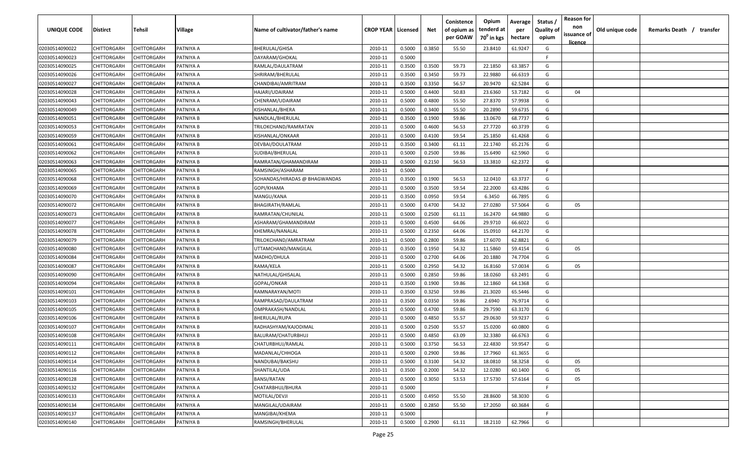| UNIQUE CODE | Distirct | Tehsil | Village | Name of cultivator/father's name | CROP YEAR | Licensed | Net | Conistence of opium as per GOAW | Opium tenderd at $70^0$ in kgs | Average per hectare | Status / Quality of opium | Reason for non issuance of licence | Old unique code | Remarks Death / transfer |
|---|---|---|---|---|---|---|---|---|---|---|---|---|---|---|
| 02030514090022 | CHITTORGARH | CHITTORGARH | PATNIYA A | BHERULAL/GHISA | 2010-11 | 0.5000 | 0.3850 | 55.50 | 23.8410 | 61.9247 | G | | | |
| 02030514090023 | CHITTORGARH | CHITTORGARH | PATNIYA A | DAYARAM/GHOKAL | 2010-11 | 0.5000 | | | | | F | | | |
| 02030514090025 | CHITTORGARH | CHITTORGARH | PATNIYA A | RAMLAL/DAULATRAM | 2010-11 | 0.3500 | 0.3500 | 59.73 | 22.1850 | 63.3857 | G | | | |
| 02030514090026 | CHITTORGARH | CHITTORGARH | PATNIYA A | SHRIRAM/BHERULAL | 2010-11 | 0.3500 | 0.3450 | 59.73 | 22.9880 | 66.6319 | G | | | |
| 02030514090027 | CHITTORGARH | CHITTORGARH | PATNIYA A | CHANDIBAI/AMRITRAM | 2010-11 | 0.3500 | 0.3350 | 56.57 | 20.9470 | 62.5284 | G | | | |
| 02030514090028 | CHITTORGARH | CHITTORGARH | PATNIYA A | HAJARI/UDAIRAM | 2010-11 | 0.5000 | 0.4400 | 50.83 | 23.6360 | 53.7182 | G | 04 | | |
| 02030514090043 | CHITTORGARH | CHITTORGARH | PATNIYA A | CHENRAM/UDAIRAM | 2010-11 | 0.5000 | 0.4800 | 55.50 | 27.8370 | 57.9938 | G | | | |
| 02030514090049 | CHITTORGARH | CHITTORGARH | PATNIYA A | KISHANLAL/BHERA | 2010-11 | 0.5000 | 0.3400 | 55.50 | 20.2890 | 59.6735 | G | | | |
| 02030514090051 | CHITTORGARH | CHITTORGARH | PATNIYA B | NANDLAL/BHERULAL | 2010-11 | 0.3500 | 0.1900 | 59.86 | 13.0670 | 68.7737 | G | | | |
| 02030514090053 | CHITTORGARH | CHITTORGARH | PATNIYA B | TRILOKCHAND/RAMRATAN | 2010-11 | 0.5000 | 0.4600 | 56.53 | 27.7720 | 60.3739 | G | | | |
| 02030514090059 | CHITTORGARH | CHITTORGARH | PATNIYA B | KISHANLAL/ONKAAR | 2010-11 | 0.5000 | 0.4100 | 59.54 | 25.1850 | 61.4268 | G | | | |
| 02030514090061 | CHITTORGARH | CHITTORGARH | PATNIYA B | DEVBAI/DOULATRAM | 2010-11 | 0.3500 | 0.3400 | 61.11 | 22.1740 | 65.2176 | G | | | |
| 02030514090062 | CHITTORGARH | CHITTORGARH | PATNIYA B | SUDIBAI/BHERULAL | 2010-11 | 0.5000 | 0.2500 | 59.86 | 15.6490 | 62.5960 | G | | | |
| 02030514090063 | CHITTORGARH | CHITTORGARH | PATNIYA B | RAMRATAN/GHAMANDIRAM | 2010-11 | 0.5000 | 0.2150 | 56.53 | 13.3810 | 62.2372 | G | | | |
| 02030514090065 | CHITTORGARH | CHITTORGARH | PATNIYA B | RAMSINGH/ASHARAM | 2010-11 | 0.5000 | | | | | F | | | |
| 02030514090068 | CHITTORGARH | CHITTORGARH | PATNIYA B | SOHANDAS/HIRADAS @ BHAGWANDAS | 2010-11 | 0.3500 | 0.1900 | 56.53 | 12.0410 | 63.3737 | G | | | |
| 02030514090069 | CHITTORGARH | CHITTORGARH | PATNIYA B | GOPI/KHAMA | 2010-11 | 0.5000 | 0.3500 | 59.54 | 22.2000 | 63.4286 | G | | | |
| 02030514090070 | CHITTORGARH | CHITTORGARH | PATNIYA B | MANGU/KANA | 2010-11 | 0.3500 | 0.0950 | 59.54 | 6.3450 | 66.7895 | G | | | |
| 02030514090072 | CHITTORGARH | CHITTORGARH | PATNIYA B | BHAGIRATH/RAMLAL | 2010-11 | 0.5000 | 0.4700 | 54.32 | 27.0280 | 57.5064 | G | 05 | | |
| 02030514090073 | CHITTORGARH | CHITTORGARH | PATNIYA B | RAMRATAN/CHUNILAL | 2010-11 | 0.5000 | 0.2500 | 61.11 | 16.2470 | 64.9880 | G | | | |
| 02030514090077 | CHITTORGARH | CHITTORGARH | PATNIYA B | ASHARAM/GHAMANDIRAM | 2010-11 | 0.5000 | 0.4500 | 64.06 | 29.9710 | 66.6022 | G | | | |
| 02030514090078 | CHITTORGARH | CHITTORGARH | PATNIYA B | KHEMRAJ/NANALAL | 2010-11 | 0.5000 | 0.2350 | 64.06 | 15.0910 | 64.2170 | G | | | |
| 02030514090079 | CHITTORGARH | CHITTORGARH | PATNIYA B | TRILOKCHAND/AMRATRAM | 2010-11 | 0.5000 | 0.2800 | 59.86 | 17.6070 | 62.8821 | G | | | |
| 02030514090080 | CHITTORGARH | CHITTORGARH | PATNIYA B | UTTAMCHAND/MANGILAL | 2010-11 | 0.3500 | 0.1950 | 54.32 | 11.5860 | 59.4154 | G | 05 | | |
| 02030514090084 | CHITTORGARH | CHITTORGARH | PATNIYA B | MADHO/DHULA | 2010-11 | 0.5000 | 0.2700 | 64.06 | 20.1880 | 74.7704 | G | | | |
| 02030514090087 | CHITTORGARH | CHITTORGARH | PATNIYA B | RAMA/KELA | 2010-11 | 0.5000 | 0.2950 | 54.32 | 16.8160 | 57.0034 | G | 05 | | |
| 02030514090090 | CHITTORGARH | CHITTORGARH | PATNIYA B | NATHULAL/GHISALAL | 2010-11 | 0.5000 | 0.2850 | 59.86 | 18.0260 | 63.2491 | G | | | |
| 02030514090094 | CHITTORGARH | CHITTORGARH | PATNIYA B | GOPAL/ONKAR | 2010-11 | 0.3500 | 0.1900 | 59.86 | 12.1860 | 64.1368 | G | | | |
| 02030514090101 | CHITTORGARH | CHITTORGARH | PATNIYA B | RAMNARAYAN/MOTI | 2010-11 | 0.3500 | 0.3250 | 59.86 | 21.3020 | 65.5446 | G | | | |
| 02030514090103 | CHITTORGARH | CHITTORGARH | PATNIYA B | RAMPRASAD/DAULATRAM | 2010-11 | 0.3500 | 0.0350 | 59.86 | 2.6940 | 76.9714 | G | | | |
| 02030514090105 | CHITTORGARH | CHITTORGARH | PATNIYA B | OMPRAKASH/NANDLAL | 2010-11 | 0.5000 | 0.4700 | 59.86 | 29.7590 | 63.3170 | G | | | |
| 02030514090106 | CHITTORGARH | CHITTORGARH | PATNIYA B | BHERULAL/RUPA | 2010-11 | 0.5000 | 0.4850 | 55.57 | 29.0630 | 59.9237 | G | | | |
| 02030514090107 | CHITTORGARH | CHITTORGARH | PATNIYA B | RADHASHYAM/KAJODIMAL | 2010-11 | 0.5000 | 0.2500 | 55.57 | 15.0200 | 60.0800 | G | | | |
| 02030514090108 | CHITTORGARH | CHITTORGARH | PATNIYA B | BALURAM/CHATURBHUJ | 2010-11 | 0.5000 | 0.4850 | 63.09 | 32.3380 | 66.6763 | G | | | |
| 02030514090111 | CHITTORGARH | CHITTORGARH | PATNIYA B | CHATURBHUJ/RAMLAL | 2010-11 | 0.5000 | 0.3750 | 56.53 | 22.4830 | 59.9547 | G | | | |
| 02030514090112 | CHITTORGARH | CHITTORGARH | PATNIYA B | MADANLAL/CHHOGA | 2010-11 | 0.5000 | 0.2900 | 59.86 | 17.7960 | 61.3655 | G | | | |
| 02030514090114 | CHITTORGARH | CHITTORGARH | PATNIYA B | NANDUBAI/BAKSHU | 2010-11 | 0.5000 | 0.3100 | 54.32 | 18.0810 | 58.3258 | G | 05 | | |
| 02030514090116 | CHITTORGARH | CHITTORGARH | PATNIYA B | SHANTILAL/UDA | 2010-11 | 0.3500 | 0.2000 | 54.32 | 12.0280 | 60.1400 | G | 05 | | |
| 02030514090128 | CHITTORGARH | CHITTORGARH | PATNIYA A | BANSI/RATAN | 2010-11 | 0.5000 | 0.3050 | 53.53 | 17.5730 | 57.6164 | G | 05 | | |
| 02030514090132 | CHITTORGARH | CHITTORGARH | PATNIYA A | CHATARBHUJ/BHURA | 2010-11 | 0.5000 | | | | | F | | | |
| 02030514090133 | CHITTORGARH | CHITTORGARH | PATNIYA A | MOTILAL/DEVJI | 2010-11 | 0.5000 | 0.4950 | 55.50 | 28.8600 | 58.3030 | G | | | |
| 02030514090134 | CHITTORGARH | CHITTORGARH | PATNIYA A | MANGILAL/UDAIRAM | 2010-11 | 0.5000 | 0.2850 | 55.50 | 17.2050 | 60.3684 | G | | | |
| 02030514090137 | CHITTORGARH | CHITTORGARH | PATNIYA A | MANGIBAI/KHEMA | 2010-11 | 0.5000 | | | | | F | | | |
| 02030514090140 | CHITTORGARH | CHITTORGARH | PATNIYA B | RAMSINGH/BHERULAL | 2010-11 | 0.5000 | 0.2900 | 61.11 | 18.2110 | 62.7966 | G | | | |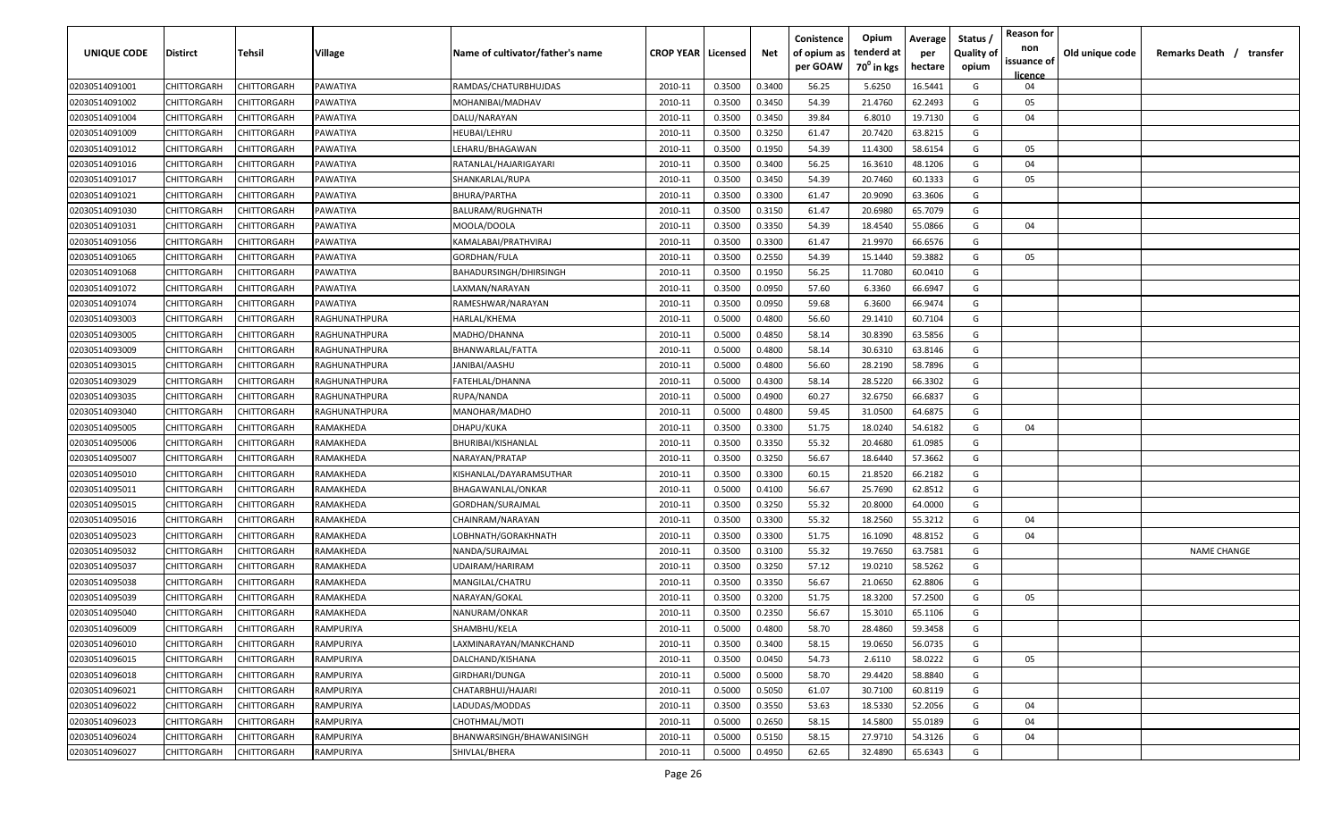| UNIQUE CODE | Distirct | Tehsil | Village | Name of cultivator/father's name | CROP YEAR | Licensed | Net | Conistence of opium as per GOAW | Opium tenderd at 70⁰ in kgs | Average per hectare | Status / Quality of opium | Reason for non issuance of licence | Old unique code | Remarks Death / transfer |
|---|---|---|---|---|---|---|---|---|---|---|---|---|---|---|
| 02030514091001 | CHITTORGARH | CHITTORGARH | PAWATIYA | RAMDAS/CHATURBHUJDAS | 2010-11 | 0.3500 | 0.3400 | 56.25 | 5.6250 | 16.5441 | G | 04 | | |
| 02030514091002 | CHITTORGARH | CHITTORGARH | PAWATIYA | MOHANIBAI/MADHAV | 2010-11 | 0.3500 | 0.3450 | 54.39 | 21.4760 | 62.2493 | G | 05 | | |
| 02030514091004 | CHITTORGARH | CHITTORGARH | PAWATIYA | DALU/NARAYAN | 2010-11 | 0.3500 | 0.3450 | 39.84 | 6.8010 | 19.7130 | G | 04 | | |
| 02030514091009 | CHITTORGARH | CHITTORGARH | PAWATIYA | HEUBAI/LEHRU | 2010-11 | 0.3500 | 0.3250 | 61.47 | 20.7420 | 63.8215 | G | | | |
| 02030514091012 | CHITTORGARH | CHITTORGARH | PAWATIYA | LEHARU/BHAGAWAN | 2010-11 | 0.3500 | 0.1950 | 54.39 | 11.4300 | 58.6154 | G | 05 | | |
| 02030514091016 | CHITTORGARH | CHITTORGARH | PAWATIYA | RATANLAL/HAJARIGAYARI | 2010-11 | 0.3500 | 0.3400 | 56.25 | 16.3610 | 48.1206 | G | 04 | | |
| 02030514091017 | CHITTORGARH | CHITTORGARH | PAWATIYA | SHANKARLAL/RUPA | 2010-11 | 0.3500 | 0.3450 | 54.39 | 20.7460 | 60.1333 | G | 05 | | |
| 02030514091021 | CHITTORGARH | CHITTORGARH | PAWATIYA | BHURA/PARTHA | 2010-11 | 0.3500 | 0.3300 | 61.47 | 20.9090 | 63.3606 | G | | | |
| 02030514091030 | CHITTORGARH | CHITTORGARH | PAWATIYA | BALURAM/RUGHNATH | 2010-11 | 0.3500 | 0.3150 | 61.47 | 20.6980 | 65.7079 | G | | | |
| 02030514091031 | CHITTORGARH | CHITTORGARH | PAWATIYA | MOOLA/DOOLA | 2010-11 | 0.3500 | 0.3350 | 54.39 | 18.4540 | 55.0866 | G | 04 | | |
| 02030514091056 | CHITTORGARH | CHITTORGARH | PAWATIYA | KAMALABAI/PRATHVIRAJ | 2010-11 | 0.3500 | 0.3300 | 61.47 | 21.9970 | 66.6576 | G | | | |
| 02030514091065 | CHITTORGARH | CHITTORGARH | PAWATIYA | GORDHAN/FULA | 2010-11 | 0.3500 | 0.2550 | 54.39 | 15.1440 | 59.3882 | G | 05 | | |
| 02030514091068 | CHITTORGARH | CHITTORGARH | PAWATIYA | BAHADURSINGH/DHIRSINGH | 2010-11 | 0.3500 | 0.1950 | 56.25 | 11.7080 | 60.0410 | G | | | |
| 02030514091072 | CHITTORGARH | CHITTORGARH | PAWATIYA | LAXMAN/NARAYAN | 2010-11 | 0.3500 | 0.0950 | 57.60 | 6.3360 | 66.6947 | G | | | |
| 02030514091074 | CHITTORGARH | CHITTORGARH | PAWATIYA | RAMESHWAR/NARAYAN | 2010-11 | 0.3500 | 0.0950 | 59.68 | 6.3600 | 66.9474 | G | | | |
| 02030514093003 | CHITTORGARH | CHITTORGARH | RAGHUNATHPURA | HARLAL/KHEMA | 2010-11 | 0.5000 | 0.4800 | 56.60 | 29.1410 | 60.7104 | G | | | |
| 02030514093005 | CHITTORGARH | CHITTORGARH | RAGHUNATHPURA | MADHO/DHANNA | 2010-11 | 0.5000 | 0.4850 | 58.14 | 30.8390 | 63.5856 | G | | | |
| 02030514093009 | CHITTORGARH | CHITTORGARH | RAGHUNATHPURA | BHANWARLAL/FATTA | 2010-11 | 0.5000 | 0.4800 | 58.14 | 30.6310 | 63.8146 | G | | | |
| 02030514093015 | CHITTORGARH | CHITTORGARH | RAGHUNATHPURA | JANIBAI/AASHU | 2010-11 | 0.5000 | 0.4800 | 56.60 | 28.2190 | 58.7896 | G | | | |
| 02030514093029 | CHITTORGARH | CHITTORGARH | RAGHUNATHPURA | FATEHLAL/DHANNA | 2010-11 | 0.5000 | 0.4300 | 58.14 | 28.5220 | 66.3302 | G | | | |
| 02030514093035 | CHITTORGARH | CHITTORGARH | RAGHUNATHPURA | RUPA/NANDA | 2010-11 | 0.5000 | 0.4900 | 60.27 | 32.6750 | 66.6837 | G | | | |
| 02030514093040 | CHITTORGARH | CHITTORGARH | RAGHUNATHPURA | MANOHAR/MADHO | 2010-11 | 0.5000 | 0.4800 | 59.45 | 31.0500 | 64.6875 | G | | | |
| 02030514095005 | CHITTORGARH | CHITTORGARH | RAMAKHEDA | DHAPU/KUKA | 2010-11 | 0.3500 | 0.3300 | 51.75 | 18.0240 | 54.6182 | G | 04 | | |
| 02030514095006 | CHITTORGARH | CHITTORGARH | RAMAKHEDA | BHURIBAI/KISHANLAL | 2010-11 | 0.3500 | 0.3350 | 55.32 | 20.4680 | 61.0985 | G | | | |
| 02030514095007 | CHITTORGARH | CHITTORGARH | RAMAKHEDA | NARAYAN/PRATAP | 2010-11 | 0.3500 | 0.3250 | 56.67 | 18.6440 | 57.3662 | G | | | |
| 02030514095010 | CHITTORGARH | CHITTORGARH | RAMAKHEDA | KISHANLAL/DAYARAMSUTHAR | 2010-11 | 0.3500 | 0.3300 | 60.15 | 21.8520 | 66.2182 | G | | | |
| 02030514095011 | CHITTORGARH | CHITTORGARH | RAMAKHEDA | BHAGAWANLAL/ONKAR | 2010-11 | 0.5000 | 0.4100 | 56.67 | 25.7690 | 62.8512 | G | | | |
| 02030514095015 | CHITTORGARH | CHITTORGARH | RAMAKHEDA | GORDHAN/SURAJMAL | 2010-11 | 0.3500 | 0.3250 | 55.32 | 20.8000 | 64.0000 | G | | | |
| 02030514095016 | CHITTORGARH | CHITTORGARH | RAMAKHEDA | CHAINRAM/NARAYAN | 2010-11 | 0.3500 | 0.3300 | 55.32 | 18.2560 | 55.3212 | G | 04 | | |
| 02030514095023 | CHITTORGARH | CHITTORGARH | RAMAKHEDA | LOBHNATH/GORAKHNATH | 2010-11 | 0.3500 | 0.3300 | 51.75 | 16.1090 | 48.8152 | G | 04 | | |
| 02030514095032 | CHITTORGARH | CHITTORGARH | RAMAKHEDA | NANDA/SURAJMAL | 2010-11 | 0.3500 | 0.3100 | 55.32 | 19.7650 | 63.7581 | G | | | NAME CHANGE |
| 02030514095037 | CHITTORGARH | CHITTORGARH | RAMAKHEDA | UDAIRAM/HARIRAM | 2010-11 | 0.3500 | 0.3250 | 57.12 | 19.0210 | 58.5262 | G | | | |
| 02030514095038 | CHITTORGARH | CHITTORGARH | RAMAKHEDA | MANGILAL/CHATRU | 2010-11 | 0.3500 | 0.3350 | 56.67 | 21.0650 | 62.8806 | G | | | |
| 02030514095039 | CHITTORGARH | CHITTORGARH | RAMAKHEDA | NARAYAN/GOKAL | 2010-11 | 0.3500 | 0.3200 | 51.75 | 18.3200 | 57.2500 | G | 05 | | |
| 02030514095040 | CHITTORGARH | CHITTORGARH | RAMAKHEDA | NANURAM/ONKAR | 2010-11 | 0.3500 | 0.2350 | 56.67 | 15.3010 | 65.1106 | G | | | |
| 02030514096009 | CHITTORGARH | CHITTORGARH | RAMPURIYA | SHAMBHU/KELA | 2010-11 | 0.5000 | 0.4800 | 58.70 | 28.4860 | 59.3458 | G | | | |
| 02030514096010 | CHITTORGARH | CHITTORGARH | RAMPURIYA | LAXMINARAYAN/MANKCHAND | 2010-11 | 0.3500 | 0.3400 | 58.15 | 19.0650 | 56.0735 | G | | | |
| 02030514096015 | CHITTORGARH | CHITTORGARH | RAMPURIYA | DALCHAND/KISHANA | 2010-11 | 0.3500 | 0.0450 | 54.73 | 2.6110 | 58.0222 | G | 05 | | |
| 02030514096018 | CHITTORGARH | CHITTORGARH | RAMPURIYA | GIRDHARI/DUNGA | 2010-11 | 0.5000 | 0.5000 | 58.70 | 29.4420 | 58.8840 | G | | | |
| 02030514096021 | CHITTORGARH | CHITTORGARH | RAMPURIYA | CHATARBHUJ/HAJARI | 2010-11 | 0.5000 | 0.5050 | 61.07 | 30.7100 | 60.8119 | G | | | |
| 02030514096022 | CHITTORGARH | CHITTORGARH | RAMPURIYA | LADUDAS/MODDAS | 2010-11 | 0.3500 | 0.3550 | 53.63 | 18.5330 | 52.2056 | G | 04 | | |
| 02030514096023 | CHITTORGARH | CHITTORGARH | RAMPURIYA | CHOTHMAL/MOTI | 2010-11 | 0.5000 | 0.2650 | 58.15 | 14.5800 | 55.0189 | G | 04 | | |
| 02030514096024 | CHITTORGARH | CHITTORGARH | RAMPURIYA | BHANWARSINGH/BHAWANISINGH | 2010-11 | 0.5000 | 0.5150 | 58.15 | 27.9710 | 54.3126 | G | 04 | | |
| 02030514096027 | CHITTORGARH | CHITTORGARH | RAMPURIYA | SHIVLAL/BHERA | 2010-11 | 0.5000 | 0.4950 | 62.65 | 32.4890 | 65.6343 | G | | | |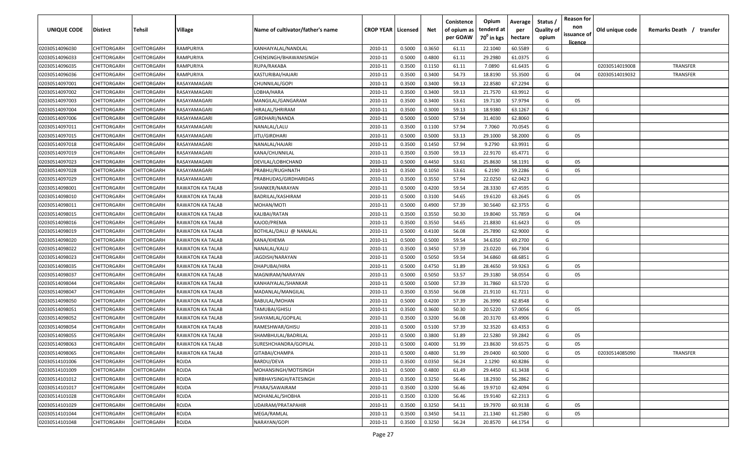| UNIQUE CODE | Distirct | Tehsil | Village | Name of cultivator/father's name | CROP YEAR | Licensed | Net | Conistence of opium as per GOAW | Opium tenderd at $70^0$ in kgs | Average per hectare | Status / Quality of opium | Reason for non issuance of licence | Old unique code | Remarks Death / transfer |
|---|---|---|---|---|---|---|---|---|---|---|---|---|---|---|
| 02030514096030 | CHITTORGARH | CHITTORGARH | RAMPURIYA | KANHAIYALAL/NANDLAL | 2010-11 | 0.5000 | 0.3650 | 61.11 | 22.1040 | 60.5589 | G | | | |
| 02030514096033 | CHITTORGARH | CHITTORGARH | RAMPURIYA | CHENSINGH/BHAWANISINGH | 2010-11 | 0.5000 | 0.4800 | 61.11 | 29.2980 | 61.0375 | G | | | |
| 02030514096035 | CHITTORGARH | CHITTORGARH | RAMPURIYA | RUPA/RAKABA | 2010-11 | 0.3500 | 0.1150 | 61.11 | 7.0890 | 61.6435 | G | | 02030514019008 | TRANSFER |
| 02030514096036 | CHITTORGARH | CHITTORGARH | RAMPURIYA | KASTURIBAI/HAJARI | 2010-11 | 0.3500 | 0.3400 | 54.73 | 18.8190 | 55.3500 | G | 04 | 02030514019032 | TRANSFER |
| 02030514097001 | CHITTORGARH | CHITTORGARH | RASAYAMAGARI | CHUNNILAL/GOPI | 2010-11 | 0.3500 | 0.3400 | 59.13 | 22.8580 | 67.2294 | G | | | |
| 02030514097002 | CHITTORGARH | CHITTORGARH | RASAYAMAGARI | LOBHA/HARA | 2010-11 | 0.3500 | 0.3400 | 59.13 | 21.7570 | 63.9912 | G | | | |
| 02030514097003 | CHITTORGARH | CHITTORGARH | RASAYAMAGARI | MANGILAL/GANGARAM | 2010-11 | 0.3500 | 0.3400 | 53.61 | 19.7130 | 57.9794 | G | 05 | | |
| 02030514097004 | CHITTORGARH | CHITTORGARH | RASAYAMAGARI | HIRALAL/SHRIRAM | 2010-11 | 0.3500 | 0.3000 | 59.13 | 18.9380 | 63.1267 | G | | | |
| 02030514097006 | CHITTORGARH | CHITTORGARH | RASAYAMAGARI | GIRDHARI/NANDA | 2010-11 | 0.5000 | 0.5000 | 57.94 | 31.4030 | 62.8060 | G | | | |
| 02030514097011 | CHITTORGARH | CHITTORGARH | RASAYAMAGARI | NANALAL/LALU | 2010-11 | 0.3500 | 0.1100 | 57.94 | 7.7060 | 70.0545 | G | | | |
| 02030514097015 | CHITTORGARH | CHITTORGARH | RASAYAMAGARI | JITU/GIRDHARI | 2010-11 | 0.5000 | 0.5000 | 53.13 | 29.1000 | 58.2000 | G | 05 | | |
| 02030514097018 | CHITTORGARH | CHITTORGARH | RASAYAMAGARI | NANALAL/HAJARI | 2010-11 | 0.3500 | 0.1450 | 57.94 | 9.2790 | 63.9931 | G | | | |
| 02030514097019 | CHITTORGARH | CHITTORGARH | RASAYAMAGARI | KANA/CHUNNILAL | 2010-11 | 0.3500 | 0.3500 | 59.13 | 22.9170 | 65.4771 | G | | | |
| 02030514097023 | CHITTORGARH | CHITTORGARH | RASAYAMAGARI | DEVILAL/LOBHCHAND | 2010-11 | 0.5000 | 0.4450 | 53.61 | 25.8630 | 58.1191 | G | 05 | | |
| 02030514097028 | CHITTORGARH | CHITTORGARH | RASAYAMAGARI | PRABHU/RUGHNATH | 2010-11 | 0.3500 | 0.1050 | 53.61 | 6.2190 | 59.2286 | G | 05 | | |
| 02030514097029 | CHITTORGARH | CHITTORGARH | RASAYAMAGARI | PRABHUDAS/GIRDHARIDAS | 2010-11 | 0.3500 | 0.3550 | 57.94 | 22.0250 | 62.0423 | G | | | |
| 02030514098001 | CHITTORGARH | CHITTORGARH | RAWATON KA TALAB | SHANKER/NARAYAN | 2010-11 | 0.5000 | 0.4200 | 59.54 | 28.3330 | 67.4595 | G | | | |
| 02030514098010 | CHITTORGARH | CHITTORGARH | RAWATON KA TALAB | BADRILAL/KASHIRAM | 2010-11 | 0.5000 | 0.3100 | 54.65 | 19.6120 | 63.2645 | G | 05 | | |
| 02030514098011 | CHITTORGARH | CHITTORGARH | RAWATON KA TALAB | MOHAN/MOTI | 2010-11 | 0.5000 | 0.4900 | 57.39 | 30.5640 | 62.3755 | G | | | |
| 02030514098015 | CHITTORGARH | CHITTORGARH | RAWATON KA TALAB | KALIBAI/RATAN | 2010-11 | 0.3500 | 0.3550 | 50.30 | 19.8040 | 55.7859 | G | 04 | | |
| 02030514098016 | CHITTORGARH | CHITTORGARH | RAWATON KA TALAB | KAJOD/PREMA | 2010-11 | 0.3500 | 0.3550 | 54.65 | 21.8830 | 61.6423 | G | 05 | | |
| 02030514098019 | CHITTORGARH | CHITTORGARH | RAWATON KA TALAB | BOTHLAL/DALU @ NANALAL | 2010-11 | 0.5000 | 0.4100 | 56.08 | 25.7890 | 62.9000 | G | | | |
| 02030514098020 | CHITTORGARH | CHITTORGARH | RAWATON KA TALAB | KANA/KHEMA | 2010-11 | 0.5000 | 0.5000 | 59.54 | 34.6350 | 69.2700 | G | | | |
| 02030514098022 | CHITTORGARH | CHITTORGARH | RAWATON KA TALAB | NANALAL/KALU | 2010-11 | 0.3500 | 0.3450 | 57.39 | 23.0220 | 66.7304 | G | | | |
| 02030514098023 | CHITTORGARH | CHITTORGARH | RAWATON KA TALAB | JAGDISH/NARAYAN | 2010-11 | 0.5000 | 0.5050 | 59.54 | 34.6860 | 68.6851 | G | | | |
| 02030514098035 | CHITTORGARH | CHITTORGARH | RAWATON KA TALAB | DHAPUBAI/HIRA | 2010-11 | 0.5000 | 0.4750 | 51.89 | 28.4650 | 59.9263 | G | 05 | | |
| 02030514098037 | CHITTORGARH | CHITTORGARH | RAWATON KA TALAB | MAGNIRAM/NARAYAN | 2010-11 | 0.5000 | 0.5050 | 53.57 | 29.3180 | 58.0554 | G | 05 | | |
| 02030514098044 | CHITTORGARH | CHITTORGARH | RAWATON KA TALAB | KANHAIYALAL/SHANKAR | 2010-11 | 0.5000 | 0.5000 | 57.39 | 31.7860 | 63.5720 | G | | | |
| 02030514098047 | CHITTORGARH | CHITTORGARH | RAWATON KA TALAB | MADANLAL/MANGILAL | 2010-11 | 0.3500 | 0.3550 | 56.08 | 21.9110 | 61.7211 | G | | | |
| 02030514098050 | CHITTORGARH | CHITTORGARH | RAWATON KA TALAB | BABULAL/MOHAN | 2010-11 | 0.5000 | 0.4200 | 57.39 | 26.3990 | 62.8548 | G | | | |
| 02030514098051 | CHITTORGARH | CHITTORGARH | RAWATON KA TALAB | TAMUBAI/GHISU | 2010-11 | 0.3500 | 0.3600 | 50.30 | 20.5220 | 57.0056 | G | 05 | | |
| 02030514098052 | CHITTORGARH | CHITTORGARH | RAWATON KA TALAB | SHAYAMLAL/GOPILAL | 2010-11 | 0.3500 | 0.3200 | 56.08 | 20.3170 | 63.4906 | G | | | |
| 02030514098054 | CHITTORGARH | CHITTORGARH | RAWATON KA TALAB | RAMESHWAR/GHISU | 2010-11 | 0.5000 | 0.5100 | 57.39 | 32.3520 | 63.4353 | G | | | |
| 02030514098055 | CHITTORGARH | CHITTORGARH | RAWATON KA TALAB | SHAMBHULAL/BADRILAL | 2010-11 | 0.5000 | 0.3800 | 51.89 | 22.5280 | 59.2842 | G | 05 | | |
| 02030514098063 | CHITTORGARH | CHITTORGARH | RAWATON KA TALAB | SURESHCHANDRA/GOPILAL | 2010-11 | 0.5000 | 0.4000 | 51.99 | 23.8630 | 59.6575 | G | 05 | | |
| 02030514098065 | CHITTORGARH | CHITTORGARH | RAWATON KA TALAB | GITABAI/CHAMPA | 2010-11 | 0.5000 | 0.4800 | 51.99 | 29.0400 | 60.5000 | G | 05 | 02030514085090 | TRANSFER |
| 02030514101006 | CHITTORGARH | CHITTORGARH | ROJDA | BARDU/DEVA | 2010-11 | 0.3500 | 0.0350 | 56.24 | 2.1290 | 60.8286 | G | | | |
| 02030514101009 | CHITTORGARH | CHITTORGARH | ROJDA | MOHANSINGH/MOTISINGH | 2010-11 | 0.5000 | 0.4800 | 61.49 | 29.4450 | 61.3438 | G | | | |
| 02030514101012 | CHITTORGARH | CHITTORGARH | ROJDA | NIRBHAYSINGH/FATESINGH | 2010-11 | 0.3500 | 0.3250 | 56.46 | 18.2930 | 56.2862 | G | | | |
| 02030514101017 | CHITTORGARH | CHITTORGARH | ROJDA | PYARA/SAWAIRAM | 2010-11 | 0.3500 | 0.3200 | 56.46 | 19.9710 | 62.4094 | G | | | |
| 02030514101028 | CHITTORGARH | CHITTORGARH | ROJDA | MOHANLAL/SHOBHA | 2010-11 | 0.3500 | 0.3200 | 56.46 | 19.9140 | 62.2313 | G | | | |
| 02030514101029 | CHITTORGARH | CHITTORGARH | ROJDA | UDAIRAM/PRATAPAHIR | 2010-11 | 0.3500 | 0.3250 | 54.11 | 19.7970 | 60.9138 | G | 05 | | |
| 02030514101044 | CHITTORGARH | CHITTORGARH | ROJDA | MEGA/RAMLAL | 2010-11 | 0.3500 | 0.3450 | 54.11 | 21.1340 | 61.2580 | G | 05 | | |
| 02030514101048 | CHITTORGARH | CHITTORGARH | ROJDA | NARAYAN/GOPI | 2010-11 | 0.3500 | 0.3250 | 56.24 | 20.8570 | 64.1754 | G | | | |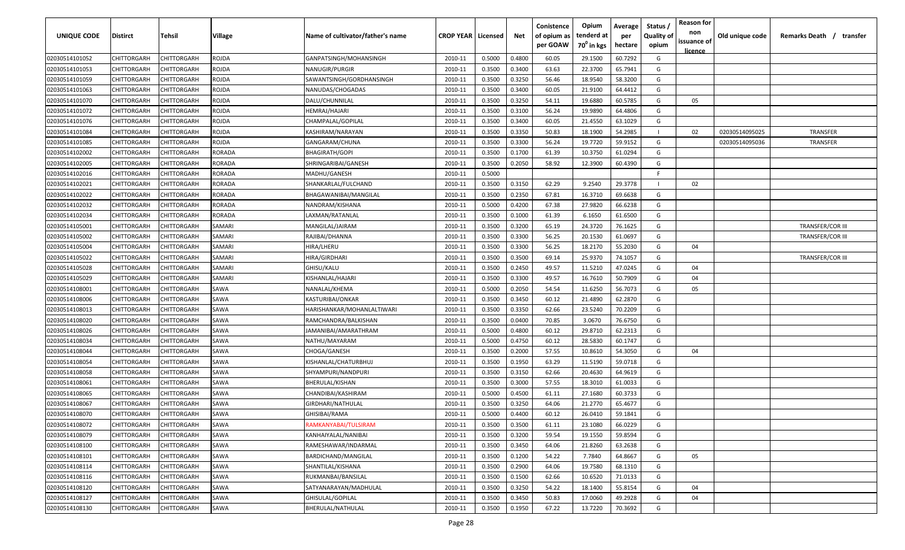| UNIQUE CODE | Distirct | Tehsil | Village | Name of cultivator/father's name | CROP YEAR | Licensed | Net | Conistence of opium as per GOAW | Opium tenderd at $70^0$ in kgs | Average per hectare | Status / Quality of opium | Reason for non issuance of licence | Old unique code | Remarks Death / transfer |
|---|---|---|---|---|---|---|---|---|---|---|---|---|---|---|
| 02030514101052 | CHITTORGARH | CHITTORGARH | ROJDA | GANPATSINGH/MOHANSINGH | 2010-11 | 0.5000 | 0.4800 | 60.05 | 29.1500 | 60.7292 | G | | | |
| 02030514101053 | CHITTORGARH | CHITTORGARH | ROJDA | NANUGIR/PURGIR | 2010-11 | 0.3500 | 0.3400 | 63.63 | 22.3700 | 65.7941 | G | | | |
| 02030514101059 | CHITTORGARH | CHITTORGARH | ROJDA | SAWANTSINGH/GORDHANSINGH | 2010-11 | 0.3500 | 0.3250 | 56.46 | 18.9540 | 58.3200 | G | | | |
| 02030514101063 | CHITTORGARH | CHITTORGARH | ROJDA | NANUDAS/CHOGADAS | 2010-11 | 0.3500 | 0.3400 | 60.05 | 21.9100 | 64.4412 | G | | | |
| 02030514101070 | CHITTORGARH | CHITTORGARH | ROJDA | DALU/CHUNNILAL | 2010-11 | 0.3500 | 0.3250 | 54.11 | 19.6880 | 60.5785 | G | 05 | | |
| 02030514101072 | CHITTORGARH | CHITTORGARH | ROJDA | HEMRAJ/HAJARI | 2010-11 | 0.3500 | 0.3100 | 56.24 | 19.9890 | 64.4806 | G | | | |
| 02030514101076 | CHITTORGARH | CHITTORGARH | ROJDA | CHAMPALAL/GOPILAL | 2010-11 | 0.3500 | 0.3400 | 60.05 | 21.4550 | 63.1029 | G | | | |
| 02030514101084 | CHITTORGARH | CHITTORGARH | ROJDA | KASHIRAM/NARAYAN | 2010-11 | 0.3500 | 0.3350 | 50.83 | 18.1900 | 54.2985 | I | 02 | 02030514095025 | TRANSFER |
| 02030514101085 | CHITTORGARH | CHITTORGARH | ROJDA | GANGARAM/CHUNA | 2010-11 | 0.3500 | 0.3300 | 56.24 | 19.7720 | 59.9152 | G | | 02030514095036 | TRANSFER |
| 02030514102002 | CHITTORGARH | CHITTORGARH | RORADA | BHAGIRATH/GOPI | 2010-11 | 0.3500 | 0.1700 | 61.39 | 10.3750 | 61.0294 | G | | | |
| 02030514102005 | CHITTORGARH | CHITTORGARH | RORADA | SHRINGARIBAI/GANESH | 2010-11 | 0.3500 | 0.2050 | 58.92 | 12.3900 | 60.4390 | G | | | |
| 02030514102016 | CHITTORGARH | CHITTORGARH | RORADA | MADHU/GANESH | 2010-11 | 0.5000 | | | | | F | | | |
| 02030514102021 | CHITTORGARH | CHITTORGARH | RORADA | SHANKARLAL/FULCHAND | 2010-11 | 0.3500 | 0.3150 | 62.29 | 9.2540 | 29.3778 | I | 02 | | |
| 02030514102022 | CHITTORGARH | CHITTORGARH | RORADA | BHAGAWANIBAI/MANGILAL | 2010-11 | 0.3500 | 0.2350 | 67.81 | 16.3710 | 69.6638 | G | | | |
| 02030514102032 | CHITTORGARH | CHITTORGARH | RORADA | NANDRAM/KISHANA | 2010-11 | 0.5000 | 0.4200 | 67.38 | 27.9820 | 66.6238 | G | | | |
| 02030514102034 | CHITTORGARH | CHITTORGARH | RORADA | LAXMAN/RATANLAL | 2010-11 | 0.3500 | 0.1000 | 61.39 | 6.1650 | 61.6500 | G | | | |
| 02030514105001 | CHITTORGARH | CHITTORGARH | SAMARI | MANGILAL/JAIRAM | 2010-11 | 0.3500 | 0.3200 | 65.19 | 24.3720 | 76.1625 | G | | | TRANSFER/COR III |
| 02030514105002 | CHITTORGARH | CHITTORGARH | SAMARI | RAJIBAI/DHANNA | 2010-11 | 0.3500 | 0.3300 | 56.25 | 20.1530 | 61.0697 | G | | | TRANSFER/COR III |
| 02030514105004 | CHITTORGARH | CHITTORGARH | SAMARI | HIRA/LHERU | 2010-11 | 0.3500 | 0.3300 | 56.25 | 18.2170 | 55.2030 | G | 04 | | |
| 02030514105022 | CHITTORGARH | CHITTORGARH | SAMARI | HIRA/GIRDHARI | 2010-11 | 0.3500 | 0.3500 | 69.14 | 25.9370 | 74.1057 | G | | | TRANSFER/COR III |
| 02030514105028 | CHITTORGARH | CHITTORGARH | SAMARI | GHISU/KALU | 2010-11 | 0.3500 | 0.2450 | 49.57 | 11.5210 | 47.0245 | G | 04 | | |
| 02030514105029 | CHITTORGARH | CHITTORGARH | SAMARI | KISHANLAL/HAJARI | 2010-11 | 0.3500 | 0.3300 | 49.57 | 16.7610 | 50.7909 | G | 04 | | |
| 02030514108001 | CHITTORGARH | CHITTORGARH | SAWA | NANALAL/KHEMA | 2010-11 | 0.5000 | 0.2050 | 54.54 | 11.6250 | 56.7073 | G | 05 | | |
| 02030514108006 | CHITTORGARH | CHITTORGARH | SAWA | KASTURIBAI/ONKAR | 2010-11 | 0.3500 | 0.3450 | 60.12 | 21.4890 | 62.2870 | G | | | |
| 02030514108013 | CHITTORGARH | CHITTORGARH | SAWA | HARISHANKAR/MOHANLALTIWARI | 2010-11 | 0.3500 | 0.3350 | 62.66 | 23.5240 | 70.2209 | G | | | |
| 02030514108020 | CHITTORGARH | CHITTORGARH | SAWA | RAMCHANDRA/BALKISHAN | 2010-11 | 0.3500 | 0.0400 | 70.85 | 3.0670 | 76.6750 | G | | | |
| 02030514108026 | CHITTORGARH | CHITTORGARH | SAWA | JAMANIBAI/AMARATHRAM | 2010-11 | 0.5000 | 0.4800 | 60.12 | 29.8710 | 62.2313 | G | | | |
| 02030514108034 | CHITTORGARH | CHITTORGARH | SAWA | NATHU/MAYARAM | 2010-11 | 0.5000 | 0.4750 | 60.12 | 28.5830 | 60.1747 | G | | | |
| 02030514108044 | CHITTORGARH | CHITTORGARH | SAWA | CHOGA/GANESH | 2010-11 | 0.3500 | 0.2000 | 57.55 | 10.8610 | 54.3050 | G | 04 | | |
| 02030514108054 | CHITTORGARH | CHITTORGARH | SAWA | KISHANLAL/CHATURBHUJ | 2010-11 | 0.3500 | 0.1950 | 63.29 | 11.5190 | 59.0718 | G | | | |
| 02030514108058 | CHITTORGARH | CHITTORGARH | SAWA | SHYAMPURI/NANDPURI | 2010-11 | 0.3500 | 0.3150 | 62.66 | 20.4630 | 64.9619 | G | | | |
| 02030514108061 | CHITTORGARH | CHITTORGARH | SAWA | BHERULAL/KISHAN | 2010-11 | 0.3500 | 0.3000 | 57.55 | 18.3010 | 61.0033 | G | | | |
| 02030514108065 | CHITTORGARH | CHITTORGARH | SAWA | CHANDIBAI/KASHIRAM | 2010-11 | 0.5000 | 0.4500 | 61.11 | 27.1680 | 60.3733 | G | | | |
| 02030514108067 | CHITTORGARH | CHITTORGARH | SAWA | GIRDHARI/NATHULAL | 2010-11 | 0.3500 | 0.3250 | 64.06 | 21.2770 | 65.4677 | G | | | |
| 02030514108070 | CHITTORGARH | CHITTORGARH | SAWA | GHISIBAI/RAMA | 2010-11 | 0.5000 | 0.4400 | 60.12 | 26.0410 | 59.1841 | G | | | |
| 02030514108072 | CHITTORGARH | CHITTORGARH | SAWA | RAMKANYABAI/TULSIRAM | 2010-11 | 0.3500 | 0.3500 | 61.11 | 23.1080 | 66.0229 | G | | | |
| 02030514108079 | CHITTORGARH | CHITTORGARH | SAWA | KANHAIYALAL/NANIBAI | 2010-11 | 0.3500 | 0.3200 | 59.54 | 19.1550 | 59.8594 | G | | | |
| 02030514108100 | CHITTORGARH | CHITTORGARH | SAWA | RAMESHAWAR/INDARMAL | 2010-11 | 0.3500 | 0.3450 | 64.06 | 21.8260 | 63.2638 | G | | | |
| 02030514108101 | CHITTORGARH | CHITTORGARH | SAWA | BARDICHAND/MANGILAL | 2010-11 | 0.3500 | 0.1200 | 54.22 | 7.7840 | 64.8667 | G | 05 | | |
| 02030514108114 | CHITTORGARH | CHITTORGARH | SAWA | SHANTILAL/KISHANA | 2010-11 | 0.3500 | 0.2900 | 64.06 | 19.7580 | 68.1310 | G | | | |
| 02030514108116 | CHITTORGARH | CHITTORGARH | SAWA | RUKMANBAI/BANSILAL | 2010-11 | 0.3500 | 0.1500 | 62.66 | 10.6520 | 71.0133 | G | | | |
| 02030514108120 | CHITTORGARH | CHITTORGARH | SAWA | SATYANARAYAN/MADHULAL | 2010-11 | 0.3500 | 0.3250 | 54.22 | 18.1400 | 55.8154 | G | 04 | | |
| 02030514108127 | CHITTORGARH | CHITTORGARH | SAWA | GHISULAL/GOPILAL | 2010-11 | 0.3500 | 0.3450 | 50.83 | 17.0060 | 49.2928 | G | 04 | | |
| 02030514108130 | CHITTORGARH | CHITTORGARH | SAWA | BHERULAL/NATHULAL | 2010-11 | 0.3500 | 0.1950 | 67.22 | 13.7220 | 70.3692 | G | | | |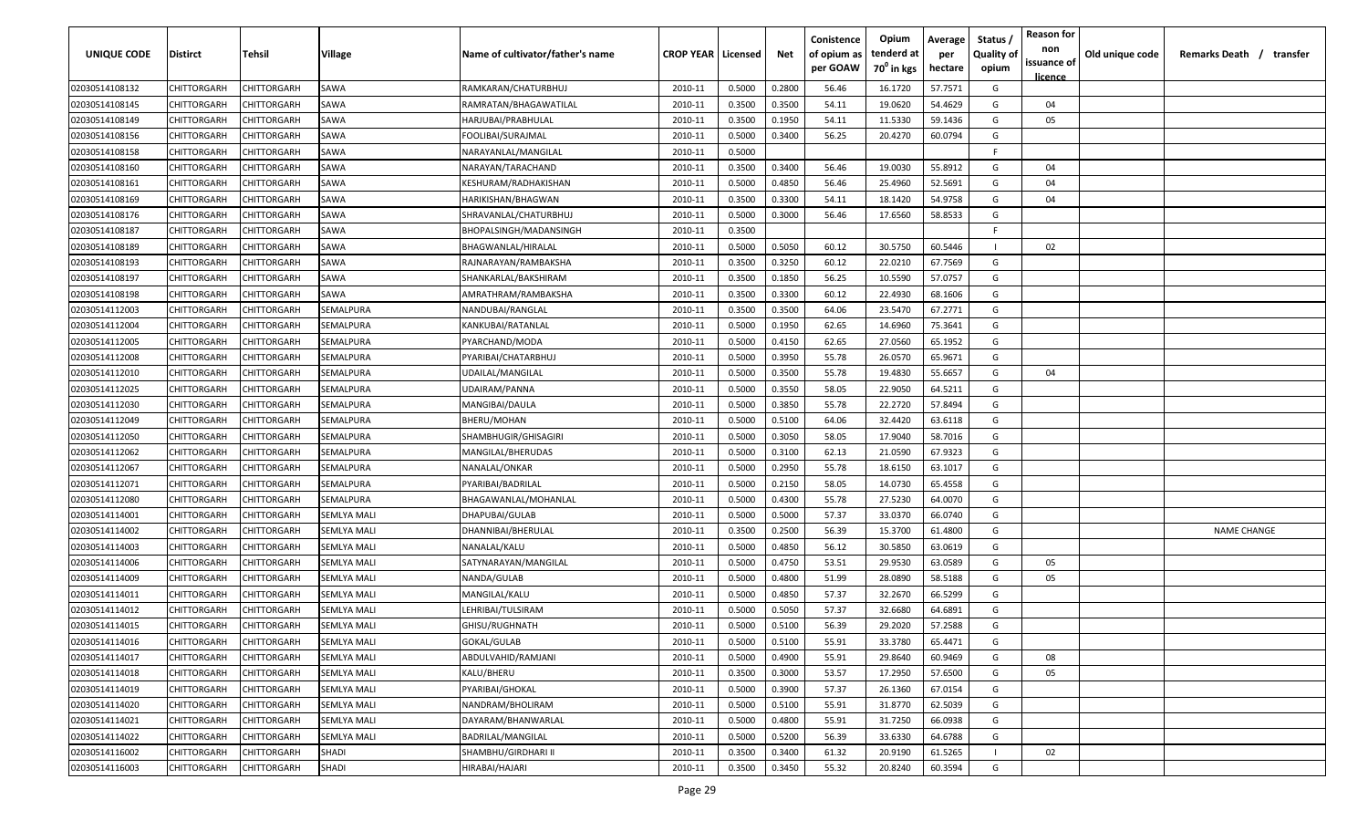| UNIQUE CODE | Distirct | Tehsil | Village | Name of cultivator/father's name | CROP YEAR | Licensed | Net | Conistence of opium as per GOAW | Opium tenderd at 70° in kgs | Average per hectare | Status / Quality of opium | Reason for non issuance of licence | Old unique code | Remarks Death / transfer |
|---|---|---|---|---|---|---|---|---|---|---|---|---|---|---|
| 02030514108132 | CHITTORGARH | CHITTORGARH | SAWA | RAMKARAN/CHATURBHUJ | 2010-11 | 0.5000 | 0.2800 | 56.46 | 16.1720 | 57.7571 | G | | | |
| 02030514108145 | CHITTORGARH | CHITTORGARH | SAWA | RAMRATAN/BHAGAWATILAL | 2010-11 | 0.3500 | 0.3500 | 54.11 | 19.0620 | 54.4629 | G | 04 | | |
| 02030514108149 | CHITTORGARH | CHITTORGARH | SAWA | HARJUBAI/PRABHULAL | 2010-11 | 0.3500 | 0.1950 | 54.11 | 11.5330 | 59.1436 | G | 05 | | |
| 02030514108156 | CHITTORGARH | CHITTORGARH | SAWA | FOOLIBAI/SURAJMAL | 2010-11 | 0.5000 | 0.3400 | 56.25 | 20.4270 | 60.0794 | G | | | |
| 02030514108158 | CHITTORGARH | CHITTORGARH | SAWA | NARAYANLAL/MANGILAL | 2010-11 | 0.5000 | | | | | F | | | |
| 02030514108160 | CHITTORGARH | CHITTORGARH | SAWA | NARAYAN/TARACHAND | 2010-11 | 0.3500 | 0.3400 | 56.46 | 19.0030 | 55.8912 | G | 04 | | |
| 02030514108161 | CHITTORGARH | CHITTORGARH | SAWA | KESHURAM/RADHAKISHAN | 2010-11 | 0.5000 | 0.4850 | 56.46 | 25.4960 | 52.5691 | G | 04 | | |
| 02030514108169 | CHITTORGARH | CHITTORGARH | SAWA | HARIKISHAN/BHAGWAN | 2010-11 | 0.3500 | 0.3300 | 54.11 | 18.1420 | 54.9758 | G | 04 | | |
| 02030514108176 | CHITTORGARH | CHITTORGARH | SAWA | SHRAVANLAL/CHATURBHUJ | 2010-11 | 0.5000 | 0.3000 | 56.46 | 17.6560 | 58.8533 | G | | | |
| 02030514108187 | CHITTORGARH | CHITTORGARH | SAWA | BHOPALSINGH/MADANSINGH | 2010-11 | 0.3500 | | | | | F | | | |
| 02030514108189 | CHITTORGARH | CHITTORGARH | SAWA | BHAGWANLAL/HIRALAL | 2010-11 | 0.5000 | 0.5050 | 60.12 | 30.5750 | 60.5446 | I | 02 | | |
| 02030514108193 | CHITTORGARH | CHITTORGARH | SAWA | RAJNARAYAN/RAMBAKSHA | 2010-11 | 0.3500 | 0.3250 | 60.12 | 22.0210 | 67.7569 | G | | | |
| 02030514108197 | CHITTORGARH | CHITTORGARH | SAWA | SHANKARLAL/BAKSHIRAM | 2010-11 | 0.3500 | 0.1850 | 56.25 | 10.5590 | 57.0757 | G | | | |
| 02030514108198 | CHITTORGARH | CHITTORGARH | SAWA | AMRATHRAM/RAMBAKSHA | 2010-11 | 0.3500 | 0.3300 | 60.12 | 22.4930 | 68.1606 | G | | | |
| 02030514112003 | CHITTORGARH | CHITTORGARH | SEMALPURA | NANDUBAI/RANGLAL | 2010-11 | 0.3500 | 0.3500 | 64.06 | 23.5470 | 67.2771 | G | | | |
| 02030514112004 | CHITTORGARH | CHITTORGARH | SEMALPURA | KANKUBAI/RATANLAL | 2010-11 | 0.5000 | 0.1950 | 62.65 | 14.6960 | 75.3641 | G | | | |
| 02030514112005 | CHITTORGARH | CHITTORGARH | SEMALPURA | PYARCHAND/MODA | 2010-11 | 0.5000 | 0.4150 | 62.65 | 27.0560 | 65.1952 | G | | | |
| 02030514112008 | CHITTORGARH | CHITTORGARH | SEMALPURA | PYARIBAI/CHATARBHUJ | 2010-11 | 0.5000 | 0.3950 | 55.78 | 26.0570 | 65.9671 | G | | | |
| 02030514112010 | CHITTORGARH | CHITTORGARH | SEMALPURA | UDAILAL/MANGILAL | 2010-11 | 0.5000 | 0.3500 | 55.78 | 19.4830 | 55.6657 | G | 04 | | |
| 02030514112025 | CHITTORGARH | CHITTORGARH | SEMALPURA | UDAIRAM/PANNA | 2010-11 | 0.5000 | 0.3550 | 58.05 | 22.9050 | 64.5211 | G | | | |
| 02030514112030 | CHITTORGARH | CHITTORGARH | SEMALPURA | MANGIBAI/DAULA | 2010-11 | 0.5000 | 0.3850 | 55.78 | 22.2720 | 57.8494 | G | | | |
| 02030514112049 | CHITTORGARH | CHITTORGARH | SEMALPURA | BHERU/MOHAN | 2010-11 | 0.5000 | 0.5100 | 64.06 | 32.4420 | 63.6118 | G | | | |
| 02030514112050 | CHITTORGARH | CHITTORGARH | SEMALPURA | SHAMBHUGIR/GHISAGIRI | 2010-11 | 0.5000 | 0.3050 | 58.05 | 17.9040 | 58.7016 | G | | | |
| 02030514112062 | CHITTORGARH | CHITTORGARH | SEMALPURA | MANGILAL/BHERUDAS | 2010-11 | 0.5000 | 0.3100 | 62.13 | 21.0590 | 67.9323 | G | | | |
| 02030514112067 | CHITTORGARH | CHITTORGARH | SEMALPURA | NANALAL/ONKAR | 2010-11 | 0.5000 | 0.2950 | 55.78 | 18.6150 | 63.1017 | G | | | |
| 02030514112071 | CHITTORGARH | CHITTORGARH | SEMALPURA | PYARIBAI/BADRILAL | 2010-11 | 0.5000 | 0.2150 | 58.05 | 14.0730 | 65.4558 | G | | | |
| 02030514112080 | CHITTORGARH | CHITTORGARH | SEMALPURA | BHAGAWANLAL/MOHANLAL | 2010-11 | 0.5000 | 0.4300 | 55.78 | 27.5230 | 64.0070 | G | | | |
| 02030514114001 | CHITTORGARH | CHITTORGARH | SEMLYA MALI | DHAPUBAI/GULAB | 2010-11 | 0.5000 | 0.5000 | 57.37 | 33.0370 | 66.0740 | G | | | |
| 02030514114002 | CHITTORGARH | CHITTORGARH | SEMLYA MALI | DHANNIBAI/BHERULAL | 2010-11 | 0.3500 | 0.2500 | 56.39 | 15.3700 | 61.4800 | G | | | NAME CHANGE |
| 02030514114003 | CHITTORGARH | CHITTORGARH | SEMLYA MALI | NANALAL/KALU | 2010-11 | 0.5000 | 0.4850 | 56.12 | 30.5850 | 63.0619 | G | | | |
| 02030514114006 | CHITTORGARH | CHITTORGARH | SEMLYA MALI | SATYNARAYAN/MANGILAL | 2010-11 | 0.5000 | 0.4750 | 53.51 | 29.9530 | 63.0589 | G | 05 | | |
| 02030514114009 | CHITTORGARH | CHITTORGARH | SEMLYA MALI | NANDA/GULAB | 2010-11 | 0.5000 | 0.4800 | 51.99 | 28.0890 | 58.5188 | G | 05 | | |
| 02030514114011 | CHITTORGARH | CHITTORGARH | SEMLYA MALI | MANGILAL/KALU | 2010-11 | 0.5000 | 0.4850 | 57.37 | 32.2670 | 66.5299 | G | | | |
| 02030514114012 | CHITTORGARH | CHITTORGARH | SEMLYA MALI | LEHRIBAI/TULSIRAM | 2010-11 | 0.5000 | 0.5050 | 57.37 | 32.6680 | 64.6891 | G | | | |
| 02030514114015 | CHITTORGARH | CHITTORGARH | SEMLYA MALI | GHISU/RUGHNATH | 2010-11 | 0.5000 | 0.5100 | 56.39 | 29.2020 | 57.2588 | G | | | |
| 02030514114016 | CHITTORGARH | CHITTORGARH | SEMLYA MALI | GOKAL/GULAB | 2010-11 | 0.5000 | 0.5100 | 55.91 | 33.3780 | 65.4471 | G | | | |
| 02030514114017 | CHITTORGARH | CHITTORGARH | SEMLYA MALI | ABDULVAHID/RAMJANI | 2010-11 | 0.5000 | 0.4900 | 55.91 | 29.8640 | 60.9469 | G | 08 | | |
| 02030514114018 | CHITTORGARH | CHITTORGARH | SEMLYA MALI | KALU/BHERU | 2010-11 | 0.3500 | 0.3000 | 53.57 | 17.2950 | 57.6500 | G | 05 | | |
| 02030514114019 | CHITTORGARH | CHITTORGARH | SEMLYA MALI | PYARIBAI/GHOKAL | 2010-11 | 0.5000 | 0.3900 | 57.37 | 26.1360 | 67.0154 | G | | | |
| 02030514114020 | CHITTORGARH | CHITTORGARH | SEMLYA MALI | NANDRAM/BHOLIRAM | 2010-11 | 0.5000 | 0.5100 | 55.91 | 31.8770 | 62.5039 | G | | | |
| 02030514114021 | CHITTORGARH | CHITTORGARH | SEMLYA MALI | DAYARAM/BHANWARLAL | 2010-11 | 0.5000 | 0.4800 | 55.91 | 31.7250 | 66.0938 | G | | | |
| 02030514114022 | CHITTORGARH | CHITTORGARH | SEMLYA MALI | BADRILAL/MANGILAL | 2010-11 | 0.5000 | 0.5200 | 56.39 | 33.6330 | 64.6788 | G | | | |
| 02030514116002 | CHITTORGARH | CHITTORGARH | SHADI | SHAMBHU/GIRDHARI II | 2010-11 | 0.3500 | 0.3400 | 61.32 | 20.9190 | 61.5265 | I | 02 | | |
| 02030514116003 | CHITTORGARH | CHITTORGARH | SHADI | HIRABAI/HAJARI | 2010-11 | 0.3500 | 0.3450 | 55.32 | 20.8240 | 60.3594 | G | | | |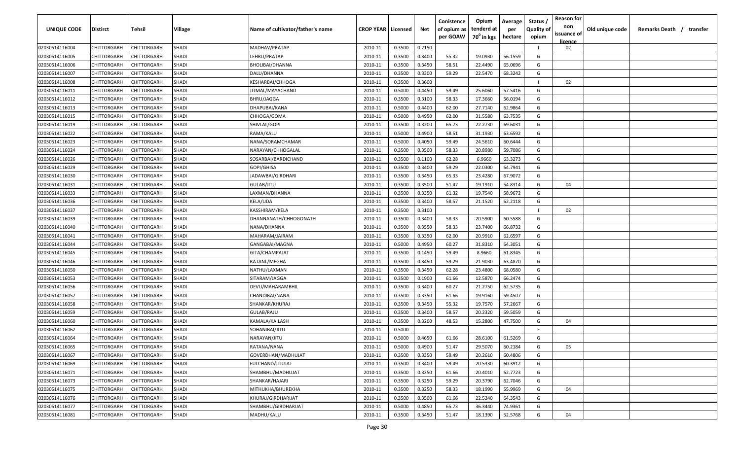| UNIQUE CODE | Distirct | Tehsil | Village | Name of cultivator/father's name | CROP YEAR | Licensed | Net | Conistence of opium as per GOAW | Opium tenderd at 70° in kgs | Average per hectare | Status / Quality of opium | Reason for non issuance of licence | Old unique code | Remarks Death / transfer |
|---|---|---|---|---|---|---|---|---|---|---|---|---|---|---|
| 02030514116004 | CHITTORGARH | CHITTORGARH | SHADI | MADHAV/PRATAP | 2010-11 | 0.3500 | 0.2150 | | | | I | 02 | | |
| 02030514116005 | CHITTORGARH | CHITTORGARH | SHADI | LEHRU/PRATAP | 2010-11 | 0.3500 | 0.3400 | 55.32 | 19.0930 | 56.1559 | G | | | |
| 02030514116006 | CHITTORGARH | CHITTORGARH | SHADI | BHOLIBAI/DHANNA | 2010-11 | 0.3500 | 0.3450 | 58.51 | 22.4490 | 65.0696 | G | | | |
| 02030514116007 | CHITTORGARH | CHITTORGARH | SHADI | DALU/DHANNA | 2010-11 | 0.3500 | 0.3300 | 59.29 | 22.5470 | 68.3242 | G | | | |
| 02030514116008 | CHITTORGARH | CHITTORGARH | SHADI | KESHARBAI/CHHOGA | 2010-11 | 0.3500 | 0.3600 | | | | I | 02 | | |
| 02030514116011 | CHITTORGARH | CHITTORGARH | SHADI | JITMAL/MAYACHAND | 2010-11 | 0.5000 | 0.4450 | 59.49 | 25.6060 | 57.5416 | G | | | |
| 02030514116012 | CHITTORGARH | CHITTORGARH | SHADI | BHRU/JAGGA | 2010-11 | 0.3500 | 0.3100 | 58.33 | 17.3660 | 56.0194 | G | | | |
| 02030514116013 | CHITTORGARH | CHITTORGARH | SHADI | DHAPUBAI/KANA | 2010-11 | 0.5000 | 0.4400 | 62.00 | 27.7140 | 62.9864 | G | | | |
| 02030514116015 | CHITTORGARH | CHITTORGARH | SHADI | CHHOGA/GOMA | 2010-11 | 0.5000 | 0.4950 | 62.00 | 31.5580 | 63.7535 | G | | | |
| 02030514116019 | CHITTORGARH | CHITTORGARH | SHADI | SHIVLAL/GOPI | 2010-11 | 0.3500 | 0.3200 | 65.73 | 22.2730 | 69.6031 | G | | | |
| 02030514116022 | CHITTORGARH | CHITTORGARH | SHADI | RAMA/KALU | 2010-11 | 0.5000 | 0.4900 | 58.51 | 31.1930 | 63.6592 | G | | | |
| 02030514116023 | CHITTORGARH | CHITTORGARH | SHADI | NANA/SORAMCHAMAR | 2010-11 | 0.5000 | 0.4050 | 59.49 | 24.5610 | 60.6444 | G | | | |
| 02030514116024 | CHITTORGARH | CHITTORGARH | SHADI | NARAYAN/CHHOGALAL | 2010-11 | 0.3500 | 0.3500 | 58.33 | 20.8980 | 59.7086 | G | | | |
| 02030514116026 | CHITTORGARH | CHITTORGARH | SHADI | SOSARBAI/BARDICHAND | 2010-11 | 0.3500 | 0.1100 | 62.28 | 6.9660 | 63.3273 | G | | | |
| 02030514116029 | CHITTORGARH | CHITTORGARH | SHADI | GOPI/GHISA | 2010-11 | 0.3500 | 0.3400 | 59.29 | 22.0300 | 64.7941 | G | | | |
| 02030514116030 | CHITTORGARH | CHITTORGARH | SHADI | JADAWBAI/GIRDHARI | 2010-11 | 0.3500 | 0.3450 | 65.33 | 23.4280 | 67.9072 | G | | | |
| 02030514116031 | CHITTORGARH | CHITTORGARH | SHADI | GULAB/JITU | 2010-11 | 0.3500 | 0.3500 | 51.47 | 19.1910 | 54.8314 | G | 04 | | |
| 02030514116033 | CHITTORGARH | CHITTORGARH | SHADI | LAXMAN/DHANNA | 2010-11 | 0.3500 | 0.3350 | 61.32 | 19.7540 | 58.9672 | G | | | |
| 02030514116036 | CHITTORGARH | CHITTORGARH | SHADI | KELA/UDA | 2010-11 | 0.3500 | 0.3400 | 58.57 | 21.1520 | 62.2118 | G | | | |
| 02030514116037 | CHITTORGARH | CHITTORGARH | SHADI | KASSHIRAM/KELA | 2010-11 | 0.3500 | 0.3100 | | | | I | 02 | | |
| 02030514116039 | CHITTORGARH | CHITTORGARH | SHADI | DHANNANATH/CHHOGONATH | 2010-11 | 0.3500 | 0.3400 | 58.33 | 20.5900 | 60.5588 | G | | | |
| 02030514116040 | CHITTORGARH | CHITTORGARH | SHADI | NANA/DHANNA | 2010-11 | 0.3500 | 0.3550 | 58.33 | 23.7400 | 66.8732 | G | | | |
| 02030514116041 | CHITTORGARH | CHITTORGARH | SHADI | MAHARAM/JAIRAM | 2010-11 | 0.3500 | 0.3350 | 62.00 | 20.9910 | 62.6597 | G | | | |
| 02030514116044 | CHITTORGARH | CHITTORGARH | SHADI | GANGABAI/MAGNA | 2010-11 | 0.5000 | 0.4950 | 60.27 | 31.8310 | 64.3051 | G | | | |
| 02030514116045 | CHITTORGARH | CHITTORGARH | SHADI | GITA/CHAMPAJAT | 2010-11 | 0.3500 | 0.1450 | 59.49 | 8.9660 | 61.8345 | G | | | |
| 02030514116046 | CHITTORGARH | CHITTORGARH | SHADI | RATANL/MEGHA | 2010-11 | 0.3500 | 0.3450 | 59.29 | 21.9030 | 63.4870 | G | | | |
| 02030514116050 | CHITTORGARH | CHITTORGARH | SHADI | NATHU/LAXMAN | 2010-11 | 0.3500 | 0.3450 | 62.28 | 23.4800 | 68.0580 | G | | | |
| 02030514116053 | CHITTORGARH | CHITTORGARH | SHADI | SITARAM/JAGGA | 2010-11 | 0.3500 | 0.1900 | 61.66 | 12.5870 | 66.2474 | G | | | |
| 02030514116056 | CHITTORGARH | CHITTORGARH | SHADI | DEVU/MAHARAMBHIL | 2010-11 | 0.3500 | 0.3400 | 60.27 | 21.2750 | 62.5735 | G | | | |
| 02030514116057 | CHITTORGARH | CHITTORGARH | SHADI | CHANDIBAI/NANA | 2010-11 | 0.3500 | 0.3350 | 61.66 | 19.9160 | 59.4507 | G | | | |
| 02030514116058 | CHITTORGARH | CHITTORGARH | SHADI | SHANKAR/KHURAJ | 2010-11 | 0.3500 | 0.3450 | 55.32 | 19.7570 | 57.2667 | G | | | |
| 02030514116059 | CHITTORGARH | CHITTORGARH | SHADI | GULAB/RAJU | 2010-11 | 0.3500 | 0.3400 | 58.57 | 20.2320 | 59.5059 | G | | | |
| 02030514116060 | CHITTORGARH | CHITTORGARH | SHADI | KAMALA/KAILASH | 2010-11 | 0.3500 | 0.3200 | 48.53 | 15.2800 | 47.7500 | G | 04 | | |
| 02030514116062 | CHITTORGARH | CHITTORGARH | SHADI | SOHANIBAI/JITU | 2010-11 | 0.5000 | | | | | F | | | |
| 02030514116064 | CHITTORGARH | CHITTORGARH | SHADI | NARAYAN/JITU | 2010-11 | 0.5000 | 0.4650 | 61.66 | 28.6100 | 61.5269 | G | | | |
| 02030514116065 | CHITTORGARH | CHITTORGARH | SHADI | RATANA/NANA | 2010-11 | 0.5000 | 0.4900 | 51.47 | 29.5070 | 60.2184 | G | 05 | | |
| 02030514116067 | CHITTORGARH | CHITTORGARH | SHADI | GOVERDHAN/MADHUJAT | 2010-11 | 0.3500 | 0.3350 | 59.49 | 20.2610 | 60.4806 | G | | | |
| 02030514116069 | CHITTORGARH | CHITTORGARH | SHADI | FULCHAND/JITUJAT | 2010-11 | 0.3500 | 0.3400 | 59.49 | 20.5330 | 60.3912 | G | | | |
| 02030514116071 | CHITTORGARH | CHITTORGARH | SHADI | SHAMBHU/MADHUJAT | 2010-11 | 0.3500 | 0.3250 | 61.66 | 20.4010 | 62.7723 | G | | | |
| 02030514116073 | CHITTORGARH | CHITTORGARH | SHADI | SHANKAR/HAJARI | 2010-11 | 0.3500 | 0.3250 | 59.29 | 20.3790 | 62.7046 | G | | | |
| 02030514116075 | CHITTORGARH | CHITTORGARH | SHADI | MITHUKHA/BHUREKHA | 2010-11 | 0.3500 | 0.3250 | 58.33 | 18.1990 | 55.9969 | G | 04 | | |
| 02030514116076 | CHITTORGARH | CHITTORGARH | SHADI | KHURAJ/GIRDHARIJAT | 2010-11 | 0.3500 | 0.3500 | 61.66 | 22.5240 | 64.3543 | G | | | |
| 02030514116077 | CHITTORGARH | CHITTORGARH | SHADI | SHAMBHU/GIRDHARIJAT | 2010-11 | 0.5000 | 0.4850 | 65.73 | 36.3440 | 74.9361 | G | | | |
| 02030514116081 | CHITTORGARH | CHITTORGARH | SHADI | MADHU/KALU | 2010-11 | 0.3500 | 0.3450 | 51.47 | 18.1390 | 52.5768 | G | 04 | | |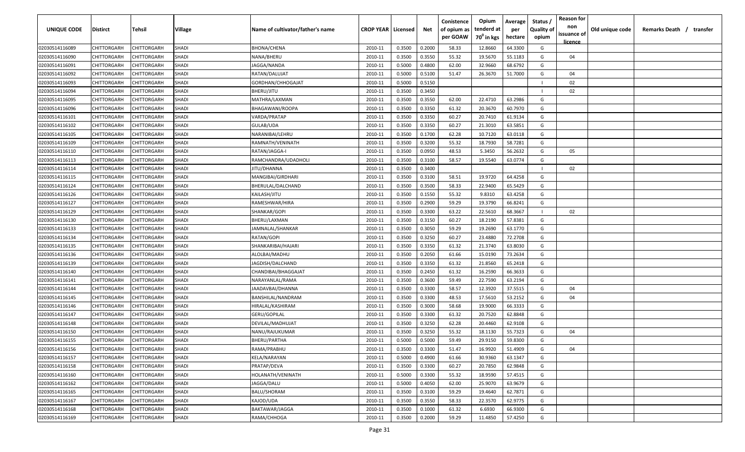| UNIQUE CODE | Distirct | Tehsil | Village | Name of cultivator/father's name | CROP YEAR | Licensed | Net | Conistence of opium as per GOAW | Opium tenderd at $70^0$ in kgs | Average per hectare | Status / Quality of opium | Reason for non issuance of licence | Old unique code | Remarks Death / transfer |
|---|---|---|---|---|---|---|---|---|---|---|---|---|---|---|
| 02030514116089 | CHITTORGARH | CHITTORGARH | SHADI | BHONA/CHENA | 2010-11 | 0.3500 | 0.2000 | 58.33 | 12.8660 | 64.3300 | G | | | |
| 02030514116090 | CHITTORGARH | CHITTORGARH | SHADI | NANA/BHERU | 2010-11 | 0.3500 | 0.3550 | 55.32 | 19.5670 | 55.1183 | G | 04 | | |
| 02030514116091 | CHITTORGARH | CHITTORGARH | SHADI | JAGGA/NANDA | 2010-11 | 0.5000 | 0.4800 | 62.00 | 32.9660 | 68.6792 | G | | | |
| 02030514116092 | CHITTORGARH | CHITTORGARH | SHADI | RATAN/DALUJAT | 2010-11 | 0.5000 | 0.5100 | 51.47 | 26.3670 | 51.7000 | G | 04 | | |
| 02030514116093 | CHITTORGARH | CHITTORGARH | SHADI | GORDHAN/CHHOGAJAT | 2010-11 | 0.5000 | 0.5150 | | | | I | 02 | | |
| 02030514116094 | CHITTORGARH | CHITTORGARH | SHADI | BHERU/JITU | 2010-11 | 0.3500 | 0.3450 | | | | I | 02 | | |
| 02030514116095 | CHITTORGARH | CHITTORGARH | SHADI | MATHRA/LAXMAN | 2010-11 | 0.3500 | 0.3550 | 62.00 | 22.4710 | 63.2986 | G | | | |
| 02030514116096 | CHITTORGARH | CHITTORGARH | SHADI | BHAGAWANI/ROOPA | 2010-11 | 0.3500 | 0.3350 | 61.32 | 20.3670 | 60.7970 | G | | | |
| 02030514116101 | CHITTORGARH | CHITTORGARH | SHADI | VARDA/PRATAP | 2010-11 | 0.3500 | 0.3350 | 60.27 | 20.7410 | 61.9134 | G | | | |
| 02030514116102 | CHITTORGARH | CHITTORGARH | SHADI | GULAB/UDA | 2010-11 | 0.3500 | 0.3350 | 60.27 | 21.3010 | 63.5851 | G | | | |
| 02030514116105 | CHITTORGARH | CHITTORGARH | SHADI | NARANIBAI/LEHRU | 2010-11 | 0.3500 | 0.1700 | 62.28 | 10.7120 | 63.0118 | G | | | |
| 02030514116109 | CHITTORGARH | CHITTORGARH | SHADI | RAMNATH/VENINATH | 2010-11 | 0.3500 | 0.3200 | 55.32 | 18.7930 | 58.7281 | G | | | |
| 02030514116110 | CHITTORGARH | CHITTORGARH | SHADI | RATAN/JAGGA-I | 2010-11 | 0.3500 | 0.0950 | 48.53 | 5.3450 | 56.2632 | G | 05 | | |
| 02030514116113 | CHITTORGARH | CHITTORGARH | SHADI | RAMCHANDRA/UDADHOLI | 2010-11 | 0.3500 | 0.3100 | 58.57 | 19.5540 | 63.0774 | G | | | |
| 02030514116114 | CHITTORGARH | CHITTORGARH | SHADI | JITU/DHANNA | 2010-11 | 0.3500 | 0.3400 | | | | I | 02 | | |
| 02030514116115 | CHITTORGARH | CHITTORGARH | SHADI | MANGIBAI/GIRDHARI | 2010-11 | 0.3500 | 0.3100 | 58.51 | 19.9720 | 64.4258 | G | | | |
| 02030514116124 | CHITTORGARH | CHITTORGARH | SHADI | BHERULAL/DALCHAND | 2010-11 | 0.3500 | 0.3500 | 58.33 | 22.9400 | 65.5429 | G | | | |
| 02030514116126 | CHITTORGARH | CHITTORGARH | SHADI | KAILASH/JITU | 2010-11 | 0.3500 | 0.1550 | 55.32 | 9.8310 | 63.4258 | G | | | |
| 02030514116127 | CHITTORGARH | CHITTORGARH | SHADI | RAMESHWAR/HIRA | 2010-11 | 0.3500 | 0.2900 | 59.29 | 19.3790 | 66.8241 | G | | | |
| 02030514116129 | CHITTORGARH | CHITTORGARH | SHADI | SHANKAR/GOPI | 2010-11 | 0.3500 | 0.3300 | 63.22 | 22.5610 | 68.3667 | I | 02 | | |
| 02030514116130 | CHITTORGARH | CHITTORGARH | SHADI | BHERU/LAXMAN | 2010-11 | 0.3500 | 0.3150 | 60.27 | 18.2190 | 57.8381 | G | | | |
| 02030514116133 | CHITTORGARH | CHITTORGARH | SHADI | JAMNALAL/SHANKAR | 2010-11 | 0.3500 | 0.3050 | 59.29 | 19.2690 | 63.1770 | G | | | |
| 02030514116134 | CHITTORGARH | CHITTORGARH | SHADI | RATAN/GOPI | 2010-11 | 0.3500 | 0.3250 | 60.27 | 23.4880 | 72.2708 | G | | | |
| 02030514116135 | CHITTORGARH | CHITTORGARH | SHADI | SHANKARIBAI/HAJARI | 2010-11 | 0.3500 | 0.3350 | 61.32 | 21.3740 | 63.8030 | G | | | |
| 02030514116136 | CHITTORGARH | CHITTORGARH | SHADI | ALOLBAI/MADHU | 2010-11 | 0.3500 | 0.2050 | 61.66 | 15.0190 | 73.2634 | G | | | |
| 02030514116139 | CHITTORGARH | CHITTORGARH | SHADI | JAGDISH/DALCHAND | 2010-11 | 0.3500 | 0.3350 | 61.32 | 21.8560 | 65.2418 | G | | | |
| 02030514116140 | CHITTORGARH | CHITTORGARH | SHADI | CHANDIBAI/BHAGGAJAT | 2010-11 | 0.3500 | 0.2450 | 61.32 | 16.2590 | 66.3633 | G | | | |
| 02030514116141 | CHITTORGARH | CHITTORGARH | SHADI | NARAYANLAL/RAMA | 2010-11 | 0.3500 | 0.3600 | 59.49 | 22.7590 | 63.2194 | G | | | |
| 02030514116144 | CHITTORGARH | CHITTORGARH | SHADI | JAADAVBAI/DHANNA | 2010-11 | 0.3500 | 0.3300 | 58.57 | 12.3920 | 37.5515 | G | 04 | | |
| 02030514116145 | CHITTORGARH | CHITTORGARH | SHADI | BANSHILAL/NANDRAM | 2010-11 | 0.3500 | 0.3300 | 48.53 | 17.5610 | 53.2152 | G | 04 | | |
| 02030514116146 | CHITTORGARH | CHITTORGARH | SHADI | HIRALAL/KASHIRAM | 2010-11 | 0.3500 | 0.3000 | 58.68 | 19.9000 | 66.3333 | G | | | |
| 02030514116147 | CHITTORGARH | CHITTORGARH | SHADI | GERU/GOPILAL | 2010-11 | 0.3500 | 0.3300 | 61.32 | 20.7520 | 62.8848 | G | | | |
| 02030514116148 | CHITTORGARH | CHITTORGARH | SHADI | DEVILAL/MADHUJAT | 2010-11 | 0.3500 | 0.3250 | 62.28 | 20.4460 | 62.9108 | G | | | |
| 02030514116150 | CHITTORGARH | CHITTORGARH | SHADI | NANU/RAJUKUMAR | 2010-11 | 0.3500 | 0.3250 | 55.32 | 18.1130 | 55.7323 | G | 04 | | |
| 02030514116155 | CHITTORGARH | CHITTORGARH | SHADI | BHERU/PARTHA | 2010-11 | 0.5000 | 0.5000 | 59.49 | 29.9150 | 59.8300 | G | | | |
| 02030514116156 | CHITTORGARH | CHITTORGARH | SHADI | RAMA/PRABHU | 2010-11 | 0.3500 | 0.3300 | 51.47 | 16.9920 | 51.4909 | G | 04 | | |
| 02030514116157 | CHITTORGARH | CHITTORGARH | SHADI | KELA/NARAYAN | 2010-11 | 0.5000 | 0.4900 | 61.66 | 30.9360 | 63.1347 | G | | | |
| 02030514116158 | CHITTORGARH | CHITTORGARH | SHADI | PRATAP/DEVA | 2010-11 | 0.3500 | 0.3300 | 60.27 | 20.7850 | 62.9848 | G | | | |
| 02030514116160 | CHITTORGARH | CHITTORGARH | SHADI | HOLANATH/VENINATH | 2010-11 | 0.5000 | 0.3300 | 55.32 | 18.9590 | 57.4515 | G | | | |
| 02030514116162 | CHITTORGARH | CHITTORGARH | SHADI | JAGGA/DALU | 2010-11 | 0.5000 | 0.4050 | 62.00 | 25.9070 | 63.9679 | G | | | |
| 02030514116165 | CHITTORGARH | CHITTORGARH | SHADI | BALU/SHORAM | 2010-11 | 0.3500 | 0.3100 | 59.29 | 19.4640 | 62.7871 | G | | | |
| 02030514116167 | CHITTORGARH | CHITTORGARH | SHADI | KAJOD/UDA | 2010-11 | 0.3500 | 0.3550 | 58.33 | 22.3570 | 62.9775 | G | | | |
| 02030514116168 | CHITTORGARH | CHITTORGARH | SHADI | BAKTAWAR/JAGGA | 2010-11 | 0.3500 | 0.1000 | 61.32 | 6.6930 | 66.9300 | G | | | |
| 02030514116169 | CHITTORGARH | CHITTORGARH | SHADI | RAMA/CHHOGA | 2010-11 | 0.3500 | 0.2000 | 59.29 | 11.4850 | 57.4250 | G | | | |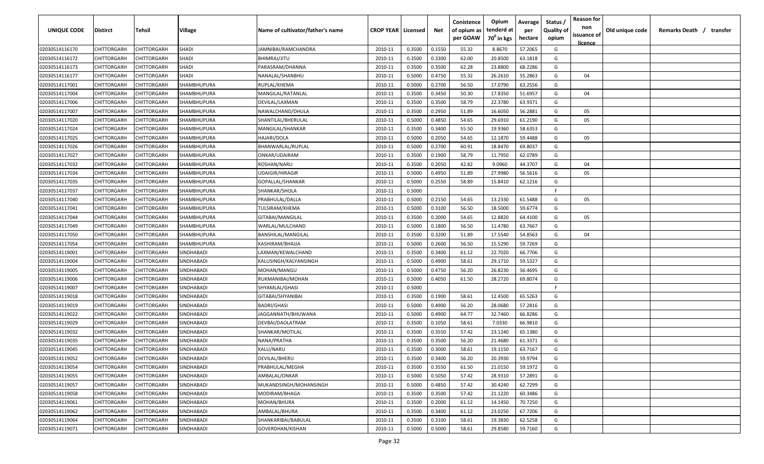| UNIQUE CODE | Distirct | Tehsil | Village | Name of cultivator/father's name | CROP YEAR | Licensed | Net | Conistence of opium as per GOAW | Opium tenderd at 70⁰ in kgs | Average per hectare | Status / Quality of opium | Reason for non issuance of licence | Old unique code | Remarks Death / transfer |
|---|---|---|---|---|---|---|---|---|---|---|---|---|---|---|
| 02030514116170 | CHITTORGARH | CHITTORGARH | SHADI | JAMNIBAI/RAMCHANDRA | 2010-11 | 0.3500 | 0.1550 | 55.32 | 8.8670 | 57.2065 | G | | | |
| 02030514116172 | CHITTORGARH | CHITTORGARH | SHADI | BHIMRAJ/JITU | 2010-11 | 0.3500 | 0.3300 | 62.00 | 20.8500 | 63.1818 | G | | | |
| 02030514116173 | CHITTORGARH | CHITTORGARH | SHADI | PARASRAM/DHANNA | 2010-11 | 0.3500 | 0.3500 | 62.28 | 23.8800 | 68.2286 | G | | | |
| 02030514116177 | CHITTORGARH | CHITTORGARH | SHADI | NANALAL/SHANBHU | 2010-11 | 0.5000 | 0.4750 | 55.32 | 26.2610 | 55.2863 | G | 04 | | |
| 02030514117001 | CHITTORGARH | CHITTORGARH | SHAMBHUPURA | RUPLAL/KHEMA | 2010-11 | 0.5000 | 0.2700 | 56.50 | 17.0790 | 63.2556 | G | | | |
| 02030514117004 | CHITTORGARH | CHITTORGARH | SHAMBHUPURA | MANGILAL/RATANLAL | 2010-11 | 0.3500 | 0.3450 | 50.30 | 17.8350 | 51.6957 | G | 04 | | |
| 02030514117006 | CHITTORGARH | CHITTORGARH | SHAMBHUPURA | DEVILAL/LAXMAN | 2010-11 | 0.3500 | 0.3500 | 58.79 | 22.3780 | 63.9371 | G | | | |
| 02030514117007 | CHITTORGARH | CHITTORGARH | SHAMBHUPURA | NAWALCHAND/DHULA | 2010-11 | 0.3500 | 0.2950 | 51.89 | 16.6050 | 56.2881 | G | 05 | | |
| 02030514117020 | CHITTORGARH | CHITTORGARH | SHAMBHUPURA | SHANTILAL/BHERULAL | 2010-11 | 0.5000 | 0.4850 | 54.65 | 29.6910 | 61.2190 | G | 05 | | |
| 02030514117024 | CHITTORGARH | CHITTORGARH | SHAMBHUPURA | MANGILAL/SHANKAR | 2010-11 | 0.3500 | 0.3400 | 55.50 | 19.9360 | 58.6353 | G | | | |
| 02030514117025 | CHITTORGARH | CHITTORGARH | SHAMBHUPURA | HAJARI/DOLA | 2010-11 | 0.5000 | 0.2050 | 54.65 | 12.1870 | 59.4488 | G | 05 | | |
| 02030514117026 | CHITTORGARH | CHITTORGARH | SHAMBHUPURA | BHANWARLAL/RUPLAL | 2010-11 | 0.5000 | 0.2700 | 60.91 | 18.8470 | 69.8037 | G | | | |
| 02030514117027 | CHITTORGARH | CHITTORGARH | SHAMBHUPURA | ONKAR/UDAIRAM | 2010-11 | 0.3500 | 0.1900 | 58.79 | 11.7950 | 62.0789 | G | | | |
| 02030514117032 | CHITTORGARH | CHITTORGARH | SHAMBHUPURA | ROSHAN/NARU | 2010-11 | 0.3500 | 0.2050 | 42.82 | 9.0960 | 44.3707 | G | 04 | | |
| 02030514117034 | CHITTORGARH | CHITTORGARH | SHAMBHUPURA | UDAIGIR/HIRAGIR | 2010-11 | 0.5000 | 0.4950 | 51.89 | 27.9980 | 56.5616 | G | 05 | | |
| 02030514117035 | CHITTORGARH | CHITTORGARH | SHAMBHUPURA | GOPALLAL/SHANKAR | 2010-11 | 0.5000 | 0.2550 | 58.89 | 15.8410 | 62.1216 | G | | | |
| 02030514117037 | CHITTORGARH | CHITTORGARH | SHAMBHUPURA | SHANKAR/SHOLA | 2010-11 | 0.5000 | | | | | F | | | |
| 02030514117040 | CHITTORGARH | CHITTORGARH | SHAMBHUPURA | PRABHULAL/DALLA | 2010-11 | 0.5000 | 0.2150 | 54.65 | 13.2330 | 61.5488 | G | 05 | | |
| 02030514117041 | CHITTORGARH | CHITTORGARH | SHAMBHUPURA | TULSIRAM/KHEMA | 2010-11 | 0.5000 | 0.3100 | 56.50 | 18.5000 | 59.6774 | G | | | |
| 02030514117044 | CHITTORGARH | CHITTORGARH | SHAMBHUPURA | GITABAI/MANGILAL | 2010-11 | 0.3500 | 0.2000 | 54.65 | 12.8820 | 64.4100 | G | 05 | | |
| 02030514117049 | CHITTORGARH | CHITTORGARH | SHAMBHUPURA | WARLAL/MULCHAND | 2010-11 | 0.5000 | 0.1800 | 56.50 | 11.4780 | 63.7667 | G | | | |
| 02030514117050 | CHITTORGARH | CHITTORGARH | SHAMBHUPURA | BANSHILAL/MANGILAL | 2010-11 | 0.3500 | 0.3200 | 51.89 | 17.5540 | 54.8563 | G | 04 | | |
| 02030514117054 | CHITTORGARH | CHITTORGARH | SHAMBHUPURA | KASHIRAM/BHAJJA | 2010-11 | 0.5000 | 0.2600 | 56.50 | 15.5290 | 59.7269 | G | | | |
| 02030514119001 | CHITTORGARH | CHITTORGARH | SINDHABADI | LAXMAN/KEWALCHAND | 2010-11 | 0.3500 | 0.3400 | 61.12 | 22.7020 | 66.7706 | G | | | |
| 02030514119004 | CHITTORGARH | CHITTORGARH | SINDHABADI | KALUSINGH/KALYANSINGH | 2010-11 | 0.5000 | 0.4900 | 58.61 | 29.1710 | 59.5327 | G | | | |
| 02030514119005 | CHITTORGARH | CHITTORGARH | SINDHABADI | MOHAN/MANGU | 2010-11 | 0.5000 | 0.4750 | 56.20 | 26.8230 | 56.4695 | G | | | |
| 02030514119006 | CHITTORGARH | CHITTORGARH | SINDHABADI | RUKMANIBAI/MOHAN | 2010-11 | 0.5000 | 0.4050 | 61.50 | 28.2720 | 69.8074 | G | | | |
| 02030514119007 | CHITTORGARH | CHITTORGARH | SINDHABADI | SHYAMLAL/GHASI | 2010-11 | 0.5000 | | | | | F | | | |
| 02030514119018 | CHITTORGARH | CHITTORGARH | SINDHABADI | GITABAI/SHYANIBAI | 2010-11 | 0.3500 | 0.1900 | 58.61 | 12.4500 | 65.5263 | G | | | |
| 02030514119019 | CHITTORGARH | CHITTORGARH | SINDHABADI | BADRI/GHASI | 2010-11 | 0.5000 | 0.4900 | 56.20 | 28.0680 | 57.2816 | G | | | |
| 02030514119022 | CHITTORGARH | CHITTORGARH | SINDHABADI | JAGGANNATH/BHUWANA | 2010-11 | 0.5000 | 0.4900 | 64.77 | 32.7460 | 66.8286 | G | | | |
| 02030514119029 | CHITTORGARH | CHITTORGARH | SINDHABADI | DEVBAI/DAOLATRAM | 2010-11 | 0.3500 | 0.1050 | 58.61 | 7.0330 | 66.9810 | G | | | |
| 02030514119032 | CHITTORGARH | CHITTORGARH | SINDHABADI | SHANKAR/MOTILAL | 2010-11 | 0.3500 | 0.3550 | 57.42 | 23.1240 | 65.1380 | G | | | |
| 02030514119035 | CHITTORGARH | CHITTORGARH | SINDHABADI | NANA/PRATHA | 2010-11 | 0.3500 | 0.3500 | 56.20 | 21.4680 | 61.3371 | G | | | |
| 02030514119045 | CHITTORGARH | CHITTORGARH | SINDHABADI | KALU/NARU | 2010-11 | 0.3500 | 0.3000 | 58.61 | 19.1150 | 63.7167 | G | | | |
| 02030514119052 | CHITTORGARH | CHITTORGARH | SINDHABADI | DEVILAL/BHERU | 2010-11 | 0.3500 | 0.3400 | 56.20 | 20.3930 | 59.9794 | G | | | |
| 02030514119054 | CHITTORGARH | CHITTORGARH | SINDHABADI | PRABHULAL/MEGHA | 2010-11 | 0.3500 | 0.3550 | 61.50 | 21.0150 | 59.1972 | G | | | |
| 02030514119055 | CHITTORGARH | CHITTORGARH | SINDHABADI | AMBALAL/ONKAR | 2010-11 | 0.5000 | 0.5050 | 57.42 | 28.9310 | 57.2891 | G | | | |
| 02030514119057 | CHITTORGARH | CHITTORGARH | SINDHABADI | MUKANDSINGH/MOHANSINGH | 2010-11 | 0.5000 | 0.4850 | 57.42 | 30.4240 | 62.7299 | G | | | |
| 02030514119058 | CHITTORGARH | CHITTORGARH | SINDHABADI | MODIRAM/BHAGA | 2010-11 | 0.3500 | 0.3500 | 57.42 | 21.1220 | 60.3486 | G | | | |
| 02030514119061 | CHITTORGARH | CHITTORGARH | SINDHABADI | MOHAN/BHURA | 2010-11 | 0.3500 | 0.2000 | 61.12 | 14.1450 | 70.7250 | G | | | |
| 02030514119062 | CHITTORGARH | CHITTORGARH | SINDHABADI | AMBALAL/BHURA | 2010-11 | 0.3500 | 0.3400 | 61.12 | 23.0250 | 67.7206 | G | | | |
| 02030514119064 | CHITTORGARH | CHITTORGARH | SINDHABADI | SHANKARIBAI/BABULAL | 2010-11 | 0.3500 | 0.3100 | 58.61 | 19.3830 | 62.5258 | G | | | |
| 02030514119071 | CHITTORGARH | CHITTORGARH | SINDHABADI | GOVERDHAN/KISHAN | 2010-11 | 0.5000 | 0.5000 | 58.61 | 29.8580 | 59.7160 | G | | | |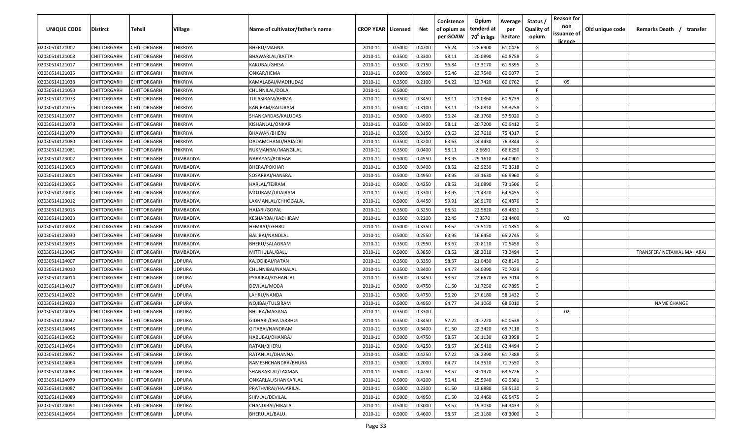| UNIQUE CODE | Distirct | Tehsil | Village | Name of cultivator/father's name | CROP YEAR | Licensed | Net | Conistence of opium as per GOAW | Opium tenderd at $70^0$ in kgs | Average per hectare | Status / Quality of opium | Reason for non issuance of licence | Old unique code | Remarks Death / transfer |
|---|---|---|---|---|---|---|---|---|---|---|---|---|---|---|
| 02030514121002 | CHITTORGARH | CHITTORGARH | THIKRIYA | BHERU/MAGNA | 2010-11 | 0.5000 | 0.4700 | 56.24 | 28.6900 | 61.0426 | G | | | |
| 02030514121008 | CHITTORGARH | CHITTORGARH | THIKRIYA | BHAWARLAL/RATTA | 2010-11 | 0.3500 | 0.3300 | 58.11 | 20.0890 | 60.8758 | G | | | |
| 02030514121017 | CHITTORGARH | CHITTORGARH | THIKRIYA | KAKUBAI/GHISA | 2010-11 | 0.3500 | 0.2150 | 56.84 | 13.3170 | 61.9395 | G | | | |
| 02030514121035 | CHITTORGARH | CHITTORGARH | THIKRIYA | ONKAR/HEMA | 2010-11 | 0.5000 | 0.3900 | 56.46 | 23.7540 | 60.9077 | G | | | |
| 02030514121038 | CHITTORGARH | CHITTORGARH | THIKRIYA | KAMALABAI/MADHUDAS | 2010-11 | 0.3500 | 0.2100 | 54.22 | 12.7420 | 60.6762 | G | 05 | | |
| 02030514121050 | CHITTORGARH | CHITTORGARH | THIKRIYA | CHUNNILAL/DOLA | 2010-11 | 0.5000 | | | | | F | | | |
| 02030514121073 | CHITTORGARH | CHITTORGARH | THIKRIYA | TULASIRAM/BHIMA | 2010-11 | 0.3500 | 0.3450 | 58.11 | 21.0360 | 60.9739 | G | | | |
| 02030514121076 | CHITTORGARH | CHITTORGARH | THIKRIYA | KANIRAM/KALURAM | 2010-11 | 0.5000 | 0.3100 | 58.11 | 18.0810 | 58.3258 | G | | | |
| 02030514121077 | CHITTORGARH | CHITTORGARH | THIKRIYA | SHANKARDAS/KALUDAS | 2010-11 | 0.5000 | 0.4900 | 56.24 | 28.1760 | 57.5020 | G | | | |
| 02030514121078 | CHITTORGARH | CHITTORGARH | THIKRIYA | KISHANLAL/ONKAR | 2010-11 | 0.3500 | 0.3400 | 58.11 | 20.7200 | 60.9412 | G | | | |
| 02030514121079 | CHITTORGARH | CHITTORGARH | THIKRIYA | BHAWAN/BHERU | 2010-11 | 0.3500 | 0.3150 | 63.63 | 23.7610 | 75.4317 | G | | | |
| 02030514121080 | CHITTORGARH | CHITTORGARH | THIKRIYA | DADAMCHAND/HAJADRI | 2010-11 | 0.3500 | 0.3200 | 63.63 | 24.4430 | 76.3844 | G | | | |
| 02030514121081 | CHITTORGARH | CHITTORGARH | THIKRIYA | RUKMANBAI/MANGILAL | 2010-11 | 0.3500 | 0.0400 | 58.11 | 2.6650 | 66.6250 | G | | | |
| 02030514123002 | CHITTORGARH | CHITTORGARH | TUMBADIYA | NARAYAN/POKHAR | 2010-11 | 0.5000 | 0.4550 | 63.95 | 29.1610 | 64.0901 | G | | | |
| 02030514123003 | CHITTORGARH | CHITTORGARH | TUMBADIYA | BHERA/POKHAR | 2010-11 | 0.3500 | 0.3400 | 68.52 | 23.9230 | 70.3618 | G | | | |
| 02030514123004 | CHITTORGARH | CHITTORGARH | TUMBADIYA | SOSARBAI/HANSRAJ | 2010-11 | 0.5000 | 0.4950 | 63.95 | 33.1630 | 66.9960 | G | | | |
| 02030514123006 | CHITTORGARH | CHITTORGARH | TUMBADIYA | HARLAL/TEJRAM | 2010-11 | 0.5000 | 0.4250 | 68.52 | 31.0890 | 73.1506 | G | | | |
| 02030514123008 | CHITTORGARH | CHITTORGARH | TUMBADIYA | MOTIRAM/UDAIRAM | 2010-11 | 0.3500 | 0.3300 | 63.95 | 21.4320 | 64.9455 | G | | | |
| 02030514123012 | CHITTORGARH | CHITTORGARH | TUMBADIYA | LAXMANLAL/CHHOGALAL | 2010-11 | 0.5000 | 0.4450 | 59.91 | 26.9170 | 60.4876 | G | | | |
| 02030514123015 | CHITTORGARH | CHITTORGARH | TUMBADIYA | HAJARI/GOPAL | 2010-11 | 0.3500 | 0.3250 | 68.52 | 22.5820 | 69.4831 | G | | | |
| 02030514123023 | CHITTORGARH | CHITTORGARH | TUMBADIYA | KESHARBAI/KADHIRAM | 2010-11 | 0.3500 | 0.2200 | 32.45 | 7.3570 | 33.4409 | I | 02 | | |
| 02030514123028 | CHITTORGARH | CHITTORGARH | TUMBADIYA | HEMRAJ/GEHRU | 2010-11 | 0.5000 | 0.3350 | 68.52 | 23.5120 | 70.1851 | G | | | |
| 02030514123030 | CHITTORGARH | CHITTORGARH | TUMBADIYA | BALIBAI/NANDLAL | 2010-11 | 0.5000 | 0.2550 | 63.95 | 16.6450 | 65.2745 | G | | | |
| 02030514123033 | CHITTORGARH | CHITTORGARH | TUMBADIYA | BHERU/SALAGRAM | 2010-11 | 0.3500 | 0.2950 | 63.67 | 20.8110 | 70.5458 | G | | | |
| 02030514123045 | CHITTORGARH | CHITTORGARH | TUMBADIYA | MITTHULAL/BALU | 2010-11 | 0.5000 | 0.3850 | 68.52 | 28.2010 | 73.2494 | G | | | TRANSFER/ NETAWAL MAHARAJ |
| 02030514124007 | CHITTORGARH | CHITTORGARH | UDPURA | KAJODIBAI/RATAN | 2010-11 | 0.3500 | 0.3350 | 58.57 | 21.0430 | 62.8149 | G | | | |
| 02030514124010 | CHITTORGARH | CHITTORGARH | UDPURA | CHUNNIBAI/NANALAL | 2010-11 | 0.3500 | 0.3400 | 64.77 | 24.0390 | 70.7029 | G | | | |
| 02030514124014 | CHITTORGARH | CHITTORGARH | UDPURA | PYARIBAI/KISHANLAL | 2010-11 | 0.3500 | 0.3450 | 58.57 | 22.6670 | 65.7014 | G | | | |
| 02030514124017 | CHITTORGARH | CHITTORGARH | UDPURA | DEVILAL/MODA | 2010-11 | 0.5000 | 0.4750 | 61.50 | 31.7250 | 66.7895 | G | | | |
| 02030514124022 | CHITTORGARH | CHITTORGARH | UDPURA | LAHRU/NANDA | 2010-11 | 0.5000 | 0.4750 | 56.20 | 27.6180 | 58.1432 | G | | | |
| 02030514124023 | CHITTORGARH | CHITTORGARH | UDPURA | NOJIBAI/TULSIRAM | 2010-11 | 0.5000 | 0.4950 | 64.77 | 34.1060 | 68.9010 | G | | | NAME CHANGE |
| 02030514124026 | CHITTORGARH | CHITTORGARH | UDPURA | BHURA/MAGANA | 2010-11 | 0.3500 | 0.3300 | | | | I | 02 | | |
| 02030514124042 | CHITTORGARH | CHITTORGARH | UDPURA | GIDHARI/CHATARBHUJ | 2010-11 | 0.3500 | 0.3450 | 57.22 | 20.7220 | 60.0638 | G | | | |
| 02030514124048 | CHITTORGARH | CHITTORGARH | UDPURA | GITABAI/NANDRAM | 2010-11 | 0.3500 | 0.3400 | 61.50 | 22.3420 | 65.7118 | G | | | |
| 02030514124052 | CHITTORGARH | CHITTORGARH | UDPURA | HABUBAI/DHANRAJ | 2010-11 | 0.5000 | 0.4750 | 58.57 | 30.1130 | 63.3958 | G | | | |
| 02030514124054 | CHITTORGARH | CHITTORGARH | UDPURA | RATAN/BHERU | 2010-11 | 0.5000 | 0.4250 | 58.57 | 26.5410 | 62.4494 | G | | | |
| 02030514124057 | CHITTORGARH | CHITTORGARH | UDPURA | RATANLAL/DHANNA | 2010-11 | 0.5000 | 0.4250 | 57.22 | 26.2390 | 61.7388 | G | | | |
| 02030514124064 | CHITTORGARH | CHITTORGARH | UDPURA | RAMESHCHANDRA/BHURA | 2010-11 | 0.5000 | 0.2000 | 64.77 | 14.3510 | 71.7550 | G | | | |
| 02030514124068 | CHITTORGARH | CHITTORGARH | UDPURA | SHANKARLAL/LAXMAN | 2010-11 | 0.5000 | 0.4750 | 58.57 | 30.1970 | 63.5726 | G | | | |
| 02030514124079 | CHITTORGARH | CHITTORGARH | UDPURA | ONKARLAL/SHANKARLAL | 2010-11 | 0.5000 | 0.4200 | 56.41 | 25.5940 | 60.9381 | G | | | |
| 02030514124087 | CHITTORGARH | CHITTORGARH | UDPURA | PRATHVIRAJ/HAJARILAL | 2010-11 | 0.5000 | 0.2300 | 61.50 | 13.6880 | 59.5130 | G | | | |
| 02030514124089 | CHITTORGARH | CHITTORGARH | UDPURA | SHIVLAL/DEVILAL | 2010-11 | 0.5000 | 0.4950 | 61.50 | 32.4460 | 65.5475 | G | | | |
| 02030514124091 | CHITTORGARH | CHITTORGARH | UDPURA | CHANDIBAI/HIRALAL | 2010-11 | 0.5000 | 0.3000 | 58.57 | 19.3030 | 64.3433 | G | | | |
| 02030514124094 | CHITTORGARH | CHITTORGARH | UDPURA | BHERULAL/BALU | 2010-11 | 0.5000 | 0.4600 | 58.57 | 29.1180 | 63.3000 | G | | | |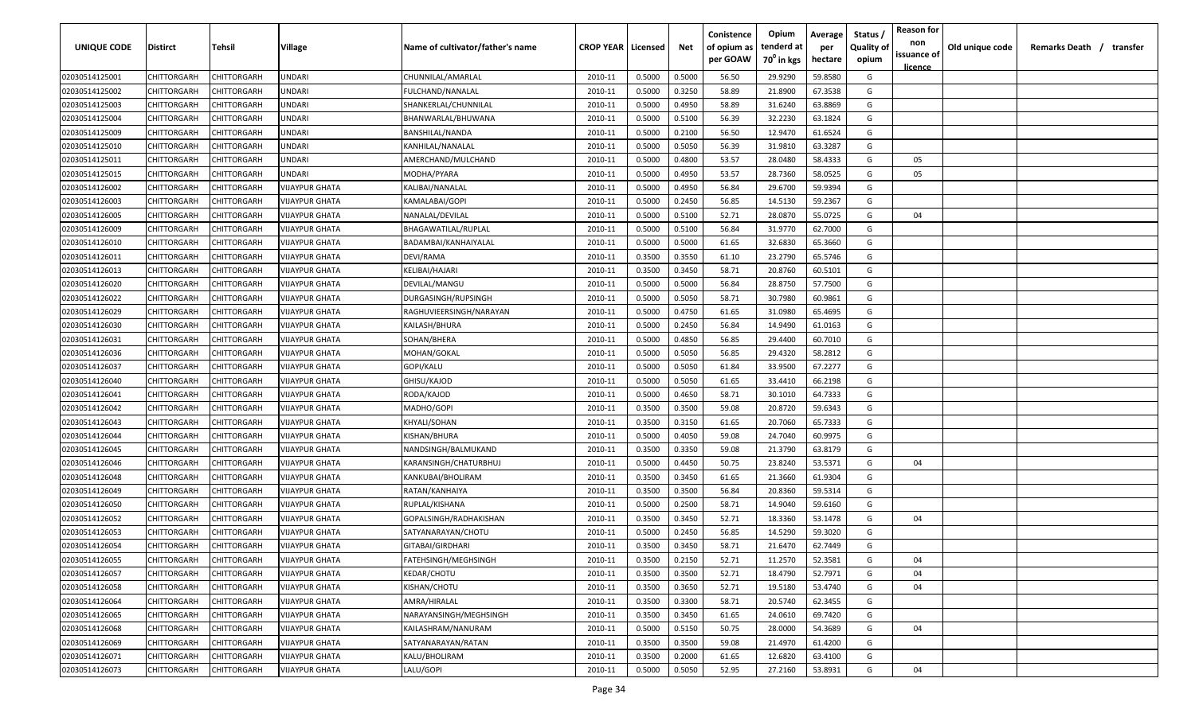| UNIQUE CODE | Distirct | Tehsil | Village | Name of cultivator/father's name | CROP YEAR | Licensed | Net | Conistence of opium as per GOAW | Opium tenderd at 70° in kgs | Average per hectare | Status / Quality of opium | Reason for non issuance of licence | Old unique code | Remarks Death / transfer |
|---|---|---|---|---|---|---|---|---|---|---|---|---|---|---|
| 02030514125001 | CHITTORGARH | CHITTORGARH | UNDARI | CHUNNILAL/AMARLAL | 2010-11 | 0.5000 | 0.5000 | 56.50 | 29.9290 | 59.8580 | G | | | |
| 02030514125002 | CHITTORGARH | CHITTORGARH | UNDARI | FULCHAND/NANALAL | 2010-11 | 0.5000 | 0.3250 | 58.89 | 21.8900 | 67.3538 | G | | | |
| 02030514125003 | CHITTORGARH | CHITTORGARH | UNDARI | SHANKERLAL/CHUNNILAL | 2010-11 | 0.5000 | 0.4950 | 58.89 | 31.6240 | 63.8869 | G | | | |
| 02030514125004 | CHITTORGARH | CHITTORGARH | UNDARI | BHANWARLAL/BHUWANA | 2010-11 | 0.5000 | 0.5100 | 56.39 | 32.2230 | 63.1824 | G | | | |
| 02030514125009 | CHITTORGARH | CHITTORGARH | UNDARI | BANSHILAL/NANDA | 2010-11 | 0.5000 | 0.2100 | 56.50 | 12.9470 | 61.6524 | G | | | |
| 02030514125010 | CHITTORGARH | CHITTORGARH | UNDARI | KANHILAL/NANALAL | 2010-11 | 0.5000 | 0.5050 | 56.39 | 31.9810 | 63.3287 | G | | | |
| 02030514125011 | CHITTORGARH | CHITTORGARH | UNDARI | AMERCHAND/MULCHAND | 2010-11 | 0.5000 | 0.4800 | 53.57 | 28.0480 | 58.4333 | G | 05 | | |
| 02030514125015 | CHITTORGARH | CHITTORGARH | UNDARI | MODHA/PYARA | 2010-11 | 0.5000 | 0.4950 | 53.57 | 28.7360 | 58.0525 | G | 05 | | |
| 02030514126002 | CHITTORGARH | CHITTORGARH | VIJAYPUR GHATA | KALIBAI/NANALAL | 2010-11 | 0.5000 | 0.4950 | 56.84 | 29.6700 | 59.9394 | G | | | |
| 02030514126003 | CHITTORGARH | CHITTORGARH | VIJAYPUR GHATA | KAMALABAI/GOPI | 2010-11 | 0.5000 | 0.2450 | 56.85 | 14.5130 | 59.2367 | G | | | |
| 02030514126005 | CHITTORGARH | CHITTORGARH | VIJAYPUR GHATA | NANALAL/DEVILAL | 2010-11 | 0.5000 | 0.5100 | 52.71 | 28.0870 | 55.0725 | G | 04 | | |
| 02030514126009 | CHITTORGARH | CHITTORGARH | VIJAYPUR GHATA | BHAGAWATILAL/RUPLAL | 2010-11 | 0.5000 | 0.5100 | 56.84 | 31.9770 | 62.7000 | G | | | |
| 02030514126010 | CHITTORGARH | CHITTORGARH | VIJAYPUR GHATA | BADAMBAI/KANHAIYALAL | 2010-11 | 0.5000 | 0.5000 | 61.65 | 32.6830 | 65.3660 | G | | | |
| 02030514126011 | CHITTORGARH | CHITTORGARH | VIJAYPUR GHATA | DEVI/RAMA | 2010-11 | 0.3500 | 0.3550 | 61.10 | 23.2790 | 65.5746 | G | | | |
| 02030514126013 | CHITTORGARH | CHITTORGARH | VIJAYPUR GHATA | KELIBAI/HAJARI | 2010-11 | 0.3500 | 0.3450 | 58.71 | 20.8760 | 60.5101 | G | | | |
| 02030514126020 | CHITTORGARH | CHITTORGARH | VIJAYPUR GHATA | DEVILAL/MANGU | 2010-11 | 0.5000 | 0.5000 | 56.84 | 28.8750 | 57.7500 | G | | | |
| 02030514126022 | CHITTORGARH | CHITTORGARH | VIJAYPUR GHATA | DURGASINGH/RUPSINGH | 2010-11 | 0.5000 | 0.5050 | 58.71 | 30.7980 | 60.9861 | G | | | |
| 02030514126029 | CHITTORGARH | CHITTORGARH | VIJAYPUR GHATA | RAGHUVIEERSINGH/NARAYAN | 2010-11 | 0.5000 | 0.4750 | 61.65 | 31.0980 | 65.4695 | G | | | |
| 02030514126030 | CHITTORGARH | CHITTORGARH | VIJAYPUR GHATA | KAILASH/BHURA | 2010-11 | 0.5000 | 0.2450 | 56.84 | 14.9490 | 61.0163 | G | | | |
| 02030514126031 | CHITTORGARH | CHITTORGARH | VIJAYPUR GHATA | SOHAN/BHERA | 2010-11 | 0.5000 | 0.4850 | 56.85 | 29.4400 | 60.7010 | G | | | |
| 02030514126036 | CHITTORGARH | CHITTORGARH | VIJAYPUR GHATA | MOHAN/GOKAL | 2010-11 | 0.5000 | 0.5050 | 56.85 | 29.4320 | 58.2812 | G | | | |
| 02030514126037 | CHITTORGARH | CHITTORGARH | VIJAYPUR GHATA | GOPI/KALU | 2010-11 | 0.5000 | 0.5050 | 61.84 | 33.9500 | 67.2277 | G | | | |
| 02030514126040 | CHITTORGARH | CHITTORGARH | VIJAYPUR GHATA | GHISU/KAJOD | 2010-11 | 0.5000 | 0.5050 | 61.65 | 33.4410 | 66.2198 | G | | | |
| 02030514126041 | CHITTORGARH | CHITTORGARH | VIJAYPUR GHATA | RODA/KAJOD | 2010-11 | 0.5000 | 0.4650 | 58.71 | 30.1010 | 64.7333 | G | | | |
| 02030514126042 | CHITTORGARH | CHITTORGARH | VIJAYPUR GHATA | MADHO/GOPI | 2010-11 | 0.3500 | 0.3500 | 59.08 | 20.8720 | 59.6343 | G | | | |
| 02030514126043 | CHITTORGARH | CHITTORGARH | VIJAYPUR GHATA | KHYALI/SOHAN | 2010-11 | 0.3500 | 0.3150 | 61.65 | 20.7060 | 65.7333 | G | | | |
| 02030514126044 | CHITTORGARH | CHITTORGARH | VIJAYPUR GHATA | KISHAN/BHURA | 2010-11 | 0.5000 | 0.4050 | 59.08 | 24.7040 | 60.9975 | G | | | |
| 02030514126045 | CHITTORGARH | CHITTORGARH | VIJAYPUR GHATA | NANDSINGH/BALMUKAND | 2010-11 | 0.3500 | 0.3350 | 59.08 | 21.3790 | 63.8179 | G | | | |
| 02030514126046 | CHITTORGARH | CHITTORGARH | VIJAYPUR GHATA | KARANSINGH/CHATURBHUJ | 2010-11 | 0.5000 | 0.4450 | 50.75 | 23.8240 | 53.5371 | G | 04 | | |
| 02030514126048 | CHITTORGARH | CHITTORGARH | VIJAYPUR GHATA | KANKUBAI/BHOLIRAM | 2010-11 | 0.3500 | 0.3450 | 61.65 | 21.3660 | 61.9304 | G | | | |
| 02030514126049 | CHITTORGARH | CHITTORGARH | VIJAYPUR GHATA | RATAN/KANHAIYA | 2010-11 | 0.3500 | 0.3500 | 56.84 | 20.8360 | 59.5314 | G | | | |
| 02030514126050 | CHITTORGARH | CHITTORGARH | VIJAYPUR GHATA | RUPLAL/KISHANA | 2010-11 | 0.5000 | 0.2500 | 58.71 | 14.9040 | 59.6160 | G | | | |
| 02030514126052 | CHITTORGARH | CHITTORGARH | VIJAYPUR GHATA | GOPALSINGH/RADHAKISHAN | 2010-11 | 0.3500 | 0.3450 | 52.71 | 18.3360 | 53.1478 | G | 04 | | |
| 02030514126053 | CHITTORGARH | CHITTORGARH | VIJAYPUR GHATA | SATYANARAYAN/CHOTU | 2010-11 | 0.5000 | 0.2450 | 56.85 | 14.5290 | 59.3020 | G | | | |
| 02030514126054 | CHITTORGARH | CHITTORGARH | VIJAYPUR GHATA | GITABAI/GIRDHARI | 2010-11 | 0.3500 | 0.3450 | 58.71 | 21.6470 | 62.7449 | G | | | |
| 02030514126055 | CHITTORGARH | CHITTORGARH | VIJAYPUR GHATA | FATEHSINGH/MEGHSINGH | 2010-11 | 0.3500 | 0.2150 | 52.71 | 11.2570 | 52.3581 | G | 04 | | |
| 02030514126057 | CHITTORGARH | CHITTORGARH | VIJAYPUR GHATA | KEDAR/CHOTU | 2010-11 | 0.3500 | 0.3500 | 52.71 | 18.4790 | 52.7971 | G | 04 | | |
| 02030514126058 | CHITTORGARH | CHITTORGARH | VIJAYPUR GHATA | KISHAN/CHOTU | 2010-11 | 0.3500 | 0.3650 | 52.71 | 19.5180 | 53.4740 | G | 04 | | |
| 02030514126064 | CHITTORGARH | CHITTORGARH | VIJAYPUR GHATA | AMRA/HIRALAL | 2010-11 | 0.3500 | 0.3300 | 58.71 | 20.5740 | 62.3455 | G | | | |
| 02030514126065 | CHITTORGARH | CHITTORGARH | VIJAYPUR GHATA | NARAYANSINGH/MEGHSINGH | 2010-11 | 0.3500 | 0.3450 | 61.65 | 24.0610 | 69.7420 | G | | | |
| 02030514126068 | CHITTORGARH | CHITTORGARH | VIJAYPUR GHATA | KAILASHRAM/NANURAM | 2010-11 | 0.5000 | 0.5150 | 50.75 | 28.0000 | 54.3689 | G | 04 | | |
| 02030514126069 | CHITTORGARH | CHITTORGARH | VIJAYPUR GHATA | SATYANARAYAN/RATAN | 2010-11 | 0.3500 | 0.3500 | 59.08 | 21.4970 | 61.4200 | G | | | |
| 02030514126071 | CHITTORGARH | CHITTORGARH | VIJAYPUR GHATA | KALU/BHOLIRAM | 2010-11 | 0.3500 | 0.2000 | 61.65 | 12.6820 | 63.4100 | G | | | |
| 02030514126073 | CHITTORGARH | CHITTORGARH | VIJAYPUR GHATA | LALU/GOPI | 2010-11 | 0.5000 | 0.5050 | 52.95 | 27.2160 | 53.8931 | G | 04 | | |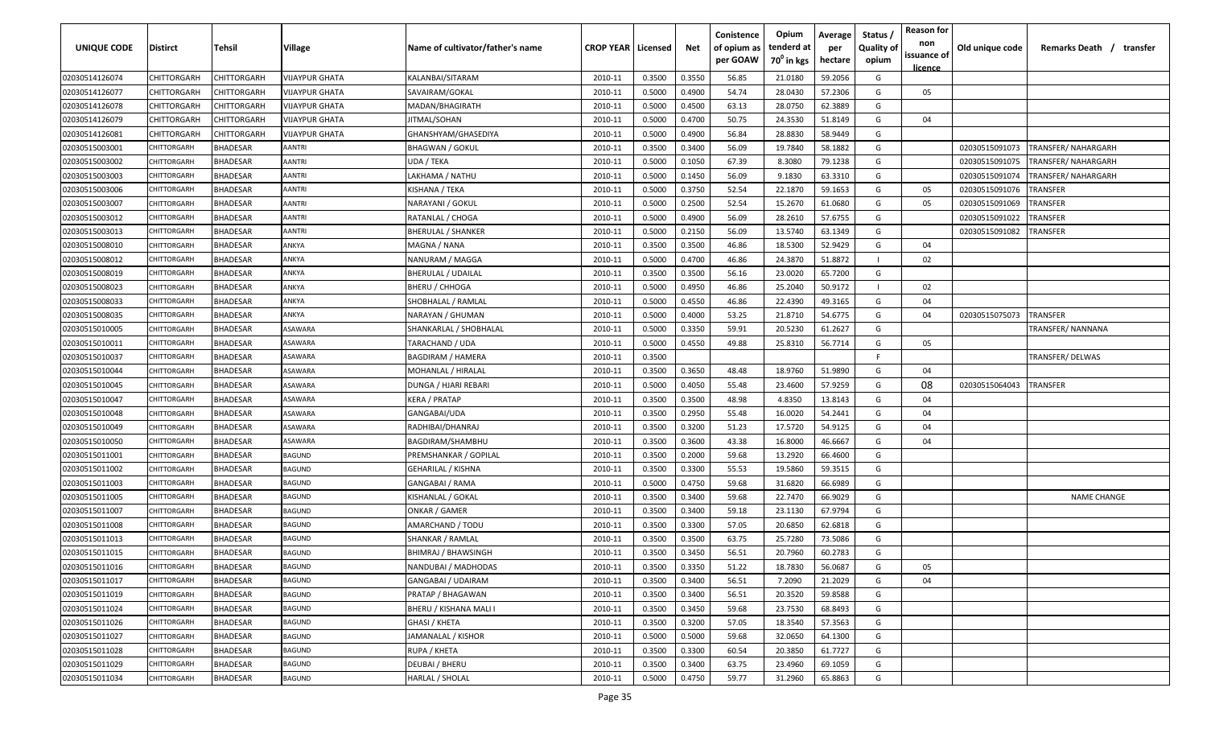| UNIQUE CODE | Distirct | Tehsil | Village | Name of cultivator/father's name | CROP YEAR | Licensed | Net | Conistence of opium as per GOAW | Opium tenderd at $70^0$ in kgs | Average per hectare | Status / Quality of opium | Reason for non issuance of licence | Old unique code | Remarks Death / transfer |
|---|---|---|---|---|---|---|---|---|---|---|---|---|---|---|
| 02030514126074 | CHITTORGARH | CHITTORGARH | VIJAYPUR GHATA | KALANBAI/SITARAM | 2010-11 | 0.3500 | 0.3550 | 56.85 | 21.0180 | 59.2056 | G | | | |
| 02030514126077 | CHITTORGARH | CHITTORGARH | VIJAYPUR GHATA | SAVAIRAM/GOKAL | 2010-11 | 0.5000 | 0.4900 | 54.74 | 28.0430 | 57.2306 | G | 05 | | |
| 02030514126078 | CHITTORGARH | CHITTORGARH | VIJAYPUR GHATA | MADAN/BHAGIRATH | 2010-11 | 0.5000 | 0.4500 | 63.13 | 28.0750 | 62.3889 | G | | | |
| 02030514126079 | CHITTORGARH | CHITTORGARH | VIJAYPUR GHATA | JITMAL/SOHAN | 2010-11 | 0.5000 | 0.4700 | 50.75 | 24.3530 | 51.8149 | G | 04 | | |
| 02030514126081 | CHITTORGARH | CHITTORGARH | VIJAYPUR GHATA | GHANSHYAM/GHASEDIYA | 2010-11 | 0.5000 | 0.4900 | 56.84 | 28.8830 | 58.9449 | G | | | |
| 02030515003001 | CHITTORGARH | BHADESAR | AANTRI | BHAGWAN / GOKUL | 2010-11 | 0.3500 | 0.3400 | 56.09 | 19.7840 | 58.1882 | G | | 02030515091073 | TRANSFER/ NAHARGARH |
| 02030515003002 | CHITTORGARH | BHADESAR | AANTRI | UDA / TEKA | 2010-11 | 0.5000 | 0.1050 | 67.39 | 8.3080 | 79.1238 | G | | 02030515091075 | TRANSFER/ NAHARGARH |
| 02030515003003 | CHITTORGARH | BHADESAR | AANTRI | LAKHAMA / NATHU | 2010-11 | 0.5000 | 0.1450 | 56.09 | 9.1830 | 63.3310 | G | | 02030515091074 | TRANSFER/ NAHARGARH |
| 02030515003006 | CHITTORGARH | BHADESAR | AANTRI | KISHANA / TEKA | 2010-11 | 0.5000 | 0.3750 | 52.54 | 22.1870 | 59.1653 | G | 05 | 02030515091076 | TRANSFER |
| 02030515003007 | CHITTORGARH | BHADESAR | AANTRI | NARAYANI / GOKUL | 2010-11 | 0.5000 | 0.2500 | 52.54 | 15.2670 | 61.0680 | G | 05 | 02030515091069 | TRANSFER |
| 02030515003012 | CHITTORGARH | BHADESAR | AANTRI | RATANLAL / CHOGA | 2010-11 | 0.5000 | 0.4900 | 56.09 | 28.2610 | 57.6755 | G | | 02030515091022 | TRANSFER |
| 02030515003013 | CHITTORGARH | BHADESAR | AANTRI | BHERULAL / SHANKER | 2010-11 | 0.5000 | 0.2150 | 56.09 | 13.5740 | 63.1349 | G | | 02030515091082 | TRANSFER |
| 02030515008010 | CHITTORGARH | BHADESAR | ANKYA | MAGNA / NANA | 2010-11 | 0.3500 | 0.3500 | 46.86 | 18.5300 | 52.9429 | G | 04 | | |
| 02030515008012 | CHITTORGARH | BHADESAR | ANKYA | NANURAM / MAGGA | 2010-11 | 0.5000 | 0.4700 | 46.86 | 24.3870 | 51.8872 | I | 02 | | |
| 02030515008019 | CHITTORGARH | BHADESAR | ANKYA | BHERULAL / UDAILAL | 2010-11 | 0.3500 | 0.3500 | 56.16 | 23.0020 | 65.7200 | G | | | |
| 02030515008023 | CHITTORGARH | BHADESAR | ANKYA | BHERU / CHHOGA | 2010-11 | 0.5000 | 0.4950 | 46.86 | 25.2040 | 50.9172 | I | 02 | | |
| 02030515008033 | CHITTORGARH | BHADESAR | ANKYA | SHOBHALAL / RAMLAL | 2010-11 | 0.5000 | 0.4550 | 46.86 | 22.4390 | 49.3165 | G | 04 | | |
| 02030515008035 | CHITTORGARH | BHADESAR | ANKYA | NARAYAN / GHUMAN | 2010-11 | 0.5000 | 0.4000 | 53.25 | 21.8710 | 54.6775 | G | 04 | 02030515075073 | TRANSFER |
| 02030515010005 | CHITTORGARH | BHADESAR | ASAWARA | SHANKARLAL / SHOBHALAL | 2010-11 | 0.5000 | 0.3350 | 59.91 | 20.5230 | 61.2627 | G | | | TRANSFER/ NANNANA |
| 02030515010011 | CHITTORGARH | BHADESAR | ASAWARA | TARACHAND / UDA | 2010-11 | 0.5000 | 0.4550 | 49.88 | 25.8310 | 56.7714 | G | 05 | | |
| 02030515010037 | CHITTORGARH | BHADESAR | ASAWARA | BAGDIRAM / HAMERA | 2010-11 | 0.3500 | | | | | F | | | TRANSFER/ DELWAS |
| 02030515010044 | CHITTORGARH | BHADESAR | ASAWARA | MOHANLAL / HIRALAL | 2010-11 | 0.3500 | 0.3650 | 48.48 | 18.9760 | 51.9890 | G | 04 | | |
| 02030515010045 | CHITTORGARH | BHADESAR | ASAWARA | DUNGA / HJARI REBARI | 2010-11 | 0.5000 | 0.4050 | 55.48 | 23.4600 | 57.9259 | G | 08 | 02030515064043 | TRANSFER |
| 02030515010047 | CHITTORGARH | BHADESAR | ASAWARA | KERA / PRATAP | 2010-11 | 0.3500 | 0.3500 | 48.98 | 4.8350 | 13.8143 | G | 04 | | |
| 02030515010048 | CHITTORGARH | BHADESAR | ASAWARA | GANGABAI/UDA | 2010-11 | 0.3500 | 0.2950 | 55.48 | 16.0020 | 54.2441 | G | 04 | | |
| 02030515010049 | CHITTORGARH | BHADESAR | ASAWARA | RADHIBAI/DHANRAJ | 2010-11 | 0.3500 | 0.3200 | 51.23 | 17.5720 | 54.9125 | G | 04 | | |
| 02030515010050 | CHITTORGARH | BHADESAR | ASAWARA | BAGDIRAM/SHAMBHU | 2010-11 | 0.3500 | 0.3600 | 43.38 | 16.8000 | 46.6667 | G | 04 | | |
| 02030515011001 | CHITTORGARH | BHADESAR | BAGUND | PREMSHANKAR / GOPILAL | 2010-11 | 0.3500 | 0.2000 | 59.68 | 13.2920 | 66.4600 | G | | | |
| 02030515011002 | CHITTORGARH | BHADESAR | BAGUND | GEHARILAL / KISHNA | 2010-11 | 0.3500 | 0.3300 | 55.53 | 19.5860 | 59.3515 | G | | | |
| 02030515011003 | CHITTORGARH | BHADESAR | BAGUND | GANGABAI / RAMA | 2010-11 | 0.5000 | 0.4750 | 59.68 | 31.6820 | 66.6989 | G | | | |
| 02030515011005 | CHITTORGARH | BHADESAR | BAGUND | KISHANLAL / GOKAL | 2010-11 | 0.3500 | 0.3400 | 59.68 | 22.7470 | 66.9029 | G | | | NAME CHANGE |
| 02030515011007 | CHITTORGARH | BHADESAR | BAGUND | ONKAR / GAMER | 2010-11 | 0.3500 | 0.3400 | 59.18 | 23.1130 | 67.9794 | G | | | |
| 02030515011008 | CHITTORGARH | BHADESAR | BAGUND | AMARCHAND / TODU | 2010-11 | 0.3500 | 0.3300 | 57.05 | 20.6850 | 62.6818 | G | | | |
| 02030515011013 | CHITTORGARH | BHADESAR | BAGUND | SHANKAR / RAMLAL | 2010-11 | 0.3500 | 0.3500 | 63.75 | 25.7280 | 73.5086 | G | | | |
| 02030515011015 | CHITTORGARH | BHADESAR | BAGUND | BHIMRAJ / BHAWSINGH | 2010-11 | 0.3500 | 0.3450 | 56.51 | 20.7960 | 60.2783 | G | | | |
| 02030515011016 | CHITTORGARH | BHADESAR | BAGUND | NANDUBAI / MADHODAS | 2010-11 | 0.3500 | 0.3350 | 51.22 | 18.7830 | 56.0687 | G | 05 | | |
| 02030515011017 | CHITTORGARH | BHADESAR | BAGUND | GANGABAI / UDAIRAM | 2010-11 | 0.3500 | 0.3400 | 56.51 | 7.2090 | 21.2029 | G | 04 | | |
| 02030515011019 | CHITTORGARH | BHADESAR | BAGUND | PRATAP / BHAGAWAN | 2010-11 | 0.3500 | 0.3400 | 56.51 | 20.3520 | 59.8588 | G | | | |
| 02030515011024 | CHITTORGARH | BHADESAR | BAGUND | BHERU / KISHANA MALI I | 2010-11 | 0.3500 | 0.3450 | 59.68 | 23.7530 | 68.8493 | G | | | |
| 02030515011026 | CHITTORGARH | BHADESAR | BAGUND | GHASI / KHETA | 2010-11 | 0.3500 | 0.3200 | 57.05 | 18.3540 | 57.3563 | G | | | |
| 02030515011027 | CHITTORGARH | BHADESAR | BAGUND | JAMANALAL / KISHOR | 2010-11 | 0.5000 | 0.5000 | 59.68 | 32.0650 | 64.1300 | G | | | |
| 02030515011028 | CHITTORGARH | BHADESAR | BAGUND | RUPA / KHETA | 2010-11 | 0.3500 | 0.3300 | 60.54 | 20.3850 | 61.7727 | G | | | |
| 02030515011029 | CHITTORGARH | BHADESAR | BAGUND | DEUBAI / BHERU | 2010-11 | 0.3500 | 0.3400 | 63.75 | 23.4960 | 69.1059 | G | | | |
| 02030515011034 | CHITTORGARH | BHADESAR | BAGUND | HARLAL / SHOLAL | 2010-11 | 0.5000 | 0.4750 | 59.77 | 31.2960 | 65.8863 | G | | | |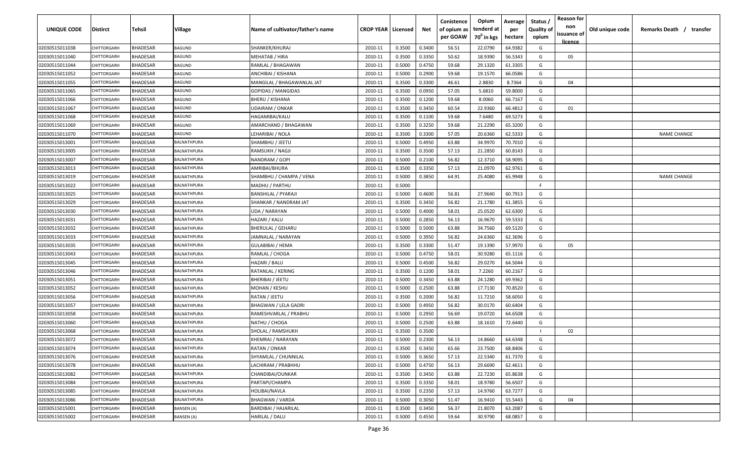| UNIQUE CODE | Distirct | Tehsil | Village | Name of cultivator/father's name | CROP YEAR | Licensed | Net | Conistence of opium as per GOAW | Opium tenderd at 70⁰ in kgs | Average per hectare | Status / Quality of opium | Reason for non issuance of licence | Old unique code | Remarks Death / transfer |
|---|---|---|---|---|---|---|---|---|---|---|---|---|---|---|
| 02030515011038 | CHITTORGARH | BHADESAR | BAGUND | SHANKER/KHURAJ | 2010-11 | 0.3500 | 0.3400 | 56.51 | 22.0790 | 64.9382 | G | | | |
| 02030515011040 | CHITTORGARH | BHADESAR | BAGUND | MEHATAB / HIRA | 2010-11 | 0.3500 | 0.3350 | 50.62 | 18.9390 | 56.5343 | G | 05 | | |
| 02030515011044 | CHITTORGARH | BHADESAR | BAGUND | RAMLAL / BHAGAWAN | 2010-11 | 0.5000 | 0.4750 | 59.68 | 29.1320 | 61.3305 | G | | | |
| 02030515011052 | CHITTORGARH | BHADESAR | BAGUND | ANCHIBAI / KISHANA | 2010-11 | 0.5000 | 0.2900 | 59.68 | 19.1570 | 66.0586 | G | | | |
| 02030515011055 | CHITTORGARH | BHADESAR | BAGUND | MANGILAL / BHAGAWANLAL JAT | 2010-11 | 0.3500 | 0.3300 | 46.61 | 2.8830 | 8.7364 | G | 04 | | |
| 02030515011065 | CHITTORGARH | BHADESAR | BAGUND | GOPIDAS / MANGIDAS | 2010-11 | 0.3500 | 0.0950 | 57.05 | 5.6810 | 59.8000 | G | | | |
| 02030515011066 | CHITTORGARH | BHADESAR | BAGUND | BHERU / KISHANA | 2010-11 | 0.3500 | 0.1200 | 59.68 | 8.0060 | 66.7167 | G | | | |
| 02030515011067 | CHITTORGARH | BHADESAR | BAGUND | UDAIRAM / ONKAR | 2010-11 | 0.3500 | 0.3450 | 60.54 | 22.9360 | 66.4812 | G | 01 | | |
| 02030515011068 | CHITTORGARH | BHADESAR | BAGUND | HAGAMIBAI/KALU | 2010-11 | 0.3500 | 0.1100 | 59.68 | 7.6480 | 69.5273 | G | | | |
| 02030515011069 | CHITTORGARH | BHADESAR | BAGUND | AMARCHAND / BHAGAWAN | 2010-11 | 0.3500 | 0.3250 | 59.68 | 21.2290 | 65.3200 | G | | | |
| 02030515011070 | CHITTORGARH | BHADESAR | BAGUND | LEHARIBAI / NOLA | 2010-11 | 0.3500 | 0.3300 | 57.05 | 20.6360 | 62.5333 | G | | | NAME CHANGE |
| 02030515013001 | CHITTORGARH | BHADESAR | BALNATHPURA | SHAMBHU / JEETU | 2010-11 | 0.5000 | 0.4950 | 63.88 | 34.9970 | 70.7010 | G | | | |
| 02030515013005 | CHITTORGARH | BHADESAR | BALNATHPURA | RAMSUKH / NAGJI | 2010-11 | 0.3500 | 0.3500 | 57.13 | 21.2850 | 60.8143 | G | | | |
| 02030515013007 | CHITTORGARH | BHADESAR | BALNATHPURA | NANDRAM / GOPI | 2010-11 | 0.5000 | 0.2100 | 56.82 | 12.3710 | 58.9095 | G | | | |
| 02030515013013 | CHITTORGARH | BHADESAR | BALNATHPURA | AMRIBAI/BHURA | 2010-11 | 0.3500 | 0.3350 | 57.13 | 21.0970 | 62.9761 | G | | | |
| 02030515013019 | CHITTORGARH | BHADESAR | BALNATHPURA | SHAMBHU / CHAMPA / VENA | 2010-11 | 0.5000 | 0.3850 | 64.91 | 25.4080 | 65.9948 | G | | | NAME CHANGE |
| 02030515013022 | CHITTORGARH | BHADESAR | BALNATHPURA | MADHU / PARTHU | 2010-11 | 0.5000 | | | | | F | | | |
| 02030515013025 | CHITTORGARH | BHADESAR | BALNATHPURA | BANSHILAL / PYARAJI | 2010-11 | 0.5000 | 0.4600 | 56.81 | 27.9640 | 60.7913 | G | | | |
| 02030515013029 | CHITTORGARH | BHADESAR | BALNATHPURA | SHANKAR / NANDRAM JAT | 2010-11 | 0.3500 | 0.3450 | 56.82 | 21.1780 | 61.3855 | G | | | |
| 02030515013030 | CHITTORGARH | BHADESAR | BALNATHPURA | UDA / NARAYAN | 2010-11 | 0.5000 | 0.4000 | 58.01 | 25.0520 | 62.6300 | G | | | |
| 02030515013031 | CHITTORGARH | BHADESAR | BALNATHPURA | HAZARI / KALU | 2010-11 | 0.5000 | 0.2850 | 56.13 | 16.9670 | 59.5333 | G | | | |
| 02030515013032 | CHITTORGARH | BHADESAR | BALNATHPURA | BHERULAL / GEHARU | 2010-11 | 0.5000 | 0.5000 | 63.88 | 34.7560 | 69.5120 | G | | | |
| 02030515013033 | CHITTORGARH | BHADESAR | BALNATHPURA | JAMNALAL / NARAYAN | 2010-11 | 0.5000 | 0.3950 | 56.82 | 24.6360 | 62.3696 | G | | | |
| 02030515013035 | CHITTORGARH | BHADESAR | BALNATHPURA | GULABIBAI / HEMA | 2010-11 | 0.3500 | 0.3300 | 51.47 | 19.1390 | 57.9970 | G | 05 | | |
| 02030515013043 | CHITTORGARH | BHADESAR | BALNATHPURA | RAMLAL / CHOGA | 2010-11 | 0.5000 | 0.4750 | 58.01 | 30.9280 | 65.1116 | G | | | |
| 02030515013045 | CHITTORGARH | BHADESAR | BALNATHPURA | HAZARI / BALU | 2010-11 | 0.5000 | 0.4500 | 56.82 | 29.0270 | 64.5044 | G | | | |
| 02030515013046 | CHITTORGARH | BHADESAR | BALNATHPURA | RATANLAL / KERING | 2010-11 | 0.3500 | 0.1200 | 58.01 | 7.2260 | 60.2167 | G | | | |
| 02030515013051 | CHITTORGARH | BHADESAR | BALNATHPURA | BHERIBAI / JEETU | 2010-11 | 0.5000 | 0.3450 | 63.88 | 24.1280 | 69.9362 | G | | | |
| 02030515013052 | CHITTORGARH | BHADESAR | BALNATHPURA | MOHAN / KESHU | 2010-11 | 0.5000 | 0.2500 | 63.88 | 17.7130 | 70.8520 | G | | | |
| 02030515013056 | CHITTORGARH | BHADESAR | BALNATHPURA | RATAN / JEETU | 2010-11 | 0.3500 | 0.2000 | 56.82 | 11.7210 | 58.6050 | G | | | |
| 02030515013057 | CHITTORGARH | BHADESAR | BALNATHPURA | BHAGWAN / LELA GADRI | 2010-11 | 0.5000 | 0.4950 | 56.82 | 30.0170 | 60.6404 | G | | | |
| 02030515013058 | CHITTORGARH | BHADESAR | BALNATHPURA | RAMESHVARLAL / PRABHU | 2010-11 | 0.5000 | 0.2950 | 56.69 | 19.0720 | 64.6508 | G | | | |
| 02030515013060 | CHITTORGARH | BHADESAR | BALNATHPURA | NATHU / CHOGA | 2010-11 | 0.5000 | 0.2500 | 63.88 | 18.1610 | 72.6440 | G | | | |
| 02030515013068 | CHITTORGARH | BHADESAR | BALNATHPURA | SHOLAL / RAMSHUKH | 2010-11 | 0.3500 | 0.3500 | | | | I | 02 | | |
| 02030515013072 | CHITTORGARH | BHADESAR | BALNATHPURA | KHEMRAJ / NARAYAN | 2010-11 | 0.5000 | 0.2300 | 56.13 | 14.8660 | 64.6348 | G | | | |
| 02030515013074 | CHITTORGARH | BHADESAR | BALNATHPURA | RATAN / ONKAR | 2010-11 | 0.3500 | 0.3450 | 65.66 | 23.7500 | 68.8406 | G | | | |
| 02030515013076 | CHITTORGARH | BHADESAR | BALNATHPURA | SHYAMLAL / CHUNNILAL | 2010-11 | 0.5000 | 0.3650 | 57.13 | 22.5340 | 61.7370 | G | | | |
| 02030515013078 | CHITTORGARH | BHADESAR | BALNATHPURA | LACHIRAM / PRABHHU | 2010-11 | 0.5000 | 0.4750 | 56.13 | 29.6690 | 62.4611 | G | | | |
| 02030515013082 | CHITTORGARH | BHADESAR | BALNATHPURA | CHANDIBAI/OUNKAR | 2010-11 | 0.3500 | 0.3450 | 63.88 | 22.7230 | 65.8638 | G | | | |
| 02030515013084 | CHITTORGARH | BHADESAR | BALNATHPURA | PARTAPI/CHAMPA | 2010-11 | 0.3500 | 0.3350 | 58.01 | 18.9780 | 56.6507 | G | | | |
| 02030515013085 | CHITTORGARH | BHADESAR | BALNATHPURA | HOLIBAI/NAVLA | 2010-11 | 0.3500 | 0.2350 | 57.13 | 14.9760 | 63.7277 | G | | | |
| 02030515013086 | CHITTORGARH | BHADESAR | BALNATHPURA | BHAGWAN / VARDA | 2010-11 | 0.5000 | 0.3050 | 51.47 | 16.9410 | 55.5443 | G | 04 | | |
| 02030515015001 | CHITTORGARH | BHADESAR | BANSEN (A) | BARDIBAI / HAJARILAL | 2010-11 | 0.3500 | 0.3450 | 56.37 | 21.8070 | 63.2087 | G | | | |
| 02030515015002 | CHITTORGARH | BHADESAR | BANSEN (A) | HARILAL / DALU | 2010-11 | 0.5000 | 0.4550 | 59.64 | 30.9790 | 68.0857 | G | | | |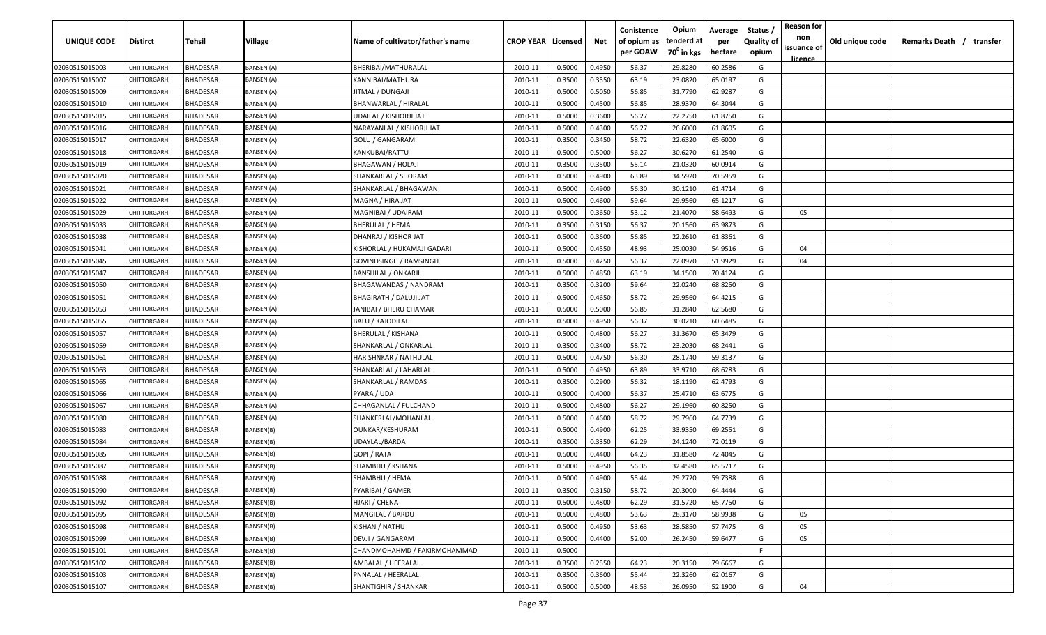| UNIQUE CODE | Distirct | Tehsil | Village | Name of cultivator/father's name | CROP YEAR | Licensed | Net | Conistence of opium as per GOAW | Opium tenderd at 70° in kgs | Average per hectare | Status / Quality of opium | Reason for non issuance of licence | Old unique code | Remarks Death / transfer |
|---|---|---|---|---|---|---|---|---|---|---|---|---|---|---|
| 02030515015003 | CHITTORGARH | BHADESAR | BANSEN (A) | BHERIBAI/MATHURALAL | 2010-11 | 0.5000 | 0.4950 | 56.37 | 29.8280 | 60.2586 | G | | | |
| 02030515015007 | CHITTORGARH | BHADESAR | BANSEN (A) | KANNIBAI/MATHURA | 2010-11 | 0.3500 | 0.3550 | 63.19 | 23.0820 | 65.0197 | G | | | |
| 02030515015009 | CHITTORGARH | BHADESAR | BANSEN (A) | JITMAL / DUNGAJI | 2010-11 | 0.5000 | 0.5050 | 56.85 | 31.7790 | 62.9287 | G | | | |
| 02030515015010 | CHITTORGARH | BHADESAR | BANSEN (A) | BHANWARLAL / HIRALAL | 2010-11 | 0.5000 | 0.4500 | 56.85 | 28.9370 | 64.3044 | G | | | |
| 02030515015015 | CHITTORGARH | BHADESAR | BANSEN (A) | UDAILAL / KISHORJI JAT | 2010-11 | 0.5000 | 0.3600 | 56.27 | 22.2750 | 61.8750 | G | | | |
| 02030515015016 | CHITTORGARH | BHADESAR | BANSEN (A) | NARAYANLAL / KISHORJI JAT | 2010-11 | 0.5000 | 0.4300 | 56.27 | 26.6000 | 61.8605 | G | | | |
| 02030515015017 | CHITTORGARH | BHADESAR | BANSEN (A) | GOLU / GANGARAM | 2010-11 | 0.3500 | 0.3450 | 58.72 | 22.6320 | 65.6000 | G | | | |
| 02030515015018 | CHITTORGARH | BHADESAR | BANSEN (A) | KANKUBAI/RATTU | 2010-11 | 0.5000 | 0.5000 | 56.27 | 30.6270 | 61.2540 | G | | | |
| 02030515015019 | CHITTORGARH | BHADESAR | BANSEN (A) | BHAGAWAN / HOLAJI | 2010-11 | 0.3500 | 0.3500 | 55.14 | 21.0320 | 60.0914 | G | | | |
| 02030515015020 | CHITTORGARH | BHADESAR | BANSEN (A) | SHANKARLAL / SHORAM | 2010-11 | 0.5000 | 0.4900 | 63.89 | 34.5920 | 70.5959 | G | | | |
| 02030515015021 | CHITTORGARH | BHADESAR | BANSEN (A) | SHANKARLAL / BHAGAWAN | 2010-11 | 0.5000 | 0.4900 | 56.30 | 30.1210 | 61.4714 | G | | | |
| 02030515015022 | CHITTORGARH | BHADESAR | BANSEN (A) | MAGNA / HIRA JAT | 2010-11 | 0.5000 | 0.4600 | 59.64 | 29.9560 | 65.1217 | G | | | |
| 02030515015029 | CHITTORGARH | BHADESAR | BANSEN (A) | MAGNIBAI / UDAIRAM | 2010-11 | 0.5000 | 0.3650 | 53.12 | 21.4070 | 58.6493 | G | 05 | | |
| 02030515015033 | CHITTORGARH | BHADESAR | BANSEN (A) | BHERULAL / HEMA | 2010-11 | 0.3500 | 0.3150 | 56.37 | 20.1560 | 63.9873 | G | | | |
| 02030515015038 | CHITTORGARH | BHADESAR | BANSEN (A) | DHANRAJ / KISHOR JAT | 2010-11 | 0.5000 | 0.3600 | 56.85 | 22.2610 | 61.8361 | G | | | |
| 02030515015041 | CHITTORGARH | BHADESAR | BANSEN (A) | KISHORLAL / HUKAMAJI GADARI | 2010-11 | 0.5000 | 0.4550 | 48.93 | 25.0030 | 54.9516 | G | 04 | | |
| 02030515015045 | CHITTORGARH | BHADESAR | BANSEN (A) | GOVINDSINGH / RAMSINGH | 2010-11 | 0.5000 | 0.4250 | 56.37 | 22.0970 | 51.9929 | G | 04 | | |
| 02030515015047 | CHITTORGARH | BHADESAR | BANSEN (A) | BANSHILAL / ONKARJI | 2010-11 | 0.5000 | 0.4850 | 63.19 | 34.1500 | 70.4124 | G | | | |
| 02030515015050 | CHITTORGARH | BHADESAR | BANSEN (A) | BHAGAWANDAS / NANDRAM | 2010-11 | 0.3500 | 0.3200 | 59.64 | 22.0240 | 68.8250 | G | | | |
| 02030515015051 | CHITTORGARH | BHADESAR | BANSEN (A) | BHAGIRATH / DALUJI JAT | 2010-11 | 0.5000 | 0.4650 | 58.72 | 29.9560 | 64.4215 | G | | | |
| 02030515015053 | CHITTORGARH | BHADESAR | BANSEN (A) | JANIBAI / BHERU CHAMAR | 2010-11 | 0.5000 | 0.5000 | 56.85 | 31.2840 | 62.5680 | G | | | |
| 02030515015055 | CHITTORGARH | BHADESAR | BANSEN (A) | BALU / KAJODILAL | 2010-11 | 0.5000 | 0.4950 | 56.37 | 30.0210 | 60.6485 | G | | | |
| 02030515015057 | CHITTORGARH | BHADESAR | BANSEN (A) | BHERULAL / KISHANA | 2010-11 | 0.5000 | 0.4800 | 56.27 | 31.3670 | 65.3479 | G | | | |
| 02030515015059 | CHITTORGARH | BHADESAR | BANSEN (A) | SHANKARLAL / ONKARLAL | 2010-11 | 0.3500 | 0.3400 | 58.72 | 23.2030 | 68.2441 | G | | | |
| 02030515015061 | CHITTORGARH | BHADESAR | BANSEN (A) | HARISHNKAR / NATHULAL | 2010-11 | 0.5000 | 0.4750 | 56.30 | 28.1740 | 59.3137 | G | | | |
| 02030515015063 | CHITTORGARH | BHADESAR | BANSEN (A) | SHANKARLAL / LAHARLAL | 2010-11 | 0.5000 | 0.4950 | 63.89 | 33.9710 | 68.6283 | G | | | |
| 02030515015065 | CHITTORGARH | BHADESAR | BANSEN (A) | SHANKARLAL / RAMDAS | 2010-11 | 0.3500 | 0.2900 | 56.32 | 18.1190 | 62.4793 | G | | | |
| 02030515015066 | CHITTORGARH | BHADESAR | BANSEN (A) | PYARA / UDA | 2010-11 | 0.5000 | 0.4000 | 56.37 | 25.4710 | 63.6775 | G | | | |
| 02030515015067 | CHITTORGARH | BHADESAR | BANSEN (A) | CHHAGANLAL / FULCHAND | 2010-11 | 0.5000 | 0.4800 | 56.27 | 29.1960 | 60.8250 | G | | | |
| 02030515015080 | CHITTORGARH | BHADESAR | BANSEN (A) | SHANKERLAL/MOHANLAL | 2010-11 | 0.5000 | 0.4600 | 58.72 | 29.7960 | 64.7739 | G | | | |
| 02030515015083 | CHITTORGARH | BHADESAR | BANSEN(B) | OUNKAR/KESHURAM | 2010-11 | 0.5000 | 0.4900 | 62.25 | 33.9350 | 69.2551 | G | | | |
| 02030515015084 | CHITTORGARH | BHADESAR | BANSEN(B) | UDAYLAL/BARDA | 2010-11 | 0.3500 | 0.3350 | 62.29 | 24.1240 | 72.0119 | G | | | |
| 02030515015085 | CHITTORGARH | BHADESAR | BANSEN(B) | GOPI / RATA | 2010-11 | 0.5000 | 0.4400 | 64.23 | 31.8580 | 72.4045 | G | | | |
| 02030515015087 | CHITTORGARH | BHADESAR | BANSEN(B) | SHAMBHU / KSHANA | 2010-11 | 0.5000 | 0.4950 | 56.35 | 32.4580 | 65.5717 | G | | | |
| 02030515015088 | CHITTORGARH | BHADESAR | BANSEN(B) | SHAMBHU / HEMA | 2010-11 | 0.5000 | 0.4900 | 55.44 | 29.2720 | 59.7388 | G | | | |
| 02030515015090 | CHITTORGARH | BHADESAR | BANSEN(B) | PYARIBAI / GAMER | 2010-11 | 0.3500 | 0.3150 | 58.72 | 20.3000 | 64.4444 | G | | | |
| 02030515015092 | CHITTORGARH | BHADESAR | BANSEN(B) | HJARI / CHENA | 2010-11 | 0.5000 | 0.4800 | 62.29 | 31.5720 | 65.7750 | G | | | |
| 02030515015095 | CHITTORGARH | BHADESAR | BANSEN(B) | MANGILAL / BARDU | 2010-11 | 0.5000 | 0.4800 | 53.63 | 28.3170 | 58.9938 | G | 05 | | |
| 02030515015098 | CHITTORGARH | BHADESAR | BANSEN(B) | KISHAN / NATHU | 2010-11 | 0.5000 | 0.4950 | 53.63 | 28.5850 | 57.7475 | G | 05 | | |
| 02030515015099 | CHITTORGARH | BHADESAR | BANSEN(B) | DEVJI / GANGARAM | 2010-11 | 0.5000 | 0.4400 | 52.00 | 26.2450 | 59.6477 | G | 05 | | |
| 02030515015101 | CHITTORGARH | BHADESAR | BANSEN(B) | CHANDMOHAHMD / FAKIRMOHAMMAD | 2010-11 | 0.5000 | | | | | F | | | |
| 02030515015102 | CHITTORGARH | BHADESAR | BANSEN(B) | AMBALAL / HEERALAL | 2010-11 | 0.3500 | 0.2550 | 64.23 | 20.3150 | 79.6667 | G | | | |
| 02030515015103 | CHITTORGARH | BHADESAR | BANSEN(B) | PNNALAL / HEERALAL | 2010-11 | 0.3500 | 0.3600 | 55.44 | 22.3260 | 62.0167 | G | | | |
| 02030515015107 | CHITTORGARH | BHADESAR | BANSEN(B) | SHANTIGHIR / SHANKAR | 2010-11 | 0.5000 | 0.5000 | 48.53 | 26.0950 | 52.1900 | G | 04 | | |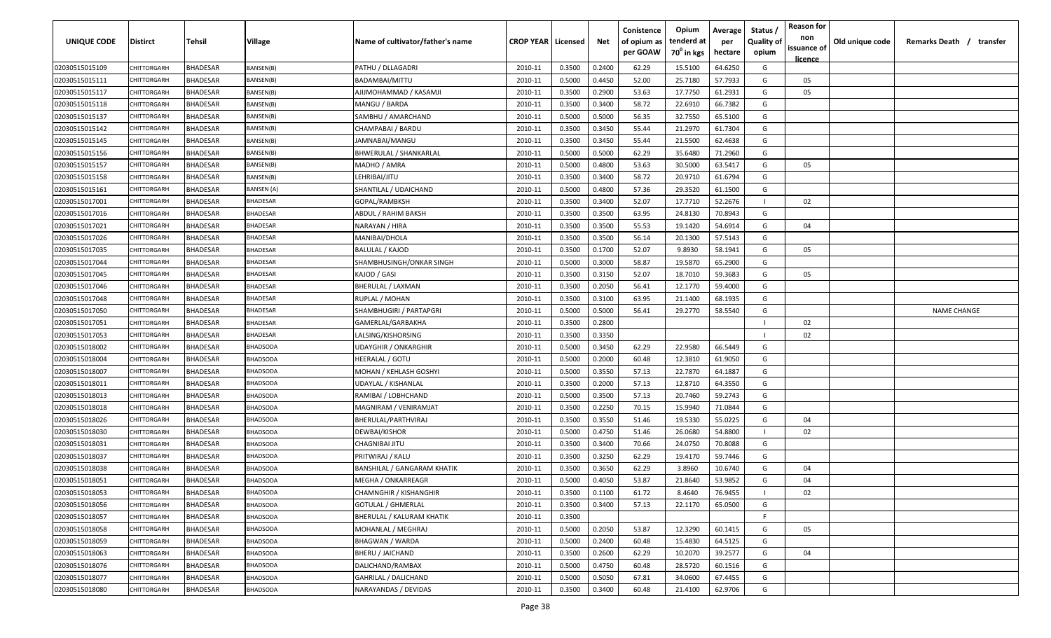| UNIQUE CODE | Distirct | Tehsil | Village | Name of cultivator/father's name | CROP YEAR | Licensed | Net | Conistence of opium as per GOAW | Opium tenderd at 70° in kgs | Average per hectare | Status / Quality of opium | Reason for non issuance of licence | Old unique code | Remarks Death / transfer |
|---|---|---|---|---|---|---|---|---|---|---|---|---|---|---|
| 02030515015109 | CHITTORGARH | BHADESAR | BANSEN(B) | PATHU / DLLAGADRI | 2010-11 | 0.3500 | 0.2400 | 62.29 | 15.5100 | 64.6250 | G | | | |
| 02030515015111 | CHITTORGARH | BHADESAR | BANSEN(B) | BADAMBAI/MITTU | 2010-11 | 0.5000 | 0.4450 | 52.00 | 25.7180 | 57.7933 | G | 05 | | |
| 02030515015117 | CHITTORGARH | BHADESAR | BANSEN(B) | AJIJMOHAMMAD / KASAMJI | 2010-11 | 0.3500 | 0.2900 | 53.63 | 17.7750 | 61.2931 | G | 05 | | |
| 02030515015118 | CHITTORGARH | BHADESAR | BANSEN(B) | MANGU / BARDA | 2010-11 | 0.3500 | 0.3400 | 58.72 | 22.6910 | 66.7382 | G | | | |
| 02030515015137 | CHITTORGARH | BHADESAR | BANSEN(B) | SAMBHU / AMARCHAND | 2010-11 | 0.5000 | 0.5000 | 56.35 | 32.7550 | 65.5100 | G | | | |
| 02030515015142 | CHITTORGARH | BHADESAR | BANSEN(B) | CHAMPABAI / BARDU | 2010-11 | 0.3500 | 0.3450 | 55.44 | 21.2970 | 61.7304 | G | | | |
| 02030515015145 | CHITTORGARH | BHADESAR | BANSEN(B) | JAMNABAI/MANGU | 2010-11 | 0.3500 | 0.3450 | 55.44 | 21.5500 | 62.4638 | G | | | |
| 02030515015156 | CHITTORGARH | BHADESAR | BANSEN(B) | BHWERULAL / SHANKARLAL | 2010-11 | 0.5000 | 0.5000 | 62.29 | 35.6480 | 71.2960 | G | | | |
| 02030515015157 | CHITTORGARH | BHADESAR | BANSEN(B) | MADHO / AMRA | 2010-11 | 0.5000 | 0.4800 | 53.63 | 30.5000 | 63.5417 | G | 05 | | |
| 02030515015158 | CHITTORGARH | BHADESAR | BANSEN(B) | LEHRIBAI/JITU | 2010-11 | 0.3500 | 0.3400 | 58.72 | 20.9710 | 61.6794 | G | | | |
| 02030515015161 | CHITTORGARH | BHADESAR | BANSEN (A) | SHANTILAL / UDAICHAND | 2010-11 | 0.5000 | 0.4800 | 57.36 | 29.3520 | 61.1500 | G | | | |
| 02030515017001 | CHITTORGARH | BHADESAR | BHADESAR | GOPAL/RAMBKSH | 2010-11 | 0.3500 | 0.3400 | 52.07 | 17.7710 | 52.2676 | I | 02 | | |
| 02030515017016 | CHITTORGARH | BHADESAR | BHADESAR | ABDUL / RAHIM BAKSH | 2010-11 | 0.3500 | 0.3500 | 63.95 | 24.8130 | 70.8943 | G | | | |
| 02030515017021 | CHITTORGARH | BHADESAR | BHADESAR | NARAYAN / HIRA | 2010-11 | 0.3500 | 0.3500 | 55.53 | 19.1420 | 54.6914 | G | 04 | | |
| 02030515017026 | CHITTORGARH | BHADESAR | BHADESAR | MANIBAI/DHOLA | 2010-11 | 0.3500 | 0.3500 | 56.14 | 20.1300 | 57.5143 | G | | | |
| 02030515017035 | CHITTORGARH | BHADESAR | BHADESAR | BALULAL / KAJOD | 2010-11 | 0.3500 | 0.1700 | 52.07 | 9.8930 | 58.1941 | G | 05 | | |
| 02030515017044 | CHITTORGARH | BHADESAR | BHADESAR | SHAMBHUSINGH/ONKAR SINGH | 2010-11 | 0.5000 | 0.3000 | 58.87 | 19.5870 | 65.2900 | G | | | |
| 02030515017045 | CHITTORGARH | BHADESAR | BHADESAR | KAJOD / GASI | 2010-11 | 0.3500 | 0.3150 | 52.07 | 18.7010 | 59.3683 | G | 05 | | |
| 02030515017046 | CHITTORGARH | BHADESAR | BHADESAR | BHERULAL / LAXMAN | 2010-11 | 0.3500 | 0.2050 | 56.41 | 12.1770 | 59.4000 | G | | | |
| 02030515017048 | CHITTORGARH | BHADESAR | BHADESAR | RUPLAL / MOHAN | 2010-11 | 0.3500 | 0.3100 | 63.95 | 21.1400 | 68.1935 | G | | | |
| 02030515017050 | CHITTORGARH | BHADESAR | BHADESAR | SHAMBHUGIRI / PARTAPGRI | 2010-11 | 0.5000 | 0.5000 | 56.41 | 29.2770 | 58.5540 | G | | | NAME CHANGE |
| 02030515017051 | CHITTORGARH | BHADESAR | BHADESAR | GAMERLAL/GARBAKHA | 2010-11 | 0.3500 | 0.2800 | | | | I | 02 | | |
| 02030515017053 | CHITTORGARH | BHADESAR | BHADESAR | LALSING/KISHORSING | 2010-11 | 0.3500 | 0.3350 | | | | I | 02 | | |
| 02030515018002 | CHITTORGARH | BHADESAR | BHADSODA | UDAYGHIR / ONKARGHIR | 2010-11 | 0.5000 | 0.3450 | 62.29 | 22.9580 | 66.5449 | G | | | |
| 02030515018004 | CHITTORGARH | BHADESAR | BHADSODA | HEERALAL / GOTU | 2010-11 | 0.5000 | 0.2000 | 60.48 | 12.3810 | 61.9050 | G | | | |
| 02030515018007 | CHITTORGARH | BHADESAR | BHADSODA | MOHAN / KEHLASH GOSHYI | 2010-11 | 0.5000 | 0.3550 | 57.13 | 22.7870 | 64.1887 | G | | | |
| 02030515018011 | CHITTORGARH | BHADESAR | BHADSODA | UDAYLAL / KISHANLAL | 2010-11 | 0.3500 | 0.2000 | 57.13 | 12.8710 | 64.3550 | G | | | |
| 02030515018013 | CHITTORGARH | BHADESAR | BHADSODA | RAMIBAI / LOBHCHAND | 2010-11 | 0.5000 | 0.3500 | 57.13 | 20.7460 | 59.2743 | G | | | |
| 02030515018018 | CHITTORGARH | BHADESAR | BHADSODA | MAGNIRAM / VENIRAMJAT | 2010-11 | 0.3500 | 0.2250 | 70.15 | 15.9940 | 71.0844 | G | | | |
| 02030515018026 | CHITTORGARH | BHADESAR | BHADSODA | BHERULAL/PARTHVIRAJ | 2010-11 | 0.3500 | 0.3550 | 51.46 | 19.5330 | 55.0225 | G | 04 | | |
| 02030515018030 | CHITTORGARH | BHADESAR | BHADSODA | DEWBAI/KISHOR | 2010-11 | 0.5000 | 0.4750 | 51.46 | 26.0680 | 54.8800 | I | 02 | | |
| 02030515018031 | CHITTORGARH | BHADESAR | BHADSODA | CHAGNIBAI JITU | 2010-11 | 0.3500 | 0.3400 | 70.66 | 24.0750 | 70.8088 | G | | | |
| 02030515018037 | CHITTORGARH | BHADESAR | BHADSODA | PRITWIRAJ / KALU | 2010-11 | 0.3500 | 0.3250 | 62.29 | 19.4170 | 59.7446 | G | | | |
| 02030515018038 | CHITTORGARH | BHADESAR | BHADSODA | BANSHILAL / GANGARAM KHATIK | 2010-11 | 0.3500 | 0.3650 | 62.29 | 3.8960 | 10.6740 | G | 04 | | |
| 02030515018051 | CHITTORGARH | BHADESAR | BHADSODA | MEGHA / ONKARREAGR | 2010-11 | 0.5000 | 0.4050 | 53.87 | 21.8640 | 53.9852 | G | 04 | | |
| 02030515018053 | CHITTORGARH | BHADESAR | BHADSODA | CHAMNGHIR / KISHANGHIR | 2010-11 | 0.3500 | 0.1100 | 61.72 | 8.4640 | 76.9455 | I | 02 | | |
| 02030515018056 | CHITTORGARH | BHADESAR | BHADSODA | GOTULAL / GHMERLAL | 2010-11 | 0.3500 | 0.3400 | 57.13 | 22.1170 | 65.0500 | G | | | |
| 02030515018057 | CHITTORGARH | BHADESAR | BHADSODA | BHERULAL / KALURAM KHATIK | 2010-11 | 0.3500 | | | | | F | | | |
| 02030515018058 | CHITTORGARH | BHADESAR | BHADSODA | MOHANLAL / MEGHRAJ | 2010-11 | 0.5000 | 0.2050 | 53.87 | 12.3290 | 60.1415 | G | 05 | | |
| 02030515018059 | CHITTORGARH | BHADESAR | BHADSODA | BHAGWAN / WARDA | 2010-11 | 0.5000 | 0.2400 | 60.48 | 15.4830 | 64.5125 | G | | | |
| 02030515018063 | CHITTORGARH | BHADESAR | BHADSODA | BHERU / JAICHAND | 2010-11 | 0.3500 | 0.2600 | 62.29 | 10.2070 | 39.2577 | G | 04 | | |
| 02030515018076 | CHITTORGARH | BHADESAR | BHADSODA | DALICHAND/RAMBAX | 2010-11 | 0.5000 | 0.4750 | 60.48 | 28.5720 | 60.1516 | G | | | |
| 02030515018077 | CHITTORGARH | BHADESAR | BHADSODA | GAHRILAL / DALICHAND | 2010-11 | 0.5000 | 0.5050 | 67.81 | 34.0600 | 67.4455 | G | | | |
| 02030515018080 | CHITTORGARH | BHADESAR | BHADSODA | NARAYANDAS / DEVIDAS | 2010-11 | 0.3500 | 0.3400 | 60.48 | 21.4100 | 62.9706 | G | | | |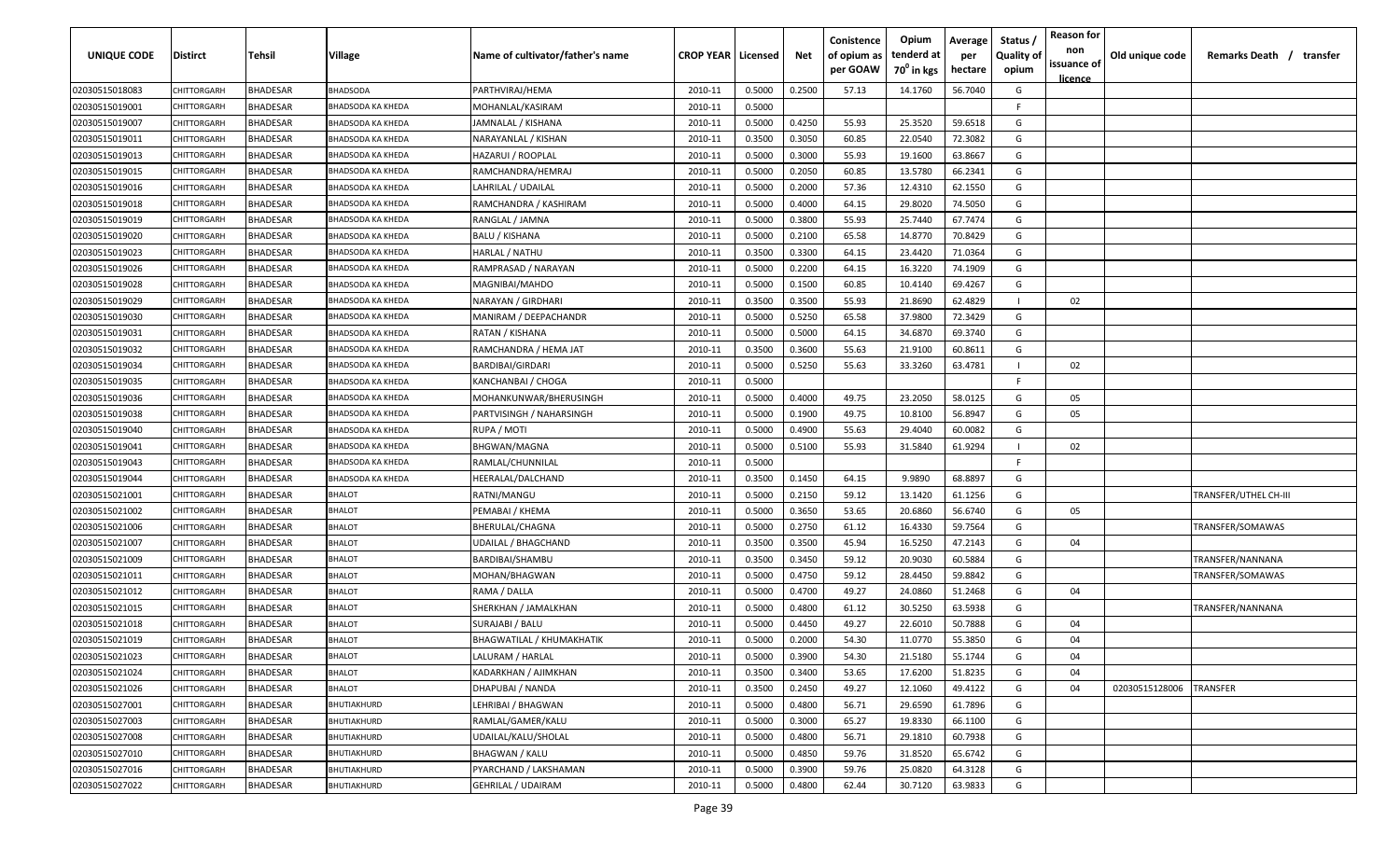| UNIQUE CODE | Distirct | Tehsil | Village | Name of cultivator/father's name | CROP YEAR | Licensed | Net | Conistence of opium as per GOAW | Opium tenderd at $70^0$ in kgs | Average per hectare | Status / Quality of opium | Reason for non issuance of licence | Old unique code | Remarks Death / transfer |
|---|---|---|---|---|---|---|---|---|---|---|---|---|---|---|
| 02030515018083 | CHITTORGARH | BHADESAR | BHADSODA | PARTHVIRAJ/HEMA | 2010-11 | 0.5000 | 0.2500 | 57.13 | 14.1760 | 56.7040 | G | | | |
| 02030515019001 | CHITTORGARH | BHADESAR | BHADSODA KA KHEDA | MOHANLAL/KASIRAM | 2010-11 | 0.5000 | | | | | F | | | |
| 02030515019007 | CHITTORGARH | BHADESAR | BHADSODA KA KHEDA | JAMNALAL / KISHANA | 2010-11 | 0.5000 | 0.4250 | 55.93 | 25.3520 | 59.6518 | G | | | |
| 02030515019011 | CHITTORGARH | BHADESAR | BHADSODA KA KHEDA | NARAYANLAL / KISHAN | 2010-11 | 0.3500 | 0.3050 | 60.85 | 22.0540 | 72.3082 | G | | | |
| 02030515019013 | CHITTORGARH | BHADESAR | BHADSODA KA KHEDA | HAZARUI / ROOPLAL | 2010-11 | 0.5000 | 0.3000 | 55.93 | 19.1600 | 63.8667 | G | | | |
| 02030515019015 | CHITTORGARH | BHADESAR | BHADSODA KA KHEDA | RAMCHANDRA/HEMRAJ | 2010-11 | 0.5000 | 0.2050 | 60.85 | 13.5780 | 66.2341 | G | | | |
| 02030515019016 | CHITTORGARH | BHADESAR | BHADSODA KA KHEDA | LAHRILAL / UDAILAL | 2010-11 | 0.5000 | 0.2000 | 57.36 | 12.4310 | 62.1550 | G | | | |
| 02030515019018 | CHITTORGARH | BHADESAR | BHADSODA KA KHEDA | RAMCHANDRA / KASHIRAM | 2010-11 | 0.5000 | 0.4000 | 64.15 | 29.8020 | 74.5050 | G | | | |
| 02030515019019 | CHITTORGARH | BHADESAR | BHADSODA KA KHEDA | RANGLAL / JAMNA | 2010-11 | 0.5000 | 0.3800 | 55.93 | 25.7440 | 67.7474 | G | | | |
| 02030515019020 | CHITTORGARH | BHADESAR | BHADSODA KA KHEDA | BALU / KISHANA | 2010-11 | 0.5000 | 0.2100 | 65.58 | 14.8770 | 70.8429 | G | | | |
| 02030515019023 | CHITTORGARH | BHADESAR | BHADSODA KA KHEDA | HARLAL / NATHU | 2010-11 | 0.3500 | 0.3300 | 64.15 | 23.4420 | 71.0364 | G | | | |
| 02030515019026 | CHITTORGARH | BHADESAR | BHADSODA KA KHEDA | RAMPRASAD / NARAYAN | 2010-11 | 0.5000 | 0.2200 | 64.15 | 16.3220 | 74.1909 | G | | | |
| 02030515019028 | CHITTORGARH | BHADESAR | BHADSODA KA KHEDA | MAGNIBAI/MAHDO | 2010-11 | 0.5000 | 0.1500 | 60.85 | 10.4140 | 69.4267 | G | | | |
| 02030515019029 | CHITTORGARH | BHADESAR | BHADSODA KA KHEDA | NARAYAN / GIRDHARI | 2010-11 | 0.3500 | 0.3500 | 55.93 | 21.8690 | 62.4829 | I | 02 | | |
| 02030515019030 | CHITTORGARH | BHADESAR | BHADSODA KA KHEDA | MANIRAM / DEEPACHANDR | 2010-11 | 0.5000 | 0.5250 | 65.58 | 37.9800 | 72.3429 | G | | | |
| 02030515019031 | CHITTORGARH | BHADESAR | BHADSODA KA KHEDA | RATAN / KISHANA | 2010-11 | 0.5000 | 0.5000 | 64.15 | 34.6870 | 69.3740 | G | | | |
| 02030515019032 | CHITTORGARH | BHADESAR | BHADSODA KA KHEDA | RAMCHANDRA / HEMA JAT | 2010-11 | 0.3500 | 0.3600 | 55.63 | 21.9100 | 60.8611 | G | | | |
| 02030515019034 | CHITTORGARH | BHADESAR | BHADSODA KA KHEDA | BARDIBAI/GIRDARI | 2010-11 | 0.5000 | 0.5250 | 55.63 | 33.3260 | 63.4781 | I | 02 | | |
| 02030515019035 | CHITTORGARH | BHADESAR | BHADSODA KA KHEDA | KANCHANBAI / CHOGA | 2010-11 | 0.5000 | | | | | F | | | |
| 02030515019036 | CHITTORGARH | BHADESAR | BHADSODA KA KHEDA | MOHANKUNWAR/BHERUSINGH | 2010-11 | 0.5000 | 0.4000 | 49.75 | 23.2050 | 58.0125 | G | 05 | | |
| 02030515019038 | CHITTORGARH | BHADESAR | BHADSODA KA KHEDA | PARTVISINGH / NAHARSINGH | 2010-11 | 0.5000 | 0.1900 | 49.75 | 10.8100 | 56.8947 | G | 05 | | |
| 02030515019040 | CHITTORGARH | BHADESAR | BHADSODA KA KHEDA | RUPA / MOTI | 2010-11 | 0.5000 | 0.4900 | 55.63 | 29.4040 | 60.0082 | G | | | |
| 02030515019041 | CHITTORGARH | BHADESAR | BHADSODA KA KHEDA | BHGWAN/MAGNA | 2010-11 | 0.5000 | 0.5100 | 55.93 | 31.5840 | 61.9294 | I | 02 | | |
| 02030515019043 | CHITTORGARH | BHADESAR | BHADSODA KA KHEDA | RAMLAL/CHUNNILAL | 2010-11 | 0.5000 | | | | | F | | | |
| 02030515019044 | CHITTORGARH | BHADESAR | BHADSODA KA KHEDA | HEERALAL/DALCHAND | 2010-11 | 0.3500 | 0.1450 | 64.15 | 9.9890 | 68.8897 | G | | | |
| 02030515021001 | CHITTORGARH | BHADESAR | BHALOT | RATNI/MANGU | 2010-11 | 0.5000 | 0.2150 | 59.12 | 13.1420 | 61.1256 | G | | | TRANSFER/UTHEL CH-III |
| 02030515021002 | CHITTORGARH | BHADESAR | BHALOT | PEMABAI / KHEMA | 2010-11 | 0.5000 | 0.3650 | 53.65 | 20.6860 | 56.6740 | G | 05 | | |
| 02030515021006 | CHITTORGARH | BHADESAR | BHALOT | BHERULAL/CHAGNA | 2010-11 | 0.5000 | 0.2750 | 61.12 | 16.4330 | 59.7564 | G | | | TRANSFER/SOMAWAS |
| 02030515021007 | CHITTORGARH | BHADESAR | BHALOT | UDAILAL / BHAGCHAND | 2010-11 | 0.3500 | 0.3500 | 45.94 | 16.5250 | 47.2143 | G | 04 | | |
| 02030515021009 | CHITTORGARH | BHADESAR | BHALOT | BARDIBAI/SHAMBU | 2010-11 | 0.3500 | 0.3450 | 59.12 | 20.9030 | 60.5884 | G | | | TRANSFER/NANNANA |
| 02030515021011 | CHITTORGARH | BHADESAR | BHALOT | MOHAN/BHAGWAN | 2010-11 | 0.5000 | 0.4750 | 59.12 | 28.4450 | 59.8842 | G | | | TRANSFER/SOMAWAS |
| 02030515021012 | CHITTORGARH | BHADESAR | BHALOT | RAMA / DALLA | 2010-11 | 0.5000 | 0.4700 | 49.27 | 24.0860 | 51.2468 | G | 04 | | |
| 02030515021015 | CHITTORGARH | BHADESAR | BHALOT | SHERKHAN / JAMALKHAN | 2010-11 | 0.5000 | 0.4800 | 61.12 | 30.5250 | 63.5938 | G | | | TRANSFER/NANNANA |
| 02030515021018 | CHITTORGARH | BHADESAR | BHALOT | SURAJABI / BALU | 2010-11 | 0.5000 | 0.4450 | 49.27 | 22.6010 | 50.7888 | G | 04 | | |
| 02030515021019 | CHITTORGARH | BHADESAR | BHALOT | BHAGWATILAL / KHUMAKHATIK | 2010-11 | 0.5000 | 0.2000 | 54.30 | 11.0770 | 55.3850 | G | 04 | | |
| 02030515021023 | CHITTORGARH | BHADESAR | BHALOT | LALURAM / HARLAL | 2010-11 | 0.5000 | 0.3900 | 54.30 | 21.5180 | 55.1744 | G | 04 | | |
| 02030515021024 | CHITTORGARH | BHADESAR | BHALOT | KADARKHAN / AJIMKHAN | 2010-11 | 0.3500 | 0.3400 | 53.65 | 17.6200 | 51.8235 | G | 04 | | |
| 02030515021026 | CHITTORGARH | BHADESAR | BHALOT | DHAPUBAI / NANDA | 2010-11 | 0.3500 | 0.2450 | 49.27 | 12.1060 | 49.4122 | G | 04 | 02030515128006 | TRANSFER |
| 02030515027001 | CHITTORGARH | BHADESAR | BHUTIAKHURD | LEHRIBAI / BHAGWAN | 2010-11 | 0.5000 | 0.4800 | 56.71 | 29.6590 | 61.7896 | G | | | |
| 02030515027003 | CHITTORGARH | BHADESAR | BHUTIAKHURD | RAMLAL/GAMER/KALU | 2010-11 | 0.5000 | 0.3000 | 65.27 | 19.8330 | 66.1100 | G | | | |
| 02030515027008 | CHITTORGARH | BHADESAR | BHUTIAKHURD | UDAILAL/KALU/SHOLAL | 2010-11 | 0.5000 | 0.4800 | 56.71 | 29.1810 | 60.7938 | G | | | |
| 02030515027010 | CHITTORGARH | BHADESAR | BHUTIAKHURD | BHAGWAN / KALU | 2010-11 | 0.5000 | 0.4850 | 59.76 | 31.8520 | 65.6742 | G | | | |
| 02030515027016 | CHITTORGARH | BHADESAR | BHUTIAKHURD | PYARCHAND / LAKSHAMAN | 2010-11 | 0.5000 | 0.3900 | 59.76 | 25.0820 | 64.3128 | G | | | |
| 02030515027022 | CHITTORGARH | BHADESAR | BHUTIAKHURD | GEHRILAL / UDAIRAM | 2010-11 | 0.5000 | 0.4800 | 62.44 | 30.7120 | 63.9833 | G | | | |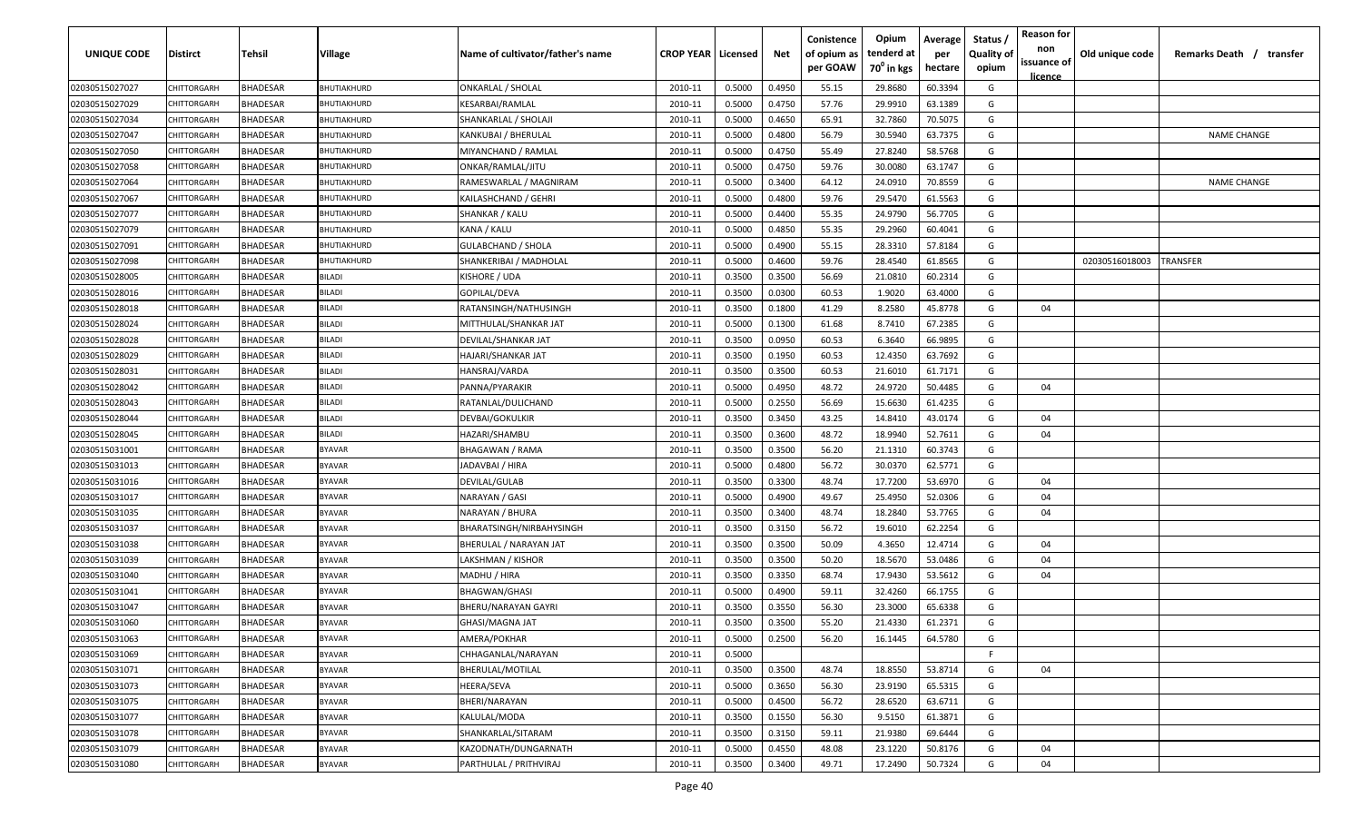| UNIQUE CODE | Distirct | Tehsil | Village | Name of cultivator/father's name | CROP YEAR | Licensed | Net | Conistence of opium as per GOAW | Opium tenderd at 70° in kgs | Average per hectare | Status / Quality of opium | Reason for non issuance of licence | Old unique code | Remarks Death / transfer |
|---|---|---|---|---|---|---|---|---|---|---|---|---|---|---|
| 02030515027027 | CHITTORGARH | BHADESAR | BHUTIAKHURD | ONKARLAL / SHOLAL | 2010-11 | 0.5000 | 0.4950 | 55.15 | 29.8680 | 60.3394 | G | | | |
| 02030515027029 | CHITTORGARH | BHADESAR | BHUTIAKHURD | KESARBAI/RAMLAL | 2010-11 | 0.5000 | 0.4750 | 57.76 | 29.9910 | 63.1389 | G | | | |
| 02030515027034 | CHITTORGARH | BHADESAR | BHUTIAKHURD | SHANKARLAL / SHOLAJI | 2010-11 | 0.5000 | 0.4650 | 65.91 | 32.7860 | 70.5075 | G | | | |
| 02030515027047 | CHITTORGARH | BHADESAR | BHUTIAKHURD | KANKUBAI / BHERULAL | 2010-11 | 0.5000 | 0.4800 | 56.79 | 30.5940 | 63.7375 | G | | | NAME CHANGE |
| 02030515027050 | CHITTORGARH | BHADESAR | BHUTIAKHURD | MIYANCHAND / RAMLAL | 2010-11 | 0.5000 | 0.4750 | 55.49 | 27.8240 | 58.5768 | G | | | |
| 02030515027058 | CHITTORGARH | BHADESAR | BHUTIAKHURD | ONKAR/RAMLAL/JITU | 2010-11 | 0.5000 | 0.4750 | 59.76 | 30.0080 | 63.1747 | G | | | |
| 02030515027064 | CHITTORGARH | BHADESAR | BHUTIAKHURD | RAMESWARLAL / MAGNIRAM | 2010-11 | 0.5000 | 0.3400 | 64.12 | 24.0910 | 70.8559 | G | | | NAME CHANGE |
| 02030515027067 | CHITTORGARH | BHADESAR | BHUTIAKHURD | KAILASHCHAND / GEHRI | 2010-11 | 0.5000 | 0.4800 | 59.76 | 29.5470 | 61.5563 | G | | | |
| 02030515027077 | CHITTORGARH | BHADESAR | BHUTIAKHURD | SHANKAR / KALU | 2010-11 | 0.5000 | 0.4400 | 55.35 | 24.9790 | 56.7705 | G | | | |
| 02030515027079 | CHITTORGARH | BHADESAR | BHUTIAKHURD | KANA / KALU | 2010-11 | 0.5000 | 0.4850 | 55.35 | 29.2960 | 60.4041 | G | | | |
| 02030515027091 | CHITTORGARH | BHADESAR | BHUTIAKHURD | GULABCHAND / SHOLA | 2010-11 | 0.5000 | 0.4900 | 55.15 | 28.3310 | 57.8184 | G | | | |
| 02030515027098 | CHITTORGARH | BHADESAR | BHUTIAKHURD | SHANKERIBAI / MADHOLAL | 2010-11 | 0.5000 | 0.4600 | 59.76 | 28.4540 | 61.8565 | G | | 02030516018003 | TRANSFER |
| 02030515028005 | CHITTORGARH | BHADESAR | BILADI | KISHORE / UDA | 2010-11 | 0.3500 | 0.3500 | 56.69 | 21.0810 | 60.2314 | G | | | |
| 02030515028016 | CHITTORGARH | BHADESAR | BILADI | GOPILAL/DEVA | 2010-11 | 0.3500 | 0.0300 | 60.53 | 1.9020 | 63.4000 | G | | | |
| 02030515028018 | CHITTORGARH | BHADESAR | BILADI | RATANSINGH/NATHUSINGH | 2010-11 | 0.3500 | 0.1800 | 41.29 | 8.2580 | 45.8778 | G | 04 | | |
| 02030515028024 | CHITTORGARH | BHADESAR | BILADI | MITTHULAL/SHANKAR JAT | 2010-11 | 0.5000 | 0.1300 | 61.68 | 8.7410 | 67.2385 | G | | | |
| 02030515028028 | CHITTORGARH | BHADESAR | BILADI | DEVILAL/SHANKAR JAT | 2010-11 | 0.3500 | 0.0950 | 60.53 | 6.3640 | 66.9895 | G | | | |
| 02030515028029 | CHITTORGARH | BHADESAR | BILADI | HAJARI/SHANKAR JAT | 2010-11 | 0.3500 | 0.1950 | 60.53 | 12.4350 | 63.7692 | G | | | |
| 02030515028031 | CHITTORGARH | BHADESAR | BILADI | HANSRAJ/VARDA | 2010-11 | 0.3500 | 0.3500 | 60.53 | 21.6010 | 61.7171 | G | | | |
| 02030515028042 | CHITTORGARH | BHADESAR | BILADI | PANNA/PYARAKIR | 2010-11 | 0.5000 | 0.4950 | 48.72 | 24.9720 | 50.4485 | G | 04 | | |
| 02030515028043 | CHITTORGARH | BHADESAR | BILADI | RATANLAL/DULICHAND | 2010-11 | 0.5000 | 0.2550 | 56.69 | 15.6630 | 61.4235 | G | | | |
| 02030515028044 | CHITTORGARH | BHADESAR | BILADI | DEVBAI/GOKULKIR | 2010-11 | 0.3500 | 0.3450 | 43.25 | 14.8410 | 43.0174 | G | 04 | | |
| 02030515028045 | CHITTORGARH | BHADESAR | BILADI | HAZARI/SHAMBU | 2010-11 | 0.3500 | 0.3600 | 48.72 | 18.9940 | 52.7611 | G | 04 | | |
| 02030515031001 | CHITTORGARH | BHADESAR | BYAVAR | BHAGAWAN / RAMA | 2010-11 | 0.3500 | 0.3500 | 56.20 | 21.1310 | 60.3743 | G | | | |
| 02030515031013 | CHITTORGARH | BHADESAR | BYAVAR | JADAVBAI / HIRA | 2010-11 | 0.5000 | 0.4800 | 56.72 | 30.0370 | 62.5771 | G | | | |
| 02030515031016 | CHITTORGARH | BHADESAR | BYAVAR | DEVILAL/GULAB | 2010-11 | 0.3500 | 0.3300 | 48.74 | 17.7200 | 53.6970 | G | 04 | | |
| 02030515031017 | CHITTORGARH | BHADESAR | BYAVAR | NARAYAN / GASI | 2010-11 | 0.5000 | 0.4900 | 49.67 | 25.4950 | 52.0306 | G | 04 | | |
| 02030515031035 | CHITTORGARH | BHADESAR | BYAVAR | NARAYAN / BHURA | 2010-11 | 0.3500 | 0.3400 | 48.74 | 18.2840 | 53.7765 | G | 04 | | |
| 02030515031037 | CHITTORGARH | BHADESAR | BYAVAR | BHARATSINGH/NIRBAHYSINGH | 2010-11 | 0.3500 | 0.3150 | 56.72 | 19.6010 | 62.2254 | G | | | |
| 02030515031038 | CHITTORGARH | BHADESAR | BYAVAR | BHERULAL / NARAYAN JAT | 2010-11 | 0.3500 | 0.3500 | 50.09 | 4.3650 | 12.4714 | G | 04 | | |
| 02030515031039 | CHITTORGARH | BHADESAR | BYAVAR | LAKSHMAN / KISHOR | 2010-11 | 0.3500 | 0.3500 | 50.20 | 18.5670 | 53.0486 | G | 04 | | |
| 02030515031040 | CHITTORGARH | BHADESAR | BYAVAR | MADHU / HIRA | 2010-11 | 0.3500 | 0.3350 | 68.74 | 17.9430 | 53.5612 | G | 04 | | |
| 02030515031041 | CHITTORGARH | BHADESAR | BYAVAR | BHAGWAN/GHASI | 2010-11 | 0.5000 | 0.4900 | 59.11 | 32.4260 | 66.1755 | G | | | |
| 02030515031047 | CHITTORGARH | BHADESAR | BYAVAR | BHERU/NARAYAN GAYRI | 2010-11 | 0.3500 | 0.3550 | 56.30 | 23.3000 | 65.6338 | G | | | |
| 02030515031060 | CHITTORGARH | BHADESAR | BYAVAR | GHASI/MAGNA JAT | 2010-11 | 0.3500 | 0.3500 | 55.20 | 21.4330 | 61.2371 | G | | | |
| 02030515031063 | CHITTORGARH | BHADESAR | BYAVAR | AMERA/POKHAR | 2010-11 | 0.5000 | 0.2500 | 56.20 | 16.1445 | 64.5780 | G | | | |
| 02030515031069 | CHITTORGARH | BHADESAR | BYAVAR | CHHAGANLAL/NARAYAN | 2010-11 | 0.5000 | | | | | F | | | |
| 02030515031071 | CHITTORGARH | BHADESAR | BYAVAR | BHERULAL/MOTILAL | 2010-11 | 0.3500 | 0.3500 | 48.74 | 18.8550 | 53.8714 | G | 04 | | |
| 02030515031073 | CHITTORGARH | BHADESAR | BYAVAR | HEERA/SEVA | 2010-11 | 0.5000 | 0.3650 | 56.30 | 23.9190 | 65.5315 | G | | | |
| 02030515031075 | CHITTORGARH | BHADESAR | BYAVAR | BHERI/NARAYAN | 2010-11 | 0.5000 | 0.4500 | 56.72 | 28.6520 | 63.6711 | G | | | |
| 02030515031077 | CHITTORGARH | BHADESAR | BYAVAR | KALULAL/MODA | 2010-11 | 0.3500 | 0.1550 | 56.30 | 9.5150 | 61.3871 | G | | | |
| 02030515031078 | CHITTORGARH | BHADESAR | BYAVAR | SHANKARLAL/SITARAM | 2010-11 | 0.3500 | 0.3150 | 59.11 | 21.9380 | 69.6444 | G | | | |
| 02030515031079 | CHITTORGARH | BHADESAR | BYAVAR | KAZODNATH/DUNGARNATH | 2010-11 | 0.5000 | 0.4550 | 48.08 | 23.1220 | 50.8176 | G | 04 | | |
| 02030515031080 | CHITTORGARH | BHADESAR | BYAVAR | PARTHULAL / PRITHVIRAJ | 2010-11 | 0.3500 | 0.3400 | 49.71 | 17.2490 | 50.7324 | G | 04 | | |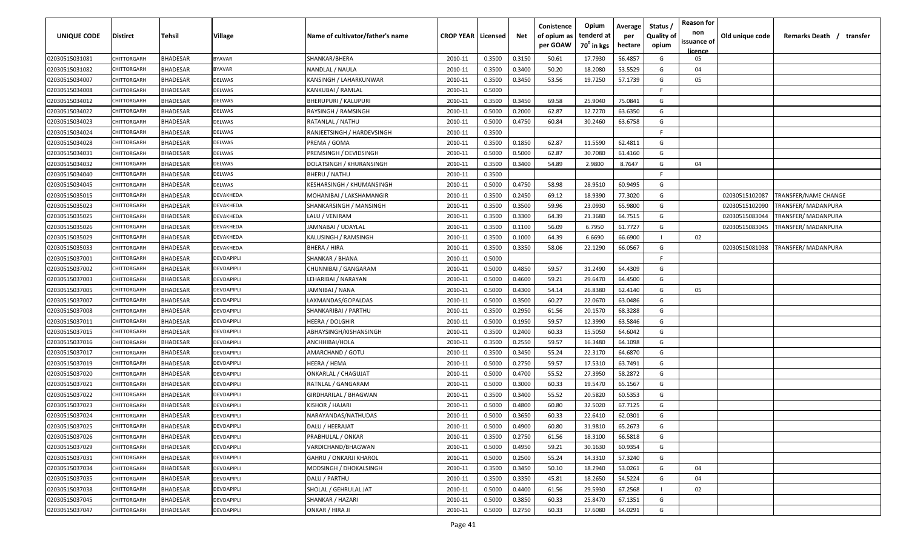| UNIQUE CODE | Distirct | Tehsil | Village | Name of cultivator/father's name | CROP YEAR | Licensed | Net | Conistence of opium as per GOAW | Opium tenderd at $70^0$ in kgs | Average per hectare | Status / Quality of opium | Reason for non issuance of licence | Old unique code | Remarks Death / transfer |
|---|---|---|---|---|---|---|---|---|---|---|---|---|---|---|
| 02030515031081 | CHITTORGARH | BHADESAR | BYAVAR | SHANKAR/BHERA | 2010-11 | 0.3500 | 0.3150 | 50.61 | 17.7930 | 56.4857 | G | 05 | | |
| 02030515031082 | CHITTORGARH | BHADESAR | BYAVAR | NANDLAL / NAULA | 2010-11 | 0.3500 | 0.3400 | 50.20 | 18.2080 | 53.5529 | G | 04 | | |
| 02030515034007 | CHITTORGARH | BHADESAR | DELWAS | KANSINGH / LAHARKUNWAR | 2010-11 | 0.3500 | 0.3450 | 53.56 | 19.7250 | 57.1739 | G | 05 | | |
| 02030515034008 | CHITTORGARH | BHADESAR | DELWAS | KANKUBAI / RAMLAL | 2010-11 | 0.5000 | | | | | F | | | |
| 02030515034012 | CHITTORGARH | BHADESAR | DELWAS | BHERUPURI / KALUPURI | 2010-11 | 0.3500 | 0.3450 | 69.58 | 25.9040 | 75.0841 | G | | | |
| 02030515034022 | CHITTORGARH | BHADESAR | DELWAS | RAYSINGH / RAMSINGH | 2010-11 | 0.5000 | 0.2000 | 62.87 | 12.7270 | 63.6350 | G | | | |
| 02030515034023 | CHITTORGARH | BHADESAR | DELWAS | RATANLAL / NATHU | 2010-11 | 0.5000 | 0.4750 | 60.84 | 30.2460 | 63.6758 | G | | | |
| 02030515034024 | CHITTORGARH | BHADESAR | DELWAS | RANJEETSINGH / HARDEVSINGH | 2010-11 | 0.3500 | | | | | F | | | |
| 02030515034028 | CHITTORGARH | BHADESAR | DELWAS | PREMA / GOMA | 2010-11 | 0.3500 | 0.1850 | 62.87 | 11.5590 | 62.4811 | G | | | |
| 02030515034031 | CHITTORGARH | BHADESAR | DELWAS | PREMSINGH / DEVIDSINGH | 2010-11 | 0.5000 | 0.5000 | 62.87 | 30.7080 | 61.4160 | G | | | |
| 02030515034032 | CHITTORGARH | BHADESAR | DELWAS | DOLATSINGH / KHURANSINGH | 2010-11 | 0.3500 | 0.3400 | 54.89 | 2.9800 | 8.7647 | G | 04 | | |
| 02030515034040 | CHITTORGARH | BHADESAR | DELWAS | BHERU / NATHU | 2010-11 | 0.3500 | | | | | F | | | |
| 02030515034045 | CHITTORGARH | BHADESAR | DELWAS | KESHARSINGH / KHUMANSINGH | 2010-11 | 0.5000 | 0.4750 | 58.98 | 28.9510 | 60.9495 | G | | | |
| 02030515035015 | CHITTORGARH | BHADESAR | DEVAKHEDA | MOHANIBAI / LAKSHAMANGIR | 2010-11 | 0.3500 | 0.2450 | 69.12 | 18.9390 | 77.3020 | G | | 02030515102087 | TRANSFER/NAME CHANGE |
| 02030515035023 | CHITTORGARH | BHADESAR | DEVAKHEDA | SHANKARSINGH / MANSINGH | 2010-11 | 0.3500 | 0.3500 | 59.96 | 23.0930 | 65.9800 | G | | 02030515102090 | TRANSFER/ MADANPURA |
| 02030515035025 | CHITTORGARH | BHADESAR | DEVAKHEDA | LALU / VENIRAM | 2010-11 | 0.3500 | 0.3300 | 64.39 | 21.3680 | 64.7515 | G | | 02030515083044 | TRANSFER/ MADANPURA |
| 02030515035026 | CHITTORGARH | BHADESAR | DEVAKHEDA | JAMNABAI / UDAYLAL | 2010-11 | 0.3500 | 0.1100 | 56.09 | 6.7950 | 61.7727 | G | | 02030515083045 | TRANSFER/ MADANPURA |
| 02030515035029 | CHITTORGARH | BHADESAR | DEVAKHEDA | KALUSINGH / RAMSINGH | 2010-11 | 0.3500 | 0.1000 | 64.39 | 6.6690 | 66.6900 | I | 02 | | |
| 02030515035033 | CHITTORGARH | BHADESAR | DEVAKHEDA | BHERA / HIRA | 2010-11 | 0.3500 | 0.3350 | 58.06 | 22.1290 | 66.0567 | G | | 02030515081038 | TRANSFER/ MADANPURA |
| 02030515037001 | CHITTORGARH | BHADESAR | DEVDAPIPLI | SHANKAR / BHANA | 2010-11 | 0.5000 | | | | | F | | | |
| 02030515037002 | CHITTORGARH | BHADESAR | DEVDAPIPLI | CHUNNIBAI / GANGARAM | 2010-11 | 0.5000 | 0.4850 | 59.57 | 31.2490 | 64.4309 | G | | | |
| 02030515037003 | CHITTORGARH | BHADESAR | DEVDAPIPLI | LEHARIBAI / NARAYAN | 2010-11 | 0.5000 | 0.4600 | 59.21 | 29.6470 | 64.4500 | G | | | |
| 02030515037005 | CHITTORGARH | BHADESAR | DEVDAPIPLI | JAMNIBAI / NANA | 2010-11 | 0.5000 | 0.4300 | 54.14 | 26.8380 | 62.4140 | G | 05 | | |
| 02030515037007 | CHITTORGARH | BHADESAR | DEVDAPIPLI | LAXMANDAS/GOPALDAS | 2010-11 | 0.5000 | 0.3500 | 60.27 | 22.0670 | 63.0486 | G | | | |
| 02030515037008 | CHITTORGARH | BHADESAR | DEVDAPIPLI | SHANKARIBAI / PARTHU | 2010-11 | 0.3500 | 0.2950 | 61.56 | 20.1570 | 68.3288 | G | | | |
| 02030515037011 | CHITTORGARH | BHADESAR | DEVDAPIPLI | HEERA / DOLGHIR | 2010-11 | 0.5000 | 0.1950 | 59.57 | 12.3990 | 63.5846 | G | | | |
| 02030515037015 | CHITTORGARH | BHADESAR | DEVDAPIPLI | ABHAYSINGH/KISHANSINGH | 2010-11 | 0.3500 | 0.2400 | 60.33 | 15.5050 | 64.6042 | G | | | |
| 02030515037016 | CHITTORGARH | BHADESAR | DEVDAPIPLI | ANCHHIBAI/HOLA | 2010-11 | 0.3500 | 0.2550 | 59.57 | 16.3480 | 64.1098 | G | | | |
| 02030515037017 | CHITTORGARH | BHADESAR | DEVDAPIPLI | AMARCHAND / GOTU | 2010-11 | 0.3500 | 0.3450 | 55.24 | 22.3170 | 64.6870 | G | | | |
| 02030515037019 | CHITTORGARH | BHADESAR | DEVDAPIPLI | HEERA / HEMA | 2010-11 | 0.5000 | 0.2750 | 59.57 | 17.5310 | 63.7491 | G | | | |
| 02030515037020 | CHITTORGARH | BHADESAR | DEVDAPIPLI | ONKARLAL / CHAGUJAT | 2010-11 | 0.5000 | 0.4700 | 55.52 | 27.3950 | 58.2872 | G | | | |
| 02030515037021 | CHITTORGARH | BHADESAR | DEVDAPIPLI | RATNLAL / GANGARAM | 2010-11 | 0.5000 | 0.3000 | 60.33 | 19.5470 | 65.1567 | G | | | |
| 02030515037022 | CHITTORGARH | BHADESAR | DEVDAPIPLI | GIRDHARILAL / BHAGWAN | 2010-11 | 0.3500 | 0.3400 | 55.52 | 20.5820 | 60.5353 | G | | | |
| 02030515037023 | CHITTORGARH | BHADESAR | DEVDAPIPLI | KISHOR / HAJARI | 2010-11 | 0.5000 | 0.4800 | 60.80 | 32.5020 | 67.7125 | G | | | |
| 02030515037024 | CHITTORGARH | BHADESAR | DEVDAPIPLI | NARAYANDAS/NATHUDAS | 2010-11 | 0.5000 | 0.3650 | 60.33 | 22.6410 | 62.0301 | G | | | |
| 02030515037025 | CHITTORGARH | BHADESAR | DEVDAPIPLI | DALU / HEERAJAT | 2010-11 | 0.5000 | 0.4900 | 60.80 | 31.9810 | 65.2673 | G | | | |
| 02030515037026 | CHITTORGARH | BHADESAR | DEVDAPIPLI | PRABHULAL / ONKAR | 2010-11 | 0.3500 | 0.2750 | 61.56 | 18.3100 | 66.5818 | G | | | |
| 02030515037029 | CHITTORGARH | BHADESAR | DEVDAPIPLI | VARDICHAND/BHAGWAN | 2010-11 | 0.5000 | 0.4950 | 59.21 | 30.1630 | 60.9354 | G | | | |
| 02030515037031 | CHITTORGARH | BHADESAR | DEVDAPIPLI | GAHRU / ONKARJI KHAROL | 2010-11 | 0.5000 | 0.2500 | 55.24 | 14.3310 | 57.3240 | G | | | |
| 02030515037034 | CHITTORGARH | BHADESAR | DEVDAPIPLI | MODSINGH / DHOKALSINGH | 2010-11 | 0.3500 | 0.3450 | 50.10 | 18.2940 | 53.0261 | G | 04 | | |
| 02030515037035 | CHITTORGARH | BHADESAR | DEVDAPIPLI | DALU / PARTHU | 2010-11 | 0.3500 | 0.3350 | 45.81 | 18.2650 | 54.5224 | G | 04 | | |
| 02030515037038 | CHITTORGARH | BHADESAR | DEVDAPIPLI | SHOLAL / GEHRULAL JAT | 2010-11 | 0.5000 | 0.4400 | 61.56 | 29.5930 | 67.2568 | I | 02 | | |
| 02030515037045 | CHITTORGARH | BHADESAR | DEVDAPIPLI | SHANKAR / HAZARI | 2010-11 | 0.5000 | 0.3850 | 60.33 | 25.8470 | 67.1351 | G | | | |
| 02030515037047 | CHITTORGARH | BHADESAR | DEVDAPIPLI | ONKAR / HIRA JI | 2010-11 | 0.5000 | 0.2750 | 60.33 | 17.6080 | 64.0291 | G | | | |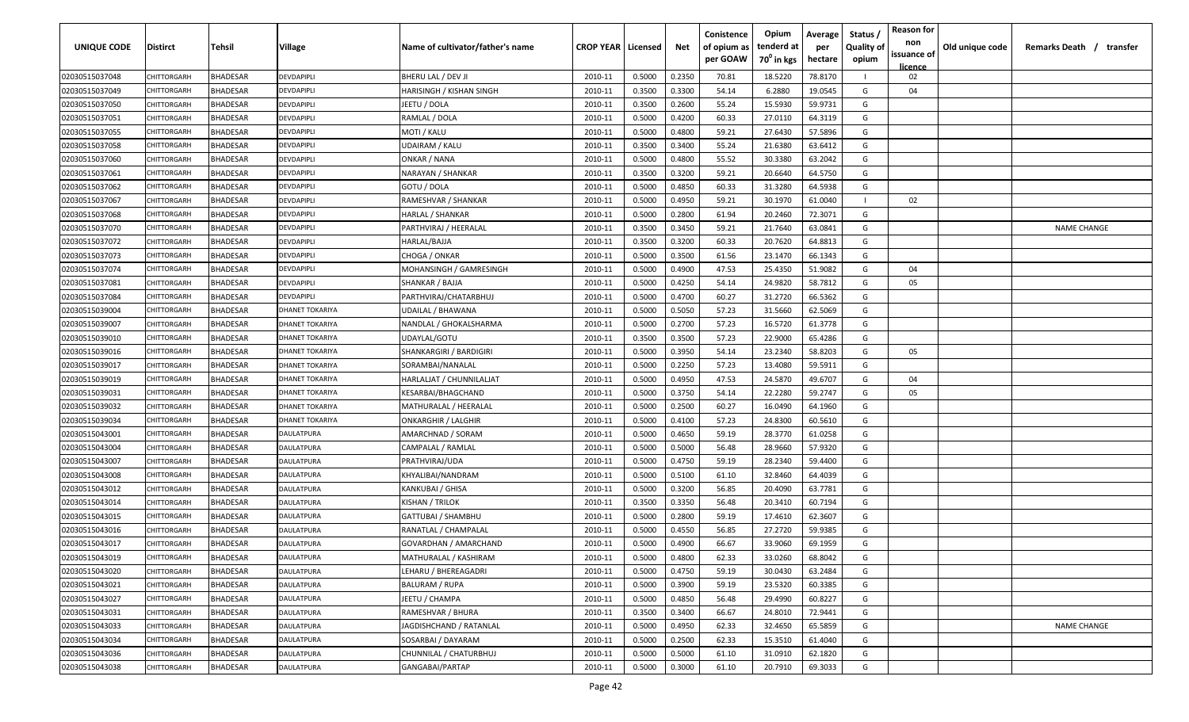| UNIQUE CODE | Distirct | Tehsil | Village | Name of cultivator/father's name | CROP YEAR | Licensed | Net | Conistence of opium as per GOAW | Opium tenderd at 70⁰ in kgs | Average per hectare | Status / Quality of opium | Reason for non issuance of licence | Old unique code | Remarks Death / transfer |
|---|---|---|---|---|---|---|---|---|---|---|---|---|---|---|
| 02030515037048 | CHITTORGARH | BHADESAR | DEVDAPIPLI | BHERU LAL / DEV JI | 2010-11 | 0.5000 | 0.2350 | 70.81 | 18.5220 | 78.8170 | I | 02 | | |
| 02030515037049 | CHITTORGARH | BHADESAR | DEVDAPIPLI | HARISINGH / KISHAN SINGH | 2010-11 | 0.3500 | 0.3300 | 54.14 | 6.2880 | 19.0545 | G | 04 | | |
| 02030515037050 | CHITTORGARH | BHADESAR | DEVDAPIPLI | JEETU / DOLA | 2010-11 | 0.3500 | 0.2600 | 55.24 | 15.5930 | 59.9731 | G | | | |
| 02030515037051 | CHITTORGARH | BHADESAR | DEVDAPIPLI | RAMLAL / DOLA | 2010-11 | 0.5000 | 0.4200 | 60.33 | 27.0110 | 64.3119 | G | | | |
| 02030515037055 | CHITTORGARH | BHADESAR | DEVDAPIPLI | MOTI / KALU | 2010-11 | 0.5000 | 0.4800 | 59.21 | 27.6430 | 57.5896 | G | | | |
| 02030515037058 | CHITTORGARH | BHADESAR | DEVDAPIPLI | UDAIRAM / KALU | 2010-11 | 0.3500 | 0.3400 | 55.24 | 21.6380 | 63.6412 | G | | | |
| 02030515037060 | CHITTORGARH | BHADESAR | DEVDAPIPLI | ONKAR / NANA | 2010-11 | 0.5000 | 0.4800 | 55.52 | 30.3380 | 63.2042 | G | | | |
| 02030515037061 | CHITTORGARH | BHADESAR | DEVDAPIPLI | NARAYAN / SHANKAR | 2010-11 | 0.3500 | 0.3200 | 59.21 | 20.6640 | 64.5750 | G | | | |
| 02030515037062 | CHITTORGARH | BHADESAR | DEVDAPIPLI | GOTU / DOLA | 2010-11 | 0.5000 | 0.4850 | 60.33 | 31.3280 | 64.5938 | G | | | |
| 02030515037067 | CHITTORGARH | BHADESAR | DEVDAPIPLI | RAMESHVAR / SHANKAR | 2010-11 | 0.5000 | 0.4950 | 59.21 | 30.1970 | 61.0040 | I | 02 | | |
| 02030515037068 | CHITTORGARH | BHADESAR | DEVDAPIPLI | HARLAL / SHANKAR | 2010-11 | 0.5000 | 0.2800 | 61.94 | 20.2460 | 72.3071 | G | | | |
| 02030515037070 | CHITTORGARH | BHADESAR | DEVDAPIPLI | PARTHVIRAJ / HEERALAL | 2010-11 | 0.3500 | 0.3450 | 59.21 | 21.7640 | 63.0841 | G | | | NAME CHANGE |
| 02030515037072 | CHITTORGARH | BHADESAR | DEVDAPIPLI | HARLAL/BAJJA | 2010-11 | 0.3500 | 0.3200 | 60.33 | 20.7620 | 64.8813 | G | | | |
| 02030515037073 | CHITTORGARH | BHADESAR | DEVDAPIPLI | CHOGA / ONKAR | 2010-11 | 0.5000 | 0.3500 | 61.56 | 23.1470 | 66.1343 | G | | | |
| 02030515037074 | CHITTORGARH | BHADESAR | DEVDAPIPLI | MOHANSINGH / GAMRESINGH | 2010-11 | 0.5000 | 0.4900 | 47.53 | 25.4350 | 51.9082 | G | 04 | | |
| 02030515037081 | CHITTORGARH | BHADESAR | DEVDAPIPLI | SHANKAR / BAJJA | 2010-11 | 0.5000 | 0.4250 | 54.14 | 24.9820 | 58.7812 | G | 05 | | |
| 02030515037084 | CHITTORGARH | BHADESAR | DEVDAPIPLI | PARTHVIRAJ/CHATARBHUJ | 2010-11 | 0.5000 | 0.4700 | 60.27 | 31.2720 | 66.5362 | G | | | |
| 02030515039004 | CHITTORGARH | BHADESAR | DHANET TOKARIYA | UDAILAL / BHAWANA | 2010-11 | 0.5000 | 0.5050 | 57.23 | 31.5660 | 62.5069 | G | | | |
| 02030515039007 | CHITTORGARH | BHADESAR | DHANET TOKARIYA | NANDLAL / GHOKALSHARMA | 2010-11 | 0.5000 | 0.2700 | 57.23 | 16.5720 | 61.3778 | G | | | |
| 02030515039010 | CHITTORGARH | BHADESAR | DHANET TOKARIYA | UDAYLAL/GOTU | 2010-11 | 0.3500 | 0.3500 | 57.23 | 22.9000 | 65.4286 | G | | | |
| 02030515039016 | CHITTORGARH | BHADESAR | DHANET TOKARIYA | SHANKARGIRI / BARDIGIRI | 2010-11 | 0.5000 | 0.3950 | 54.14 | 23.2340 | 58.8203 | G | 05 | | |
| 02030515039017 | CHITTORGARH | BHADESAR | DHANET TOKARIYA | SORAMBAI/NANALAL | 2010-11 | 0.5000 | 0.2250 | 57.23 | 13.4080 | 59.5911 | G | | | |
| 02030515039019 | CHITTORGARH | BHADESAR | DHANET TOKARIYA | HARLALJAT / CHUNNILALJAT | 2010-11 | 0.5000 | 0.4950 | 47.53 | 24.5870 | 49.6707 | G | 04 | | |
| 02030515039031 | CHITTORGARH | BHADESAR | DHANET TOKARIYA | KESARBAI/BHAGCHAND | 2010-11 | 0.5000 | 0.3750 | 54.14 | 22.2280 | 59.2747 | G | 05 | | |
| 02030515039032 | CHITTORGARH | BHADESAR | DHANET TOKARIYA | MATHURALAL / HEERALAL | 2010-11 | 0.5000 | 0.2500 | 60.27 | 16.0490 | 64.1960 | G | | | |
| 02030515039034 | CHITTORGARH | BHADESAR | DHANET TOKARIYA | ONKARGHIR / LALGHIR | 2010-11 | 0.5000 | 0.4100 | 57.23 | 24.8300 | 60.5610 | G | | | |
| 02030515043001 | CHITTORGARH | BHADESAR | DAULATPURA | AMARCHNAD / SORAM | 2010-11 | 0.5000 | 0.4650 | 59.19 | 28.3770 | 61.0258 | G | | | |
| 02030515043004 | CHITTORGARH | BHADESAR | DAULATPURA | CAMPALAL / RAMLAL | 2010-11 | 0.5000 | 0.5000 | 56.48 | 28.9660 | 57.9320 | G | | | |
| 02030515043007 | CHITTORGARH | BHADESAR | DAULATPURA | PRATHVIRAJ/UDA | 2010-11 | 0.5000 | 0.4750 | 59.19 | 28.2340 | 59.4400 | G | | | |
| 02030515043008 | CHITTORGARH | BHADESAR | DAULATPURA | KHYALIBAI/NANDRAM | 2010-11 | 0.5000 | 0.5100 | 61.10 | 32.8460 | 64.4039 | G | | | |
| 02030515043012 | CHITTORGARH | BHADESAR | DAULATPURA | KANKUBAI / GHISA | 2010-11 | 0.5000 | 0.3200 | 56.85 | 20.4090 | 63.7781 | G | | | |
| 02030515043014 | CHITTORGARH | BHADESAR | DAULATPURA | KISHAN / TRILOK | 2010-11 | 0.3500 | 0.3350 | 56.48 | 20.3410 | 60.7194 | G | | | |
| 02030515043015 | CHITTORGARH | BHADESAR | DAULATPURA | GATTUBAI / SHAMBHU | 2010-11 | 0.5000 | 0.2800 | 59.19 | 17.4610 | 62.3607 | G | | | |
| 02030515043016 | CHITTORGARH | BHADESAR | DAULATPURA | RANATLAL / CHAMPALAL | 2010-11 | 0.5000 | 0.4550 | 56.85 | 27.2720 | 59.9385 | G | | | |
| 02030515043017 | CHITTORGARH | BHADESAR | DAULATPURA | GOVARDHAN / AMARCHAND | 2010-11 | 0.5000 | 0.4900 | 66.67 | 33.9060 | 69.1959 | G | | | |
| 02030515043019 | CHITTORGARH | BHADESAR | DAULATPURA | MATHURALAL / KASHIRAM | 2010-11 | 0.5000 | 0.4800 | 62.33 | 33.0260 | 68.8042 | G | | | |
| 02030515043020 | CHITTORGARH | BHADESAR | DAULATPURA | LEHARU / BHEREAGADRI | 2010-11 | 0.5000 | 0.4750 | 59.19 | 30.0430 | 63.2484 | G | | | |
| 02030515043021 | CHITTORGARH | BHADESAR | DAULATPURA | BALURAM / RUPA | 2010-11 | 0.5000 | 0.3900 | 59.19 | 23.5320 | 60.3385 | G | | | |
| 02030515043027 | CHITTORGARH | BHADESAR | DAULATPURA | JEETU / CHAMPA | 2010-11 | 0.5000 | 0.4850 | 56.48 | 29.4990 | 60.8227 | G | | | |
| 02030515043031 | CHITTORGARH | BHADESAR | DAULATPURA | RAMESHVAR / BHURA | 2010-11 | 0.3500 | 0.3400 | 66.67 | 24.8010 | 72.9441 | G | | | |
| 02030515043033 | CHITTORGARH | BHADESAR | DAULATPURA | JAGDISHCHAND / RATANLAL | 2010-11 | 0.5000 | 0.4950 | 62.33 | 32.4650 | 65.5859 | G | | | NAME CHANGE |
| 02030515043034 | CHITTORGARH | BHADESAR | DAULATPURA | SOSARBAI / DAYARAM | 2010-11 | 0.5000 | 0.2500 | 62.33 | 15.3510 | 61.4040 | G | | | |
| 02030515043036 | CHITTORGARH | BHADESAR | DAULATPURA | CHUNNILAL / CHATURBHUJ | 2010-11 | 0.5000 | 0.5000 | 61.10 | 31.0910 | 62.1820 | G | | | |
| 02030515043038 | CHITTORGARH | BHADESAR | DAULATPURA | GANGABAI/PARTAP | 2010-11 | 0.5000 | 0.3000 | 61.10 | 20.7910 | 69.3033 | G | | | |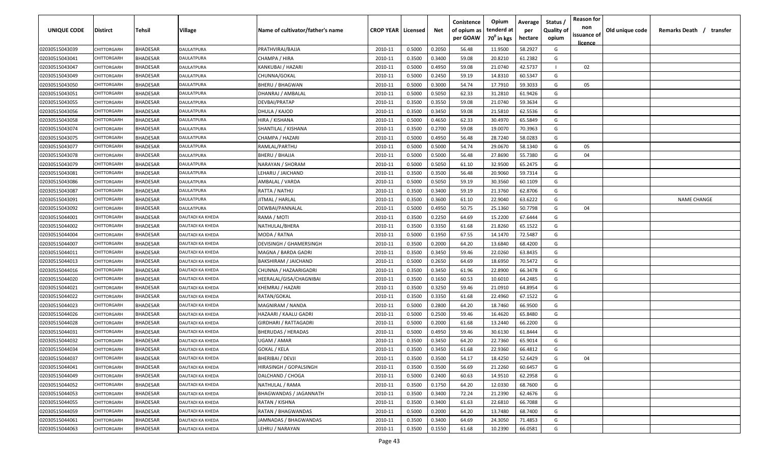| UNIQUE CODE | Distirct | Tehsil | Village | Name of cultivator/father's name | CROP YEAR | Licensed | Net | Conistence of opium as per GOAW | Opium tenderd at 70° in kgs | Average per hectare | Status / Quality of opium | Reason for non issuance of licence | Old unique code | Remarks Death / transfer |
|---|---|---|---|---|---|---|---|---|---|---|---|---|---|---|
| 02030515043039 | CHITTORGARH | BHADESAR | DAULATPURA | PRATHVIRAJ/BAJJA | 2010-11 | 0.5000 | 0.2050 | 56.48 | 11.9500 | 58.2927 | G | | | |
| 02030515043041 | CHITTORGARH | BHADESAR | DAULATPURA | CHAMPA / HIRA | 2010-11 | 0.3500 | 0.3400 | 59.08 | 20.8210 | 61.2382 | G | | | |
| 02030515043047 | CHITTORGARH | BHADESAR | DAULATPURA | KANKUBAI / HAZARI | 2010-11 | 0.5000 | 0.4950 | 59.08 | 21.0740 | 42.5737 | I | 02 | | |
| 02030515043049 | CHITTORGARH | BHADESAR | DAULATPURA | CHUNNA/GOKAL | 2010-11 | 0.5000 | 0.2450 | 59.19 | 14.8310 | 60.5347 | G | | | |
| 02030515043050 | CHITTORGARH | BHADESAR | DAULATPURA | BHERU / BHAGWAN | 2010-11 | 0.5000 | 0.3000 | 54.74 | 17.7910 | 59.3033 | G | 05 | | |
| 02030515043051 | CHITTORGARH | BHADESAR | DAULATPURA | DHANRAJ / AMBALAL | 2010-11 | 0.5000 | 0.5050 | 62.33 | 31.2810 | 61.9426 | G | | | |
| 02030515043055 | CHITTORGARH | BHADESAR | DAULATPURA | DEVBAI/PRATAP | 2010-11 | 0.3500 | 0.3550 | 59.08 | 21.0740 | 59.3634 | G | | | |
| 02030515043056 | CHITTORGARH | BHADESAR | DAULATPURA | DHULA / KAJOD | 2010-11 | 0.3500 | 0.3450 | 59.08 | 21.5810 | 62.5536 | G | | | |
| 02030515043058 | CHITTORGARH | BHADESAR | DAULATPURA | HIRA / KISHANA | 2010-11 | 0.5000 | 0.4650 | 62.33 | 30.4970 | 65.5849 | G | | | |
| 02030515043074 | CHITTORGARH | BHADESAR | DAULATPURA | SHANTILAL / KISHANA | 2010-11 | 0.3500 | 0.2700 | 59.08 | 19.0070 | 70.3963 | G | | | |
| 02030515043075 | CHITTORGARH | BHADESAR | DAULATPURA | CHAMPA / HAZARI | 2010-11 | 0.5000 | 0.4950 | 56.48 | 28.7240 | 58.0283 | G | | | |
| 02030515043077 | CHITTORGARH | BHADESAR | DAULATPURA | RAMLAL/PARTHU | 2010-11 | 0.5000 | 0.5000 | 54.74 | 29.0670 | 58.1340 | G | 05 | | |
| 02030515043078 | CHITTORGARH | BHADESAR | DAULATPURA | BHERU / BHAJJA | 2010-11 | 0.5000 | 0.5000 | 56.48 | 27.8690 | 55.7380 | G | 04 | | |
| 02030515043079 | CHITTORGARH | BHADESAR | DAULATPURA | NARAYAN / SHORAM | 2010-11 | 0.5000 | 0.5050 | 61.10 | 32.9500 | 65.2475 | G | | | |
| 02030515043081 | CHITTORGARH | BHADESAR | DAULATPURA | LEHARU / JAICHAND | 2010-11 | 0.3500 | 0.3500 | 56.48 | 20.9060 | 59.7314 | G | | | |
| 02030515043086 | CHITTORGARH | BHADESAR | DAULATPURA | AMBALAL / VARDA | 2010-11 | 0.5000 | 0.5050 | 59.19 | 30.3560 | 60.1109 | G | | | |
| 02030515043087 | CHITTORGARH | BHADESAR | DAULATPURA | RATTA / NATHU | 2010-11 | 0.3500 | 0.3400 | 59.19 | 21.3760 | 62.8706 | G | | | |
| 02030515043091 | CHITTORGARH | BHADESAR | DAULATPURA | JITMAL / HARLAL | 2010-11 | 0.3500 | 0.3600 | 61.10 | 22.9040 | 63.6222 | G | | | NAME CHANGE |
| 02030515043092 | CHITTORGARH | BHADESAR | DAULATPURA | DEWBAI/PANNALAL | 2010-11 | 0.5000 | 0.4950 | 50.75 | 25.1360 | 50.7798 | G | 04 | | |
| 02030515044001 | CHITTORGARH | BHADESAR | DAUTADI KA KHEDA | RAMA / MOTI | 2010-11 | 0.3500 | 0.2250 | 64.69 | 15.2200 | 67.6444 | G | | | |
| 02030515044002 | CHITTORGARH | BHADESAR | DAUTADI KA KHEDA | NATHULAL/BHERA | 2010-11 | 0.3500 | 0.3350 | 61.68 | 21.8260 | 65.1522 | G | | | |
| 02030515044004 | CHITTORGARH | BHADESAR | DAUTADI KA KHEDA | MODA / RATNA | 2010-11 | 0.5000 | 0.1950 | 67.55 | 14.1470 | 72.5487 | G | | | |
| 02030515044007 | CHITTORGARH | BHADESAR | DAUTADI KA KHEDA | DEVISINGH / GHAMERSINGH | 2010-11 | 0.3500 | 0.2000 | 64.20 | 13.6840 | 68.4200 | G | | | |
| 02030515044011 | CHITTORGARH | BHADESAR | DAUTADI KA KHEDA | MAGNA / BARDA GADRI | 2010-11 | 0.3500 | 0.3450 | 59.46 | 22.0260 | 63.8435 | G | | | |
| 02030515044013 | CHITTORGARH | BHADESAR | DAUTADI KA KHEDA | BAKSHIRAM / JAICHAND | 2010-11 | 0.5000 | 0.2650 | 64.69 | 18.6950 | 70.5472 | G | | | |
| 02030515044016 | CHITTORGARH | BHADESAR | DAUTADI KA KHEDA | CHUNNA / HAZAARIGADRI | 2010-11 | 0.3500 | 0.3450 | 61.96 | 22.8900 | 66.3478 | G | | | |
| 02030515044020 | CHITTORGARH | BHADESAR | DAUTADI KA KHEDA | HEERALAL/GISA/CHAGNIBAI | 2010-11 | 0.3500 | 0.1650 | 60.53 | 10.6010 | 64.2485 | G | | | |
| 02030515044021 | CHITTORGARH | BHADESAR | DAUTADI KA KHEDA | KHEMRAJ / HAZARI | 2010-11 | 0.3500 | 0.3250 | 59.46 | 21.0910 | 64.8954 | G | | | |
| 02030515044022 | CHITTORGARH | BHADESAR | DAUTADI KA KHEDA | RATAN/GOKAL | 2010-11 | 0.3500 | 0.3350 | 61.68 | 22.4960 | 67.1522 | G | | | |
| 02030515044023 | CHITTORGARH | BHADESAR | DAUTADI KA KHEDA | MAGNIRAM / NANDA | 2010-11 | 0.5000 | 0.2800 | 64.20 | 18.7460 | 66.9500 | G | | | |
| 02030515044026 | CHITTORGARH | BHADESAR | DAUTADI KA KHEDA | HAZAARI / KAALU GADRI | 2010-11 | 0.5000 | 0.2500 | 59.46 | 16.4620 | 65.8480 | G | | | |
| 02030515044028 | CHITTORGARH | BHADESAR | DAUTADI KA KHEDA | GIRDHARI / RATTAGADRI | 2010-11 | 0.5000 | 0.2000 | 61.68 | 13.2440 | 66.2200 | G | | | |
| 02030515044031 | CHITTORGARH | BHADESAR | DAUTADI KA KHEDA | BHERUDAS / HERADAS | 2010-11 | 0.5000 | 0.4950 | 59.46 | 30.6130 | 61.8444 | G | | | |
| 02030515044032 | CHITTORGARH | BHADESAR | DAUTADI KA KHEDA | UGAM / AMAR | 2010-11 | 0.3500 | 0.3450 | 64.20 | 22.7360 | 65.9014 | G | | | |
| 02030515044034 | CHITTORGARH | BHADESAR | DAUTADI KA KHEDA | GOKAL / KELA | 2010-11 | 0.3500 | 0.3450 | 61.68 | 22.9360 | 66.4812 | G | | | |
| 02030515044037 | CHITTORGARH | BHADESAR | DAUTADI KA KHEDA | BHERIBAI / DEVJI | 2010-11 | 0.3500 | 0.3500 | 54.17 | 18.4250 | 52.6429 | G | 04 | | |
| 02030515044041 | CHITTORGARH | BHADESAR | DAUTADI KA KHEDA | HIRASINGH / GOPALSINGH | 2010-11 | 0.3500 | 0.3500 | 56.69 | 21.2260 | 60.6457 | G | | | |
| 02030515044049 | CHITTORGARH | BHADESAR | DAUTADI KA KHEDA | DALCHAND / CHOGA | 2010-11 | 0.5000 | 0.2400 | 60.63 | 14.9510 | 62.2958 | G | | | |
| 02030515044052 | CHITTORGARH | BHADESAR | DAUTADI KA KHEDA | NATHULAL / RAMA | 2010-11 | 0.3500 | 0.1750 | 64.20 | 12.0330 | 68.7600 | G | | | |
| 02030515044053 | CHITTORGARH | BHADESAR | DAUTADI KA KHEDA | BHAGWANDAS / JAGANNATH | 2010-11 | 0.3500 | 0.3400 | 72.24 | 21.2390 | 62.4676 | G | | | |
| 02030515044055 | CHITTORGARH | BHADESAR | DAUTADI KA KHEDA | RATAN / KISHNA | 2010-11 | 0.3500 | 0.3400 | 61.63 | 22.6810 | 66.7088 | G | | | |
| 02030515044059 | CHITTORGARH | BHADESAR | DAUTADI KA KHEDA | RATAN / BHAGWANDAS | 2010-11 | 0.5000 | 0.2000 | 64.20 | 13.7480 | 68.7400 | G | | | |
| 02030515044061 | CHITTORGARH | BHADESAR | DAUTADI KA KHEDA | JAMNADAS / BHAGWANDAS | 2010-11 | 0.3500 | 0.3400 | 64.69 | 24.3050 | 71.4853 | G | | | |
| 02030515044063 | CHITTORGARH | BHADESAR | DAUTADI KA KHEDA | LEHRU / NARAYAN | 2010-11 | 0.3500 | 0.1550 | 61.68 | 10.2390 | 66.0581 | G | | | |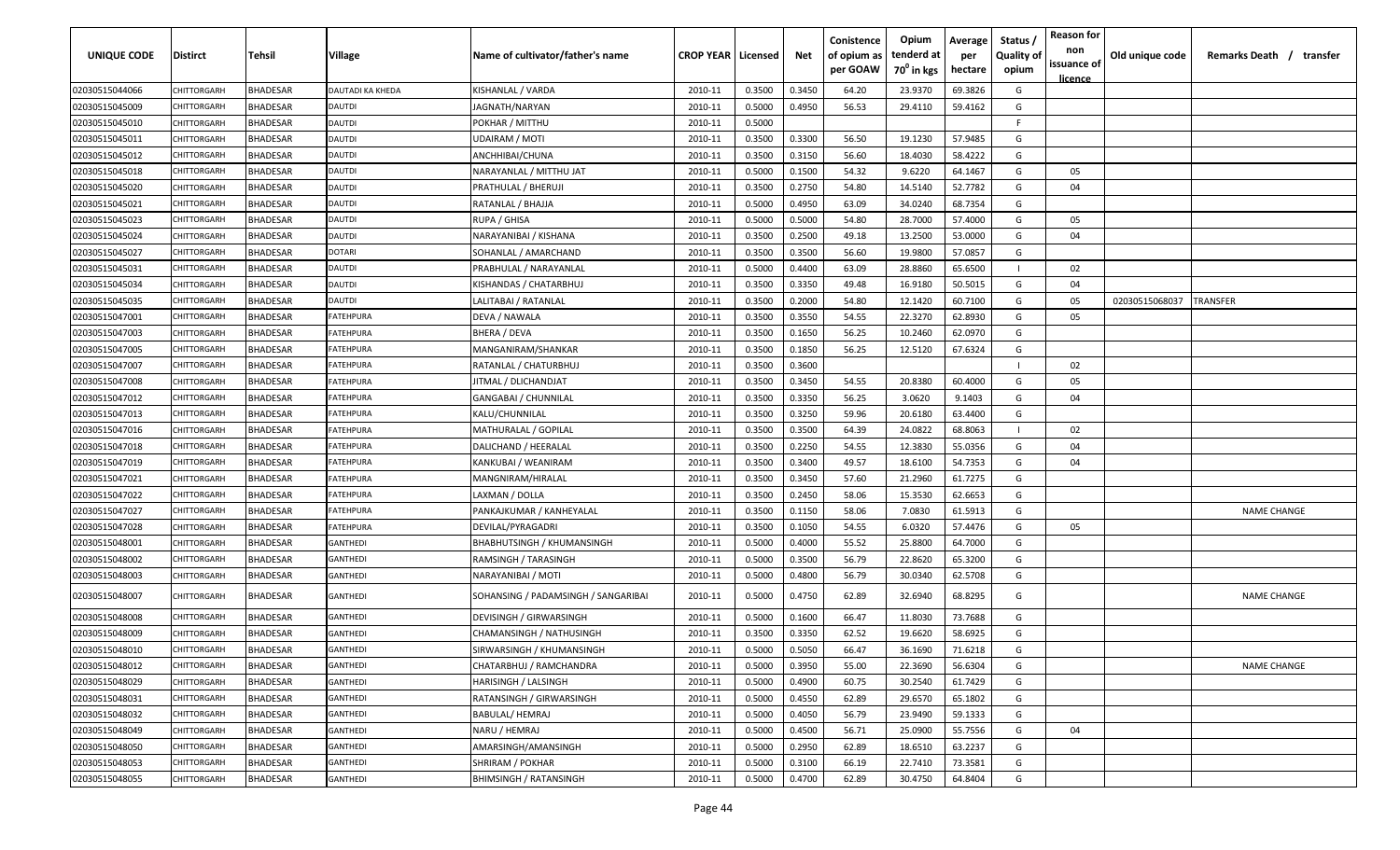| UNIQUE CODE | Distirct | Tehsil | Village | Name of cultivator/father's name | CROP YEAR | Licensed | Net | Conistence of opium as per GOAW | Opium tenderd at 70° in kgs | Average per hectare | Status / Quality of opium | Reason for non issuance of licence | Old unique code | Remarks Death / transfer |
|---|---|---|---|---|---|---|---|---|---|---|---|---|---|---|
| 02030515044066 | CHITTORGARH | BHADESAR | DAUTADI KA KHEDA | KISHANLAL / VARDA | 2010-11 | 0.3500 | 0.3450 | 64.20 | 23.9370 | 69.3826 | G | | | |
| 02030515045009 | CHITTORGARH | BHADESAR | DAUTDI | JAGNATH/NARYAN | 2010-11 | 0.5000 | 0.4950 | 56.53 | 29.4110 | 59.4162 | G | | | |
| 02030515045010 | CHITTORGARH | BHADESAR | DAUTDI | POKHAR / MITTHU | 2010-11 | 0.5000 | | | | | F | | | |
| 02030515045011 | CHITTORGARH | BHADESAR | DAUTDI | UDAIRAM / MOTI | 2010-11 | 0.3500 | 0.3300 | 56.50 | 19.1230 | 57.9485 | G | | | |
| 02030515045012 | CHITTORGARH | BHADESAR | DAUTDI | ANCHHIBAI/CHUNA | 2010-11 | 0.3500 | 0.3150 | 56.60 | 18.4030 | 58.4222 | G | | | |
| 02030515045018 | CHITTORGARH | BHADESAR | DAUTDI | NARAYANLAL / MITTHU JAT | 2010-11 | 0.5000 | 0.1500 | 54.32 | 9.6220 | 64.1467 | G | 05 | | |
| 02030515045020 | CHITTORGARH | BHADESAR | DAUTDI | PRATHULAL / BHERUJI | 2010-11 | 0.3500 | 0.2750 | 54.80 | 14.5140 | 52.7782 | G | 04 | | |
| 02030515045021 | CHITTORGARH | BHADESAR | DAUTDI | RATANLAL / BHAJJA | 2010-11 | 0.5000 | 0.4950 | 63.09 | 34.0240 | 68.7354 | G | | | |
| 02030515045023 | CHITTORGARH | BHADESAR | DAUTDI | RUPA / GHISA | 2010-11 | 0.5000 | 0.5000 | 54.80 | 28.7000 | 57.4000 | G | 05 | | |
| 02030515045024 | CHITTORGARH | BHADESAR | DAUTDI | NARAYANIBAI / KISHANA | 2010-11 | 0.3500 | 0.2500 | 49.18 | 13.2500 | 53.0000 | G | 04 | | |
| 02030515045027 | CHITTORGARH | BHADESAR | DOTARI | SOHANLAL / AMARCHAND | 2010-11 | 0.3500 | 0.3500 | 56.60 | 19.9800 | 57.0857 | G | | | |
| 02030515045031 | CHITTORGARH | BHADESAR | DAUTDI | PRABHULAL / NARAYANLAL | 2010-11 | 0.5000 | 0.4400 | 63.09 | 28.8860 | 65.6500 | I | 02 | | |
| 02030515045034 | CHITTORGARH | BHADESAR | DAUTDI | KISHANDAS / CHATARBHUJ | 2010-11 | 0.3500 | 0.3350 | 49.48 | 16.9180 | 50.5015 | G | 04 | | |
| 02030515045035 | CHITTORGARH | BHADESAR | DAUTDI | LALITABAI / RATANLAL | 2010-11 | 0.3500 | 0.2000 | 54.80 | 12.1420 | 60.7100 | G | 05 | 02030515068037 | TRANSFER |
| 02030515047001 | CHITTORGARH | BHADESAR | FATEHPURA | DEVA / NAWALA | 2010-11 | 0.3500 | 0.3550 | 54.55 | 22.3270 | 62.8930 | G | 05 | | |
| 02030515047003 | CHITTORGARH | BHADESAR | FATEHPURA | BHERA / DEVA | 2010-11 | 0.3500 | 0.1650 | 56.25 | 10.2460 | 62.0970 | G | | | |
| 02030515047005 | CHITTORGARH | BHADESAR | FATEHPURA | MANGANIRAM/SHANKAR | 2010-11 | 0.3500 | 0.1850 | 56.25 | 12.5120 | 67.6324 | G | | | |
| 02030515047007 | CHITTORGARH | BHADESAR | FATEHPURA | RATANLAL / CHATURBHUJ | 2010-11 | 0.3500 | 0.3600 | | | | I | 02 | | |
| 02030515047008 | CHITTORGARH | BHADESAR | FATEHPURA | JITMAL / DLICHANDJAT | 2010-11 | 0.3500 | 0.3450 | 54.55 | 20.8380 | 60.4000 | G | 05 | | |
| 02030515047012 | CHITTORGARH | BHADESAR | FATEHPURA | GANGABAI / CHUNNILAL | 2010-11 | 0.3500 | 0.3350 | 56.25 | 3.0620 | 9.1403 | G | 04 | | |
| 02030515047013 | CHITTORGARH | BHADESAR | FATEHPURA | KALU/CHUNNILAL | 2010-11 | 0.3500 | 0.3250 | 59.96 | 20.6180 | 63.4400 | G | | | |
| 02030515047016 | CHITTORGARH | BHADESAR | FATEHPURA | MATHURALAL / GOPILAL | 2010-11 | 0.3500 | 0.3500 | 64.39 | 24.0822 | 68.8063 | I | 02 | | |
| 02030515047018 | CHITTORGARH | BHADESAR | FATEHPURA | DALICHAND / HEERALAL | 2010-11 | 0.3500 | 0.2250 | 54.55 | 12.3830 | 55.0356 | G | 04 | | |
| 02030515047019 | CHITTORGARH | BHADESAR | FATEHPURA | KANKUBAI / WEANIRAM | 2010-11 | 0.3500 | 0.3400 | 49.57 | 18.6100 | 54.7353 | G | 04 | | |
| 02030515047021 | CHITTORGARH | BHADESAR | FATEHPURA | MANGNIRAM/HIRALAL | 2010-11 | 0.3500 | 0.3450 | 57.60 | 21.2960 | 61.7275 | G | | | |
| 02030515047022 | CHITTORGARH | BHADESAR | FATEHPURA | LAXMAN / DOLLA | 2010-11 | 0.3500 | 0.2450 | 58.06 | 15.3530 | 62.6653 | G | | | |
| 02030515047027 | CHITTORGARH | BHADESAR | FATEHPURA | PANKAJKUMAR / KANHEYALAL | 2010-11 | 0.3500 | 0.1150 | 58.06 | 7.0830 | 61.5913 | G | | | NAME CHANGE |
| 02030515047028 | CHITTORGARH | BHADESAR | FATEHPURA | DEVILAL/PYRAGADRI | 2010-11 | 0.3500 | 0.1050 | 54.55 | 6.0320 | 57.4476 | G | 05 | | |
| 02030515048001 | CHITTORGARH | BHADESAR | GANTHEDI | BHABHUTSINGH / KHUMANSINGH | 2010-11 | 0.5000 | 0.4000 | 55.52 | 25.8800 | 64.7000 | G | | | |
| 02030515048002 | CHITTORGARH | BHADESAR | GANTHEDI | RAMSINGH / TARASINGH | 2010-11 | 0.5000 | 0.3500 | 56.79 | 22.8620 | 65.3200 | G | | | |
| 02030515048003 | CHITTORGARH | BHADESAR | GANTHEDI | NARAYANIBAI / MOTI | 2010-11 | 0.5000 | 0.4800 | 56.79 | 30.0340 | 62.5708 | G | | | |
| 02030515048007 | CHITTORGARH | BHADESAR | GANTHEDI | SOHANSING / PADAMSINGH / SANGARIBAI | 2010-11 | 0.5000 | 0.4750 | 62.89 | 32.6940 | 68.8295 | G | | | NAME CHANGE |
| 02030515048008 | CHITTORGARH | BHADESAR | GANTHEDI | DEVISINGH / GIRWARSINGH | 2010-11 | 0.5000 | 0.1600 | 66.47 | 11.8030 | 73.7688 | G | | | |
| 02030515048009 | CHITTORGARH | BHADESAR | GANTHEDI | CHAMANSINGH / NATHUSINGH | 2010-11 | 0.3500 | 0.3350 | 62.52 | 19.6620 | 58.6925 | G | | | |
| 02030515048010 | CHITTORGARH | BHADESAR | GANTHEDI | SIRWARSINGH / KHUMANSINGH | 2010-11 | 0.5000 | 0.5050 | 66.47 | 36.1690 | 71.6218 | G | | | |
| 02030515048012 | CHITTORGARH | BHADESAR | GANTHEDI | CHATARBHUJ / RAMCHANDRA | 2010-11 | 0.5000 | 0.3950 | 55.00 | 22.3690 | 56.6304 | G | | | NAME CHANGE |
| 02030515048029 | CHITTORGARH | BHADESAR | GANTHEDI | HARISINGH / LALSINGH | 2010-11 | 0.5000 | 0.4900 | 60.75 | 30.2540 | 61.7429 | G | | | |
| 02030515048031 | CHITTORGARH | BHADESAR | GANTHEDI | RATANSINGH / GIRWARSINGH | 2010-11 | 0.5000 | 0.4550 | 62.89 | 29.6570 | 65.1802 | G | | | |
| 02030515048032 | CHITTORGARH | BHADESAR | GANTHEDI | BABULAL/ HEMRAJ | 2010-11 | 0.5000 | 0.4050 | 56.79 | 23.9490 | 59.1333 | G | | | |
| 02030515048049 | CHITTORGARH | BHADESAR | GANTHEDI | NARU / HEMRAJ | 2010-11 | 0.5000 | 0.4500 | 56.71 | 25.0900 | 55.7556 | G | 04 | | |
| 02030515048050 | CHITTORGARH | BHADESAR | GANTHEDI | AMARSINGH/AMANSINGH | 2010-11 | 0.5000 | 0.2950 | 62.89 | 18.6510 | 63.2237 | G | | | |
| 02030515048053 | CHITTORGARH | BHADESAR | GANTHEDI | SHRIRAM / POKHAR | 2010-11 | 0.5000 | 0.3100 | 66.19 | 22.7410 | 73.3581 | G | | | |
| 02030515048055 | CHITTORGARH | BHADESAR | GANTHEDI | BHIMSINGH / RATANSINGH | 2010-11 | 0.5000 | 0.4700 | 62.89 | 30.4750 | 64.8404 | G | | | |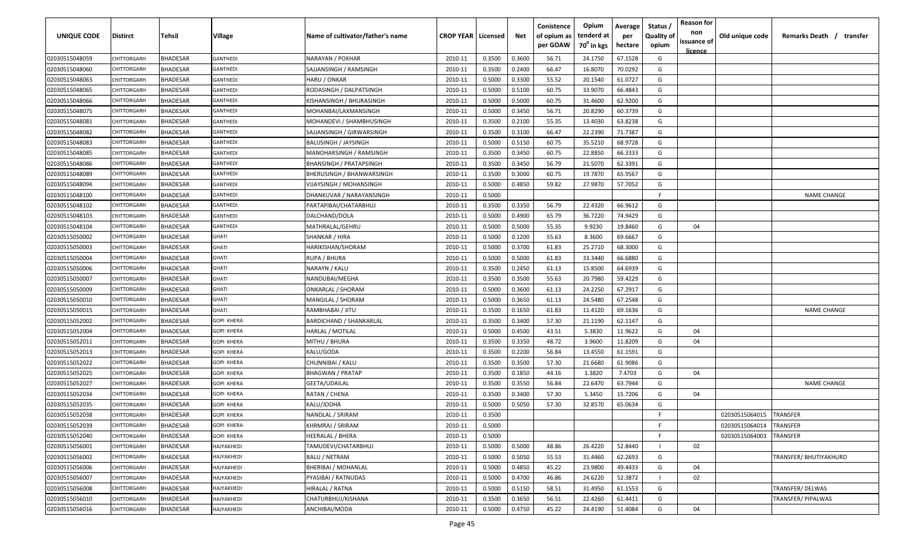| UNIQUE CODE | Distirct | Tehsil | Village | Name of cultivator/father's name | CROP YEAR | Licensed | Net | Conistence of opium as per GOAW | Opium tenderd at $70^0$ in kgs | Average per hectare | Status / Quality of opium | Reason for non issuance of licence | Old unique code | Remarks Death / transfer |
|---|---|---|---|---|---|---|---|---|---|---|---|---|---|---|
| 02030515048059 | CHITTORGARH | BHADESAR | GANTHEDI | NARAYAN / POKHAR | 2010-11 | 0.3500 | 0.3600 | 56.71 | 24.1750 | 67.1528 | G | | | |
| 02030515048060 | CHITTORGARH | BHADESAR | GANTHEDI | SAJJANSINGH / RAMSINGH | 2010-11 | 0.3500 | 0.2400 | 66.47 | 16.8070 | 70.0292 | G | | | |
| 02030515048063 | CHITTORGARH | BHADESAR | GANTHEDI | HARU / ONKAR | 2010-11 | 0.5000 | 0.3300 | 55.52 | 20.1540 | 61.0727 | G | | | |
| 02030515048065 | CHITTORGARH | BHADESAR | GANTHEDI | RODASINGH / DALPATSINGH | 2010-11 | 0.5000 | 0.5100 | 60.75 | 33.9070 | 66.4843 | G | | | |
| 02030515048066 | CHITTORGARH | BHADESAR | GANTHEDI | KISHANSINGH / BHURASINGH | 2010-11 | 0.5000 | 0.5000 | 60.75 | 31.4600 | 62.9200 | G | | | |
| 02030515048075 | CHITTORGARH | BHADESAR | GANTHEDI | MOHANBAI/LAXMANSINGH | 2010-11 | 0.5000 | 0.3450 | 56.71 | 20.8290 | 60.3739 | G | | | |
| 02030515048081 | CHITTORGARH | BHADESAR | GANTHEDI | MOHANDEVI / SHAMBHUSINGH | 2010-11 | 0.3500 | 0.2100 | 55.35 | 13.4030 | 63.8238 | G | | | |
| 02030515048082 | CHITTORGARH | BHADESAR | GANTHEDI | SAJJANSINGH / GIRWARSINGH | 2010-11 | 0.3500 | 0.3100 | 66.47 | 22.2390 | 71.7387 | G | | | |
| 02030515048083 | CHITTORGARH | BHADESAR | GANTHEDI | BALUSINGH / JAYSINGH | 2010-11 | 0.5000 | 0.5150 | 60.75 | 35.5210 | 68.9728 | G | | | |
| 02030515048085 | CHITTORGARH | BHADESAR | GANTHEDI | MANOHARSINGH / RAMSINGH | 2010-11 | 0.3500 | 0.3450 | 60.75 | 22.8850 | 66.3333 | G | | | |
| 02030515048086 | CHITTORGARH | BHADESAR | GANTHEDI | BHANSINGH / PRATAPSINGH | 2010-11 | 0.3500 | 0.3450 | 56.79 | 21.5070 | 62.3391 | G | | | |
| 02030515048089 | CHITTORGARH | BHADESAR | GANTHEDI | BHERUSINGH / BHANWARSINGH | 2010-11 | 0.3500 | 0.3000 | 60.75 | 19.7870 | 65.9567 | G | | | |
| 02030515048094 | CHITTORGARH | BHADESAR | GANTHEDI | VIJAYSINGH / MOHANSINGH | 2010-11 | 0.5000 | 0.4850 | 59.82 | 27.9870 | 57.7052 | G | | | |
| 02030515048100 | CHITTORGARH | BHADESAR | GANTHEDI | DHANKUVAR / NARAYANSINGH | 2010-11 | 0.5000 | | | | | F | | | NAME CHANGE |
| 02030515048102 | CHITTORGARH | BHADESAR | GANTHEDI | PARTAPIBAI/CHATARBHUJ | 2010-11 | 0.3500 | 0.3350 | 56.79 | 22.4320 | 66.9612 | G | | | |
| 02030515048103 | CHITTORGARH | BHADESAR | GANTHEDI | DALCHAND/DOLA | 2010-11 | 0.5000 | 0.4900 | 65.79 | 36.7220 | 74.9429 | G | | | |
| 02030515048104 | CHITTORGARH | BHADESAR | GANTHEDI | MATHRALAL/GEHRU | 2010-11 | 0.5000 | 0.5000 | 55.35 | 9.9230 | 19.8460 | G | 04 | | |
| 02030515050002 | CHITTORGARH | BHADESAR | GHATI | SHANKAR / HIRA | 2010-11 | 0.5000 | 0.1200 | 55.63 | 8.3600 | 69.6667 | G | | | |
| 02030515050003 | CHITTORGARH | BHADESAR | GHATI | HARIKISHAN/SHORAM | 2010-11 | 0.5000 | 0.3700 | 61.83 | 25.2710 | 68.3000 | G | | | |
| 02030515050004 | CHITTORGARH | BHADESAR | GHATI | RUPA / BHURA | 2010-11 | 0.5000 | 0.5000 | 61.83 | 33.3440 | 66.6880 | G | | | |
| 02030515050006 | CHITTORGARH | BHADESAR | GHATI | NARAYN / KALU | 2010-11 | 0.3500 | 0.2450 | 61.13 | 15.8500 | 64.6939 | G | | | |
| 02030515050007 | CHITTORGARH | BHADESAR | GHATI | NANDUBAI/MEGHA | 2010-11 | 0.3500 | 0.3500 | 55.63 | 20.7980 | 59.4229 | G | | | |
| 02030515050009 | CHITTORGARH | BHADESAR | GHATI | ONKARLAL / SHORAM | 2010-11 | 0.5000 | 0.3600 | 61.13 | 24.2250 | 67.2917 | G | | | |
| 02030515050010 | CHITTORGARH | BHADESAR | GHATI | MANGILAL / SHORAM | 2010-11 | 0.5000 | 0.3650 | 61.13 | 24.5480 | 67.2548 | G | | | |
| 02030515050015 | CHITTORGARH | BHADESAR | GHATI | RAMBHABAI / JITU | 2010-11 | 0.3500 | 0.1650 | 61.83 | 11.4120 | 69.1636 | G | | | NAME CHANGE |
| 02030515052002 | CHITTORGARH | BHADESAR | GOPI KHERA | BARDICHAND / SHANKARLAL | 2010-11 | 0.3500 | 0.3400 | 57.30 | 21.1190 | 62.1147 | G | | | |
| 02030515052004 | CHITTORGARH | BHADESAR | GOPI KHERA | HARLAL / MOTILAL | 2010-11 | 0.5000 | 0.4500 | 43.51 | 5.3830 | 11.9622 | G | 04 | | |
| 02030515052011 | CHITTORGARH | BHADESAR | GOPI KHERA | MITHU / BHURA | 2010-11 | 0.3500 | 0.3350 | 48.72 | 3.9600 | 11.8209 | G | 04 | | |
| 02030515052013 | CHITTORGARH | BHADESAR | GOPI KHERA | KALU/GODA | 2010-11 | 0.3500 | 0.2200 | 56.84 | 13.4550 | 61.1591 | G | | | |
| 02030515052022 | CHITTORGARH | BHADESAR | GOPI KHERA | CHUNNIBAI / KALU | 2010-11 | 0.3500 | 0.3500 | 57.30 | 21.6680 | 61.9086 | G | | | |
| 02030515052025 | CHITTORGARH | BHADESAR | GOPI KHERA | BHAGWAN / PRATAP | 2010-11 | 0.3500 | 0.1850 | 44.16 | 1.3820 | 7.4703 | G | 04 | | |
| 02030515052027 | CHITTORGARH | BHADESAR | GOPI KHERA | GEETA/UDAILAL | 2010-11 | 0.3500 | 0.3550 | 56.84 | 22.6470 | 63.7944 | G | | | NAME CHANGE |
| 02030515052034 | CHITTORGARH | BHADESAR | GOPI KHERA | RATAN / CHENA | 2010-11 | 0.3500 | 0.3400 | 57.30 | 5.3450 | 15.7206 | G | 04 | | |
| 02030515052035 | CHITTORGARH | BHADESAR | GOPI KHERA | KALU/JODHA | 2010-11 | 0.5000 | 0.5050 | 57.30 | 32.8570 | 65.0634 | G | | | |
| 02030515052038 | CHITTORGARH | BHADESAR | GOPI KHERA | NANDLAL / SRIRAM | 2010-11 | 0.3500 | | | | | F | | 02030515064015 | TRANSFER |
| 02030515052039 | CHITTORGARH | BHADESAR | GOPI KHERA | KHRMRAJ / SRIRAM | 2010-11 | 0.5000 | | | | | F | | 02030515064014 | TRANSFER |
| 02030515052040 | CHITTORGARH | BHADESAR | GOPI KHERA | HEERALAL / BHERA | 2010-11 | 0.5000 | | | | | F | | 02030515064003 | TRANSFER |
| 02030515056001 | CHITTORGARH | BHADESAR | HAJYAKHEDI | TAMUDEVI/CHATARBHUJ | 2010-11 | 0.5000 | 0.5000 | 48.86 | 26.4220 | 52.8440 | I | 02 | | |
| 02030515056002 | CHITTORGARH | BHADESAR | HAJYAKHEDI | BALU / NETRAM | 2010-11 | 0.5000 | 0.5050 | 55.53 | 31.4460 | 62.2693 | G | | | TRANSFER/ BHUTIYAKHURD |
| 02030515056006 | CHITTORGARH | BHADESAR | HAJYAKHEDI | BHERIBAI / MOHANLAL | 2010-11 | 0.5000 | 0.4850 | 45.22 | 23.9800 | 49.4433 | G | 04 | | |
| 02030515056007 | CHITTORGARH | BHADESAR | HAJYAKHEDI | PYASIBAI / RATNUDAS | 2010-11 | 0.5000 | 0.4700 | 46.86 | 24.6220 | 52.3872 | I | 02 | | |
| 02030515056008 | CHITTORGARH | BHADESAR | HAJYAKHEDI | HIRALAL / RATNA | 2010-11 | 0.5000 | 0.5150 | 58.51 | 31.4950 | 61.1553 | G | | | TRANSFER/ DELWAS |
| 02030515056010 | CHITTORGARH | BHADESAR | HAJYAKHEDI | CHATURBHUJ/KISHANA | 2010-11 | 0.3500 | 0.3650 | 56.51 | 22.4260 | 61.4411 | G | | | TRANSFER/ PIPALWAS |
| 02030515056016 | CHITTORGARH | BHADESAR | HAJYAKHEDI | ANCHIBAI/MODA | 2010-11 | 0.5000 | 0.4750 | 45.22 | 24.4190 | 51.4084 | G | 04 | | |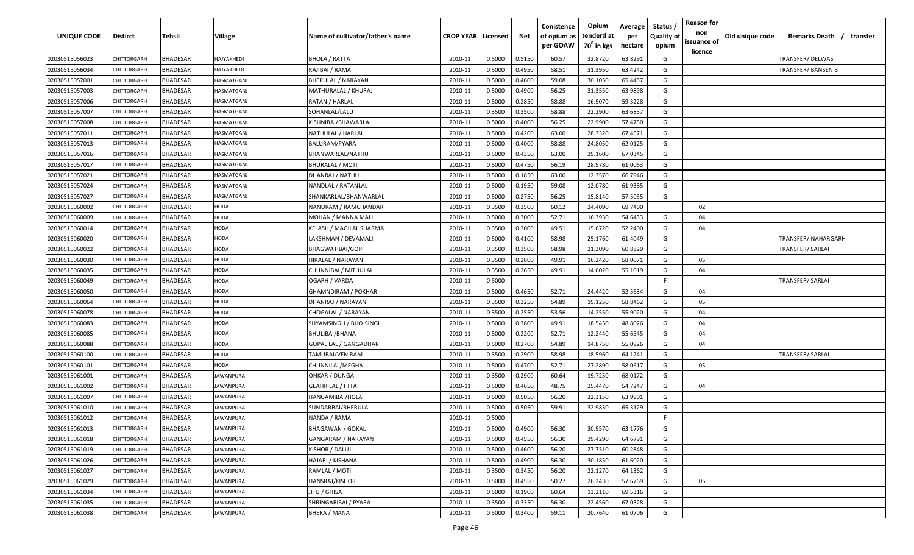| UNIQUE CODE | Distirct | Tehsil | Village | Name of cultivator/father's name | CROP YEAR | Licensed | Net | Conistence of opium as per GOAW | Opium tenderd at $70^0$ in kgs | Average per hectare | Status / Quality of opium | Reason for non issuance of licence | Old unique code | Remarks Death / transfer |
|---|---|---|---|---|---|---|---|---|---|---|---|---|---|---|
| 02030515056023 | CHITTORGARH | BHADESAR | HAJYAKHEDI | BHOLA / RATTA | 2010-11 | 0.5000 | 0.5150 | 60.57 | 32.8720 | 63.8291 | G | | | TRANSFER/ DELWAS |
| 02030515056034 | CHITTORGARH | BHADESAR | HAJYAKHEDI | RAJIBAI / RAMA | 2010-11 | 0.5000 | 0.4950 | 58.51 | 31.3950 | 63.4242 | G | | | TRANSFER/ BANSEN B |
| 02030515057001 | CHITTORGARH | BHADESAR | HASMATGANJ | BHERULAL / NARAYAN | 2010-11 | 0.5000 | 0.4600 | 59.08 | 30.1050 | 65.4457 | G | | | |
| 02030515057003 | CHITTORGARH | BHADESAR | HASMATGANJ | MATHURALAL / KHURAJ | 2010-11 | 0.5000 | 0.4900 | 56.25 | 31.3550 | 63.9898 | G | | | |
| 02030515057006 | CHITTORGARH | BHADESAR | HASMATGANJ | RATAN / HARLAL | 2010-11 | 0.5000 | 0.2850 | 58.88 | 16.9070 | 59.3228 | G | | | |
| 02030515057007 | CHITTORGARH | BHADESAR | HASMATGANJ | SOHANLAL/LALU | 2010-11 | 0.3500 | 0.3500 | 58.88 | 22.2900 | 63.6857 | G | | | |
| 02030515057008 | CHITTORGARH | BHADESAR | HASMATGANJ | KISHNIBAI/BHAWARLAL | 2010-11 | 0.5000 | 0.4000 | 56.25 | 22.9900 | 57.4750 | G | | | |
| 02030515057011 | CHITTORGARH | BHADESAR | HASMATGANJ | NATHULAL / HARLAL | 2010-11 | 0.5000 | 0.4200 | 63.00 | 28.3320 | 67.4571 | G | | | |
| 02030515057013 | CHITTORGARH | BHADESAR | HASMATGANJ | BALURAM/PYARA | 2010-11 | 0.5000 | 0.4000 | 58.88 | 24.8050 | 62.0125 | G | | | |
| 02030515057016 | CHITTORGARH | BHADESAR | HASMATGANJ | BHANWARLAL/NATHU | 2010-11 | 0.5000 | 0.4350 | 63.00 | 29.1600 | 67.0345 | G | | | |
| 02030515057017 | CHITTORGARH | BHADESAR | HASMATGANJ | BHURALAL / MOTI | 2010-11 | 0.5000 | 0.4750 | 56.19 | 28.9780 | 61.0063 | G | | | |
| 02030515057021 | CHITTORGARH | BHADESAR | HASMATGANJ | DHANRAJ / NATHU | 2010-11 | 0.5000 | 0.1850 | 63.00 | 12.3570 | 66.7946 | G | | | |
| 02030515057024 | CHITTORGARH | BHADESAR | HASMATGANJ | NANDLAL / RATANLAL | 2010-11 | 0.5000 | 0.1950 | 59.08 | 12.0780 | 61.9385 | G | | | |
| 02030515057027 | CHITTORGARH | BHADESAR | HASMATGANJ | SHANKARLAL/BHANWARLAL | 2010-11 | 0.5000 | 0.2750 | 56.25 | 15.8140 | 57.5055 | G | | | |
| 02030515060002 | CHITTORGARH | BHADESAR | HODA | NANURAM / RAMCHANDAR | 2010-11 | 0.3500 | 0.3500 | 60.12 | 24.4090 | 69.7400 | I | 02 | | |
| 02030515060009 | CHITTORGARH | BHADESAR | HODA | MOHAN / MANNA MALI | 2010-11 | 0.5000 | 0.3000 | 52.71 | 16.3930 | 54.6433 | G | 04 | | |
| 02030515060014 | CHITTORGARH | BHADESAR | HODA | KELASH / MAGILAL SHARMA | 2010-11 | 0.3500 | 0.3000 | 49.51 | 15.6720 | 52.2400 | G | 04 | | |
| 02030515060020 | CHITTORGARH | BHADESAR | HODA | LAKSHMAN / DEVAMALI | 2010-11 | 0.5000 | 0.4100 | 58.98 | 25.1760 | 61.4049 | G | | | TRANSFER/ NAHARGARH |
| 02030515060022 | CHITTORGARH | BHADESAR | HODA | BHAGWATIBAI/GOPI | 2010-11 | 0.3500 | 0.3500 | 58.98 | 21.3090 | 60.8829 | G | | | TRANSFER/ SARLAI |
| 02030515060030 | CHITTORGARH | BHADESAR | HODA | HIRALAL / NARAYAN | 2010-11 | 0.3500 | 0.2800 | 49.91 | 16.2420 | 58.0071 | G | 05 | | |
| 02030515060035 | CHITTORGARH | BHADESAR | HODA | CHUNNIBAI / MITHULAL | 2010-11 | 0.3500 | 0.2650 | 49.91 | 14.6020 | 55.1019 | G | 04 | | |
| 02030515060049 | CHITTORGARH | BHADESAR | HODA | OGARH / VARDA | 2010-11 | 0.5000 | | | | | F | | | TRANSFER/ SARLAI |
| 02030515060050 | CHITTORGARH | BHADESAR | HODA | GHAMNDIRAM / POKHAR | 2010-11 | 0.5000 | 0.4650 | 52.71 | 24.4420 | 52.5634 | G | 04 | | |
| 02030515060064 | CHITTORGARH | BHADESAR | HODA | DHANRAJ / NARAYAN | 2010-11 | 0.3500 | 0.3250 | 54.89 | 19.1250 | 58.8462 | G | 05 | | |
| 02030515060078 | CHITTORGARH | BHADESAR | HODA | CHOGALAL / NARAYAN | 2010-11 | 0.3500 | 0.2550 | 53.56 | 14.2550 | 55.9020 | G | 04 | | |
| 02030515060083 | CHITTORGARH | BHADESAR | HODA | SHYAMSINGH / BHOJSINGH | 2010-11 | 0.5000 | 0.3800 | 49.91 | 18.5450 | 48.8026 | G | 04 | | |
| 02030515060085 | CHITTORGARH | BHADESAR | HODA | BHULIBAI/BHANA | 2010-11 | 0.5000 | 0.2200 | 52.71 | 12.2440 | 55.6545 | G | 04 | | |
| 02030515060088 | CHITTORGARH | BHADESAR | HODA | GOPAL LAL / GANGADHAR | 2010-11 | 0.5000 | 0.2700 | 54.89 | 14.8750 | 55.0926 | G | 04 | | |
| 02030515060100 | CHITTORGARH | BHADESAR | HODA | TAMUBAI/VENIRAM | 2010-11 | 0.3500 | 0.2900 | 58.98 | 18.5960 | 64.1241 | G | | | TRANSFER/ SARLAI |
| 02030515060101 | CHITTORGARH | BHADESAR | HODA | CHUNNILAL/MEGHA | 2010-11 | 0.5000 | 0.4700 | 52.71 | 27.2890 | 58.0617 | G | 05 | | |
| 02030515061001 | CHITTORGARH | BHADESAR | JAWANPURA | ONKAR / DUNGA | 2010-11 | 0.3500 | 0.2900 | 60.64 | 19.7250 | 68.0172 | G | | | |
| 02030515061002 | CHITTORGARH | BHADESAR | JAWANPURA | GEAHRILAL / FTTA | 2010-11 | 0.5000 | 0.4650 | 48.75 | 25.4470 | 54.7247 | G | 04 | | |
| 02030515061007 | CHITTORGARH | BHADESAR | JAWANPURA | HANGAMIBAI/HOLA | 2010-11 | 0.5000 | 0.5050 | 56.20 | 32.3150 | 63.9901 | G | | | |
| 02030515061010 | CHITTORGARH | BHADESAR | JAWANPURA | SUNDARBAI/BHERULAL | 2010-11 | 0.5000 | 0.5050 | 59.91 | 32.9830 | 65.3129 | G | | | |
| 02030515061012 | CHITTORGARH | BHADESAR | JAWANPURA | NANDA / RAMA | 2010-11 | 0.5000 | | | | | F | | | |
| 02030515061013 | CHITTORGARH | BHADESAR | JAWANPURA | BHAGAWAN / GOKAL | 2010-11 | 0.5000 | 0.4900 | 56.30 | 30.9570 | 63.1776 | G | | | |
| 02030515061018 | CHITTORGARH | BHADESAR | JAWANPURA | GANGARAM / NARAYAN | 2010-11 | 0.5000 | 0.4550 | 56.30 | 29.4290 | 64.6791 | G | | | |
| 02030515061019 | CHITTORGARH | BHADESAR | JAWANPURA | KISHOR / DALUJI | 2010-11 | 0.5000 | 0.4600 | 56.20 | 27.7310 | 60.2848 | G | | | |
| 02030515061026 | CHITTORGARH | BHADESAR | JAWANPURA | HAJARI / KISHANA | 2010-11 | 0.5000 | 0.4900 | 56.30 | 30.1850 | 61.6020 | G | | | |
| 02030515061027 | CHITTORGARH | BHADESAR | JAWANPURA | RAMLAL / MOTI | 2010-11 | 0.3500 | 0.3450 | 56.20 | 22.1270 | 64.1362 | G | | | |
| 02030515061029 | CHITTORGARH | BHADESAR | JAWANPURA | HANSRAJ/KISHOR | 2010-11 | 0.5000 | 0.4550 | 50.27 | 26.2430 | 57.6769 | G | 05 | | |
| 02030515061034 | CHITTORGARH | BHADESAR | JAWANPURA | JITU / GHISA | 2010-11 | 0.5000 | 0.1900 | 60.64 | 13.2110 | 69.5316 | G | | | |
| 02030515061035 | CHITTORGARH | BHADESAR | JAWANPURA | SHRINGARIBAI / PYARA | 2010-11 | 0.3500 | 0.3350 | 56.30 | 22.4560 | 67.0328 | G | | | |
| 02030515061038 | CHITTORGARH | BHADESAR | JAWANPURA | BHERA / MANA | 2010-11 | 0.5000 | 0.3400 | 59.11 | 20.7640 | 61.0706 | G | | | |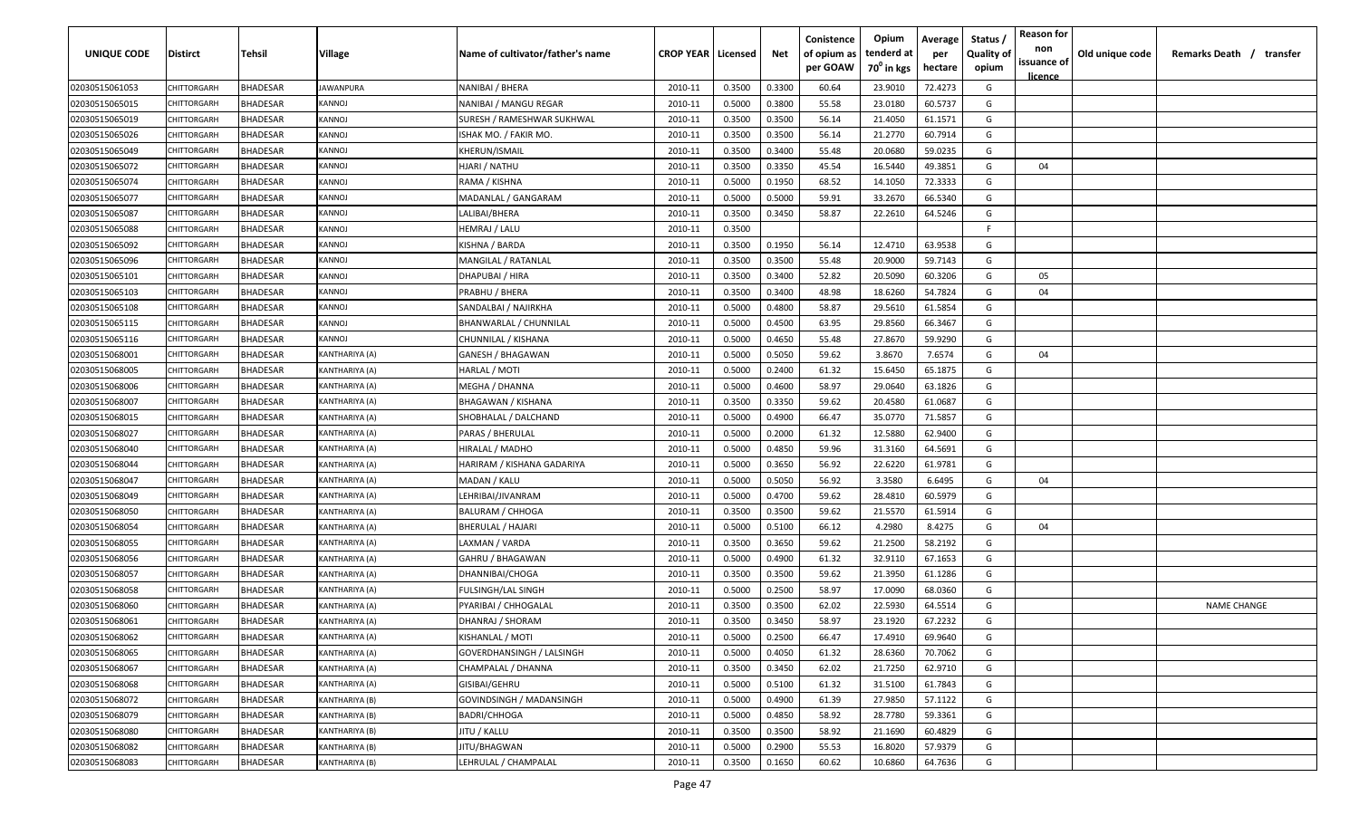| UNIQUE CODE | Distirct | Tehsil | Village | Name of cultivator/father's name | CROP YEAR | Licensed | Net | Conistence of opium as per GOAW | Opium tenderd at $70^0$ in kgs | Average per hectare | Status / Quality of opium | Reason for non issuance of licence | Old unique code | Remarks Death / transfer |
|---|---|---|---|---|---|---|---|---|---|---|---|---|---|---|
| 02030515061053 | CHITTORGARH | BHADESAR | JAWANPURA | NANIBAI / BHERA | 2010-11 | 0.3500 | 0.3300 | 60.64 | 23.9010 | 72.4273 | G | | | |
| 02030515065015 | CHITTORGARH | BHADESAR | KANNOJ | NANIBAI / MANGU REGAR | 2010-11 | 0.5000 | 0.3800 | 55.58 | 23.0180 | 60.5737 | G | | | |
| 02030515065019 | CHITTORGARH | BHADESAR | KANNOJ | SURESH / RAMESHWAR SUKHWAL | 2010-11 | 0.3500 | 0.3500 | 56.14 | 21.4050 | 61.1571 | G | | | |
| 02030515065026 | CHITTORGARH | BHADESAR | KANNOJ | ISHAK MO. / FAKIR MO. | 2010-11 | 0.3500 | 0.3500 | 56.14 | 21.2770 | 60.7914 | G | | | |
| 02030515065049 | CHITTORGARH | BHADESAR | KANNOJ | KHERUN/ISMAIL | 2010-11 | 0.3500 | 0.3400 | 55.48 | 20.0680 | 59.0235 | G | | | |
| 02030515065072 | CHITTORGARH | BHADESAR | KANNOJ | HJARI / NATHU | 2010-11 | 0.3500 | 0.3350 | 45.54 | 16.5440 | 49.3851 | G | 04 | | |
| 02030515065074 | CHITTORGARH | BHADESAR | KANNOJ | RAMA / KISHNA | 2010-11 | 0.5000 | 0.1950 | 68.52 | 14.1050 | 72.3333 | G | | | |
| 02030515065077 | CHITTORGARH | BHADESAR | KANNOJ | MADANLAL / GANGARAM | 2010-11 | 0.5000 | 0.5000 | 59.91 | 33.2670 | 66.5340 | G | | | |
| 02030515065087 | CHITTORGARH | BHADESAR | KANNOJ | LALIBAI/BHERA | 2010-11 | 0.3500 | 0.3450 | 58.87 | 22.2610 | 64.5246 | G | | | |
| 02030515065088 | CHITTORGARH | BHADESAR | KANNOJ | HEMRAJ / LALU | 2010-11 | 0.3500 | | | | | F | | | |
| 02030515065092 | CHITTORGARH | BHADESAR | KANNOJ | KISHNA / BARDA | 2010-11 | 0.3500 | 0.1950 | 56.14 | 12.4710 | 63.9538 | G | | | |
| 02030515065096 | CHITTORGARH | BHADESAR | KANNOJ | MANGILAL / RATANLAL | 2010-11 | 0.3500 | 0.3500 | 55.48 | 20.9000 | 59.7143 | G | | | |
| 02030515065101 | CHITTORGARH | BHADESAR | KANNOJ | DHAPUBAI / HIRA | 2010-11 | 0.3500 | 0.3400 | 52.82 | 20.5090 | 60.3206 | G | 05 | | |
| 02030515065103 | CHITTORGARH | BHADESAR | KANNOJ | PRABHU / BHERA | 2010-11 | 0.3500 | 0.3400 | 48.98 | 18.6260 | 54.7824 | G | 04 | | |
| 02030515065108 | CHITTORGARH | BHADESAR | KANNOJ | SANDALBAI / NAJIRKHA | 2010-11 | 0.5000 | 0.4800 | 58.87 | 29.5610 | 61.5854 | G | | | |
| 02030515065115 | CHITTORGARH | BHADESAR | KANNOJ | BHANWARLAL / CHUNNILAL | 2010-11 | 0.5000 | 0.4500 | 63.95 | 29.8560 | 66.3467 | G | | | |
| 02030515065116 | CHITTORGARH | BHADESAR | KANNOJ | CHUNNILAL / KISHANA | 2010-11 | 0.5000 | 0.4650 | 55.48 | 27.8670 | 59.9290 | G | | | |
| 02030515068001 | CHITTORGARH | BHADESAR | KANTHARIYA (A) | GANESH / BHAGAWAN | 2010-11 | 0.5000 | 0.5050 | 59.62 | 3.8670 | 7.6574 | G | 04 | | |
| 02030515068005 | CHITTORGARH | BHADESAR | KANTHARIYA (A) | HARLAL / MOTI | 2010-11 | 0.5000 | 0.2400 | 61.32 | 15.6450 | 65.1875 | G | | | |
| 02030515068006 | CHITTORGARH | BHADESAR | KANTHARIYA (A) | MEGHA / DHANNA | 2010-11 | 0.5000 | 0.4600 | 58.97 | 29.0640 | 63.1826 | G | | | |
| 02030515068007 | CHITTORGARH | BHADESAR | KANTHARIYA (A) | BHAGAWAN / KISHANA | 2010-11 | 0.3500 | 0.3350 | 59.62 | 20.4580 | 61.0687 | G | | | |
| 02030515068015 | CHITTORGARH | BHADESAR | KANTHARIYA (A) | SHOBHALAL / DALCHAND | 2010-11 | 0.5000 | 0.4900 | 66.47 | 35.0770 | 71.5857 | G | | | |
| 02030515068027 | CHITTORGARH | BHADESAR | KANTHARIYA (A) | PARAS / BHERULAL | 2010-11 | 0.5000 | 0.2000 | 61.32 | 12.5880 | 62.9400 | G | | | |
| 02030515068040 | CHITTORGARH | BHADESAR | KANTHARIYA (A) | HIRALAL / MADHO | 2010-11 | 0.5000 | 0.4850 | 59.96 | 31.3160 | 64.5691 | G | | | |
| 02030515068044 | CHITTORGARH | BHADESAR | KANTHARIYA (A) | HARIRAM / KISHANA GADARIYA | 2010-11 | 0.5000 | 0.3650 | 56.92 | 22.6220 | 61.9781 | G | | | |
| 02030515068047 | CHITTORGARH | BHADESAR | KANTHARIYA (A) | MADAN / KALU | 2010-11 | 0.5000 | 0.5050 | 56.92 | 3.3580 | 6.6495 | G | 04 | | |
| 02030515068049 | CHITTORGARH | BHADESAR | KANTHARIYA (A) | LEHRIBAI/JIVANRAM | 2010-11 | 0.5000 | 0.4700 | 59.62 | 28.4810 | 60.5979 | G | | | |
| 02030515068050 | CHITTORGARH | BHADESAR | KANTHARIYA (A) | BALURAM / CHHOGA | 2010-11 | 0.3500 | 0.3500 | 59.62 | 21.5570 | 61.5914 | G | | | |
| 02030515068054 | CHITTORGARH | BHADESAR | KANTHARIYA (A) | BHERULAL / HAJARI | 2010-11 | 0.5000 | 0.5100 | 66.12 | 4.2980 | 8.4275 | G | 04 | | |
| 02030515068055 | CHITTORGARH | BHADESAR | KANTHARIYA (A) | LAXMAN / VARDA | 2010-11 | 0.3500 | 0.3650 | 59.62 | 21.2500 | 58.2192 | G | | | |
| 02030515068056 | CHITTORGARH | BHADESAR | KANTHARIYA (A) | GAHRU / BHAGAWAN | 2010-11 | 0.5000 | 0.4900 | 61.32 | 32.9110 | 67.1653 | G | | | |
| 02030515068057 | CHITTORGARH | BHADESAR | KANTHARIYA (A) | DHANNIBAI/CHOGA | 2010-11 | 0.3500 | 0.3500 | 59.62 | 21.3950 | 61.1286 | G | | | |
| 02030515068058 | CHITTORGARH | BHADESAR | KANTHARIYA (A) | FULSINGH/LAL SINGH | 2010-11 | 0.5000 | 0.2500 | 58.97 | 17.0090 | 68.0360 | G | | | |
| 02030515068060 | CHITTORGARH | BHADESAR | KANTHARIYA (A) | PYARIBAI / CHHOGALAL | 2010-11 | 0.3500 | 0.3500 | 62.02 | 22.5930 | 64.5514 | G | | | NAME CHANGE |
| 02030515068061 | CHITTORGARH | BHADESAR | KANTHARIYA (A) | DHANRAJ / SHORAM | 2010-11 | 0.3500 | 0.3450 | 58.97 | 23.1920 | 67.2232 | G | | | |
| 02030515068062 | CHITTORGARH | BHADESAR | KANTHARIYA (A) | KISHANLAL / MOTI | 2010-11 | 0.5000 | 0.2500 | 66.47 | 17.4910 | 69.9640 | G | | | |
| 02030515068065 | CHITTORGARH | BHADESAR | KANTHARIYA (A) | GOVERDHANSINGH / LALSINGH | 2010-11 | 0.5000 | 0.4050 | 61.32 | 28.6360 | 70.7062 | G | | | |
| 02030515068067 | CHITTORGARH | BHADESAR | KANTHARIYA (A) | CHAMPALAL / DHANNA | 2010-11 | 0.3500 | 0.3450 | 62.02 | 21.7250 | 62.9710 | G | | | |
| 02030515068068 | CHITTORGARH | BHADESAR | KANTHARIYA (A) | GISIBAI/GEHRU | 2010-11 | 0.5000 | 0.5100 | 61.32 | 31.5100 | 61.7843 | G | | | |
| 02030515068072 | CHITTORGARH | BHADESAR | KANTHARIYA (B) | GOVINDSINGH / MADANSINGH | 2010-11 | 0.5000 | 0.4900 | 61.39 | 27.9850 | 57.1122 | G | | | |
| 02030515068079 | CHITTORGARH | BHADESAR | KANTHARIYA (B) | BADRI/CHHOGA | 2010-11 | 0.5000 | 0.4850 | 58.92 | 28.7780 | 59.3361 | G | | | |
| 02030515068080 | CHITTORGARH | BHADESAR | KANTHARIYA (B) | JITU / KALLU | 2010-11 | 0.3500 | 0.3500 | 58.92 | 21.1690 | 60.4829 | G | | | |
| 02030515068082 | CHITTORGARH | BHADESAR | KANTHARIYA (B) | JITU/BHAGWAN | 2010-11 | 0.5000 | 0.2900 | 55.53 | 16.8020 | 57.9379 | G | | | |
| 02030515068083 | CHITTORGARH | BHADESAR | KANTHARIYA (B) | LEHRULAL / CHAMPALAL | 2010-11 | 0.3500 | 0.1650 | 60.62 | 10.6860 | 64.7636 | G | | | |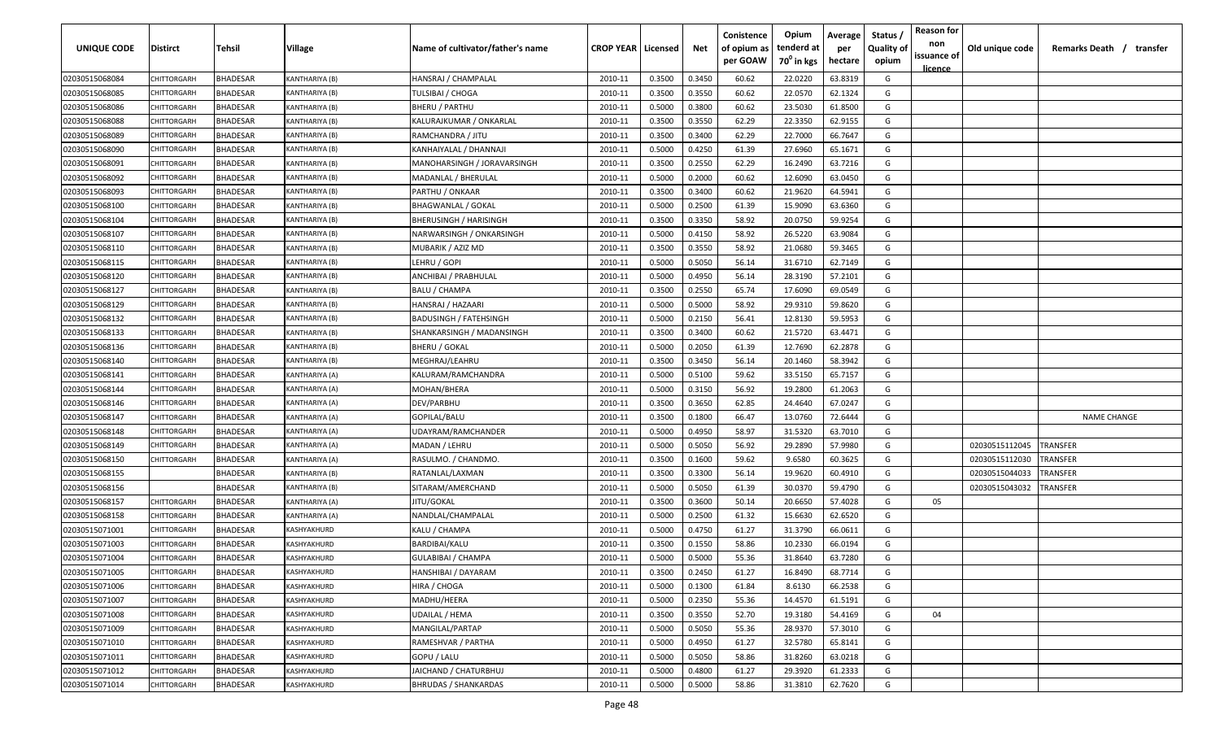| UNIQUE CODE | Distirct | Tehsil | Village | Name of cultivator/father's name | CROP YEAR | Licensed | Net | Conistence of opium as per GOAW | Opium tenderd at 70⁰ in kgs | Average per hectare | Status / Quality of opium | Reason for non issuance of licence | Old unique code | Remarks Death / transfer |
|---|---|---|---|---|---|---|---|---|---|---|---|---|---|---|
| 02030515068084 | CHITTORGARH | BHADESAR | KANTHARIYA (B) | HANSRAJ / CHAMPALAL | 2010-11 | 0.3500 | 0.3450 | 60.62 | 22.0220 | 63.8319 | G | | | |
| 02030515068085 | CHITTORGARH | BHADESAR | KANTHARIYA (B) | TULSIBAI / CHOGA | 2010-11 | 0.3500 | 0.3550 | 60.62 | 22.0570 | 62.1324 | G | | | |
| 02030515068086 | CHITTORGARH | BHADESAR | KANTHARIYA (B) | BHERU / PARTHU | 2010-11 | 0.5000 | 0.3800 | 60.62 | 23.5030 | 61.8500 | G | | | |
| 02030515068088 | CHITTORGARH | BHADESAR | KANTHARIYA (B) | KALURAJKUMAR / ONKARLAL | 2010-11 | 0.3500 | 0.3550 | 62.29 | 22.3350 | 62.9155 | G | | | |
| 02030515068089 | CHITTORGARH | BHADESAR | KANTHARIYA (B) | RAMCHANDRA / JITU | 2010-11 | 0.3500 | 0.3400 | 62.29 | 22.7000 | 66.7647 | G | | | |
| 02030515068090 | CHITTORGARH | BHADESAR | KANTHARIYA (B) | KANHAIYALAL / DHANNAJI | 2010-11 | 0.5000 | 0.4250 | 61.39 | 27.6960 | 65.1671 | G | | | |
| 02030515068091 | CHITTORGARH | BHADESAR | KANTHARIYA (B) | MANOHARSINGH / JORAVARSINGH | 2010-11 | 0.3500 | 0.2550 | 62.29 | 16.2490 | 63.7216 | G | | | |
| 02030515068092 | CHITTORGARH | BHADESAR | KANTHARIYA (B) | MADANLAL / BHERULAL | 2010-11 | 0.5000 | 0.2000 | 60.62 | 12.6090 | 63.0450 | G | | | |
| 02030515068093 | CHITTORGARH | BHADESAR | KANTHARIYA (B) | PARTHU / ONKAAR | 2010-11 | 0.3500 | 0.3400 | 60.62 | 21.9620 | 64.5941 | G | | | |
| 02030515068100 | CHITTORGARH | BHADESAR | KANTHARIYA (B) | BHAGWANLAL / GOKAL | 2010-11 | 0.5000 | 0.2500 | 61.39 | 15.9090 | 63.6360 | G | | | |
| 02030515068104 | CHITTORGARH | BHADESAR | KANTHARIYA (B) | BHERUSINGH / HARISINGH | 2010-11 | 0.3500 | 0.3350 | 58.92 | 20.0750 | 59.9254 | G | | | |
| 02030515068107 | CHITTORGARH | BHADESAR | KANTHARIYA (B) | NARWARSINGH / ONKARSINGH | 2010-11 | 0.5000 | 0.4150 | 58.92 | 26.5220 | 63.9084 | G | | | |
| 02030515068110 | CHITTORGARH | BHADESAR | KANTHARIYA (B) | MUBARIK / AZIZ MD | 2010-11 | 0.3500 | 0.3550 | 58.92 | 21.0680 | 59.3465 | G | | | |
| 02030515068115 | CHITTORGARH | BHADESAR | KANTHARIYA (B) | LEHRU / GOPI | 2010-11 | 0.5000 | 0.5050 | 56.14 | 31.6710 | 62.7149 | G | | | |
| 02030515068120 | CHITTORGARH | BHADESAR | KANTHARIYA (B) | ANCHIBAI / PRABHULAL | 2010-11 | 0.5000 | 0.4950 | 56.14 | 28.3190 | 57.2101 | G | | | |
| 02030515068127 | CHITTORGARH | BHADESAR | KANTHARIYA (B) | BALU / CHAMPA | 2010-11 | 0.3500 | 0.2550 | 65.74 | 17.6090 | 69.0549 | G | | | |
| 02030515068129 | CHITTORGARH | BHADESAR | KANTHARIYA (B) | HANSRAJ / HAZAARI | 2010-11 | 0.5000 | 0.5000 | 58.92 | 29.9310 | 59.8620 | G | | | |
| 02030515068132 | CHITTORGARH | BHADESAR | KANTHARIYA (B) | BADUSINGH / FATEHSINGH | 2010-11 | 0.5000 | 0.2150 | 56.41 | 12.8130 | 59.5953 | G | | | |
| 02030515068133 | CHITTORGARH | BHADESAR | KANTHARIYA (B) | SHANKARSINGH / MADANSINGH | 2010-11 | 0.3500 | 0.3400 | 60.62 | 21.5720 | 63.4471 | G | | | |
| 02030515068136 | CHITTORGARH | BHADESAR | KANTHARIYA (B) | BHERU / GOKAL | 2010-11 | 0.5000 | 0.2050 | 61.39 | 12.7690 | 62.2878 | G | | | |
| 02030515068140 | CHITTORGARH | BHADESAR | KANTHARIYA (B) | MEGHRAJ/LEAHRU | 2010-11 | 0.3500 | 0.3450 | 56.14 | 20.1460 | 58.3942 | G | | | |
| 02030515068141 | CHITTORGARH | BHADESAR | KANTHARIYA (A) | KALURAM/RAMCHANDRA | 2010-11 | 0.5000 | 0.5100 | 59.62 | 33.5150 | 65.7157 | G | | | |
| 02030515068144 | CHITTORGARH | BHADESAR | KANTHARIYA (A) | MOHAN/BHERA | 2010-11 | 0.5000 | 0.3150 | 56.92 | 19.2800 | 61.2063 | G | | | |
| 02030515068146 | CHITTORGARH | BHADESAR | KANTHARIYA (A) | DEV/PARBHU | 2010-11 | 0.3500 | 0.3650 | 62.85 | 24.4640 | 67.0247 | G | | | |
| 02030515068147 | CHITTORGARH | BHADESAR | KANTHARIYA (A) | GOPILAL/BALU | 2010-11 | 0.3500 | 0.1800 | 66.47 | 13.0760 | 72.6444 | G | | | NAME CHANGE |
| 02030515068148 | CHITTORGARH | BHADESAR | KANTHARIYA (A) | UDAYRAM/RAMCHANDER | 2010-11 | 0.5000 | 0.4950 | 58.97 | 31.5320 | 63.7010 | G | | | |
| 02030515068149 | CHITTORGARH | BHADESAR | KANTHARIYA (A) | MADAN / LEHRU | 2010-11 | 0.5000 | 0.5050 | 56.92 | 29.2890 | 57.9980 | G | | 02030515112045 | TRANSFER |
| 02030515068150 | CHITTORGARH | BHADESAR | KANTHARIYA (A) | RASULMO. / CHANDMO. | 2010-11 | 0.3500 | 0.1600 | 59.62 | 9.6580 | 60.3625 | G | | 02030515112030 | TRANSFER |
| 02030515068155 | | BHADESAR | KANTHARIYA (B) | RATANLAL/LAXMAN | 2010-11 | 0.3500 | 0.3300 | 56.14 | 19.9620 | 60.4910 | G | | 02030515044033 | TRANSFER |
| 02030515068156 | | BHADESAR | KANTHARIYA (B) | SITARAM/AMERCHAND | 2010-11 | 0.5000 | 0.5050 | 61.39 | 30.0370 | 59.4790 | G | | 02030515043032 | TRANSFER |
| 02030515068157 | CHITTORGARH | BHADESAR | KANTHARIYA (A) | JITU/GOKAL | 2010-11 | 0.3500 | 0.3600 | 50.14 | 20.6650 | 57.4028 | G | 05 | | |
| 02030515068158 | CHITTORGARH | BHADESAR | KANTHARIYA (A) | NANDLAL/CHAMPALAL | 2010-11 | 0.5000 | 0.2500 | 61.32 | 15.6630 | 62.6520 | G | | | |
| 02030515071001 | CHITTORGARH | BHADESAR | KASHYAKHURD | KALU / CHAMPA | 2010-11 | 0.5000 | 0.4750 | 61.27 | 31.3790 | 66.0611 | G | | | |
| 02030515071003 | CHITTORGARH | BHADESAR | KASHYAKHURD | BARDIBAI/KALU | 2010-11 | 0.3500 | 0.1550 | 58.86 | 10.2330 | 66.0194 | G | | | |
| 02030515071004 | CHITTORGARH | BHADESAR | KASHYAKHURD | GULABIBAI / CHAMPA | 2010-11 | 0.5000 | 0.5000 | 55.36 | 31.8640 | 63.7280 | G | | | |
| 02030515071005 | CHITTORGARH | BHADESAR | KASHYAKHURD | HANSHIBAI / DAYARAM | 2010-11 | 0.3500 | 0.2450 | 61.27 | 16.8490 | 68.7714 | G | | | |
| 02030515071006 | CHITTORGARH | BHADESAR | KASHYAKHURD | HIRA / CHOGA | 2010-11 | 0.5000 | 0.1300 | 61.84 | 8.6130 | 66.2538 | G | | | |
| 02030515071007 | CHITTORGARH | BHADESAR | KASHYAKHURD | MADHU/HEERA | 2010-11 | 0.5000 | 0.2350 | 55.36 | 14.4570 | 61.5191 | G | | | |
| 02030515071008 | CHITTORGARH | BHADESAR | KASHYAKHURD | UDAILAL / HEMA | 2010-11 | 0.3500 | 0.3550 | 52.70 | 19.3180 | 54.4169 | G | 04 | | |
| 02030515071009 | CHITTORGARH | BHADESAR | KASHYAKHURD | MANGILAL/PARTAP | 2010-11 | 0.5000 | 0.5050 | 55.36 | 28.9370 | 57.3010 | G | | | |
| 02030515071010 | CHITTORGARH | BHADESAR | KASHYAKHURD | RAMESHVAR / PARTHA | 2010-11 | 0.5000 | 0.4950 | 61.27 | 32.5780 | 65.8141 | G | | | |
| 02030515071011 | CHITTORGARH | BHADESAR | KASHYAKHURD | GOPU / LALU | 2010-11 | 0.5000 | 0.5050 | 58.86 | 31.8260 | 63.0218 | G | | | |
| 02030515071012 | CHITTORGARH | BHADESAR | KASHYAKHURD | JAICHAND / CHATURBHUJ | 2010-11 | 0.5000 | 0.4800 | 61.27 | 29.3920 | 61.2333 | G | | | |
| 02030515071014 | CHITTORGARH | BHADESAR | KASHYAKHURD | BHRUDAS / SHANKARDAS | 2010-11 | 0.5000 | 0.5000 | 58.86 | 31.3810 | 62.7620 | G | | | |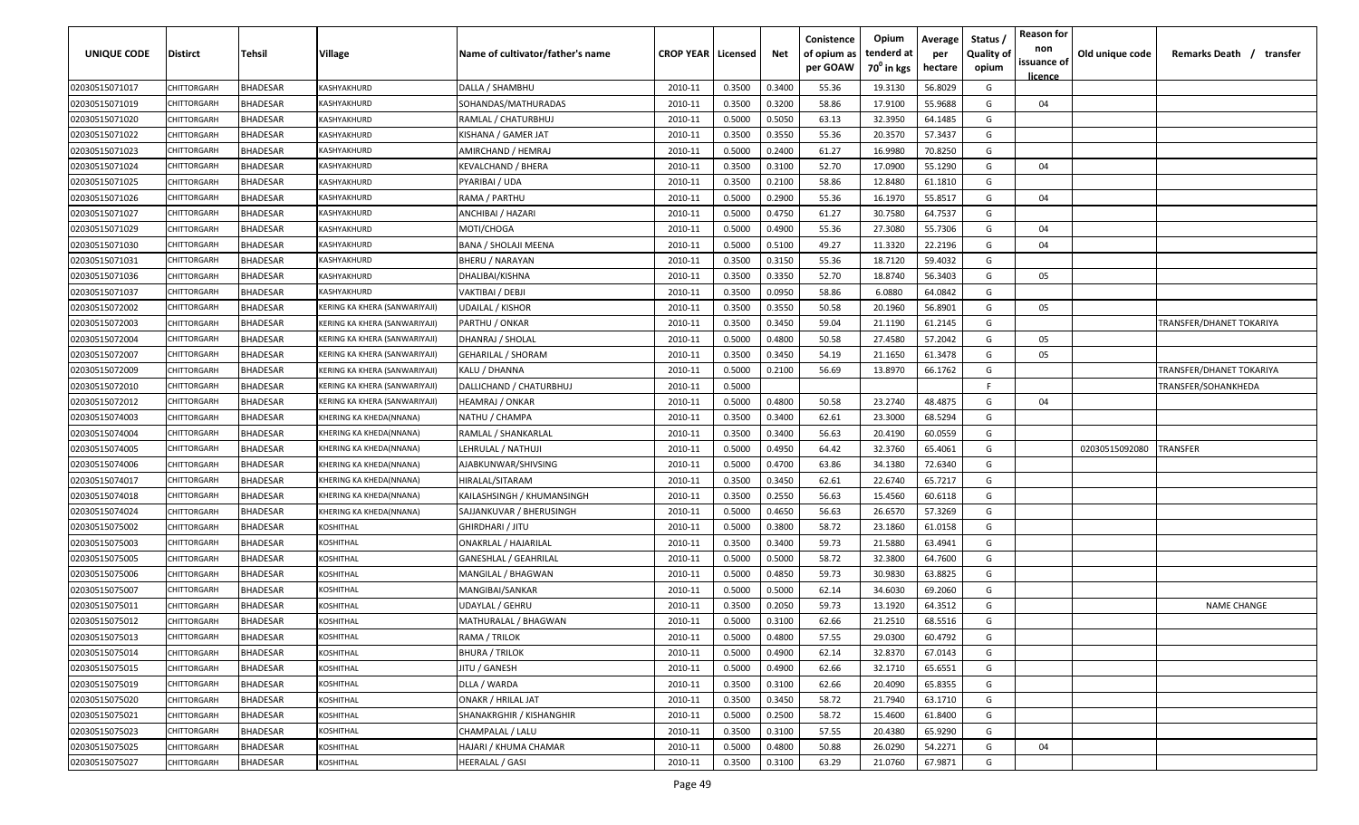| UNIQUE CODE | Distirct | Tehsil | Village | Name of cultivator/father's name | CROP YEAR | Licensed | Net | Conistence of opium as per GOAW | Opium tenderd at 70° in kgs | Average per hectare | Status / Quality of opium | Reason for non issuance of licence | Old unique code | Remarks Death / transfer |
|---|---|---|---|---|---|---|---|---|---|---|---|---|---|---|
| 02030515071017 | CHITTORGARH | BHADESAR | KASHYAKHURD | DALLA / SHAMBHU | 2010-11 | 0.3500 | 0.3400 | 55.36 | 19.3130 | 56.8029 | G | | | |
| 02030515071019 | CHITTORGARH | BHADESAR | KASHYAKHURD | SOHANDAS/MATHURADAS | 2010-11 | 0.3500 | 0.3200 | 58.86 | 17.9100 | 55.9688 | G | 04 | | |
| 02030515071020 | CHITTORGARH | BHADESAR | KASHYAKHURD | RAMLAL / CHATURBHUJ | 2010-11 | 0.5000 | 0.5050 | 63.13 | 32.3950 | 64.1485 | G | | | |
| 02030515071022 | CHITTORGARH | BHADESAR | KASHYAKHURD | KISHANA / GAMER JAT | 2010-11 | 0.3500 | 0.3550 | 55.36 | 20.3570 | 57.3437 | G | | | |
| 02030515071023 | CHITTORGARH | BHADESAR | KASHYAKHURD | AMIRCHAND / HEMRAJ | 2010-11 | 0.5000 | 0.2400 | 61.27 | 16.9980 | 70.8250 | G | | | |
| 02030515071024 | CHITTORGARH | BHADESAR | KASHYAKHURD | KEVALCHAND / BHERA | 2010-11 | 0.3500 | 0.3100 | 52.70 | 17.0900 | 55.1290 | G | 04 | | |
| 02030515071025 | CHITTORGARH | BHADESAR | KASHYAKHURD | PYARIBAI / UDA | 2010-11 | 0.3500 | 0.2100 | 58.86 | 12.8480 | 61.1810 | G | | | |
| 02030515071026 | CHITTORGARH | BHADESAR | KASHYAKHURD | RAMA / PARTHU | 2010-11 | 0.5000 | 0.2900 | 55.36 | 16.1970 | 55.8517 | G | 04 | | |
| 02030515071027 | CHITTORGARH | BHADESAR | KASHYAKHURD | ANCHIBAI / HAZARI | 2010-11 | 0.5000 | 0.4750 | 61.27 | 30.7580 | 64.7537 | G | | | |
| 02030515071029 | CHITTORGARH | BHADESAR | KASHYAKHURD | MOTI/CHOGA | 2010-11 | 0.5000 | 0.4900 | 55.36 | 27.3080 | 55.7306 | G | 04 | | |
| 02030515071030 | CHITTORGARH | BHADESAR | KASHYAKHURD | BANA / SHOLAJI MEENA | 2010-11 | 0.5000 | 0.5100 | 49.27 | 11.3320 | 22.2196 | G | 04 | | |
| 02030515071031 | CHITTORGARH | BHADESAR | KASHYAKHURD | BHERU / NARAYAN | 2010-11 | 0.3500 | 0.3150 | 55.36 | 18.7120 | 59.4032 | G | | | |
| 02030515071036 | CHITTORGARH | BHADESAR | KASHYAKHURD | DHALIBAI/KISHNA | 2010-11 | 0.3500 | 0.3350 | 52.70 | 18.8740 | 56.3403 | G | 05 | | |
| 02030515071037 | CHITTORGARH | BHADESAR | KASHYAKHURD | VAKTIBAI / DEBJI | 2010-11 | 0.3500 | 0.0950 | 58.86 | 6.0880 | 64.0842 | G | | | |
| 02030515072002 | CHITTORGARH | BHADESAR | KERING KA KHERA (SANWARIYAJI) | UDAILAL / KISHOR | 2010-11 | 0.3500 | 0.3550 | 50.58 | 20.1960 | 56.8901 | G | 05 | | |
| 02030515072003 | CHITTORGARH | BHADESAR | KERING KA KHERA (SANWARIYAJI) | PARTHU / ONKAR | 2010-11 | 0.3500 | 0.3450 | 59.04 | 21.1190 | 61.2145 | G | | | TRANSFER/DHANET TOKARIYA |
| 02030515072004 | CHITTORGARH | BHADESAR | KERING KA KHERA (SANWARIYAJI) | DHANRAJ / SHOLAL | 2010-11 | 0.5000 | 0.4800 | 50.58 | 27.4580 | 57.2042 | G | 05 | | |
| 02030515072007 | CHITTORGARH | BHADESAR | KERING KA KHERA (SANWARIYAJI) | GEHARILAL / SHORAM | 2010-11 | 0.3500 | 0.3450 | 54.19 | 21.1650 | 61.3478 | G | 05 | | |
| 02030515072009 | CHITTORGARH | BHADESAR | KERING KA KHERA (SANWARIYAJI) | KALU / DHANNA | 2010-11 | 0.5000 | 0.2100 | 56.69 | 13.8970 | 66.1762 | G | | | TRANSFER/DHANET TOKARIYA |
| 02030515072010 | CHITTORGARH | BHADESAR | KERING KA KHERA (SANWARIYAJI) | DALLICHAND / CHATURBHUJ | 2010-11 | 0.5000 | | | | | F | | | TRANSFER/SOHANKHEDA |
| 02030515072012 | CHITTORGARH | BHADESAR | KERING KA KHERA (SANWARIYAJI) | HEAMRAJ / ONKAR | 2010-11 | 0.5000 | 0.4800 | 50.58 | 23.2740 | 48.4875 | G | 04 | | |
| 02030515074003 | CHITTORGARH | BHADESAR | KHERING KA KHEDA(NNANA) | NATHU / CHAMPA | 2010-11 | 0.3500 | 0.3400 | 62.61 | 23.3000 | 68.5294 | G | | | |
| 02030515074004 | CHITTORGARH | BHADESAR | KHERING KA KHEDA(NNANA) | RAMLAL / SHANKARLAL | 2010-11 | 0.3500 | 0.3400 | 56.63 | 20.4190 | 60.0559 | G | | | |
| 02030515074005 | CHITTORGARH | BHADESAR | KHERING KA KHEDA(NNANA) | LEHRULAL / NATHUJI | 2010-11 | 0.5000 | 0.4950 | 64.42 | 32.3760 | 65.4061 | G | | 02030515092080 | TRANSFER |
| 02030515074006 | CHITTORGARH | BHADESAR | KHERING KA KHEDA(NNANA) | AJABKUNWAR/SHIVSING | 2010-11 | 0.5000 | 0.4700 | 63.86 | 34.1380 | 72.6340 | G | | | |
| 02030515074017 | CHITTORGARH | BHADESAR | KHERING KA KHEDA(NNANA) | HIRALAL/SITARAM | 2010-11 | 0.3500 | 0.3450 | 62.61 | 22.6740 | 65.7217 | G | | | |
| 02030515074018 | CHITTORGARH | BHADESAR | KHERING KA KHEDA(NNANA) | KAILASHSINGH / KHUMANSINGH | 2010-11 | 0.3500 | 0.2550 | 56.63 | 15.4560 | 60.6118 | G | | | |
| 02030515074024 | CHITTORGARH | BHADESAR | KHERING KA KHEDA(NNANA) | SAJJANKUVAR / BHERUSINGH | 2010-11 | 0.5000 | 0.4650 | 56.63 | 26.6570 | 57.3269 | G | | | |
| 02030515075002 | CHITTORGARH | BHADESAR | KOSHITHAL | GHIRDHARI / JITU | 2010-11 | 0.5000 | 0.3800 | 58.72 | 23.1860 | 61.0158 | G | | | |
| 02030515075003 | CHITTORGARH | BHADESAR | KOSHITHAL | ONAKRLAL / HAJARILAL | 2010-11 | 0.3500 | 0.3400 | 59.73 | 21.5880 | 63.4941 | G | | | |
| 02030515075005 | CHITTORGARH | BHADESAR | KOSHITHAL | GANESHLAL / GEAHRILAL | 2010-11 | 0.5000 | 0.5000 | 58.72 | 32.3800 | 64.7600 | G | | | |
| 02030515075006 | CHITTORGARH | BHADESAR | KOSHITHAL | MANGILAL / BHAGWAN | 2010-11 | 0.5000 | 0.4850 | 59.73 | 30.9830 | 63.8825 | G | | | |
| 02030515075007 | CHITTORGARH | BHADESAR | KOSHITHAL | MANGIBAI/SANKAR | 2010-11 | 0.5000 | 0.5000 | 62.14 | 34.6030 | 69.2060 | G | | | |
| 02030515075011 | CHITTORGARH | BHADESAR | KOSHITHAL | UDAYLAL / GEHRU | 2010-11 | 0.3500 | 0.2050 | 59.73 | 13.1920 | 64.3512 | G | | | NAME CHANGE |
| 02030515075012 | CHITTORGARH | BHADESAR | KOSHITHAL | MATHURALAL / BHAGWAN | 2010-11 | 0.5000 | 0.3100 | 62.66 | 21.2510 | 68.5516 | G | | | |
| 02030515075013 | CHITTORGARH | BHADESAR | KOSHITHAL | RAMA / TRILOK | 2010-11 | 0.5000 | 0.4800 | 57.55 | 29.0300 | 60.4792 | G | | | |
| 02030515075014 | CHITTORGARH | BHADESAR | KOSHITHAL | BHURA / TRILOK | 2010-11 | 0.5000 | 0.4900 | 62.14 | 32.8370 | 67.0143 | G | | | |
| 02030515075015 | CHITTORGARH | BHADESAR | KOSHITHAL | JITU / GANESH | 2010-11 | 0.5000 | 0.4900 | 62.66 | 32.1710 | 65.6551 | G | | | |
| 02030515075019 | CHITTORGARH | BHADESAR | KOSHITHAL | DLLA / WARDA | 2010-11 | 0.3500 | 0.3100 | 62.66 | 20.4090 | 65.8355 | G | | | |
| 02030515075020 | CHITTORGARH | BHADESAR | KOSHITHAL | ONAKR / HRILAL JAT | 2010-11 | 0.3500 | 0.3450 | 58.72 | 21.7940 | 63.1710 | G | | | |
| 02030515075021 | CHITTORGARH | BHADESAR | KOSHITHAL | SHANAKRGHIR / KISHANGHIR | 2010-11 | 0.5000 | 0.2500 | 58.72 | 15.4600 | 61.8400 | G | | | |
| 02030515075023 | CHITTORGARH | BHADESAR | KOSHITHAL | CHAMPALAL / LALU | 2010-11 | 0.3500 | 0.3100 | 57.55 | 20.4380 | 65.9290 | G | | | |
| 02030515075025 | CHITTORGARH | BHADESAR | KOSHITHAL | HAJARI / KHUMA CHAMAR | 2010-11 | 0.5000 | 0.4800 | 50.88 | 26.0290 | 54.2271 | G | 04 | | |
| 02030515075027 | CHITTORGARH | BHADESAR | KOSHITHAL | HEERALAL / GASI | 2010-11 | 0.3500 | 0.3100 | 63.29 | 21.0760 | 67.9871 | G | | | |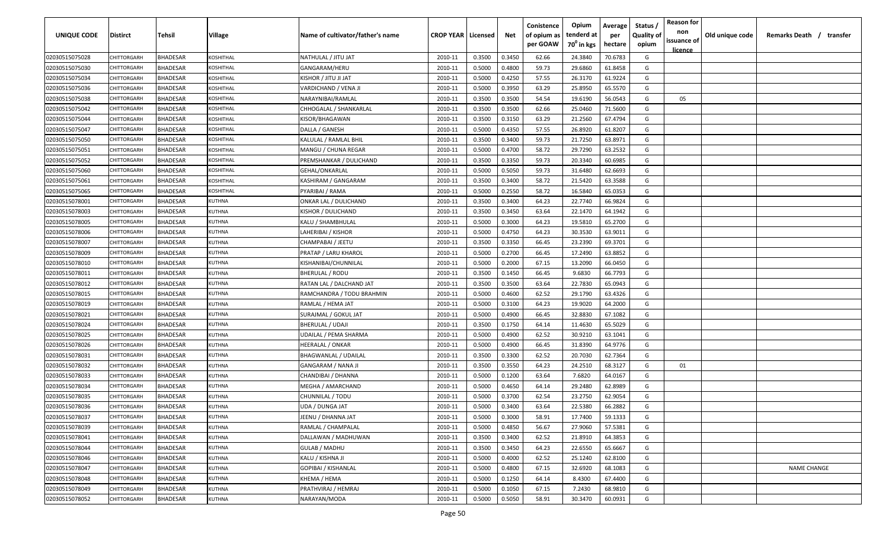| UNIQUE CODE | Distirct | Tehsil | Village | Name of cultivator/father's name | CROP YEAR | Licensed | Net | Conistence of opium as per GOAW | Opium tenderd at 70° in kgs | Average per hectare | Status / Quality of opium | Reason for non issuance of licence | Old unique code | Remarks Death / transfer |
|---|---|---|---|---|---|---|---|---|---|---|---|---|---|---|
| 02030515075028 | CHITTORGARH | BHADESAR | KOSHITHAL | NATHULAL / JITU JAT | 2010-11 | 0.3500 | 0.3450 | 62.66 | 24.3840 | 70.6783 | G | | | |
| 02030515075030 | CHITTORGARH | BHADESAR | KOSHITHAL | GANGARAM/HERU | 2010-11 | 0.5000 | 0.4800 | 59.73 | 29.6860 | 61.8458 | G | | | |
| 02030515075034 | CHITTORGARH | BHADESAR | KOSHITHAL | KISHOR / JITU JI JAT | 2010-11 | 0.5000 | 0.4250 | 57.55 | 26.3170 | 61.9224 | G | | | |
| 02030515075036 | CHITTORGARH | BHADESAR | KOSHITHAL | VARDICHAND / VENA JI | 2010-11 | 0.5000 | 0.3950 | 63.29 | 25.8950 | 65.5570 | G | | | |
| 02030515075038 | CHITTORGARH | BHADESAR | KOSHITHAL | NARAYNIBAI/RAMLAL | 2010-11 | 0.3500 | 0.3500 | 54.54 | 19.6190 | 56.0543 | G | 05 | | |
| 02030515075042 | CHITTORGARH | BHADESAR | KOSHITHAL | CHHOGALAL / SHANKARLAL | 2010-11 | 0.3500 | 0.3500 | 62.66 | 25.0460 | 71.5600 | G | | | |
| 02030515075044 | CHITTORGARH | BHADESAR | KOSHITHAL | KISOR/BHAGAWAN | 2010-11 | 0.3500 | 0.3150 | 63.29 | 21.2560 | 67.4794 | G | | | |
| 02030515075047 | CHITTORGARH | BHADESAR | KOSHITHAL | DALLA / GANESH | 2010-11 | 0.5000 | 0.4350 | 57.55 | 26.8920 | 61.8207 | G | | | |
| 02030515075050 | CHITTORGARH | BHADESAR | KOSHITHAL | KALULAL / RAMLAL BHIL | 2010-11 | 0.3500 | 0.3400 | 59.73 | 21.7250 | 63.8971 | G | | | |
| 02030515075051 | CHITTORGARH | BHADESAR | KOSHITHAL | MANGU / CHUNA REGAR | 2010-11 | 0.5000 | 0.4700 | 58.72 | 29.7290 | 63.2532 | G | | | |
| 02030515075052 | CHITTORGARH | BHADESAR | KOSHITHAL | PREMSHANKAR / DULICHAND | 2010-11 | 0.3500 | 0.3350 | 59.73 | 20.3340 | 60.6985 | G | | | |
| 02030515075060 | CHITTORGARH | BHADESAR | KOSHITHAL | GEHAL/ONKARLAL | 2010-11 | 0.5000 | 0.5050 | 59.73 | 31.6480 | 62.6693 | G | | | |
| 02030515075061 | CHITTORGARH | BHADESAR | KOSHITHAL | KASHIRAM / GANGARAM | 2010-11 | 0.3500 | 0.3400 | 58.72 | 21.5420 | 63.3588 | G | | | |
| 02030515075065 | CHITTORGARH | BHADESAR | KOSHITHAL | PYARIBAI / RAMA | 2010-11 | 0.5000 | 0.2550 | 58.72 | 16.5840 | 65.0353 | G | | | |
| 02030515078001 | CHITTORGARH | BHADESAR | KUTHNA | ONKAR LAL / DULICHAND | 2010-11 | 0.3500 | 0.3400 | 64.23 | 22.7740 | 66.9824 | G | | | |
| 02030515078003 | CHITTORGARH | BHADESAR | KUTHNA | KISHOR / DULICHAND | 2010-11 | 0.3500 | 0.3450 | 63.64 | 22.1470 | 64.1942 | G | | | |
| 02030515078005 | CHITTORGARH | BHADESAR | KUTHNA | KALU / SHAMBHULAL | 2010-11 | 0.5000 | 0.3000 | 64.23 | 19.5810 | 65.2700 | G | | | |
| 02030515078006 | CHITTORGARH | BHADESAR | KUTHNA | LAHERIBAI / KISHOR | 2010-11 | 0.5000 | 0.4750 | 64.23 | 30.3530 | 63.9011 | G | | | |
| 02030515078007 | CHITTORGARH | BHADESAR | KUTHNA | CHAMPABAI / JEETU | 2010-11 | 0.3500 | 0.3350 | 66.45 | 23.2390 | 69.3701 | G | | | |
| 02030515078009 | CHITTORGARH | BHADESAR | KUTHNA | PRATAP / LARU KHAROL | 2010-11 | 0.5000 | 0.2700 | 66.45 | 17.2490 | 63.8852 | G | | | |
| 02030515078010 | CHITTORGARH | BHADESAR | KUTHNA | KISHANIBAI/CHUNNILAL | 2010-11 | 0.5000 | 0.2000 | 67.15 | 13.2090 | 66.0450 | G | | | |
| 02030515078011 | CHITTORGARH | BHADESAR | KUTHNA | BHERULAL / RODU | 2010-11 | 0.3500 | 0.1450 | 66.45 | 9.6830 | 66.7793 | G | | | |
| 02030515078012 | CHITTORGARH | BHADESAR | KUTHNA | RATAN LAL / DALCHAND JAT | 2010-11 | 0.3500 | 0.3500 | 63.64 | 22.7830 | 65.0943 | G | | | |
| 02030515078015 | CHITTORGARH | BHADESAR | KUTHNA | RAMCHANDRA / TODU BRAHMIN | 2010-11 | 0.5000 | 0.4600 | 62.52 | 29.1790 | 63.4326 | G | | | |
| 02030515078019 | CHITTORGARH | BHADESAR | KUTHNA | RAMLAL / HEMA JAT | 2010-11 | 0.5000 | 0.3100 | 64.23 | 19.9020 | 64.2000 | G | | | |
| 02030515078021 | CHITTORGARH | BHADESAR | KUTHNA | SURAJMAL / GOKUL JAT | 2010-11 | 0.5000 | 0.4900 | 66.45 | 32.8830 | 67.1082 | G | | | |
| 02030515078024 | CHITTORGARH | BHADESAR | KUTHNA | BHERULAL / UDAJI | 2010-11 | 0.3500 | 0.1750 | 64.14 | 11.4630 | 65.5029 | G | | | |
| 02030515078025 | CHITTORGARH | BHADESAR | KUTHNA | UDAILAL / PEMA SHARMA | 2010-11 | 0.5000 | 0.4900 | 62.52 | 30.9210 | 63.1041 | G | | | |
| 02030515078026 | CHITTORGARH | BHADESAR | KUTHNA | HEERALAL / ONKAR | 2010-11 | 0.5000 | 0.4900 | 66.45 | 31.8390 | 64.9776 | G | | | |
| 02030515078031 | CHITTORGARH | BHADESAR | KUTHNA | BHAGWANLAL / UDAILAL | 2010-11 | 0.3500 | 0.3300 | 62.52 | 20.7030 | 62.7364 | G | | | |
| 02030515078032 | CHITTORGARH | BHADESAR | KUTHNA | GANGARAM / NANA JI | 2010-11 | 0.3500 | 0.3550 | 64.23 | 24.2510 | 68.3127 | G | 01 | | |
| 02030515078033 | CHITTORGARH | BHADESAR | KUTHNA | CHANDIBAI / DHANNA | 2010-11 | 0.5000 | 0.1200 | 63.64 | 7.6820 | 64.0167 | G | | | |
| 02030515078034 | CHITTORGARH | BHADESAR | KUTHNA | MEGHA / AMARCHAND | 2010-11 | 0.5000 | 0.4650 | 64.14 | 29.2480 | 62.8989 | G | | | |
| 02030515078035 | CHITTORGARH | BHADESAR | KUTHNA | CHUNNILAL / TODU | 2010-11 | 0.5000 | 0.3700 | 62.54 | 23.2750 | 62.9054 | G | | | |
| 02030515078036 | CHITTORGARH | BHADESAR | KUTHNA | UDA / DUNGA JAT | 2010-11 | 0.5000 | 0.3400 | 63.64 | 22.5380 | 66.2882 | G | | | |
| 02030515078037 | CHITTORGARH | BHADESAR | KUTHNA | JEENU / DHANNA JAT | 2010-11 | 0.5000 | 0.3000 | 58.91 | 17.7400 | 59.1333 | G | | | |
| 02030515078039 | CHITTORGARH | BHADESAR | KUTHNA | RAMLAL / CHAMPALAL | 2010-11 | 0.5000 | 0.4850 | 56.67 | 27.9060 | 57.5381 | G | | | |
| 02030515078041 | CHITTORGARH | BHADESAR | KUTHNA | DALLAWAN / MADHUWAN | 2010-11 | 0.3500 | 0.3400 | 62.52 | 21.8910 | 64.3853 | G | | | |
| 02030515078044 | CHITTORGARH | BHADESAR | KUTHNA | GULAB / MADHU | 2010-11 | 0.3500 | 0.3450 | 64.23 | 22.6550 | 65.6667 | G | | | |
| 02030515078046 | CHITTORGARH | BHADESAR | KUTHNA | KALU / KISHNA JI | 2010-11 | 0.5000 | 0.4000 | 62.52 | 25.1240 | 62.8100 | G | | | |
| 02030515078047 | CHITTORGARH | BHADESAR | KUTHNA | GOPIBAI / KISHANLAL | 2010-11 | 0.5000 | 0.4800 | 67.15 | 32.6920 | 68.1083 | G | | | NAME CHANGE |
| 02030515078048 | CHITTORGARH | BHADESAR | KUTHNA | KHEMA / HEMA | 2010-11 | 0.5000 | 0.1250 | 64.14 | 8.4300 | 67.4400 | G | | | |
| 02030515078049 | CHITTORGARH | BHADESAR | KUTHNA | PRATHVIRAJ / HEMRAJ | 2010-11 | 0.5000 | 0.1050 | 67.15 | 7.2430 | 68.9810 | G | | | |
| 02030515078052 | CHITTORGARH | BHADESAR | KUTHNA | NARAYAN/MODA | 2010-11 | 0.5000 | 0.5050 | 58.91 | 30.3470 | 60.0931 | G | | | |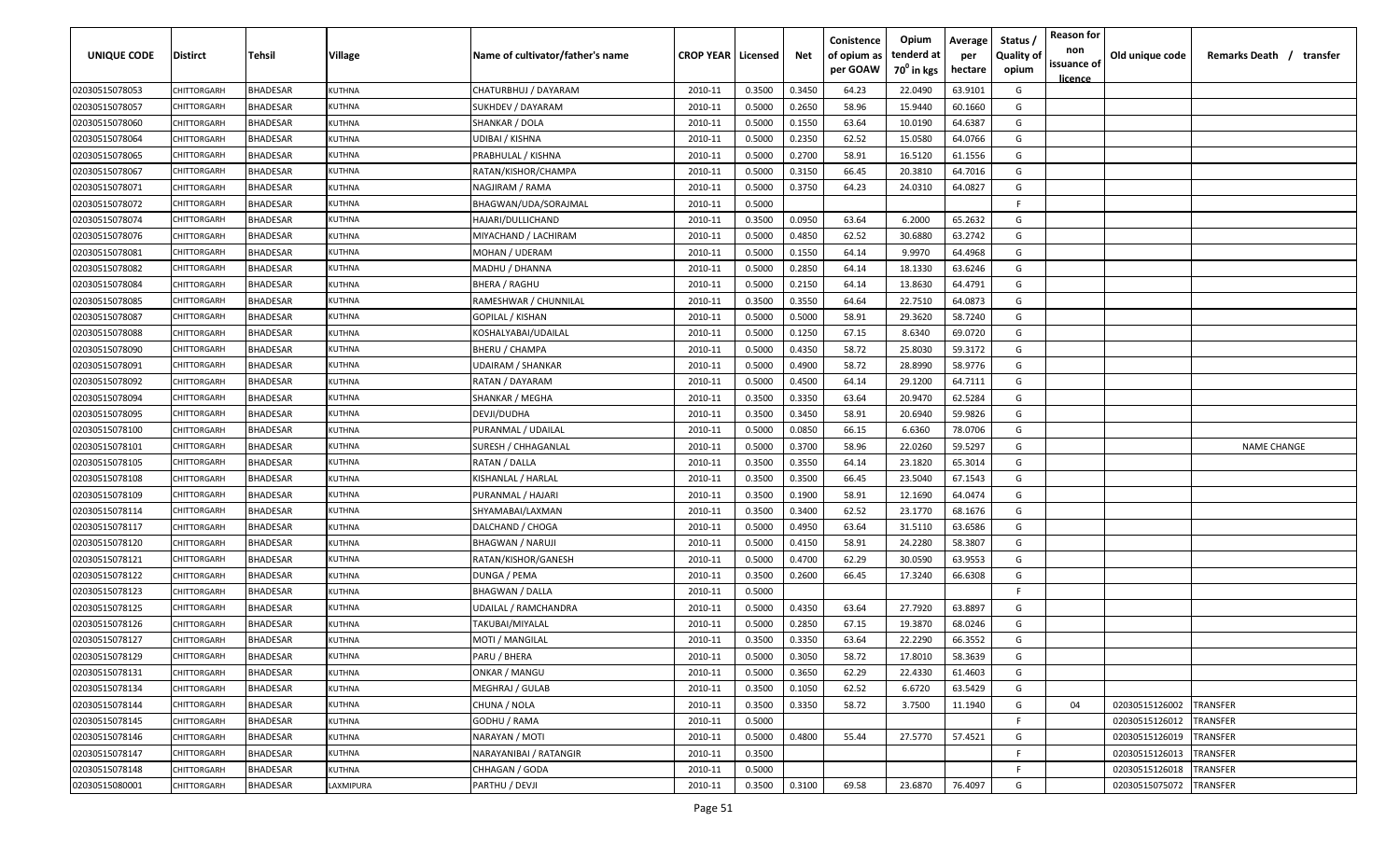| UNIQUE CODE | Distirct | Tehsil | Village | Name of cultivator/father's name | CROP YEAR | Licensed | Net | Conistence of opium as per GOAW | Opium tenderd at $70^0$ in kgs | Average per hectare | Status / Quality of opium | Reason for non issuance of licence | Old unique code | Remarks Death / transfer |
|---|---|---|---|---|---|---|---|---|---|---|---|---|---|---|
| 02030515078053 | CHITTORGARH | BHADESAR | KUTHNA | CHATURBHUJ / DAYARAM | 2010-11 | 0.3500 | 0.3450 | 64.23 | 22.0490 | 63.9101 | G | | | |
| 02030515078057 | CHITTORGARH | BHADESAR | KUTHNA | SUKHDEV / DAYARAM | 2010-11 | 0.5000 | 0.2650 | 58.96 | 15.9440 | 60.1660 | G | | | |
| 02030515078060 | CHITTORGARH | BHADESAR | KUTHNA | SHANKAR / DOLA | 2010-11 | 0.5000 | 0.1550 | 63.64 | 10.0190 | 64.6387 | G | | | |
| 02030515078064 | CHITTORGARH | BHADESAR | KUTHNA | UDIBAI / KISHNA | 2010-11 | 0.5000 | 0.2350 | 62.52 | 15.0580 | 64.0766 | G | | | |
| 02030515078065 | CHITTORGARH | BHADESAR | KUTHNA | PRABHULAL / KISHNA | 2010-11 | 0.5000 | 0.2700 | 58.91 | 16.5120 | 61.1556 | G | | | |
| 02030515078067 | CHITTORGARH | BHADESAR | KUTHNA | RATAN/KISHOR/CHAMPA | 2010-11 | 0.5000 | 0.3150 | 66.45 | 20.3810 | 64.7016 | G | | | |
| 02030515078071 | CHITTORGARH | BHADESAR | KUTHNA | NAGJIRAM / RAMA | 2010-11 | 0.5000 | 0.3750 | 64.23 | 24.0310 | 64.0827 | G | | | |
| 02030515078072 | CHITTORGARH | BHADESAR | KUTHNA | BHAGWAN/UDA/SORAJMAL | 2010-11 | 0.5000 | | | | | F | | | |
| 02030515078074 | CHITTORGARH | BHADESAR | KUTHNA | HAJARI/DULLICHAND | 2010-11 | 0.3500 | 0.0950 | 63.64 | 6.2000 | 65.2632 | G | | | |
| 02030515078076 | CHITTORGARH | BHADESAR | KUTHNA | MIYACHAND / LACHIRAM | 2010-11 | 0.5000 | 0.4850 | 62.52 | 30.6880 | 63.2742 | G | | | |
| 02030515078081 | CHITTORGARH | BHADESAR | KUTHNA | MOHAN / UDERAM | 2010-11 | 0.5000 | 0.1550 | 64.14 | 9.9970 | 64.4968 | G | | | |
| 02030515078082 | CHITTORGARH | BHADESAR | KUTHNA | MADHU / DHANNA | 2010-11 | 0.5000 | 0.2850 | 64.14 | 18.1330 | 63.6246 | G | | | |
| 02030515078084 | CHITTORGARH | BHADESAR | KUTHNA | BHERA / RAGHU | 2010-11 | 0.5000 | 0.2150 | 64.14 | 13.8630 | 64.4791 | G | | | |
| 02030515078085 | CHITTORGARH | BHADESAR | KUTHNA | RAMESHWAR / CHUNNILAL | 2010-11 | 0.3500 | 0.3550 | 64.64 | 22.7510 | 64.0873 | G | | | |
| 02030515078087 | CHITTORGARH | BHADESAR | KUTHNA | GOPILAL / KISHAN | 2010-11 | 0.5000 | 0.5000 | 58.91 | 29.3620 | 58.7240 | G | | | |
| 02030515078088 | CHITTORGARH | BHADESAR | KUTHNA | KOSHALYABAI/UDAILAL | 2010-11 | 0.5000 | 0.1250 | 67.15 | 8.6340 | 69.0720 | G | | | |
| 02030515078090 | CHITTORGARH | BHADESAR | KUTHNA | BHERU / CHAMPA | 2010-11 | 0.5000 | 0.4350 | 58.72 | 25.8030 | 59.3172 | G | | | |
| 02030515078091 | CHITTORGARH | BHADESAR | KUTHNA | UDAIRAM / SHANKAR | 2010-11 | 0.5000 | 0.4900 | 58.72 | 28.8990 | 58.9776 | G | | | |
| 02030515078092 | CHITTORGARH | BHADESAR | KUTHNA | RATAN / DAYARAM | 2010-11 | 0.5000 | 0.4500 | 64.14 | 29.1200 | 64.7111 | G | | | |
| 02030515078094 | CHITTORGARH | BHADESAR | KUTHNA | SHANKAR / MEGHA | 2010-11 | 0.3500 | 0.3350 | 63.64 | 20.9470 | 62.5284 | G | | | |
| 02030515078095 | CHITTORGARH | BHADESAR | KUTHNA | DEVJI/DUDHA | 2010-11 | 0.3500 | 0.3450 | 58.91 | 20.6940 | 59.9826 | G | | | |
| 02030515078100 | CHITTORGARH | BHADESAR | KUTHNA | PURANMAL / UDAILAL | 2010-11 | 0.5000 | 0.0850 | 66.15 | 6.6360 | 78.0706 | G | | | |
| 02030515078101 | CHITTORGARH | BHADESAR | KUTHNA | SURESH / CHHAGANLAL | 2010-11 | 0.5000 | 0.3700 | 58.96 | 22.0260 | 59.5297 | G | | | NAME CHANGE |
| 02030515078105 | CHITTORGARH | BHADESAR | KUTHNA | RATAN / DALLA | 2010-11 | 0.3500 | 0.3550 | 64.14 | 23.1820 | 65.3014 | G | | | |
| 02030515078108 | CHITTORGARH | BHADESAR | KUTHNA | KISHANLAL / HARLAL | 2010-11 | 0.3500 | 0.3500 | 66.45 | 23.5040 | 67.1543 | G | | | |
| 02030515078109 | CHITTORGARH | BHADESAR | KUTHNA | PURANMAL / HAJARI | 2010-11 | 0.3500 | 0.1900 | 58.91 | 12.1690 | 64.0474 | G | | | |
| 02030515078114 | CHITTORGARH | BHADESAR | KUTHNA | SHYAMABAI/LAXMAN | 2010-11 | 0.3500 | 0.3400 | 62.52 | 23.1770 | 68.1676 | G | | | |
| 02030515078117 | CHITTORGARH | BHADESAR | KUTHNA | DALCHAND / CHOGA | 2010-11 | 0.5000 | 0.4950 | 63.64 | 31.5110 | 63.6586 | G | | | |
| 02030515078120 | CHITTORGARH | BHADESAR | KUTHNA | BHAGWAN / NARUJI | 2010-11 | 0.5000 | 0.4150 | 58.91 | 24.2280 | 58.3807 | G | | | |
| 02030515078121 | CHITTORGARH | BHADESAR | KUTHNA | RATAN/KISHOR/GANESH | 2010-11 | 0.5000 | 0.4700 | 62.29 | 30.0590 | 63.9553 | G | | | |
| 02030515078122 | CHITTORGARH | BHADESAR | KUTHNA | DUNGA / PEMA | 2010-11 | 0.3500 | 0.2600 | 66.45 | 17.3240 | 66.6308 | G | | | |
| 02030515078123 | CHITTORGARH | BHADESAR | KUTHNA | BHAGWAN / DALLA | 2010-11 | 0.5000 | | | | | F | | | |
| 02030515078125 | CHITTORGARH | BHADESAR | KUTHNA | UDAILAL / RAMCHANDRA | 2010-11 | 0.5000 | 0.4350 | 63.64 | 27.7920 | 63.8897 | G | | | |
| 02030515078126 | CHITTORGARH | BHADESAR | KUTHNA | TAKUBAI/MIYALAL | 2010-11 | 0.5000 | 0.2850 | 67.15 | 19.3870 | 68.0246 | G | | | |
| 02030515078127 | CHITTORGARH | BHADESAR | KUTHNA | MOTI / MANGILAL | 2010-11 | 0.3500 | 0.3350 | 63.64 | 22.2290 | 66.3552 | G | | | |
| 02030515078129 | CHITTORGARH | BHADESAR | KUTHNA | PARU / BHERA | 2010-11 | 0.5000 | 0.3050 | 58.72 | 17.8010 | 58.3639 | G | | | |
| 02030515078131 | CHITTORGARH | BHADESAR | KUTHNA | ONKAR / MANGU | 2010-11 | 0.5000 | 0.3650 | 62.29 | 22.4330 | 61.4603 | G | | | |
| 02030515078134 | CHITTORGARH | BHADESAR | KUTHNA | MEGHRAJ / GULAB | 2010-11 | 0.3500 | 0.1050 | 62.52 | 6.6720 | 63.5429 | G | | | |
| 02030515078144 | CHITTORGARH | BHADESAR | KUTHNA | CHUNA / NOLA | 2010-11 | 0.3500 | 0.3350 | 58.72 | 3.7500 | 11.1940 | G | 04 | 02030515126002 | TRANSFER |
| 02030515078145 | CHITTORGARH | BHADESAR | KUTHNA | GODHU / RAMA | 2010-11 | 0.5000 | | | | | F | | 02030515126012 | TRANSFER |
| 02030515078146 | CHITTORGARH | BHADESAR | KUTHNA | NARAYAN / MOTI | 2010-11 | 0.5000 | 0.4800 | 55.44 | 27.5770 | 57.4521 | G | | 02030515126019 | TRANSFER |
| 02030515078147 | CHITTORGARH | BHADESAR | KUTHNA | NARAYANIBAI / RATANGIR | 2010-11 | 0.3500 | | | | | F | | 02030515126013 | TRANSFER |
| 02030515078148 | CHITTORGARH | BHADESAR | KUTHNA | CHHAGAN / GODA | 2010-11 | 0.5000 | | | | | F | | 02030515126018 | TRANSFER |
| 02030515080001 | CHITTORGARH | BHADESAR | LAXMIPURA | PARTHU / DEVJI | 2010-11 | 0.3500 | 0.3100 | 69.58 | 23.6870 | 76.4097 | G | | 02030515075072 | TRANSFER |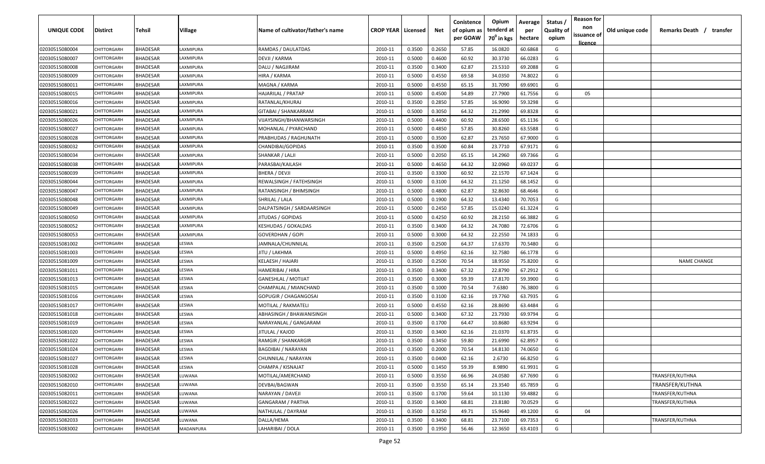| UNIQUE CODE | Distirct | Tehsil | Village | Name of cultivator/father's name | CROP YEAR | Licensed | Net | Conistence of opium as per GOAW | Opium tenderd at $70^0$ in kgs | Average per hectare | Status / Quality of opium | Reason for non issuance of licence | Old unique code | Remarks Death / transfer |
|---|---|---|---|---|---|---|---|---|---|---|---|---|---|---|
| 02030515080004 | CHITTORGARH | BHADESAR | LAXMIPURA | RAMDAS / DAULATDAS | 2010-11 | 0.3500 | 0.2650 | 57.85 | 16.0820 | 60.6868 | G | | | |
| 02030515080007 | CHITTORGARH | BHADESAR | LAXMIPURA | DEVJI / KARMA | 2010-11 | 0.5000 | 0.4600 | 60.92 | 30.3730 | 66.0283 | G | | | |
| 02030515080008 | CHITTORGARH | BHADESAR | LAXMIPURA | DALU / NAGJIRAM | 2010-11 | 0.3500 | 0.3400 | 62.87 | 23.5310 | 69.2088 | G | | | |
| 02030515080009 | CHITTORGARH | BHADESAR | LAXMIPURA | HIRA / KARMA | 2010-11 | 0.5000 | 0.4550 | 69.58 | 34.0350 | 74.8022 | G | | | |
| 02030515080011 | CHITTORGARH | BHADESAR | LAXMIPURA | MAGNA / KARMA | 2010-11 | 0.5000 | 0.4550 | 65.15 | 31.7090 | 69.6901 | G | | | |
| 02030515080015 | CHITTORGARH | BHADESAR | LAXMIPURA | HAJARILAL / PRATAP | 2010-11 | 0.5000 | 0.4500 | 54.89 | 27.7900 | 61.7556 | G | 05 | | |
| 02030515080016 | CHITTORGARH | BHADESAR | LAXMIPURA | RATANLAL/KHURAJ | 2010-11 | 0.3500 | 0.2850 | 57.85 | 16.9090 | 59.3298 | G | | | |
| 02030515080021 | CHITTORGARH | BHADESAR | LAXMIPURA | GITABAI / SHANKARRAM | 2010-11 | 0.5000 | 0.3050 | 64.32 | 21.2990 | 69.8328 | G | | | |
| 02030515080026 | CHITTORGARH | BHADESAR | LAXMIPURA | VIJAYSINGH/BHANWARSINGH | 2010-11 | 0.5000 | 0.4400 | 60.92 | 28.6500 | 65.1136 | G | | | |
| 02030515080027 | CHITTORGARH | BHADESAR | LAXMIPURA | MOHANLAL / PYARCHAND | 2010-11 | 0.5000 | 0.4850 | 57.85 | 30.8260 | 63.5588 | G | | | |
| 02030515080028 | CHITTORGARH | BHADESAR | LAXMIPURA | PRABHUDAS / RAGHUNATH | 2010-11 | 0.5000 | 0.3500 | 62.87 | 23.7650 | 67.9000 | G | | | |
| 02030515080032 | CHITTORGARH | BHADESAR | LAXMIPURA | CHANDIBAI/GOPIDAS | 2010-11 | 0.3500 | 0.3500 | 60.84 | 23.7710 | 67.9171 | G | | | |
| 02030515080034 | CHITTORGARH | BHADESAR | LAXMIPURA | SHANKAR / LALJI | 2010-11 | 0.5000 | 0.2050 | 65.15 | 14.2960 | 69.7366 | G | | | |
| 02030515080038 | CHITTORGARH | BHADESAR | LAXMIPURA | PARASBAI/KAILASH | 2010-11 | 0.5000 | 0.4650 | 64.32 | 32.0960 | 69.0237 | G | | | |
| 02030515080039 | CHITTORGARH | BHADESAR | LAXMIPURA | BHERA / DEVJI | 2010-11 | 0.3500 | 0.3300 | 60.92 | 22.1570 | 67.1424 | G | | | |
| 02030515080044 | CHITTORGARH | BHADESAR | LAXMIPURA | REWALSINGH / FATEHSINGH | 2010-11 | 0.5000 | 0.3100 | 64.32 | 21.1250 | 68.1452 | G | | | |
| 02030515080047 | CHITTORGARH | BHADESAR | LAXMIPURA | RATANSINGH / BHIMSINGH | 2010-11 | 0.5000 | 0.4800 | 62.87 | 32.8630 | 68.4646 | G | | | |
| 02030515080048 | CHITTORGARH | BHADESAR | LAXMIPURA | SHRILAL / LALA | 2010-11 | 0.5000 | 0.1900 | 64.32 | 13.4340 | 70.7053 | G | | | |
| 02030515080049 | CHITTORGARH | BHADESAR | LAXMIPURA | DALPATSINGH / SARDAARSINGH | 2010-11 | 0.5000 | 0.2450 | 57.85 | 15.0240 | 61.3224 | G | | | |
| 02030515080050 | CHITTORGARH | BHADESAR | LAXMIPURA | JITUDAS / GOPIDAS | 2010-11 | 0.5000 | 0.4250 | 60.92 | 28.2150 | 66.3882 | G | | | |
| 02030515080052 | CHITTORGARH | BHADESAR | LAXMIPURA | KESHUDAS / GOKALDAS | 2010-11 | 0.3500 | 0.3400 | 64.32 | 24.7080 | 72.6706 | G | | | |
| 02030515080053 | CHITTORGARH | BHADESAR | LAXMIPURA | GOVERDHAN / GOPI | 2010-11 | 0.5000 | 0.3000 | 64.32 | 22.2550 | 74.1833 | G | | | |
| 02030515081002 | CHITTORGARH | BHADESAR | LESWA | JAMNALA/CHUNNILAL | 2010-11 | 0.3500 | 0.2500 | 64.37 | 17.6370 | 70.5480 | G | | | |
| 02030515081003 | CHITTORGARH | BHADESAR | LESWA | JITU / LAKHMA | 2010-11 | 0.5000 | 0.4950 | 62.16 | 32.7580 | 66.1778 | G | | | |
| 02030515081009 | CHITTORGARH | BHADESAR | LESWA | KELAESH / HAJARI | 2010-11 | 0.3500 | 0.2500 | 70.54 | 18.9550 | 75.8200 | G | | | NAME CHANGE |
| 02030515081011 | CHITTORGARH | BHADESAR | LESWA | HAMERIBAI / HIRA | 2010-11 | 0.3500 | 0.3400 | 67.32 | 22.8790 | 67.2912 | G | | | |
| 02030515081013 | CHITTORGARH | BHADESAR | LESWA | GANESHLAL / MOTIJAT | 2010-11 | 0.3500 | 0.3000 | 59.39 | 17.8170 | 59.3900 | G | | | |
| 02030515081015 | CHITTORGARH | BHADESAR | LESWA | CHAMPALAL / MIANCHAND | 2010-11 | 0.3500 | 0.1000 | 70.54 | 7.6380 | 76.3800 | G | | | |
| 02030515081016 | CHITTORGARH | BHADESAR | LESWA | GOPUGIR / CHAGANGOSAI | 2010-11 | 0.3500 | 0.3100 | 62.16 | 19.7760 | 63.7935 | G | | | |
| 02030515081017 | CHITTORGARH | BHADESAR | LESWA | MOTILAL / RAKMATELI | 2010-11 | 0.5000 | 0.4550 | 62.16 | 28.8690 | 63.4484 | G | | | |
| 02030515081018 | CHITTORGARH | BHADESAR | LESWA | ABHASINGH / BHAWANISINGH | 2010-11 | 0.5000 | 0.3400 | 67.32 | 23.7930 | 69.9794 | G | | | |
| 02030515081019 | CHITTORGARH | BHADESAR | LESWA | NARAYANLAL / GANGARAM | 2010-11 | 0.3500 | 0.1700 | 64.47 | 10.8680 | 63.9294 | G | | | |
| 02030515081020 | CHITTORGARH | BHADESAR | LESWA | JITULAL / KAJOD | 2010-11 | 0.3500 | 0.3400 | 62.16 | 21.0370 | 61.8735 | G | | | |
| 02030515081022 | CHITTORGARH | BHADESAR | LESWA | RAMGIR / SHANKARGIR | 2010-11 | 0.3500 | 0.3450 | 59.80 | 21.6990 | 62.8957 | G | | | |
| 02030515081024 | CHITTORGARH | BHADESAR | LESWA | BAGDIBAI / NARAYAN | 2010-11 | 0.3500 | 0.2000 | 70.54 | 14.8130 | 74.0650 | G | | | |
| 02030515081027 | CHITTORGARH | BHADESAR | LESWA | CHUNNILAL / NARAYAN | 2010-11 | 0.3500 | 0.0400 | 62.16 | 2.6730 | 66.8250 | G | | | |
| 02030515081028 | CHITTORGARH | BHADESAR | LESWA | CHAMPA / KISNAJAT | 2010-11 | 0.5000 | 0.1450 | 59.39 | 8.9890 | 61.9931 | G | | | |
| 02030515082002 | CHITTORGARH | BHADESAR | LUWANA | MOTILAL/AMERCHAND | 2010-11 | 0.5000 | 0.3550 | 66.96 | 24.0580 | 67.7690 | G | | | TRANSFER/KUTHNA |
| 02030515082010 | CHITTORGARH | BHADESAR | LUWANA | DEVBAI/BAGWAN | 2010-11 | 0.3500 | 0.3550 | 65.14 | 23.3540 | 65.7859 | G | | | TRANSFER/KUTHNA |
| 02030515082011 | CHITTORGARH | BHADESAR | LUWANA | NARAYAN / DAVEJI | 2010-11 | 0.3500 | 0.1700 | 59.64 | 10.1130 | 59.4882 | G | | | TRANSFER/KUTHNA |
| 02030515082022 | CHITTORGARH | BHADESAR | LUWANA | GANGARAM / PARTHA | 2010-11 | 0.3500 | 0.3400 | 68.81 | 23.8180 | 70.0529 | G | | | TRANSFER/KUTHNA |
| 02030515082026 | CHITTORGARH | BHADESAR | LUWANA | NATHULAL / DAYRAM | 2010-11 | 0.3500 | 0.3250 | 49.71 | 15.9640 | 49.1200 | G | 04 | | |
| 02030515082033 | CHITTORGARH | BHADESAR | LUWANA | DALLA/HEMA | 2010-11 | 0.3500 | 0.3400 | 68.81 | 23.7100 | 69.7353 | G | | | TRANSFER/KUTHNA |
| 02030515083002 | CHITTORGARH | BHADESAR | MADANPURA | LAHARIBAI / DOLA | 2010-11 | 0.3500 | 0.1950 | 56.46 | 12.3650 | 63.4103 | G | | | |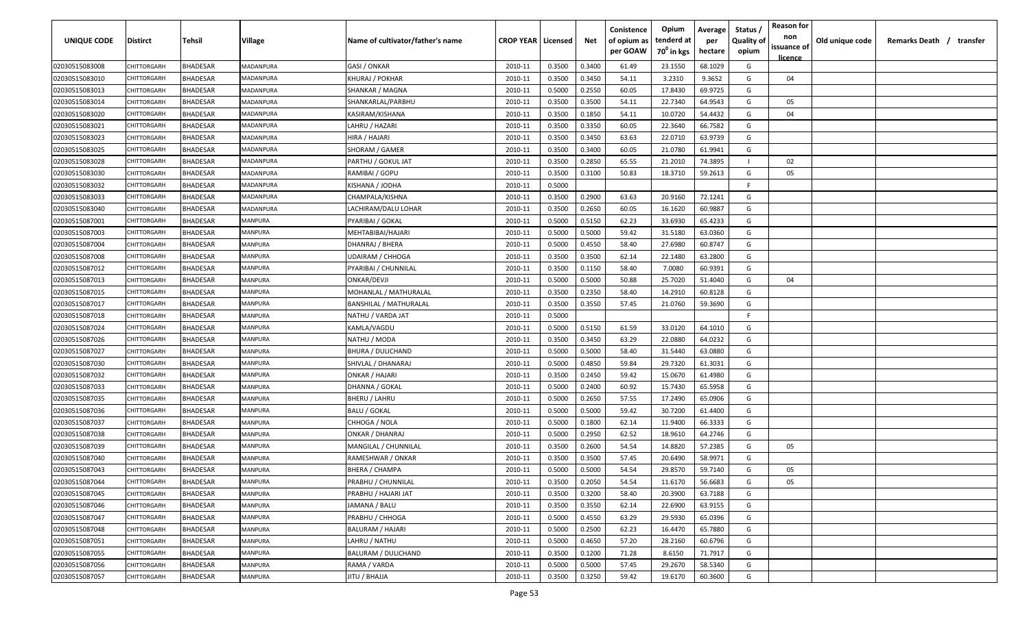| UNIQUE CODE | Distirct | Tehsil | Village | Name of cultivator/father's name | CROP YEAR | Licensed | Net | Conistence of opium as per GOAW | Opium tenderd at 70⁰ in kgs | Average per hectare | Status / Quality of opium | Reason for non issuance of licence | Old unique code | Remarks Death / transfer |
|---|---|---|---|---|---|---|---|---|---|---|---|---|---|---|
| 02030515083008 | CHITTORGARH | BHADESAR | MADANPURA | GASI / ONKAR | 2010-11 | 0.3500 | 0.3400 | 61.49 | 23.1550 | 68.1029 | G | | | |
| 02030515083010 | CHITTORGARH | BHADESAR | MADANPURA | KHURAJ / POKHAR | 2010-11 | 0.3500 | 0.3450 | 54.11 | 3.2310 | 9.3652 | G | 04 | | |
| 02030515083013 | CHITTORGARH | BHADESAR | MADANPURA | SHANKAR / MAGNA | 2010-11 | 0.5000 | 0.2550 | 60.05 | 17.8430 | 69.9725 | G | | | |
| 02030515083014 | CHITTORGARH | BHADESAR | MADANPURA | SHANKARLAL/PARBHU | 2010-11 | 0.3500 | 0.3500 | 54.11 | 22.7340 | 64.9543 | G | 05 | | |
| 02030515083020 | CHITTORGARH | BHADESAR | MADANPURA | KASIRAM/KISHANA | 2010-11 | 0.3500 | 0.1850 | 54.11 | 10.0720 | 54.4432 | G | 04 | | |
| 02030515083021 | CHITTORGARH | BHADESAR | MADANPURA | LAHRU / HAZARI | 2010-11 | 0.3500 | 0.3350 | 60.05 | 22.3640 | 66.7582 | G | | | |
| 02030515083023 | CHITTORGARH | BHADESAR | MADANPURA | HIRA / HAJARI | 2010-11 | 0.3500 | 0.3450 | 63.63 | 22.0710 | 63.9739 | G | | | |
| 02030515083025 | CHITTORGARH | BHADESAR | MADANPURA | SHORAM / GAMER | 2010-11 | 0.3500 | 0.3400 | 60.05 | 21.0780 | 61.9941 | G | | | |
| 02030515083028 | CHITTORGARH | BHADESAR | MADANPURA | PARTHU / GOKUL JAT | 2010-11 | 0.3500 | 0.2850 | 65.55 | 21.2010 | 74.3895 | I | 02 | | |
| 02030515083030 | CHITTORGARH | BHADESAR | MADANPURA | RAMIBAI / GOPU | 2010-11 | 0.3500 | 0.3100 | 50.83 | 18.3710 | 59.2613 | G | 05 | | |
| 02030515083032 | CHITTORGARH | BHADESAR | MADANPURA | KISHANA / JODHA | 2010-11 | 0.5000 | | | | | F | | | |
| 02030515083033 | CHITTORGARH | BHADESAR | MADANPURA | CHAMPALA/KISHNA | 2010-11 | 0.3500 | 0.2900 | 63.63 | 20.9160 | 72.1241 | G | | | |
| 02030515083040 | CHITTORGARH | BHADESAR | MADANPURA | LACHIRAM/DALU LOHAR | 2010-11 | 0.3500 | 0.2650 | 60.05 | 16.1620 | 60.9887 | G | | | |
| 02030515087001 | CHITTORGARH | BHADESAR | MANPURA | PYARIBAI / GOKAL | 2010-11 | 0.5000 | 0.5150 | 62.23 | 33.6930 | 65.4233 | G | | | |
| 02030515087003 | CHITTORGARH | BHADESAR | MANPURA | MEHTABIBAI/HAJARI | 2010-11 | 0.5000 | 0.5000 | 59.42 | 31.5180 | 63.0360 | G | | | |
| 02030515087004 | CHITTORGARH | BHADESAR | MANPURA | DHANRAJ / BHERA | 2010-11 | 0.5000 | 0.4550 | 58.40 | 27.6980 | 60.8747 | G | | | |
| 02030515087008 | CHITTORGARH | BHADESAR | MANPURA | UDAIRAM / CHHOGA | 2010-11 | 0.3500 | 0.3500 | 62.14 | 22.1480 | 63.2800 | G | | | |
| 02030515087012 | CHITTORGARH | BHADESAR | MANPURA | PYARIBAI / CHUNNILAL | 2010-11 | 0.3500 | 0.1150 | 58.40 | 7.0080 | 60.9391 | G | | | |
| 02030515087013 | CHITTORGARH | BHADESAR | MANPURA | ONKAR/DEVJI | 2010-11 | 0.5000 | 0.5000 | 50.88 | 25.7020 | 51.4040 | G | 04 | | |
| 02030515087015 | CHITTORGARH | BHADESAR | MANPURA | MOHANLAL / MATHURALAL | 2010-11 | 0.3500 | 0.2350 | 58.40 | 14.2910 | 60.8128 | G | | | |
| 02030515087017 | CHITTORGARH | BHADESAR | MANPURA | BANSHILAL / MATHURALAL | 2010-11 | 0.3500 | 0.3550 | 57.45 | 21.0760 | 59.3690 | G | | | |
| 02030515087018 | CHITTORGARH | BHADESAR | MANPURA | NATHU / VARDA JAT | 2010-11 | 0.5000 | | | | | F | | | |
| 02030515087024 | CHITTORGARH | BHADESAR | MANPURA | KAMLA/VAGDU | 2010-11 | 0.5000 | 0.5150 | 61.59 | 33.0120 | 64.1010 | G | | | |
| 02030515087026 | CHITTORGARH | BHADESAR | MANPURA | NATHU / MODA | 2010-11 | 0.3500 | 0.3450 | 63.29 | 22.0880 | 64.0232 | G | | | |
| 02030515087027 | CHITTORGARH | BHADESAR | MANPURA | BHURA / DULICHAND | 2010-11 | 0.5000 | 0.5000 | 58.40 | 31.5440 | 63.0880 | G | | | |
| 02030515087030 | CHITTORGARH | BHADESAR | MANPURA | SHIVLAL / DHANARAJ | 2010-11 | 0.5000 | 0.4850 | 59.84 | 29.7320 | 61.3031 | G | | | |
| 02030515087032 | CHITTORGARH | BHADESAR | MANPURA | ONKAR / HAJARI | 2010-11 | 0.3500 | 0.2450 | 59.42 | 15.0670 | 61.4980 | G | | | |
| 02030515087033 | CHITTORGARH | BHADESAR | MANPURA | DHANNA / GOKAL | 2010-11 | 0.5000 | 0.2400 | 60.92 | 15.7430 | 65.5958 | G | | | |
| 02030515087035 | CHITTORGARH | BHADESAR | MANPURA | BHERU / LAHRU | 2010-11 | 0.5000 | 0.2650 | 57.55 | 17.2490 | 65.0906 | G | | | |
| 02030515087036 | CHITTORGARH | BHADESAR | MANPURA | BALU / GOKAL | 2010-11 | 0.5000 | 0.5000 | 59.42 | 30.7200 | 61.4400 | G | | | |
| 02030515087037 | CHITTORGARH | BHADESAR | MANPURA | CHHOGA / NOLA | 2010-11 | 0.5000 | 0.1800 | 62.14 | 11.9400 | 66.3333 | G | | | |
| 02030515087038 | CHITTORGARH | BHADESAR | MANPURA | ONKAR / DHANRAJ | 2010-11 | 0.5000 | 0.2950 | 62.52 | 18.9610 | 64.2746 | G | | | |
| 02030515087039 | CHITTORGARH | BHADESAR | MANPURA | MANGILAL / CHUNNILAL | 2010-11 | 0.3500 | 0.2600 | 54.54 | 14.8820 | 57.2385 | G | 05 | | |
| 02030515087040 | CHITTORGARH | BHADESAR | MANPURA | RAMESHWAR / ONKAR | 2010-11 | 0.3500 | 0.3500 | 57.45 | 20.6490 | 58.9971 | G | | | |
| 02030515087043 | CHITTORGARH | BHADESAR | MANPURA | BHERA / CHAMPA | 2010-11 | 0.5000 | 0.5000 | 54.54 | 29.8570 | 59.7140 | G | 05 | | |
| 02030515087044 | CHITTORGARH | BHADESAR | MANPURA | PRABHU / CHUNNILAL | 2010-11 | 0.3500 | 0.2050 | 54.54 | 11.6170 | 56.6683 | G | 05 | | |
| 02030515087045 | CHITTORGARH | BHADESAR | MANPURA | PRABHU / HAJARI JAT | 2010-11 | 0.3500 | 0.3200 | 58.40 | 20.3900 | 63.7188 | G | | | |
| 02030515087046 | CHITTORGARH | BHADESAR | MANPURA | JAMANA / BALU | 2010-11 | 0.3500 | 0.3550 | 62.14 | 22.6900 | 63.9155 | G | | | |
| 02030515087047 | CHITTORGARH | BHADESAR | MANPURA | PRABHU / CHHOGA | 2010-11 | 0.5000 | 0.4550 | 63.29 | 29.5930 | 65.0396 | G | | | |
| 02030515087048 | CHITTORGARH | BHADESAR | MANPURA | BALURAM / HAJARI | 2010-11 | 0.5000 | 0.2500 | 62.23 | 16.4470 | 65.7880 | G | | | |
| 02030515087051 | CHITTORGARH | BHADESAR | MANPURA | LAHRU / NATHU | 2010-11 | 0.5000 | 0.4650 | 57.20 | 28.2160 | 60.6796 | G | | | |
| 02030515087055 | CHITTORGARH | BHADESAR | MANPURA | BALURAM / DULICHAND | 2010-11 | 0.3500 | 0.1200 | 71.28 | 8.6150 | 71.7917 | G | | | |
| 02030515087056 | CHITTORGARH | BHADESAR | MANPURA | RAMA / VARDA | 2010-11 | 0.5000 | 0.5000 | 57.45 | 29.2670 | 58.5340 | G | | | |
| 02030515087057 | CHITTORGARH | BHADESAR | MANPURA | JITU / BHAJJA | 2010-11 | 0.3500 | 0.3250 | 59.42 | 19.6170 | 60.3600 | G | | | |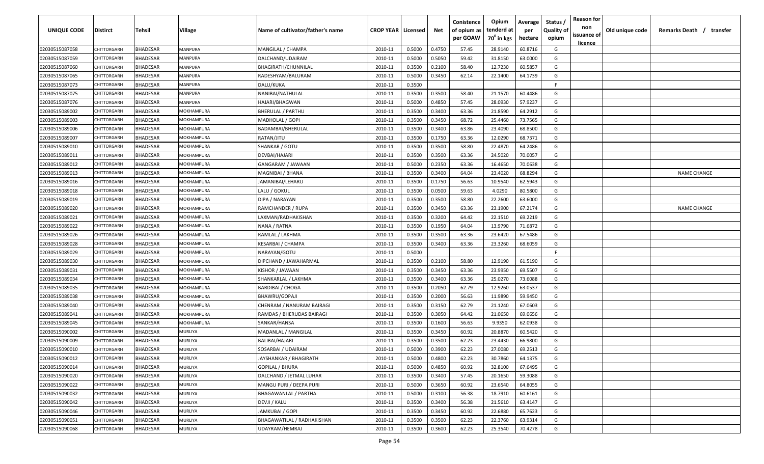| UNIQUE CODE | Distirct | Tehsil | Village | Name of cultivator/father's name | CROP YEAR | Licensed | Net | Conistence of opium as per GOAW | Opium tenderd at $70^0$ in kgs | Average per hectare | Status / Quality of opium | Reason for non issuance of licence | Old unique code | Remarks Death / transfer |
|---|---|---|---|---|---|---|---|---|---|---|---|---|---|---|
| 02030515087058 | CHITTORGARH | BHADESAR | MANPURA | MANGILAL / CHAMPA | 2010-11 | 0.5000 | 0.4750 | 57.45 | 28.9140 | 60.8716 | G | | | |
| 02030515087059 | CHITTORGARH | BHADESAR | MANPURA | DALCHAND/UDAIRAM | 2010-11 | 0.5000 | 0.5050 | 59.42 | 31.8150 | 63.0000 | G | | | |
| 02030515087060 | CHITTORGARH | BHADESAR | MANPURA | BHAGIRATH/CHUNNILAL | 2010-11 | 0.3500 | 0.2100 | 58.40 | 12.7230 | 60.5857 | G | | | |
| 02030515087065 | CHITTORGARH | BHADESAR | MANPURA | RADESHYAM/BALURAM | 2010-11 | 0.5000 | 0.3450 | 62.14 | 22.1400 | 64.1739 | G | | | |
| 02030515087073 | CHITTORGARH | BHADESAR | MANPURA | DALU/KUKA | 2010-11 | 0.3500 | | | | | F | | | |
| 02030515087075 | CHITTORGARH | BHADESAR | MANPURA | NANIBAI/NATHULAL | 2010-11 | 0.3500 | 0.3500 | 58.40 | 21.1570 | 60.4486 | G | | | |
| 02030515087076 | CHITTORGARH | BHADESAR | MANPURA | HAJARI/BHAGWAN | 2010-11 | 0.5000 | 0.4850 | 57.45 | 28.0930 | 57.9237 | G | | | |
| 02030515089002 | CHITTORGARH | BHADESAR | MOKHAMPURA | BHERULAL / PARTHU | 2010-11 | 0.3500 | 0.3400 | 63.36 | 21.8590 | 64.2912 | G | | | |
| 02030515089003 | CHITTORGARH | BHADESAR | MOKHAMPURA | MADHOLAL / GOPI | 2010-11 | 0.3500 | 0.3450 | 68.72 | 25.4460 | 73.7565 | G | | | |
| 02030515089006 | CHITTORGARH | BHADESAR | MOKHAMPURA | BADAMBAI/BHERULAL | 2010-11 | 0.3500 | 0.3400 | 63.86 | 23.4090 | 68.8500 | G | | | |
| 02030515089007 | CHITTORGARH | BHADESAR | MOKHAMPURA | RATAN/JITU | 2010-11 | 0.3500 | 0.1750 | 63.36 | 12.0290 | 68.7371 | G | | | |
| 02030515089010 | CHITTORGARH | BHADESAR | MOKHAMPURA | SHANKAR / GOTU | 2010-11 | 0.3500 | 0.3500 | 58.80 | 22.4870 | 64.2486 | G | | | |
| 02030515089011 | CHITTORGARH | BHADESAR | MOKHAMPURA | DEVBAI/HAJARI | 2010-11 | 0.3500 | 0.3500 | 63.36 | 24.5020 | 70.0057 | G | | | |
| 02030515089012 | CHITTORGARH | BHADESAR | MOKHAMPURA | GANGARAM / JAWAAN | 2010-11 | 0.5000 | 0.2350 | 63.36 | 16.4650 | 70.0638 | G | | | |
| 02030515089013 | CHITTORGARH | BHADESAR | MOKHAMPURA | MAGNIBAI / BHANA | 2010-11 | 0.3500 | 0.3400 | 64.04 | 23.4020 | 68.8294 | G | | | NAME CHANGE |
| 02030515089016 | CHITTORGARH | BHADESAR | MOKHAMPURA | JAMANIBAI/LEHARU | 2010-11 | 0.3500 | 0.1750 | 56.63 | 10.9540 | 62.5943 | G | | | |
| 02030515089018 | CHITTORGARH | BHADESAR | MOKHAMPURA | LALU / GOKUL | 2010-11 | 0.3500 | 0.0500 | 59.63 | 4.0290 | 80.5800 | G | | | |
| 02030515089019 | CHITTORGARH | BHADESAR | MOKHAMPURA | DIPA / NARAYAN | 2010-11 | 0.3500 | 0.3500 | 58.80 | 22.2600 | 63.6000 | G | | | |
| 02030515089020 | CHITTORGARH | BHADESAR | MOKHAMPURA | RAMCHANDER / RUPA | 2010-11 | 0.3500 | 0.3450 | 63.36 | 23.1900 | 67.2174 | G | | | NAME CHANGE |
| 02030515089021 | CHITTORGARH | BHADESAR | MOKHAMPURA | LAXMAN/RADHAKISHAN | 2010-11 | 0.3500 | 0.3200 | 64.42 | 22.1510 | 69.2219 | G | | | |
| 02030515089022 | CHITTORGARH | BHADESAR | MOKHAMPURA | NANA / RATNA | 2010-11 | 0.3500 | 0.1950 | 64.04 | 13.9790 | 71.6872 | G | | | |
| 02030515089026 | CHITTORGARH | BHADESAR | MOKHAMPURA | RAMLAL / LAKHMA | 2010-11 | 0.3500 | 0.3500 | 63.36 | 23.6420 | 67.5486 | G | | | |
| 02030515089028 | CHITTORGARH | BHADESAR | MOKHAMPURA | KESARBAI / CHAMPA | 2010-11 | 0.3500 | 0.3400 | 63.36 | 23.3260 | 68.6059 | G | | | |
| 02030515089029 | CHITTORGARH | BHADESAR | MOKHAMPURA | NARAYAN/GOTU | 2010-11 | 0.5000 | | | | | F | | | |
| 02030515089030 | CHITTORGARH | BHADESAR | MOKHAMPURA | DIPCHAND / JAWAHARMAL | 2010-11 | 0.3500 | 0.2100 | 58.80 | 12.9190 | 61.5190 | G | | | |
| 02030515089031 | CHITTORGARH | BHADESAR | MOKHAMPURA | KISHOR / JAWAAN | 2010-11 | 0.3500 | 0.3450 | 63.36 | 23.9950 | 69.5507 | G | | | |
| 02030515089034 | CHITTORGARH | BHADESAR | MOKHAMPURA | SHANKARLAL / LAKHMA | 2010-11 | 0.3500 | 0.3400 | 63.36 | 25.0270 | 73.6088 | G | | | |
| 02030515089035 | CHITTORGARH | BHADESAR | MOKHAMPURA | BARDIBAI / CHOGA | 2010-11 | 0.3500 | 0.2050 | 62.79 | 12.9260 | 63.0537 | G | | | |
| 02030515089038 | CHITTORGARH | BHADESAR | MOKHAMPURA | BHAWRU/GOPAJI | 2010-11 | 0.3500 | 0.2000 | 56.63 | 11.9890 | 59.9450 | G | | | |
| 02030515089040 | CHITTORGARH | BHADESAR | MOKHAMPURA | CHENRAM / NANURAM BAIRAGI | 2010-11 | 0.3500 | 0.3150 | 62.79 | 21.1240 | 67.0603 | G | | | |
| 02030515089041 | CHITTORGARH | BHADESAR | MOKHAMPURA | RAMDAS / BHERUDAS BAIRAGI | 2010-11 | 0.3500 | 0.3050 | 64.42 | 21.0650 | 69.0656 | G | | | |
| 02030515089045 | CHITTORGARH | BHADESAR | MOKHAMPURA | SANKAR/HANSA | 2010-11 | 0.3500 | 0.1600 | 56.63 | 9.9350 | 62.0938 | G | | | |
| 02030515090002 | CHITTORGARH | BHADESAR | MURLIYA | MADANLAL / MANGILAL | 2010-11 | 0.3500 | 0.3450 | 60.92 | 20.8870 | 60.5420 | G | | | |
| 02030515090009 | CHITTORGARH | BHADESAR | MURLIYA | BALIBAI/HAJARI | 2010-11 | 0.3500 | 0.3500 | 62.23 | 23.4430 | 66.9800 | G | | | |
| 02030515090010 | CHITTORGARH | BHADESAR | MURLIYA | SOSARBAI / UDAIRAM | 2010-11 | 0.5000 | 0.3900 | 62.23 | 27.0080 | 69.2513 | G | | | |
| 02030515090012 | CHITTORGARH | BHADESAR | MURLIYA | JAYSHANKAR / BHAGIRATH | 2010-11 | 0.5000 | 0.4800 | 62.23 | 30.7860 | 64.1375 | G | | | |
| 02030515090014 | CHITTORGARH | BHADESAR | MURLIYA | GOPILAL / BHURA | 2010-11 | 0.5000 | 0.4850 | 60.92 | 32.8100 | 67.6495 | G | | | |
| 02030515090020 | CHITTORGARH | BHADESAR | MURLIYA | DALCHAND / JETMAL LUHAR | 2010-11 | 0.3500 | 0.3400 | 57.45 | 20.1650 | 59.3088 | G | | | |
| 02030515090022 | CHITTORGARH | BHADESAR | MURLIYA | MANGU PURI / DEEPA PURI | 2010-11 | 0.5000 | 0.3650 | 60.92 | 23.6540 | 64.8055 | G | | | |
| 02030515090032 | CHITTORGARH | BHADESAR | MURLIYA | BHAGAWANLAL / PARTHA | 2010-11 | 0.5000 | 0.3100 | 56.38 | 18.7910 | 60.6161 | G | | | |
| 02030515090042 | CHITTORGARH | BHADESAR | MURLIYA | DEVJI / KALU | 2010-11 | 0.3500 | 0.3400 | 56.38 | 21.5610 | 63.4147 | G | | | |
| 02030515090046 | CHITTORGARH | BHADESAR | MURLIYA | JAMKUBAI / GOPI | 2010-11 | 0.3500 | 0.3450 | 60.92 | 22.6880 | 65.7623 | G | | | |
| 02030515090051 | CHITTORGARH | BHADESAR | MURLIYA | BHAGAWATILAL / RADHAKISHAN | 2010-11 | 0.3500 | 0.3500 | 62.23 | 22.3760 | 63.9314 | G | | | |
| 02030515090068 | CHITTORGARH | BHADESAR | MURLIYA | UDAYRAM/HEMRAJ | 2010-11 | 0.3500 | 0.3600 | 62.23 | 25.3540 | 70.4278 | G | | | |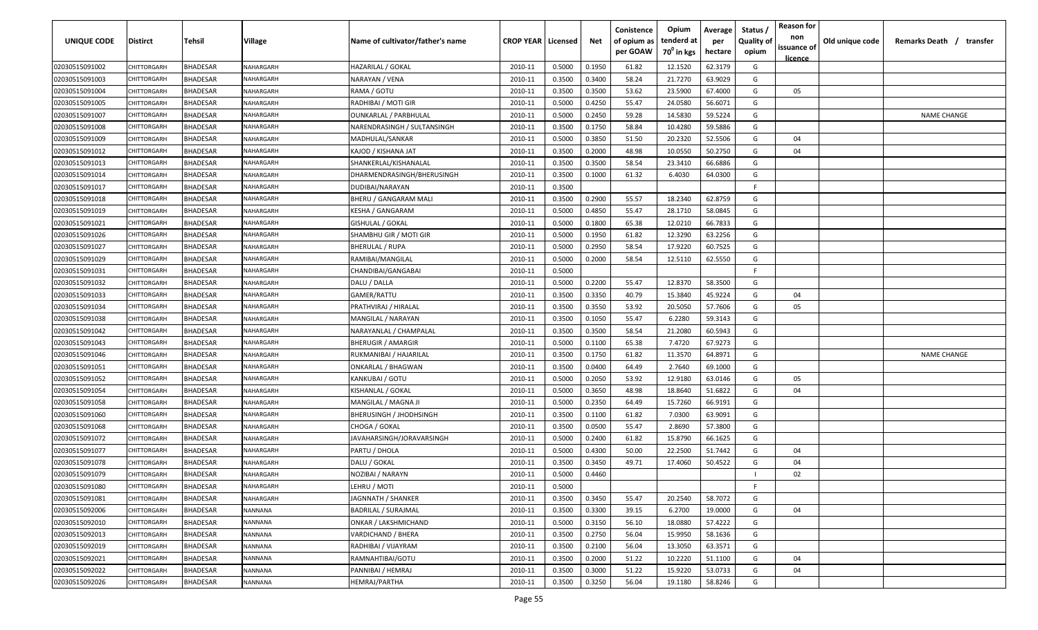| UNIQUE CODE | Distirct | Tehsil | Village | Name of cultivator/father's name | CROP YEAR | Licensed | Net | Conistence of opium as per GOAW | Opium tenderd at $70^0$ in kgs | Average per hectare | Status / Quality of opium | Reason for non issuance of licence | Old unique code | Remarks Death / transfer |
|---|---|---|---|---|---|---|---|---|---|---|---|---|---|---|
| 02030515091002 | CHITTORGARH | BHADESAR | NAHARGARH | HAZARILAL / GOKAL | 2010-11 | 0.5000 | 0.1950 | 61.82 | 12.1520 | 62.3179 | G | | | |
| 02030515091003 | CHITTORGARH | BHADESAR | NAHARGARH | NARAYAN / VENA | 2010-11 | 0.3500 | 0.3400 | 58.24 | 21.7270 | 63.9029 | G | | | |
| 02030515091004 | CHITTORGARH | BHADESAR | NAHARGARH | RAMA / GOTU | 2010-11 | 0.3500 | 0.3500 | 53.62 | 23.5900 | 67.4000 | G | 05 | | |
| 02030515091005 | CHITTORGARH | BHADESAR | NAHARGARH | RADHIBAI / MOTI GIR | 2010-11 | 0.5000 | 0.4250 | 55.47 | 24.0580 | 56.6071 | G | | | |
| 02030515091007 | CHITTORGARH | BHADESAR | NAHARGARH | OUNKARLAL / PARBHULAL | 2010-11 | 0.5000 | 0.2450 | 59.28 | 14.5830 | 59.5224 | G | | | NAME CHANGE |
| 02030515091008 | CHITTORGARH | BHADESAR | NAHARGARH | NARENDRASINGH / SULTANSINGH | 2010-11 | 0.3500 | 0.1750 | 58.84 | 10.4280 | 59.5886 | G | | | |
| 02030515091009 | CHITTORGARH | BHADESAR | NAHARGARH | MADHULAL/SANKAR | 2010-11 | 0.5000 | 0.3850 | 51.50 | 20.2320 | 52.5506 | G | 04 | | |
| 02030515091012 | CHITTORGARH | BHADESAR | NAHARGARH | KAJOD / KISHANA JAT | 2010-11 | 0.3500 | 0.2000 | 48.98 | 10.0550 | 50.2750 | G | 04 | | |
| 02030515091013 | CHITTORGARH | BHADESAR | NAHARGARH | SHANKERLAL/KISHANALAL | 2010-11 | 0.3500 | 0.3500 | 58.54 | 23.3410 | 66.6886 | G | | | |
| 02030515091014 | CHITTORGARH | BHADESAR | NAHARGARH | DHARMENDRASINGH/BHERUSINGH | 2010-11 | 0.3500 | 0.1000 | 61.32 | 6.4030 | 64.0300 | G | | | |
| 02030515091017 | CHITTORGARH | BHADESAR | NAHARGARH | DUDIBAI/NARAYAN | 2010-11 | 0.3500 | | | | | F | | | |
| 02030515091018 | CHITTORGARH | BHADESAR | NAHARGARH | BHERU / GANGARAM MALI | 2010-11 | 0.3500 | 0.2900 | 55.57 | 18.2340 | 62.8759 | G | | | |
| 02030515091019 | CHITTORGARH | BHADESAR | NAHARGARH | KESHA / GANGARAM | 2010-11 | 0.5000 | 0.4850 | 55.47 | 28.1710 | 58.0845 | G | | | |
| 02030515091021 | CHITTORGARH | BHADESAR | NAHARGARH | GISHULAL / GOKAL | 2010-11 | 0.5000 | 0.1800 | 65.38 | 12.0210 | 66.7833 | G | | | |
| 02030515091026 | CHITTORGARH | BHADESAR | NAHARGARH | SHAMBHU GIR / MOTI GIR | 2010-11 | 0.5000 | 0.1950 | 61.82 | 12.3290 | 63.2256 | G | | | |
| 02030515091027 | CHITTORGARH | BHADESAR | NAHARGARH | BHERULAL / RUPA | 2010-11 | 0.5000 | 0.2950 | 58.54 | 17.9220 | 60.7525 | G | | | |
| 02030515091029 | CHITTORGARH | BHADESAR | NAHARGARH | RAMIBAI/MANGILAL | 2010-11 | 0.5000 | 0.2000 | 58.54 | 12.5110 | 62.5550 | G | | | |
| 02030515091031 | CHITTORGARH | BHADESAR | NAHARGARH | CHANDIBAI/GANGABAI | 2010-11 | 0.5000 | | | | | F | | | |
| 02030515091032 | CHITTORGARH | BHADESAR | NAHARGARH | DALU / DALLA | 2010-11 | 0.5000 | 0.2200 | 55.47 | 12.8370 | 58.3500 | G | | | |
| 02030515091033 | CHITTORGARH | BHADESAR | NAHARGARH | GAMER/RATTU | 2010-11 | 0.3500 | 0.3350 | 40.79 | 15.3840 | 45.9224 | G | 04 | | |
| 02030515091034 | CHITTORGARH | BHADESAR | NAHARGARH | PRATHVIRAJ / HIRALAL | 2010-11 | 0.3500 | 0.3550 | 53.92 | 20.5050 | 57.7606 | G | 05 | | |
| 02030515091038 | CHITTORGARH | BHADESAR | NAHARGARH | MANGILAL / NARAYAN | 2010-11 | 0.3500 | 0.1050 | 55.47 | 6.2280 | 59.3143 | G | | | |
| 02030515091042 | CHITTORGARH | BHADESAR | NAHARGARH | NARAYANLAL / CHAMPALAL | 2010-11 | 0.3500 | 0.3500 | 58.54 | 21.2080 | 60.5943 | G | | | |
| 02030515091043 | CHITTORGARH | BHADESAR | NAHARGARH | BHERUGIR / AMARGIR | 2010-11 | 0.5000 | 0.1100 | 65.38 | 7.4720 | 67.9273 | G | | | |
| 02030515091046 | CHITTORGARH | BHADESAR | NAHARGARH | RUKMANIBAI / HAJARILAL | 2010-11 | 0.3500 | 0.1750 | 61.82 | 11.3570 | 64.8971 | G | | | NAME CHANGE |
| 02030515091051 | CHITTORGARH | BHADESAR | NAHARGARH | ONKARLAL / BHAGWAN | 2010-11 | 0.3500 | 0.0400 | 64.49 | 2.7640 | 69.1000 | G | | | |
| 02030515091052 | CHITTORGARH | BHADESAR | NAHARGARH | KANKUBAI / GOTU | 2010-11 | 0.5000 | 0.2050 | 53.92 | 12.9180 | 63.0146 | G | 05 | | |
| 02030515091054 | CHITTORGARH | BHADESAR | NAHARGARH | KISHANLAL / GOKAL | 2010-11 | 0.5000 | 0.3650 | 48.98 | 18.8640 | 51.6822 | G | 04 | | |
| 02030515091058 | CHITTORGARH | BHADESAR | NAHARGARH | MANGILAL / MAGNA JI | 2010-11 | 0.5000 | 0.2350 | 64.49 | 15.7260 | 66.9191 | G | | | |
| 02030515091060 | CHITTORGARH | BHADESAR | NAHARGARH | BHERUSINGH / JHODHSINGH | 2010-11 | 0.3500 | 0.1100 | 61.82 | 7.0300 | 63.9091 | G | | | |
| 02030515091068 | CHITTORGARH | BHADESAR | NAHARGARH | CHOGA / GOKAL | 2010-11 | 0.3500 | 0.0500 | 55.47 | 2.8690 | 57.3800 | G | | | |
| 02030515091072 | CHITTORGARH | BHADESAR | NAHARGARH | JAVAHARSINGH/JORAVARSINGH | 2010-11 | 0.5000 | 0.2400 | 61.82 | 15.8790 | 66.1625 | G | | | |
| 02030515091077 | CHITTORGARH | BHADESAR | NAHARGARH | PARTU / DHOLA | 2010-11 | 0.5000 | 0.4300 | 50.00 | 22.2500 | 51.7442 | G | 04 | | |
| 02030515091078 | CHITTORGARH | BHADESAR | NAHARGARH | DALU / GOKAL | 2010-11 | 0.3500 | 0.3450 | 49.71 | 17.4060 | 50.4522 | G | 04 | | |
| 02030515091079 | CHITTORGARH | BHADESAR | NAHARGARH | NOZIBAI / NARAYN | 2010-11 | 0.5000 | 0.4460 | | | | I | 02 | | |
| 02030515091080 | CHITTORGARH | BHADESAR | NAHARGARH | LEHRU / MOTI | 2010-11 | 0.5000 | | | | | F | | | |
| 02030515091081 | CHITTORGARH | BHADESAR | NAHARGARH | JAGNNATH / SHANKER | 2010-11 | 0.3500 | 0.3450 | 55.47 | 20.2540 | 58.7072 | G | | | |
| 02030515092006 | CHITTORGARH | BHADESAR | NANNANA | BADRILAL / SURAJMAL | 2010-11 | 0.3500 | 0.3300 | 39.15 | 6.2700 | 19.0000 | G | 04 | | |
| 02030515092010 | CHITTORGARH | BHADESAR | NANNANA | ONKAR / LAKSHMICHAND | 2010-11 | 0.5000 | 0.3150 | 56.10 | 18.0880 | 57.4222 | G | | | |
| 02030515092013 | CHITTORGARH | BHADESAR | NANNANA | VARDICHAND / BHERA | 2010-11 | 0.3500 | 0.2750 | 56.04 | 15.9950 | 58.1636 | G | | | |
| 02030515092019 | CHITTORGARH | BHADESAR | NANNANA | RADHIBAI / VIJAYRAM | 2010-11 | 0.3500 | 0.2100 | 56.04 | 13.3050 | 63.3571 | G | | | |
| 02030515092021 | CHITTORGARH | BHADESAR | NANNANA | RAMNAHTIBAI/GOTU | 2010-11 | 0.3500 | 0.2000 | 51.22 | 10.2220 | 51.1100 | G | 04 | | |
| 02030515092022 | CHITTORGARH | BHADESAR | NANNANA | PANNIBAI / HEMRAJ | 2010-11 | 0.3500 | 0.3000 | 51.22 | 15.9220 | 53.0733 | G | 04 | | |
| 02030515092026 | CHITTORGARH | BHADESAR | NANNANA | HEMRAJ/PARTHA | 2010-11 | 0.3500 | 0.3250 | 56.04 | 19.1180 | 58.8246 | G | | | |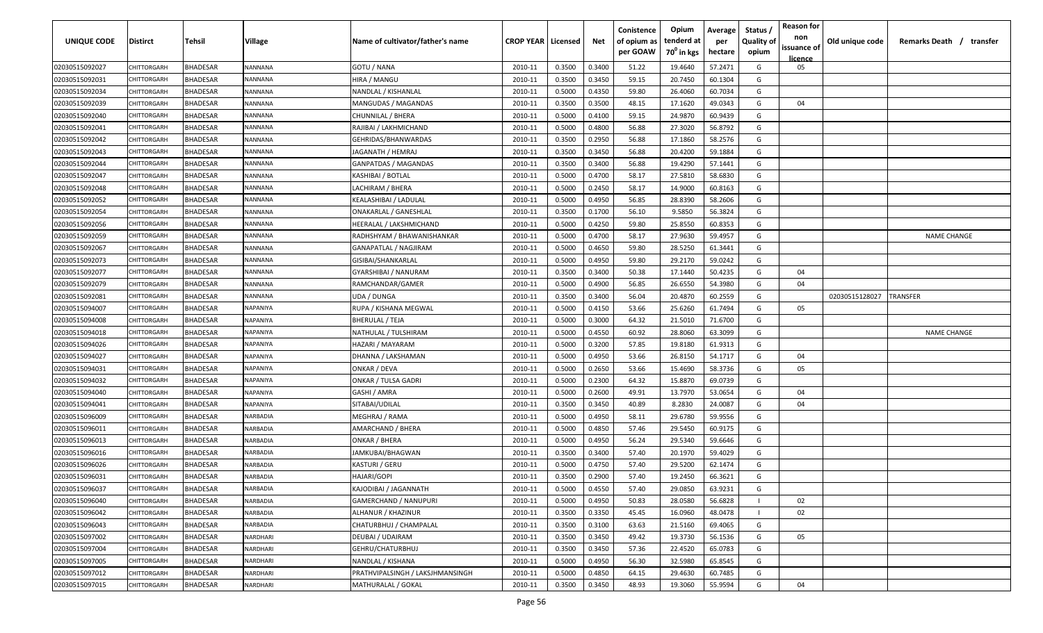| UNIQUE CODE | Distirct | Tehsil | Village | Name of cultivator/father's name | CROP YEAR | Licensed | Net | Conistence of opium as per GOAW | Opium tenderd at 70° in kgs | Average per hectare | Status / Quality of opium | Reason for non issuance of licence | Old unique code | Remarks Death / transfer |
|---|---|---|---|---|---|---|---|---|---|---|---|---|---|---|
| 02030515092027 | CHITTORGARH | BHADESAR | NANNANA | GOTU / NANA | 2010-11 | 0.3500 | 0.3400 | 51.22 | 19.4640 | 57.2471 | G | 05 | | |
| 02030515092031 | CHITTORGARH | BHADESAR | NANNANA | HIRA / MANGU | 2010-11 | 0.3500 | 0.3450 | 59.15 | 20.7450 | 60.1304 | G | | | |
| 02030515092034 | CHITTORGARH | BHADESAR | NANNANA | NANDLAL / KISHANLAL | 2010-11 | 0.5000 | 0.4350 | 59.80 | 26.4060 | 60.7034 | G | | | |
| 02030515092039 | CHITTORGARH | BHADESAR | NANNANA | MANGUDAS / MAGANDAS | 2010-11 | 0.3500 | 0.3500 | 48.15 | 17.1620 | 49.0343 | G | 04 | | |
| 02030515092040 | CHITTORGARH | BHADESAR | NANNANA | CHUNNILAL / BHERA | 2010-11 | 0.5000 | 0.4100 | 59.15 | 24.9870 | 60.9439 | G | | | |
| 02030515092041 | CHITTORGARH | BHADESAR | NANNANA | RAJIBAI / LAKHMICHAND | 2010-11 | 0.5000 | 0.4800 | 56.88 | 27.3020 | 56.8792 | G | | | |
| 02030515092042 | CHITTORGARH | BHADESAR | NANNANA | GEHRIDAS/BHANWARDAS | 2010-11 | 0.3500 | 0.2950 | 56.88 | 17.1860 | 58.2576 | G | | | |
| 02030515092043 | CHITTORGARH | BHADESAR | NANNANA | JAGANATH / HEMRAJ | 2010-11 | 0.3500 | 0.3450 | 56.88 | 20.4200 | 59.1884 | G | | | |
| 02030515092044 | CHITTORGARH | BHADESAR | NANNANA | GANPATDAS / MAGANDAS | 2010-11 | 0.3500 | 0.3400 | 56.88 | 19.4290 | 57.1441 | G | | | |
| 02030515092047 | CHITTORGARH | BHADESAR | NANNANA | KASHIBAI / BOTLAL | 2010-11 | 0.5000 | 0.4700 | 58.17 | 27.5810 | 58.6830 | G | | | |
| 02030515092048 | CHITTORGARH | BHADESAR | NANNANA | LACHIRAM / BHERA | 2010-11 | 0.5000 | 0.2450 | 58.17 | 14.9000 | 60.8163 | G | | | |
| 02030515092052 | CHITTORGARH | BHADESAR | NANNANA | KEALASHIBAI / LADULAL | 2010-11 | 0.5000 | 0.4950 | 56.85 | 28.8390 | 58.2606 | G | | | |
| 02030515092054 | CHITTORGARH | BHADESAR | NANNANA | ONAKARLAL / GANESHLAL | 2010-11 | 0.3500 | 0.1700 | 56.10 | 9.5850 | 56.3824 | G | | | |
| 02030515092056 | CHITTORGARH | BHADESAR | NANNANA | HEERALAL / LAKSHMICHAND | 2010-11 | 0.5000 | 0.4250 | 59.80 | 25.8550 | 60.8353 | G | | | |
| 02030515092059 | CHITTORGARH | BHADESAR | NANNANA | RADHSHYAM / BHAWANISHANKAR | 2010-11 | 0.5000 | 0.4700 | 58.17 | 27.9630 | 59.4957 | G | | | NAME CHANGE |
| 02030515092067 | CHITTORGARH | BHADESAR | NANNANA | GANAPATLAL / NAGJIRAM | 2010-11 | 0.5000 | 0.4650 | 59.80 | 28.5250 | 61.3441 | G | | | |
| 02030515092073 | CHITTORGARH | BHADESAR | NANNANA | GISIBAI/SHANKARLAL | 2010-11 | 0.5000 | 0.4950 | 59.80 | 29.2170 | 59.0242 | G | | | |
| 02030515092077 | CHITTORGARH | BHADESAR | NANNANA | GYARSHIBAI / NANURAM | 2010-11 | 0.3500 | 0.3400 | 50.38 | 17.1440 | 50.4235 | G | 04 | | |
| 02030515092079 | CHITTORGARH | BHADESAR | NANNANA | RAMCHANDAR/GAMER | 2010-11 | 0.5000 | 0.4900 | 56.85 | 26.6550 | 54.3980 | G | 04 | | |
| 02030515092081 | CHITTORGARH | BHADESAR | NANNANA | UDA / DUNGA | 2010-11 | 0.3500 | 0.3400 | 56.04 | 20.4870 | 60.2559 | G | | 02030515128027 | TRANSFER |
| 02030515094007 | CHITTORGARH | BHADESAR | NAPANIYA | RUPA / KISHANA MEGWAL | 2010-11 | 0.5000 | 0.4150 | 53.66 | 25.6260 | 61.7494 | G | 05 | | |
| 02030515094008 | CHITTORGARH | BHADESAR | NAPANIYA | BHERULAL / TEJA | 2010-11 | 0.5000 | 0.3000 | 64.32 | 21.5010 | 71.6700 | G | | | |
| 02030515094018 | CHITTORGARH | BHADESAR | NAPANIYA | NATHULAL / TULSHIRAM | 2010-11 | 0.5000 | 0.4550 | 60.92 | 28.8060 | 63.3099 | G | | | NAME CHANGE |
| 02030515094026 | CHITTORGARH | BHADESAR | NAPANIYA | HAZARI / MAYARAM | 2010-11 | 0.5000 | 0.3200 | 57.85 | 19.8180 | 61.9313 | G | | | |
| 02030515094027 | CHITTORGARH | BHADESAR | NAPANIYA | DHANNA / LAKSHAMAN | 2010-11 | 0.5000 | 0.4950 | 53.66 | 26.8150 | 54.1717 | G | 04 | | |
| 02030515094031 | CHITTORGARH | BHADESAR | NAPANIYA | ONKAR / DEVA | 2010-11 | 0.5000 | 0.2650 | 53.66 | 15.4690 | 58.3736 | G | 05 | | |
| 02030515094032 | CHITTORGARH | BHADESAR | NAPANIYA | ONKAR / TULSA GADRI | 2010-11 | 0.5000 | 0.2300 | 64.32 | 15.8870 | 69.0739 | G | | | |
| 02030515094040 | CHITTORGARH | BHADESAR | NAPANIYA | GASHI / AMRA | 2010-11 | 0.5000 | 0.2600 | 49.91 | 13.7970 | 53.0654 | G | 04 | | |
| 02030515094041 | CHITTORGARH | BHADESAR | NAPANIYA | SITABAI/UDILAL | 2010-11 | 0.3500 | 0.3450 | 40.89 | 8.2830 | 24.0087 | G | 04 | | |
| 02030515096009 | CHITTORGARH | BHADESAR | NARBADIA | MEGHRAJ / RAMA | 2010-11 | 0.5000 | 0.4950 | 58.11 | 29.6780 | 59.9556 | G | | | |
| 02030515096011 | CHITTORGARH | BHADESAR | NARBADIA | AMARCHAND / BHERA | 2010-11 | 0.5000 | 0.4850 | 57.46 | 29.5450 | 60.9175 | G | | | |
| 02030515096013 | CHITTORGARH | BHADESAR | NARBADIA | ONKAR / BHERA | 2010-11 | 0.5000 | 0.4950 | 56.24 | 29.5340 | 59.6646 | G | | | |
| 02030515096016 | CHITTORGARH | BHADESAR | NARBADIA | JAMKUBAI/BHAGWAN | 2010-11 | 0.3500 | 0.3400 | 57.40 | 20.1970 | 59.4029 | G | | | |
| 02030515096026 | CHITTORGARH | BHADESAR | NARBADIA | KASTURI / GERU | 2010-11 | 0.5000 | 0.4750 | 57.40 | 29.5200 | 62.1474 | G | | | |
| 02030515096031 | CHITTORGARH | BHADESAR | NARBADIA | HAJARI/GOPI | 2010-11 | 0.3500 | 0.2900 | 57.40 | 19.2450 | 66.3621 | G | | | |
| 02030515096037 | CHITTORGARH | BHADESAR | NARBADIA | KAJODIBAI / JAGANNATH | 2010-11 | 0.5000 | 0.4550 | 57.40 | 29.0850 | 63.9231 | G | | | |
| 02030515096040 | CHITTORGARH | BHADESAR | NARBADIA | GAMERCHAND / NANUPURI | 2010-11 | 0.5000 | 0.4950 | 50.83 | 28.0580 | 56.6828 | I | 02 | | |
| 02030515096042 | CHITTORGARH | BHADESAR | NARBADIA | ALHANUR / KHAZINUR | 2010-11 | 0.3500 | 0.3350 | 45.45 | 16.0960 | 48.0478 | I | 02 | | |
| 02030515096043 | CHITTORGARH | BHADESAR | NARBADIA | CHATURBHUJ / CHAMPALAL | 2010-11 | 0.3500 | 0.3100 | 63.63 | 21.5160 | 69.4065 | G | | | |
| 02030515097002 | CHITTORGARH | BHADESAR | NARDHARI | DEUBAI / UDAIRAM | 2010-11 | 0.3500 | 0.3450 | 49.42 | 19.3730 | 56.1536 | G | 05 | | |
| 02030515097004 | CHITTORGARH | BHADESAR | NARDHARI | GEHRU/CHATURBHUJ | 2010-11 | 0.3500 | 0.3450 | 57.36 | 22.4520 | 65.0783 | G | | | |
| 02030515097005 | CHITTORGARH | BHADESAR | NARDHARI | NANDLAL / KISHANA | 2010-11 | 0.5000 | 0.4950 | 56.30 | 32.5980 | 65.8545 | G | | | |
| 02030515097012 | CHITTORGARH | BHADESAR | NARDHARI | PRATHVIPALSINGH / LAKSJHMANSINGH | 2010-11 | 0.5000 | 0.4850 | 64.15 | 29.4630 | 60.7485 | G | | | |
| 02030515097015 | CHITTORGARH | BHADESAR | NARDHARI | MATHURALAL / GOKAL | 2010-11 | 0.3500 | 0.3450 | 48.93 | 19.3060 | 55.9594 | G | 04 | | |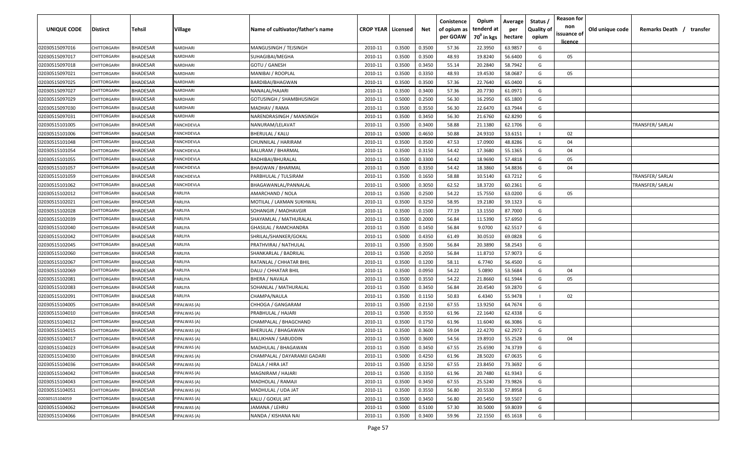| UNIQUE CODE | Distirct | Tehsil | Village | Name of cultivator/father's name | CROP YEAR | Licensed | Net | Conistence of opium as per GOAW | Opium tenderd at 70° in kgs | Average per hectare | Status / Quality of opium | Reason for non issuance of licence | Old unique code | Remarks Death / transfer |
|---|---|---|---|---|---|---|---|---|---|---|---|---|---|---|
| 02030515097016 | CHITTORGARH | BHADESAR | NARDHARI | MANGUSINGH / TEJSINGH | 2010-11 | 0.3500 | 0.3500 | 57.36 | 22.3950 | 63.9857 | G | | | |
| 02030515097017 | CHITTORGARH | BHADESAR | NARDHARI | SUHAGIBAI/MEGHA | 2010-11 | 0.3500 | 0.3500 | 48.93 | 19.8240 | 56.6400 | G | 05 | | |
| 02030515097018 | CHITTORGARH | BHADESAR | NARDHARI | GOTU / GANESH | 2010-11 | 0.3500 | 0.3450 | 55.14 | 20.2840 | 58.7942 | G | | | |
| 02030515097021 | CHITTORGARH | BHADESAR | NARDHARI | MANIBAI / ROOPLAL | 2010-11 | 0.3500 | 0.3350 | 48.93 | 19.4530 | 58.0687 | G | 05 | | |
| 02030515097025 | CHITTORGARH | BHADESAR | NARDHARI | BARDIBAI/BHAGWAN | 2010-11 | 0.3500 | 0.3500 | 57.36 | 22.7640 | 65.0400 | G | | | |
| 02030515097027 | CHITTORGARH | BHADESAR | NARDHARI | NANALAL/HAJARI | 2010-11 | 0.3500 | 0.3400 | 57.36 | 20.7730 | 61.0971 | G | | | |
| 02030515097029 | CHITTORGARH | BHADESAR | NARDHARI | GOTUSINGH / SHAMBHUSINGH | 2010-11 | 0.5000 | 0.2500 | 56.30 | 16.2950 | 65.1800 | G | | | |
| 02030515097030 | CHITTORGARH | BHADESAR | NARDHARI | MADHAV / RAMA | 2010-11 | 0.3500 | 0.3550 | 56.30 | 22.6470 | 63.7944 | G | | | |
| 02030515097031 | CHITTORGARH | BHADESAR | NARDHARI | NARENDRASINGH / MANSINGH | 2010-11 | 0.3500 | 0.3450 | 56.30 | 21.6760 | 62.8290 | G | | | |
| 02030515101005 | CHITTORGARH | BHADESAR | PANCHDEVLA | NANURAM/LELAVAT | 2010-11 | 0.3500 | 0.3400 | 58.88 | 21.1380 | 62.1706 | G | | | TRANSFER/ SARLAI |
| 02030515101006 | CHITTORGARH | BHADESAR | PANCHDEVLA | BHERULAL / KALU | 2010-11 | 0.5000 | 0.4650 | 50.88 | 24.9310 | 53.6151 | I | 02 | | |
| 02030515101048 | CHITTORGARH | BHADESAR | PANCHDEVLA | CHUNNILAL / HARIRAM | 2010-11 | 0.3500 | 0.3500 | 47.53 | 17.0900 | 48.8286 | G | 04 | | |
| 02030515101054 | CHITTORGARH | BHADESAR | PANCHDEVLA | BALURAM / BHARMAL | 2010-11 | 0.3500 | 0.3150 | 54.42 | 17.3680 | 55.1365 | G | 04 | | |
| 02030515101055 | CHITTORGARH | BHADESAR | PANCHDEVLA | RADHIBAI/BHURALAL | 2010-11 | 0.3500 | 0.3300 | 54.42 | 18.9690 | 57.4818 | G | 05 | | |
| 02030515101057 | CHITTORGARH | BHADESAR | PANCHDEVLA | BHAGWAN / BHARMAL | 2010-11 | 0.3500 | 0.3350 | 54.42 | 18.3860 | 54.8836 | G | 04 | | |
| 02030515101059 | CHITTORGARH | BHADESAR | PANCHDEVLA | PARBHULAL / TULSIRAM | 2010-11 | 0.3500 | 0.1650 | 58.88 | 10.5140 | 63.7212 | G | | | TRANSFER/ SARLAI |
| 02030515101062 | CHITTORGARH | BHADESAR | PANCHDEVLA | BHAGAWANLAL/PANNALAL | 2010-11 | 0.5000 | 0.3050 | 62.52 | 18.3720 | 60.2361 | G | | | TRANSFER/ SARLAI |
| 02030515102012 | CHITTORGARH | BHADESAR | PARLIYA | AMARCHAND / NOLA | 2010-11 | 0.3500 | 0.2500 | 54.22 | 15.7550 | 63.0200 | G | 05 | | |
| 02030515102021 | CHITTORGARH | BHADESAR | PARLIYA | MOTILAL / LAXMAN SUKHWAL | 2010-11 | 0.3500 | 0.3250 | 58.95 | 19.2180 | 59.1323 | G | | | |
| 02030515102028 | CHITTORGARH | BHADESAR | PARLIYA | SOHANGIR / MADHAVGIR | 2010-11 | 0.3500 | 0.1500 | 77.19 | 13.1550 | 87.7000 | G | | | |
| 02030515102039 | CHITTORGARH | BHADESAR | PARLIYA | SHAYAMLAL / MATHURALAL | 2010-11 | 0.3500 | 0.2000 | 56.84 | 11.5390 | 57.6950 | G | | | |
| 02030515102040 | CHITTORGARH | BHADESAR | PARLIYA | GHASILAL / RAMCHANDRA | 2010-11 | 0.3500 | 0.1450 | 56.84 | 9.0700 | 62.5517 | G | | | |
| 02030515102042 | CHITTORGARH | BHADESAR | PARLIYA | SHRILAL/SHANKER/GOKAL | 2010-11 | 0.5000 | 0.4350 | 61.49 | 30.0510 | 69.0828 | G | | | |
| 02030515102045 | CHITTORGARH | BHADESAR | PARLIYA | PRATHVIRAJ / NATHULAL | 2010-11 | 0.3500 | 0.3500 | 56.84 | 20.3890 | 58.2543 | G | | | |
| 02030515102060 | CHITTORGARH | BHADESAR | PARLIYA | SHANKARLAL / BADRILAL | 2010-11 | 0.3500 | 0.2050 | 56.84 | 11.8710 | 57.9073 | G | | | |
| 02030515102067 | CHITTORGARH | BHADESAR | PARLIYA | RATANLAL / CHHATAR BHIL | 2010-11 | 0.3500 | 0.1200 | 58.11 | 6.7740 | 56.4500 | G | | | |
| 02030515102069 | CHITTORGARH | BHADESAR | PARLIYA | DALU / CHHATAR BHIL | 2010-11 | 0.3500 | 0.0950 | 54.22 | 5.0890 | 53.5684 | G | 04 | | |
| 02030515102081 | CHITTORGARH | BHADESAR | PARLIYA | BHERA / NAVALA | 2010-11 | 0.3500 | 0.3550 | 54.22 | 21.8660 | 61.5944 | G | 05 | | |
| 02030515102083 | CHITTORGARH | BHADESAR | PARLIYA | SOHANLAL / MATHURALAL | 2010-11 | 0.3500 | 0.3450 | 56.84 | 20.4540 | 59.2870 | G | | | |
| 02030515102091 | CHITTORGARH | BHADESAR | PARLIYA | CHAMPA/NAULA | 2010-11 | 0.3500 | 0.1150 | 50.83 | 6.4340 | 55.9478 | I | 02 | | |
| 02030515104005 | CHITTORGARH | BHADESAR | PIPALWAS (A) | CHHOGA / GANGARAM | 2010-11 | 0.3500 | 0.2150 | 67.55 | 13.9250 | 64.7674 | G | | | |
| 02030515104010 | CHITTORGARH | BHADESAR | PIPALWAS (A) | PRABHULAL / HAJARI | 2010-11 | 0.3500 | 0.3550 | 61.96 | 22.1640 | 62.4338 | G | | | |
| 02030515104012 | CHITTORGARH | BHADESAR | PIPALWAS (A) | CHAMPALAL / BHAGCHAND | 2010-11 | 0.3500 | 0.1750 | 61.96 | 11.6040 | 66.3086 | G | | | |
| 02030515104015 | CHITTORGARH | BHADESAR | PIPALWAS (A) | BHERULAL / BHAGAWAN | 2010-11 | 0.3500 | 0.3600 | 59.04 | 22.4270 | 62.2972 | G | | | |
| 02030515104017 | CHITTORGARH | BHADESAR | PIPALWAS (A) | BALUKHAN / SABUDDIN | 2010-11 | 0.3500 | 0.3600 | 54.56 | 19.8910 | 55.2528 | G | 04 | | |
| 02030515104023 | CHITTORGARH | BHADESAR | PIPALWAS (A) | MADHULAL / BHAGAWAN | 2010-11 | 0.3500 | 0.3450 | 67.55 | 25.6590 | 74.3739 | G | | | |
| 02030515104030 | CHITTORGARH | BHADESAR | PIPALWAS (A) | CHAMPALAL / DAYARAMJI GADARI | 2010-11 | 0.5000 | 0.4250 | 61.96 | 28.5020 | 67.0635 | G | | | |
| 02030515104036 | CHITTORGARH | BHADESAR | PIPALWAS (A) | DALLA / HIRA JAT | 2010-11 | 0.3500 | 0.3250 | 67.55 | 23.8450 | 73.3692 | G | | | |
| 02030515104042 | CHITTORGARH | BHADESAR | PIPALWAS (A) | MAGNIRAM / HAJARI | 2010-11 | 0.3500 | 0.3350 | 61.96 | 20.7480 | 61.9343 | G | | | |
| 02030515104043 | CHITTORGARH | BHADESAR | PIPALWAS (A) | MADHOLAL / RAMAJI | 2010-11 | 0.3500 | 0.3450 | 67.55 | 25.5240 | 73.9826 | G | | | |
| 02030515104051 | CHITTORGARH | BHADESAR | PIPALWAS (A) | MADHULAL / UDA JAT | 2010-11 | 0.3500 | 0.3550 | 56.80 | 20.5530 | 57.8958 | G | | | |
| 02030515104059 | CHITTORGARH | BHADESAR | PIPALWAS (A) | KALU / GOKUL JAT | 2010-11 | 0.3500 | 0.3450 | 56.80 | 20.5450 | 59.5507 | G | | | |
| 02030515104062 | CHITTORGARH | BHADESAR | PIPALWAS (A) | JAMANA / LEHRU | 2010-11 | 0.5000 | 0.5100 | 57.30 | 30.5000 | 59.8039 | G | | | |
| 02030515104066 | CHITTORGARH | BHADESAR | PIPALWAS (A) | NANDA / KISHANA NAI | 2010-11 | 0.3500 | 0.3400 | 59.96 | 22.1550 | 65.1618 | G | | | |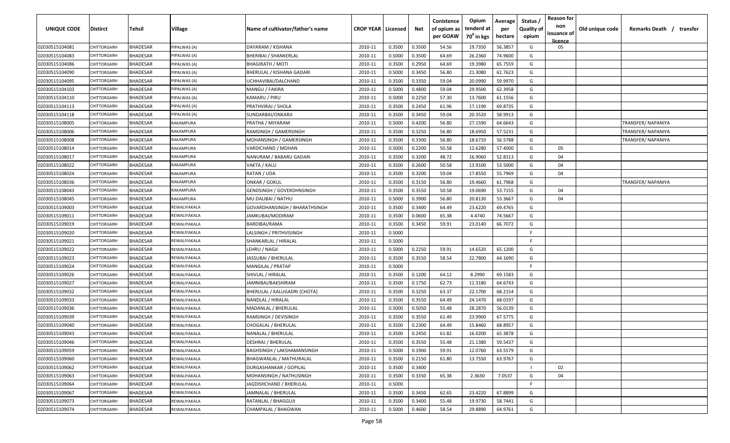| UNIQUE CODE | Distirct | Tehsil | Village | Name of cultivator/father's name | CROP YEAR | Licensed | Net | Conistence of opium as per GOAW | Opium tenderd at 70° in kgs | Average per hectare | Status / Quality of opium | Reason for non issuance of licence | Old unique code | Remarks Death / transfer |
|---|---|---|---|---|---|---|---|---|---|---|---|---|---|---|
| 02030515104081 | CHITTORGARH | BHADESAR | PIPALWAS (A) | DAYARAM / KISHANA | 2010-11 | 0.3500 | 0.3500 | 54.56 | 19.7350 | 56.3857 | G | 05 | | |
| 02030515104083 | CHITTORGARH | BHADESAR | PIPALWAS (A) | BHERIBAI / SHANKERLAL | 2010-11 | 0.5000 | 0.3500 | 64.69 | 26.2360 | 74.9600 | G | | | |
| 02030515104086 | CHITTORGARH | BHADESAR | PIPALWAS (A) | BHAGIRATH / MOTI | 2010-11 | 0.3500 | 0.2950 | 64.69 | 19.3980 | 65.7559 | G | | | |
| 02030515104090 | CHITTORGARH | BHADESAR | PIPALWAS (A) | BHERULAL / KISHANA GADARI | 2010-11 | 0.5000 | 0.3450 | 56.80 | 21.3080 | 61.7623 | G | | | |
| 02030515104095 | CHITTORGARH | BHADESAR | PIPALWAS (A) | UCHHAVIBAI/DALCHAND | 2010-11 | 0.3500 | 0.3350 | 59.04 | 20.0990 | 59.9970 | G | | | |
| 02030515104103 | CHITTORGARH | BHADESAR | PIPALWAS (A) | MANGU / FAKIRA | 2010-11 | 0.5000 | 0.4800 | 59.04 | 29.9500 | 62.3958 | G | | | |
| 02030515104110 | CHITTORGARH | BHADESAR | PIPALWAS (A) | KAMARU / PIRU | 2010-11 | 0.5000 | 0.2250 | 57.30 | 13.7600 | 61.1556 | G | | | |
| 02030515104113 | CHITTORGARH | BHADESAR | PIPALWAS (A) | PRATHVIRAJ / SHOLA | 2010-11 | 0.3500 | 0.2450 | 61.96 | 17.1190 | 69.8735 | G | | | |
| 02030515104118 | CHITTORGARH | BHADESAR | PIPALWAS (A) | SUNDARBAI/ONKARJI | 2010-11 | 0.3500 | 0.3450 | 59.04 | 20.3520 | 58.9913 | G | | | |
| 02030515108005 | CHITTORGARH | BHADESAR | RAKAMPURA | PRATHA / MIYARAM | 2010-11 | 0.5000 | 0.4200 | 56.80 | 27.1590 | 64.6643 | G | | | TRANSFER/ NAPANIYA |
| 02030515108006 | CHITTORGARH | BHADESAR | RAKAMPURA | RAMSINGH / GAMERSINGH | 2010-11 | 0.3500 | 0.3250 | 56.80 | 18.6950 | 57.5231 | G | | | TRANSFER/ NAPANIYA |
| 02030515108008 | CHITTORGARH | BHADESAR | RAKAMPURA | MOHANSINGH / GAMERSINGH | 2010-11 | 0.3500 | 0.3300 | 56.80 | 18.6710 | 56.5788 | G | | | TRANSFER/ NAPANIYA |
| 02030515108014 | CHITTORGARH | BHADESAR | RAKAMPURA | VARDICHAND / MOHAN | 2010-11 | 0.5000 | 0.2200 | 50.58 | 12.6280 | 57.4000 | G | 05 | | |
| 02030515108017 | CHITTORGARH | BHADESAR | RAKAMPURA | NANURAM / BABARU GADARI | 2010-11 | 0.3500 | 0.3200 | 48.72 | 16.9060 | 52.8313 | G | 04 | | |
| 02030515108022 | CHITTORGARH | BHADESAR | RAKAMPURA | VAKTA / KALU | 2010-11 | 0.3500 | 0.2600 | 50.58 | 13.9100 | 53.5000 | G | 04 | | |
| 02030515108024 | CHITTORGARH | BHADESAR | RAKAMPURA | RATAN / UDA | 2010-11 | 0.3500 | 0.3200 | 59.04 | 17.8550 | 55.7969 | G | 04 | | |
| 02030515108036 | CHITTORGARH | BHADESAR | RAKAMPURA | ONKAR / GOKUL | 2010-11 | 0.3500 | 0.3150 | 56.80 | 19.4660 | 61.7968 | G | | | TRANSFER/ NAPANIYA |
| 02030515108043 | CHITTORGARH | BHADESAR | RAKAMPURA | GENDSINGH / GOVERDHNSINGH | 2010-11 | 0.3500 | 0.3550 | 50.58 | 19.0690 | 53.7155 | G | 04 | | |
| 02030515108045 | CHITTORGARH | BHADESAR | RAKAMPURA | MU.DALIBAI / NATHU | 2010-11 | 0.5000 | 0.3900 | 56.80 | 20.8130 | 53.3667 | G | 04 | | |
| 02030515109003 | CHITTORGARH | BHADESAR | REWALIYAKALA | GOVARDHANSINGH / BHARATHSINGH | 2010-11 | 0.3500 | 0.3400 | 64.49 | 23.6220 | 69.4765 | G | | | |
| 02030515109011 | CHITTORGARH | BHADESAR | REWALIYAKALA | JAMKUBAI/MODIRAM | 2010-11 | 0.3500 | 0.0600 | 65.38 | 4.4740 | 74.5667 | G | | | |
| 02030515109019 | CHITTORGARH | BHADESAR | REWALIYAKALA | BARDIBAI/RAMA | 2010-11 | 0.3500 | 0.3450 | 59.91 | 23.0140 | 66.7072 | G | | | |
| 02030515109020 | CHITTORGARH | BHADESAR | REWALIYAKALA | LALSINGH / PRITHVISINGH | 2010-11 | 0.5000 | | | | | F | | | |
| 02030515109021 | CHITTORGARH | BHADESAR | REWALIYAKALA | SHANKARLAL / HIRALAL | 2010-11 | 0.5000 | | | | | F | | | |
| 02030515109022 | CHITTORGARH | BHADESAR | REWALIYAKALA | LEHRU / NAGJI | 2010-11 | 0.5000 | 0.2250 | 59.91 | 14.6520 | 65.1200 | G | | | |
| 02030515109023 | CHITTORGARH | BHADESAR | REWALIYAKALA | JASSUBAI / BHERULAL | 2010-11 | 0.3500 | 0.3550 | 58.54 | 22.7800 | 64.1690 | G | | | |
| 02030515109024 | CHITTORGARH | BHADESAR | REWALIYAKALA | MANGILAL / PRATAP | 2010-11 | 0.5000 | | | | | F | | | |
| 02030515109026 | CHITTORGARH | BHADESAR | REWALIYAKALA | SHIVLAL / HIRALAL | 2010-11 | 0.3500 | 0.1200 | 64.12 | 8.2990 | 69.1583 | G | | | |
| 02030515109027 | CHITTORGARH | BHADESAR | REWALIYAKALA | JAMNIBAI/BAKSHIRAM | 2010-11 | 0.3500 | 0.1750 | 62.73 | 11.3180 | 64.6743 | G | | | |
| 02030515109032 | CHITTORGARH | BHADESAR | REWALIYAKALA | BHERULAL / KALUGADRI [CHOTA] | 2010-11 | 0.3500 | 0.3250 | 63.37 | 22.1700 | 68.2154 | G | | | |
| 02030515109033 | CHITTORGARH | BHADESAR | REWALIYAKALA | NANDLAL / HIRALAL | 2010-11 | 0.3500 | 0.3550 | 64.49 | 24.1470 | 68.0197 | G | | | |
| 02030515109036 | CHITTORGARH | BHADESAR | REWALIYAKALA | MADANLAL / BHERULAL | 2010-11 | 0.5000 | 0.5050 | 55.48 | 28.2870 | 56.0139 | G | | | |
| 02030515109039 | CHITTORGARH | BHADESAR | REWALIYAKALA | RAMSINGH / DEVISINGH | 2010-11 | 0.3500 | 0.3550 | 61.49 | 23.9900 | 67.5775 | G | | | |
| 02030515109040 | CHITTORGARH | BHADESAR | REWALIYAKALA | CHOGALAL / BHERULAL | 2010-11 | 0.3500 | 0.2300 | 64.49 | 15.8460 | 68.8957 | G | | | |
| 02030515109043 | CHITTORGARH | BHADESAR | REWALIYAKALA | NANALAL / BHERULAL | 2010-11 | 0.3500 | 0.2450 | 61.82 | 16.0200 | 65.3878 | G | | | |
| 02030515109046 | CHITTORGARH | BHADESAR | REWALIYAKALA | DESHRAJ / BHERULAL | 2010-11 | 0.3500 | 0.3550 | 55.48 | 21.1380 | 59.5437 | G | | | |
| 02030515109059 | CHITTORGARH | BHADESAR | REWALIYAKALA | BAGHSINGH / LAKSHAMANSINGH | 2010-11 | 0.5000 | 0.1900 | 59.91 | 12.0760 | 63.5579 | G | | | |
| 02030515109060 | CHITTORGARH | BHADESAR | REWALIYAKALA | BHAGWANLAL / MATHURALAL | 2010-11 | 0.3500 | 0.2150 | 61.80 | 13.7550 | 63.9767 | G | | | |
| 02030515109062 | CHITTORGARH | BHADESAR | REWALIYAKALA | DURGASHANKAR / GOPILAL | 2010-11 | 0.3500 | 0.3400 | | | | I | 02 | | |
| 02030515109063 | CHITTORGARH | BHADESAR | REWALIYAKALA | MOHANSINGH / NATHUSINGH | 2010-11 | 0.3500 | 0.3350 | 65.38 | 2.3630 | 7.0537 | G | 04 | | |
| 02030515109064 | CHITTORGARH | BHADESAR | REWALIYAKALA | JAGDISHCHAND / BHERULAL | 2010-11 | 0.5000 | | | | | F | | | |
| 02030515109067 | CHITTORGARH | BHADESAR | REWALIYAKALA | JAMNALAL / BHERULAL | 2010-11 | 0.3500 | 0.3450 | 62.65 | 23.4220 | 67.8899 | G | | | |
| 02030515109073 | CHITTORGARH | BHADESAR | REWALIYAKALA | RATANLAL / BHAGGUJI | 2010-11 | 0.3500 | 0.3400 | 55.48 | 19.9730 | 58.7441 | G | | | |
| 02030515109074 | CHITTORGARH | BHADESAR | REWALIYAKALA | CHAMPALAL / BHAGWAN | 2010-11 | 0.5000 | 0.4600 | 58.54 | 29.8890 | 64.9761 | G | | | |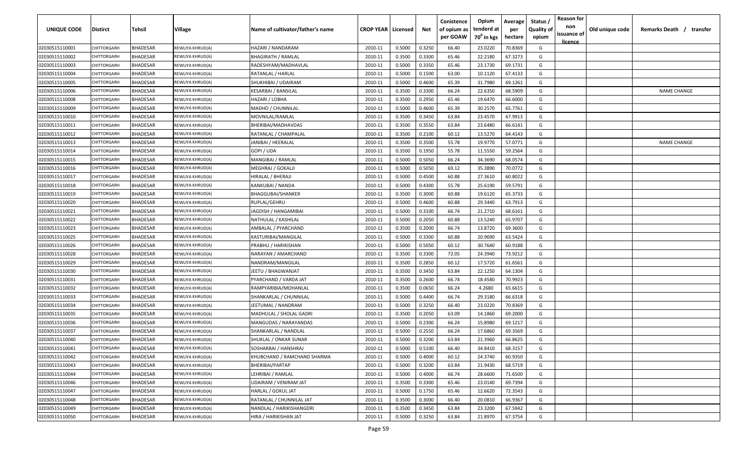| UNIQUE CODE | Distirct | Tehsil | Village | Name of cultivator/father's name | CROP YEAR | Licensed | Net | Conistence of opium as per GOAW | Opium tenderd at $70^0$ in kgs | Average per hectare | Status / Quality of opium | Reason for non issuance of licence | Old unique code | Remarks Death / transfer |
|---|---|---|---|---|---|---|---|---|---|---|---|---|---|---|
| 02030515110001 | CHITTORGARH | BHADESAR | REWLIYA KHRUD(A) | HAZARI / NANDARAM | 2010-11 | 0.5000 | 0.3250 | 66.40 | 23.0220 | 70.8369 | G | | | |
| 02030515110002 | CHITTORGARH | BHADESAR | REWLIYA KHRUD(A) | BHAGIRATH / RAMLAL | 2010-11 | 0.3500 | 0.3300 | 65.46 | 22.2180 | 67.3273 | G | | | |
| 02030515110003 | CHITTORGARH | BHADESAR | REWLIYA KHRUD(A) | RADESHYAM/MADHAVLAL | 2010-11 | 0.5000 | 0.3350 | 65.46 | 23.1730 | 69.1731 | G | | | |
| 02030515110004 | CHITTORGARH | BHADESAR | REWLIYA KHRUD(A) | RATANLAL / HARLAL | 2010-11 | 0.5000 | 0.1500 | 63.00 | 10.1120 | 67.4133 | G | | | |
| 02030515110005 | CHITTORGARH | BHADESAR | REWLIYA KHRUD(A) | SHUKHIBAI / UDAIRAM | 2010-11 | 0.5000 | 0.4600 | 65.39 | 31.7980 | 69.1261 | G | | | |
| 02030515110006 | CHITTORGARH | BHADESAR | REWLIYA KHRUD(A) | KESARBAI / BANSILAL | 2010-11 | 0.3500 | 0.3300 | 66.24 | 22.6350 | 68.5909 | G | | | NAME CHANGE |
| 02030515110008 | CHITTORGARH | BHADESAR | REWLIYA KHRUD(A) | HAZARI / LOBHA | 2010-11 | 0.3500 | 0.2950 | 65.46 | 19.6470 | 66.6000 | G | | | |
| 02030515110009 | CHITTORGARH | BHADESAR | REWLIYA KHRUD(A) | MADHO / CHUNNILAL | 2010-11 | 0.5000 | 0.4600 | 65.39 | 30.2570 | 65.7761 | G | | | |
| 02030515110010 | CHITTORGARH | BHADESAR | REWLIYA KHRUD(A) | MOVNILAL/RAMLAL | 2010-11 | 0.3500 | 0.3450 | 63.84 | 23.4570 | 67.9913 | G | | | |
| 02030515110011 | CHITTORGARH | BHADESAR | REWLIYA KHRUD(A) | BHERIBAI/MADHAVDAS | 2010-11 | 0.3500 | 0.3550 | 63.84 | 23.6480 | 66.6141 | G | | | |
| 02030515110012 | CHITTORGARH | BHADESAR | REWLIYA KHRUD(A) | RATANLAL / CHAMPALAL | 2010-11 | 0.3500 | 0.2100 | 60.12 | 13.5270 | 64.4143 | G | | | |
| 02030515110013 | CHITTORGARH | BHADESAR | REWLIYA KHRUD(A) | JANIBAI / HEERALAL | 2010-11 | 0.3500 | 0.3500 | 55.78 | 19.9770 | 57.0771 | G | | | NAME CHANGE |
| 02030515110014 | CHITTORGARH | BHADESAR | REWLIYA KHRUD(A) | GOPI / UDA | 2010-11 | 0.3500 | 0.1950 | 55.78 | 11.5550 | 59.2564 | G | | | |
| 02030515110015 | CHITTORGARH | BHADESAR | REWLIYA KHRUD(A) | MANGIBAI / RAMLAL | 2010-11 | 0.5000 | 0.5050 | 66.24 | 34.3690 | 68.0574 | G | | | |
| 02030515110016 | CHITTORGARH | BHADESAR | REWLIYA KHRUD(A) | MEGHRAJ / GOKALJI | 2010-11 | 0.5000 | 0.5050 | 69.12 | 35.3890 | 70.0772 | G | | | |
| 02030515110017 | CHITTORGARH | BHADESAR | REWLIYA KHRUD(A) | HIRALAL / BHERAJI | 2010-11 | 0.5000 | 0.4500 | 60.88 | 27.3610 | 60.8022 | G | | | |
| 02030515110018 | CHITTORGARH | BHADESAR | REWLIYA KHRUD(A) | KANKUBAI / NANDA | 2010-11 | 0.5000 | 0.4300 | 55.78 | 25.6190 | 59.5791 | G | | | |
| 02030515110019 | CHITTORGARH | BHADESAR | REWLIYA KHRUD(A) | BHAGGUBAI/SHANKER | 2010-11 | 0.3500 | 0.3000 | 60.88 | 19.6120 | 65.3733 | G | | | |
| 02030515110020 | CHITTORGARH | BHADESAR | REWLIYA KHRUD(A) | RUPLAL/GEHRU | 2010-11 | 0.5000 | 0.4600 | 60.88 | 29.3440 | 63.7913 | G | | | |
| 02030515110021 | CHITTORGARH | BHADESAR | REWLIYA KHRUD(A) | JAGDISH / HANGAMIBAI | 2010-11 | 0.5000 | 0.3100 | 66.74 | 21.2710 | 68.6161 | G | | | |
| 02030515110022 | CHITTORGARH | BHADESAR | REWLIYA KHRUD(A) | NATHULAL / KASHILAL | 2010-11 | 0.5000 | 0.2050 | 60.88 | 13.5240 | 65.9707 | G | | | |
| 02030515110023 | CHITTORGARH | BHADESAR | REWLIYA KHRUD(A) | AMBALAL / PYARCHAND | 2010-11 | 0.3500 | 0.2000 | 66.74 | 13.8720 | 69.3600 | G | | | |
| 02030515110025 | CHITTORGARH | BHADESAR | REWLIYA KHRUD(A) | KASTURIBAI/MANGILAL | 2010-11 | 0.5000 | 0.3300 | 60.88 | 20.9690 | 63.5424 | G | | | |
| 02030515110026 | CHITTORGARH | BHADESAR | REWLIYA KHRUD(A) | PRABHU / HARIKISHAN | 2010-11 | 0.5000 | 0.5050 | 60.12 | 30.7640 | 60.9188 | G | | | |
| 02030515110028 | CHITTORGARH | BHADESAR | REWLIYA KHRUD(A) | NARAYAN / AMARCHAND | 2010-11 | 0.3500 | 0.3300 | 72.05 | 24.3940 | 73.9212 | G | | | |
| 02030515110029 | CHITTORGARH | BHADESAR | REWLIYA KHRUD(A) | NANDRAM/MANGILAL | 2010-11 | 0.3500 | 0.2850 | 60.12 | 17.5720 | 61.6561 | G | | | |
| 02030515110030 | CHITTORGARH | BHADESAR | REWLIYA KHRUD(A) | JEETU / BHAGWANJAT | 2010-11 | 0.3500 | 0.3450 | 63.84 | 22.1250 | 64.1304 | G | | | |
| 02030515110031 | CHITTORGARH | BHADESAR | REWLIYA KHRUD(A) | PYARCHAND / VARDA JAT | 2010-11 | 0.3500 | 0.2600 | 66.74 | 18.4580 | 70.9923 | G | | | |
| 02030515110032 | CHITTORGARH | BHADESAR | REWLIYA KHRUD(A) | RAMPYARIBIA/MOHANLAL | 2010-11 | 0.3500 | 0.0650 | 66.24 | 4.2680 | 65.6615 | G | | | |
| 02030515110033 | CHITTORGARH | BHADESAR | REWLIYA KHRUD(A) | SHANKARLAL / CHUNNILAL | 2010-11 | 0.5000 | 0.4400 | 66.74 | 29.3180 | 66.6318 | G | | | |
| 02030515110034 | CHITTORGARH | BHADESAR | REWLIYA KHRUD(A) | JEETUMAL / NANDRAM | 2010-11 | 0.5000 | 0.3250 | 66.40 | 23.0220 | 70.8369 | G | | | |
| 02030515110035 | CHITTORGARH | BHADESAR | REWLIYA KHRUD(A) | MADHULAL / SHOLAL GADRI | 2010-11 | 0.3500 | 0.2050 | 63.09 | 14.1860 | 69.2000 | G | | | |
| 02030515110036 | CHITTORGARH | BHADESAR | REWLIYA KHRUD(A) | MANGUDAS / NARAYANDAS | 2010-11 | 0.5000 | 0.2300 | 66.24 | 15.8980 | 69.1217 | G | | | |
| 02030515110037 | CHITTORGARH | BHADESAR | REWLIYA KHRUD(A) | SHANKARLAL / NANDLAL | 2010-11 | 0.5000 | 0.2550 | 66.24 | 17.6860 | 69.3569 | G | | | |
| 02030515110040 | CHITTORGARH | BHADESAR | REWLIYA KHRUD(A) | SHUKLAL / ONKAR SUNAR | 2010-11 | 0.5000 | 0.3200 | 63.84 | 21.3960 | 66.8625 | G | | | |
| 02030515110041 | CHITTORGARH | BHADESAR | REWLIYA KHRUD(A) | SOSHARBAI / HANSHRAJ | 2010-11 | 0.5000 | 0.5100 | 66.40 | 34.8410 | 68.3157 | G | | | |
| 02030515110042 | CHITTORGARH | BHADESAR | REWLIYA KHRUD(A) | KHUBCHAND / RAMCHAND SHARMA | 2010-11 | 0.5000 | 0.4000 | 60.12 | 24.3740 | 60.9350 | G | | | |
| 02030515110043 | CHITTORGARH | BHADESAR | REWLIYA KHRUD(A) | BHERIBAI/PARTAP | 2010-11 | 0.5000 | 0.3200 | 63.84 | 21.9430 | 68.5719 | G | | | |
| 02030515110044 | CHITTORGARH | BHADESAR | REWLIYA KHRUD(A) | LEHRIBAI / RAMLAL | 2010-11 | 0.5000 | 0.4000 | 66.74 | 28.6600 | 71.6500 | G | | | |
| 02030515110046 | CHITTORGARH | BHADESAR | REWLIYA KHRUD(A) | UDAIRAM / VENIRAM JAT | 2010-11 | 0.3500 | 0.3300 | 65.46 | 23.0140 | 69.7394 | G | | | |
| 02030515110047 | CHITTORGARH | BHADESAR | REWLIYA KHRUD(A) | HARLAL / GOKUL JAT | 2010-11 | 0.5000 | 0.1750 | 65.46 | 12.6620 | 72.3543 | G | | | |
| 02030515110048 | CHITTORGARH | BHADESAR | REWLIYA KHRUD(A) | RATANLAL / CHUNNILAL JAT | 2010-11 | 0.3500 | 0.3000 | 66.40 | 20.0810 | 66.9367 | G | | | |
| 02030515110049 | CHITTORGARH | BHADESAR | REWLIYA KHRUD(A) | NANDLAL / HARIKISHANGDRI | 2010-11 | 0.3500 | 0.3450 | 63.84 | 23.3200 | 67.5942 | G | | | |
| 02030515110050 | CHITTORGARH | BHADESAR | REWLIYA KHRUD(A) | HIRA / HARIKISHAN JAT | 2010-11 | 0.5000 | 0.3250 | 63.84 | 21.8970 | 67.3754 | G | | | |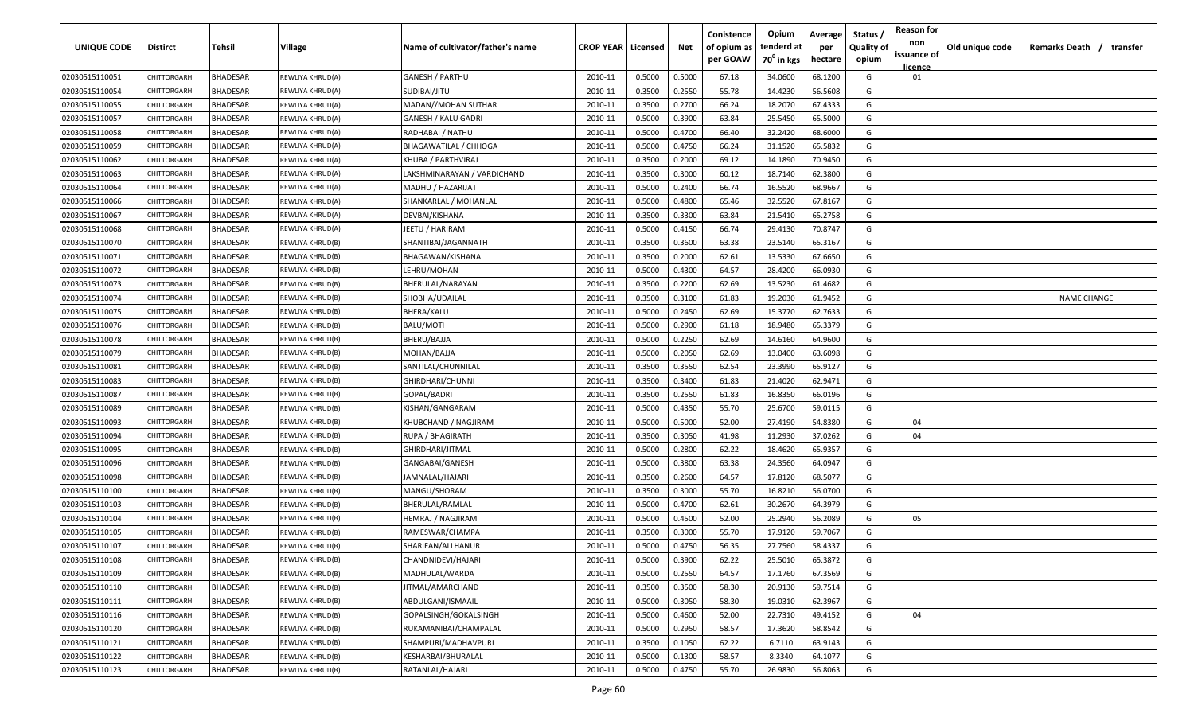| UNIQUE CODE | Distirct | Tehsil | Village | Name of cultivator/father's name | CROP YEAR | Licensed | Net | Conistence of opium as per GOAW | Opium tenderd at $70^0$ in kgs | Average per hectare | Status / Quality of opium | Reason for non issuance of licence | Old unique code | Remarks Death / transfer |
|---|---|---|---|---|---|---|---|---|---|---|---|---|---|---|
| 02030515110051 | CHITTORGARH | BHADESAR | REWLIYA KHRUD(A) | GANESH / PARTHU | 2010-11 | 0.5000 | 0.5000 | 67.18 | 34.0600 | 68.1200 | G | 01 | | |
| 02030515110054 | CHITTORGARH | BHADESAR | REWLIYA KHRUD(A) | SUDIBAI/JITU | 2010-11 | 0.3500 | 0.2550 | 55.78 | 14.4230 | 56.5608 | G | | | |
| 02030515110055 | CHITTORGARH | BHADESAR | REWLIYA KHRUD(A) | MADAN//MOHAN SUTHAR | 2010-11 | 0.3500 | 0.2700 | 66.24 | 18.2070 | 67.4333 | G | | | |
| 02030515110057 | CHITTORGARH | BHADESAR | REWLIYA KHRUD(A) | GANESH / KALU GADRI | 2010-11 | 0.5000 | 0.3900 | 63.84 | 25.5450 | 65.5000 | G | | | |
| 02030515110058 | CHITTORGARH | BHADESAR | REWLIYA KHRUD(A) | RADHABAI / NATHU | 2010-11 | 0.5000 | 0.4700 | 66.40 | 32.2420 | 68.6000 | G | | | |
| 02030515110059 | CHITTORGARH | BHADESAR | REWLIYA KHRUD(A) | BHAGAWATILAL / CHHOGA | 2010-11 | 0.5000 | 0.4750 | 66.24 | 31.1520 | 65.5832 | G | | | |
| 02030515110062 | CHITTORGARH | BHADESAR | REWLIYA KHRUD(A) | KHUBA / PARTHVIRAJ | 2010-11 | 0.3500 | 0.2000 | 69.12 | 14.1890 | 70.9450 | G | | | |
| 02030515110063 | CHITTORGARH | BHADESAR | REWLIYA KHRUD(A) | LAKSHMINARAYAN / VARDICHAND | 2010-11 | 0.3500 | 0.3000 | 60.12 | 18.7140 | 62.3800 | G | | | |
| 02030515110064 | CHITTORGARH | BHADESAR | REWLIYA KHRUD(A) | MADHU / HAZARIJAT | 2010-11 | 0.5000 | 0.2400 | 66.74 | 16.5520 | 68.9667 | G | | | |
| 02030515110066 | CHITTORGARH | BHADESAR | REWLIYA KHRUD(A) | SHANKARLAL / MOHANLAL | 2010-11 | 0.5000 | 0.4800 | 65.46 | 32.5520 | 67.8167 | G | | | |
| 02030515110067 | CHITTORGARH | BHADESAR | REWLIYA KHRUD(A) | DEVBAI/KISHANA | 2010-11 | 0.3500 | 0.3300 | 63.84 | 21.5410 | 65.2758 | G | | | |
| 02030515110068 | CHITTORGARH | BHADESAR | REWLIYA KHRUD(A) | JEETU / HARIRAM | 2010-11 | 0.5000 | 0.4150 | 66.74 | 29.4130 | 70.8747 | G | | | |
| 02030515110070 | CHITTORGARH | BHADESAR | REWLIYA KHRUD(B) | SHANTIBAI/JAGANNATH | 2010-11 | 0.3500 | 0.3600 | 63.38 | 23.5140 | 65.3167 | G | | | |
| 02030515110071 | CHITTORGARH | BHADESAR | REWLIYA KHRUD(B) | BHAGAWAN/KISHANA | 2010-11 | 0.3500 | 0.2000 | 62.61 | 13.5330 | 67.6650 | G | | | |
| 02030515110072 | CHITTORGARH | BHADESAR | REWLIYA KHRUD(B) | LEHRU/MOHAN | 2010-11 | 0.5000 | 0.4300 | 64.57 | 28.4200 | 66.0930 | G | | | |
| 02030515110073 | CHITTORGARH | BHADESAR | REWLIYA KHRUD(B) | BHERULAL/NARAYAN | 2010-11 | 0.3500 | 0.2200 | 62.69 | 13.5230 | 61.4682 | G | | | |
| 02030515110074 | CHITTORGARH | BHADESAR | REWLIYA KHRUD(B) | SHOBHA/UDAILAL | 2010-11 | 0.3500 | 0.3100 | 61.83 | 19.2030 | 61.9452 | G | | | NAME CHANGE |
| 02030515110075 | CHITTORGARH | BHADESAR | REWLIYA KHRUD(B) | BHERA/KALU | 2010-11 | 0.5000 | 0.2450 | 62.69 | 15.3770 | 62.7633 | G | | | |
| 02030515110076 | CHITTORGARH | BHADESAR | REWLIYA KHRUD(B) | BALU/MOTI | 2010-11 | 0.5000 | 0.2900 | 61.18 | 18.9480 | 65.3379 | G | | | |
| 02030515110078 | CHITTORGARH | BHADESAR | REWLIYA KHRUD(B) | BHERU/BAJJA | 2010-11 | 0.5000 | 0.2250 | 62.69 | 14.6160 | 64.9600 | G | | | |
| 02030515110079 | CHITTORGARH | BHADESAR | REWLIYA KHRUD(B) | MOHAN/BAJJA | 2010-11 | 0.5000 | 0.2050 | 62.69 | 13.0400 | 63.6098 | G | | | |
| 02030515110081 | CHITTORGARH | BHADESAR | REWLIYA KHRUD(B) | SANTILAL/CHUNNILAL | 2010-11 | 0.3500 | 0.3550 | 62.54 | 23.3990 | 65.9127 | G | | | |
| 02030515110083 | CHITTORGARH | BHADESAR | REWLIYA KHRUD(B) | GHIRDHARI/CHUNNI | 2010-11 | 0.3500 | 0.3400 | 61.83 | 21.4020 | 62.9471 | G | | | |
| 02030515110087 | CHITTORGARH | BHADESAR | REWLIYA KHRUD(B) | GOPAL/BADRI | 2010-11 | 0.3500 | 0.2550 | 61.83 | 16.8350 | 66.0196 | G | | | |
| 02030515110089 | CHITTORGARH | BHADESAR | REWLIYA KHRUD(B) | KISHAN/GANGARAM | 2010-11 | 0.5000 | 0.4350 | 55.70 | 25.6700 | 59.0115 | G | | | |
| 02030515110093 | CHITTORGARH | BHADESAR | REWLIYA KHRUD(B) | KHUBCHAND / NAGJIRAM | 2010-11 | 0.5000 | 0.5000 | 52.00 | 27.4190 | 54.8380 | G | 04 | | |
| 02030515110094 | CHITTORGARH | BHADESAR | REWLIYA KHRUD(B) | RUPA / BHAGIRATH | 2010-11 | 0.3500 | 0.3050 | 41.98 | 11.2930 | 37.0262 | G | 04 | | |
| 02030515110095 | CHITTORGARH | BHADESAR | REWLIYA KHRUD(B) | GHIRDHARI/JITMAL | 2010-11 | 0.5000 | 0.2800 | 62.22 | 18.4620 | 65.9357 | G | | | |
| 02030515110096 | CHITTORGARH | BHADESAR | REWLIYA KHRUD(B) | GANGABAI/GANESH | 2010-11 | 0.5000 | 0.3800 | 63.38 | 24.3560 | 64.0947 | G | | | |
| 02030515110098 | CHITTORGARH | BHADESAR | REWLIYA KHRUD(B) | JAMNALAL/HAJARI | 2010-11 | 0.3500 | 0.2600 | 64.57 | 17.8120 | 68.5077 | G | | | |
| 02030515110100 | CHITTORGARH | BHADESAR | REWLIYA KHRUD(B) | MANGU/SHORAM | 2010-11 | 0.3500 | 0.3000 | 55.70 | 16.8210 | 56.0700 | G | | | |
| 02030515110103 | CHITTORGARH | BHADESAR | REWLIYA KHRUD(B) | BHERULAL/RAMLAL | 2010-11 | 0.5000 | 0.4700 | 62.61 | 30.2670 | 64.3979 | G | | | |
| 02030515110104 | CHITTORGARH | BHADESAR | REWLIYA KHRUD(B) | HEMRAJ / NAGJIRAM | 2010-11 | 0.5000 | 0.4500 | 52.00 | 25.2940 | 56.2089 | G | 05 | | |
| 02030515110105 | CHITTORGARH | BHADESAR | REWLIYA KHRUD(B) | RAMESWAR/CHAMPA | 2010-11 | 0.3500 | 0.3000 | 55.70 | 17.9120 | 59.7067 | G | | | |
| 02030515110107 | CHITTORGARH | BHADESAR | REWLIYA KHRUD(B) | SHARIFAN/ALLHANUR | 2010-11 | 0.5000 | 0.4750 | 56.35 | 27.7560 | 58.4337 | G | | | |
| 02030515110108 | CHITTORGARH | BHADESAR | REWLIYA KHRUD(B) | CHANDNIDEVI/HAJARI | 2010-11 | 0.5000 | 0.3900 | 62.22 | 25.5010 | 65.3872 | G | | | |
| 02030515110109 | CHITTORGARH | BHADESAR | REWLIYA KHRUD(B) | MADHULAL/WARDA | 2010-11 | 0.5000 | 0.2550 | 64.57 | 17.1760 | 67.3569 | G | | | |
| 02030515110110 | CHITTORGARH | BHADESAR | REWLIYA KHRUD(B) | JITMAL/AMARCHAND | 2010-11 | 0.3500 | 0.3500 | 58.30 | 20.9130 | 59.7514 | G | | | |
| 02030515110111 | CHITTORGARH | BHADESAR | REWLIYA KHRUD(B) | ABDULGANI/ISMAAIL | 2010-11 | 0.5000 | 0.3050 | 58.30 | 19.0310 | 62.3967 | G | | | |
| 02030515110116 | CHITTORGARH | BHADESAR | REWLIYA KHRUD(B) | GOPALSINGH/GOKALSINGH | 2010-11 | 0.5000 | 0.4600 | 52.00 | 22.7310 | 49.4152 | G | 04 | | |
| 02030515110120 | CHITTORGARH | BHADESAR | REWLIYA KHRUD(B) | RUKAMANIBAI/CHAMPALAL | 2010-11 | 0.5000 | 0.2950 | 58.57 | 17.3620 | 58.8542 | G | | | |
| 02030515110121 | CHITTORGARH | BHADESAR | REWLIYA KHRUD(B) | SHAMPURI/MADHAVPURI | 2010-11 | 0.3500 | 0.1050 | 62.22 | 6.7110 | 63.9143 | G | | | |
| 02030515110122 | CHITTORGARH | BHADESAR | REWLIYA KHRUD(B) | KESHARBAI/BHURALAL | 2010-11 | 0.5000 | 0.1300 | 58.57 | 8.3340 | 64.1077 | G | | | |
| 02030515110123 | CHITTORGARH | BHADESAR | REWLIYA KHRUD(B) | RATANLAL/HAJARI | 2010-11 | 0.5000 | 0.4750 | 55.70 | 26.9830 | 56.8063 | G | | | |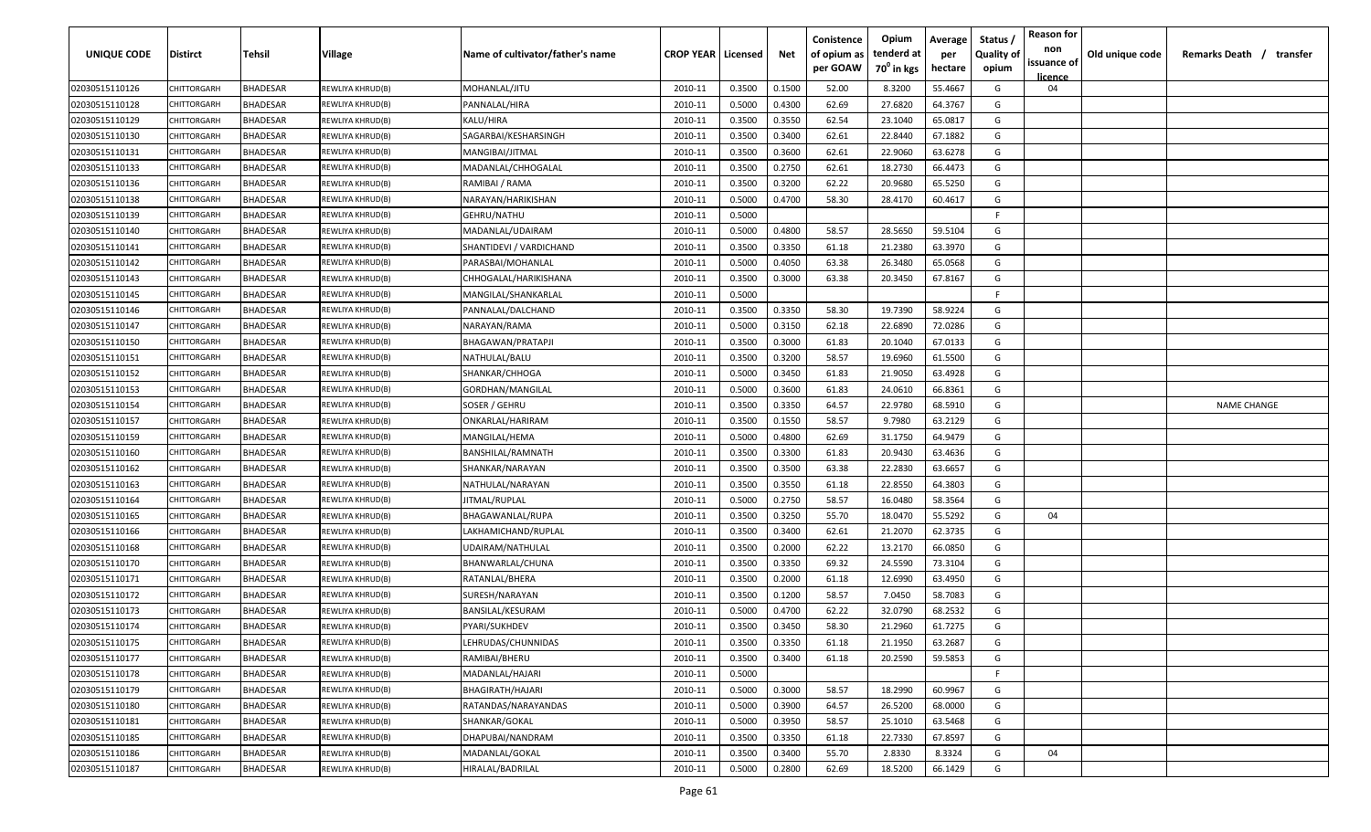| UNIQUE CODE | Distirct | Tehsil | Village | Name of cultivator/father's name | CROP YEAR | Licensed | Net | Conistence of opium as per GOAW | Opium tenderd at $70^0$ in kgs | Average per hectare | Status / Quality of opium | Reason for non issuance of licence | Old unique code | Remarks Death / transfer |
|---|---|---|---|---|---|---|---|---|---|---|---|---|---|---|
| 02030515110126 | CHITTORGARH | BHADESAR | REWLIYA KHRUD(B) | MOHANLAL/JITU | 2010-11 | 0.3500 | 0.1500 | 52.00 | 8.3200 | 55.4667 | G | 04 | | |
| 02030515110128 | CHITTORGARH | BHADESAR | REWLIYA KHRUD(B) | PANNALAL/HIRA | 2010-11 | 0.5000 | 0.4300 | 62.69 | 27.6820 | 64.3767 | G | | | |
| 02030515110129 | CHITTORGARH | BHADESAR | REWLIYA KHRUD(B) | KALU/HIRA | 2010-11 | 0.3500 | 0.3550 | 62.54 | 23.1040 | 65.0817 | G | | | |
| 02030515110130 | CHITTORGARH | BHADESAR | REWLIYA KHRUD(B) | SAGARBAI/KESHARSINGH | 2010-11 | 0.3500 | 0.3400 | 62.61 | 22.8440 | 67.1882 | G | | | |
| 02030515110131 | CHITTORGARH | BHADESAR | REWLIYA KHRUD(B) | MANGIBAI/JITMAL | 2010-11 | 0.3500 | 0.3600 | 62.61 | 22.9060 | 63.6278 | G | | | |
| 02030515110133 | CHITTORGARH | BHADESAR | REWLIYA KHRUD(B) | MADANLAL/CHHOGALAL | 2010-11 | 0.3500 | 0.2750 | 62.61 | 18.2730 | 66.4473 | G | | | |
| 02030515110136 | CHITTORGARH | BHADESAR | REWLIYA KHRUD(B) | RAMIBAI / RAMA | 2010-11 | 0.3500 | 0.3200 | 62.22 | 20.9680 | 65.5250 | G | | | |
| 02030515110138 | CHITTORGARH | BHADESAR | REWLIYA KHRUD(B) | NARAYAN/HARIKISHAN | 2010-11 | 0.5000 | 0.4700 | 58.30 | 28.4170 | 60.4617 | G | | | |
| 02030515110139 | CHITTORGARH | BHADESAR | REWLIYA KHRUD(B) | GEHRU/NATHU | 2010-11 | 0.5000 | | | | | F | | | |
| 02030515110140 | CHITTORGARH | BHADESAR | REWLIYA KHRUD(B) | MADANLAL/UDAIRAM | 2010-11 | 0.5000 | 0.4800 | 58.57 | 28.5650 | 59.5104 | G | | | |
| 02030515110141 | CHITTORGARH | BHADESAR | REWLIYA KHRUD(B) | SHANTIDEVI / VARDICHAND | 2010-11 | 0.3500 | 0.3350 | 61.18 | 21.2380 | 63.3970 | G | | | |
| 02030515110142 | CHITTORGARH | BHADESAR | REWLIYA KHRUD(B) | PARASBAI/MOHANLAL | 2010-11 | 0.5000 | 0.4050 | 63.38 | 26.3480 | 65.0568 | G | | | |
| 02030515110143 | CHITTORGARH | BHADESAR | REWLIYA KHRUD(B) | CHHOGALAL/HARIKISHANA | 2010-11 | 0.3500 | 0.3000 | 63.38 | 20.3450 | 67.8167 | G | | | |
| 02030515110145 | CHITTORGARH | BHADESAR | REWLIYA KHRUD(B) | MANGILAL/SHANKARLAL | 2010-11 | 0.5000 | | | | | F | | | |
| 02030515110146 | CHITTORGARH | BHADESAR | REWLIYA KHRUD(B) | PANNALAL/DALCHAND | 2010-11 | 0.3500 | 0.3350 | 58.30 | 19.7390 | 58.9224 | G | | | |
| 02030515110147 | CHITTORGARH | BHADESAR | REWLIYA KHRUD(B) | NARAYAN/RAMA | 2010-11 | 0.5000 | 0.3150 | 62.18 | 22.6890 | 72.0286 | G | | | |
| 02030515110150 | CHITTORGARH | BHADESAR | REWLIYA KHRUD(B) | BHAGAWAN/PRATAPJI | 2010-11 | 0.3500 | 0.3000 | 61.83 | 20.1040 | 67.0133 | G | | | |
| 02030515110151 | CHITTORGARH | BHADESAR | REWLIYA KHRUD(B) | NATHULAL/BALU | 2010-11 | 0.3500 | 0.3200 | 58.57 | 19.6960 | 61.5500 | G | | | |
| 02030515110152 | CHITTORGARH | BHADESAR | REWLIYA KHRUD(B) | SHANKAR/CHHOGA | 2010-11 | 0.5000 | 0.3450 | 61.83 | 21.9050 | 63.4928 | G | | | |
| 02030515110153 | CHITTORGARH | BHADESAR | REWLIYA KHRUD(B) | GORDHAN/MANGILAL | 2010-11 | 0.5000 | 0.3600 | 61.83 | 24.0610 | 66.8361 | G | | | |
| 02030515110154 | CHITTORGARH | BHADESAR | REWLIYA KHRUD(B) | SOSER / GEHRU | 2010-11 | 0.3500 | 0.3350 | 64.57 | 22.9780 | 68.5910 | G | | | NAME CHANGE |
| 02030515110157 | CHITTORGARH | BHADESAR | REWLIYA KHRUD(B) | ONKARLAL/HARIRAM | 2010-11 | 0.3500 | 0.1550 | 58.57 | 9.7980 | 63.2129 | G | | | |
| 02030515110159 | CHITTORGARH | BHADESAR | REWLIYA KHRUD(B) | MANGILAL/HEMA | 2010-11 | 0.5000 | 0.4800 | 62.69 | 31.1750 | 64.9479 | G | | | |
| 02030515110160 | CHITTORGARH | BHADESAR | REWLIYA KHRUD(B) | BANSHILAL/RAMNATH | 2010-11 | 0.3500 | 0.3300 | 61.83 | 20.9430 | 63.4636 | G | | | |
| 02030515110162 | CHITTORGARH | BHADESAR | REWLIYA KHRUD(B) | SHANKAR/NARAYAN | 2010-11 | 0.3500 | 0.3500 | 63.38 | 22.2830 | 63.6657 | G | | | |
| 02030515110163 | CHITTORGARH | BHADESAR | REWLIYA KHRUD(B) | NATHULAL/NARAYAN | 2010-11 | 0.3500 | 0.3550 | 61.18 | 22.8550 | 64.3803 | G | | | |
| 02030515110164 | CHITTORGARH | BHADESAR | REWLIYA KHRUD(B) | JITMAL/RUPLAL | 2010-11 | 0.5000 | 0.2750 | 58.57 | 16.0480 | 58.3564 | G | | | |
| 02030515110165 | CHITTORGARH | BHADESAR | REWLIYA KHRUD(B) | BHAGAWANLAL/RUPA | 2010-11 | 0.3500 | 0.3250 | 55.70 | 18.0470 | 55.5292 | G | 04 | | |
| 02030515110166 | CHITTORGARH | BHADESAR | REWLIYA KHRUD(B) | LAKHAMICHAND/RUPLAL | 2010-11 | 0.3500 | 0.3400 | 62.61 | 21.2070 | 62.3735 | G | | | |
| 02030515110168 | CHITTORGARH | BHADESAR | REWLIYA KHRUD(B) | UDAIRAM/NATHULAL | 2010-11 | 0.3500 | 0.2000 | 62.22 | 13.2170 | 66.0850 | G | | | |
| 02030515110170 | CHITTORGARH | BHADESAR | REWLIYA KHRUD(B) | BHANWARLAL/CHUNA | 2010-11 | 0.3500 | 0.3350 | 69.32 | 24.5590 | 73.3104 | G | | | |
| 02030515110171 | CHITTORGARH | BHADESAR | REWLIYA KHRUD(B) | RATANLAL/BHERA | 2010-11 | 0.3500 | 0.2000 | 61.18 | 12.6990 | 63.4950 | G | | | |
| 02030515110172 | CHITTORGARH | BHADESAR | REWLIYA KHRUD(B) | SURESH/NARAYAN | 2010-11 | 0.3500 | 0.1200 | 58.57 | 7.0450 | 58.7083 | G | | | |
| 02030515110173 | CHITTORGARH | BHADESAR | REWLIYA KHRUD(B) | BANSILAL/KESURAM | 2010-11 | 0.5000 | 0.4700 | 62.22 | 32.0790 | 68.2532 | G | | | |
| 02030515110174 | CHITTORGARH | BHADESAR | REWLIYA KHRUD(B) | PYARI/SUKHDEV | 2010-11 | 0.3500 | 0.3450 | 58.30 | 21.2960 | 61.7275 | G | | | |
| 02030515110175 | CHITTORGARH | BHADESAR | REWLIYA KHRUD(B) | LEHRUDAS/CHUNNIDAS | 2010-11 | 0.3500 | 0.3350 | 61.18 | 21.1950 | 63.2687 | G | | | |
| 02030515110177 | CHITTORGARH | BHADESAR | REWLIYA KHRUD(B) | RAMIBAI/BHERU | 2010-11 | 0.3500 | 0.3400 | 61.18 | 20.2590 | 59.5853 | G | | | |
| 02030515110178 | CHITTORGARH | BHADESAR | REWLIYA KHRUD(B) | MADANLAL/HAJARI | 2010-11 | 0.5000 | | | | | F | | | |
| 02030515110179 | CHITTORGARH | BHADESAR | REWLIYA KHRUD(B) | BHAGIRATH/HAJARI | 2010-11 | 0.5000 | 0.3000 | 58.57 | 18.2990 | 60.9967 | G | | | |
| 02030515110180 | CHITTORGARH | BHADESAR | REWLIYA KHRUD(B) | RATANDAS/NARAYANDAS | 2010-11 | 0.5000 | 0.3900 | 64.57 | 26.5200 | 68.0000 | G | | | |
| 02030515110181 | CHITTORGARH | BHADESAR | REWLIYA KHRUD(B) | SHANKAR/GOKAL | 2010-11 | 0.5000 | 0.3950 | 58.57 | 25.1010 | 63.5468 | G | | | |
| 02030515110185 | CHITTORGARH | BHADESAR | REWLIYA KHRUD(B) | DHAPUBAI/NANDRAM | 2010-11 | 0.3500 | 0.3350 | 61.18 | 22.7330 | 67.8597 | G | | | |
| 02030515110186 | CHITTORGARH | BHADESAR | REWLIYA KHRUD(B) | MADANLAL/GOKAL | 2010-11 | 0.3500 | 0.3400 | 55.70 | 2.8330 | 8.3324 | G | 04 | | |
| 02030515110187 | CHITTORGARH | BHADESAR | REWLIYA KHRUD(B) | HIRALAL/BADRILAL | 2010-11 | 0.5000 | 0.2800 | 62.69 | 18.5200 | 66.1429 | G | | | |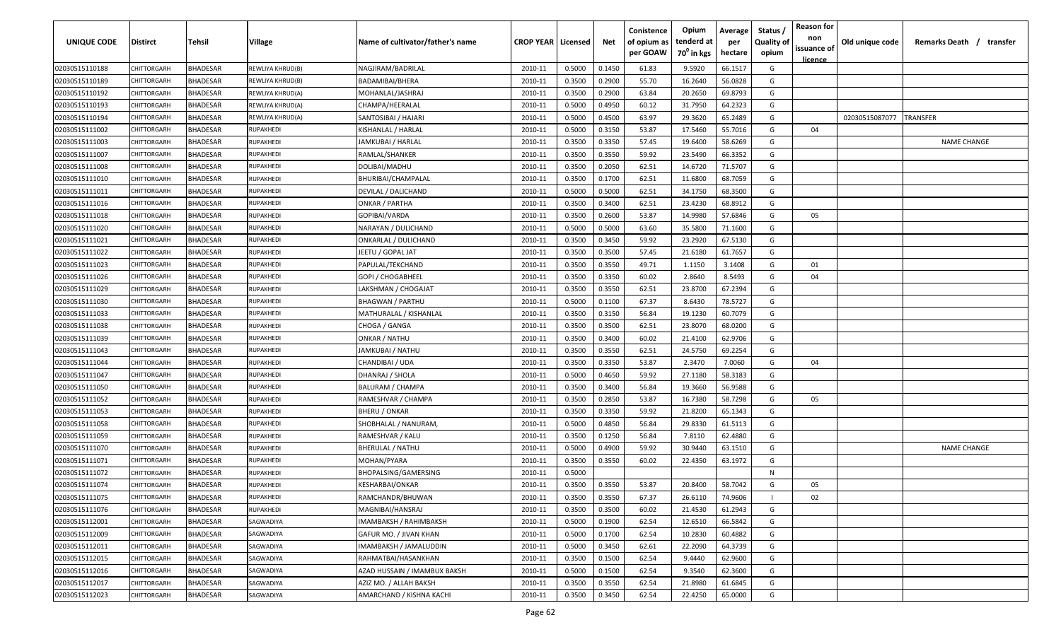| UNIQUE CODE | Distirct | Tehsil | Village | Name of cultivator/father's name | CROP YEAR | Licensed | Net | Conistence of opium as per GOAW | Opium tenderd at $70^0$ in kgs | Average per hectare | Status / Quality of opium | Reason for non issuance of licence | Old unique code | Remarks Death / transfer |
|---|---|---|---|---|---|---|---|---|---|---|---|---|---|---|
| 02030515110188 | CHITTORGARH | BHADESAR | REWLIYA KHRUD(B) | NAGJIRAM/BADRILAL | 2010-11 | 0.5000 | 0.1450 | 61.83 | 9.5920 | 66.1517 | G | | | |
| 02030515110189 | CHITTORGARH | BHADESAR | REWLIYA KHRUD(B) | BADAMIBAI/BHERA | 2010-11 | 0.3500 | 0.2900 | 55.70 | 16.2640 | 56.0828 | G | | | |
| 02030515110192 | CHITTORGARH | BHADESAR | REWLIYA KHRUD(A) | MOHANLAL/JASHRAJ | 2010-11 | 0.3500 | 0.2900 | 63.84 | 20.2650 | 69.8793 | G | | | |
| 02030515110193 | CHITTORGARH | BHADESAR | REWLIYA KHRUD(A) | CHAMPA/HEERALAL | 2010-11 | 0.5000 | 0.4950 | 60.12 | 31.7950 | 64.2323 | G | | | |
| 02030515110194 | CHITTORGARH | BHADESAR | REWLIYA KHRUD(A) | SANTOSIBAI / HAJARI | 2010-11 | 0.5000 | 0.4500 | 63.97 | 29.3620 | 65.2489 | G | | 02030515087077 | TRANSFER |
| 02030515111002 | CHITTORGARH | BHADESAR | RUPAKHEDI | KISHANLAL / HARLAL | 2010-11 | 0.5000 | 0.3150 | 53.87 | 17.5460 | 55.7016 | G | 04 | | |
| 02030515111003 | CHITTORGARH | BHADESAR | RUPAKHEDI | JAMKUBAI / HARLAL | 2010-11 | 0.3500 | 0.3350 | 57.45 | 19.6400 | 58.6269 | G | | | NAME CHANGE |
| 02030515111007 | CHITTORGARH | BHADESAR | RUPAKHEDI | RAMLAL/SHANKER | 2010-11 | 0.3500 | 0.3550 | 59.92 | 23.5490 | 66.3352 | G | | | |
| 02030515111008 | CHITTORGARH | BHADESAR | RUPAKHEDI | DOLIBAI/MADHU | 2010-11 | 0.3500 | 0.2050 | 62.51 | 14.6720 | 71.5707 | G | | | |
| 02030515111010 | CHITTORGARH | BHADESAR | RUPAKHEDI | BHURIBAI/CHAMPALAL | 2010-11 | 0.3500 | 0.1700 | 62.51 | 11.6800 | 68.7059 | G | | | |
| 02030515111011 | CHITTORGARH | BHADESAR | RUPAKHEDI | DEVILAL / DALICHAND | 2010-11 | 0.5000 | 0.5000 | 62.51 | 34.1750 | 68.3500 | G | | | |
| 02030515111016 | CHITTORGARH | BHADESAR | RUPAKHEDI | ONKAR / PARTHA | 2010-11 | 0.3500 | 0.3400 | 62.51 | 23.4230 | 68.8912 | G | | | |
| 02030515111018 | CHITTORGARH | BHADESAR | RUPAKHEDI | GOPIBAI/VARDA | 2010-11 | 0.3500 | 0.2600 | 53.87 | 14.9980 | 57.6846 | G | 05 | | |
| 02030515111020 | CHITTORGARH | BHADESAR | RUPAKHEDI | NARAYAN / DULICHAND | 2010-11 | 0.5000 | 0.5000 | 63.60 | 35.5800 | 71.1600 | G | | | |
| 02030515111021 | CHITTORGARH | BHADESAR | RUPAKHEDI | ONKARLAL / DULICHAND | 2010-11 | 0.3500 | 0.3450 | 59.92 | 23.2920 | 67.5130 | G | | | |
| 02030515111022 | CHITTORGARH | BHADESAR | RUPAKHEDI | JEETU / GOPAL JAT | 2010-11 | 0.3500 | 0.3500 | 57.45 | 21.6180 | 61.7657 | G | | | |
| 02030515111023 | CHITTORGARH | BHADESAR | RUPAKHEDI | PAPULAL/TEKCHAND | 2010-11 | 0.3500 | 0.3550 | 49.71 | 1.1150 | 3.1408 | G | 01 | | |
| 02030515111026 | CHITTORGARH | BHADESAR | RUPAKHEDI | GOPI / CHOGABHEEL | 2010-11 | 0.3500 | 0.3350 | 60.02 | 2.8640 | 8.5493 | G | 04 | | |
| 02030515111029 | CHITTORGARH | BHADESAR | RUPAKHEDI | LAKSHMAN / CHOGAJAT | 2010-11 | 0.3500 | 0.3550 | 62.51 | 23.8700 | 67.2394 | G | | | |
| 02030515111030 | CHITTORGARH | BHADESAR | RUPAKHEDI | BHAGWAN / PARTHU | 2010-11 | 0.5000 | 0.1100 | 67.37 | 8.6430 | 78.5727 | G | | | |
| 02030515111033 | CHITTORGARH | BHADESAR | RUPAKHEDI | MATHURALAL / KISHANLAL | 2010-11 | 0.3500 | 0.3150 | 56.84 | 19.1230 | 60.7079 | G | | | |
| 02030515111038 | CHITTORGARH | BHADESAR | RUPAKHEDI | CHOGA / GANGA | 2010-11 | 0.3500 | 0.3500 | 62.51 | 23.8070 | 68.0200 | G | | | |
| 02030515111039 | CHITTORGARH | BHADESAR | RUPAKHEDI | ONKAR / NATHU | 2010-11 | 0.3500 | 0.3400 | 60.02 | 21.4100 | 62.9706 | G | | | |
| 02030515111043 | CHITTORGARH | BHADESAR | RUPAKHEDI | JAMKUBAI / NATHU | 2010-11 | 0.3500 | 0.3550 | 62.51 | 24.5750 | 69.2254 | G | | | |
| 02030515111044 | CHITTORGARH | BHADESAR | RUPAKHEDI | CHANDIBAI / UDA | 2010-11 | 0.3500 | 0.3350 | 53.87 | 2.3470 | 7.0060 | G | 04 | | |
| 02030515111047 | CHITTORGARH | BHADESAR | RUPAKHEDI | DHANRAJ / SHOLA | 2010-11 | 0.5000 | 0.4650 | 59.92 | 27.1180 | 58.3183 | G | | | |
| 02030515111050 | CHITTORGARH | BHADESAR | RUPAKHEDI | BALURAM / CHAMPA | 2010-11 | 0.3500 | 0.3400 | 56.84 | 19.3660 | 56.9588 | G | | | |
| 02030515111052 | CHITTORGARH | BHADESAR | RUPAKHEDI | RAMESHVAR / CHAMPA | 2010-11 | 0.3500 | 0.2850 | 53.87 | 16.7380 | 58.7298 | G | 05 | | |
| 02030515111053 | CHITTORGARH | BHADESAR | RUPAKHEDI | BHERU / ONKAR | 2010-11 | 0.3500 | 0.3350 | 59.92 | 21.8200 | 65.1343 | G | | | |
| 02030515111058 | CHITTORGARH | BHADESAR | RUPAKHEDI | SHOBHALAL / NANURAM, | 2010-11 | 0.5000 | 0.4850 | 56.84 | 29.8330 | 61.5113 | G | | | |
| 02030515111059 | CHITTORGARH | BHADESAR | RUPAKHEDI | RAMESHVAR / KALU | 2010-11 | 0.3500 | 0.1250 | 56.84 | 7.8110 | 62.4880 | G | | | |
| 02030515111070 | CHITTORGARH | BHADESAR | RUPAKHEDI | BHERULAL / NATHU | 2010-11 | 0.5000 | 0.4900 | 59.92 | 30.9440 | 63.1510 | G | | | NAME CHANGE |
| 02030515111071 | CHITTORGARH | BHADESAR | RUPAKHEDI | MOHAN/PYARA | 2010-11 | 0.3500 | 0.3550 | 60.02 | 22.4350 | 63.1972 | G | | | |
| 02030515111072 | CHITTORGARH | BHADESAR | RUPAKHEDI | BHOPALSING/GAMERSING | 2010-11 | 0.5000 | | | | | N | | | |
| 02030515111074 | CHITTORGARH | BHADESAR | RUPAKHEDI | KESHARBAI/ONKAR | 2010-11 | 0.3500 | 0.3550 | 53.87 | 20.8400 | 58.7042 | G | 05 | | |
| 02030515111075 | CHITTORGARH | BHADESAR | RUPAKHEDI | RAMCHANDR/BHUWAN | 2010-11 | 0.3500 | 0.3550 | 67.37 | 26.6110 | 74.9606 | I | 02 | | |
| 02030515111076 | CHITTORGARH | BHADESAR | RUPAKHEDI | MAGNIBAI/HANSRAJ | 2010-11 | 0.3500 | 0.3500 | 60.02 | 21.4530 | 61.2943 | G | | | |
| 02030515112001 | CHITTORGARH | BHADESAR | SAGWADIYA | IMAMBAKSH / RAHIMBAKSH | 2010-11 | 0.5000 | 0.1900 | 62.54 | 12.6510 | 66.5842 | G | | | |
| 02030515112009 | CHITTORGARH | BHADESAR | SAGWADIYA | GAFUR MO. / JIVAN KHAN | 2010-11 | 0.5000 | 0.1700 | 62.54 | 10.2830 | 60.4882 | G | | | |
| 02030515112011 | CHITTORGARH | BHADESAR | SAGWADIYA | IMAMBAKSH / JAMALUDDIN | 2010-11 | 0.5000 | 0.3450 | 62.61 | 22.2090 | 64.3739 | G | | | |
| 02030515112015 | CHITTORGARH | BHADESAR | SAGWADIYA | RAHMATBAI/HASANKHAN | 2010-11 | 0.3500 | 0.1500 | 62.54 | 9.4440 | 62.9600 | G | | | |
| 02030515112016 | CHITTORGARH | BHADESAR | SAGWADIYA | AZAD HUSSAIN / IMAMBUX BAKSH | 2010-11 | 0.5000 | 0.1500 | 62.54 | 9.3540 | 62.3600 | G | | | |
| 02030515112017 | CHITTORGARH | BHADESAR | SAGWADIYA | AZIZ MO. / ALLAH BAKSH | 2010-11 | 0.3500 | 0.3550 | 62.54 | 21.8980 | 61.6845 | G | | | |
| 02030515112023 | CHITTORGARH | BHADESAR | SAGWADIYA | AMARCHAND / KISHNA KACHI | 2010-11 | 0.3500 | 0.3450 | 62.54 | 22.4250 | 65.0000 | G | | | |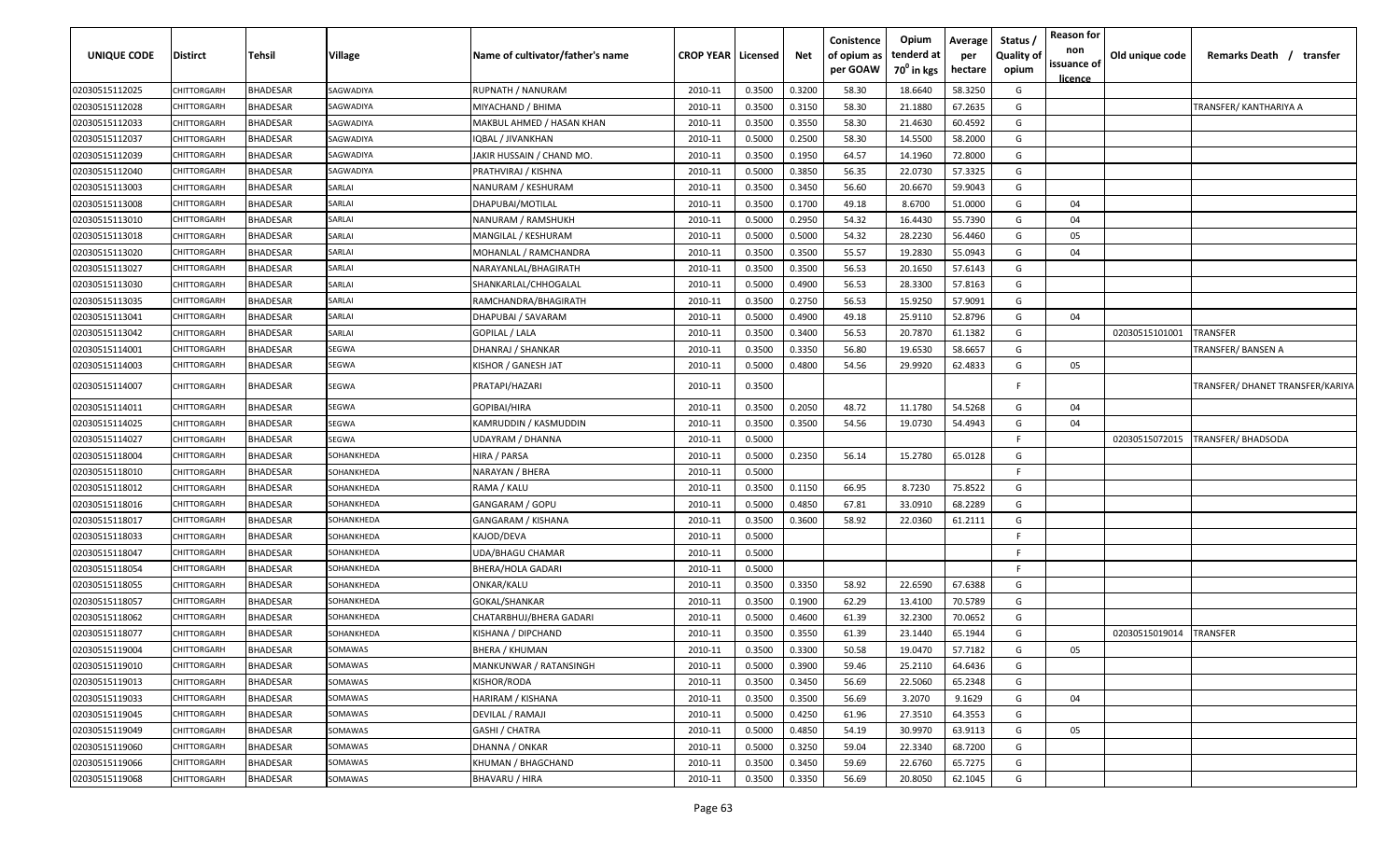| UNIQUE CODE | Distirct | Tehsil | Village | Name of cultivator/father's name | CROP YEAR | Licensed | Net | Conistence of opium as per GOAW | Opium tenderd at 70⁰ in kgs | Average per hectare | Status / Quality of opium | Reason for non issuance of licence | Old unique code | Remarks Death / transfer |
|---|---|---|---|---|---|---|---|---|---|---|---|---|---|---|
| 02030515112025 | CHITTORGARH | BHADESAR | SAGWADIYA | RUPNATH / NANURAM | 2010-11 | 0.3500 | 0.3200 | 58.30 | 18.6640 | 58.3250 | G | | | |
| 02030515112028 | CHITTORGARH | BHADESAR | SAGWADIYA | MIYACHAND / BHIMA | 2010-11 | 0.3500 | 0.3150 | 58.30 | 21.1880 | 67.2635 | G | | | TRANSFER/ KANTHARIYA A |
| 02030515112033 | CHITTORGARH | BHADESAR | SAGWADIYA | MAKBUL AHMED / HASAN KHAN | 2010-11 | 0.3500 | 0.3550 | 58.30 | 21.4630 | 60.4592 | G | | | |
| 02030515112037 | CHITTORGARH | BHADESAR | SAGWADIYA | IQBAL / JIVANKHAN | 2010-11 | 0.5000 | 0.2500 | 58.30 | 14.5500 | 58.2000 | G | | | |
| 02030515112039 | CHITTORGARH | BHADESAR | SAGWADIYA | JAKIR HUSSAIN / CHAND MO. | 2010-11 | 0.3500 | 0.1950 | 64.57 | 14.1960 | 72.8000 | G | | | |
| 02030515112040 | CHITTORGARH | BHADESAR | SAGWADIYA | PRATHVIRAJ / KISHNA | 2010-11 | 0.5000 | 0.3850 | 56.35 | 22.0730 | 57.3325 | G | | | |
| 02030515113003 | CHITTORGARH | BHADESAR | SARLAI | NANURAM / KESHURAM | 2010-11 | 0.3500 | 0.3450 | 56.60 | 20.6670 | 59.9043 | G | | | |
| 02030515113008 | CHITTORGARH | BHADESAR | SARLAI | DHAPUBAI/MOTILAL | 2010-11 | 0.3500 | 0.1700 | 49.18 | 8.6700 | 51.0000 | G | 04 | | |
| 02030515113010 | CHITTORGARH | BHADESAR | SARLAI | NANURAM / RAMSHUKH | 2010-11 | 0.5000 | 0.2950 | 54.32 | 16.4430 | 55.7390 | G | 04 | | |
| 02030515113018 | CHITTORGARH | BHADESAR | SARLAI | MANGILAL / KESHURAM | 2010-11 | 0.5000 | 0.5000 | 54.32 | 28.2230 | 56.4460 | G | 05 | | |
| 02030515113020 | CHITTORGARH | BHADESAR | SARLAI | MOHANLAL / RAMCHANDRA | 2010-11 | 0.3500 | 0.3500 | 55.57 | 19.2830 | 55.0943 | G | 04 | | |
| 02030515113027 | CHITTORGARH | BHADESAR | SARLAI | NARAYANLAL/BHAGIRATH | 2010-11 | 0.3500 | 0.3500 | 56.53 | 20.1650 | 57.6143 | G | | | |
| 02030515113030 | CHITTORGARH | BHADESAR | SARLAI | SHANKARLAL/CHHOGALAL | 2010-11 | 0.5000 | 0.4900 | 56.53 | 28.3300 | 57.8163 | G | | | |
| 02030515113035 | CHITTORGARH | BHADESAR | SARLAI | RAMCHANDRA/BHAGIRATH | 2010-11 | 0.3500 | 0.2750 | 56.53 | 15.9250 | 57.9091 | G | | | |
| 02030515113041 | CHITTORGARH | BHADESAR | SARLAI | DHAPUBAI / SAVARAM | 2010-11 | 0.5000 | 0.4900 | 49.18 | 25.9110 | 52.8796 | G | 04 | | |
| 02030515113042 | CHITTORGARH | BHADESAR | SARLAI | GOPILAL / LALA | 2010-11 | 0.3500 | 0.3400 | 56.53 | 20.7870 | 61.1382 | G | | 02030515101001 | TRANSFER |
| 02030515114001 | CHITTORGARH | BHADESAR | SEGWA | DHANRAJ / SHANKAR | 2010-11 | 0.3500 | 0.3350 | 56.80 | 19.6530 | 58.6657 | G | | | TRANSFER/ BANSEN A |
| 02030515114003 | CHITTORGARH | BHADESAR | SEGWA | KISHOR / GANESH JAT | 2010-11 | 0.5000 | 0.4800 | 54.56 | 29.9920 | 62.4833 | G | 05 | | |
| 02030515114007 | CHITTORGARH | BHADESAR | SEGWA | PRATAPI/HAZARI | 2010-11 | 0.3500 | | | | | F | | | TRANSFER/ DHANET TRANSFER/KARIYA |
| 02030515114011 | CHITTORGARH | BHADESAR | SEGWA | GOPIBAI/HIRA | 2010-11 | 0.3500 | 0.2050 | 48.72 | 11.1780 | 54.5268 | G | 04 | | |
| 02030515114025 | CHITTORGARH | BHADESAR | SEGWA | KAMRUDDIN / KASMUDDIN | 2010-11 | 0.3500 | 0.3500 | 54.56 | 19.0730 | 54.4943 | G | 04 | | |
| 02030515114027 | CHITTORGARH | BHADESAR | SEGWA | UDAYRAM / DHANNA | 2010-11 | 0.5000 | | | | | F | | 02030515072015 | TRANSFER/ BHADSODA |
| 02030515118004 | CHITTORGARH | BHADESAR | SOHANKHEDA | HIRA / PARSA | 2010-11 | 0.5000 | 0.2350 | 56.14 | 15.2780 | 65.0128 | G | | | |
| 02030515118010 | CHITTORGARH | BHADESAR | SOHANKHEDA | NARAYAN / BHERA | 2010-11 | 0.5000 | | | | | F | | | |
| 02030515118012 | CHITTORGARH | BHADESAR | SOHANKHEDA | RAMA / KALU | 2010-11 | 0.3500 | 0.1150 | 66.95 | 8.7230 | 75.8522 | G | | | |
| 02030515118016 | CHITTORGARH | BHADESAR | SOHANKHEDA | GANGARAM / GOPU | 2010-11 | 0.5000 | 0.4850 | 67.81 | 33.0910 | 68.2289 | G | | | |
| 02030515118017 | CHITTORGARH | BHADESAR | SOHANKHEDA | GANGARAM / KISHANA | 2010-11 | 0.3500 | 0.3600 | 58.92 | 22.0360 | 61.2111 | G | | | |
| 02030515118033 | CHITTORGARH | BHADESAR | SOHANKHEDA | KAJOD/DEVA | 2010-11 | 0.5000 | | | | | F | | | |
| 02030515118047 | CHITTORGARH | BHADESAR | SOHANKHEDA | UDA/BHAGU CHAMAR | 2010-11 | 0.5000 | | | | | F | | | |
| 02030515118054 | CHITTORGARH | BHADESAR | SOHANKHEDA | BHERA/HOLA GADARI | 2010-11 | 0.5000 | | | | | F | | | |
| 02030515118055 | CHITTORGARH | BHADESAR | SOHANKHEDA | ONKAR/KALU | 2010-11 | 0.3500 | 0.3350 | 58.92 | 22.6590 | 67.6388 | G | | | |
| 02030515118057 | CHITTORGARH | BHADESAR | SOHANKHEDA | GOKAL/SHANKAR | 2010-11 | 0.3500 | 0.1900 | 62.29 | 13.4100 | 70.5789 | G | | | |
| 02030515118062 | CHITTORGARH | BHADESAR | SOHANKHEDA | CHATARBHUJ/BHERA GADARI | 2010-11 | 0.5000 | 0.4600 | 61.39 | 32.2300 | 70.0652 | G | | | |
| 02030515118077 | CHITTORGARH | BHADESAR | SOHANKHEDA | KISHANA / DIPCHAND | 2010-11 | 0.3500 | 0.3550 | 61.39 | 23.1440 | 65.1944 | G | | 02030515019014 | TRANSFER |
| 02030515119004 | CHITTORGARH | BHADESAR | SOMAWAS | BHERA / KHUMAN | 2010-11 | 0.3500 | 0.3300 | 50.58 | 19.0470 | 57.7182 | G | 05 | | |
| 02030515119010 | CHITTORGARH | BHADESAR | SOMAWAS | MANKUNWAR / RATANSINGH | 2010-11 | 0.5000 | 0.3900 | 59.46 | 25.2110 | 64.6436 | G | | | |
| 02030515119013 | CHITTORGARH | BHADESAR | SOMAWAS | KISHOR/RODA | 2010-11 | 0.3500 | 0.3450 | 56.69 | 22.5060 | 65.2348 | G | | | |
| 02030515119033 | CHITTORGARH | BHADESAR | SOMAWAS | HARIRAM / KISHANA | 2010-11 | 0.3500 | 0.3500 | 56.69 | 3.2070 | 9.1629 | G | 04 | | |
| 02030515119045 | CHITTORGARH | BHADESAR | SOMAWAS | DEVILAL / RAMAJI | 2010-11 | 0.5000 | 0.4250 | 61.96 | 27.3510 | 64.3553 | G | | | |
| 02030515119049 | CHITTORGARH | BHADESAR | SOMAWAS | GASHI / CHATRA | 2010-11 | 0.5000 | 0.4850 | 54.19 | 30.9970 | 63.9113 | G | 05 | | |
| 02030515119060 | CHITTORGARH | BHADESAR | SOMAWAS | DHANNA / ONKAR | 2010-11 | 0.5000 | 0.3250 | 59.04 | 22.3340 | 68.7200 | G | | | |
| 02030515119066 | CHITTORGARH | BHADESAR | SOMAWAS | KHUMAN / BHAGCHAND | 2010-11 | 0.3500 | 0.3450 | 59.69 | 22.6760 | 65.7275 | G | | | |
| 02030515119068 | CHITTORGARH | BHADESAR | SOMAWAS | BHAVARU / HIRA | 2010-11 | 0.3500 | 0.3350 | 56.69 | 20.8050 | 62.1045 | G | | | |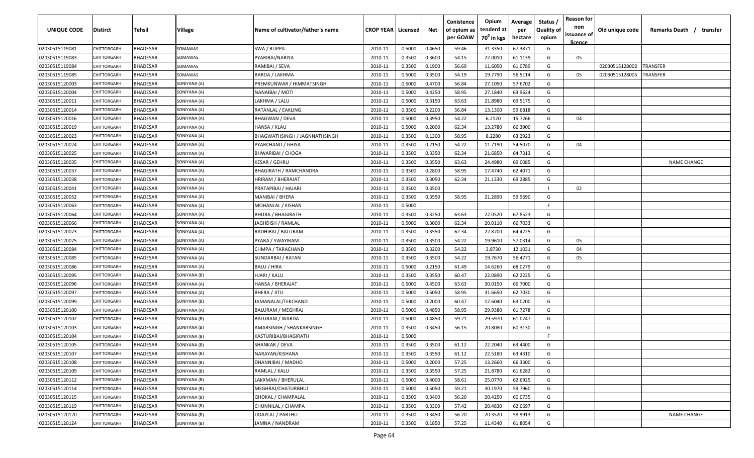| UNIQUE CODE | Distirct | Tehsil | Village | Name of cultivator/father's name | CROP YEAR | Licensed | Net | Conistence of opium as per GOAW | Opium tenderd at $70^0$ in kgs | Average per hectare | Status / Quality of opium | Reason for non issuance of licence | Old unique code | Remarks Death / transfer |
|---|---|---|---|---|---|---|---|---|---|---|---|---|---|---|
| 02030515119081 | CHITTORGARH | BHADESAR | SOMAWAS | SWA / RUPPA | 2010-11 | 0.5000 | 0.4650 | 59.46 | 31.3350 | 67.3871 | G | | | |
| 02030515119083 | CHITTORGARH | BHADESAR | SOMAWAS | PYARIBAI/NARIYA | 2010-11 | 0.3500 | 0.3600 | 54.15 | 22.0010 | 61.1139 | G | 05 | | |
| 02030515119084 | CHITTORGARH | BHADESAR | SOMAWAS | RAMIBAI / SEVA | 2010-11 | 0.3500 | 0.1900 | 56.69 | 11.6050 | 61.0789 | G | | 02030515128002 | TRANSFER |
| 02030515119085 | CHITTORGARH | BHADESAR | SOMAWAS | BARDA / LAKHMA | 2010-11 | 0.5000 | 0.3500 | 54.19 | 19.7790 | 56.5114 | G | 05 | 02030515128005 | TRANSFER |
| 02030515120003 | CHITTORGARH | BHADESAR | SONIYANA (A) | PREMKUNWAR / HIMMATSINGH | 2010-11 | 0.5000 | 0.4700 | 56.84 | 27.1050 | 57.6702 | G | | | |
| 02030515120004 | CHITTORGARH | BHADESAR | SONIYANA (A) | NANAIBAI / MOTI | 2010-11 | 0.5000 | 0.4250 | 58.95 | 27.1840 | 63.9624 | G | | | |
| 02030515120011 | CHITTORGARH | BHADESAR | SONIYANA (A) | LAKHMA / LALU | 2010-11 | 0.5000 | 0.3150 | 63.63 | 21.8980 | 69.5175 | G | | | |
| 02030515120014 | CHITTORGARH | BHADESAR | SONIYANA (A) | RATANLAL / EAKLING | 2010-11 | 0.3500 | 0.2200 | 56.84 | 13.1300 | 59.6818 | G | | | |
| 02030515120016 | CHITTORGARH | BHADESAR | SONIYANA (A) | BHAGWAN / DEVA | 2010-11 | 0.5000 | 0.3950 | 54.22 | 6.2120 | 15.7266 | G | 04 | | |
| 02030515120019 | CHITTORGARH | BHADESAR | SONIYANA (A) | HANSA / KLAU | 2010-11 | 0.5000 | 0.2000 | 62.34 | 13.2780 | 66.3900 | G | | | |
| 02030515120023 | CHITTORGARH | BHADESAR | SONIYANA (A) | BHAGWATHSINGH / JAGNNATHSINGH | 2010-11 | 0.3500 | 0.1300 | 58.95 | 8.2280 | 63.2923 | G | | | |
| 02030515120024 | CHITTORGARH | BHADESAR | SONIYANA (A) | PYARCHAND / GHISA | 2010-11 | 0.3500 | 0.2150 | 54.22 | 11.7190 | 54.5070 | G | 04 | | |
| 02030515120025 | CHITTORGARH | BHADESAR | SONIYANA (A) | BHWARIBAI / CHOGA | 2010-11 | 0.3500 | 0.3350 | 62.34 | 21.6850 | 64.7313 | G | | | |
| 02030515120035 | CHITTORGARH | BHADESAR | SONIYANA (A) | KESAR / GEHRU | 2010-11 | 0.3500 | 0.3550 | 63.63 | 24.4980 | 69.0085 | G | | | NAME CHANGE |
| 02030515120037 | CHITTORGARH | BHADESAR | SONIYANA (A) | BHAGIRATH / RAMCHANDRA | 2010-11 | 0.3500 | 0.2800 | 58.95 | 17.4740 | 62.4071 | G | | | |
| 02030515120038 | CHITTORGARH | BHADESAR | SONIYANA (A) | HRIRAM / BHERAJAT | 2010-11 | 0.3500 | 0.3050 | 62.34 | 21.1330 | 69.2885 | G | | | |
| 02030515120041 | CHITTORGARH | BHADESAR | SONIYANA (A) | PRATAPIBAI / HAJARI | 2010-11 | 0.3500 | 0.3500 | | | | I | 02 | | |
| 02030515120052 | CHITTORGARH | BHADESAR | SONIYANA (A) | MANIBAI / BHERA | 2010-11 | 0.3500 | 0.3550 | 58.95 | 21.2890 | 59.9690 | G | | | |
| 02030515120063 | CHITTORGARH | BHADESAR | SONIYANA (A) | MOHANLAL / KISHAN | 2010-11 | 0.5000 | | | | | F | | | |
| 02030515120064 | CHITTORGARH | BHADESAR | SONIYANA (A) | BHURA / BHAGIRATH | 2010-11 | 0.3500 | 0.3250 | 63.63 | 22.0520 | 67.8523 | G | | | |
| 02030515120066 | CHITTORGARH | BHADESAR | SONIYANA (A) | JAGHDISH / RAMLAL | 2010-11 | 0.5000 | 0.3000 | 62.34 | 20.0110 | 66.7033 | G | | | |
| 02030515120073 | CHITTORGARH | BHADESAR | SONIYANA (A) | RADHIBAI / BALURAM | 2010-11 | 0.3500 | 0.3550 | 62.34 | 22.8700 | 64.4225 | G | | | |
| 02030515120075 | CHITTORGARH | BHADESAR | SONIYANA (A) | PYARA / SWAYIRAM | 2010-11 | 0.3500 | 0.3500 | 54.22 | 19.9610 | 57.0314 | G | 05 | | |
| 02030515120084 | CHITTORGARH | BHADESAR | SONIYANA (A) | CHMPA / TARACHAND | 2010-11 | 0.3500 | 0.3200 | 54.22 | 3.8730 | 12.1031 | G | 04 | | |
| 02030515120085 | CHITTORGARH | BHADESAR | SONIYANA (A) | SUNDARBAI / RATAN | 2010-11 | 0.3500 | 0.3500 | 54.22 | 19.7670 | 56.4771 | G | 05 | | |
| 02030515120086 | CHITTORGARH | BHADESAR | SONIYANA (A) | BALU / HIRA | 2010-11 | 0.5000 | 0.2150 | 61.49 | 14.6260 | 68.0279 | G | | | |
| 02030515120095 | CHITTORGARH | BHADESAR | SONIYANA (B) | HJARI / KALU | 2010-11 | 0.3500 | 0.3550 | 60.47 | 22.0890 | 62.2225 | G | | | |
| 02030515120096 | CHITTORGARH | BHADESAR | SONIYANA (A) | HANSA / BHERAJAT | 2010-11 | 0.5000 | 0.4500 | 63.63 | 30.0150 | 66.7000 | G | | | |
| 02030515120097 | CHITTORGARH | BHADESAR | SONIYANA (A) | BHERA / JITU | 2010-11 | 0.5000 | 0.5050 | 58.95 | 31.6650 | 62.7030 | G | | | |
| 02030515120099 | CHITTORGARH | BHADESAR | SONIYANA (B) | JAMANALAL/TEKCHAND | 2010-11 | 0.5000 | 0.2000 | 60.47 | 12.6040 | 63.0200 | G | | | |
| 02030515120100 | CHITTORGARH | BHADESAR | SONIYANA (A) | BALURAM / MEGHRAJ | 2010-11 | 0.5000 | 0.4850 | 58.95 | 29.9380 | 61.7278 | G | | | |
| 02030515120102 | CHITTORGARH | BHADESAR | SONIYANA (B) | BALURAM / WARDA | 2010-11 | 0.5000 | 0.4850 | 59.21 | 29.5970 | 61.0247 | G | | | |
| 02030515120103 | CHITTORGARH | BHADESAR | SONIYANA (B) | AMARSINGH / SHANKARSINGH | 2010-11 | 0.3500 | 0.3450 | 56.15 | 20.8080 | 60.3130 | G | | | |
| 02030515120104 | CHITTORGARH | BHADESAR | SONIYANA (B) | KASTURIBAI/BHAGIRATH | 2010-11 | 0.5000 | | | | | F | | | |
| 02030515120105 | CHITTORGARH | BHADESAR | SONIYANA (B) | SHANKAR / DEVA | 2010-11 | 0.3500 | 0.3500 | 61.12 | 22.2040 | 63.4400 | G | | | |
| 02030515120107 | CHITTORGARH | BHADESAR | SONIYANA (B) | NARAYAN/KISHANA | 2010-11 | 0.3500 | 0.3550 | 61.12 | 22.5180 | 63.4310 | G | | | |
| 02030515120108 | CHITTORGARH | BHADESAR | SONIYANA (B) | DHANNIBAI / MADHO | 2010-11 | 0.5000 | 0.2000 | 57.25 | 13.2660 | 66.3300 | G | | | |
| 02030515120109 | CHITTORGARH | BHADESAR | SONIYANA (B) | RAMLAL / KALU | 2010-11 | 0.3500 | 0.3550 | 57.25 | 21.8780 | 61.6282 | G | | | |
| 02030515120112 | CHITTORGARH | BHADESAR | SONIYANA (B) | LAKXMAN / BHERULAL | 2010-11 | 0.5000 | 0.4000 | 58.61 | 25.0770 | 62.6925 | G | | | |
| 02030515120114 | CHITTORGARH | BHADESAR | SONIYANA (B) | MEGHRAJ/CHATURBHUJ | 2010-11 | 0.5000 | 0.5050 | 59.21 | 30.1970 | 59.7960 | G | | | |
| 02030515120115 | CHITTORGARH | BHADESAR | SONIYANA (B) | GHOKAL / CHAMPALAL | 2010-11 | 0.3500 | 0.3400 | 56.20 | 20.4250 | 60.0735 | G | | | |
| 02030515120119 | CHITTORGARH | BHADESAR | SONIYANA (B) | CHUNNILAL / CHAMPA | 2010-11 | 0.3500 | 0.3300 | 57.42 | 20.4830 | 62.0697 | G | | | |
| 02030515120120 | CHITTORGARH | BHADESAR | SONIYANA (B) | UDAYLAL / PARTHU | 2010-11 | 0.3500 | 0.3450 | 56.20 | 20.3520 | 58.9913 | G | | | NAME CHANGE |
| 02030515120124 | CHITTORGARH | BHADESAR | SONIYANA (B) | JAMNA / NANDRAM | 2010-11 | 0.3500 | 0.1850 | 57.25 | 11.4340 | 61.8054 | G | | | |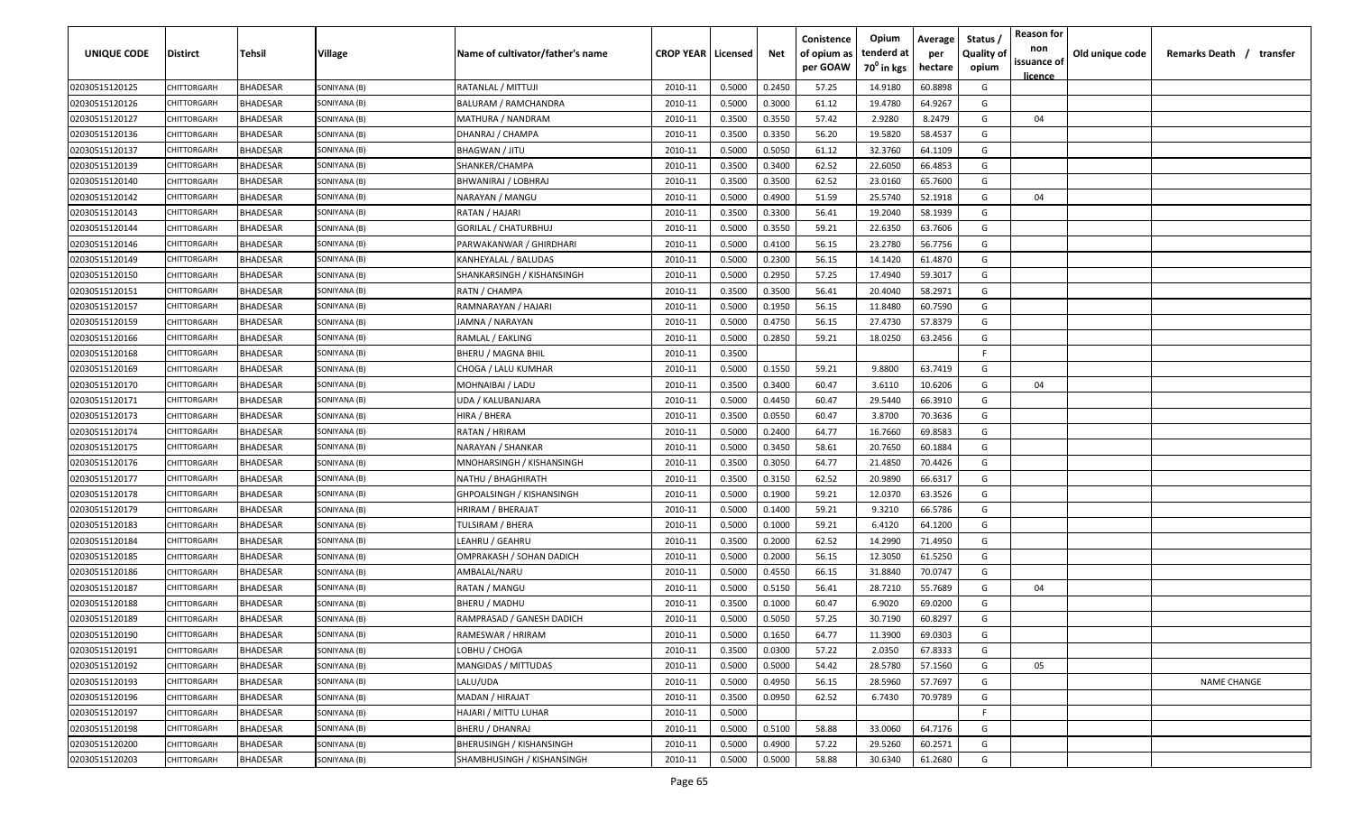| UNIQUE CODE | Distirct | Tehsil | Village | Name of cultivator/father's name | CROP YEAR | Licensed | Net | Conistence of opium as per GOAW | Opium tenderd at 70⁰ in kgs | Average per hectare | Status / Quality of opium | Reason for non issuance of licence | Old unique code | Remarks Death / transfer |
|---|---|---|---|---|---|---|---|---|---|---|---|---|---|---|
| 02030515120125 | CHITTORGARH | BHADESAR | SONIYANA (B) | RATANLAL / MITTUJI | 2010-11 | 0.5000 | 0.2450 | 57.25 | 14.9180 | 60.8898 | G | | | |
| 02030515120126 | CHITTORGARH | BHADESAR | SONIYANA (B) | BALURAM / RAMCHANDRA | 2010-11 | 0.5000 | 0.3000 | 61.12 | 19.4780 | 64.9267 | G | | | |
| 02030515120127 | CHITTORGARH | BHADESAR | SONIYANA (B) | MATHURA / NANDRAM | 2010-11 | 0.3500 | 0.3550 | 57.42 | 2.9280 | 8.2479 | G | 04 | | |
| 02030515120136 | CHITTORGARH | BHADESAR | SONIYANA (B) | DHANRAJ / CHAMPA | 2010-11 | 0.3500 | 0.3350 | 56.20 | 19.5820 | 58.4537 | G | | | |
| 02030515120137 | CHITTORGARH | BHADESAR | SONIYANA (B) | BHAGWAN / JITU | 2010-11 | 0.5000 | 0.5050 | 61.12 | 32.3760 | 64.1109 | G | | | |
| 02030515120139 | CHITTORGARH | BHADESAR | SONIYANA (B) | SHANKER/CHAMPA | 2010-11 | 0.3500 | 0.3400 | 62.52 | 22.6050 | 66.4853 | G | | | |
| 02030515120140 | CHITTORGARH | BHADESAR | SONIYANA (B) | BHWANIRAJ / LOBHRAJ | 2010-11 | 0.3500 | 0.3500 | 62.52 | 23.0160 | 65.7600 | G | | | |
| 02030515120142 | CHITTORGARH | BHADESAR | SONIYANA (B) | NARAYAN / MANGU | 2010-11 | 0.5000 | 0.4900 | 51.59 | 25.5740 | 52.1918 | G | 04 | | |
| 02030515120143 | CHITTORGARH | BHADESAR | SONIYANA (B) | RATAN / HAJARI | 2010-11 | 0.3500 | 0.3300 | 56.41 | 19.2040 | 58.1939 | G | | | |
| 02030515120144 | CHITTORGARH | BHADESAR | SONIYANA (B) | GORILAL / CHATURBHUJ | 2010-11 | 0.5000 | 0.3550 | 59.21 | 22.6350 | 63.7606 | G | | | |
| 02030515120146 | CHITTORGARH | BHADESAR | SONIYANA (B) | PARWAKANWAR / GHIRDHARI | 2010-11 | 0.5000 | 0.4100 | 56.15 | 23.2780 | 56.7756 | G | | | |
| 02030515120149 | CHITTORGARH | BHADESAR | SONIYANA (B) | KANHEYALAL / BALUDAS | 2010-11 | 0.5000 | 0.2300 | 56.15 | 14.1420 | 61.4870 | G | | | |
| 02030515120150 | CHITTORGARH | BHADESAR | SONIYANA (B) | SHANKARSINGH / KISHANSINGH | 2010-11 | 0.5000 | 0.2950 | 57.25 | 17.4940 | 59.3017 | G | | | |
| 02030515120151 | CHITTORGARH | BHADESAR | SONIYANA (B) | RATN / CHAMPA | 2010-11 | 0.3500 | 0.3500 | 56.41 | 20.4040 | 58.2971 | G | | | |
| 02030515120157 | CHITTORGARH | BHADESAR | SONIYANA (B) | RAMNARAYAN / HAJARI | 2010-11 | 0.5000 | 0.1950 | 56.15 | 11.8480 | 60.7590 | G | | | |
| 02030515120159 | CHITTORGARH | BHADESAR | SONIYANA (B) | JAMNA / NARAYAN | 2010-11 | 0.5000 | 0.4750 | 56.15 | 27.4730 | 57.8379 | G | | | |
| 02030515120166 | CHITTORGARH | BHADESAR | SONIYANA (B) | RAMLAL / EAKLING | 2010-11 | 0.5000 | 0.2850 | 59.21 | 18.0250 | 63.2456 | G | | | |
| 02030515120168 | CHITTORGARH | BHADESAR | SONIYANA (B) | BHERU / MAGNA BHIL | 2010-11 | 0.3500 | | | | | F | | | |
| 02030515120169 | CHITTORGARH | BHADESAR | SONIYANA (B) | CHOGA / LALU KUMHAR | 2010-11 | 0.5000 | 0.1550 | 59.21 | 9.8800 | 63.7419 | G | | | |
| 02030515120170 | CHITTORGARH | BHADESAR | SONIYANA (B) | MOHNAIBAI / LADU | 2010-11 | 0.3500 | 0.3400 | 60.47 | 3.6110 | 10.6206 | G | 04 | | |
| 02030515120171 | CHITTORGARH | BHADESAR | SONIYANA (B) | UDA / KALUBANJARA | 2010-11 | 0.5000 | 0.4450 | 60.47 | 29.5440 | 66.3910 | G | | | |
| 02030515120173 | CHITTORGARH | BHADESAR | SONIYANA (B) | HIRA / BHERA | 2010-11 | 0.3500 | 0.0550 | 60.47 | 3.8700 | 70.3636 | G | | | |
| 02030515120174 | CHITTORGARH | BHADESAR | SONIYANA (B) | RATAN / HRIRAM | 2010-11 | 0.5000 | 0.2400 | 64.77 | 16.7660 | 69.8583 | G | | | |
| 02030515120175 | CHITTORGARH | BHADESAR | SONIYANA (B) | NARAYAN / SHANKAR | 2010-11 | 0.5000 | 0.3450 | 58.61 | 20.7650 | 60.1884 | G | | | |
| 02030515120176 | CHITTORGARH | BHADESAR | SONIYANA (B) | MNOHARSINGH / KISHANSINGH | 2010-11 | 0.3500 | 0.3050 | 64.77 | 21.4850 | 70.4426 | G | | | |
| 02030515120177 | CHITTORGARH | BHADESAR | SONIYANA (B) | NATHU / BHAGHIRATH | 2010-11 | 0.3500 | 0.3150 | 62.52 | 20.9890 | 66.6317 | G | | | |
| 02030515120178 | CHITTORGARH | BHADESAR | SONIYANA (B) | GHPOALSINGH / KISHANSINGH | 2010-11 | 0.5000 | 0.1900 | 59.21 | 12.0370 | 63.3526 | G | | | |
| 02030515120179 | CHITTORGARH | BHADESAR | SONIYANA (B) | HRIRAM / BHERAJAT | 2010-11 | 0.5000 | 0.1400 | 59.21 | 9.3210 | 66.5786 | G | | | |
| 02030515120183 | CHITTORGARH | BHADESAR | SONIYANA (B) | TULSIRAM / BHERA | 2010-11 | 0.5000 | 0.1000 | 59.21 | 6.4120 | 64.1200 | G | | | |
| 02030515120184 | CHITTORGARH | BHADESAR | SONIYANA (B) | LEAHRU / GEAHRU | 2010-11 | 0.3500 | 0.2000 | 62.52 | 14.2990 | 71.4950 | G | | | |
| 02030515120185 | CHITTORGARH | BHADESAR | SONIYANA (B) | OMPRAKASH / SOHAN DADICH | 2010-11 | 0.5000 | 0.2000 | 56.15 | 12.3050 | 61.5250 | G | | | |
| 02030515120186 | CHITTORGARH | BHADESAR | SONIYANA (B) | AMBALAL/NARU | 2010-11 | 0.5000 | 0.4550 | 66.15 | 31.8840 | 70.0747 | G | | | |
| 02030515120187 | CHITTORGARH | BHADESAR | SONIYANA (B) | RATAN / MANGU | 2010-11 | 0.5000 | 0.5150 | 56.41 | 28.7210 | 55.7689 | G | 04 | | |
| 02030515120188 | CHITTORGARH | BHADESAR | SONIYANA (B) | BHERU / MADHU | 2010-11 | 0.3500 | 0.1000 | 60.47 | 6.9020 | 69.0200 | G | | | |
| 02030515120189 | CHITTORGARH | BHADESAR | SONIYANA (B) | RAMPRASAD / GANESH DADICH | 2010-11 | 0.5000 | 0.5050 | 57.25 | 30.7190 | 60.8297 | G | | | |
| 02030515120190 | CHITTORGARH | BHADESAR | SONIYANA (B) | RAMESWAR / HRIRAM | 2010-11 | 0.5000 | 0.1650 | 64.77 | 11.3900 | 69.0303 | G | | | |
| 02030515120191 | CHITTORGARH | BHADESAR | SONIYANA (B) | LOBHU / CHOGA | 2010-11 | 0.3500 | 0.0300 | 57.22 | 2.0350 | 67.8333 | G | | | |
| 02030515120192 | CHITTORGARH | BHADESAR | SONIYANA (B) | MANGIDAS / MITTUDAS | 2010-11 | 0.5000 | 0.5000 | 54.42 | 28.5780 | 57.1560 | G | 05 | | |
| 02030515120193 | CHITTORGARH | BHADESAR | SONIYANA (B) | LALU/UDA | 2010-11 | 0.5000 | 0.4950 | 56.15 | 28.5960 | 57.7697 | G | | | NAME CHANGE |
| 02030515120196 | CHITTORGARH | BHADESAR | SONIYANA (B) | MADAN / HIRAJAT | 2010-11 | 0.3500 | 0.0950 | 62.52 | 6.7430 | 70.9789 | G | | | |
| 02030515120197 | CHITTORGARH | BHADESAR | SONIYANA (B) | HAJARI / MITTU LUHAR | 2010-11 | 0.5000 | | | | | F | | | |
| 02030515120198 | CHITTORGARH | BHADESAR | SONIYANA (B) | BHERU / DHANRAJ | 2010-11 | 0.5000 | 0.5100 | 58.88 | 33.0060 | 64.7176 | G | | | |
| 02030515120200 | CHITTORGARH | BHADESAR | SONIYANA (B) | BHERUSINGH / KISHANSINGH | 2010-11 | 0.5000 | 0.4900 | 57.22 | 29.5260 | 60.2571 | G | | | |
| 02030515120203 | CHITTORGARH | BHADESAR | SONIYANA (B) | SHAMBHUSINGH / KISHANSINGH | 2010-11 | 0.5000 | 0.5000 | 58.88 | 30.6340 | 61.2680 | G | | | |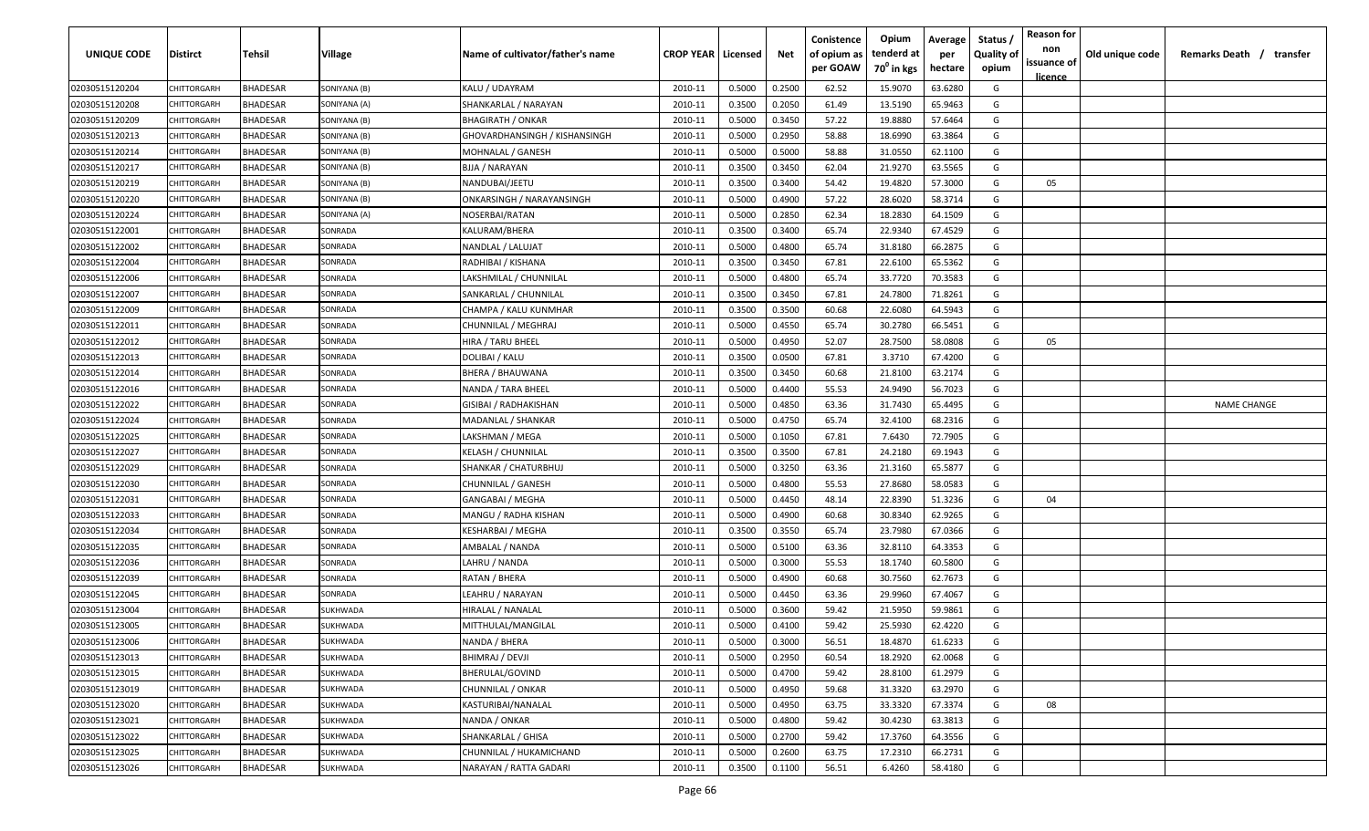| UNIQUE CODE | Distirct | Tehsil | Village | Name of cultivator/father's name | CROP YEAR | Licensed | Net | Conistence of opium as per GOAW | Opium tenderd at $70^0$ in kgs | Average per hectare | Status / Quality of opium | Reason for non issuance of licence | Old unique code | Remarks Death / transfer |
|---|---|---|---|---|---|---|---|---|---|---|---|---|---|---|
| 02030515120204 | CHITTORGARH | BHADESAR | SONIYANA (B) | KALU / UDAYRAM | 2010-11 | 0.5000 | 0.2500 | 62.52 | 15.9070 | 63.6280 | G | | | |
| 02030515120208 | CHITTORGARH | BHADESAR | SONIYANA (A) | SHANKARLAL / NARAYAN | 2010-11 | 0.3500 | 0.2050 | 61.49 | 13.5190 | 65.9463 | G | | | |
| 02030515120209 | CHITTORGARH | BHADESAR | SONIYANA (B) | BHAGIRATH / ONKAR | 2010-11 | 0.5000 | 0.3450 | 57.22 | 19.8880 | 57.6464 | G | | | |
| 02030515120213 | CHITTORGARH | BHADESAR | SONIYANA (B) | GHOVARDHANSINGH / KISHANSINGH | 2010-11 | 0.5000 | 0.2950 | 58.88 | 18.6990 | 63.3864 | G | | | |
| 02030515120214 | CHITTORGARH | BHADESAR | SONIYANA (B) | MOHNALAL / GANESH | 2010-11 | 0.5000 | 0.5000 | 58.88 | 31.0550 | 62.1100 | G | | | |
| 02030515120217 | CHITTORGARH | BHADESAR | SONIYANA (B) | BJJA / NARAYAN | 2010-11 | 0.3500 | 0.3450 | 62.04 | 21.9270 | 63.5565 | G | | | |
| 02030515120219 | CHITTORGARH | BHADESAR | SONIYANA (B) | NANDUBAI/JEETU | 2010-11 | 0.3500 | 0.3400 | 54.42 | 19.4820 | 57.3000 | G | 05 | | |
| 02030515120220 | CHITTORGARH | BHADESAR | SONIYANA (B) | ONKARSINGH / NARAYANSINGH | 2010-11 | 0.5000 | 0.4900 | 57.22 | 28.6020 | 58.3714 | G | | | |
| 02030515120224 | CHITTORGARH | BHADESAR | SONIYANA (A) | NOSERBAI/RATAN | 2010-11 | 0.5000 | 0.2850 | 62.34 | 18.2830 | 64.1509 | G | | | |
| 02030515122001 | CHITTORGARH | BHADESAR | SONRADA | KALURAM/BHERA | 2010-11 | 0.3500 | 0.3400 | 65.74 | 22.9340 | 67.4529 | G | | | |
| 02030515122002 | CHITTORGARH | BHADESAR | SONRADA | NANDLAL / LALUJAT | 2010-11 | 0.5000 | 0.4800 | 65.74 | 31.8180 | 66.2875 | G | | | |
| 02030515122004 | CHITTORGARH | BHADESAR | SONRADA | RADHIBAI / KISHANA | 2010-11 | 0.3500 | 0.3450 | 67.81 | 22.6100 | 65.5362 | G | | | |
| 02030515122006 | CHITTORGARH | BHADESAR | SONRADA | LAKSHMILAL / CHUNNILAL | 2010-11 | 0.5000 | 0.4800 | 65.74 | 33.7720 | 70.3583 | G | | | |
| 02030515122007 | CHITTORGARH | BHADESAR | SONRADA | SANKARLAL / CHUNNILAL | 2010-11 | 0.3500 | 0.3450 | 67.81 | 24.7800 | 71.8261 | G | | | |
| 02030515122009 | CHITTORGARH | BHADESAR | SONRADA | CHAMPA / KALU KUNMHAR | 2010-11 | 0.3500 | 0.3500 | 60.68 | 22.6080 | 64.5943 | G | | | |
| 02030515122011 | CHITTORGARH | BHADESAR | SONRADA | CHUNNILAL / MEGHRAJ | 2010-11 | 0.5000 | 0.4550 | 65.74 | 30.2780 | 66.5451 | G | | | |
| 02030515122012 | CHITTORGARH | BHADESAR | SONRADA | HIRA / TARU BHEEL | 2010-11 | 0.5000 | 0.4950 | 52.07 | 28.7500 | 58.0808 | G | 05 | | |
| 02030515122013 | CHITTORGARH | BHADESAR | SONRADA | DOLIBAI / KALU | 2010-11 | 0.3500 | 0.0500 | 67.81 | 3.3710 | 67.4200 | G | | | |
| 02030515122014 | CHITTORGARH | BHADESAR | SONRADA | BHERA / BHAUWANA | 2010-11 | 0.3500 | 0.3450 | 60.68 | 21.8100 | 63.2174 | G | | | |
| 02030515122016 | CHITTORGARH | BHADESAR | SONRADA | NANDA / TARA BHEEL | 2010-11 | 0.5000 | 0.4400 | 55.53 | 24.9490 | 56.7023 | G | | | |
| 02030515122022 | CHITTORGARH | BHADESAR | SONRADA | GISIBAI / RADHAKISHAN | 2010-11 | 0.5000 | 0.4850 | 63.36 | 31.7430 | 65.4495 | G | | | NAME CHANGE |
| 02030515122024 | CHITTORGARH | BHADESAR | SONRADA | MADANLAL / SHANKAR | 2010-11 | 0.5000 | 0.4750 | 65.74 | 32.4100 | 68.2316 | G | | | |
| 02030515122025 | CHITTORGARH | BHADESAR | SONRADA | LAKSHMAN / MEGA | 2010-11 | 0.5000 | 0.1050 | 67.81 | 7.6430 | 72.7905 | G | | | |
| 02030515122027 | CHITTORGARH | BHADESAR | SONRADA | KELASH / CHUNNILAL | 2010-11 | 0.3500 | 0.3500 | 67.81 | 24.2180 | 69.1943 | G | | | |
| 02030515122029 | CHITTORGARH | BHADESAR | SONRADA | SHANKAR / CHATURBHUJ | 2010-11 | 0.5000 | 0.3250 | 63.36 | 21.3160 | 65.5877 | G | | | |
| 02030515122030 | CHITTORGARH | BHADESAR | SONRADA | CHUNNILAL / GANESH | 2010-11 | 0.5000 | 0.4800 | 55.53 | 27.8680 | 58.0583 | G | | | |
| 02030515122031 | CHITTORGARH | BHADESAR | SONRADA | GANGABAI / MEGHA | 2010-11 | 0.5000 | 0.4450 | 48.14 | 22.8390 | 51.3236 | G | 04 | | |
| 02030515122033 | CHITTORGARH | BHADESAR | SONRADA | MANGU / RADHA KISHAN | 2010-11 | 0.5000 | 0.4900 | 60.68 | 30.8340 | 62.9265 | G | | | |
| 02030515122034 | CHITTORGARH | BHADESAR | SONRADA | KESHARBAI / MEGHA | 2010-11 | 0.3500 | 0.3550 | 65.74 | 23.7980 | 67.0366 | G | | | |
| 02030515122035 | CHITTORGARH | BHADESAR | SONRADA | AMBALAL / NANDA | 2010-11 | 0.5000 | 0.5100 | 63.36 | 32.8110 | 64.3353 | G | | | |
| 02030515122036 | CHITTORGARH | BHADESAR | SONRADA | LAHRU / NANDA | 2010-11 | 0.5000 | 0.3000 | 55.53 | 18.1740 | 60.5800 | G | | | |
| 02030515122039 | CHITTORGARH | BHADESAR | SONRADA | RATAN / BHERA | 2010-11 | 0.5000 | 0.4900 | 60.68 | 30.7560 | 62.7673 | G | | | |
| 02030515122045 | CHITTORGARH | BHADESAR | SONRADA | LEAHRU / NARAYAN | 2010-11 | 0.5000 | 0.4450 | 63.36 | 29.9960 | 67.4067 | G | | | |
| 02030515123004 | CHITTORGARH | BHADESAR | SUKHWADA | HIRALAL / NANALAL | 2010-11 | 0.5000 | 0.3600 | 59.42 | 21.5950 | 59.9861 | G | | | |
| 02030515123005 | CHITTORGARH | BHADESAR | SUKHWADA | MITTHULAL/MANGILAL | 2010-11 | 0.5000 | 0.4100 | 59.42 | 25.5930 | 62.4220 | G | | | |
| 02030515123006 | CHITTORGARH | BHADESAR | SUKHWADA | NANDA / BHERA | 2010-11 | 0.5000 | 0.3000 | 56.51 | 18.4870 | 61.6233 | G | | | |
| 02030515123013 | CHITTORGARH | BHADESAR | SUKHWADA | BHIMRAJ / DEVJI | 2010-11 | 0.5000 | 0.2950 | 60.54 | 18.2920 | 62.0068 | G | | | |
| 02030515123015 | CHITTORGARH | BHADESAR | SUKHWADA | BHERULAL/GOVIND | 2010-11 | 0.5000 | 0.4700 | 59.42 | 28.8100 | 61.2979 | G | | | |
| 02030515123019 | CHITTORGARH | BHADESAR | SUKHWADA | CHUNNILAL / ONKAR | 2010-11 | 0.5000 | 0.4950 | 59.68 | 31.3320 | 63.2970 | G | | | |
| 02030515123020 | CHITTORGARH | BHADESAR | SUKHWADA | KASTURIBAI/NANALAL | 2010-11 | 0.5000 | 0.4950 | 63.75 | 33.3320 | 67.3374 | G | 08 | | |
| 02030515123021 | CHITTORGARH | BHADESAR | SUKHWADA | NANDA / ONKAR | 2010-11 | 0.5000 | 0.4800 | 59.42 | 30.4230 | 63.3813 | G | | | |
| 02030515123022 | CHITTORGARH | BHADESAR | SUKHWADA | SHANKARLAL / GHISA | 2010-11 | 0.5000 | 0.2700 | 59.42 | 17.3760 | 64.3556 | G | | | |
| 02030515123025 | CHITTORGARH | BHADESAR | SUKHWADA | CHUNNILAL / HUKAMICHAND | 2010-11 | 0.5000 | 0.2600 | 63.75 | 17.2310 | 66.2731 | G | | | |
| 02030515123026 | CHITTORGARH | BHADESAR | SUKHWADA | NARAYAN / RATTA GADARI | 2010-11 | 0.3500 | 0.1100 | 56.51 | 6.4260 | 58.4180 | G | | | |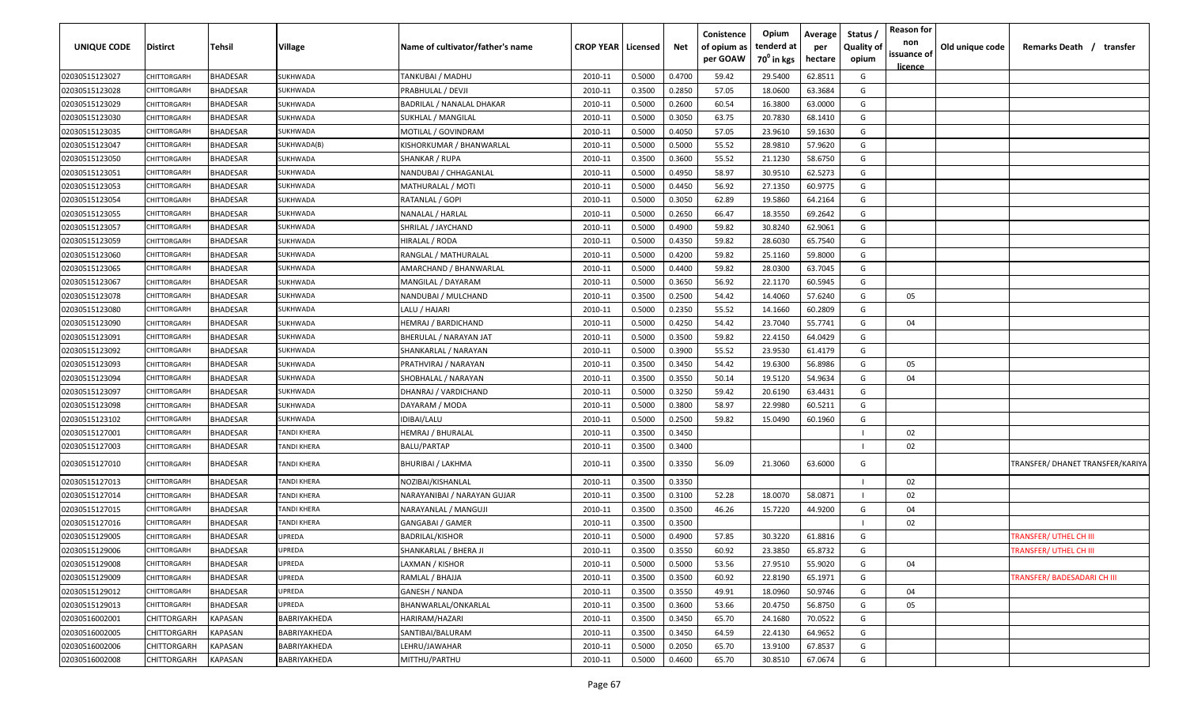| UNIQUE CODE | Distirct | Tehsil | Village | Name of cultivator/father's name | CROP YEAR | Licensed | Net | Conistence of opium as per GOAW | Opium tenderd at 70⁰ in kgs | Average per hectare | Status / Quality of opium | Reason for non issuance of licence | Old unique code | Remarks Death / transfer |
|---|---|---|---|---|---|---|---|---|---|---|---|---|---|---|
| 02030515123027 | CHITTORGARH | BHADESAR | SUKHWADA | TANKUBAI / MADHU | 2010-11 | 0.5000 | 0.4700 | 59.42 | 29.5400 | 62.8511 | G | | | |
| 02030515123028 | CHITTORGARH | BHADESAR | SUKHWADA | PRABHULAL / DEVJI | 2010-11 | 0.3500 | 0.2850 | 57.05 | 18.0600 | 63.3684 | G | | | |
| 02030515123029 | CHITTORGARH | BHADESAR | SUKHWADA | BADRILAL / NANALAL DHAKAR | 2010-11 | 0.5000 | 0.2600 | 60.54 | 16.3800 | 63.0000 | G | | | |
| 02030515123030 | CHITTORGARH | BHADESAR | SUKHWADA | SUKHLAL / MANGILAL | 2010-11 | 0.5000 | 0.3050 | 63.75 | 20.7830 | 68.1410 | G | | | |
| 02030515123035 | CHITTORGARH | BHADESAR | SUKHWADA | MOTILAL / GOVINDRAM | 2010-11 | 0.5000 | 0.4050 | 57.05 | 23.9610 | 59.1630 | G | | | |
| 02030515123047 | CHITTORGARH | BHADESAR | SUKHWADA(B) | KISHORKUMAR / BHANWARLAL | 2010-11 | 0.5000 | 0.5000 | 55.52 | 28.9810 | 57.9620 | G | | | |
| 02030515123050 | CHITTORGARH | BHADESAR | SUKHWADA | SHANKAR / RUPA | 2010-11 | 0.3500 | 0.3600 | 55.52 | 21.1230 | 58.6750 | G | | | |
| 02030515123051 | CHITTORGARH | BHADESAR | SUKHWADA | NANDUBAI / CHHAGANLAL | 2010-11 | 0.5000 | 0.4950 | 58.97 | 30.9510 | 62.5273 | G | | | |
| 02030515123053 | CHITTORGARH | BHADESAR | SUKHWADA | MATHURALAL / MOTI | 2010-11 | 0.5000 | 0.4450 | 56.92 | 27.1350 | 60.9775 | G | | | |
| 02030515123054 | CHITTORGARH | BHADESAR | SUKHWADA | RATANLAL / GOPI | 2010-11 | 0.5000 | 0.3050 | 62.89 | 19.5860 | 64.2164 | G | | | |
| 02030515123055 | CHITTORGARH | BHADESAR | SUKHWADA | NANALAL / HARLAL | 2010-11 | 0.5000 | 0.2650 | 66.47 | 18.3550 | 69.2642 | G | | | |
| 02030515123057 | CHITTORGARH | BHADESAR | SUKHWADA | SHRILAL / JAYCHAND | 2010-11 | 0.5000 | 0.4900 | 59.82 | 30.8240 | 62.9061 | G | | | |
| 02030515123059 | CHITTORGARH | BHADESAR | SUKHWADA | HIRALAL / RODA | 2010-11 | 0.5000 | 0.4350 | 59.82 | 28.6030 | 65.7540 | G | | | |
| 02030515123060 | CHITTORGARH | BHADESAR | SUKHWADA | RANGLAL / MATHURALAL | 2010-11 | 0.5000 | 0.4200 | 59.82 | 25.1160 | 59.8000 | G | | | |
| 02030515123065 | CHITTORGARH | BHADESAR | SUKHWADA | AMARCHAND / BHANWARLAL | 2010-11 | 0.5000 | 0.4400 | 59.82 | 28.0300 | 63.7045 | G | | | |
| 02030515123067 | CHITTORGARH | BHADESAR | SUKHWADA | MANGILAL / DAYARAM | 2010-11 | 0.5000 | 0.3650 | 56.92 | 22.1170 | 60.5945 | G | | | |
| 02030515123078 | CHITTORGARH | BHADESAR | SUKHWADA | NANDUBAI / MULCHAND | 2010-11 | 0.3500 | 0.2500 | 54.42 | 14.4060 | 57.6240 | G | 05 | | |
| 02030515123080 | CHITTORGARH | BHADESAR | SUKHWADA | LALU / HAJARI | 2010-11 | 0.5000 | 0.2350 | 55.52 | 14.1660 | 60.2809 | G | | | |
| 02030515123090 | CHITTORGARH | BHADESAR | SUKHWADA | HEMRAJ / BARDICHAND | 2010-11 | 0.5000 | 0.4250 | 54.42 | 23.7040 | 55.7741 | G | 04 | | |
| 02030515123091 | CHITTORGARH | BHADESAR | SUKHWADA | BHERULAL / NARAYAN JAT | 2010-11 | 0.5000 | 0.3500 | 59.82 | 22.4150 | 64.0429 | G | | | |
| 02030515123092 | CHITTORGARH | BHADESAR | SUKHWADA | SHANKARLAL / NARAYAN | 2010-11 | 0.5000 | 0.3900 | 55.52 | 23.9530 | 61.4179 | G | | | |
| 02030515123093 | CHITTORGARH | BHADESAR | SUKHWADA | PRATHVIRAJ / NARAYAN | 2010-11 | 0.3500 | 0.3450 | 54.42 | 19.6300 | 56.8986 | G | 05 | | |
| 02030515123094 | CHITTORGARH | BHADESAR | SUKHWADA | SHOBHALAL / NARAYAN | 2010-11 | 0.3500 | 0.3550 | 50.14 | 19.5120 | 54.9634 | G | 04 | | |
| 02030515123097 | CHITTORGARH | BHADESAR | SUKHWADA | DHANRAJ / VARDICHAND | 2010-11 | 0.5000 | 0.3250 | 59.42 | 20.6190 | 63.4431 | G | | | |
| 02030515123098 | CHITTORGARH | BHADESAR | SUKHWADA | DAYARAM / MODA | 2010-11 | 0.5000 | 0.3800 | 58.97 | 22.9980 | 60.5211 | G | | | |
| 02030515123102 | CHITTORGARH | BHADESAR | SUKHWADA | IDIBAI/LALU | 2010-11 | 0.5000 | 0.2500 | 59.82 | 15.0490 | 60.1960 | G | | | |
| 02030515127001 | CHITTORGARH | BHADESAR | TANDI KHERA | HEMRAJ / BHURALAL | 2010-11 | 0.3500 | 0.3450 | | | | I | 02 | | |
| 02030515127003 | CHITTORGARH | BHADESAR | TANDI KHERA | BALU/PARTAP | 2010-11 | 0.3500 | 0.3400 | | | | I | 02 | | |
| 02030515127010 | CHITTORGARH | BHADESAR | TANDI KHERA | BHURIBAI / LAKHMA | 2010-11 | 0.3500 | 0.3350 | 56.09 | 21.3060 | 63.6000 | G | | | TRANSFER/ DHANET TRANSFER/KARIYA |
| 02030515127013 | CHITTORGARH | BHADESAR | TANDI KHERA | NOZIBAI/KISHANLAL | 2010-11 | 0.3500 | 0.3350 | | | | I | 02 | | |
| 02030515127014 | CHITTORGARH | BHADESAR | TANDI KHERA | NARAYANIBAI / NARAYAN GUJAR | 2010-11 | 0.3500 | 0.3100 | 52.28 | 18.0070 | 58.0871 | I | 02 | | |
| 02030515127015 | CHITTORGARH | BHADESAR | TANDI KHERA | NARAYANLAL / MANGUJI | 2010-11 | 0.3500 | 0.3500 | 46.26 | 15.7220 | 44.9200 | G | 04 | | |
| 02030515127016 | CHITTORGARH | BHADESAR | TANDI KHERA | GANGABAI / GAMER | 2010-11 | 0.3500 | 0.3500 | | | | I | 02 | | |
| 02030515129005 | CHITTORGARH | BHADESAR | UPREDA | BADRILAL/KISHOR | 2010-11 | 0.5000 | 0.4900 | 57.85 | 30.3220 | 61.8816 | G | | | TRANSFER/ UTHEL CH III |
| 02030515129006 | CHITTORGARH | BHADESAR | UPREDA | SHANKARLAL / BHERA JI | 2010-11 | 0.3500 | 0.3550 | 60.92 | 23.3850 | 65.8732 | G | | | TRANSFER/ UTHEL CH III |
| 02030515129008 | CHITTORGARH | BHADESAR | UPREDA | LAXMAN / KISHOR | 2010-11 | 0.5000 | 0.5000 | 53.56 | 27.9510 | 55.9020 | G | 04 | | |
| 02030515129009 | CHITTORGARH | BHADESAR | UPREDA | RAMLAL / BHAJJA | 2010-11 | 0.3500 | 0.3500 | 60.92 | 22.8190 | 65.1971 | G | | | TRANSFER/ BADESADARI CH III |
| 02030515129012 | CHITTORGARH | BHADESAR | UPREDA | GANESH / NANDA | 2010-11 | 0.3500 | 0.3550 | 49.91 | 18.0960 | 50.9746 | G | 04 | | |
| 02030515129013 | CHITTORGARH | BHADESAR | UPREDA | BHANWARLAL/ONKARLAL | 2010-11 | 0.3500 | 0.3600 | 53.66 | 20.4750 | 56.8750 | G | 05 | | |
| 02030516002001 | CHITTORGARH | KAPASAN | BABRIYAKHEDA | HARIRAM/HAZARI | 2010-11 | 0.3500 | 0.3450 | 65.70 | 24.1680 | 70.0522 | G | | | |
| 02030516002005 | CHITTORGARH | KAPASAN | BABRIYAKHEDA | SANTIBAI/BALURAM | 2010-11 | 0.3500 | 0.3450 | 64.59 | 22.4130 | 64.9652 | G | | | |
| 02030516002006 | CHITTORGARH | KAPASAN | BABRIYAKHEDA | LEHRU/JAWAHAR | 2010-11 | 0.5000 | 0.2050 | 65.70 | 13.9100 | 67.8537 | G | | | |
| 02030516002008 | CHITTORGARH | KAPASAN | BABRIYAKHEDA | MITTHU/PARTHU | 2010-11 | 0.5000 | 0.4600 | 65.70 | 30.8510 | 67.0674 | G | | | |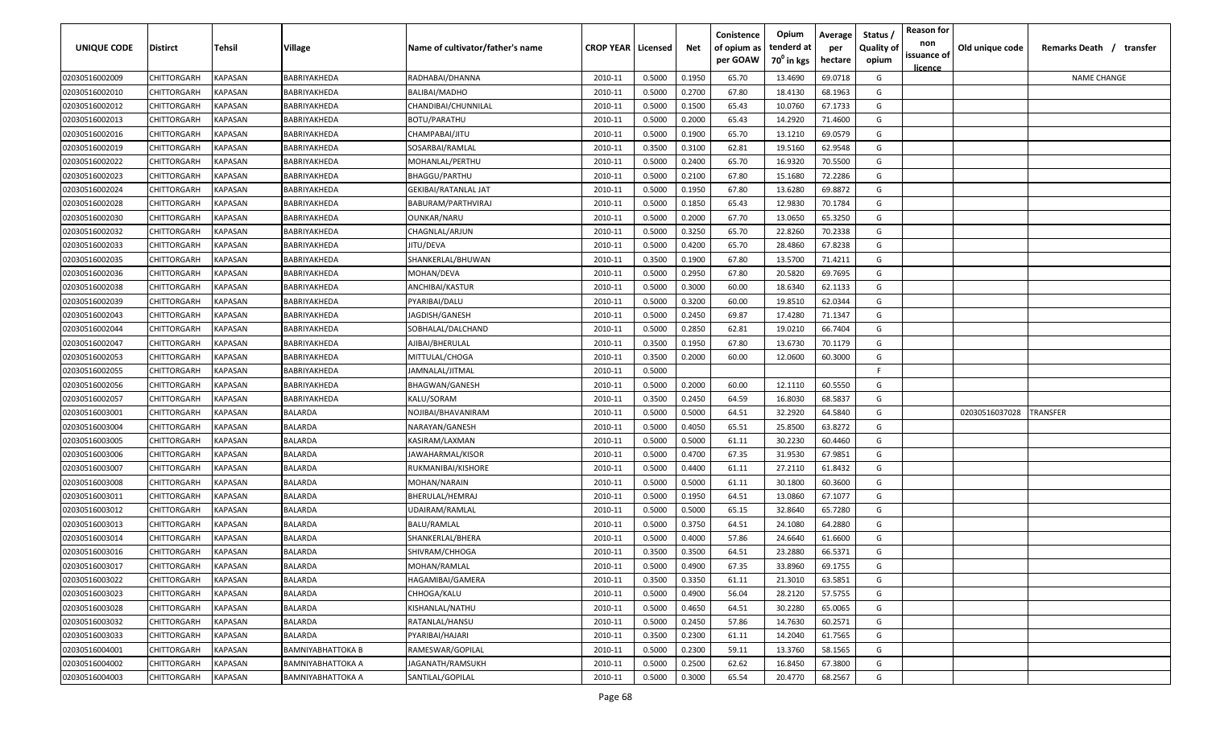| UNIQUE CODE | Distirct | Tehsil | Village | Name of cultivator/father's name | CROP YEAR | Licensed | Net | Conistence of opium as per GOAW | Opium tenderd at 70° in kgs | Average per hectare | Status / Quality of opium | Reason for non issuance of licence | Old unique code | Remarks Death / transfer |
|---|---|---|---|---|---|---|---|---|---|---|---|---|---|---|
| 02030516002009 | CHITTORGARH | KAPASAN | BABRIYAKHEDA | RADHABAI/DHANNA | 2010-11 | 0.5000 | 0.1950 | 65.70 | 13.4690 | 69.0718 | G | | | NAME CHANGE |
| 02030516002010 | CHITTORGARH | KAPASAN | BABRIYAKHEDA | BALIBAI/MADHO | 2010-11 | 0.5000 | 0.2700 | 67.80 | 18.4130 | 68.1963 | G | | | |
| 02030516002012 | CHITTORGARH | KAPASAN | BABRIYAKHEDA | CHANDIBAI/CHUNNILAL | 2010-11 | 0.5000 | 0.1500 | 65.43 | 10.0760 | 67.1733 | G | | | |
| 02030516002013 | CHITTORGARH | KAPASAN | BABRIYAKHEDA | BOTU/PARATHU | 2010-11 | 0.5000 | 0.2000 | 65.43 | 14.2920 | 71.4600 | G | | | |
| 02030516002016 | CHITTORGARH | KAPASAN | BABRIYAKHEDA | CHAMPABAI/JITU | 2010-11 | 0.5000 | 0.1900 | 65.70 | 13.1210 | 69.0579 | G | | | |
| 02030516002019 | CHITTORGARH | KAPASAN | BABRIYAKHEDA | SOSARBAI/RAMLAL | 2010-11 | 0.3500 | 0.3100 | 62.81 | 19.5160 | 62.9548 | G | | | |
| 02030516002022 | CHITTORGARH | KAPASAN | BABRIYAKHEDA | MOHANLAL/PERTHU | 2010-11 | 0.5000 | 0.2400 | 65.70 | 16.9320 | 70.5500 | G | | | |
| 02030516002023 | CHITTORGARH | KAPASAN | BABRIYAKHEDA | BHAGGU/PARTHU | 2010-11 | 0.5000 | 0.2100 | 67.80 | 15.1680 | 72.2286 | G | | | |
| 02030516002024 | CHITTORGARH | KAPASAN | BABRIYAKHEDA | GEKIBAI/RATANLAL JAT | 2010-11 | 0.5000 | 0.1950 | 67.80 | 13.6280 | 69.8872 | G | | | |
| 02030516002028 | CHITTORGARH | KAPASAN | BABRIYAKHEDA | BABURAM/PARTHVIRAJ | 2010-11 | 0.5000 | 0.1850 | 65.43 | 12.9830 | 70.1784 | G | | | |
| 02030516002030 | CHITTORGARH | KAPASAN | BABRIYAKHEDA | OUNKAR/NARU | 2010-11 | 0.5000 | 0.2000 | 67.70 | 13.0650 | 65.3250 | G | | | |
| 02030516002032 | CHITTORGARH | KAPASAN | BABRIYAKHEDA | CHAGNLAL/ARJUN | 2010-11 | 0.5000 | 0.3250 | 65.70 | 22.8260 | 70.2338 | G | | | |
| 02030516002033 | CHITTORGARH | KAPASAN | BABRIYAKHEDA | JITU/DEVA | 2010-11 | 0.5000 | 0.4200 | 65.70 | 28.4860 | 67.8238 | G | | | |
| 02030516002035 | CHITTORGARH | KAPASAN | BABRIYAKHEDA | SHANKERLAL/BHUWAN | 2010-11 | 0.3500 | 0.1900 | 67.80 | 13.5700 | 71.4211 | G | | | |
| 02030516002036 | CHITTORGARH | KAPASAN | BABRIYAKHEDA | MOHAN/DEVA | 2010-11 | 0.5000 | 0.2950 | 67.80 | 20.5820 | 69.7695 | G | | | |
| 02030516002038 | CHITTORGARH | KAPASAN | BABRIYAKHEDA | ANCHIBAI/KASTUR | 2010-11 | 0.5000 | 0.3000 | 60.00 | 18.6340 | 62.1133 | G | | | |
| 02030516002039 | CHITTORGARH | KAPASAN | BABRIYAKHEDA | PYARIBAI/DALU | 2010-11 | 0.5000 | 0.3200 | 60.00 | 19.8510 | 62.0344 | G | | | |
| 02030516002043 | CHITTORGARH | KAPASAN | BABRIYAKHEDA | JAGDISH/GANESH | 2010-11 | 0.5000 | 0.2450 | 69.87 | 17.4280 | 71.1347 | G | | | |
| 02030516002044 | CHITTORGARH | KAPASAN | BABRIYAKHEDA | SOBHALAL/DALCHAND | 2010-11 | 0.5000 | 0.2850 | 62.81 | 19.0210 | 66.7404 | G | | | |
| 02030516002047 | CHITTORGARH | KAPASAN | BABRIYAKHEDA | AJIBAI/BHERULAL | 2010-11 | 0.3500 | 0.1950 | 67.80 | 13.6730 | 70.1179 | G | | | |
| 02030516002053 | CHITTORGARH | KAPASAN | BABRIYAKHEDA | MITTULAL/CHOGA | 2010-11 | 0.3500 | 0.2000 | 60.00 | 12.0600 | 60.3000 | G | | | |
| 02030516002055 | CHITTORGARH | KAPASAN | BABRIYAKHEDA | JAMNALAL/JITMAL | 2010-11 | 0.5000 | | | | | F | | | |
| 02030516002056 | CHITTORGARH | KAPASAN | BABRIYAKHEDA | BHAGWAN/GANESH | 2010-11 | 0.5000 | 0.2000 | 60.00 | 12.1110 | 60.5550 | G | | | |
| 02030516002057 | CHITTORGARH | KAPASAN | BABRIYAKHEDA | KALU/SORAM | 2010-11 | 0.3500 | 0.2450 | 64.59 | 16.8030 | 68.5837 | G | | | |
| 02030516003001 | CHITTORGARH | KAPASAN | BALARDA | NOJIBAI/BHAVANIRAM | 2010-11 | 0.5000 | 0.5000 | 64.51 | 32.2920 | 64.5840 | G | | 02030516037028 | TRANSFER |
| 02030516003004 | CHITTORGARH | KAPASAN | BALARDA | NARAYAN/GANESH | 2010-11 | 0.5000 | 0.4050 | 65.51 | 25.8500 | 63.8272 | G | | | |
| 02030516003005 | CHITTORGARH | KAPASAN | BALARDA | KASIRAM/LAXMAN | 2010-11 | 0.5000 | 0.5000 | 61.11 | 30.2230 | 60.4460 | G | | | |
| 02030516003006 | CHITTORGARH | KAPASAN | BALARDA | JAWAHARMAL/KISOR | 2010-11 | 0.5000 | 0.4700 | 67.35 | 31.9530 | 67.9851 | G | | | |
| 02030516003007 | CHITTORGARH | KAPASAN | BALARDA | RUKMANIBAI/KISHORE | 2010-11 | 0.5000 | 0.4400 | 61.11 | 27.2110 | 61.8432 | G | | | |
| 02030516003008 | CHITTORGARH | KAPASAN | BALARDA | MOHAN/NARAIN | 2010-11 | 0.5000 | 0.5000 | 61.11 | 30.1800 | 60.3600 | G | | | |
| 02030516003011 | CHITTORGARH | KAPASAN | BALARDA | BHERULAL/HEMRAJ | 2010-11 | 0.5000 | 0.1950 | 64.51 | 13.0860 | 67.1077 | G | | | |
| 02030516003012 | CHITTORGARH | KAPASAN | BALARDA | UDAIRAM/RAMLAL | 2010-11 | 0.5000 | 0.5000 | 65.15 | 32.8640 | 65.7280 | G | | | |
| 02030516003013 | CHITTORGARH | KAPASAN | BALARDA | BALU/RAMLAL | 2010-11 | 0.5000 | 0.3750 | 64.51 | 24.1080 | 64.2880 | G | | | |
| 02030516003014 | CHITTORGARH | KAPASAN | BALARDA | SHANKERLAL/BHERA | 2010-11 | 0.5000 | 0.4000 | 57.86 | 24.6640 | 61.6600 | G | | | |
| 02030516003016 | CHITTORGARH | KAPASAN | BALARDA | SHIVRAM/CHHOGA | 2010-11 | 0.3500 | 0.3500 | 64.51 | 23.2880 | 66.5371 | G | | | |
| 02030516003017 | CHITTORGARH | KAPASAN | BALARDA | MOHAN/RAMLAL | 2010-11 | 0.5000 | 0.4900 | 67.35 | 33.8960 | 69.1755 | G | | | |
| 02030516003022 | CHITTORGARH | KAPASAN | BALARDA | HAGAMIBAI/GAMERA | 2010-11 | 0.3500 | 0.3350 | 61.11 | 21.3010 | 63.5851 | G | | | |
| 02030516003023 | CHITTORGARH | KAPASAN | BALARDA | CHHOGA/KALU | 2010-11 | 0.5000 | 0.4900 | 56.04 | 28.2120 | 57.5755 | G | | | |
| 02030516003028 | CHITTORGARH | KAPASAN | BALARDA | KISHANLAL/NATHU | 2010-11 | 0.5000 | 0.4650 | 64.51 | 30.2280 | 65.0065 | G | | | |
| 02030516003032 | CHITTORGARH | KAPASAN | BALARDA | RATANLAL/HANSU | 2010-11 | 0.5000 | 0.2450 | 57.86 | 14.7630 | 60.2571 | G | | | |
| 02030516003033 | CHITTORGARH | KAPASAN | BALARDA | PYARIBAI/HAJARI | 2010-11 | 0.3500 | 0.2300 | 61.11 | 14.2040 | 61.7565 | G | | | |
| 02030516004001 | CHITTORGARH | KAPASAN | BAMNIYABHATTOKA B | RAMESWAR/GOPILAL | 2010-11 | 0.5000 | 0.2300 | 59.11 | 13.3760 | 58.1565 | G | | | |
| 02030516004002 | CHITTORGARH | KAPASAN | BAMNIYABHATTOKA A | JAGANATH/RAMSUKH | 2010-11 | 0.5000 | 0.2500 | 62.62 | 16.8450 | 67.3800 | G | | | |
| 02030516004003 | CHITTORGARH | KAPASAN | BAMNIYABHATTOKA A | SANTILAL/GOPILAL | 2010-11 | 0.5000 | 0.3000 | 65.54 | 20.4770 | 68.2567 | G | | | |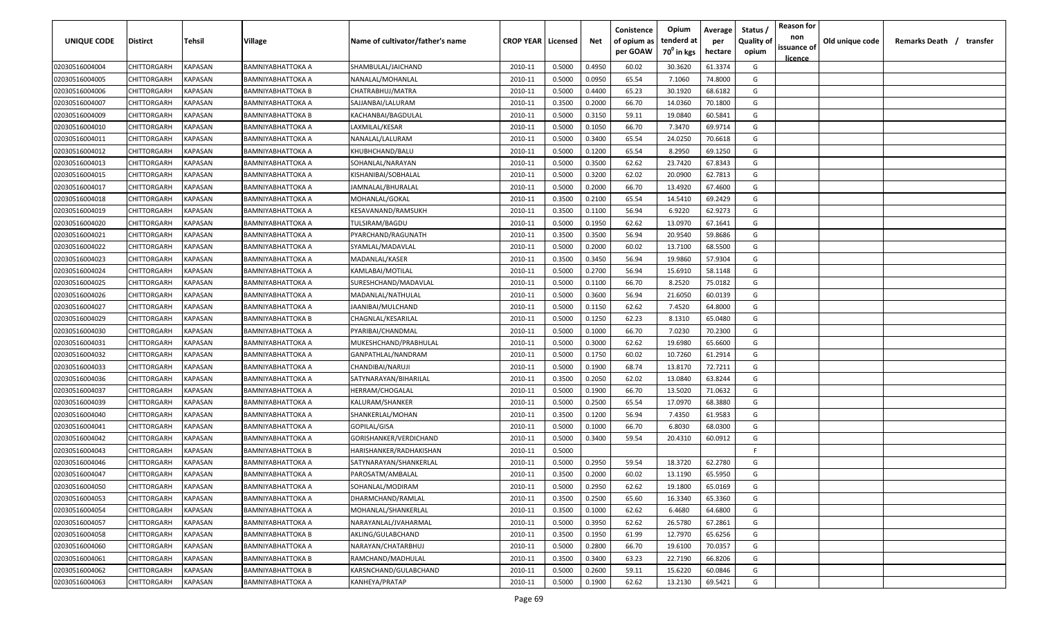| UNIQUE CODE | Distirct | Tehsil | Village | Name of cultivator/father's name | CROP YEAR | Licensed | Net | Conistence of opium as per GOAW | Opium tenderd at 70° in kgs | Average per hectare | Status / Quality of opium | Reason for non issuance of licence | Old unique code | Remarks Death / transfer |
|---|---|---|---|---|---|---|---|---|---|---|---|---|---|---|
| 02030516004004 | CHITTORGARH | KAPASAN | BAMNIYABHATTOKA A | SHAMBULAL/JAICHAND | 2010-11 | 0.5000 | 0.4950 | 60.02 | 30.3620 | 61.3374 | G | | | |
| 02030516004005 | CHITTORGARH | KAPASAN | BAMNIYABHATTOKA A | NANALAL/MOHANLAL | 2010-11 | 0.5000 | 0.0950 | 65.54 | 7.1060 | 74.8000 | G | | | |
| 02030516004006 | CHITTORGARH | KAPASAN | BAMNIYABHATTOKA B | CHATRABHUJ/MATRA | 2010-11 | 0.5000 | 0.4400 | 65.23 | 30.1920 | 68.6182 | G | | | |
| 02030516004007 | CHITTORGARH | KAPASAN | BAMNIYABHATTOKA A | SAJJANBAI/LALURAM | 2010-11 | 0.3500 | 0.2000 | 66.70 | 14.0360 | 70.1800 | G | | | |
| 02030516004009 | CHITTORGARH | KAPASAN | BAMNIYABHATTOKA B | KACHANBAI/BAGDULAL | 2010-11 | 0.5000 | 0.3150 | 59.11 | 19.0840 | 60.5841 | G | | | |
| 02030516004010 | CHITTORGARH | KAPASAN | BAMNIYABHATTOKA A | LAXMILAL/KESAR | 2010-11 | 0.5000 | 0.1050 | 66.70 | 7.3470 | 69.9714 | G | | | |
| 02030516004011 | CHITTORGARH | KAPASAN | BAMNIYABHATTOKA A | NANALAL/LALURAM | 2010-11 | 0.5000 | 0.3400 | 65.54 | 24.0250 | 70.6618 | G | | | |
| 02030516004012 | CHITTORGARH | KAPASAN | BAMNIYABHATTOKA A | KHUBHCHAND/BALU | 2010-11 | 0.5000 | 0.1200 | 65.54 | 8.2950 | 69.1250 | G | | | |
| 02030516004013 | CHITTORGARH | KAPASAN | BAMNIYABHATTOKA A | SOHANLAL/NARAYAN | 2010-11 | 0.5000 | 0.3500 | 62.62 | 23.7420 | 67.8343 | G | | | |
| 02030516004015 | CHITTORGARH | KAPASAN | BAMNIYABHATTOKA A | KISHANIBAI/SOBHALAL | 2010-11 | 0.5000 | 0.3200 | 62.02 | 20.0900 | 62.7813 | G | | | |
| 02030516004017 | CHITTORGARH | KAPASAN | BAMNIYABHATTOKA A | JAMNALAL/BHURALAL | 2010-11 | 0.5000 | 0.2000 | 66.70 | 13.4920 | 67.4600 | G | | | |
| 02030516004018 | CHITTORGARH | KAPASAN | BAMNIYABHATTOKA A | MOHANLAL/GOKAL | 2010-11 | 0.3500 | 0.2100 | 65.54 | 14.5410 | 69.2429 | G | | | |
| 02030516004019 | CHITTORGARH | KAPASAN | BAMNIYABHATTOKA A | KESAVANAND/RAMSUKH | 2010-11 | 0.3500 | 0.1100 | 56.94 | 6.9220 | 62.9273 | G | | | |
| 02030516004020 | CHITTORGARH | KAPASAN | BAMNIYABHATTOKA A | TULSIRAM/BAGDU | 2010-11 | 0.5000 | 0.1950 | 62.62 | 13.0970 | 67.1641 | G | | | |
| 02030516004021 | CHITTORGARH | KAPASAN | BAMNIYABHATTOKA A | PYARCHAND/RAGUNATH | 2010-11 | 0.3500 | 0.3500 | 56.94 | 20.9540 | 59.8686 | G | | | |
| 02030516004022 | CHITTORGARH | KAPASAN | BAMNIYABHATTOKA A | SYAMLAL/MADAVLAL | 2010-11 | 0.5000 | 0.2000 | 60.02 | 13.7100 | 68.5500 | G | | | |
| 02030516004023 | CHITTORGARH | KAPASAN | BAMNIYABHATTOKA A | MADANLAL/KASER | 2010-11 | 0.3500 | 0.3450 | 56.94 | 19.9860 | 57.9304 | G | | | |
| 02030516004024 | CHITTORGARH | KAPASAN | BAMNIYABHATTOKA A | KAMLABAI/MOTILAL | 2010-11 | 0.5000 | 0.2700 | 56.94 | 15.6910 | 58.1148 | G | | | |
| 02030516004025 | CHITTORGARH | KAPASAN | BAMNIYABHATTOKA A | SURESHCHAND/MADAVLAL | 2010-11 | 0.5000 | 0.1100 | 66.70 | 8.2520 | 75.0182 | G | | | |
| 02030516004026 | CHITTORGARH | KAPASAN | BAMNIYABHATTOKA A | MADANLAL/NATHULAL | 2010-11 | 0.5000 | 0.3600 | 56.94 | 21.6050 | 60.0139 | G | | | |
| 02030516004027 | CHITTORGARH | KAPASAN | BAMNIYABHATTOKA A | JAANIBAI/MULCHAND | 2010-11 | 0.5000 | 0.1150 | 62.62 | 7.4520 | 64.8000 | G | | | |
| 02030516004029 | CHITTORGARH | KAPASAN | BAMNIYABHATTOKA B | CHAGNLAL/KESARILAL | 2010-11 | 0.5000 | 0.1250 | 62.23 | 8.1310 | 65.0480 | G | | | |
| 02030516004030 | CHITTORGARH | KAPASAN | BAMNIYABHATTOKA A | PYARIBAI/CHANDMAL | 2010-11 | 0.5000 | 0.1000 | 66.70 | 7.0230 | 70.2300 | G | | | |
| 02030516004031 | CHITTORGARH | KAPASAN | BAMNIYABHATTOKA A | MUKESHCHAND/PRABHULAL | 2010-11 | 0.5000 | 0.3000 | 62.62 | 19.6980 | 65.6600 | G | | | |
| 02030516004032 | CHITTORGARH | KAPASAN | BAMNIYABHATTOKA A | GANPATHLAL/NANDRAM | 2010-11 | 0.5000 | 0.1750 | 60.02 | 10.7260 | 61.2914 | G | | | |
| 02030516004033 | CHITTORGARH | KAPASAN | BAMNIYABHATTOKA A | CHANDIBAI/NARUJI | 2010-11 | 0.5000 | 0.1900 | 68.74 | 13.8170 | 72.7211 | G | | | |
| 02030516004036 | CHITTORGARH | KAPASAN | BAMNIYABHATTOKA A | SATYNARAYAN/BIHARILAL | 2010-11 | 0.3500 | 0.2050 | 62.02 | 13.0840 | 63.8244 | G | | | |
| 02030516004037 | CHITTORGARH | KAPASAN | BAMNIYABHATTOKA A | HERRAM/CHOGALAL | 2010-11 | 0.5000 | 0.1900 | 66.70 | 13.5020 | 71.0632 | G | | | |
| 02030516004039 | CHITTORGARH | KAPASAN | BAMNIYABHATTOKA A | KALURAM/SHANKER | 2010-11 | 0.5000 | 0.2500 | 65.54 | 17.0970 | 68.3880 | G | | | |
| 02030516004040 | CHITTORGARH | KAPASAN | BAMNIYABHATTOKA A | SHANKERLAL/MOHAN | 2010-11 | 0.3500 | 0.1200 | 56.94 | 7.4350 | 61.9583 | G | | | |
| 02030516004041 | CHITTORGARH | KAPASAN | BAMNIYABHATTOKA A | GOPILAL/GISA | 2010-11 | 0.5000 | 0.1000 | 66.70 | 6.8030 | 68.0300 | G | | | |
| 02030516004042 | CHITTORGARH | KAPASAN | BAMNIYABHATTOKA A | GORISHANKER/VERDICHAND | 2010-11 | 0.5000 | 0.3400 | 59.54 | 20.4310 | 60.0912 | G | | | |
| 02030516004043 | CHITTORGARH | KAPASAN | BAMNIYABHATTOKA B | HARISHANKER/RADHAKISHAN | 2010-11 | 0.5000 | | | | | F | | | |
| 02030516004046 | CHITTORGARH | KAPASAN | BAMNIYABHATTOKA A | SATYNARAYAN/SHANKERLAL | 2010-11 | 0.5000 | 0.2950 | 59.54 | 18.3720 | 62.2780 | G | | | |
| 02030516004047 | CHITTORGARH | KAPASAN | BAMNIYABHATTOKA A | PAROSATM/AMBALAL | 2010-11 | 0.3500 | 0.2000 | 60.02 | 13.1190 | 65.5950 | G | | | |
| 02030516004050 | CHITTORGARH | KAPASAN | BAMNIYABHATTOKA A | SOHANLAL/MODIRAM | 2010-11 | 0.5000 | 0.2950 | 62.62 | 19.1800 | 65.0169 | G | | | |
| 02030516004053 | CHITTORGARH | KAPASAN | BAMNIYABHATTOKA A | DHARMCHAND/RAMLAL | 2010-11 | 0.3500 | 0.2500 | 65.60 | 16.3340 | 65.3360 | G | | | |
| 02030516004054 | CHITTORGARH | KAPASAN | BAMNIYABHATTOKA A | MOHANLAL/SHANKERLAL | 2010-11 | 0.3500 | 0.1000 | 62.62 | 6.4680 | 64.6800 | G | | | |
| 02030516004057 | CHITTORGARH | KAPASAN | BAMNIYABHATTOKA A | NARAYANLAL/JVAHARMAL | 2010-11 | 0.5000 | 0.3950 | 62.62 | 26.5780 | 67.2861 | G | | | |
| 02030516004058 | CHITTORGARH | KAPASAN | BAMNIYABHATTOKA B | AKLING/GULABCHAND | 2010-11 | 0.3500 | 0.1950 | 61.99 | 12.7970 | 65.6256 | G | | | |
| 02030516004060 | CHITTORGARH | KAPASAN | BAMNIYABHATTOKA A | NARAYAN/CHATARBHUJ | 2010-11 | 0.5000 | 0.2800 | 66.70 | 19.6100 | 70.0357 | G | | | |
| 02030516004061 | CHITTORGARH | KAPASAN | BAMNIYABHATTOKA B | RAMCHAND/MADHULAL | 2010-11 | 0.3500 | 0.3400 | 63.23 | 22.7190 | 66.8206 | G | | | |
| 02030516004062 | CHITTORGARH | KAPASAN | BAMNIYABHATTOKA B | KARSNCHAND/GULABCHAND | 2010-11 | 0.5000 | 0.2600 | 59.11 | 15.6220 | 60.0846 | G | | | |
| 02030516004063 | CHITTORGARH | KAPASAN | BAMNIYABHATTOKA A | KANHEYA/PRATAP | 2010-11 | 0.5000 | 0.1900 | 62.62 | 13.2130 | 69.5421 | G | | | |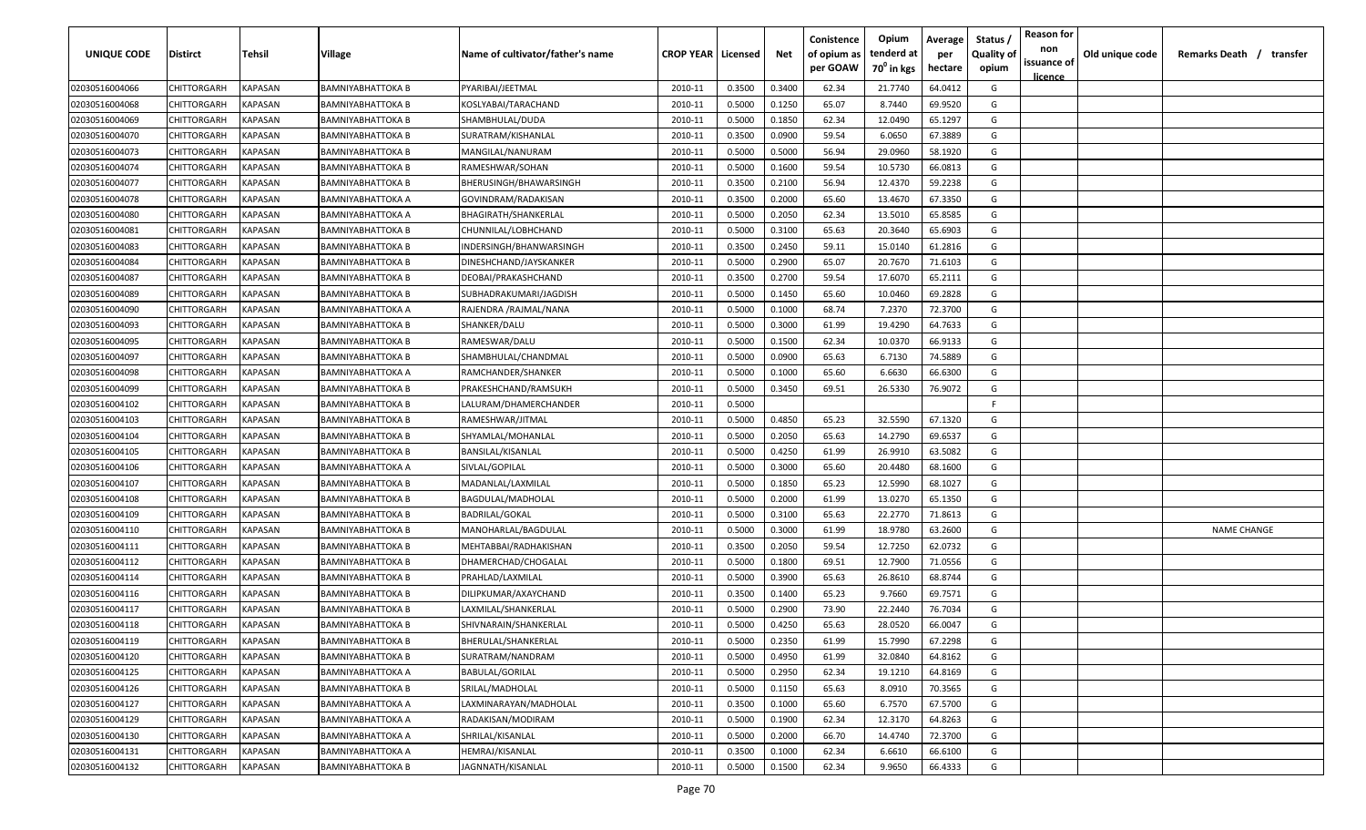| UNIQUE CODE | Distirct | Tehsil | Village | Name of cultivator/father's name | CROP YEAR | Licensed | Net | Conistence of opium as per GOAW | Opium tenderd at $70^0$ in kgs | Average per hectare | Status / Quality of opium | Reason for non issuance of licence | Old unique code | Remarks Death / transfer |
|---|---|---|---|---|---|---|---|---|---|---|---|---|---|---|
| 02030516004066 | CHITTORGARH | KAPASAN | BAMNIYABHATTOKA B | PYARIBAI/JEETMAL | 2010-11 | 0.3500 | 0.3400 | 62.34 | 21.7740 | 64.0412 | G | | | |
| 02030516004068 | CHITTORGARH | KAPASAN | BAMNIYABHATTOKA B | KOSLYABAI/TARACHAND | 2010-11 | 0.5000 | 0.1250 | 65.07 | 8.7440 | 69.9520 | G | | | |
| 02030516004069 | CHITTORGARH | KAPASAN | BAMNIYABHATTOKA B | SHAMBHULAL/DUDA | 2010-11 | 0.5000 | 0.1850 | 62.34 | 12.0490 | 65.1297 | G | | | |
| 02030516004070 | CHITTORGARH | KAPASAN | BAMNIYABHATTOKA B | SURATRAM/KISHANLAL | 2010-11 | 0.3500 | 0.0900 | 59.54 | 6.0650 | 67.3889 | G | | | |
| 02030516004073 | CHITTORGARH | KAPASAN | BAMNIYABHATTOKA B | MANGILAL/NANURAM | 2010-11 | 0.5000 | 0.5000 | 56.94 | 29.0960 | 58.1920 | G | | | |
| 02030516004074 | CHITTORGARH | KAPASAN | BAMNIYABHATTOKA B | RAMESHWAR/SOHAN | 2010-11 | 0.5000 | 0.1600 | 59.54 | 10.5730 | 66.0813 | G | | | |
| 02030516004077 | CHITTORGARH | KAPASAN | BAMNIYABHATTOKA B | BHERUSINGH/BHAWARSINGH | 2010-11 | 0.3500 | 0.2100 | 56.94 | 12.4370 | 59.2238 | G | | | |
| 02030516004078 | CHITTORGARH | KAPASAN | BAMNIYABHATTOKA A | GOVINDRAM/RADAKISAN | 2010-11 | 0.3500 | 0.2000 | 65.60 | 13.4670 | 67.3350 | G | | | |
| 02030516004080 | CHITTORGARH | KAPASAN | BAMNIYABHATTOKA A | BHAGIRATH/SHANKERLAL | 2010-11 | 0.5000 | 0.2050 | 62.34 | 13.5010 | 65.8585 | G | | | |
| 02030516004081 | CHITTORGARH | KAPASAN | BAMNIYABHATTOKA B | CHUNNILAL/LOBHCHAND | 2010-11 | 0.5000 | 0.3100 | 65.63 | 20.3640 | 65.6903 | G | | | |
| 02030516004083 | CHITTORGARH | KAPASAN | BAMNIYABHATTOKA B | INDERSINGH/BHANWARSINGH | 2010-11 | 0.3500 | 0.2450 | 59.11 | 15.0140 | 61.2816 | G | | | |
| 02030516004084 | CHITTORGARH | KAPASAN | BAMNIYABHATTOKA B | DINESHCHAND/JAYSKANKER | 2010-11 | 0.5000 | 0.2900 | 65.07 | 20.7670 | 71.6103 | G | | | |
| 02030516004087 | CHITTORGARH | KAPASAN | BAMNIYABHATTOKA B | DEOBAI/PRAKASHCHAND | 2010-11 | 0.3500 | 0.2700 | 59.54 | 17.6070 | 65.2111 | G | | | |
| 02030516004089 | CHITTORGARH | KAPASAN | BAMNIYABHATTOKA B | SUBHADRAKUMARI/JAGDISH | 2010-11 | 0.5000 | 0.1450 | 65.60 | 10.0460 | 69.2828 | G | | | |
| 02030516004090 | CHITTORGARH | KAPASAN | BAMNIYABHATTOKA A | RAJENDRA /RAJMAL/NANA | 2010-11 | 0.5000 | 0.1000 | 68.74 | 7.2370 | 72.3700 | G | | | |
| 02030516004093 | CHITTORGARH | KAPASAN | BAMNIYABHATTOKA B | SHANKER/DALU | 2010-11 | 0.5000 | 0.3000 | 61.99 | 19.4290 | 64.7633 | G | | | |
| 02030516004095 | CHITTORGARH | KAPASAN | BAMNIYABHATTOKA B | RAMESWAR/DALU | 2010-11 | 0.5000 | 0.1500 | 62.34 | 10.0370 | 66.9133 | G | | | |
| 02030516004097 | CHITTORGARH | KAPASAN | BAMNIYABHATTOKA B | SHAMBHULAL/CHANDMAL | 2010-11 | 0.5000 | 0.0900 | 65.63 | 6.7130 | 74.5889 | G | | | |
| 02030516004098 | CHITTORGARH | KAPASAN | BAMNIYABHATTOKA A | RAMCHANDER/SHANKER | 2010-11 | 0.5000 | 0.1000 | 65.60 | 6.6630 | 66.6300 | G | | | |
| 02030516004099 | CHITTORGARH | KAPASAN | BAMNIYABHATTOKA B | PRAKESHCHAND/RAMSUKH | 2010-11 | 0.5000 | 0.3450 | 69.51 | 26.5330 | 76.9072 | G | | | |
| 02030516004102 | CHITTORGARH | KAPASAN | BAMNIYABHATTOKA B | LALURAM/DHAMERCHANDER | 2010-11 | 0.5000 | | | | | F | | | |
| 02030516004103 | CHITTORGARH | KAPASAN | BAMNIYABHATTOKA B | RAMESHWAR/JITMAL | 2010-11 | 0.5000 | 0.4850 | 65.23 | 32.5590 | 67.1320 | G | | | |
| 02030516004104 | CHITTORGARH | KAPASAN | BAMNIYABHATTOKA B | SHYAMLAL/MOHANLAL | 2010-11 | 0.5000 | 0.2050 | 65.63 | 14.2790 | 69.6537 | G | | | |
| 02030516004105 | CHITTORGARH | KAPASAN | BAMNIYABHATTOKA B | BANSILAL/KISANLAL | 2010-11 | 0.5000 | 0.4250 | 61.99 | 26.9910 | 63.5082 | G | | | |
| 02030516004106 | CHITTORGARH | KAPASAN | BAMNIYABHATTOKA A | SIVLAL/GOPILAL | 2010-11 | 0.5000 | 0.3000 | 65.60 | 20.4480 | 68.1600 | G | | | |
| 02030516004107 | CHITTORGARH | KAPASAN | BAMNIYABHATTOKA B | MADANLAL/LAXMILAL | 2010-11 | 0.5000 | 0.1850 | 65.23 | 12.5990 | 68.1027 | G | | | |
| 02030516004108 | CHITTORGARH | KAPASAN | BAMNIYABHATTOKA B | BAGDULAL/MADHOLAL | 2010-11 | 0.5000 | 0.2000 | 61.99 | 13.0270 | 65.1350 | G | | | |
| 02030516004109 | CHITTORGARH | KAPASAN | BAMNIYABHATTOKA B | BADRILAL/GOKAL | 2010-11 | 0.5000 | 0.3100 | 65.63 | 22.2770 | 71.8613 | G | | | |
| 02030516004110 | CHITTORGARH | KAPASAN | BAMNIYABHATTOKA B | MANOHARLAL/BAGDULAL | 2010-11 | 0.5000 | 0.3000 | 61.99 | 18.9780 | 63.2600 | G | | | NAME CHANGE |
| 02030516004111 | CHITTORGARH | KAPASAN | BAMNIYABHATTOKA B | MEHTABBAI/RADHAKISHAN | 2010-11 | 0.3500 | 0.2050 | 59.54 | 12.7250 | 62.0732 | G | | | |
| 02030516004112 | CHITTORGARH | KAPASAN | BAMNIYABHATTOKA B | DHAMERCHAD/CHOGALAL | 2010-11 | 0.5000 | 0.1800 | 69.51 | 12.7900 | 71.0556 | G | | | |
| 02030516004114 | CHITTORGARH | KAPASAN | BAMNIYABHATTOKA B | PRAHLAD/LAXMILAL | 2010-11 | 0.5000 | 0.3900 | 65.63 | 26.8610 | 68.8744 | G | | | |
| 02030516004116 | CHITTORGARH | KAPASAN | BAMNIYABHATTOKA B | DILIPKUMAR/AXAYCHAND | 2010-11 | 0.3500 | 0.1400 | 65.23 | 9.7660 | 69.7571 | G | | | |
| 02030516004117 | CHITTORGARH | KAPASAN | BAMNIYABHATTOKA B | LAXMILAL/SHANKERLAL | 2010-11 | 0.5000 | 0.2900 | 73.90 | 22.2440 | 76.7034 | G | | | |
| 02030516004118 | CHITTORGARH | KAPASAN | BAMNIYABHATTOKA B | SHIVNARAIN/SHANKERLAL | 2010-11 | 0.5000 | 0.4250 | 65.63 | 28.0520 | 66.0047 | G | | | |
| 02030516004119 | CHITTORGARH | KAPASAN | BAMNIYABHATTOKA B | BHERULAL/SHANKERLAL | 2010-11 | 0.5000 | 0.2350 | 61.99 | 15.7990 | 67.2298 | G | | | |
| 02030516004120 | CHITTORGARH | KAPASAN | BAMNIYABHATTOKA B | SURATRAM/NANDRAM | 2010-11 | 0.5000 | 0.4950 | 61.99 | 32.0840 | 64.8162 | G | | | |
| 02030516004125 | CHITTORGARH | KAPASAN | BAMNIYABHATTOKA A | BABULAL/GORILAL | 2010-11 | 0.5000 | 0.2950 | 62.34 | 19.1210 | 64.8169 | G | | | |
| 02030516004126 | CHITTORGARH | KAPASAN | BAMNIYABHATTOKA B | SRILAL/MADHOLAL | 2010-11 | 0.5000 | 0.1150 | 65.63 | 8.0910 | 70.3565 | G | | | |
| 02030516004127 | CHITTORGARH | KAPASAN | BAMNIYABHATTOKA A | LAXMINARAYAN/MADHOLAL | 2010-11 | 0.3500 | 0.1000 | 65.60 | 6.7570 | 67.5700 | G | | | |
| 02030516004129 | CHITTORGARH | KAPASAN | BAMNIYABHATTOKA A | RADAKISAN/MODIRAM | 2010-11 | 0.5000 | 0.1900 | 62.34 | 12.3170 | 64.8263 | G | | | |
| 02030516004130 | CHITTORGARH | KAPASAN | BAMNIYABHATTOKA A | SHRILAL/KISANLAL | 2010-11 | 0.5000 | 0.2000 | 66.70 | 14.4740 | 72.3700 | G | | | |
| 02030516004131 | CHITTORGARH | KAPASAN | BAMNIYABHATTOKA A | HEMRAJ/KISANLAL | 2010-11 | 0.3500 | 0.1000 | 62.34 | 6.6610 | 66.6100 | G | | | |
| 02030516004132 | CHITTORGARH | KAPASAN | BAMNIYABHATTOKA B | JAGNNATH/KISANLAL | 2010-11 | 0.5000 | 0.1500 | 62.34 | 9.9650 | 66.4333 | G | | | |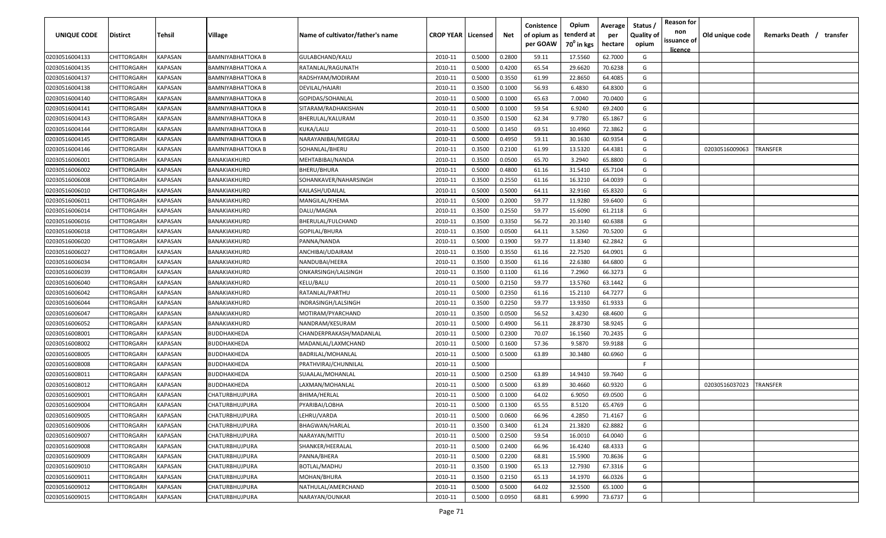| UNIQUE CODE | Distirct | Tehsil | Village | Name of cultivator/father's name | CROP YEAR | Licensed | Net | Conistence of opium as per GOAW | Opium tenderd at 70° in kgs | Average per hectare | Status / Quality of opium | Reason for non issuance of licence | Old unique code | Remarks Death / transfer |
|---|---|---|---|---|---|---|---|---|---|---|---|---|---|---|
| 02030516004133 | CHITTORGARH | KAPASAN | BAMNIYABHATTOKA B | GULABCHAND/KALU | 2010-11 | 0.5000 | 0.2800 | 59.11 | 17.5560 | 62.7000 | G | | | |
| 02030516004135 | CHITTORGARH | KAPASAN | BAMNIYABHATTOKA A | RATANLAL/RAGUNATH | 2010-11 | 0.5000 | 0.4200 | 65.54 | 29.6620 | 70.6238 | G | | | |
| 02030516004137 | CHITTORGARH | KAPASAN | BAMNIYABHATTOKA B | RADSHYAM/MODIRAM | 2010-11 | 0.5000 | 0.3550 | 61.99 | 22.8650 | 64.4085 | G | | | |
| 02030516004138 | CHITTORGARH | KAPASAN | BAMNIYABHATTOKA B | DEVILAL/HAJARI | 2010-11 | 0.3500 | 0.1000 | 56.93 | 6.4830 | 64.8300 | G | | | |
| 02030516004140 | CHITTORGARH | KAPASAN | BAMNIYABHATTOKA B | GOPIDAS/SOHANLAL | 2010-11 | 0.5000 | 0.1000 | 65.63 | 7.0040 | 70.0400 | G | | | |
| 02030516004141 | CHITTORGARH | KAPASAN | BAMNIYABHATTOKA B | SITARAM/RADHAKISHAN | 2010-11 | 0.5000 | 0.1000 | 59.54 | 6.9240 | 69.2400 | G | | | |
| 02030516004143 | CHITTORGARH | KAPASAN | BAMNIYABHATTOKA B | BHERULAL/KALURAM | 2010-11 | 0.3500 | 0.1500 | 62.34 | 9.7780 | 65.1867 | G | | | |
| 02030516004144 | CHITTORGARH | KAPASAN | BAMNIYABHATTOKA B | KUKA/LALU | 2010-11 | 0.5000 | 0.1450 | 69.51 | 10.4960 | 72.3862 | G | | | |
| 02030516004145 | CHITTORGARH | KAPASAN | BAMNIYABHATTOKA B | NARAYANIBAI/MEGRAJ | 2010-11 | 0.5000 | 0.4950 | 59.11 | 30.1630 | 60.9354 | G | | | |
| 02030516004146 | CHITTORGARH | KAPASAN | BAMNIYABHATTOKA B | SOHANLAL/BHERU | 2010-11 | 0.3500 | 0.2100 | 61.99 | 13.5320 | 64.4381 | G | | 02030516009063 | TRANSFER |
| 02030516006001 | CHITTORGARH | KAPASAN | BANAKIAKHURD | MEHTABIBAI/NANDA | 2010-11 | 0.3500 | 0.0500 | 65.70 | 3.2940 | 65.8800 | G | | | |
| 02030516006002 | CHITTORGARH | KAPASAN | BANAKIAKHURD | BHERU/BHURA | 2010-11 | 0.5000 | 0.4800 | 61.16 | 31.5410 | 65.7104 | G | | | |
| 02030516006008 | CHITTORGARH | KAPASAN | BANAKIAKHURD | SOHANKAVER/NAHARSINGH | 2010-11 | 0.3500 | 0.2550 | 61.16 | 16.3210 | 64.0039 | G | | | |
| 02030516006010 | CHITTORGARH | KAPASAN | BANAKIAKHURD | KAILASH/UDAILAL | 2010-11 | 0.5000 | 0.5000 | 64.11 | 32.9160 | 65.8320 | G | | | |
| 02030516006011 | CHITTORGARH | KAPASAN | BANAKIAKHURD | MANGILAL/KHEMA | 2010-11 | 0.5000 | 0.2000 | 59.77 | 11.9280 | 59.6400 | G | | | |
| 02030516006014 | CHITTORGARH | KAPASAN | BANAKIAKHURD | DALU/MAGNA | 2010-11 | 0.3500 | 0.2550 | 59.77 | 15.6090 | 61.2118 | G | | | |
| 02030516006016 | CHITTORGARH | KAPASAN | BANAKIAKHURD | BHERULAL/FULCHAND | 2010-11 | 0.3500 | 0.3350 | 56.72 | 20.3140 | 60.6388 | G | | | |
| 02030516006018 | CHITTORGARH | KAPASAN | BANAKIAKHURD | GOPILAL/BHURA | 2010-11 | 0.3500 | 0.0500 | 64.11 | 3.5260 | 70.5200 | G | | | |
| 02030516006020 | CHITTORGARH | KAPASAN | BANAKIAKHURD | PANNA/NANDA | 2010-11 | 0.5000 | 0.1900 | 59.77 | 11.8340 | 62.2842 | G | | | |
| 02030516006027 | CHITTORGARH | KAPASAN | BANAKIAKHURD | ANCHIBAI/UDAIRAM | 2010-11 | 0.3500 | 0.3550 | 61.16 | 22.7520 | 64.0901 | G | | | |
| 02030516006034 | CHITTORGARH | KAPASAN | BANAKIAKHURD | NANDUBAI/HEERA | 2010-11 | 0.3500 | 0.3500 | 61.16 | 22.6380 | 64.6800 | G | | | |
| 02030516006039 | CHITTORGARH | KAPASAN | BANAKIAKHURD | ONKARSINGH/LALSINGH | 2010-11 | 0.3500 | 0.1100 | 61.16 | 7.2960 | 66.3273 | G | | | |
| 02030516006040 | CHITTORGARH | KAPASAN | BANAKIAKHURD | KELU/BALU | 2010-11 | 0.5000 | 0.2150 | 59.77 | 13.5760 | 63.1442 | G | | | |
| 02030516006042 | CHITTORGARH | KAPASAN | BANAKIAKHURD | RATANLAL/PARTHU | 2010-11 | 0.5000 | 0.2350 | 61.16 | 15.2110 | 64.7277 | G | | | |
| 02030516006044 | CHITTORGARH | KAPASAN | BANAKIAKHURD | INDRASINGH/LALSINGH | 2010-11 | 0.3500 | 0.2250 | 59.77 | 13.9350 | 61.9333 | G | | | |
| 02030516006047 | CHITTORGARH | KAPASAN | BANAKIAKHURD | MOTIRAM/PYARCHAND | 2010-11 | 0.3500 | 0.0500 | 56.52 | 3.4230 | 68.4600 | G | | | |
| 02030516006052 | CHITTORGARH | KAPASAN | BANAKIAKHURD | NANDRAM/KESURAM | 2010-11 | 0.5000 | 0.4900 | 56.11 | 28.8730 | 58.9245 | G | | | |
| 02030516008001 | CHITTORGARH | KAPASAN | BUDDHAKHEDA | CHANDERPRAKASH/MADANLAL | 2010-11 | 0.5000 | 0.2300 | 70.07 | 16.1560 | 70.2435 | G | | | |
| 02030516008002 | CHITTORGARH | KAPASAN | BUDDHAKHEDA | MADANLAL/LAXMCHAND | 2010-11 | 0.5000 | 0.1600 | 57.36 | 9.5870 | 59.9188 | G | | | |
| 02030516008005 | CHITTORGARH | KAPASAN | BUDDHAKHEDA | BADRILAL/MOHANLAL | 2010-11 | 0.5000 | 0.5000 | 63.89 | 30.3480 | 60.6960 | G | | | |
| 02030516008008 | CHITTORGARH | KAPASAN | BUDDHAKHEDA | PRATHVIRAJ/CHUNNILAL | 2010-11 | 0.5000 | | | | | F | | | |
| 02030516008011 | CHITTORGARH | KAPASAN | BUDDHAKHEDA | SUAALAL/MOHANLAL | 2010-11 | 0.5000 | 0.2500 | 63.89 | 14.9410 | 59.7640 | G | | | |
| 02030516008012 | CHITTORGARH | KAPASAN | BUDDHAKHEDA | LAXMAN/MOHANLAL | 2010-11 | 0.5000 | 0.5000 | 63.89 | 30.4660 | 60.9320 | G | | 02030516037023 | TRANSFER |
| 02030516009001 | CHITTORGARH | KAPASAN | CHATURBHUJPURA | BHIMA/HERLAL | 2010-11 | 0.5000 | 0.1000 | 64.02 | 6.9050 | 69.0500 | G | | | |
| 02030516009004 | CHITTORGARH | KAPASAN | CHATURBHUJPURA | PYARIBAI/LOBHA | 2010-11 | 0.5000 | 0.1300 | 65.55 | 8.5120 | 65.4769 | G | | | |
| 02030516009005 | CHITTORGARH | KAPASAN | CHATURBHUJPURA | LEHRU/VARDA | 2010-11 | 0.5000 | 0.0600 | 66.96 | 4.2850 | 71.4167 | G | | | |
| 02030516009006 | CHITTORGARH | KAPASAN | CHATURBHUJPURA | BHAGWAN/HARLAL | 2010-11 | 0.3500 | 0.3400 | 61.24 | 21.3820 | 62.8882 | G | | | |
| 02030516009007 | CHITTORGARH | KAPASAN | CHATURBHUJPURA | NARAYAN/MITTU | 2010-11 | 0.5000 | 0.2500 | 59.54 | 16.0010 | 64.0040 | G | | | |
| 02030516009008 | CHITTORGARH | KAPASAN | CHATURBHUJPURA | SHANKER/HEERALAL | 2010-11 | 0.5000 | 0.2400 | 66.96 | 16.4240 | 68.4333 | G | | | |
| 02030516009009 | CHITTORGARH | KAPASAN | CHATURBHUJPURA | PANNA/BHERA | 2010-11 | 0.5000 | 0.2200 | 68.81 | 15.5900 | 70.8636 | G | | | |
| 02030516009010 | CHITTORGARH | KAPASAN | CHATURBHUJPURA | BOTLAL/MADHU | 2010-11 | 0.3500 | 0.1900 | 65.13 | 12.7930 | 67.3316 | G | | | |
| 02030516009011 | CHITTORGARH | KAPASAN | CHATURBHUJPURA | MOHAN/BHURA | 2010-11 | 0.3500 | 0.2150 | 65.13 | 14.1970 | 66.0326 | G | | | |
| 02030516009012 | CHITTORGARH | KAPASAN | CHATURBHUJPURA | NATHULAL/AMERCHAND | 2010-11 | 0.5000 | 0.5000 | 64.02 | 32.5500 | 65.1000 | G | | | |
| 02030516009015 | CHITTORGARH | KAPASAN | CHATURBHUJPURA | NARAYAN/OUNKAR | 2010-11 | 0.5000 | 0.0950 | 68.81 | 6.9990 | 73.6737 | G | | | |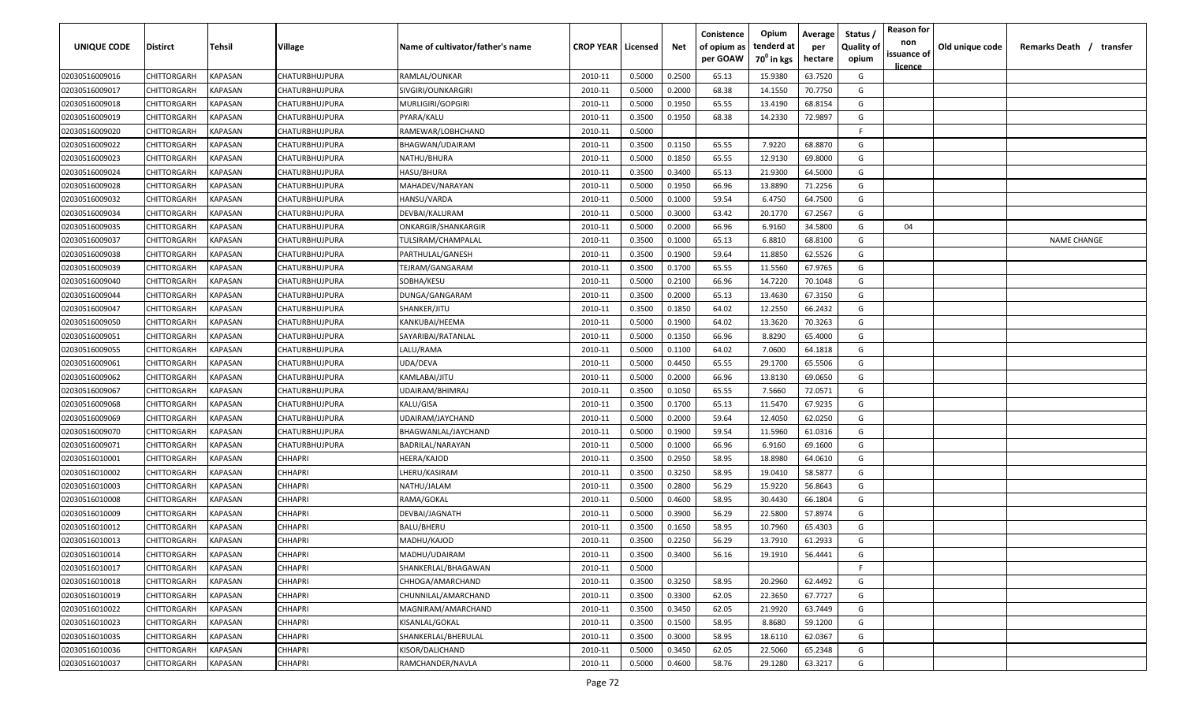| UNIQUE CODE | Distirct | Tehsil | Village | Name of cultivator/father's name | CROP YEAR | Licensed | Net | Conistence of opium as per GOAW | Opium tenderd at 70° in kgs | Average per hectare | Status / Quality of opium | Reason for non issuance of licence | Old unique code | Remarks Death / transfer |
|---|---|---|---|---|---|---|---|---|---|---|---|---|---|---|
| 02030516009016 | CHITTORGARH | KAPASAN | CHATURBHUJPURA | RAMLAL/OUNKAR | 2010-11 | 0.5000 | 0.2500 | 65.13 | 15.9380 | 63.7520 | G | | | |
| 02030516009017 | CHITTORGARH | KAPASAN | CHATURBHUJPURA | SIVGIRI/OUNKARGIRI | 2010-11 | 0.5000 | 0.2000 | 68.38 | 14.1550 | 70.7750 | G | | | |
| 02030516009018 | CHITTORGARH | KAPASAN | CHATURBHUJPURA | MURLIGIRI/GOPGIRI | 2010-11 | 0.5000 | 0.1950 | 65.55 | 13.4190 | 68.8154 | G | | | |
| 02030516009019 | CHITTORGARH | KAPASAN | CHATURBHUJPURA | PYARA/KALU | 2010-11 | 0.3500 | 0.1950 | 68.38 | 14.2330 | 72.9897 | G | | | |
| 02030516009020 | CHITTORGARH | KAPASAN | CHATURBHUJPURA | RAMEWAR/LOBHCHAND | 2010-11 | 0.5000 | | | | | F | | | |
| 02030516009022 | CHITTORGARH | KAPASAN | CHATURBHUJPURA | BHAGWAN/UDAIRAM | 2010-11 | 0.3500 | 0.1150 | 65.55 | 7.9220 | 68.8870 | G | | | |
| 02030516009023 | CHITTORGARH | KAPASAN | CHATURBHUJPURA | NATHU/BHURA | 2010-11 | 0.5000 | 0.1850 | 65.55 | 12.9130 | 69.8000 | G | | | |
| 02030516009024 | CHITTORGARH | KAPASAN | CHATURBHUJPURA | HASU/BHURA | 2010-11 | 0.3500 | 0.3400 | 65.13 | 21.9300 | 64.5000 | G | | | |
| 02030516009028 | CHITTORGARH | KAPASAN | CHATURBHUJPURA | MAHADEV/NARAYAN | 2010-11 | 0.5000 | 0.1950 | 66.96 | 13.8890 | 71.2256 | G | | | |
| 02030516009032 | CHITTORGARH | KAPASAN | CHATURBHUJPURA | HANSU/VARDA | 2010-11 | 0.5000 | 0.1000 | 59.54 | 6.4750 | 64.7500 | G | | | |
| 02030516009034 | CHITTORGARH | KAPASAN | CHATURBHUJPURA | DEVBAI/KALURAM | 2010-11 | 0.5000 | 0.3000 | 63.42 | 20.1770 | 67.2567 | G | | | |
| 02030516009035 | CHITTORGARH | KAPASAN | CHATURBHUJPURA | ONKARGIR/SHANKARGIR | 2010-11 | 0.5000 | 0.2000 | 66.96 | 6.9160 | 34.5800 | G | 04 | | |
| 02030516009037 | CHITTORGARH | KAPASAN | CHATURBHUJPURA | TULSIRAM/CHAMPALAL | 2010-11 | 0.3500 | 0.1000 | 65.13 | 6.8810 | 68.8100 | G | | | NAME CHANGE |
| 02030516009038 | CHITTORGARH | KAPASAN | CHATURBHUJPURA | PARTHULAL/GANESH | 2010-11 | 0.3500 | 0.1900 | 59.64 | 11.8850 | 62.5526 | G | | | |
| 02030516009039 | CHITTORGARH | KAPASAN | CHATURBHUJPURA | TEJRAM/GANGARAM | 2010-11 | 0.3500 | 0.1700 | 65.55 | 11.5560 | 67.9765 | G | | | |
| 02030516009040 | CHITTORGARH | KAPASAN | CHATURBHUJPURA | SOBHA/KESU | 2010-11 | 0.5000 | 0.2100 | 66.96 | 14.7220 | 70.1048 | G | | | |
| 02030516009044 | CHITTORGARH | KAPASAN | CHATURBHUJPURA | DUNGA/GANGARAM | 2010-11 | 0.3500 | 0.2000 | 65.13 | 13.4630 | 67.3150 | G | | | |
| 02030516009047 | CHITTORGARH | KAPASAN | CHATURBHUJPURA | SHANKER/JITU | 2010-11 | 0.3500 | 0.1850 | 64.02 | 12.2550 | 66.2432 | G | | | |
| 02030516009050 | CHITTORGARH | KAPASAN | CHATURBHUJPURA | KANKUBAI/HEEMA | 2010-11 | 0.5000 | 0.1900 | 64.02 | 13.3620 | 70.3263 | G | | | |
| 02030516009051 | CHITTORGARH | KAPASAN | CHATURBHUJPURA | SAYARIBAI/RATANLAL | 2010-11 | 0.5000 | 0.1350 | 66.96 | 8.8290 | 65.4000 | G | | | |
| 02030516009055 | CHITTORGARH | KAPASAN | CHATURBHUJPURA | LALU/RAMA | 2010-11 | 0.5000 | 0.1100 | 64.02 | 7.0600 | 64.1818 | G | | | |
| 02030516009061 | CHITTORGARH | KAPASAN | CHATURBHUJPURA | UDA/DEVA | 2010-11 | 0.5000 | 0.4450 | 65.55 | 29.1700 | 65.5506 | G | | | |
| 02030516009062 | CHITTORGARH | KAPASAN | CHATURBHUJPURA | KAMLABAI/JITU | 2010-11 | 0.5000 | 0.2000 | 66.96 | 13.8130 | 69.0650 | G | | | |
| 02030516009067 | CHITTORGARH | KAPASAN | CHATURBHUJPURA | UDAIRAM/BHIMRAJ | 2010-11 | 0.3500 | 0.1050 | 65.55 | 7.5660 | 72.0571 | G | | | |
| 02030516009068 | CHITTORGARH | KAPASAN | CHATURBHUJPURA | KALU/GISA | 2010-11 | 0.3500 | 0.1700 | 65.13 | 11.5470 | 67.9235 | G | | | |
| 02030516009069 | CHITTORGARH | KAPASAN | CHATURBHUJPURA | UDAIRAM/JAYCHAND | 2010-11 | 0.5000 | 0.2000 | 59.64 | 12.4050 | 62.0250 | G | | | |
| 02030516009070 | CHITTORGARH | KAPASAN | CHATURBHUJPURA | BHAGWANLAL/JAYCHAND | 2010-11 | 0.5000 | 0.1900 | 59.54 | 11.5960 | 61.0316 | G | | | |
| 02030516009071 | CHITTORGARH | KAPASAN | CHATURBHUJPURA | BADRILAL/NARAYAN | 2010-11 | 0.5000 | 0.1000 | 66.96 | 6.9160 | 69.1600 | G | | | |
| 02030516010001 | CHITTORGARH | KAPASAN | CHHAPRI | HEERA/KAJOD | 2010-11 | 0.3500 | 0.2950 | 58.95 | 18.8980 | 64.0610 | G | | | |
| 02030516010002 | CHITTORGARH | KAPASAN | CHHAPRI | LHERU/KASIRAM | 2010-11 | 0.3500 | 0.3250 | 58.95 | 19.0410 | 58.5877 | G | | | |
| 02030516010003 | CHITTORGARH | KAPASAN | CHHAPRI | NATHU/JALAM | 2010-11 | 0.3500 | 0.2800 | 56.29 | 15.9220 | 56.8643 | G | | | |
| 02030516010008 | CHITTORGARH | KAPASAN | CHHAPRI | RAMA/GOKAL | 2010-11 | 0.5000 | 0.4600 | 58.95 | 30.4430 | 66.1804 | G | | | |
| 02030516010009 | CHITTORGARH | KAPASAN | CHHAPRI | DEVBAI/JAGNATH | 2010-11 | 0.5000 | 0.3900 | 56.29 | 22.5800 | 57.8974 | G | | | |
| 02030516010012 | CHITTORGARH | KAPASAN | CHHAPRI | BALU/BHERU | 2010-11 | 0.3500 | 0.1650 | 58.95 | 10.7960 | 65.4303 | G | | | |
| 02030516010013 | CHITTORGARH | KAPASAN | CHHAPRI | MADHU/KAJOD | 2010-11 | 0.3500 | 0.2250 | 56.29 | 13.7910 | 61.2933 | G | | | |
| 02030516010014 | CHITTORGARH | KAPASAN | CHHAPRI | MADHU/UDAIRAM | 2010-11 | 0.3500 | 0.3400 | 56.16 | 19.1910 | 56.4441 | G | | | |
| 02030516010017 | CHITTORGARH | KAPASAN | CHHAPRI | SHANKERLAL/BHAGAWAN | 2010-11 | 0.5000 | | | | | F | | | |
| 02030516010018 | CHITTORGARH | KAPASAN | CHHAPRI | CHHOGA/AMARCHAND | 2010-11 | 0.3500 | 0.3250 | 58.95 | 20.2960 | 62.4492 | G | | | |
| 02030516010019 | CHITTORGARH | KAPASAN | CHHAPRI | CHUNNILAL/AMARCHAND | 2010-11 | 0.3500 | 0.3300 | 62.05 | 22.3650 | 67.7727 | G | | | |
| 02030516010022 | CHITTORGARH | KAPASAN | CHHAPRI | MAGNIRAM/AMARCHAND | 2010-11 | 0.3500 | 0.3450 | 62.05 | 21.9920 | 63.7449 | G | | | |
| 02030516010023 | CHITTORGARH | KAPASAN | CHHAPRI | KISANLAL/GOKAL | 2010-11 | 0.3500 | 0.1500 | 58.95 | 8.8680 | 59.1200 | G | | | |
| 02030516010035 | CHITTORGARH | KAPASAN | CHHAPRI | SHANKERLAL/BHERULAL | 2010-11 | 0.3500 | 0.3000 | 58.95 | 18.6110 | 62.0367 | G | | | |
| 02030516010036 | CHITTORGARH | KAPASAN | CHHAPRI | KISOR/DALICHAND | 2010-11 | 0.5000 | 0.3450 | 62.05 | 22.5060 | 65.2348 | G | | | |
| 02030516010037 | CHITTORGARH | KAPASAN | CHHAPRI | RAMCHANDER/NAVLA | 2010-11 | 0.5000 | 0.4600 | 58.76 | 29.1280 | 63.3217 | G | | | |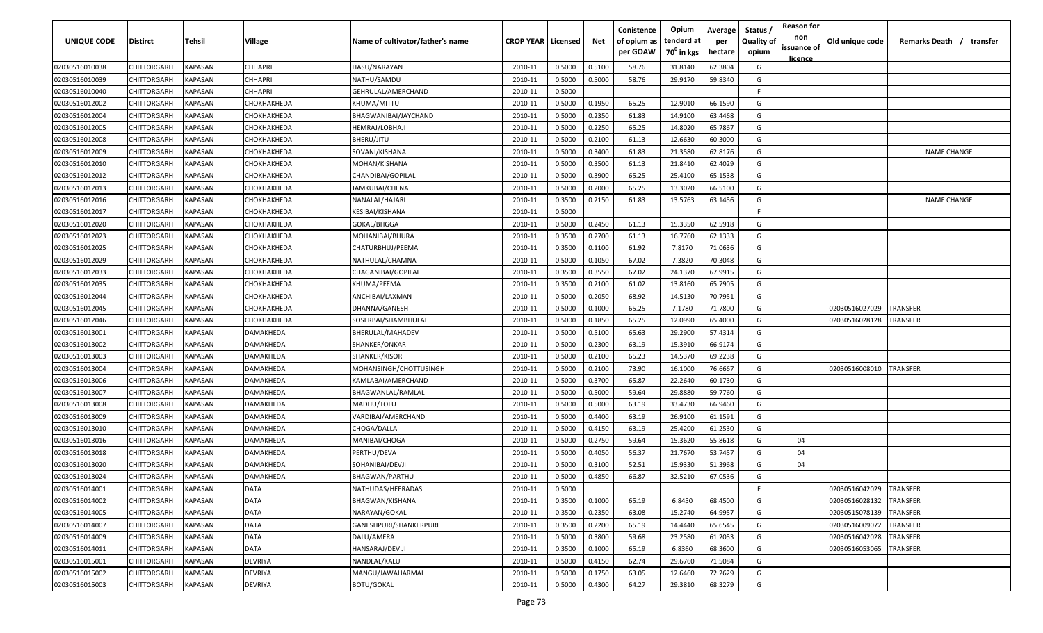| UNIQUE CODE | Distirct | Tehsil | Village | Name of cultivator/father's name | CROP YEAR | Licensed | Net | Conistence of opium as per GOAW | Opium tenderd at 70° in kgs | Average per hectare | Status / Quality of opium | Reason for non issuance of licence | Old unique code | Remarks Death / transfer |
|---|---|---|---|---|---|---|---|---|---|---|---|---|---|---|
| 02030516010038 | CHITTORGARH | KAPASAN | CHHAPRI | HASU/NARAYAN | 2010-11 | 0.5000 | 0.5100 | 58.76 | 31.8140 | 62.3804 | G | | | |
| 02030516010039 | CHITTORGARH | KAPASAN | CHHAPRI | NATHU/SAMDU | 2010-11 | 0.5000 | 0.5000 | 58.76 | 29.9170 | 59.8340 | G | | | |
| 02030516010040 | CHITTORGARH | KAPASAN | CHHAPRI | GEHRULAL/AMERCHAND | 2010-11 | 0.5000 | | | | | F | | | |
| 02030516012002 | CHITTORGARH | KAPASAN | CHOKHAKHEDA | KHUMA/MITTU | 2010-11 | 0.5000 | 0.1950 | 65.25 | 12.9010 | 66.1590 | G | | | |
| 02030516012004 | CHITTORGARH | KAPASAN | CHOKHAKHEDA | BHAGWANIBAI/JAYCHAND | 2010-11 | 0.5000 | 0.2350 | 61.83 | 14.9100 | 63.4468 | G | | | |
| 02030516012005 | CHITTORGARH | KAPASAN | CHOKHAKHEDA | HEMRAJ/LOBHAJI | 2010-11 | 0.5000 | 0.2250 | 65.25 | 14.8020 | 65.7867 | G | | | |
| 02030516012008 | CHITTORGARH | KAPASAN | CHOKHAKHEDA | BHERU/JITU | 2010-11 | 0.5000 | 0.2100 | 61.13 | 12.6630 | 60.3000 | G | | | |
| 02030516012009 | CHITTORGARH | KAPASAN | CHOKHAKHEDA | SOVANI/KISHANA | 2010-11 | 0.5000 | 0.3400 | 61.83 | 21.3580 | 62.8176 | G | | | NAME CHANGE |
| 02030516012010 | CHITTORGARH | KAPASAN | CHOKHAKHEDA | MOHAN/KISHANA | 2010-11 | 0.5000 | 0.3500 | 61.13 | 21.8410 | 62.4029 | G | | | |
| 02030516012012 | CHITTORGARH | KAPASAN | CHOKHAKHEDA | CHANDIBAI/GOPILAL | 2010-11 | 0.5000 | 0.3900 | 65.25 | 25.4100 | 65.1538 | G | | | |
| 02030516012013 | CHITTORGARH | KAPASAN | CHOKHAKHEDA | JAMKUBAI/CHENA | 2010-11 | 0.5000 | 0.2000 | 65.25 | 13.3020 | 66.5100 | G | | | |
| 02030516012016 | CHITTORGARH | KAPASAN | CHOKHAKHEDA | NANALAL/HAJARI | 2010-11 | 0.3500 | 0.2150 | 61.83 | 13.5763 | 63.1456 | G | | | NAME CHANGE |
| 02030516012017 | CHITTORGARH | KAPASAN | CHOKHAKHEDA | KESIBAI/KISHANA | 2010-11 | 0.5000 | | | | | F | | | |
| 02030516012020 | CHITTORGARH | KAPASAN | CHOKHAKHEDA | GOKAL/BHGGA | 2010-11 | 0.5000 | 0.2450 | 61.13 | 15.3350 | 62.5918 | G | | | |
| 02030516012023 | CHITTORGARH | KAPASAN | CHOKHAKHEDA | MOHANIBAI/BHURA | 2010-11 | 0.3500 | 0.2700 | 61.13 | 16.7760 | 62.1333 | G | | | |
| 02030516012025 | CHITTORGARH | KAPASAN | CHOKHAKHEDA | CHATURBHUJ/PEEMA | 2010-11 | 0.3500 | 0.1100 | 61.92 | 7.8170 | 71.0636 | G | | | |
| 02030516012029 | CHITTORGARH | KAPASAN | CHOKHAKHEDA | NATHULAL/CHAMNA | 2010-11 | 0.5000 | 0.1050 | 67.02 | 7.3820 | 70.3048 | G | | | |
| 02030516012033 | CHITTORGARH | KAPASAN | CHOKHAKHEDA | CHAGANIBAI/GOPILAL | 2010-11 | 0.3500 | 0.3550 | 67.02 | 24.1370 | 67.9915 | G | | | |
| 02030516012035 | CHITTORGARH | KAPASAN | CHOKHAKHEDA | KHUMA/PEEMA | 2010-11 | 0.3500 | 0.2100 | 61.02 | 13.8160 | 65.7905 | G | | | |
| 02030516012044 | CHITTORGARH | KAPASAN | CHOKHAKHEDA | ANCHIBAI/LAXMAN | 2010-11 | 0.5000 | 0.2050 | 68.92 | 14.5130 | 70.7951 | G | | | |
| 02030516012045 | CHITTORGARH | KAPASAN | CHOKHAKHEDA | DHANNA/GANESH | 2010-11 | 0.5000 | 0.1000 | 65.25 | 7.1780 | 71.7800 | G | | 02030516027029 | TRANSFER |
| 02030516012046 | CHITTORGARH | KAPASAN | CHOKHAKHEDA | SOSERBAI/SHAMBHULAL | 2010-11 | 0.5000 | 0.1850 | 65.25 | 12.0990 | 65.4000 | G | | 02030516028128 | TRANSFER |
| 02030516013001 | CHITTORGARH | KAPASAN | DAMAKHEDA | BHERULAL/MAHADEV | 2010-11 | 0.5000 | 0.5100 | 65.63 | 29.2900 | 57.4314 | G | | | |
| 02030516013002 | CHITTORGARH | KAPASAN | DAMAKHEDA | SHANKER/ONKAR | 2010-11 | 0.5000 | 0.2300 | 63.19 | 15.3910 | 66.9174 | G | | | |
| 02030516013003 | CHITTORGARH | KAPASAN | DAMAKHEDA | SHANKER/KISOR | 2010-11 | 0.5000 | 0.2100 | 65.23 | 14.5370 | 69.2238 | G | | | |
| 02030516013004 | CHITTORGARH | KAPASAN | DAMAKHEDA | MOHANSINGH/CHOTTUSINGH | 2010-11 | 0.5000 | 0.2100 | 73.90 | 16.1000 | 76.6667 | G | | 02030516008010 | TRANSFER |
| 02030516013006 | CHITTORGARH | KAPASAN | DAMAKHEDA | KAMLABAI/AMERCHAND | 2010-11 | 0.5000 | 0.3700 | 65.87 | 22.2640 | 60.1730 | G | | | |
| 02030516013007 | CHITTORGARH | KAPASAN | DAMAKHEDA | BHAGWANLAL/RAMLAL | 2010-11 | 0.5000 | 0.5000 | 59.64 | 29.8880 | 59.7760 | G | | | |
| 02030516013008 | CHITTORGARH | KAPASAN | DAMAKHEDA | MADHU/TOLU | 2010-11 | 0.5000 | 0.5000 | 63.19 | 33.4730 | 66.9460 | G | | | |
| 02030516013009 | CHITTORGARH | KAPASAN | DAMAKHEDA | VARDIBAI/AMERCHAND | 2010-11 | 0.5000 | 0.4400 | 63.19 | 26.9100 | 61.1591 | G | | | |
| 02030516013010 | CHITTORGARH | KAPASAN | DAMAKHEDA | CHOGA/DALLA | 2010-11 | 0.5000 | 0.4150 | 63.19 | 25.4200 | 61.2530 | G | | | |
| 02030516013016 | CHITTORGARH | KAPASAN | DAMAKHEDA | MANIBAI/CHOGA | 2010-11 | 0.5000 | 0.2750 | 59.64 | 15.3620 | 55.8618 | G | 04 | | |
| 02030516013018 | CHITTORGARH | KAPASAN | DAMAKHEDA | PERTHU/DEVA | 2010-11 | 0.5000 | 0.4050 | 56.37 | 21.7670 | 53.7457 | G | 04 | | |
| 02030516013020 | CHITTORGARH | KAPASAN | DAMAKHEDA | SOHANIBAI/DEVJI | 2010-11 | 0.5000 | 0.3100 | 52.51 | 15.9330 | 51.3968 | G | 04 | | |
| 02030516013024 | CHITTORGARH | KAPASAN | DAMAKHEDA | BHAGWAN/PARTHU | 2010-11 | 0.5000 | 0.4850 | 66.87 | 32.5210 | 67.0536 | G | | | |
| 02030516014001 | CHITTORGARH | KAPASAN | DATA | NATHUDAS/HEERADAS | 2010-11 | 0.5000 | | | | | F | | 02030516042029 | TRANSFER |
| 02030516014002 | CHITTORGARH | KAPASAN | DATA | BHAGWAN/KISHANA | 2010-11 | 0.3500 | 0.1000 | 65.19 | 6.8450 | 68.4500 | G | | 02030516028132 | TRANSFER |
| 02030516014005 | CHITTORGARH | KAPASAN | DATA | NARAYAN/GOKAL | 2010-11 | 0.3500 | 0.2350 | 63.08 | 15.2740 | 64.9957 | G | | 02030515078139 | TRANSFER |
| 02030516014007 | CHITTORGARH | KAPASAN | DATA | GANESHPURI/SHANKERPURI | 2010-11 | 0.3500 | 0.2200 | 65.19 | 14.4440 | 65.6545 | G | | 02030516009072 | TRANSFER |
| 02030516014009 | CHITTORGARH | KAPASAN | DATA | DALU/AMERA | 2010-11 | 0.5000 | 0.3800 | 59.68 | 23.2580 | 61.2053 | G | | 02030516042028 | TRANSFER |
| 02030516014011 | CHITTORGARH | KAPASAN | DATA | HANSARAJ/DEV JI | 2010-11 | 0.3500 | 0.1000 | 65.19 | 6.8360 | 68.3600 | G | | 02030516053065 | TRANSFER |
| 02030516015001 | CHITTORGARH | KAPASAN | DEVRIYA | NANDLAL/KALU | 2010-11 | 0.5000 | 0.4150 | 62.74 | 29.6760 | 71.5084 | G | | | |
| 02030516015002 | CHITTORGARH | KAPASAN | DEVRIYA | MANGU/JAWAHARMAL | 2010-11 | 0.5000 | 0.1750 | 63.05 | 12.6460 | 72.2629 | G | | | |
| 02030516015003 | CHITTORGARH | KAPASAN | DEVRIYA | BOTU/GOKAL | 2010-11 | 0.5000 | 0.4300 | 64.27 | 29.3810 | 68.3279 | G | | | |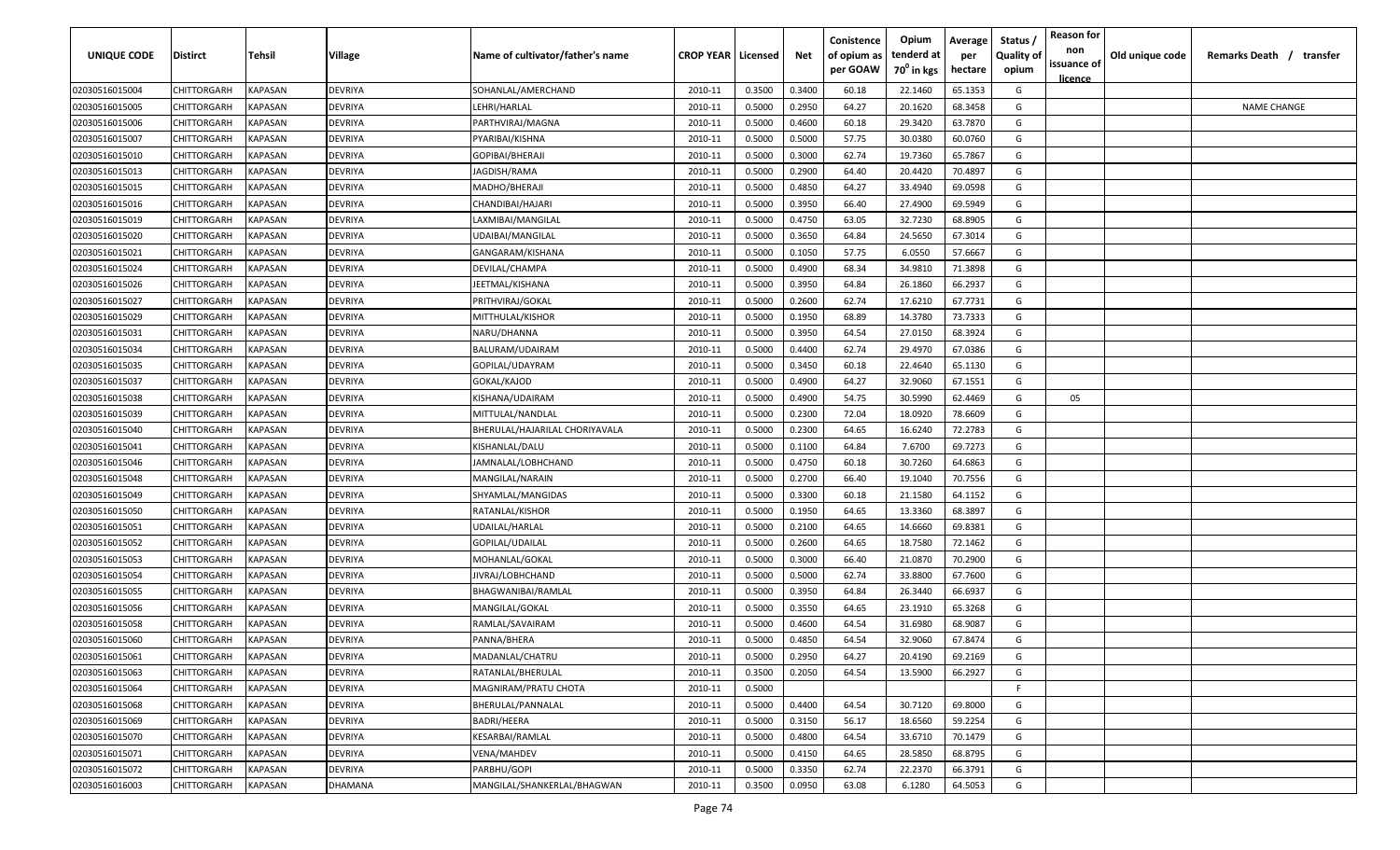| UNIQUE CODE | Distirct | Tehsil | Village | Name of cultivator/father's name | CROP YEAR | Licensed | Net | Conistence of opium as per GOAW | Opium tenderd at 70⁰ in kgs | Average per hectare | Status / Quality of opium | Reason for non issuance of licence | Old unique code | Remarks Death / transfer |
|---|---|---|---|---|---|---|---|---|---|---|---|---|---|---|
| 02030516015004 | CHITTORGARH | KAPASAN | DEVRIYA | SOHANLAL/AMERCHAND | 2010-11 | 0.3500 | 0.3400 | 60.18 | 22.1460 | 65.1353 | G | | | |
| 02030516015005 | CHITTORGARH | KAPASAN | DEVRIYA | LEHRI/HARLAL | 2010-11 | 0.5000 | 0.2950 | 64.27 | 20.1620 | 68.3458 | G | | | NAME CHANGE |
| 02030516015006 | CHITTORGARH | KAPASAN | DEVRIYA | PARTHVIRAJ/MAGNA | 2010-11 | 0.5000 | 0.4600 | 60.18 | 29.3420 | 63.7870 | G | | | |
| 02030516015007 | CHITTORGARH | KAPASAN | DEVRIYA | PYARIBAI/KISHNA | 2010-11 | 0.5000 | 0.5000 | 57.75 | 30.0380 | 60.0760 | G | | | |
| 02030516015010 | CHITTORGARH | KAPASAN | DEVRIYA | GOPIBAI/BHERAJI | 2010-11 | 0.5000 | 0.3000 | 62.74 | 19.7360 | 65.7867 | G | | | |
| 02030516015013 | CHITTORGARH | KAPASAN | DEVRIYA | JAGDISH/RAMA | 2010-11 | 0.5000 | 0.2900 | 64.40 | 20.4420 | 70.4897 | G | | | |
| 02030516015015 | CHITTORGARH | KAPASAN | DEVRIYA | MADHO/BHERAJI | 2010-11 | 0.5000 | 0.4850 | 64.27 | 33.4940 | 69.0598 | G | | | |
| 02030516015016 | CHITTORGARH | KAPASAN | DEVRIYA | CHANDIBAI/HAJARI | 2010-11 | 0.5000 | 0.3950 | 66.40 | 27.4900 | 69.5949 | G | | | |
| 02030516015019 | CHITTORGARH | KAPASAN | DEVRIYA | LAXMIBAI/MANGILAL | 2010-11 | 0.5000 | 0.4750 | 63.05 | 32.7230 | 68.8905 | G | | | |
| 02030516015020 | CHITTORGARH | KAPASAN | DEVRIYA | UDAIBAI/MANGILAL | 2010-11 | 0.5000 | 0.3650 | 64.84 | 24.5650 | 67.3014 | G | | | |
| 02030516015021 | CHITTORGARH | KAPASAN | DEVRIYA | GANGARAM/KISHANA | 2010-11 | 0.5000 | 0.1050 | 57.75 | 6.0550 | 57.6667 | G | | | |
| 02030516015024 | CHITTORGARH | KAPASAN | DEVRIYA | DEVILAL/CHAMPA | 2010-11 | 0.5000 | 0.4900 | 68.34 | 34.9810 | 71.3898 | G | | | |
| 02030516015026 | CHITTORGARH | KAPASAN | DEVRIYA | JEETMAL/KISHANA | 2010-11 | 0.5000 | 0.3950 | 64.84 | 26.1860 | 66.2937 | G | | | |
| 02030516015027 | CHITTORGARH | KAPASAN | DEVRIYA | PRITHVIRAJ/GOKAL | 2010-11 | 0.5000 | 0.2600 | 62.74 | 17.6210 | 67.7731 | G | | | |
| 02030516015029 | CHITTORGARH | KAPASAN | DEVRIYA | MITTHULAL/KISHOR | 2010-11 | 0.5000 | 0.1950 | 68.89 | 14.3780 | 73.7333 | G | | | |
| 02030516015031 | CHITTORGARH | KAPASAN | DEVRIYA | NARU/DHANNA | 2010-11 | 0.5000 | 0.3950 | 64.54 | 27.0150 | 68.3924 | G | | | |
| 02030516015034 | CHITTORGARH | KAPASAN | DEVRIYA | BALURAM/UDAIRAM | 2010-11 | 0.5000 | 0.4400 | 62.74 | 29.4970 | 67.0386 | G | | | |
| 02030516015035 | CHITTORGARH | KAPASAN | DEVRIYA | GOPILAL/UDAYRAM | 2010-11 | 0.5000 | 0.3450 | 60.18 | 22.4640 | 65.1130 | G | | | |
| 02030516015037 | CHITTORGARH | KAPASAN | DEVRIYA | GOKAL/KAJOD | 2010-11 | 0.5000 | 0.4900 | 64.27 | 32.9060 | 67.1551 | G | | | |
| 02030516015038 | CHITTORGARH | KAPASAN | DEVRIYA | KISHANA/UDAIRAM | 2010-11 | 0.5000 | 0.4900 | 54.75 | 30.5990 | 62.4469 | G | 05 | | |
| 02030516015039 | CHITTORGARH | KAPASAN | DEVRIYA | MITTULAL/NANDLAL | 2010-11 | 0.5000 | 0.2300 | 72.04 | 18.0920 | 78.6609 | G | | | |
| 02030516015040 | CHITTORGARH | KAPASAN | DEVRIYA | BHERULAL/HAJARILAL CHORIYAVALA | 2010-11 | 0.5000 | 0.2300 | 64.65 | 16.6240 | 72.2783 | G | | | |
| 02030516015041 | CHITTORGARH | KAPASAN | DEVRIYA | KISHANLAL/DALU | 2010-11 | 0.5000 | 0.1100 | 64.84 | 7.6700 | 69.7273 | G | | | |
| 02030516015046 | CHITTORGARH | KAPASAN | DEVRIYA | JAMNALAL/LOBHCHAND | 2010-11 | 0.5000 | 0.4750 | 60.18 | 30.7260 | 64.6863 | G | | | |
| 02030516015048 | CHITTORGARH | KAPASAN | DEVRIYA | MANGILAL/NARAIN | 2010-11 | 0.5000 | 0.2700 | 66.40 | 19.1040 | 70.7556 | G | | | |
| 02030516015049 | CHITTORGARH | KAPASAN | DEVRIYA | SHYAMLAL/MANGIDAS | 2010-11 | 0.5000 | 0.3300 | 60.18 | 21.1580 | 64.1152 | G | | | |
| 02030516015050 | CHITTORGARH | KAPASAN | DEVRIYA | RATANLAL/KISHOR | 2010-11 | 0.5000 | 0.1950 | 64.65 | 13.3360 | 68.3897 | G | | | |
| 02030516015051 | CHITTORGARH | KAPASAN | DEVRIYA | UDAILAL/HARLAL | 2010-11 | 0.5000 | 0.2100 | 64.65 | 14.6660 | 69.8381 | G | | | |
| 02030516015052 | CHITTORGARH | KAPASAN | DEVRIYA | GOPILAL/UDAILAL | 2010-11 | 0.5000 | 0.2600 | 64.65 | 18.7580 | 72.1462 | G | | | |
| 02030516015053 | CHITTORGARH | KAPASAN | DEVRIYA | MOHANLAL/GOKAL | 2010-11 | 0.5000 | 0.3000 | 66.40 | 21.0870 | 70.2900 | G | | | |
| 02030516015054 | CHITTORGARH | KAPASAN | DEVRIYA | JIVRAJ/LOBHCHAND | 2010-11 | 0.5000 | 0.5000 | 62.74 | 33.8800 | 67.7600 | G | | | |
| 02030516015055 | CHITTORGARH | KAPASAN | DEVRIYA | BHAGWANIBAI/RAMLAL | 2010-11 | 0.5000 | 0.3950 | 64.84 | 26.3440 | 66.6937 | G | | | |
| 02030516015056 | CHITTORGARH | KAPASAN | DEVRIYA | MANGILAL/GOKAL | 2010-11 | 0.5000 | 0.3550 | 64.65 | 23.1910 | 65.3268 | G | | | |
| 02030516015058 | CHITTORGARH | KAPASAN | DEVRIYA | RAMLAL/SAVAIRAM | 2010-11 | 0.5000 | 0.4600 | 64.54 | 31.6980 | 68.9087 | G | | | |
| 02030516015060 | CHITTORGARH | KAPASAN | DEVRIYA | PANNA/BHERA | 2010-11 | 0.5000 | 0.4850 | 64.54 | 32.9060 | 67.8474 | G | | | |
| 02030516015061 | CHITTORGARH | KAPASAN | DEVRIYA | MADANLAL/CHATRU | 2010-11 | 0.5000 | 0.2950 | 64.27 | 20.4190 | 69.2169 | G | | | |
| 02030516015063 | CHITTORGARH | KAPASAN | DEVRIYA | RATANLAL/BHERULAL | 2010-11 | 0.3500 | 0.2050 | 64.54 | 13.5900 | 66.2927 | G | | | |
| 02030516015064 | CHITTORGARH | KAPASAN | DEVRIYA | MAGNIRAM/PRATU CHOTA | 2010-11 | 0.5000 | | | | | F | | | |
| 02030516015068 | CHITTORGARH | KAPASAN | DEVRIYA | BHERULAL/PANNALAL | 2010-11 | 0.5000 | 0.4400 | 64.54 | 30.7120 | 69.8000 | G | | | |
| 02030516015069 | CHITTORGARH | KAPASAN | DEVRIYA | BADRI/HEERA | 2010-11 | 0.5000 | 0.3150 | 56.17 | 18.6560 | 59.2254 | G | | | |
| 02030516015070 | CHITTORGARH | KAPASAN | DEVRIYA | KESARBAI/RAMLAL | 2010-11 | 0.5000 | 0.4800 | 64.54 | 33.6710 | 70.1479 | G | | | |
| 02030516015071 | CHITTORGARH | KAPASAN | DEVRIYA | VENA/MAHDEV | 2010-11 | 0.5000 | 0.4150 | 64.65 | 28.5850 | 68.8795 | G | | | |
| 02030516015072 | CHITTORGARH | KAPASAN | DEVRIYA | PARBHU/GOPI | 2010-11 | 0.5000 | 0.3350 | 62.74 | 22.2370 | 66.3791 | G | | | |
| 02030516016003 | CHITTORGARH | KAPASAN | DHAMANA | MANGILAL/SHANKERLAL/BHAGWAN | 2010-11 | 0.3500 | 0.0950 | 63.08 | 6.1280 | 64.5053 | G | | | |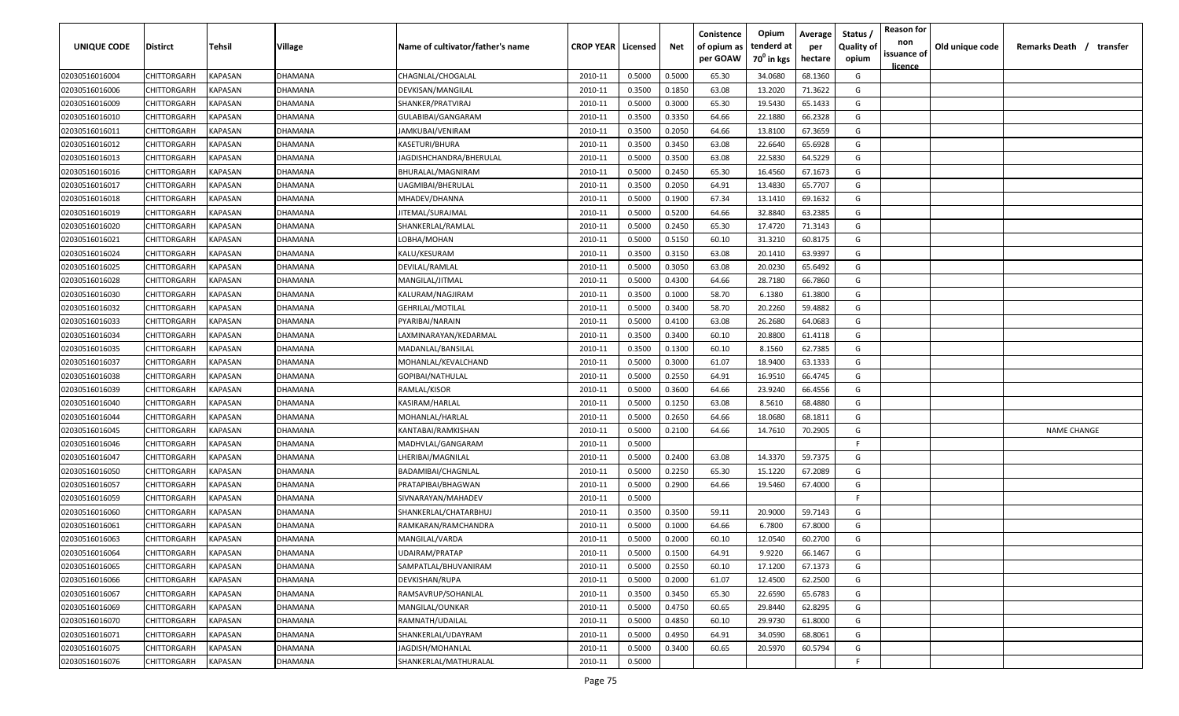| UNIQUE CODE | Distirct | Tehsil | Village | Name of cultivator/father's name | CROP YEAR | Licensed | Net | Conistence of opium as per GOAW | Opium tenderd at 70° in kgs | Average per hectare | Status / Quality of opium | Reason for non issuance of licence | Old unique code | Remarks Death / transfer |
|---|---|---|---|---|---|---|---|---|---|---|---|---|---|---|
| 02030516016004 | CHITTORGARH | KAPASAN | DHAMANA | CHAGNLAL/CHOGALAL | 2010-11 | 0.5000 | 0.5000 | 65.30 | 34.0680 | 68.1360 | G | | | |
| 02030516016006 | CHITTORGARH | KAPASAN | DHAMANA | DEVKISAN/MANGILAL | 2010-11 | 0.3500 | 0.1850 | 63.08 | 13.2020 | 71.3622 | G | | | |
| 02030516016009 | CHITTORGARH | KAPASAN | DHAMANA | SHANKER/PRATVIRAJ | 2010-11 | 0.5000 | 0.3000 | 65.30 | 19.5430 | 65.1433 | G | | | |
| 02030516016010 | CHITTORGARH | KAPASAN | DHAMANA | GULABIBAI/GANGARAM | 2010-11 | 0.3500 | 0.3350 | 64.66 | 22.1880 | 66.2328 | G | | | |
| 02030516016011 | CHITTORGARH | KAPASAN | DHAMANA | JAMKUBAI/VENIRAM | 2010-11 | 0.3500 | 0.2050 | 64.66 | 13.8100 | 67.3659 | G | | | |
| 02030516016012 | CHITTORGARH | KAPASAN | DHAMANA | KASETURI/BHURA | 2010-11 | 0.3500 | 0.3450 | 63.08 | 22.6640 | 65.6928 | G | | | |
| 02030516016013 | CHITTORGARH | KAPASAN | DHAMANA | JAGDISHCHANDRA/BHERULAL | 2010-11 | 0.5000 | 0.3500 | 63.08 | 22.5830 | 64.5229 | G | | | |
| 02030516016016 | CHITTORGARH | KAPASAN | DHAMANA | BHURALAL/MAGNIRAM | 2010-11 | 0.5000 | 0.2450 | 65.30 | 16.4560 | 67.1673 | G | | | |
| 02030516016017 | CHITTORGARH | KAPASAN | DHAMANA | UAGMIBAI/BHERULAL | 2010-11 | 0.3500 | 0.2050 | 64.91 | 13.4830 | 65.7707 | G | | | |
| 02030516016018 | CHITTORGARH | KAPASAN | DHAMANA | MHADEV/DHANNA | 2010-11 | 0.5000 | 0.1900 | 67.34 | 13.1410 | 69.1632 | G | | | |
| 02030516016019 | CHITTORGARH | KAPASAN | DHAMANA | JITEMAL/SURAJMAL | 2010-11 | 0.5000 | 0.5200 | 64.66 | 32.8840 | 63.2385 | G | | | |
| 02030516016020 | CHITTORGARH | KAPASAN | DHAMANA | SHANKERLAL/RAMLAL | 2010-11 | 0.5000 | 0.2450 | 65.30 | 17.4720 | 71.3143 | G | | | |
| 02030516016021 | CHITTORGARH | KAPASAN | DHAMANA | LOBHA/MOHAN | 2010-11 | 0.5000 | 0.5150 | 60.10 | 31.3210 | 60.8175 | G | | | |
| 02030516016024 | CHITTORGARH | KAPASAN | DHAMANA | KALU/KESURAM | 2010-11 | 0.3500 | 0.3150 | 63.08 | 20.1410 | 63.9397 | G | | | |
| 02030516016025 | CHITTORGARH | KAPASAN | DHAMANA | DEVILAL/RAMLAL | 2010-11 | 0.5000 | 0.3050 | 63.08 | 20.0230 | 65.6492 | G | | | |
| 02030516016028 | CHITTORGARH | KAPASAN | DHAMANA | MANGILAL/JITMAL | 2010-11 | 0.5000 | 0.4300 | 64.66 | 28.7180 | 66.7860 | G | | | |
| 02030516016030 | CHITTORGARH | KAPASAN | DHAMANA | KALURAM/NAGJIRAM | 2010-11 | 0.3500 | 0.1000 | 58.70 | 6.1380 | 61.3800 | G | | | |
| 02030516016032 | CHITTORGARH | KAPASAN | DHAMANA | GEHRILAL/MOTILAL | 2010-11 | 0.5000 | 0.3400 | 58.70 | 20.2260 | 59.4882 | G | | | |
| 02030516016033 | CHITTORGARH | KAPASAN | DHAMANA | PYARIBAI/NARAIN | 2010-11 | 0.5000 | 0.4100 | 63.08 | 26.2680 | 64.0683 | G | | | |
| 02030516016034 | CHITTORGARH | KAPASAN | DHAMANA | LAXMINARAYAN/KEDARMAL | 2010-11 | 0.3500 | 0.3400 | 60.10 | 20.8800 | 61.4118 | G | | | |
| 02030516016035 | CHITTORGARH | KAPASAN | DHAMANA | MADANLAL/BANSILAL | 2010-11 | 0.3500 | 0.1300 | 60.10 | 8.1560 | 62.7385 | G | | | |
| 02030516016037 | CHITTORGARH | KAPASAN | DHAMANA | MOHANLAL/KEVALCHAND | 2010-11 | 0.5000 | 0.3000 | 61.07 | 18.9400 | 63.1333 | G | | | |
| 02030516016038 | CHITTORGARH | KAPASAN | DHAMANA | GOPIBAI/NATHULAL | 2010-11 | 0.5000 | 0.2550 | 64.91 | 16.9510 | 66.4745 | G | | | |
| 02030516016039 | CHITTORGARH | KAPASAN | DHAMANA | RAMLAL/KISOR | 2010-11 | 0.5000 | 0.3600 | 64.66 | 23.9240 | 66.4556 | G | | | |
| 02030516016040 | CHITTORGARH | KAPASAN | DHAMANA | KASIRAM/HARLAL | 2010-11 | 0.5000 | 0.1250 | 63.08 | 8.5610 | 68.4880 | G | | | |
| 02030516016044 | CHITTORGARH | KAPASAN | DHAMANA | MOHANLAL/HARLAL | 2010-11 | 0.5000 | 0.2650 | 64.66 | 18.0680 | 68.1811 | G | | | |
| 02030516016045 | CHITTORGARH | KAPASAN | DHAMANA | KANTABAI/RAMKISHAN | 2010-11 | 0.5000 | 0.2100 | 64.66 | 14.7610 | 70.2905 | G | | | NAME CHANGE |
| 02030516016046 | CHITTORGARH | KAPASAN | DHAMANA | MADHVLAL/GANGARAM | 2010-11 | 0.5000 | | | | | F | | | |
| 02030516016047 | CHITTORGARH | KAPASAN | DHAMANA | LHERIBAI/MAGNILAL | 2010-11 | 0.5000 | 0.2400 | 63.08 | 14.3370 | 59.7375 | G | | | |
| 02030516016050 | CHITTORGARH | KAPASAN | DHAMANA | BADAMIBAI/CHAGNLAL | 2010-11 | 0.5000 | 0.2250 | 65.30 | 15.1220 | 67.2089 | G | | | |
| 02030516016057 | CHITTORGARH | KAPASAN | DHAMANA | PRATAPIBAI/BHAGWAN | 2010-11 | 0.5000 | 0.2900 | 64.66 | 19.5460 | 67.4000 | G | | | |
| 02030516016059 | CHITTORGARH | KAPASAN | DHAMANA | SIVNARAYAN/MAHADEV | 2010-11 | 0.5000 | | | | | F | | | |
| 02030516016060 | CHITTORGARH | KAPASAN | DHAMANA | SHANKERLAL/CHATARBHUJ | 2010-11 | 0.3500 | 0.3500 | 59.11 | 20.9000 | 59.7143 | G | | | |
| 02030516016061 | CHITTORGARH | KAPASAN | DHAMANA | RAMKARAN/RAMCHANDRA | 2010-11 | 0.5000 | 0.1000 | 64.66 | 6.7800 | 67.8000 | G | | | |
| 02030516016063 | CHITTORGARH | KAPASAN | DHAMANA | MANGILAL/VARDA | 2010-11 | 0.5000 | 0.2000 | 60.10 | 12.0540 | 60.2700 | G | | | |
| 02030516016064 | CHITTORGARH | KAPASAN | DHAMANA | UDAIRAM/PRATAP | 2010-11 | 0.5000 | 0.1500 | 64.91 | 9.9220 | 66.1467 | G | | | |
| 02030516016065 | CHITTORGARH | KAPASAN | DHAMANA | SAMPATLAL/BHUVANIRAM | 2010-11 | 0.5000 | 0.2550 | 60.10 | 17.1200 | 67.1373 | G | | | |
| 02030516016066 | CHITTORGARH | KAPASAN | DHAMANA | DEVKISHAN/RUPA | 2010-11 | 0.5000 | 0.2000 | 61.07 | 12.4500 | 62.2500 | G | | | |
| 02030516016067 | CHITTORGARH | KAPASAN | DHAMANA | RAMSAVRUP/SOHANLAL | 2010-11 | 0.3500 | 0.3450 | 65.30 | 22.6590 | 65.6783 | G | | | |
| 02030516016069 | CHITTORGARH | KAPASAN | DHAMANA | MANGILAL/OUNKAR | 2010-11 | 0.5000 | 0.4750 | 60.65 | 29.8440 | 62.8295 | G | | | |
| 02030516016070 | CHITTORGARH | KAPASAN | DHAMANA | RAMNATH/UDAILAL | 2010-11 | 0.5000 | 0.4850 | 60.10 | 29.9730 | 61.8000 | G | | | |
| 02030516016071 | CHITTORGARH | KAPASAN | DHAMANA | SHANKERLAL/UDAYRAM | 2010-11 | 0.5000 | 0.4950 | 64.91 | 34.0590 | 68.8061 | G | | | |
| 02030516016075 | CHITTORGARH | KAPASAN | DHAMANA | JAGDISH/MOHANLAL | 2010-11 | 0.5000 | 0.3400 | 60.65 | 20.5970 | 60.5794 | G | | | |
| 02030516016076 | CHITTORGARH | KAPASAN | DHAMANA | SHANKERLAL/MATHURALAL | 2010-11 | 0.5000 | | | | | F | | | |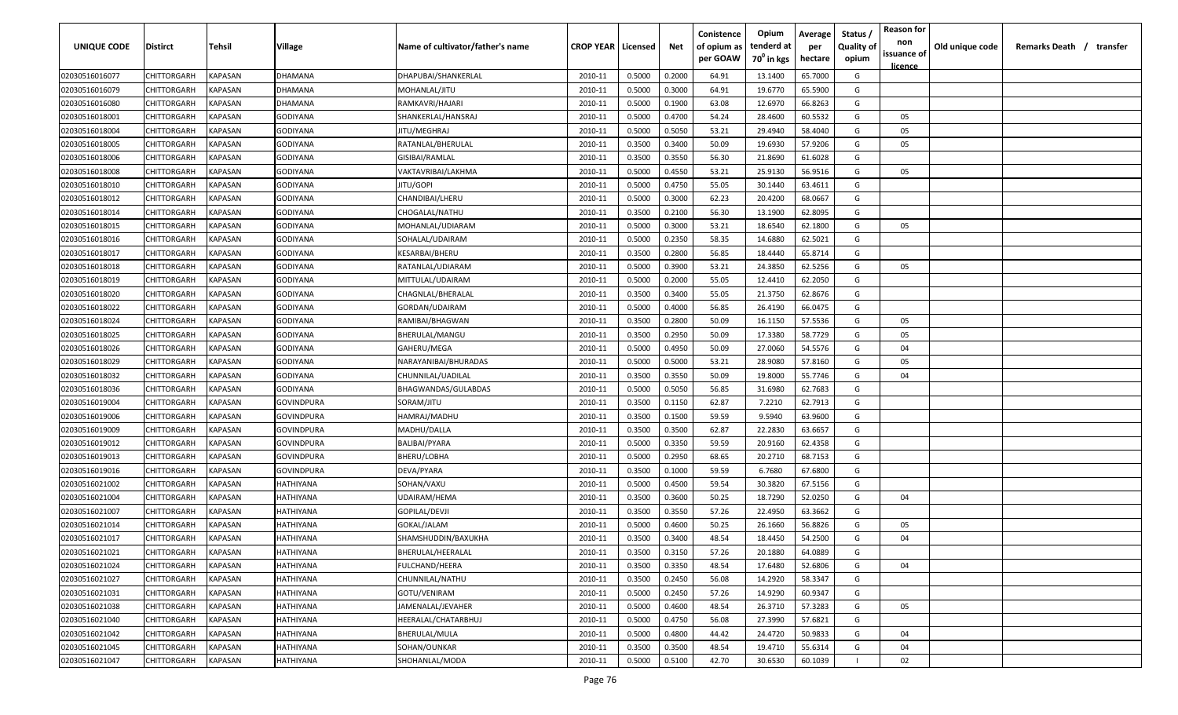| UNIQUE CODE | Distirct | Tehsil | Village | Name of cultivator/father's name | CROP YEAR | Licensed | Net | Conistence of opium as per GOAW | Opium tenderd at 70° in kgs | Average per hectare | Status / Quality of opium | Reason for non issuance of licence | Old unique code | Remarks Death / transfer |
|---|---|---|---|---|---|---|---|---|---|---|---|---|---|---|
| 02030516016077 | CHITTORGARH | KAPASAN | DHAMANA | DHAPUBAI/SHANKERLAL | 2010-11 | 0.5000 | 0.2000 | 64.91 | 13.1400 | 65.7000 | G | | | |
| 02030516016079 | CHITTORGARH | KAPASAN | DHAMANA | MOHANLAL/JITU | 2010-11 | 0.5000 | 0.3000 | 64.91 | 19.6770 | 65.5900 | G | | | |
| 02030516016080 | CHITTORGARH | KAPASAN | DHAMANA | RAMKAVRI/HAJARI | 2010-11 | 0.5000 | 0.1900 | 63.08 | 12.6970 | 66.8263 | G | | | |
| 02030516018001 | CHITTORGARH | KAPASAN | GODIYANA | SHANKERLAL/HANSRAJ | 2010-11 | 0.5000 | 0.4700 | 54.24 | 28.4600 | 60.5532 | G | 05 | | |
| 02030516018004 | CHITTORGARH | KAPASAN | GODIYANA | JITU/MEGHRAJ | 2010-11 | 0.5000 | 0.5050 | 53.21 | 29.4940 | 58.4040 | G | 05 | | |
| 02030516018005 | CHITTORGARH | KAPASAN | GODIYANA | RATANLAL/BHERULAL | 2010-11 | 0.3500 | 0.3400 | 50.09 | 19.6930 | 57.9206 | G | 05 | | |
| 02030516018006 | CHITTORGARH | KAPASAN | GODIYANA | GISIBAI/RAMLAL | 2010-11 | 0.3500 | 0.3550 | 56.30 | 21.8690 | 61.6028 | G | | | |
| 02030516018008 | CHITTORGARH | KAPASAN | GODIYANA | VAKTAVRIBAI/LAKHMA | 2010-11 | 0.5000 | 0.4550 | 53.21 | 25.9130 | 56.9516 | G | 05 | | |
| 02030516018010 | CHITTORGARH | KAPASAN | GODIYANA | JITU/GOPI | 2010-11 | 0.5000 | 0.4750 | 55.05 | 30.1440 | 63.4611 | G | | | |
| 02030516018012 | CHITTORGARH | KAPASAN | GODIYANA | CHANDIBAI/LHERU | 2010-11 | 0.5000 | 0.3000 | 62.23 | 20.4200 | 68.0667 | G | | | |
| 02030516018014 | CHITTORGARH | KAPASAN | GODIYANA | CHOGALAL/NATHU | 2010-11 | 0.3500 | 0.2100 | 56.30 | 13.1900 | 62.8095 | G | | | |
| 02030516018015 | CHITTORGARH | KAPASAN | GODIYANA | MOHANLAL/UDIARAM | 2010-11 | 0.5000 | 0.3000 | 53.21 | 18.6540 | 62.1800 | G | 05 | | |
| 02030516018016 | CHITTORGARH | KAPASAN | GODIYANA | SOHALAL/UDAIRAM | 2010-11 | 0.5000 | 0.2350 | 58.35 | 14.6880 | 62.5021 | G | | | |
| 02030516018017 | CHITTORGARH | KAPASAN | GODIYANA | KESARBAI/BHERU | 2010-11 | 0.3500 | 0.2800 | 56.85 | 18.4440 | 65.8714 | G | | | |
| 02030516018018 | CHITTORGARH | KAPASAN | GODIYANA | RATANLAL/UDIARAM | 2010-11 | 0.5000 | 0.3900 | 53.21 | 24.3850 | 62.5256 | G | 05 | | |
| 02030516018019 | CHITTORGARH | KAPASAN | GODIYANA | MITTULAL/UDAIRAM | 2010-11 | 0.5000 | 0.2000 | 55.05 | 12.4410 | 62.2050 | G | | | |
| 02030516018020 | CHITTORGARH | KAPASAN | GODIYANA | CHAGNLAL/BHERALAL | 2010-11 | 0.3500 | 0.3400 | 55.05 | 21.3750 | 62.8676 | G | | | |
| 02030516018022 | CHITTORGARH | KAPASAN | GODIYANA | GORDAN/UDAIRAM | 2010-11 | 0.5000 | 0.4000 | 56.85 | 26.4190 | 66.0475 | G | | | |
| 02030516018024 | CHITTORGARH | KAPASAN | GODIYANA | RAMIBAI/BHAGWAN | 2010-11 | 0.3500 | 0.2800 | 50.09 | 16.1150 | 57.5536 | G | 05 | | |
| 02030516018025 | CHITTORGARH | KAPASAN | GODIYANA | BHERULAL/MANGU | 2010-11 | 0.3500 | 0.2950 | 50.09 | 17.3380 | 58.7729 | G | 05 | | |
| 02030516018026 | CHITTORGARH | KAPASAN | GODIYANA | GAHERU/MEGA | 2010-11 | 0.5000 | 0.4950 | 50.09 | 27.0060 | 54.5576 | G | 04 | | |
| 02030516018029 | CHITTORGARH | KAPASAN | GODIYANA | NARAYANIBAI/BHURADAS | 2010-11 | 0.5000 | 0.5000 | 53.21 | 28.9080 | 57.8160 | G | 05 | | |
| 02030516018032 | CHITTORGARH | KAPASAN | GODIYANA | CHUNNILAL/UADILAL | 2010-11 | 0.3500 | 0.3550 | 50.09 | 19.8000 | 55.7746 | G | 04 | | |
| 02030516018036 | CHITTORGARH | KAPASAN | GODIYANA | BHAGWANDAS/GULABDAS | 2010-11 | 0.5000 | 0.5050 | 56.85 | 31.6980 | 62.7683 | G | | | |
| 02030516019004 | CHITTORGARH | KAPASAN | GOVINDPURA | SORAM/JITU | 2010-11 | 0.3500 | 0.1150 | 62.87 | 7.2210 | 62.7913 | G | | | |
| 02030516019006 | CHITTORGARH | KAPASAN | GOVINDPURA | HAMRAJ/MADHU | 2010-11 | 0.3500 | 0.1500 | 59.59 | 9.5940 | 63.9600 | G | | | |
| 02030516019009 | CHITTORGARH | KAPASAN | GOVINDPURA | MADHU/DALLA | 2010-11 | 0.3500 | 0.3500 | 62.87 | 22.2830 | 63.6657 | G | | | |
| 02030516019012 | CHITTORGARH | KAPASAN | GOVINDPURA | BALIBAI/PYARA | 2010-11 | 0.5000 | 0.3350 | 59.59 | 20.9160 | 62.4358 | G | | | |
| 02030516019013 | CHITTORGARH | KAPASAN | GOVINDPURA | BHERU/LOBHA | 2010-11 | 0.5000 | 0.2950 | 68.65 | 20.2710 | 68.7153 | G | | | |
| 02030516019016 | CHITTORGARH | KAPASAN | GOVINDPURA | DEVA/PYARA | 2010-11 | 0.3500 | 0.1000 | 59.59 | 6.7680 | 67.6800 | G | | | |
| 02030516021002 | CHITTORGARH | KAPASAN | HATHIYANA | SOHAN/VAXU | 2010-11 | 0.5000 | 0.4500 | 59.54 | 30.3820 | 67.5156 | G | | | |
| 02030516021004 | CHITTORGARH | KAPASAN | HATHIYANA | UDAIRAM/HEMA | 2010-11 | 0.3500 | 0.3600 | 50.25 | 18.7290 | 52.0250 | G | 04 | | |
| 02030516021007 | CHITTORGARH | KAPASAN | HATHIYANA | GOPILAL/DEVJI | 2010-11 | 0.3500 | 0.3550 | 57.26 | 22.4950 | 63.3662 | G | | | |
| 02030516021014 | CHITTORGARH | KAPASAN | HATHIYANA | GOKAL/JALAM | 2010-11 | 0.5000 | 0.4600 | 50.25 | 26.1660 | 56.8826 | G | 05 | | |
| 02030516021017 | CHITTORGARH | KAPASAN | HATHIYANA | SHAMSHUDDIN/BAXUKHA | 2010-11 | 0.3500 | 0.3400 | 48.54 | 18.4450 | 54.2500 | G | 04 | | |
| 02030516021021 | CHITTORGARH | KAPASAN | HATHIYANA | BHERULAL/HEERALAL | 2010-11 | 0.3500 | 0.3150 | 57.26 | 20.1880 | 64.0889 | G | | | |
| 02030516021024 | CHITTORGARH | KAPASAN | HATHIYANA | FULCHAND/HEERA | 2010-11 | 0.3500 | 0.3350 | 48.54 | 17.6480 | 52.6806 | G | 04 | | |
| 02030516021027 | CHITTORGARH | KAPASAN | HATHIYANA | CHUNNILAL/NATHU | 2010-11 | 0.3500 | 0.2450 | 56.08 | 14.2920 | 58.3347 | G | | | |
| 02030516021031 | CHITTORGARH | KAPASAN | HATHIYANA | GOTU/VENIRAM | 2010-11 | 0.5000 | 0.2450 | 57.26 | 14.9290 | 60.9347 | G | | | |
| 02030516021038 | CHITTORGARH | KAPASAN | HATHIYANA | JAMENALAL/JEVAHER | 2010-11 | 0.5000 | 0.4600 | 48.54 | 26.3710 | 57.3283 | G | 05 | | |
| 02030516021040 | CHITTORGARH | KAPASAN | HATHIYANA | HEERALAL/CHATARBHUJ | 2010-11 | 0.5000 | 0.4750 | 56.08 | 27.3990 | 57.6821 | G | | | |
| 02030516021042 | CHITTORGARH | KAPASAN | HATHIYANA | BHERULAL/MULA | 2010-11 | 0.5000 | 0.4800 | 44.42 | 24.4720 | 50.9833 | G | 04 | | |
| 02030516021045 | CHITTORGARH | KAPASAN | HATHIYANA | SOHAN/OUNKAR | 2010-11 | 0.3500 | 0.3500 | 48.54 | 19.4710 | 55.6314 | G | 04 | | |
| 02030516021047 | CHITTORGARH | KAPASAN | HATHIYANA | SHOHANLAL/MODA | 2010-11 | 0.5000 | 0.5100 | 42.70 | 30.6530 | 60.1039 | I | 02 | | |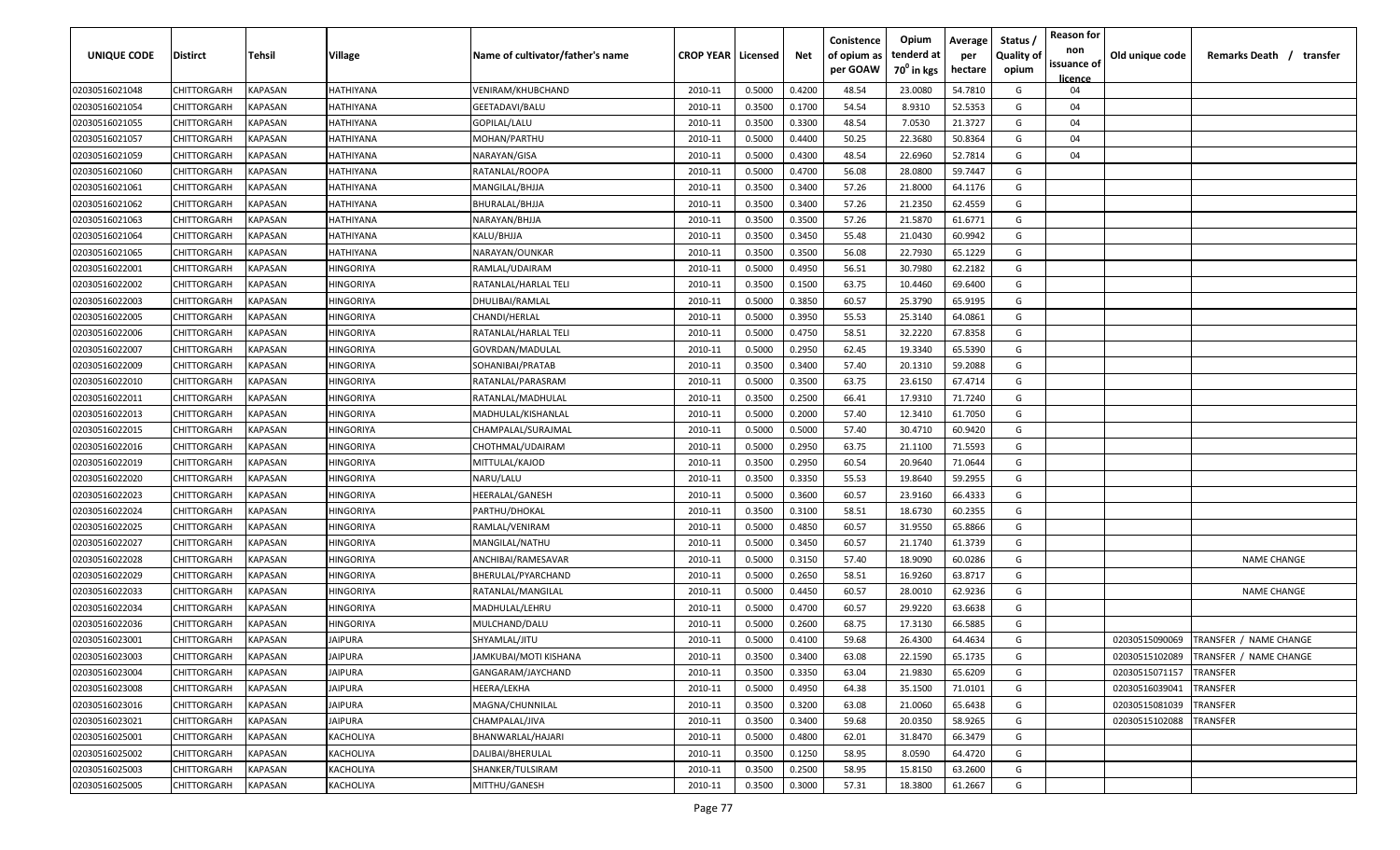| UNIQUE CODE | Distirct | Tehsil | Village | Name of cultivator/father's name | CROP YEAR | Licensed | Net | Conistence of opium as per GOAW | Opium tenderd at $70^0$ in kgs | Average per hectare | Status / Quality of opium | Reason for non issuance of licence | Old unique code | Remarks Death / transfer |
|---|---|---|---|---|---|---|---|---|---|---|---|---|---|---|
| 02030516021048 | CHITTORGARH | KAPASAN | HATHIYANA | VENIRAM/KHUBCHAND | 2010-11 | 0.5000 | 0.4200 | 48.54 | 23.0080 | 54.7810 | G | 04 | | |
| 02030516021054 | CHITTORGARH | KAPASAN | HATHIYANA | GEETADAVI/BALU | 2010-11 | 0.3500 | 0.1700 | 54.54 | 8.9310 | 52.5353 | G | 04 | | |
| 02030516021055 | CHITTORGARH | KAPASAN | HATHIYANA | GOPILAL/LALU | 2010-11 | 0.3500 | 0.3300 | 48.54 | 7.0530 | 21.3727 | G | 04 | | |
| 02030516021057 | CHITTORGARH | KAPASAN | HATHIYANA | MOHAN/PARTHU | 2010-11 | 0.5000 | 0.4400 | 50.25 | 22.3680 | 50.8364 | G | 04 | | |
| 02030516021059 | CHITTORGARH | KAPASAN | HATHIYANA | NARAYAN/GISA | 2010-11 | 0.5000 | 0.4300 | 48.54 | 22.6960 | 52.7814 | G | 04 | | |
| 02030516021060 | CHITTORGARH | KAPASAN | HATHIYANA | RATANLAL/ROOPA | 2010-11 | 0.5000 | 0.4700 | 56.08 | 28.0800 | 59.7447 | G | | | |
| 02030516021061 | CHITTORGARH | KAPASAN | HATHIYANA | MANGILAL/BHJJA | 2010-11 | 0.3500 | 0.3400 | 57.26 | 21.8000 | 64.1176 | G | | | |
| 02030516021062 | CHITTORGARH | KAPASAN | HATHIYANA | BHURALAL/BHJJA | 2010-11 | 0.3500 | 0.3400 | 57.26 | 21.2350 | 62.4559 | G | | | |
| 02030516021063 | CHITTORGARH | KAPASAN | HATHIYANA | NARAYAN/BHJJA | 2010-11 | 0.3500 | 0.3500 | 57.26 | 21.5870 | 61.6771 | G | | | |
| 02030516021064 | CHITTORGARH | KAPASAN | HATHIYANA | KALU/BHJJA | 2010-11 | 0.3500 | 0.3450 | 55.48 | 21.0430 | 60.9942 | G | | | |
| 02030516021065 | CHITTORGARH | KAPASAN | HATHIYANA | NARAYAN/OUNKAR | 2010-11 | 0.3500 | 0.3500 | 56.08 | 22.7930 | 65.1229 | G | | | |
| 02030516022001 | CHITTORGARH | KAPASAN | HINGORIYA | RAMLAL/UDAIRAM | 2010-11 | 0.5000 | 0.4950 | 56.51 | 30.7980 | 62.2182 | G | | | |
| 02030516022002 | CHITTORGARH | KAPASAN | HINGORIYA | RATANLAL/HARLAL TELI | 2010-11 | 0.3500 | 0.1500 | 63.75 | 10.4460 | 69.6400 | G | | | |
| 02030516022003 | CHITTORGARH | KAPASAN | HINGORIYA | DHULIBAI/RAMLAL | 2010-11 | 0.5000 | 0.3850 | 60.57 | 25.3790 | 65.9195 | G | | | |
| 02030516022005 | CHITTORGARH | KAPASAN | HINGORIYA | CHANDI/HERLAL | 2010-11 | 0.5000 | 0.3950 | 55.53 | 25.3140 | 64.0861 | G | | | |
| 02030516022006 | CHITTORGARH | KAPASAN | HINGORIYA | RATANLAL/HARLAL TELI | 2010-11 | 0.5000 | 0.4750 | 58.51 | 32.2220 | 67.8358 | G | | | |
| 02030516022007 | CHITTORGARH | KAPASAN | HINGORIYA | GOVRDAN/MADULAL | 2010-11 | 0.5000 | 0.2950 | 62.45 | 19.3340 | 65.5390 | G | | | |
| 02030516022009 | CHITTORGARH | KAPASAN | HINGORIYA | SOHANIBAI/PRATAB | 2010-11 | 0.3500 | 0.3400 | 57.40 | 20.1310 | 59.2088 | G | | | |
| 02030516022010 | CHITTORGARH | KAPASAN | HINGORIYA | RATANLAL/PARASRAM | 2010-11 | 0.5000 | 0.3500 | 63.75 | 23.6150 | 67.4714 | G | | | |
| 02030516022011 | CHITTORGARH | KAPASAN | HINGORIYA | RATANLAL/MADHULAL | 2010-11 | 0.3500 | 0.2500 | 66.41 | 17.9310 | 71.7240 | G | | | |
| 02030516022013 | CHITTORGARH | KAPASAN | HINGORIYA | MADHULAL/KISHANLAL | 2010-11 | 0.5000 | 0.2000 | 57.40 | 12.3410 | 61.7050 | G | | | |
| 02030516022015 | CHITTORGARH | KAPASAN | HINGORIYA | CHAMPALAL/SURAJMAL | 2010-11 | 0.5000 | 0.5000 | 57.40 | 30.4710 | 60.9420 | G | | | |
| 02030516022016 | CHITTORGARH | KAPASAN | HINGORIYA | CHOTHMAL/UDAIRAM | 2010-11 | 0.5000 | 0.2950 | 63.75 | 21.1100 | 71.5593 | G | | | |
| 02030516022019 | CHITTORGARH | KAPASAN | HINGORIYA | MITTULAL/KAJOD | 2010-11 | 0.3500 | 0.2950 | 60.54 | 20.9640 | 71.0644 | G | | | |
| 02030516022020 | CHITTORGARH | KAPASAN | HINGORIYA | NARU/LALU | 2010-11 | 0.3500 | 0.3350 | 55.53 | 19.8640 | 59.2955 | G | | | |
| 02030516022023 | CHITTORGARH | KAPASAN | HINGORIYA | HEERALAL/GANESH | 2010-11 | 0.5000 | 0.3600 | 60.57 | 23.9160 | 66.4333 | G | | | |
| 02030516022024 | CHITTORGARH | KAPASAN | HINGORIYA | PARTHU/DHOKAL | 2010-11 | 0.3500 | 0.3100 | 58.51 | 18.6730 | 60.2355 | G | | | |
| 02030516022025 | CHITTORGARH | KAPASAN | HINGORIYA | RAMLAL/VENIRAM | 2010-11 | 0.5000 | 0.4850 | 60.57 | 31.9550 | 65.8866 | G | | | |
| 02030516022027 | CHITTORGARH | KAPASAN | HINGORIYA | MANGILAL/NATHU | 2010-11 | 0.5000 | 0.3450 | 60.57 | 21.1740 | 61.3739 | G | | | |
| 02030516022028 | CHITTORGARH | KAPASAN | HINGORIYA | ANCHIBAI/RAMESAVAR | 2010-11 | 0.5000 | 0.3150 | 57.40 | 18.9090 | 60.0286 | G | | | NAME CHANGE |
| 02030516022029 | CHITTORGARH | KAPASAN | HINGORIYA | BHERULAL/PYARCHAND | 2010-11 | 0.5000 | 0.2650 | 58.51 | 16.9260 | 63.8717 | G | | | |
| 02030516022033 | CHITTORGARH | KAPASAN | HINGORIYA | RATANLAL/MANGILAL | 2010-11 | 0.5000 | 0.4450 | 60.57 | 28.0010 | 62.9236 | G | | | NAME CHANGE |
| 02030516022034 | CHITTORGARH | KAPASAN | HINGORIYA | MADHULAL/LEHRU | 2010-11 | 0.5000 | 0.4700 | 60.57 | 29.9220 | 63.6638 | G | | | |
| 02030516022036 | CHITTORGARH | KAPASAN | HINGORIYA | MULCHAND/DALU | 2010-11 | 0.5000 | 0.2600 | 68.75 | 17.3130 | 66.5885 | G | | | |
| 02030516023001 | CHITTORGARH | KAPASAN | JAIPURA | SHYAMLAL/JITU | 2010-11 | 0.5000 | 0.4100 | 59.68 | 26.4300 | 64.4634 | G | | 02030515090069 | TRANSFER / NAME CHANGE |
| 02030516023003 | CHITTORGARH | KAPASAN | JAIPURA | JAMKUBAI/MOTI KISHANA | 2010-11 | 0.3500 | 0.3400 | 63.08 | 22.1590 | 65.1735 | G | | 02030515102089 | TRANSFER / NAME CHANGE |
| 02030516023004 | CHITTORGARH | KAPASAN | JAIPURA | GANGARAM/JAYCHAND | 2010-11 | 0.3500 | 0.3350 | 63.04 | 21.9830 | 65.6209 | G | | 02030515071157 | TRANSFER |
| 02030516023008 | CHITTORGARH | KAPASAN | JAIPURA | HEERA/LEKHA | 2010-11 | 0.5000 | 0.4950 | 64.38 | 35.1500 | 71.0101 | G | | 02030516039041 | TRANSFER |
| 02030516023016 | CHITTORGARH | KAPASAN | JAIPURA | MAGNA/CHUNNILAL | 2010-11 | 0.3500 | 0.3200 | 63.08 | 21.0060 | 65.6438 | G | | 02030515081039 | TRANSFER |
| 02030516023021 | CHITTORGARH | KAPASAN | JAIPURA | CHAMPALAL/JIVA | 2010-11 | 0.3500 | 0.3400 | 59.68 | 20.0350 | 58.9265 | G | | 02030515102088 | TRANSFER |
| 02030516025001 | CHITTORGARH | KAPASAN | KACHOLIYA | BHANWARLAL/HAJARI | 2010-11 | 0.5000 | 0.4800 | 62.01 | 31.8470 | 66.3479 | G | | | |
| 02030516025002 | CHITTORGARH | KAPASAN | KACHOLIYA | DALIBAI/BHERULAL | 2010-11 | 0.3500 | 0.1250 | 58.95 | 8.0590 | 64.4720 | G | | | |
| 02030516025003 | CHITTORGARH | KAPASAN | KACHOLIYA | SHANKER/TULSIRAM | 2010-11 | 0.3500 | 0.2500 | 58.95 | 15.8150 | 63.2600 | G | | | |
| 02030516025005 | CHITTORGARH | KAPASAN | KACHOLIYA | MITTHU/GANESH | 2010-11 | 0.3500 | 0.3000 | 57.31 | 18.3800 | 61.2667 | G | | | |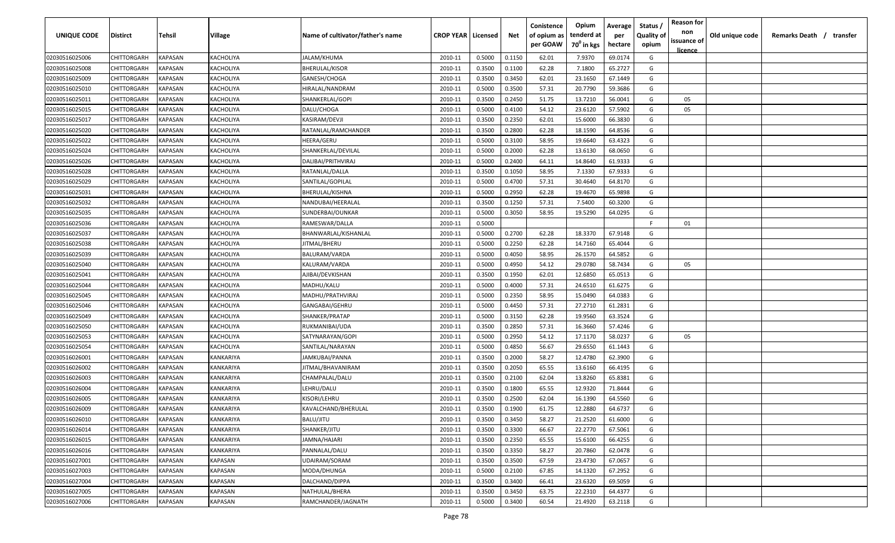| UNIQUE CODE | Distirct | Tehsil | Village | Name of cultivator/father's name | CROP YEAR | Licensed | Net | Conistence of opium as per GOAW | Opium tenderd at 70° in kgs | Average per hectare | Status / Quality of opium | Reason for non issuance of licence | Old unique code | Remarks Death / transfer |
|---|---|---|---|---|---|---|---|---|---|---|---|---|---|---|
| 02030516025006 | CHITTORGARH | KAPASAN | KACHOLIYA | JALAM/KHUMA | 2010-11 | 0.5000 | 0.1150 | 62.01 | 7.9370 | 69.0174 | G | | | |
| 02030516025008 | CHITTORGARH | KAPASAN | KACHOLIYA | BHERULAL/KISOR | 2010-11 | 0.3500 | 0.1100 | 62.28 | 7.1800 | 65.2727 | G | | | |
| 02030516025009 | CHITTORGARH | KAPASAN | KACHOLIYA | GANESH/CHOGA | 2010-11 | 0.3500 | 0.3450 | 62.01 | 23.1650 | 67.1449 | G | | | |
| 02030516025010 | CHITTORGARH | KAPASAN | KACHOLIYA | HIRALAL/NANDRAM | 2010-11 | 0.5000 | 0.3500 | 57.31 | 20.7790 | 59.3686 | G | | | |
| 02030516025011 | CHITTORGARH | KAPASAN | KACHOLIYA | SHANKERLAL/GOPI | 2010-11 | 0.3500 | 0.2450 | 51.75 | 13.7210 | 56.0041 | G | 05 | | |
| 02030516025015 | CHITTORGARH | KAPASAN | KACHOLIYA | DALU/CHOGA | 2010-11 | 0.5000 | 0.4100 | 54.12 | 23.6120 | 57.5902 | G | 05 | | |
| 02030516025017 | CHITTORGARH | KAPASAN | KACHOLIYA | KASIRAM/DEVJI | 2010-11 | 0.3500 | 0.2350 | 62.01 | 15.6000 | 66.3830 | G | | | |
| 02030516025020 | CHITTORGARH | KAPASAN | KACHOLIYA | RATANLAL/RAMCHANDER | 2010-11 | 0.3500 | 0.2800 | 62.28 | 18.1590 | 64.8536 | G | | | |
| 02030516025022 | CHITTORGARH | KAPASAN | KACHOLIYA | HEERA/GERU | 2010-11 | 0.5000 | 0.3100 | 58.95 | 19.6640 | 63.4323 | G | | | |
| 02030516025024 | CHITTORGARH | KAPASAN | KACHOLIYA | SHANKERLAL/DEVILAL | 2010-11 | 0.5000 | 0.2000 | 62.28 | 13.6130 | 68.0650 | G | | | |
| 02030516025026 | CHITTORGARH | KAPASAN | KACHOLIYA | DALIBAI/PRITHVIRAJ | 2010-11 | 0.5000 | 0.2400 | 64.11 | 14.8640 | 61.9333 | G | | | |
| 02030516025028 | CHITTORGARH | KAPASAN | KACHOLIYA | RATANLAL/DALLA | 2010-11 | 0.3500 | 0.1050 | 58.95 | 7.1330 | 67.9333 | G | | | |
| 02030516025029 | CHITTORGARH | KAPASAN | KACHOLIYA | SANTILAL/GOPILAL | 2010-11 | 0.5000 | 0.4700 | 57.31 | 30.4640 | 64.8170 | G | | | |
| 02030516025031 | CHITTORGARH | KAPASAN | KACHOLIYA | BHERULAL/KISHNA | 2010-11 | 0.5000 | 0.2950 | 62.28 | 19.4670 | 65.9898 | G | | | |
| 02030516025032 | CHITTORGARH | KAPASAN | KACHOLIYA | NANDUBAI/HEERALAL | 2010-11 | 0.3500 | 0.1250 | 57.31 | 7.5400 | 60.3200 | G | | | |
| 02030516025035 | CHITTORGARH | KAPASAN | KACHOLIYA | SUNDERBAI/OUNKAR | 2010-11 | 0.5000 | 0.3050 | 58.95 | 19.5290 | 64.0295 | G | | | |
| 02030516025036 | CHITTORGARH | KAPASAN | KACHOLIYA | RAMESWAR/DALLA | 2010-11 | 0.5000 | | | | | F | 01 | | |
| 02030516025037 | CHITTORGARH | KAPASAN | KACHOLIYA | BHANWARLAL/KISHANLAL | 2010-11 | 0.5000 | 0.2700 | 62.28 | 18.3370 | 67.9148 | G | | | |
| 02030516025038 | CHITTORGARH | KAPASAN | KACHOLIYA | JITMAL/BHERU | 2010-11 | 0.5000 | 0.2250 | 62.28 | 14.7160 | 65.4044 | G | | | |
| 02030516025039 | CHITTORGARH | KAPASAN | KACHOLIYA | BALURAM/VARDA | 2010-11 | 0.5000 | 0.4050 | 58.95 | 26.1570 | 64.5852 | G | | | |
| 02030516025040 | CHITTORGARH | KAPASAN | KACHOLIYA | KALURAM/VARDA | 2010-11 | 0.5000 | 0.4950 | 54.12 | 29.0780 | 58.7434 | G | 05 | | |
| 02030516025041 | CHITTORGARH | KAPASAN | KACHOLIYA | AJIBAI/DEVKISHAN | 2010-11 | 0.3500 | 0.1950 | 62.01 | 12.6850 | 65.0513 | G | | | |
| 02030516025044 | CHITTORGARH | KAPASAN | KACHOLIYA | MADHU/KALU | 2010-11 | 0.5000 | 0.4000 | 57.31 | 24.6510 | 61.6275 | G | | | |
| 02030516025045 | CHITTORGARH | KAPASAN | KACHOLIYA | MADHU/PRATHVIRAJ | 2010-11 | 0.5000 | 0.2350 | 58.95 | 15.0490 | 64.0383 | G | | | |
| 02030516025046 | CHITTORGARH | KAPASAN | KACHOLIYA | GANGABAI/GEHRU | 2010-11 | 0.5000 | 0.4450 | 57.31 | 27.2710 | 61.2831 | G | | | |
| 02030516025049 | CHITTORGARH | KAPASAN | KACHOLIYA | SHANKER/PRATAP | 2010-11 | 0.5000 | 0.3150 | 62.28 | 19.9560 | 63.3524 | G | | | |
| 02030516025050 | CHITTORGARH | KAPASAN | KACHOLIYA | RUKMANIBAI/UDA | 2010-11 | 0.3500 | 0.2850 | 57.31 | 16.3660 | 57.4246 | G | | | |
| 02030516025053 | CHITTORGARH | KAPASAN | KACHOLIYA | SATYNARAYAN/GOPI | 2010-11 | 0.5000 | 0.2950 | 54.12 | 17.1170 | 58.0237 | G | 05 | | |
| 02030516025054 | CHITTORGARH | KAPASAN | KACHOLIYA | SANTILAL/NARAYAN | 2010-11 | 0.5000 | 0.4850 | 56.67 | 29.6550 | 61.1443 | G | | | |
| 02030516026001 | CHITTORGARH | KAPASAN | KANKARIYA | JAMKUBAI/PANNA | 2010-11 | 0.3500 | 0.2000 | 58.27 | 12.4780 | 62.3900 | G | | | |
| 02030516026002 | CHITTORGARH | KAPASAN | KANKARIYA | JITMAL/BHAVANIRAM | 2010-11 | 0.3500 | 0.2050 | 65.55 | 13.6160 | 66.4195 | G | | | |
| 02030516026003 | CHITTORGARH | KAPASAN | KANKARIYA | CHAMPALAL/DALU | 2010-11 | 0.3500 | 0.2100 | 62.04 | 13.8260 | 65.8381 | G | | | |
| 02030516026004 | CHITTORGARH | KAPASAN | KANKARIYA | LEHRU/DALU | 2010-11 | 0.3500 | 0.1800 | 65.55 | 12.9320 | 71.8444 | G | | | |
| 02030516026005 | CHITTORGARH | KAPASAN | KANKARIYA | KISORI/LEHRU | 2010-11 | 0.3500 | 0.2500 | 62.04 | 16.1390 | 64.5560 | G | | | |
| 02030516026009 | CHITTORGARH | KAPASAN | KANKARIYA | KAVALCHAND/BHERULAL | 2010-11 | 0.3500 | 0.1900 | 61.75 | 12.2880 | 64.6737 | G | | | |
| 02030516026010 | CHITTORGARH | KAPASAN | KANKARIYA | BALU/JITU | 2010-11 | 0.3500 | 0.3450 | 58.27 | 21.2520 | 61.6000 | G | | | |
| 02030516026014 | CHITTORGARH | KAPASAN | KANKARIYA | SHANKER/JITU | 2010-11 | 0.3500 | 0.3300 | 66.67 | 22.2770 | 67.5061 | G | | | |
| 02030516026015 | CHITTORGARH | KAPASAN | KANKARIYA | JAMNA/HAJARI | 2010-11 | 0.3500 | 0.2350 | 65.55 | 15.6100 | 66.4255 | G | | | |
| 02030516026016 | CHITTORGARH | KAPASAN | KANKARIYA | PANNALAL/DALU | 2010-11 | 0.3500 | 0.3350 | 58.27 | 20.7860 | 62.0478 | G | | | |
| 02030516027001 | CHITTORGARH | KAPASAN | KAPASAN | UDAIRAM/SORAM | 2010-11 | 0.3500 | 0.3500 | 67.59 | 23.4730 | 67.0657 | G | | | |
| 02030516027003 | CHITTORGARH | KAPASAN | KAPASAN | MODA/DHUNGA | 2010-11 | 0.5000 | 0.2100 | 67.85 | 14.1320 | 67.2952 | G | | | |
| 02030516027004 | CHITTORGARH | KAPASAN | KAPASAN | DALCHAND/DIPPA | 2010-11 | 0.3500 | 0.3400 | 66.41 | 23.6320 | 69.5059 | G | | | |
| 02030516027005 | CHITTORGARH | KAPASAN | KAPASAN | NATHULAL/BHERA | 2010-11 | 0.3500 | 0.3450 | 63.75 | 22.2310 | 64.4377 | G | | | |
| 02030516027006 | CHITTORGARH | KAPASAN | KAPASAN | RAMCHANDER/JAGNATH | 2010-11 | 0.5000 | 0.3400 | 60.54 | 21.4920 | 63.2118 | G | | | |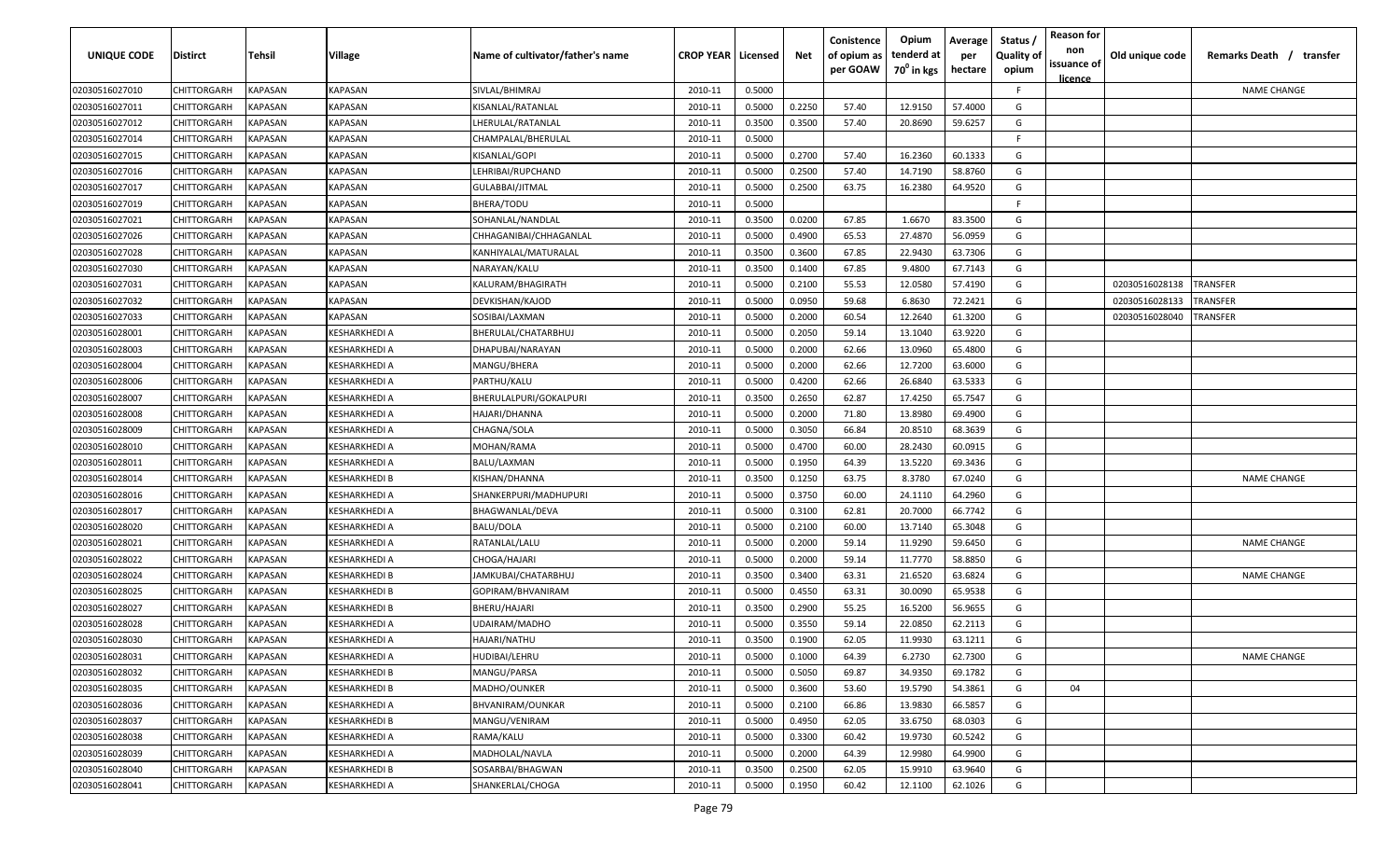| UNIQUE CODE | Distirct | Tehsil | Village | Name of cultivator/father's name | CROP YEAR | Licensed | Net | Conistence of opium as per GOAW | Opium tenderd at 70° in kgs | Average per hectare | Status / Quality of opium | Reason for non issuance of licence | Old unique code | Remarks Death / transfer |
|---|---|---|---|---|---|---|---|---|---|---|---|---|---|---|
| 02030516027010 | CHITTORGARH | KAPASAN | KAPASAN | SIVLAL/BHIMRAJ | 2010-11 | 0.5000 | | | | | F | | | NAME CHANGE |
| 02030516027011 | CHITTORGARH | KAPASAN | KAPASAN | KISANLAL/RATANLAL | 2010-11 | 0.5000 | 0.2250 | 57.40 | 12.9150 | 57.4000 | G | | | |
| 02030516027012 | CHITTORGARH | KAPASAN | KAPASAN | LHERULAL/RATANLAL | 2010-11 | 0.3500 | 0.3500 | 57.40 | 20.8690 | 59.6257 | G | | | |
| 02030516027014 | CHITTORGARH | KAPASAN | KAPASAN | CHAMPALAL/BHERULAL | 2010-11 | 0.5000 | | | | | F | | | |
| 02030516027015 | CHITTORGARH | KAPASAN | KAPASAN | KISANLAL/GOPI | 2010-11 | 0.5000 | 0.2700 | 57.40 | 16.2360 | 60.1333 | G | | | |
| 02030516027016 | CHITTORGARH | KAPASAN | KAPASAN | LEHRIBAI/RUPCHAND | 2010-11 | 0.5000 | 0.2500 | 57.40 | 14.7190 | 58.8760 | G | | | |
| 02030516027017 | CHITTORGARH | KAPASAN | KAPASAN | GULABBAI/JITMAL | 2010-11 | 0.5000 | 0.2500 | 63.75 | 16.2380 | 64.9520 | G | | | |
| 02030516027019 | CHITTORGARH | KAPASAN | KAPASAN | BHERA/TODU | 2010-11 | 0.5000 | | | | | F | | | |
| 02030516027021 | CHITTORGARH | KAPASAN | KAPASAN | SOHANLAL/NANDLAL | 2010-11 | 0.3500 | 0.0200 | 67.85 | 1.6670 | 83.3500 | G | | | |
| 02030516027026 | CHITTORGARH | KAPASAN | KAPASAN | CHHAGANIBAI/CHHAGANLAL | 2010-11 | 0.5000 | 0.4900 | 65.53 | 27.4870 | 56.0959 | G | | | |
| 02030516027028 | CHITTORGARH | KAPASAN | KAPASAN | KANHIYALAL/MATURALAL | 2010-11 | 0.3500 | 0.3600 | 67.85 | 22.9430 | 63.7306 | G | | | |
| 02030516027030 | CHITTORGARH | KAPASAN | KAPASAN | NARAYAN/KALU | 2010-11 | 0.3500 | 0.1400 | 67.85 | 9.4800 | 67.7143 | G | | | |
| 02030516027031 | CHITTORGARH | KAPASAN | KAPASAN | KALURAM/BHAGIRATH | 2010-11 | 0.5000 | 0.2100 | 55.53 | 12.0580 | 57.4190 | G | | 02030516028138 | TRANSFER |
| 02030516027032 | CHITTORGARH | KAPASAN | KAPASAN | DEVKISHAN/KAJOD | 2010-11 | 0.5000 | 0.0950 | 59.68 | 6.8630 | 72.2421 | G | | 02030516028133 | TRANSFER |
| 02030516027033 | CHITTORGARH | KAPASAN | KAPASAN | SOSIBAI/LAXMAN | 2010-11 | 0.5000 | 0.2000 | 60.54 | 12.2640 | 61.3200 | G | | 02030516028040 | TRANSFER |
| 02030516028001 | CHITTORGARH | KAPASAN | KESHARKHEDI A | BHERULAL/CHATARBHUJ | 2010-11 | 0.5000 | 0.2050 | 59.14 | 13.1040 | 63.9220 | G | | | |
| 02030516028003 | CHITTORGARH | KAPASAN | KESHARKHEDI A | DHAPUBAI/NARAYAN | 2010-11 | 0.5000 | 0.2000 | 62.66 | 13.0960 | 65.4800 | G | | | |
| 02030516028004 | CHITTORGARH | KAPASAN | KESHARKHEDI A | MANGU/BHERA | 2010-11 | 0.5000 | 0.2000 | 62.66 | 12.7200 | 63.6000 | G | | | |
| 02030516028006 | CHITTORGARH | KAPASAN | KESHARKHEDI A | PARTHU/KALU | 2010-11 | 0.5000 | 0.4200 | 62.66 | 26.6840 | 63.5333 | G | | | |
| 02030516028007 | CHITTORGARH | KAPASAN | KESHARKHEDI A | BHERULALPURI/GOKALPURI | 2010-11 | 0.3500 | 0.2650 | 62.87 | 17.4250 | 65.7547 | G | | | |
| 02030516028008 | CHITTORGARH | KAPASAN | KESHARKHEDI A | HAJARI/DHANNA | 2010-11 | 0.5000 | 0.2000 | 71.80 | 13.8980 | 69.4900 | G | | | |
| 02030516028009 | CHITTORGARH | KAPASAN | KESHARKHEDI A | CHAGNA/SOLA | 2010-11 | 0.5000 | 0.3050 | 66.84 | 20.8510 | 68.3639 | G | | | |
| 02030516028010 | CHITTORGARH | KAPASAN | KESHARKHEDI A | MOHAN/RAMA | 2010-11 | 0.5000 | 0.4700 | 60.00 | 28.2430 | 60.0915 | G | | | |
| 02030516028011 | CHITTORGARH | KAPASAN | KESHARKHEDI A | BALU/LAXMAN | 2010-11 | 0.5000 | 0.1950 | 64.39 | 13.5220 | 69.3436 | G | | | |
| 02030516028014 | CHITTORGARH | KAPASAN | KESHARKHEDI B | KISHAN/DHANNA | 2010-11 | 0.3500 | 0.1250 | 63.75 | 8.3780 | 67.0240 | G | | | NAME CHANGE |
| 02030516028016 | CHITTORGARH | KAPASAN | KESHARKHEDI A | SHANKERPURI/MADHUPURI | 2010-11 | 0.5000 | 0.3750 | 60.00 | 24.1110 | 64.2960 | G | | | |
| 02030516028017 | CHITTORGARH | KAPASAN | KESHARKHEDI A | BHAGWANLAL/DEVA | 2010-11 | 0.5000 | 0.3100 | 62.81 | 20.7000 | 66.7742 | G | | | |
| 02030516028020 | CHITTORGARH | KAPASAN | KESHARKHEDI A | BALU/DOLA | 2010-11 | 0.5000 | 0.2100 | 60.00 | 13.7140 | 65.3048 | G | | | |
| 02030516028021 | CHITTORGARH | KAPASAN | KESHARKHEDI A | RATANLAL/LALU | 2010-11 | 0.5000 | 0.2000 | 59.14 | 11.9290 | 59.6450 | G | | | NAME CHANGE |
| 02030516028022 | CHITTORGARH | KAPASAN | KESHARKHEDI A | CHOGA/HAJARI | 2010-11 | 0.5000 | 0.2000 | 59.14 | 11.7770 | 58.8850 | G | | | |
| 02030516028024 | CHITTORGARH | KAPASAN | KESHARKHEDI B | JAMKUBAI/CHATARBHUJ | 2010-11 | 0.3500 | 0.3400 | 63.31 | 21.6520 | 63.6824 | G | | | NAME CHANGE |
| 02030516028025 | CHITTORGARH | KAPASAN | KESHARKHEDI B | GOPIRAM/BHVANIRAM | 2010-11 | 0.5000 | 0.4550 | 63.31 | 30.0090 | 65.9538 | G | | | |
| 02030516028027 | CHITTORGARH | KAPASAN | KESHARKHEDI B | BHERU/HAJARI | 2010-11 | 0.3500 | 0.2900 | 55.25 | 16.5200 | 56.9655 | G | | | |
| 02030516028028 | CHITTORGARH | KAPASAN | KESHARKHEDI A | UDAIRAM/MADHO | 2010-11 | 0.5000 | 0.3550 | 59.14 | 22.0850 | 62.2113 | G | | | |
| 02030516028030 | CHITTORGARH | KAPASAN | KESHARKHEDI A | HAJARI/NATHU | 2010-11 | 0.3500 | 0.1900 | 62.05 | 11.9930 | 63.1211 | G | | | |
| 02030516028031 | CHITTORGARH | KAPASAN | KESHARKHEDI A | HUDIBAI/LEHRU | 2010-11 | 0.5000 | 0.1000 | 64.39 | 6.2730 | 62.7300 | G | | | NAME CHANGE |
| 02030516028032 | CHITTORGARH | KAPASAN | KESHARKHEDI B | MANGU/PARSA | 2010-11 | 0.5000 | 0.5050 | 69.87 | 34.9350 | 69.1782 | G | | | |
| 02030516028035 | CHITTORGARH | KAPASAN | KESHARKHEDI B | MADHO/OUNKER | 2010-11 | 0.5000 | 0.3600 | 53.60 | 19.5790 | 54.3861 | G | 04 | | |
| 02030516028036 | CHITTORGARH | KAPASAN | KESHARKHEDI A | BHVANIRAM/OUNKAR | 2010-11 | 0.5000 | 0.2100 | 66.86 | 13.9830 | 66.5857 | G | | | |
| 02030516028037 | CHITTORGARH | KAPASAN | KESHARKHEDI B | MANGU/VENIRAM | 2010-11 | 0.5000 | 0.4950 | 62.05 | 33.6750 | 68.0303 | G | | | |
| 02030516028038 | CHITTORGARH | KAPASAN | KESHARKHEDI A | RAMA/KALU | 2010-11 | 0.5000 | 0.3300 | 60.42 | 19.9730 | 60.5242 | G | | | |
| 02030516028039 | CHITTORGARH | KAPASAN | KESHARKHEDI A | MADHOLAL/NAVLA | 2010-11 | 0.5000 | 0.2000 | 64.39 | 12.9980 | 64.9900 | G | | | |
| 02030516028040 | CHITTORGARH | KAPASAN | KESHARKHEDI B | SOSARBAI/BHAGWAN | 2010-11 | 0.3500 | 0.2500 | 62.05 | 15.9910 | 63.9640 | G | | | |
| 02030516028041 | CHITTORGARH | KAPASAN | KESHARKHEDI A | SHANKERLAL/CHOGA | 2010-11 | 0.5000 | 0.1950 | 60.42 | 12.1100 | 62.1026 | G | | | |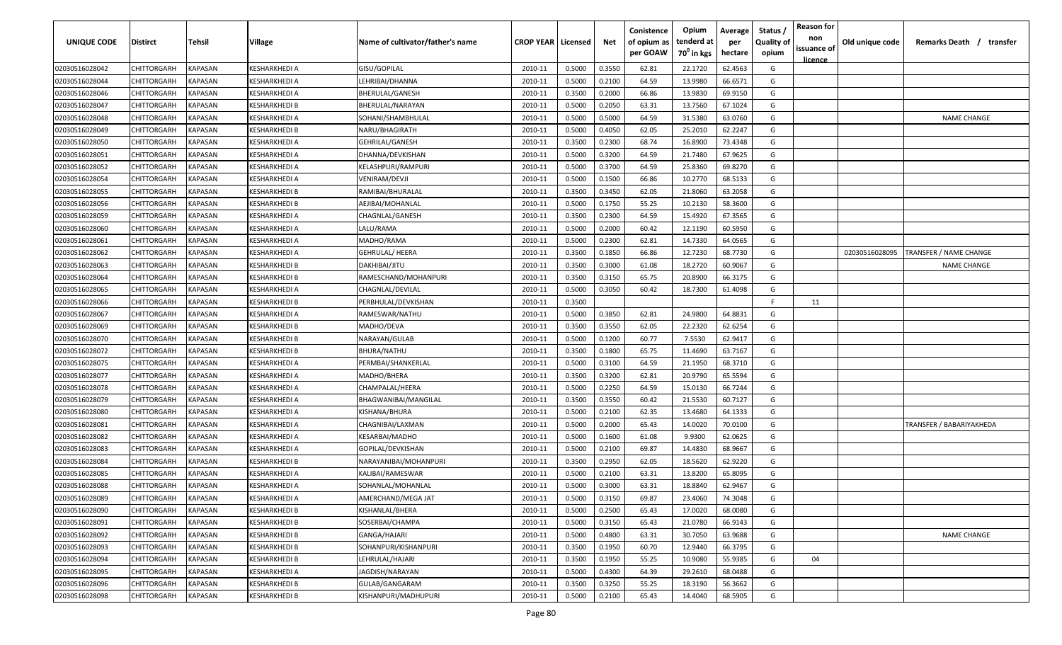| UNIQUE CODE | Distirct | Tehsil | Village | Name of cultivator/father's name | CROP YEAR | Licensed | Net | Conistence of opium as per GOAW | Opium tenderd at $70^0$ in kgs | Average per hectare | Status / Quality of opium | Reason for non issuance of licence | Old unique code | Remarks Death / transfer |
|---|---|---|---|---|---|---|---|---|---|---|---|---|---|---|
| 02030516028042 | CHITTORGARH | KAPASAN | KESHARKHEDI A | GISU/GOPILAL | 2010-11 | 0.5000 | 0.3550 | 62.81 | 22.1720 | 62.4563 | G | | | |
| 02030516028044 | CHITTORGARH | KAPASAN | KESHARKHEDI A | LEHRIBAI/DHANNA | 2010-11 | 0.5000 | 0.2100 | 64.59 | 13.9980 | 66.6571 | G | | | |
| 02030516028046 | CHITTORGARH | KAPASAN | KESHARKHEDI A | BHERULAL/GANESH | 2010-11 | 0.3500 | 0.2000 | 66.86 | 13.9830 | 69.9150 | G | | | |
| 02030516028047 | CHITTORGARH | KAPASAN | KESHARKHEDI B | BHERULAL/NARAYAN | 2010-11 | 0.5000 | 0.2050 | 63.31 | 13.7560 | 67.1024 | G | | | |
| 02030516028048 | CHITTORGARH | KAPASAN | KESHARKHEDI A | SOHANI/SHAMBHULAL | 2010-11 | 0.5000 | 0.5000 | 64.59 | 31.5380 | 63.0760 | G | | | NAME CHANGE |
| 02030516028049 | CHITTORGARH | KAPASAN | KESHARKHEDI B | NARU/BHAGIRATH | 2010-11 | 0.5000 | 0.4050 | 62.05 | 25.2010 | 62.2247 | G | | | |
| 02030516028050 | CHITTORGARH | KAPASAN | KESHARKHEDI A | GEHRILAL/GANESH | 2010-11 | 0.3500 | 0.2300 | 68.74 | 16.8900 | 73.4348 | G | | | |
| 02030516028051 | CHITTORGARH | KAPASAN | KESHARKHEDI A | DHANNA/DEVKISHAN | 2010-11 | 0.5000 | 0.3200 | 64.59 | 21.7480 | 67.9625 | G | | | |
| 02030516028052 | CHITTORGARH | KAPASAN | KESHARKHEDI A | KELASHPURI/RAMPURI | 2010-11 | 0.5000 | 0.3700 | 64.59 | 25.8360 | 69.8270 | G | | | |
| 02030516028054 | CHITTORGARH | KAPASAN | KESHARKHEDI A | VENIRAM/DEVJI | 2010-11 | 0.5000 | 0.1500 | 66.86 | 10.2770 | 68.5133 | G | | | |
| 02030516028055 | CHITTORGARH | KAPASAN | KESHARKHEDI B | RAMIBAI/BHURALAL | 2010-11 | 0.3500 | 0.3450 | 62.05 | 21.8060 | 63.2058 | G | | | |
| 02030516028056 | CHITTORGARH | KAPASAN | KESHARKHEDI B | AEJIBAI/MOHANLAL | 2010-11 | 0.5000 | 0.1750 | 55.25 | 10.2130 | 58.3600 | G | | | |
| 02030516028059 | CHITTORGARH | KAPASAN | KESHARKHEDI A | CHAGNLAL/GANESH | 2010-11 | 0.3500 | 0.2300 | 64.59 | 15.4920 | 67.3565 | G | | | |
| 02030516028060 | CHITTORGARH | KAPASAN | KESHARKHEDI A | LALU/RAMA | 2010-11 | 0.5000 | 0.2000 | 60.42 | 12.1190 | 60.5950 | G | | | |
| 02030516028061 | CHITTORGARH | KAPASAN | KESHARKHEDI A | MADHO/RAMA | 2010-11 | 0.5000 | 0.2300 | 62.81 | 14.7330 | 64.0565 | G | | | |
| 02030516028062 | CHITTORGARH | KAPASAN | KESHARKHEDI A | GEHRULAL/ HEERA | 2010-11 | 0.3500 | 0.1850 | 66.86 | 12.7230 | 68.7730 | G | | 02030516028095 | TRANSFER / NAME CHANGE |
| 02030516028063 | CHITTORGARH | KAPASAN | KESHARKHEDI B | DAKHIBAI/JITU | 2010-11 | 0.3500 | 0.3000 | 61.08 | 18.2720 | 60.9067 | G | | | NAME CHANGE |
| 02030516028064 | CHITTORGARH | KAPASAN | KESHARKHEDI B | RAMESCHAND/MOHANPURI | 2010-11 | 0.3500 | 0.3150 | 65.75 | 20.8900 | 66.3175 | G | | | |
| 02030516028065 | CHITTORGARH | KAPASAN | KESHARKHEDI A | CHAGNLAL/DEVILAL | 2010-11 | 0.5000 | 0.3050 | 60.42 | 18.7300 | 61.4098 | G | | | |
| 02030516028066 | CHITTORGARH | KAPASAN | KESHARKHEDI B | PERBHULAL/DEVKISHAN | 2010-11 | 0.3500 | | | | | F | 11 | | |
| 02030516028067 | CHITTORGARH | KAPASAN | KESHARKHEDI A | RAMESWAR/NATHU | 2010-11 | 0.5000 | 0.3850 | 62.81 | 24.9800 | 64.8831 | G | | | |
| 02030516028069 | CHITTORGARH | KAPASAN | KESHARKHEDI B | MADHO/DEVA | 2010-11 | 0.3500 | 0.3550 | 62.05 | 22.2320 | 62.6254 | G | | | |
| 02030516028070 | CHITTORGARH | KAPASAN | KESHARKHEDI B | NARAYAN/GULAB | 2010-11 | 0.5000 | 0.1200 | 60.77 | 7.5530 | 62.9417 | G | | | |
| 02030516028072 | CHITTORGARH | KAPASAN | KESHARKHEDI B | BHURA/NATHU | 2010-11 | 0.3500 | 0.1800 | 65.75 | 11.4690 | 63.7167 | G | | | |
| 02030516028075 | CHITTORGARH | KAPASAN | KESHARKHEDI A | PERMBAI/SHANKERLAL | 2010-11 | 0.5000 | 0.3100 | 64.59 | 21.1950 | 68.3710 | G | | | |
| 02030516028077 | CHITTORGARH | KAPASAN | KESHARKHEDI A | MADHO/BHERA | 2010-11 | 0.3500 | 0.3200 | 62.81 | 20.9790 | 65.5594 | G | | | |
| 02030516028078 | CHITTORGARH | KAPASAN | KESHARKHEDI A | CHAMPALAL/HEERA | 2010-11 | 0.5000 | 0.2250 | 64.59 | 15.0130 | 66.7244 | G | | | |
| 02030516028079 | CHITTORGARH | KAPASAN | KESHARKHEDI A | BHAGWANIBAI/MANGILAL | 2010-11 | 0.3500 | 0.3550 | 60.42 | 21.5530 | 60.7127 | G | | | |
| 02030516028080 | CHITTORGARH | KAPASAN | KESHARKHEDI A | KISHANA/BHURA | 2010-11 | 0.5000 | 0.2100 | 62.35 | 13.4680 | 64.1333 | G | | | |
| 02030516028081 | CHITTORGARH | KAPASAN | KESHARKHEDI A | CHAGNIBAI/LAXMAN | 2010-11 | 0.5000 | 0.2000 | 65.43 | 14.0020 | 70.0100 | G | | | TRANSFER / BABARIYAKHEDA |
| 02030516028082 | CHITTORGARH | KAPASAN | KESHARKHEDI A | KESARBAI/MADHO | 2010-11 | 0.5000 | 0.1600 | 61.08 | 9.9300 | 62.0625 | G | | | |
| 02030516028083 | CHITTORGARH | KAPASAN | KESHARKHEDI A | GOPILAL/DEVKISHAN | 2010-11 | 0.5000 | 0.2100 | 69.87 | 14.4830 | 68.9667 | G | | | |
| 02030516028084 | CHITTORGARH | KAPASAN | KESHARKHEDI B | NARAYANIBAI/MOHANPURI | 2010-11 | 0.3500 | 0.2950 | 62.05 | 18.5620 | 62.9220 | G | | | |
| 02030516028085 | CHITTORGARH | KAPASAN | KESHARKHEDI A | KALIBAI/RAMESWAR | 2010-11 | 0.5000 | 0.2100 | 63.31 | 13.8200 | 65.8095 | G | | | |
| 02030516028088 | CHITTORGARH | KAPASAN | KESHARKHEDI A | SOHANLAL/MOHANLAL | 2010-11 | 0.5000 | 0.3000 | 63.31 | 18.8840 | 62.9467 | G | | | |
| 02030516028089 | CHITTORGARH | KAPASAN | KESHARKHEDI A | AMERCHAND/MEGA JAT | 2010-11 | 0.5000 | 0.3150 | 69.87 | 23.4060 | 74.3048 | G | | | |
| 02030516028090 | CHITTORGARH | KAPASAN | KESHARKHEDI B | KISHANLAL/BHERA | 2010-11 | 0.5000 | 0.2500 | 65.43 | 17.0020 | 68.0080 | G | | | |
| 02030516028091 | CHITTORGARH | KAPASAN | KESHARKHEDI B | SOSERBAI/CHAMPA | 2010-11 | 0.5000 | 0.3150 | 65.43 | 21.0780 | 66.9143 | G | | | |
| 02030516028092 | CHITTORGARH | KAPASAN | KESHARKHEDI B | GANGA/HAJARI | 2010-11 | 0.5000 | 0.4800 | 63.31 | 30.7050 | 63.9688 | G | | | NAME CHANGE |
| 02030516028093 | CHITTORGARH | KAPASAN | KESHARKHEDI B | SOHANPURI/KISHANPURI | 2010-11 | 0.3500 | 0.1950 | 60.70 | 12.9440 | 66.3795 | G | | | |
| 02030516028094 | CHITTORGARH | KAPASAN | KESHARKHEDI B | LEHRULAL/HAJARI | 2010-11 | 0.3500 | 0.1950 | 55.25 | 10.9080 | 55.9385 | G | 04 | | |
| 02030516028095 | CHITTORGARH | KAPASAN | KESHARKHEDI A | JAGDISH/NARAYAN | 2010-11 | 0.5000 | 0.4300 | 64.39 | 29.2610 | 68.0488 | G | | | |
| 02030516028096 | CHITTORGARH | KAPASAN | KESHARKHEDI B | GULAB/GANGARAM | 2010-11 | 0.3500 | 0.3250 | 55.25 | 18.3190 | 56.3662 | G | | | |
| 02030516028098 | CHITTORGARH | KAPASAN | KESHARKHEDI B | KISHANPURI/MADHUPURI | 2010-11 | 0.5000 | 0.2100 | 65.43 | 14.4040 | 68.5905 | G | | | |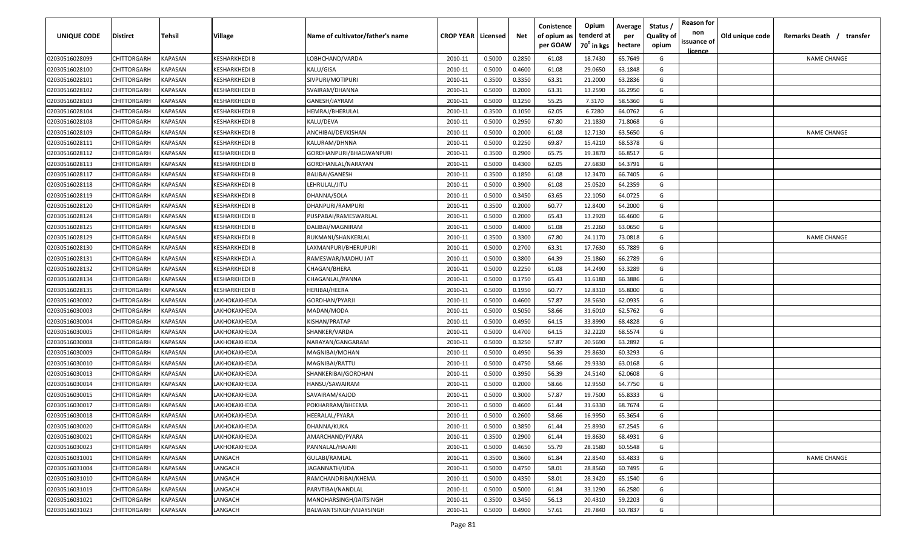| UNIQUE CODE | Distirct | Tehsil | Village | Name of cultivator/father's name | CROP YEAR | Licensed | Net | Conistence of opium as per GOAW | Opium tenderd at 70° in kgs | Average per hectare | Status / Quality of opium | Reason for non issuance of licence | Old unique code | Remarks Death / transfer |
|---|---|---|---|---|---|---|---|---|---|---|---|---|---|---|
| 02030516028099 | CHITTORGARH | KAPASAN | KESHARKHEDI B | LOBHCHAND/VARDA | 2010-11 | 0.5000 | 0.2850 | 61.08 | 18.7430 | 65.7649 | G | | | NAME CHANGE |
| 02030516028100 | CHITTORGARH | KAPASAN | KESHARKHEDI B | KALU/GISA | 2010-11 | 0.5000 | 0.4600 | 61.08 | 29.0650 | 63.1848 | G | | | |
| 02030516028101 | CHITTORGARH | KAPASAN | KESHARKHEDI B | SIVPURI/MOTIPURI | 2010-11 | 0.3500 | 0.3350 | 63.31 | 21.2000 | 63.2836 | G | | | |
| 02030516028102 | CHITTORGARH | KAPASAN | KESHARKHEDI B | SVAIRAM/DHANNA | 2010-11 | 0.5000 | 0.2000 | 63.31 | 13.2590 | 66.2950 | G | | | |
| 02030516028103 | CHITTORGARH | KAPASAN | KESHARKHEDI B | GANESH/JAYRAM | 2010-11 | 0.5000 | 0.1250 | 55.25 | 7.3170 | 58.5360 | G | | | |
| 02030516028104 | CHITTORGARH | KAPASAN | KESHARKHEDI B | HEMRAJ/BHERULAL | 2010-11 | 0.3500 | 0.1050 | 62.05 | 6.7280 | 64.0762 | G | | | |
| 02030516028108 | CHITTORGARH | KAPASAN | KESHARKHEDI B | KALU/DEVA | 2010-11 | 0.5000 | 0.2950 | 67.80 | 21.1830 | 71.8068 | G | | | |
| 02030516028109 | CHITTORGARH | KAPASAN | KESHARKHEDI B | ANCHIBAI/DEVKISHAN | 2010-11 | 0.5000 | 0.2000 | 61.08 | 12.7130 | 63.5650 | G | | | NAME CHANGE |
| 02030516028111 | CHITTORGARH | KAPASAN | KESHARKHEDI B | KALURAM/DHNNA | 2010-11 | 0.5000 | 0.2250 | 69.87 | 15.4210 | 68.5378 | G | | | |
| 02030516028112 | CHITTORGARH | KAPASAN | KESHARKHEDI B | GORDHANPURI/BHAGWANPURI | 2010-11 | 0.3500 | 0.2900 | 65.75 | 19.3870 | 66.8517 | G | | | |
| 02030516028113 | CHITTORGARH | KAPASAN | KESHARKHEDI B | GORDHANLAL/NARAYAN | 2010-11 | 0.5000 | 0.4300 | 62.05 | 27.6830 | 64.3791 | G | | | |
| 02030516028117 | CHITTORGARH | KAPASAN | KESHARKHEDI B | BALIBAI/GANESH | 2010-11 | 0.3500 | 0.1850 | 61.08 | 12.3470 | 66.7405 | G | | | |
| 02030516028118 | CHITTORGARH | KAPASAN | KESHARKHEDI B | LEHRULAL/JITU | 2010-11 | 0.5000 | 0.3900 | 61.08 | 25.0520 | 64.2359 | G | | | |
| 02030516028119 | CHITTORGARH | KAPASAN | KESHARKHEDI B | DHANNA/SOLA | 2010-11 | 0.5000 | 0.3450 | 63.65 | 22.1050 | 64.0725 | G | | | |
| 02030516028120 | CHITTORGARH | KAPASAN | KESHARKHEDI B | DHANPURI/RAMPURI | 2010-11 | 0.3500 | 0.2000 | 60.77 | 12.8400 | 64.2000 | G | | | |
| 02030516028124 | CHITTORGARH | KAPASAN | KESHARKHEDI B | PUSPABAI/RAMESWARLAL | 2010-11 | 0.5000 | 0.2000 | 65.43 | 13.2920 | 66.4600 | G | | | |
| 02030516028125 | CHITTORGARH | KAPASAN | KESHARKHEDI B | DALIBAI/MAGNIRAM | 2010-11 | 0.5000 | 0.4000 | 61.08 | 25.2260 | 63.0650 | G | | | |
| 02030516028129 | CHITTORGARH | KAPASAN | KESHARKHEDI B | RUKMANI/SHANKERLAL | 2010-11 | 0.3500 | 0.3300 | 67.80 | 24.1170 | 73.0818 | G | | | NAME CHANGE |
| 02030516028130 | CHITTORGARH | KAPASAN | KESHARKHEDI B | LAXMANPURI/BHERUPURI | 2010-11 | 0.5000 | 0.2700 | 63.31 | 17.7630 | 65.7889 | G | | | |
| 02030516028131 | CHITTORGARH | KAPASAN | KESHARKHEDI A | RAMESWAR/MADHU JAT | 2010-11 | 0.5000 | 0.3800 | 64.39 | 25.1860 | 66.2789 | G | | | |
| 02030516028132 | CHITTORGARH | KAPASAN | KESHARKHEDI B | CHAGAN/BHERA | 2010-11 | 0.5000 | 0.2250 | 61.08 | 14.2490 | 63.3289 | G | | | |
| 02030516028134 | CHITTORGARH | KAPASAN | KESHARKHEDI B | CHAGANLAL/PANNA | 2010-11 | 0.5000 | 0.1750 | 65.43 | 11.6180 | 66.3886 | G | | | |
| 02030516028135 | CHITTORGARH | KAPASAN | KESHARKHEDI B | HERIBAI/HEERA | 2010-11 | 0.5000 | 0.1950 | 60.77 | 12.8310 | 65.8000 | G | | | |
| 02030516030002 | CHITTORGARH | KAPASAN | LAKHOKAKHEDA | GORDHAN/PYARJI | 2010-11 | 0.5000 | 0.4600 | 57.87 | 28.5630 | 62.0935 | G | | | |
| 02030516030003 | CHITTORGARH | KAPASAN | LAKHOKAKHEDA | MADAN/MODA | 2010-11 | 0.5000 | 0.5050 | 58.66 | 31.6010 | 62.5762 | G | | | |
| 02030516030004 | CHITTORGARH | KAPASAN | LAKHOKAKHEDA | KISHAN/PRATAP | 2010-11 | 0.5000 | 0.4950 | 64.15 | 33.8990 | 68.4828 | G | | | |
| 02030516030005 | CHITTORGARH | KAPASAN | LAKHOKAKHEDA | SHANKER/VARDA | 2010-11 | 0.5000 | 0.4700 | 64.15 | 32.2220 | 68.5574 | G | | | |
| 02030516030008 | CHITTORGARH | KAPASAN | LAKHOKAKHEDA | NARAYAN/GANGARAM | 2010-11 | 0.5000 | 0.3250 | 57.87 | 20.5690 | 63.2892 | G | | | |
| 02030516030009 | CHITTORGARH | KAPASAN | LAKHOKAKHEDA | MAGNIBAI/MOHAN | 2010-11 | 0.5000 | 0.4950 | 56.39 | 29.8630 | 60.3293 | G | | | |
| 02030516030010 | CHITTORGARH | KAPASAN | LAKHOKAKHEDA | MAGNIBAI/RATTU | 2010-11 | 0.5000 | 0.4750 | 58.66 | 29.9330 | 63.0168 | G | | | |
| 02030516030013 | CHITTORGARH | KAPASAN | LAKHOKAKHEDA | SHANKERIBAI/GORDHAN | 2010-11 | 0.5000 | 0.3950 | 56.39 | 24.5140 | 62.0608 | G | | | |
| 02030516030014 | CHITTORGARH | KAPASAN | LAKHOKAKHEDA | HANSU/SAWAIRAM | 2010-11 | 0.5000 | 0.2000 | 58.66 | 12.9550 | 64.7750 | G | | | |
| 02030516030015 | CHITTORGARH | KAPASAN | LAKHOKAKHEDA | SAVAIRAM/KAJOD | 2010-11 | 0.5000 | 0.3000 | 57.87 | 19.7500 | 65.8333 | G | | | |
| 02030516030017 | CHITTORGARH | KAPASAN | LAKHOKAKHEDA | POKHARRAM/BHEEMA | 2010-11 | 0.5000 | 0.4600 | 61.44 | 31.6330 | 68.7674 | G | | | |
| 02030516030018 | CHITTORGARH | KAPASAN | LAKHOKAKHEDA | HEERALAL/PYARA | 2010-11 | 0.5000 | 0.2600 | 58.66 | 16.9950 | 65.3654 | G | | | |
| 02030516030020 | CHITTORGARH | KAPASAN | LAKHOKAKHEDA | DHANNA/KUKA | 2010-11 | 0.5000 | 0.3850 | 61.44 | 25.8930 | 67.2545 | G | | | |
| 02030516030021 | CHITTORGARH | KAPASAN | LAKHOKAKHEDA | AMARCHAND/PYARA | 2010-11 | 0.3500 | 0.2900 | 61.44 | 19.8630 | 68.4931 | G | | | |
| 02030516030023 | CHITTORGARH | KAPASAN | LAKHOKAKHEDA | PANNALAL/HAJARI | 2010-11 | 0.5000 | 0.4650 | 55.79 | 28.1580 | 60.5548 | G | | | |
| 02030516031001 | CHITTORGARH | KAPASAN | LANGACH | GULABI/RAMLAL | 2010-11 | 0.3500 | 0.3600 | 61.84 | 22.8540 | 63.4833 | G | | | NAME CHANGE |
| 02030516031004 | CHITTORGARH | KAPASAN | LANGACH | JAGANNATH/UDA | 2010-11 | 0.5000 | 0.4750 | 58.01 | 28.8560 | 60.7495 | G | | | |
| 02030516031010 | CHITTORGARH | KAPASAN | LANGACH | RAMCHANDRIBAI/KHEMA | 2010-11 | 0.5000 | 0.4350 | 58.01 | 28.3420 | 65.1540 | G | | | |
| 02030516031019 | CHITTORGARH | KAPASAN | LANGACH | PARVTIBAI/NANDLAL | 2010-11 | 0.5000 | 0.5000 | 61.84 | 33.1290 | 66.2580 | G | | | |
| 02030516031021 | CHITTORGARH | KAPASAN | LANGACH | MANOHARSINGH/JAITSINGH | 2010-11 | 0.3500 | 0.3450 | 56.13 | 20.4310 | 59.2203 | G | | | |
| 02030516031023 | CHITTORGARH | KAPASAN | LANGACH | BALWANTSINGH/VIJAYSINGH | 2010-11 | 0.5000 | 0.4900 | 57.61 | 29.7840 | 60.7837 | G | | | |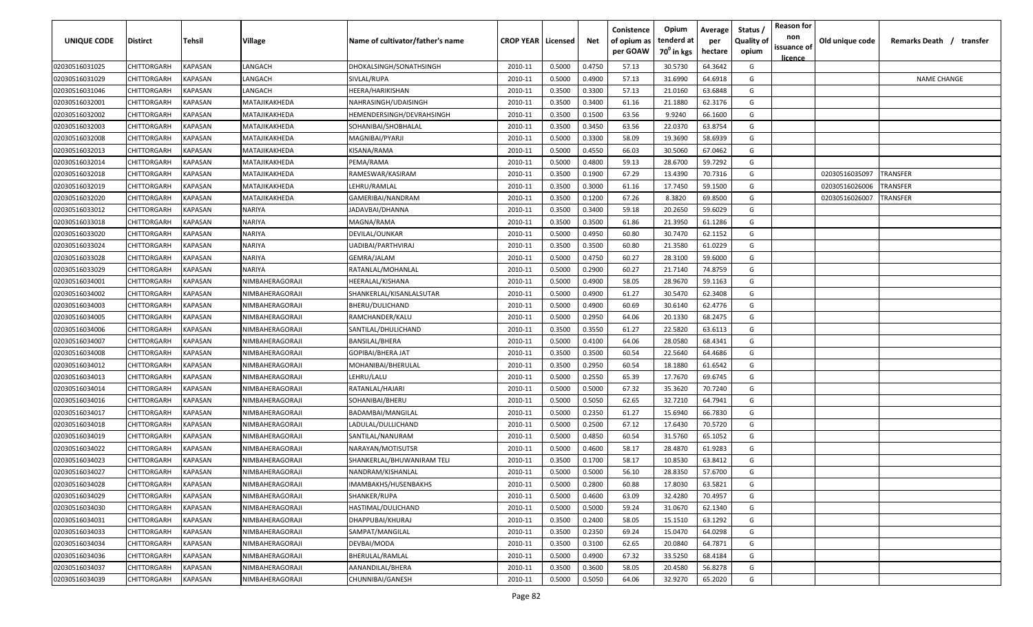| UNIQUE CODE | Distirct | Tehsil | Village | Name of cultivator/father's name | CROP YEAR | Licensed | Net | Conistence of opium as per GOAW | Opium tenderd at 70⁰ in kgs | Average per hectare | Status / Quality of opium | Reason for non issuance of licence | Old unique code | Remarks Death / transfer |
|---|---|---|---|---|---|---|---|---|---|---|---|---|---|---|
| 02030516031025 | CHITTORGARH | KAPASAN | LANGACH | DHOKALSINGH/SONATHSINGH | 2010-11 | 0.5000 | 0.4750 | 57.13 | 30.5730 | 64.3642 | G | | | |
| 02030516031029 | CHITTORGARH | KAPASAN | LANGACH | SIVLAL/RUPA | 2010-11 | 0.5000 | 0.4900 | 57.13 | 31.6990 | 64.6918 | G | | | NAME CHANGE |
| 02030516031046 | CHITTORGARH | KAPASAN | LANGACH | HEERA/HARIKISHAN | 2010-11 | 0.3500 | 0.3300 | 57.13 | 21.0160 | 63.6848 | G | | | |
| 02030516032001 | CHITTORGARH | KAPASAN | MATAJIKAKHEDA | NAHRASINGH/UDAISINGH | 2010-11 | 0.3500 | 0.3400 | 61.16 | 21.1880 | 62.3176 | G | | | |
| 02030516032002 | CHITTORGARH | KAPASAN | MATAJIKAKHEDA | HEMENDERSINGH/DEVRAHSINGH | 2010-11 | 0.3500 | 0.1500 | 63.56 | 9.9240 | 66.1600 | G | | | |
| 02030516032003 | CHITTORGARH | KAPASAN | MATAJIKAKHEDA | SOHANIBAI/SHOBHALAL | 2010-11 | 0.3500 | 0.3450 | 63.56 | 22.0370 | 63.8754 | G | | | |
| 02030516032008 | CHITTORGARH | KAPASAN | MATAJIKAKHEDA | MAGNIBAI/PYARJI | 2010-11 | 0.5000 | 0.3300 | 58.09 | 19.3690 | 58.6939 | G | | | |
| 02030516032013 | CHITTORGARH | KAPASAN | MATAJIKAKHEDA | KISANA/RAMA | 2010-11 | 0.5000 | 0.4550 | 66.03 | 30.5060 | 67.0462 | G | | | |
| 02030516032014 | CHITTORGARH | KAPASAN | MATAJIKAKHEDA | PEMA/RAMA | 2010-11 | 0.5000 | 0.4800 | 59.13 | 28.6700 | 59.7292 | G | | | |
| 02030516032018 | CHITTORGARH | KAPASAN | MATAJIKAKHEDA | RAMESWAR/KASIRAM | 2010-11 | 0.3500 | 0.1900 | 67.29 | 13.4390 | 70.7316 | G | | 02030516035097 | TRANSFER |
| 02030516032019 | CHITTORGARH | KAPASAN | MATAJIKAKHEDA | LEHRU/RAMLAL | 2010-11 | 0.3500 | 0.3000 | 61.16 | 17.7450 | 59.1500 | G | | 02030516026006 | TRANSFER |
| 02030516032020 | CHITTORGARH | KAPASAN | MATAJIKAKHEDA | GAMERIBAI/NANDRAM | 2010-11 | 0.3500 | 0.1200 | 67.26 | 8.3820 | 69.8500 | G | | 02030516026007 | TRANSFER |
| 02030516033012 | CHITTORGARH | KAPASAN | NARIYA | JADAVBAI/DHANNA | 2010-11 | 0.3500 | 0.3400 | 59.18 | 20.2650 | 59.6029 | G | | | |
| 02030516033018 | CHITTORGARH | KAPASAN | NARIYA | MAGNA/RAMA | 2010-11 | 0.3500 | 0.3500 | 61.86 | 21.3950 | 61.1286 | G | | | |
| 02030516033020 | CHITTORGARH | KAPASAN | NARIYA | DEVILAL/OUNKAR | 2010-11 | 0.5000 | 0.4950 | 60.80 | 30.7470 | 62.1152 | G | | | |
| 02030516033024 | CHITTORGARH | KAPASAN | NARIYA | UADIBAI/PARTHVIRAJ | 2010-11 | 0.3500 | 0.3500 | 60.80 | 21.3580 | 61.0229 | G | | | |
| 02030516033028 | CHITTORGARH | KAPASAN | NARIYA | GEMRA/JALAM | 2010-11 | 0.5000 | 0.4750 | 60.27 | 28.3100 | 59.6000 | G | | | |
| 02030516033029 | CHITTORGARH | KAPASAN | NARIYA | RATANLAL/MOHANLAL | 2010-11 | 0.5000 | 0.2900 | 60.27 | 21.7140 | 74.8759 | G | | | |
| 02030516034001 | CHITTORGARH | KAPASAN | NIMBAHERAGORAJI | HEERALAL/KISHANA | 2010-11 | 0.5000 | 0.4900 | 58.05 | 28.9670 | 59.1163 | G | | | |
| 02030516034002 | CHITTORGARH | KAPASAN | NIMBAHERAGORAJI | SHANKERLAL/KISANLALSUTAR | 2010-11 | 0.5000 | 0.4900 | 61.27 | 30.5470 | 62.3408 | G | | | |
| 02030516034003 | CHITTORGARH | KAPASAN | NIMBAHERAGORAJI | BHERU/DULICHAND | 2010-11 | 0.5000 | 0.4900 | 60.69 | 30.6140 | 62.4776 | G | | | |
| 02030516034005 | CHITTORGARH | KAPASAN | NIMBAHERAGORAJI | RAMCHANDER/KALU | 2010-11 | 0.5000 | 0.2950 | 64.06 | 20.1330 | 68.2475 | G | | | |
| 02030516034006 | CHITTORGARH | KAPASAN | NIMBAHERAGORAJI | SANTILAL/DHULICHAND | 2010-11 | 0.3500 | 0.3550 | 61.27 | 22.5820 | 63.6113 | G | | | |
| 02030516034007 | CHITTORGARH | KAPASAN | NIMBAHERAGORAJI | BANSILAL/BHERA | 2010-11 | 0.5000 | 0.4100 | 64.06 | 28.0580 | 68.4341 | G | | | |
| 02030516034008 | CHITTORGARH | KAPASAN | NIMBAHERAGORAJI | GOPIBAI/BHERA JAT | 2010-11 | 0.3500 | 0.3500 | 60.54 | 22.5640 | 64.4686 | G | | | |
| 02030516034012 | CHITTORGARH | KAPASAN | NIMBAHERAGORAJI | MOHANIBAI/BHERULAL | 2010-11 | 0.3500 | 0.2950 | 60.54 | 18.1880 | 61.6542 | G | | | |
| 02030516034013 | CHITTORGARH | KAPASAN | NIMBAHERAGORAJI | LEHRU/LALU | 2010-11 | 0.5000 | 0.2550 | 65.39 | 17.7670 | 69.6745 | G | | | |
| 02030516034014 | CHITTORGARH | KAPASAN | NIMBAHERAGORAJI | RATANLAL/HAJARI | 2010-11 | 0.5000 | 0.5000 | 67.32 | 35.3620 | 70.7240 | G | | | |
| 02030516034016 | CHITTORGARH | KAPASAN | NIMBAHERAGORAJI | SOHANIBAI/BHERU | 2010-11 | 0.5000 | 0.5050 | 62.65 | 32.7210 | 64.7941 | G | | | |
| 02030516034017 | CHITTORGARH | KAPASAN | NIMBAHERAGORAJI | BADAMBAI/MANGILAL | 2010-11 | 0.5000 | 0.2350 | 61.27 | 15.6940 | 66.7830 | G | | | |
| 02030516034018 | CHITTORGARH | KAPASAN | NIMBAHERAGORAJI | LADULAL/DULLICHAND | 2010-11 | 0.5000 | 0.2500 | 67.12 | 17.6430 | 70.5720 | G | | | |
| 02030516034019 | CHITTORGARH | KAPASAN | NIMBAHERAGORAJI | SANTILAL/NANURAM | 2010-11 | 0.5000 | 0.4850 | 60.54 | 31.5760 | 65.1052 | G | | | |
| 02030516034022 | CHITTORGARH | KAPASAN | NIMBAHERAGORAJI | NARAYAN/MOTISUTSR | 2010-11 | 0.5000 | 0.4600 | 58.17 | 28.4870 | 61.9283 | G | | | |
| 02030516034023 | CHITTORGARH | KAPASAN | NIMBAHERAGORAJI | SHANKERLAL/BHUWANIRAM TELI | 2010-11 | 0.3500 | 0.1700 | 58.17 | 10.8530 | 63.8412 | G | | | |
| 02030516034027 | CHITTORGARH | KAPASAN | NIMBAHERAGORAJI | NANDRAM/KISHANLAL | 2010-11 | 0.5000 | 0.5000 | 56.10 | 28.8350 | 57.6700 | G | | | |
| 02030516034028 | CHITTORGARH | KAPASAN | NIMBAHERAGORAJI | IMAMBAKHS/HUSENBAKHS | 2010-11 | 0.5000 | 0.2800 | 60.88 | 17.8030 | 63.5821 | G | | | |
| 02030516034029 | CHITTORGARH | KAPASAN | NIMBAHERAGORAJI | SHANKER/RUPA | 2010-11 | 0.5000 | 0.4600 | 63.09 | 32.4280 | 70.4957 | G | | | |
| 02030516034030 | CHITTORGARH | KAPASAN | NIMBAHERAGORAJI | HASTIMAL/DULICHAND | 2010-11 | 0.5000 | 0.5000 | 59.24 | 31.0670 | 62.1340 | G | | | |
| 02030516034031 | CHITTORGARH | KAPASAN | NIMBAHERAGORAJI | DHAPPUBAI/KHURAJ | 2010-11 | 0.3500 | 0.2400 | 58.05 | 15.1510 | 63.1292 | G | | | |
| 02030516034033 | CHITTORGARH | KAPASAN | NIMBAHERAGORAJI | SAMPAT/MANGILAL | 2010-11 | 0.3500 | 0.2350 | 69.24 | 15.0470 | 64.0298 | G | | | |
| 02030516034034 | CHITTORGARH | KAPASAN | NIMBAHERAGORAJI | DEVBAI/MODA | 2010-11 | 0.3500 | 0.3100 | 62.65 | 20.0840 | 64.7871 | G | | | |
| 02030516034036 | CHITTORGARH | KAPASAN | NIMBAHERAGORAJI | BHERULAL/RAMLAL | 2010-11 | 0.5000 | 0.4900 | 67.32 | 33.5250 | 68.4184 | G | | | |
| 02030516034037 | CHITTORGARH | KAPASAN | NIMBAHERAGORAJI | AANANDILAL/BHERA | 2010-11 | 0.3500 | 0.3600 | 58.05 | 20.4580 | 56.8278 | G | | | |
| 02030516034039 | CHITTORGARH | KAPASAN | NIMBAHERAGORAJI | CHUNNIBAI/GANESH | 2010-11 | 0.5000 | 0.5050 | 64.06 | 32.9270 | 65.2020 | G | | | |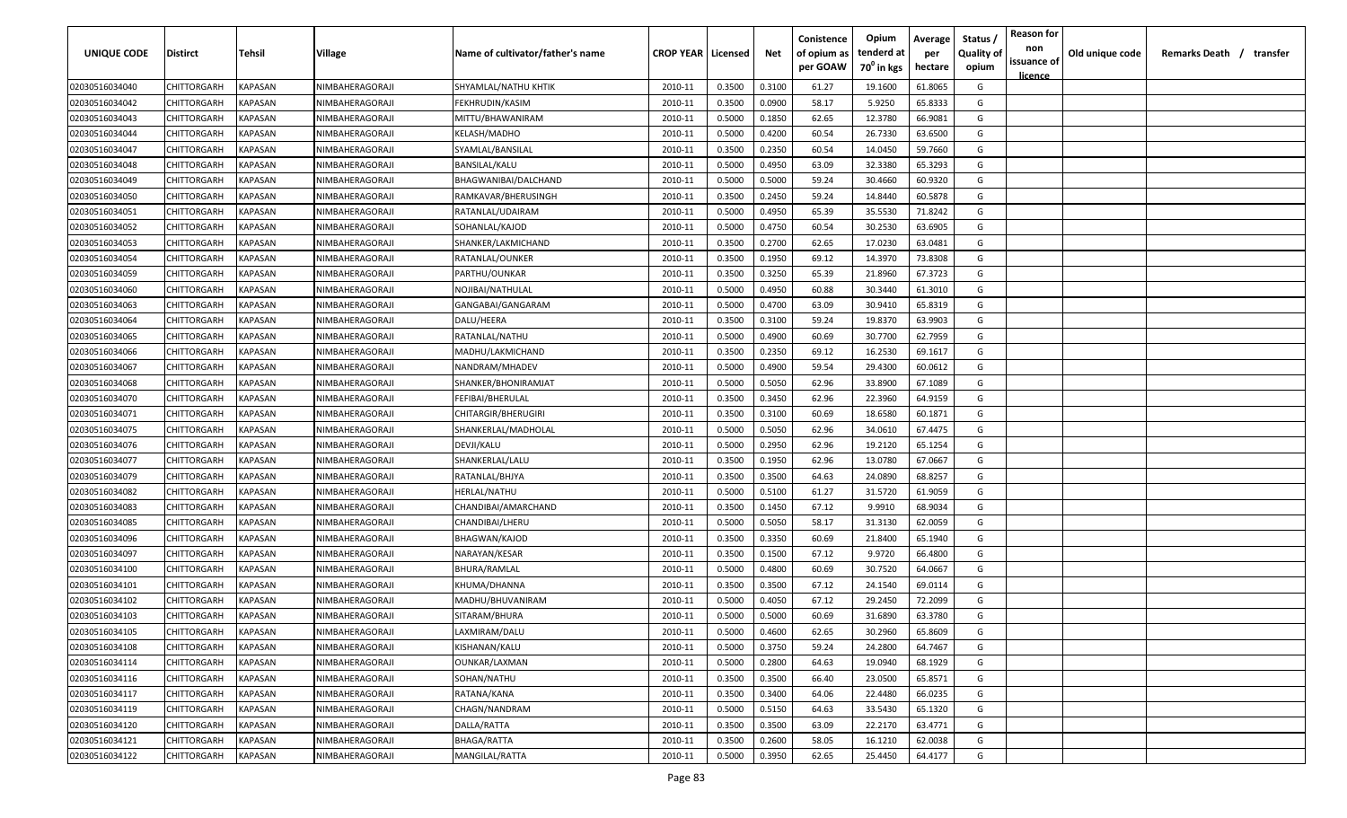| UNIQUE CODE | Distirct | Tehsil | Village | Name of cultivator/father's name | CROP YEAR | Licensed | Net | Conistence of opium as per GOAW | Opium tenderd at 70⁰ in kgs | Average per hectare | Status / Quality of opium | Reason for non issuance of licence | Old unique code | Remarks Death / transfer |
|---|---|---|---|---|---|---|---|---|---|---|---|---|---|---|
| 02030516034040 | CHITTORGARH | KAPASAN | NIMBAHERAGORAJI | SHYAMLAL/NATHU KHTIK | 2010-11 | 0.3500 | 0.3100 | 61.27 | 19.1600 | 61.8065 | G | | | |
| 02030516034042 | CHITTORGARH | KAPASAN | NIMBAHERAGORAJI | FEKHRUDIN/KASIM | 2010-11 | 0.3500 | 0.0900 | 58.17 | 5.9250 | 65.8333 | G | | | |
| 02030516034043 | CHITTORGARH | KAPASAN | NIMBAHERAGORAJI | MITTU/BHAWANIRAM | 2010-11 | 0.5000 | 0.1850 | 62.65 | 12.3780 | 66.9081 | G | | | |
| 02030516034044 | CHITTORGARH | KAPASAN | NIMBAHERAGORAJI | KELASH/MADHO | 2010-11 | 0.5000 | 0.4200 | 60.54 | 26.7330 | 63.6500 | G | | | |
| 02030516034047 | CHITTORGARH | KAPASAN | NIMBAHERAGORAJI | SYAMLAL/BANSILAL | 2010-11 | 0.3500 | 0.2350 | 60.54 | 14.0450 | 59.7660 | G | | | |
| 02030516034048 | CHITTORGARH | KAPASAN | NIMBAHERAGORAJI | BANSILAL/KALU | 2010-11 | 0.5000 | 0.4950 | 63.09 | 32.3380 | 65.3293 | G | | | |
| 02030516034049 | CHITTORGARH | KAPASAN | NIMBAHERAGORAJI | BHAGWANIBAI/DALCHAND | 2010-11 | 0.5000 | 0.5000 | 59.24 | 30.4660 | 60.9320 | G | | | |
| 02030516034050 | CHITTORGARH | KAPASAN | NIMBAHERAGORAJI | RAMKAVAR/BHERUSINGH | 2010-11 | 0.3500 | 0.2450 | 59.24 | 14.8440 | 60.5878 | G | | | |
| 02030516034051 | CHITTORGARH | KAPASAN | NIMBAHERAGORAJI | RATANLAL/UDAIRAM | 2010-11 | 0.5000 | 0.4950 | 65.39 | 35.5530 | 71.8242 | G | | | |
| 02030516034052 | CHITTORGARH | KAPASAN | NIMBAHERAGORAJI | SOHANLAL/KAJOD | 2010-11 | 0.5000 | 0.4750 | 60.54 | 30.2530 | 63.6905 | G | | | |
| 02030516034053 | CHITTORGARH | KAPASAN | NIMBAHERAGORAJI | SHANKER/LAKMICHAND | 2010-11 | 0.3500 | 0.2700 | 62.65 | 17.0230 | 63.0481 | G | | | |
| 02030516034054 | CHITTORGARH | KAPASAN | NIMBAHERAGORAJI | RATANLAL/OUNKER | 2010-11 | 0.3500 | 0.1950 | 69.12 | 14.3970 | 73.8308 | G | | | |
| 02030516034059 | CHITTORGARH | KAPASAN | NIMBAHERAGORAJI | PARTHU/OUNKAR | 2010-11 | 0.3500 | 0.3250 | 65.39 | 21.8960 | 67.3723 | G | | | |
| 02030516034060 | CHITTORGARH | KAPASAN | NIMBAHERAGORAJI | NOJIBAI/NATHULAL | 2010-11 | 0.5000 | 0.4950 | 60.88 | 30.3440 | 61.3010 | G | | | |
| 02030516034063 | CHITTORGARH | KAPASAN | NIMBAHERAGORAJI | GANGABAI/GANGARAM | 2010-11 | 0.5000 | 0.4700 | 63.09 | 30.9410 | 65.8319 | G | | | |
| 02030516034064 | CHITTORGARH | KAPASAN | NIMBAHERAGORAJI | DALU/HEERA | 2010-11 | 0.3500 | 0.3100 | 59.24 | 19.8370 | 63.9903 | G | | | |
| 02030516034065 | CHITTORGARH | KAPASAN | NIMBAHERAGORAJI | RATANLAL/NATHU | 2010-11 | 0.5000 | 0.4900 | 60.69 | 30.7700 | 62.7959 | G | | | |
| 02030516034066 | CHITTORGARH | KAPASAN | NIMBAHERAGORAJI | MADHU/LAKMICHAND | 2010-11 | 0.3500 | 0.2350 | 69.12 | 16.2530 | 69.1617 | G | | | |
| 02030516034067 | CHITTORGARH | KAPASAN | NIMBAHERAGORAJI | NANDRAM/MHADEV | 2010-11 | 0.5000 | 0.4900 | 59.54 | 29.4300 | 60.0612 | G | | | |
| 02030516034068 | CHITTORGARH | KAPASAN | NIMBAHERAGORAJI | SHANKER/BHONIRAMJAT | 2010-11 | 0.5000 | 0.5050 | 62.96 | 33.8900 | 67.1089 | G | | | |
| 02030516034070 | CHITTORGARH | KAPASAN | NIMBAHERAGORAJI | FEFIBAI/BHERULAL | 2010-11 | 0.3500 | 0.3450 | 62.96 | 22.3960 | 64.9159 | G | | | |
| 02030516034071 | CHITTORGARH | KAPASAN | NIMBAHERAGORAJI | CHITARGIR/BHERUGIRI | 2010-11 | 0.3500 | 0.3100 | 60.69 | 18.6580 | 60.1871 | G | | | |
| 02030516034075 | CHITTORGARH | KAPASAN | NIMBAHERAGORAJI | SHANKERLAL/MADHOLAL | 2010-11 | 0.5000 | 0.5050 | 62.96 | 34.0610 | 67.4475 | G | | | |
| 02030516034076 | CHITTORGARH | KAPASAN | NIMBAHERAGORAJI | DEVJI/KALU | 2010-11 | 0.5000 | 0.2950 | 62.96 | 19.2120 | 65.1254 | G | | | |
| 02030516034077 | CHITTORGARH | KAPASAN | NIMBAHERAGORAJI | SHANKERLAL/LALU | 2010-11 | 0.3500 | 0.1950 | 62.96 | 13.0780 | 67.0667 | G | | | |
| 02030516034079 | CHITTORGARH | KAPASAN | NIMBAHERAGORAJI | RATANLAL/BHJYA | 2010-11 | 0.3500 | 0.3500 | 64.63 | 24.0890 | 68.8257 | G | | | |
| 02030516034082 | CHITTORGARH | KAPASAN | NIMBAHERAGORAJI | HERLAL/NATHU | 2010-11 | 0.5000 | 0.5100 | 61.27 | 31.5720 | 61.9059 | G | | | |
| 02030516034083 | CHITTORGARH | KAPASAN | NIMBAHERAGORAJI | CHANDIBAI/AMARCHAND | 2010-11 | 0.3500 | 0.1450 | 67.12 | 9.9910 | 68.9034 | G | | | |
| 02030516034085 | CHITTORGARH | KAPASAN | NIMBAHERAGORAJI | CHANDIBAI/LHERU | 2010-11 | 0.5000 | 0.5050 | 58.17 | 31.3130 | 62.0059 | G | | | |
| 02030516034096 | CHITTORGARH | KAPASAN | NIMBAHERAGORAJI | BHAGWAN/KAJOD | 2010-11 | 0.3500 | 0.3350 | 60.69 | 21.8400 | 65.1940 | G | | | |
| 02030516034097 | CHITTORGARH | KAPASAN | NIMBAHERAGORAJI | NARAYAN/KESAR | 2010-11 | 0.3500 | 0.1500 | 67.12 | 9.9720 | 66.4800 | G | | | |
| 02030516034100 | CHITTORGARH | KAPASAN | NIMBAHERAGORAJI | BHURA/RAMLAL | 2010-11 | 0.5000 | 0.4800 | 60.69 | 30.7520 | 64.0667 | G | | | |
| 02030516034101 | CHITTORGARH | KAPASAN | NIMBAHERAGORAJI | KHUMA/DHANNA | 2010-11 | 0.3500 | 0.3500 | 67.12 | 24.1540 | 69.0114 | G | | | |
| 02030516034102 | CHITTORGARH | KAPASAN | NIMBAHERAGORAJI | MADHU/BHUVANIRAM | 2010-11 | 0.5000 | 0.4050 | 67.12 | 29.2450 | 72.2099 | G | | | |
| 02030516034103 | CHITTORGARH | KAPASAN | NIMBAHERAGORAJI | SITARAM/BHURA | 2010-11 | 0.5000 | 0.5000 | 60.69 | 31.6890 | 63.3780 | G | | | |
| 02030516034105 | CHITTORGARH | KAPASAN | NIMBAHERAGORAJI | LAXMIRAM/DALU | 2010-11 | 0.5000 | 0.4600 | 62.65 | 30.2960 | 65.8609 | G | | | |
| 02030516034108 | CHITTORGARH | KAPASAN | NIMBAHERAGORAJI | KISHANAN/KALU | 2010-11 | 0.5000 | 0.3750 | 59.24 | 24.2800 | 64.7467 | G | | | |
| 02030516034114 | CHITTORGARH | KAPASAN | NIMBAHERAGORAJI | OUNKAR/LAXMAN | 2010-11 | 0.5000 | 0.2800 | 64.63 | 19.0940 | 68.1929 | G | | | |
| 02030516034116 | CHITTORGARH | KAPASAN | NIMBAHERAGORAJI | SOHAN/NATHU | 2010-11 | 0.3500 | 0.3500 | 66.40 | 23.0500 | 65.8571 | G | | | |
| 02030516034117 | CHITTORGARH | KAPASAN | NIMBAHERAGORAJI | RATANA/KANA | 2010-11 | 0.3500 | 0.3400 | 64.06 | 22.4480 | 66.0235 | G | | | |
| 02030516034119 | CHITTORGARH | KAPASAN | NIMBAHERAGORAJI | CHAGN/NANDRAM | 2010-11 | 0.5000 | 0.5150 | 64.63 | 33.5430 | 65.1320 | G | | | |
| 02030516034120 | CHITTORGARH | KAPASAN | NIMBAHERAGORAJI | DALLA/RATTA | 2010-11 | 0.3500 | 0.3500 | 63.09 | 22.2170 | 63.4771 | G | | | |
| 02030516034121 | CHITTORGARH | KAPASAN | NIMBAHERAGORAJI | BHAGA/RATTA | 2010-11 | 0.3500 | 0.2600 | 58.05 | 16.1210 | 62.0038 | G | | | |
| 02030516034122 | CHITTORGARH | KAPASAN | NIMBAHERAGORAJI | MANGILAL/RATTA | 2010-11 | 0.5000 | 0.3950 | 62.65 | 25.4450 | 64.4177 | G | | | |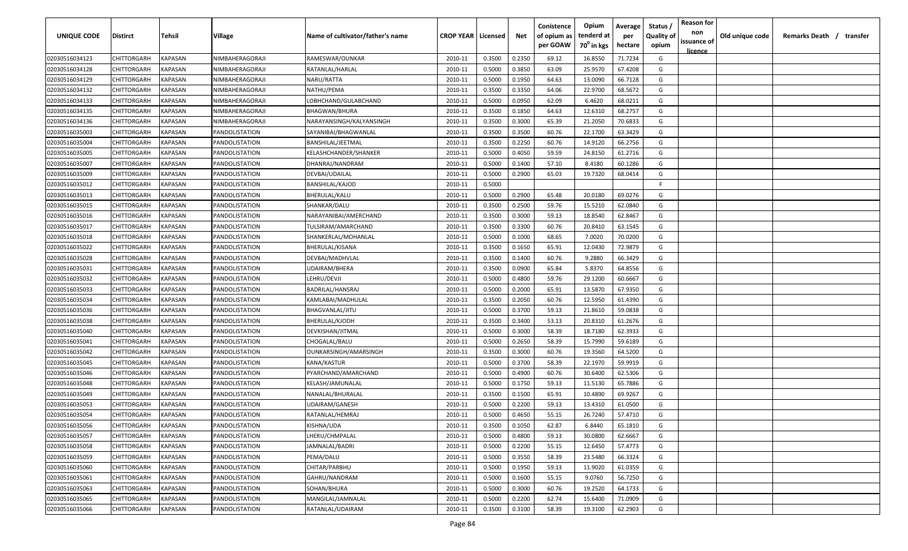| UNIQUE CODE | Distirct | Tehsil | Village | Name of cultivator/father's name | CROP YEAR | Licensed | Net | Conistence of opium as per GOAW | Opium tenderd at $70^0$ in kgs | Average per hectare | Status / Quality of opium | Reason for non issuance of licence | Old unique code | Remarks Death / transfer |
|---|---|---|---|---|---|---|---|---|---|---|---|---|---|---|
| 02030516034123 | CHITTORGARH | KAPASAN | NIMBAHERAGORAJI | RAMESWAR/OUNKAR | 2010-11 | 0.3500 | 0.2350 | 69.12 | 16.8550 | 71.7234 | G | | | |
| 02030516034128 | CHITTORGARH | KAPASAN | NIMBAHERAGORAJI | RATANLAL/HARLAL | 2010-11 | 0.5000 | 0.3850 | 63.09 | 25.9570 | 67.4208 | G | | | |
| 02030516034129 | CHITTORGARH | KAPASAN | NIMBAHERAGORAJI | NARU/RATTA | 2010-11 | 0.5000 | 0.1950 | 64.63 | 13.0090 | 66.7128 | G | | | |
| 02030516034132 | CHITTORGARH | KAPASAN | NIMBAHERAGORAJI | NATHU/PEMA | 2010-11 | 0.3500 | 0.3350 | 64.06 | 22.9700 | 68.5672 | G | | | |
| 02030516034133 | CHITTORGARH | KAPASAN | NIMBAHERAGORAJI | LOBHCHAND/GULABCHAND | 2010-11 | 0.5000 | 0.0950 | 62.09 | 6.4620 | 68.0211 | G | | | |
| 02030516034135 | CHITTORGARH | KAPASAN | NIMBAHERAGORAJI | BHAGWAN/BHURA | 2010-11 | 0.3500 | 0.1850 | 64.63 | 12.6310 | 68.2757 | G | | | |
| 02030516034136 | CHITTORGARH | KAPASAN | NIMBAHERAGORAJI | NARAYANSINGH/KALYANSINGH | 2010-11 | 0.3500 | 0.3000 | 65.39 | 21.2050 | 70.6833 | G | | | |
| 02030516035003 | CHITTORGARH | KAPASAN | PANDOLISTATION | SAYANIBAI/BHAGWANLAL | 2010-11 | 0.3500 | 0.3500 | 60.76 | 22.1700 | 63.3429 | G | | | |
| 02030516035004 | CHITTORGARH | KAPASAN | PANDOLISTATION | BANSHILAL/JEETMAL | 2010-11 | 0.3500 | 0.2250 | 60.76 | 14.9120 | 66.2756 | G | | | |
| 02030516035005 | CHITTORGARH | KAPASAN | PANDOLISTATION | KELASHCHANDER/SHANKER | 2010-11 | 0.5000 | 0.4050 | 59.59 | 24.8150 | 61.2716 | G | | | |
| 02030516035007 | CHITTORGARH | KAPASAN | PANDOLISTATION | DHANRAJ/NANDRAM | 2010-11 | 0.5000 | 0.1400 | 57.10 | 8.4180 | 60.1286 | G | | | |
| 02030516035009 | CHITTORGARH | KAPASAN | PANDOLISTATION | DEVBAI/UDAILAL | 2010-11 | 0.5000 | 0.2900 | 65.03 | 19.7320 | 68.0414 | G | | | |
| 02030516035012 | CHITTORGARH | KAPASAN | PANDOLISTATION | BANSHILAL/KAJOD | 2010-11 | 0.5000 | | | | | F | | | |
| 02030516035013 | CHITTORGARH | KAPASAN | PANDOLISTATION | BHERULAL/KALU | 2010-11 | 0.5000 | 0.2900 | 65.48 | 20.0180 | 69.0276 | G | | | |
| 02030516035015 | CHITTORGARH | KAPASAN | PANDOLISTATION | SHANKAR/DALU | 2010-11 | 0.3500 | 0.2500 | 59.76 | 15.5210 | 62.0840 | G | | | |
| 02030516035016 | CHITTORGARH | KAPASAN | PANDOLISTATION | NARAYANIBAI/AMERCHAND | 2010-11 | 0.3500 | 0.3000 | 59.13 | 18.8540 | 62.8467 | G | | | |
| 02030516035017 | CHITTORGARH | KAPASAN | PANDOLISTATION | TULSIRAM/AMARCHAND | 2010-11 | 0.3500 | 0.3300 | 60.76 | 20.8410 | 63.1545 | G | | | |
| 02030516035018 | CHITTORGARH | KAPASAN | PANDOLISTATION | SHANKERLAL/MOHANLAL | 2010-11 | 0.5000 | 0.1000 | 68.65 | 7.0020 | 70.0200 | G | | | |
| 02030516035022 | CHITTORGARH | KAPASAN | PANDOLISTATION | BHERULAL/KISANA | 2010-11 | 0.3500 | 0.1650 | 65.91 | 12.0430 | 72.9879 | G | | | |
| 02030516035028 | CHITTORGARH | KAPASAN | PANDOLISTATION | DEVBAI/MADHVLAL | 2010-11 | 0.3500 | 0.1400 | 60.76 | 9.2880 | 66.3429 | G | | | |
| 02030516035031 | CHITTORGARH | KAPASAN | PANDOLISTATION | UDAIRAM/BHERA | 2010-11 | 0.3500 | 0.0900 | 65.84 | 5.8370 | 64.8556 | G | | | |
| 02030516035032 | CHITTORGARH | KAPASAN | PANDOLISTATION | LEHRU/DEVJI | 2010-11 | 0.5000 | 0.4800 | 59.76 | 29.1200 | 60.6667 | G | | | |
| 02030516035033 | CHITTORGARH | KAPASAN | PANDOLISTATION | BADRILAL/HANSRAJ | 2010-11 | 0.5000 | 0.2000 | 65.91 | 13.5870 | 67.9350 | G | | | |
| 02030516035034 | CHITTORGARH | KAPASAN | PANDOLISTATION | KAMLABAI/MADHULAL | 2010-11 | 0.3500 | 0.2050 | 60.76 | 12.5950 | 61.4390 | G | | | |
| 02030516035036 | CHITTORGARH | KAPASAN | PANDOLISTATION | BHAGVANLAL/JITU | 2010-11 | 0.5000 | 0.3700 | 59.13 | 21.8610 | 59.0838 | G | | | |
| 02030516035038 | CHITTORGARH | KAPASAN | PANDOLISTATION | BHERULAL/KJODH | 2010-11 | 0.3500 | 0.3400 | 53.13 | 20.8310 | 61.2676 | G | | | |
| 02030516035040 | CHITTORGARH | KAPASAN | PANDOLISTATION | DEVKISHAN/JITMAL | 2010-11 | 0.5000 | 0.3000 | 58.39 | 18.7180 | 62.3933 | G | | | |
| 02030516035041 | CHITTORGARH | KAPASAN | PANDOLISTATION | CHOGALAL/BALU | 2010-11 | 0.5000 | 0.2650 | 58.39 | 15.7990 | 59.6189 | G | | | |
| 02030516035042 | CHITTORGARH | KAPASAN | PANDOLISTATION | OUNKARSINGH/AMARSINGH | 2010-11 | 0.3500 | 0.3000 | 60.76 | 19.3560 | 64.5200 | G | | | |
| 02030516035045 | CHITTORGARH | KAPASAN | PANDOLISTATION | KANA/KASTUR | 2010-11 | 0.5000 | 0.3700 | 58.39 | 22.1970 | 59.9919 | G | | | |
| 02030516035046 | CHITTORGARH | KAPASAN | PANDOLISTATION | PYARCHAND/AMARCHAND | 2010-11 | 0.5000 | 0.4900 | 60.76 | 30.6400 | 62.5306 | G | | | |
| 02030516035048 | CHITTORGARH | KAPASAN | PANDOLISTATION | KELASH/JAMUNALAL | 2010-11 | 0.5000 | 0.1750 | 59.13 | 11.5130 | 65.7886 | G | | | |
| 02030516035049 | CHITTORGARH | KAPASAN | PANDOLISTATION | NANALAL/BHURALAL | 2010-11 | 0.3500 | 0.1500 | 65.91 | 10.4890 | 69.9267 | G | | | |
| 02030516035053 | CHITTORGARH | KAPASAN | PANDOLISTATION | UDAIRAM/GANESH | 2010-11 | 0.5000 | 0.2200 | 59.13 | 13.4310 | 61.0500 | G | | | |
| 02030516035054 | CHITTORGARH | KAPASAN | PANDOLISTATION | RATANLAL/HEMRAJ | 2010-11 | 0.5000 | 0.4650 | 55.15 | 26.7240 | 57.4710 | G | | | |
| 02030516035056 | CHITTORGARH | KAPASAN | PANDOLISTATION | KISHNA/UDA | 2010-11 | 0.3500 | 0.1050 | 62.87 | 6.8440 | 65.1810 | G | | | |
| 02030516035057 | CHITTORGARH | KAPASAN | PANDOLISTATION | LHERU/CHMPALAL | 2010-11 | 0.5000 | 0.4800 | 59.13 | 30.0800 | 62.6667 | G | | | |
| 02030516035058 | CHITTORGARH | KAPASAN | PANDOLISTATION | JAMNALAL/BADRI | 2010-11 | 0.5000 | 0.2200 | 55.15 | 12.6450 | 57.4773 | G | | | |
| 02030516035059 | CHITTORGARH | KAPASAN | PANDOLISTATION | PEMA/DALU | 2010-11 | 0.5000 | 0.3550 | 58.39 | 23.5480 | 66.3324 | G | | | |
| 02030516035060 | CHITTORGARH | KAPASAN | PANDOLISTATION | CHITAR/PARBHU | 2010-11 | 0.5000 | 0.1950 | 59.13 | 11.9020 | 61.0359 | G | | | |
| 02030516035061 | CHITTORGARH | KAPASAN | PANDOLISTATION | GAHRU/NANDRAM | 2010-11 | 0.5000 | 0.1600 | 55.15 | 9.0760 | 56.7250 | G | | | |
| 02030516035063 | CHITTORGARH | KAPASAN | PANDOLISTATION | SOHAN/BHURA | 2010-11 | 0.5000 | 0.3000 | 60.76 | 19.2520 | 64.1733 | G | | | |
| 02030516035065 | CHITTORGARH | KAPASAN | PANDOLISTATION | MANGILAL/JAMNALAL | 2010-11 | 0.5000 | 0.2200 | 62.74 | 15.6400 | 71.0909 | G | | | |
| 02030516035066 | CHITTORGARH | KAPASAN | PANDOLISTATION | RATANLAL/UDAIRAM | 2010-11 | 0.3500 | 0.3100 | 58.39 | 19.3100 | 62.2903 | G | | | |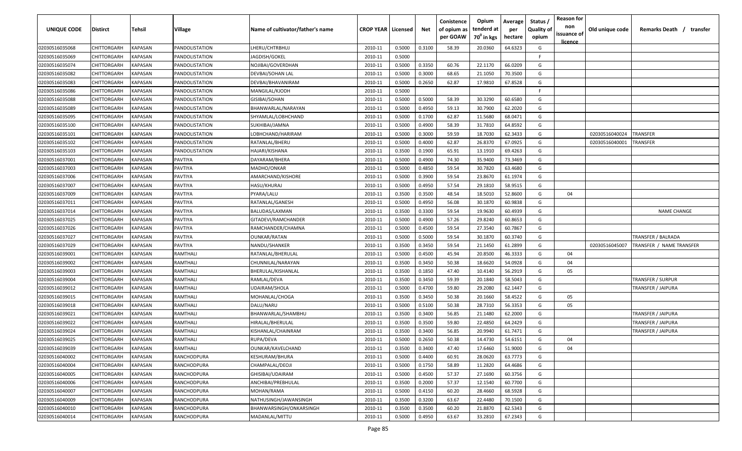| UNIQUE CODE | Distirct | Tehsil | Village | Name of cultivator/father's name | CROP YEAR | Licensed | Net | Conistence of opium as per GOAW | Opium tenderd at $70^0$ in kgs | Average per hectare | Status / Quality of opium | Reason for non issuance of licence | Old unique code | Remarks Death / transfer |
|---|---|---|---|---|---|---|---|---|---|---|---|---|---|---|
| 02030516035068 | CHITTORGARH | KAPASAN | PANDOLISTATION | LHERU/CHTRBHUJ | 2010-11 | 0.5000 | 0.3100 | 58.39 | 20.0360 | 64.6323 | G | | | |
| 02030516035069 | CHITTORGARH | KAPASAN | PANDOLISTATION | JAGDISH/GOKEL | 2010-11 | 0.5000 | | | | | F | | | |
| 02030516035074 | CHITTORGARH | KAPASAN | PANDOLISTATION | NOJIBAI/GOVERDHAN | 2010-11 | 0.5000 | 0.3350 | 60.76 | 22.1170 | 66.0209 | G | | | |
| 02030516035082 | CHITTORGARH | KAPASAN | PANDOLISTATION | DEVBAI/SOHAN LAL | 2010-11 | 0.5000 | 0.3000 | 68.65 | 21.1050 | 70.3500 | G | | | |
| 02030516035083 | CHITTORGARH | KAPASAN | PANDOLISTATION | DEVBAI/BHAVANIRAM | 2010-11 | 0.5000 | 0.2650 | 62.87 | 17.9810 | 67.8528 | G | | | |
| 02030516035086 | CHITTORGARH | KAPASAN | PANDOLISTATION | MANGILAL/KJODH | 2010-11 | 0.5000 | | | | | F | | | |
| 02030516035088 | CHITTORGARH | KAPASAN | PANDOLISTATION | GISIBAI/SOHAN | 2010-11 | 0.5000 | 0.5000 | 58.39 | 30.3290 | 60.6580 | G | | | |
| 02030516035089 | CHITTORGARH | KAPASAN | PANDOLISTATION | BHANWARLAL/NARAYAN | 2010-11 | 0.5000 | 0.4950 | 59.13 | 30.7900 | 62.2020 | G | | | |
| 02030516035095 | CHITTORGARH | KAPASAN | PANDOLISTATION | SHYAMLAL/LOBHCHAND | 2010-11 | 0.5000 | 0.1700 | 62.87 | 11.5680 | 68.0471 | G | | | |
| 02030516035100 | CHITTORGARH | KAPASAN | PANDOLISTATION | SUKHIBAI/JAMNA | 2010-11 | 0.5000 | 0.4900 | 58.39 | 31.7810 | 64.8592 | G | | | |
| 02030516035101 | CHITTORGARH | KAPASAN | PANDOLISTATION | LOBHCHAND/HARIRAM | 2010-11 | 0.5000 | 0.3000 | 59.59 | 18.7030 | 62.3433 | G | | 02030516040024 | TRANSFER |
| 02030516035102 | CHITTORGARH | KAPASAN | PANDOLISTATION | RATANLAL/BHERU | 2010-11 | 0.5000 | 0.4000 | 62.87 | 26.8370 | 67.0925 | G | | 02030516040001 | TRANSFER |
| 02030516035103 | CHITTORGARH | KAPASAN | PANDOLISTATION | HAJARI/KISHANA | 2010-11 | 0.3500 | 0.1900 | 65.91 | 13.1910 | 69.4263 | G | | | |
| 02030516037001 | CHITTORGARH | KAPASAN | PAVTIYA | DAYARAM/BHERA | 2010-11 | 0.5000 | 0.4900 | 74.30 | 35.9400 | 73.3469 | G | | | |
| 02030516037003 | CHITTORGARH | KAPASAN | PAVTIYA | MADHO/ONKAR | 2010-11 | 0.5000 | 0.4850 | 59.54 | 30.7820 | 63.4680 | G | | | |
| 02030516037006 | CHITTORGARH | KAPASAN | PAVTIYA | AMARCHAND/KISHORE | 2010-11 | 0.5000 | 0.3900 | 59.54 | 23.8670 | 61.1974 | G | | | |
| 02030516037007 | CHITTORGARH | KAPASAN | PAVTIYA | HASU/KHURAJ | 2010-11 | 0.5000 | 0.4950 | 57.54 | 29.1810 | 58.9515 | G | | | |
| 02030516037009 | CHITTORGARH | KAPASAN | PAVTIYA | PYARA/LALU | 2010-11 | 0.3500 | 0.3500 | 48.54 | 18.5010 | 52.8600 | G | 04 | | |
| 02030516037011 | CHITTORGARH | KAPASAN | PAVTIYA | RATANLAL/GANESH | 2010-11 | 0.5000 | 0.4950 | 56.08 | 30.1870 | 60.9838 | G | | | |
| 02030516037014 | CHITTORGARH | KAPASAN | PAVTIYA | BALUDAS/LAXMAN | 2010-11 | 0.3500 | 0.3300 | 59.54 | 19.9630 | 60.4939 | G | | | NAME CHANGE |
| 02030516037025 | CHITTORGARH | KAPASAN | PAVTIYA | GITADEVI/RAMCHANDER | 2010-11 | 0.5000 | 0.4900 | 57.26 | 29.8240 | 60.8653 | G | | | |
| 02030516037026 | CHITTORGARH | KAPASAN | PAVTIYA | RAMCHANDER/CHAMNA | 2010-11 | 0.5000 | 0.4500 | 59.54 | 27.3540 | 60.7867 | G | | | |
| 02030516037027 | CHITTORGARH | KAPASAN | PAVTIYA | OUNKAR/RATAN | 2010-11 | 0.5000 | 0.5000 | 59.54 | 30.1870 | 60.3740 | G | | | TRANSFER / BALRADA |
| 02030516037029 | CHITTORGARH | KAPASAN | PAVTIYA | NANDU/SHANKER | 2010-11 | 0.3500 | 0.3450 | 59.54 | 21.1450 | 61.2899 | G | | 02030516045007 | TRANSFER / NAME TRANSFER |
| 02030516039001 | CHITTORGARH | KAPASAN | RAMTHALI | RATANLAL/BHERULAL | 2010-11 | 0.5000 | 0.4500 | 45.94 | 20.8500 | 46.3333 | G | 04 | | |
| 02030516039002 | CHITTORGARH | KAPASAN | RAMTHALI | CHUNNILAL/NARAYAN | 2010-11 | 0.3500 | 0.3450 | 50.38 | 18.6620 | 54.0928 | G | 04 | | |
| 02030516039003 | CHITTORGARH | KAPASAN | RAMTHALI | BHERULAL/KISHANLAL | 2010-11 | 0.3500 | 0.1850 | 47.40 | 10.4140 | 56.2919 | G | 05 | | |
| 02030516039004 | CHITTORGARH | KAPASAN | RAMTHALI | RAMLAL/DEVA | 2010-11 | 0.3500 | 0.3450 | 59.39 | 20.1840 | 58.5043 | G | | | TRANSFER / SURPUR |
| 02030516039012 | CHITTORGARH | KAPASAN | RAMTHALI | UDAIRAM/SHOLA | 2010-11 | 0.5000 | 0.4700 | 59.80 | 29.2080 | 62.1447 | G | | | TRANSFER / JAIPURA |
| 02030516039015 | CHITTORGARH | KAPASAN | RAMTHALI | MOHANLAL/CHOGA | 2010-11 | 0.3500 | 0.3450 | 50.38 | 20.1660 | 58.4522 | G | 05 | | |
| 02030516039018 | CHITTORGARH | KAPASAN | RAMTHALI | DALU/NARU | 2010-11 | 0.5000 | 0.5100 | 50.38 | 28.7310 | 56.3353 | G | 05 | | |
| 02030516039021 | CHITTORGARH | KAPASAN | RAMTHALI | BHANWARLAL/SHAMBHU | 2010-11 | 0.3500 | 0.3400 | 56.85 | 21.1480 | 62.2000 | G | | | TRANSFER / JAIPURA |
| 02030516039022 | CHITTORGARH | KAPASAN | RAMTHALI | HIRALAL/BHERULAL | 2010-11 | 0.3500 | 0.3500 | 59.80 | 22.4850 | 64.2429 | G | | | TRANSFER / JAIPURA |
| 02030516039024 | CHITTORGARH | KAPASAN | RAMTHALI | KISHANLAL/CHAINRAM | 2010-11 | 0.3500 | 0.3400 | 56.85 | 20.9940 | 61.7471 | G | | | TRANSFER / JAIPURA |
| 02030516039025 | CHITTORGARH | KAPASAN | RAMTHALI | RUPA/DEVA | 2010-11 | 0.5000 | 0.2650 | 50.38 | 14.4730 | 54.6151 | G | 04 | | |
| 02030516039039 | CHITTORGARH | KAPASAN | RAMTHALI | OUNKAR/KAVELCHAND | 2010-11 | 0.3500 | 0.3400 | 47.40 | 17.6460 | 51.9000 | G | 04 | | |
| 02030516040002 | CHITTORGARH | KAPASAN | RANCHODPURA | KESHURAM/BHURA | 2010-11 | 0.5000 | 0.4400 | 60.91 | 28.0620 | 63.7773 | G | | | |
| 02030516040004 | CHITTORGARH | KAPASAN | RANCHODPURA | CHAMPALAL/DEOJI | 2010-11 | 0.5000 | 0.1750 | 58.89 | 11.2820 | 64.4686 | G | | | |
| 02030516040005 | CHITTORGARH | KAPASAN | RANCHODPURA | GHISIBAI/UDAIRAM | 2010-11 | 0.5000 | 0.4500 | 57.37 | 27.1690 | 60.3756 | G | | | |
| 02030516040006 | CHITTORGARH | KAPASAN | RANCHODPURA | ANCHIBAI/PREBHULAL | 2010-11 | 0.3500 | 0.2000 | 57.37 | 12.1540 | 60.7700 | G | | | |
| 02030516040007 | CHITTORGARH | KAPASAN | RANCHODPURA | MOHAN/RAMA | 2010-11 | 0.5000 | 0.4150 | 60.20 | 28.4660 | 68.5928 | G | | | |
| 02030516040009 | CHITTORGARH | KAPASAN | RANCHODPURA | NATHUSINGH/JAWANSINGH | 2010-11 | 0.3500 | 0.3200 | 63.67 | 22.4480 | 70.1500 | G | | | |
| 02030516040010 | CHITTORGARH | KAPASAN | RANCHODPURA | BHANWARSINGH/ONKARSINGH | 2010-11 | 0.3500 | 0.3500 | 60.20 | 21.8870 | 62.5343 | G | | | |
| 02030516040014 | CHITTORGARH | KAPASAN | RANCHODPURA | MADANLAL/MITTU | 2010-11 | 0.5000 | 0.4950 | 63.67 | 33.2810 | 67.2343 | G | | | |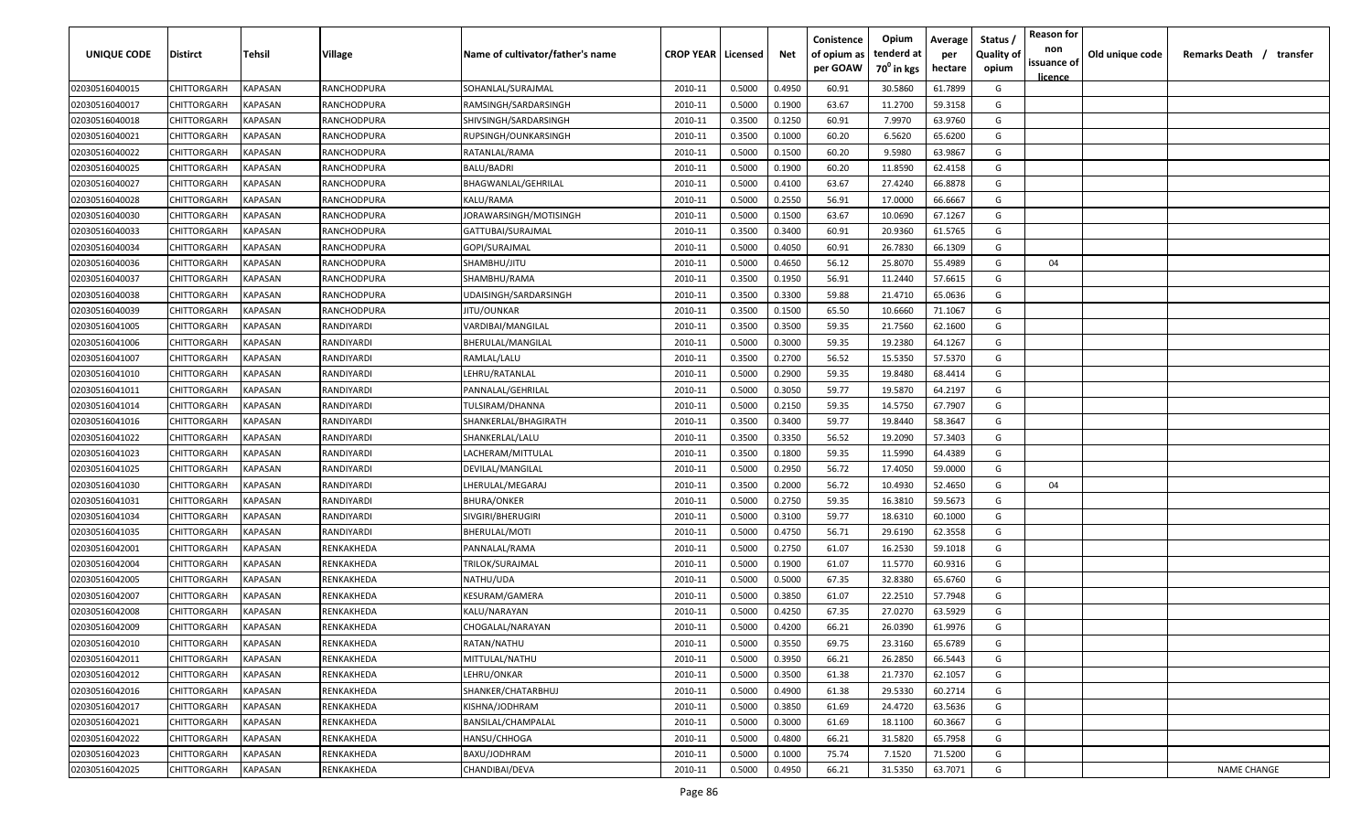| UNIQUE CODE | Distirct | Tehsil | Village | Name of cultivator/father's name | CROP YEAR | Licensed | Net | Conistence of opium as per GOAW | Opium tenderd at 70° in kgs | Average per hectare | Status / Quality of opium | Reason for non issuance of licence | Old unique code | Remarks Death / transfer |
|---|---|---|---|---|---|---|---|---|---|---|---|---|---|---|
| 02030516040015 | CHITTORGARH | KAPASAN | RANCHODPURA | SOHANLAL/SURAJMAL | 2010-11 | 0.5000 | 0.4950 | 60.91 | 30.5860 | 61.7899 | G | | | |
| 02030516040017 | CHITTORGARH | KAPASAN | RANCHODPURA | RAMSINGH/SARDARSINGH | 2010-11 | 0.5000 | 0.1900 | 63.67 | 11.2700 | 59.3158 | G | | | |
| 02030516040018 | CHITTORGARH | KAPASAN | RANCHODPURA | SHIVSINGH/SARDARSINGH | 2010-11 | 0.3500 | 0.1250 | 60.91 | 7.9970 | 63.9760 | G | | | |
| 02030516040021 | CHITTORGARH | KAPASAN | RANCHODPURA | RUPSINGH/OUNKARSINGH | 2010-11 | 0.3500 | 0.1000 | 60.20 | 6.5620 | 65.6200 | G | | | |
| 02030516040022 | CHITTORGARH | KAPASAN | RANCHODPURA | RATANLAL/RAMA | 2010-11 | 0.5000 | 0.1500 | 60.20 | 9.5980 | 63.9867 | G | | | |
| 02030516040025 | CHITTORGARH | KAPASAN | RANCHODPURA | BALU/BADRI | 2010-11 | 0.5000 | 0.1900 | 60.20 | 11.8590 | 62.4158 | G | | | |
| 02030516040027 | CHITTORGARH | KAPASAN | RANCHODPURA | BHAGWANLAL/GEHRILAL | 2010-11 | 0.5000 | 0.4100 | 63.67 | 27.4240 | 66.8878 | G | | | |
| 02030516040028 | CHITTORGARH | KAPASAN | RANCHODPURA | KALU/RAMA | 2010-11 | 0.5000 | 0.2550 | 56.91 | 17.0000 | 66.6667 | G | | | |
| 02030516040030 | CHITTORGARH | KAPASAN | RANCHODPURA | JORAWARSINGH/MOTISINGH | 2010-11 | 0.5000 | 0.1500 | 63.67 | 10.0690 | 67.1267 | G | | | |
| 02030516040033 | CHITTORGARH | KAPASAN | RANCHODPURA | GATTUBAI/SURAJMAL | 2010-11 | 0.3500 | 0.3400 | 60.91 | 20.9360 | 61.5765 | G | | | |
| 02030516040034 | CHITTORGARH | KAPASAN | RANCHODPURA | GOPI/SURAJMAL | 2010-11 | 0.5000 | 0.4050 | 60.91 | 26.7830 | 66.1309 | G | | | |
| 02030516040036 | CHITTORGARH | KAPASAN | RANCHODPURA | SHAMBHU/JITU | 2010-11 | 0.5000 | 0.4650 | 56.12 | 25.8070 | 55.4989 | G | 04 | | |
| 02030516040037 | CHITTORGARH | KAPASAN | RANCHODPURA | SHAMBHU/RAMA | 2010-11 | 0.3500 | 0.1950 | 56.91 | 11.2440 | 57.6615 | G | | | |
| 02030516040038 | CHITTORGARH | KAPASAN | RANCHODPURA | UDAISINGH/SARDARSINGH | 2010-11 | 0.3500 | 0.3300 | 59.88 | 21.4710 | 65.0636 | G | | | |
| 02030516040039 | CHITTORGARH | KAPASAN | RANCHODPURA | JITU/OUNKAR | 2010-11 | 0.3500 | 0.1500 | 65.50 | 10.6660 | 71.1067 | G | | | |
| 02030516041005 | CHITTORGARH | KAPASAN | RANDIYARDI | VARDIBAI/MANGILAL | 2010-11 | 0.3500 | 0.3500 | 59.35 | 21.7560 | 62.1600 | G | | | |
| 02030516041006 | CHITTORGARH | KAPASAN | RANDIYARDI | BHERULAL/MANGILAL | 2010-11 | 0.5000 | 0.3000 | 59.35 | 19.2380 | 64.1267 | G | | | |
| 02030516041007 | CHITTORGARH | KAPASAN | RANDIYARDI | RAMLAL/LALU | 2010-11 | 0.3500 | 0.2700 | 56.52 | 15.5350 | 57.5370 | G | | | |
| 02030516041010 | CHITTORGARH | KAPASAN | RANDIYARDI | LEHRU/RATANLAL | 2010-11 | 0.5000 | 0.2900 | 59.35 | 19.8480 | 68.4414 | G | | | |
| 02030516041011 | CHITTORGARH | KAPASAN | RANDIYARDI | PANNALAL/GEHRILAL | 2010-11 | 0.5000 | 0.3050 | 59.77 | 19.5870 | 64.2197 | G | | | |
| 02030516041014 | CHITTORGARH | KAPASAN | RANDIYARDI | TULSIRAM/DHANNA | 2010-11 | 0.5000 | 0.2150 | 59.35 | 14.5750 | 67.7907 | G | | | |
| 02030516041016 | CHITTORGARH | KAPASAN | RANDIYARDI | SHANKERLAL/BHAGIRATH | 2010-11 | 0.3500 | 0.3400 | 59.77 | 19.8440 | 58.3647 | G | | | |
| 02030516041022 | CHITTORGARH | KAPASAN | RANDIYARDI | SHANKERLAL/LALU | 2010-11 | 0.3500 | 0.3350 | 56.52 | 19.2090 | 57.3403 | G | | | |
| 02030516041023 | CHITTORGARH | KAPASAN | RANDIYARDI | LACHERAM/MITTULAL | 2010-11 | 0.3500 | 0.1800 | 59.35 | 11.5990 | 64.4389 | G | | | |
| 02030516041025 | CHITTORGARH | KAPASAN | RANDIYARDI | DEVILAL/MANGILAL | 2010-11 | 0.5000 | 0.2950 | 56.72 | 17.4050 | 59.0000 | G | | | |
| 02030516041030 | CHITTORGARH | KAPASAN | RANDIYARDI | LHERULAL/MEGARAJ | 2010-11 | 0.3500 | 0.2000 | 56.72 | 10.4930 | 52.4650 | G | 04 | | |
| 02030516041031 | CHITTORGARH | KAPASAN | RANDIYARDI | BHURA/ONKER | 2010-11 | 0.5000 | 0.2750 | 59.35 | 16.3810 | 59.5673 | G | | | |
| 02030516041034 | CHITTORGARH | KAPASAN | RANDIYARDI | SIVGIRI/BHERUGIRI | 2010-11 | 0.5000 | 0.3100 | 59.77 | 18.6310 | 60.1000 | G | | | |
| 02030516041035 | CHITTORGARH | KAPASAN | RANDIYARDI | BHERULAL/MOTI | 2010-11 | 0.5000 | 0.4750 | 56.71 | 29.6190 | 62.3558 | G | | | |
| 02030516042001 | CHITTORGARH | KAPASAN | RENKAKHEDA | PANNALAL/RAMA | 2010-11 | 0.5000 | 0.2750 | 61.07 | 16.2530 | 59.1018 | G | | | |
| 02030516042004 | CHITTORGARH | KAPASAN | RENKAKHEDA | TRILOK/SURAJMAL | 2010-11 | 0.5000 | 0.1900 | 61.07 | 11.5770 | 60.9316 | G | | | |
| 02030516042005 | CHITTORGARH | KAPASAN | RENKAKHEDA | NATHU/UDA | 2010-11 | 0.5000 | 0.5000 | 67.35 | 32.8380 | 65.6760 | G | | | |
| 02030516042007 | CHITTORGARH | KAPASAN | RENKAKHEDA | KESURAM/GAMERA | 2010-11 | 0.5000 | 0.3850 | 61.07 | 22.2510 | 57.7948 | G | | | |
| 02030516042008 | CHITTORGARH | KAPASAN | RENKAKHEDA | KALU/NARAYAN | 2010-11 | 0.5000 | 0.4250 | 67.35 | 27.0270 | 63.5929 | G | | | |
| 02030516042009 | CHITTORGARH | KAPASAN | RENKAKHEDA | CHOGALAL/NARAYAN | 2010-11 | 0.5000 | 0.4200 | 66.21 | 26.0390 | 61.9976 | G | | | |
| 02030516042010 | CHITTORGARH | KAPASAN | RENKAKHEDA | RATAN/NATHU | 2010-11 | 0.5000 | 0.3550 | 69.75 | 23.3160 | 65.6789 | G | | | |
| 02030516042011 | CHITTORGARH | KAPASAN | RENKAKHEDA | MITTULAL/NATHU | 2010-11 | 0.5000 | 0.3950 | 66.21 | 26.2850 | 66.5443 | G | | | |
| 02030516042012 | CHITTORGARH | KAPASAN | RENKAKHEDA | LEHRU/ONKAR | 2010-11 | 0.5000 | 0.3500 | 61.38 | 21.7370 | 62.1057 | G | | | |
| 02030516042016 | CHITTORGARH | KAPASAN | RENKAKHEDA | SHANKER/CHATARBHUJ | 2010-11 | 0.5000 | 0.4900 | 61.38 | 29.5330 | 60.2714 | G | | | |
| 02030516042017 | CHITTORGARH | KAPASAN | RENKAKHEDA | KISHNA/JODHRAM | 2010-11 | 0.5000 | 0.3850 | 61.69 | 24.4720 | 63.5636 | G | | | |
| 02030516042021 | CHITTORGARH | KAPASAN | RENKAKHEDA | BANSILAL/CHAMPALAL | 2010-11 | 0.5000 | 0.3000 | 61.69 | 18.1100 | 60.3667 | G | | | |
| 02030516042022 | CHITTORGARH | KAPASAN | RENKAKHEDA | HANSU/CHHOGA | 2010-11 | 0.5000 | 0.4800 | 66.21 | 31.5820 | 65.7958 | G | | | |
| 02030516042023 | CHITTORGARH | KAPASAN | RENKAKHEDA | BAXU/JODHRAM | 2010-11 | 0.5000 | 0.1000 | 75.74 | 7.1520 | 71.5200 | G | | | |
| 02030516042025 | CHITTORGARH | KAPASAN | RENKAKHEDA | CHANDIBAI/DEVA | 2010-11 | 0.5000 | 0.4950 | 66.21 | 31.5350 | 63.7071 | G | | | NAME CHANGE |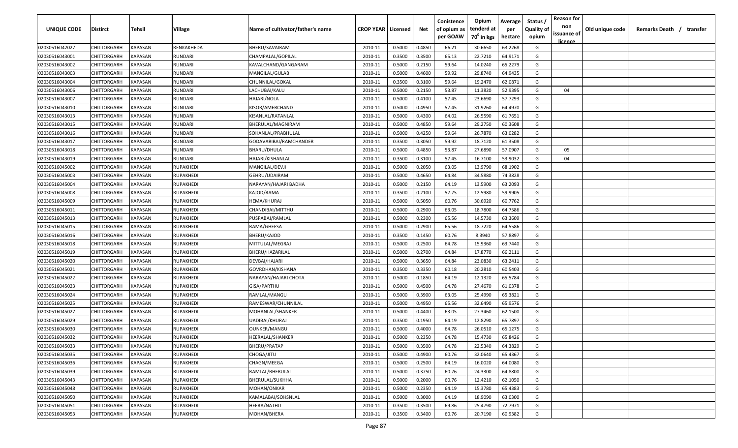| UNIQUE CODE | Distirct | Tehsil | Village | Name of cultivator/father's name | CROP YEAR | Licensed | Net | Conistence of opium as per GOAW | Opium tenderd at 70° in kgs | Average per hectare | Status / Quality of opium | Reason for non issuance of licence | Old unique code | Remarks Death / transfer |
|---|---|---|---|---|---|---|---|---|---|---|---|---|---|---|
| 02030516042027 | CHITTORGARH | KAPASAN | RENKAKHEDA | BHERU/SAVAIRAM | 2010-11 | 0.5000 | 0.4850 | 66.21 | 30.6650 | 63.2268 | G | | | |
| 02030516043001 | CHITTORGARH | KAPASAN | RUNDARI | CHAMPALAL/GOPILAL | 2010-11 | 0.3500 | 0.3500 | 65.13 | 22.7210 | 64.9171 | G | | | |
| 02030516043002 | CHITTORGARH | KAPASAN | RUNDARI | KAVALCHAND/GANGARAM | 2010-11 | 0.5000 | 0.2150 | 59.64 | 14.0240 | 65.2279 | G | | | |
| 02030516043003 | CHITTORGARH | KAPASAN | RUNDARI | MANGILAL/GULAB | 2010-11 | 0.5000 | 0.4600 | 59.92 | 29.8740 | 64.9435 | G | | | |
| 02030516043004 | CHITTORGARH | KAPASAN | RUNDARI | CHUNNILAL/GOKAL | 2010-11 | 0.3500 | 0.3100 | 59.64 | 19.2470 | 62.0871 | G | | | |
| 02030516043006 | CHITTORGARH | KAPASAN | RUNDARI | LACHUBAI/KALU | 2010-11 | 0.5000 | 0.2150 | 53.87 | 11.3820 | 52.9395 | G | 04 | | |
| 02030516043007 | CHITTORGARH | KAPASAN | RUNDARI | HAJARI/NOLA | 2010-11 | 0.5000 | 0.4100 | 57.45 | 23.6690 | 57.7293 | G | | | |
| 02030516043010 | CHITTORGARH | KAPASAN | RUNDARI | KISOR/AMERCHAND | 2010-11 | 0.5000 | 0.4950 | 57.45 | 31.9260 | 64.4970 | G | | | |
| 02030516043013 | CHITTORGARH | KAPASAN | RUNDARI | KISANLAL/RATANLAL | 2010-11 | 0.5000 | 0.4300 | 64.02 | 26.5590 | 61.7651 | G | | | |
| 02030516043015 | CHITTORGARH | KAPASAN | RUNDARI | BHERULAL/MAGNIRAM | 2010-11 | 0.5000 | 0.4850 | 59.64 | 29.2750 | 60.3608 | G | | | |
| 02030516043016 | CHITTORGARH | KAPASAN | RUNDARI | SOHANLAL/PRABHULAL | 2010-11 | 0.5000 | 0.4250 | 59.64 | 26.7870 | 63.0282 | G | | | |
| 02030516043017 | CHITTORGARH | KAPASAN | RUNDARI | GODAVARIBAI/RAMCHANDER | 2010-11 | 0.3500 | 0.3050 | 59.92 | 18.7120 | 61.3508 | G | | | |
| 02030516043018 | CHITTORGARH | KAPASAN | RUNDARI | BHARU/DHULA | 2010-11 | 0.5000 | 0.4850 | 53.87 | 27.6890 | 57.0907 | G | 05 | | |
| 02030516043019 | CHITTORGARH | KAPASAN | RUNDARI | HAJARI/KISHANLAL | 2010-11 | 0.3500 | 0.3100 | 57.45 | 16.7100 | 53.9032 | G | 04 | | |
| 02030516045002 | CHITTORGARH | KAPASAN | RUPAKHEDI | MANGILAL/DEVJI | 2010-11 | 0.5000 | 0.2050 | 63.05 | 13.9790 | 68.1902 | G | | | |
| 02030516045003 | CHITTORGARH | KAPASAN | RUPAKHEDI | GEHRU/UDAIRAM | 2010-11 | 0.5000 | 0.4650 | 64.84 | 34.5880 | 74.3828 | G | | | |
| 02030516045004 | CHITTORGARH | KAPASAN | RUPAKHEDI | NARAYAN/HAJARI BADHA | 2010-11 | 0.5000 | 0.2150 | 64.19 | 13.5900 | 63.2093 | G | | | |
| 02030516045008 | CHITTORGARH | KAPASAN | RUPAKHEDI | KAJOD/RAMA | 2010-11 | 0.3500 | 0.2100 | 57.75 | 12.5980 | 59.9905 | G | | | |
| 02030516045009 | CHITTORGARH | KAPASAN | RUPAKHEDI | HEMA/KHURAJ | 2010-11 | 0.5000 | 0.5050 | 60.76 | 30.6920 | 60.7762 | G | | | |
| 02030516045011 | CHITTORGARH | KAPASAN | RUPAKHEDI | CHANDIBAI/MITTHU | 2010-11 | 0.5000 | 0.2900 | 63.05 | 18.7800 | 64.7586 | G | | | |
| 02030516045013 | CHITTORGARH | KAPASAN | RUPAKHEDI | PUSPABAI/RAMLAL | 2010-11 | 0.5000 | 0.2300 | 65.56 | 14.5730 | 63.3609 | G | | | |
| 02030516045015 | CHITTORGARH | KAPASAN | RUPAKHEDI | RAMA/GHEESA | 2010-11 | 0.5000 | 0.2900 | 65.56 | 18.7220 | 64.5586 | G | | | |
| 02030516045016 | CHITTORGARH | KAPASAN | RUPAKHEDI | BHERU/KAJOD | 2010-11 | 0.3500 | 0.1450 | 60.76 | 8.3940 | 57.8897 | G | | | |
| 02030516045018 | CHITTORGARH | KAPASAN | RUPAKHEDI | MITTULAL/MEGRAJ | 2010-11 | 0.5000 | 0.2500 | 64.78 | 15.9360 | 63.7440 | G | | | |
| 02030516045019 | CHITTORGARH | KAPASAN | RUPAKHEDI | BHERU/HAZARILAL | 2010-11 | 0.5000 | 0.2700 | 64.84 | 17.8770 | 66.2111 | G | | | |
| 02030516045020 | CHITTORGARH | KAPASAN | RUPAKHEDI | DEVBAI/HAJARI | 2010-11 | 0.5000 | 0.3650 | 64.84 | 23.0830 | 63.2411 | G | | | |
| 02030516045021 | CHITTORGARH | KAPASAN | RUPAKHEDI | GOVRDHAN/KISHANA | 2010-11 | 0.3500 | 0.3350 | 60.18 | 20.2810 | 60.5403 | G | | | |
| 02030516045022 | CHITTORGARH | KAPASAN | RUPAKHEDI | NARAYAN/HAJARI CHOTA | 2010-11 | 0.5000 | 0.1850 | 64.19 | 12.1320 | 65.5784 | G | | | |
| 02030516045023 | CHITTORGARH | KAPASAN | RUPAKHEDI | GISA/PARTHU | 2010-11 | 0.5000 | 0.4500 | 64.78 | 27.4670 | 61.0378 | G | | | |
| 02030516045024 | CHITTORGARH | KAPASAN | RUPAKHEDI | RAMLAL/MANGU | 2010-11 | 0.5000 | 0.3900 | 63.05 | 25.4990 | 65.3821 | G | | | |
| 02030516045025 | CHITTORGARH | KAPASAN | RUPAKHEDI | RAMESWAR/CHUNNILAL | 2010-11 | 0.5000 | 0.4950 | 65.56 | 32.6490 | 65.9576 | G | | | |
| 02030516045027 | CHITTORGARH | KAPASAN | RUPAKHEDI | MOHANLAL/SHANKER | 2010-11 | 0.5000 | 0.4400 | 63.05 | 27.3460 | 62.1500 | G | | | |
| 02030516045029 | CHITTORGARH | KAPASAN | RUPAKHEDI | UADIBAI/KHURAJ | 2010-11 | 0.3500 | 0.1950 | 64.19 | 12.8290 | 65.7897 | G | | | |
| 02030516045030 | CHITTORGARH | KAPASAN | RUPAKHEDI | OUNKER/MANGU | 2010-11 | 0.5000 | 0.4000 | 64.78 | 26.0510 | 65.1275 | G | | | |
| 02030516045032 | CHITTORGARH | KAPASAN | RUPAKHEDI | HEERALAL/SHANKER | 2010-11 | 0.5000 | 0.2350 | 64.78 | 15.4730 | 65.8426 | G | | | |
| 02030516045033 | CHITTORGARH | KAPASAN | RUPAKHEDI | BHERU/PRATAP | 2010-11 | 0.5000 | 0.3500 | 64.78 | 22.5340 | 64.3829 | G | | | |
| 02030516045035 | CHITTORGARH | KAPASAN | RUPAKHEDI | CHOGA/JITU | 2010-11 | 0.5000 | 0.4900 | 60.76 | 32.0640 | 65.4367 | G | | | |
| 02030516045036 | CHITTORGARH | KAPASAN | RUPAKHEDI | CHAGN/MEEGA | 2010-11 | 0.5000 | 0.2500 | 64.19 | 16.0020 | 64.0080 | G | | | |
| 02030516045039 | CHITTORGARH | KAPASAN | RUPAKHEDI | RAMLAL/BHERULAL | 2010-11 | 0.5000 | 0.3750 | 60.76 | 24.3300 | 64.8800 | G | | | |
| 02030516045043 | CHITTORGARH | KAPASAN | RUPAKHEDI | BHERULAL/SUKHHA | 2010-11 | 0.5000 | 0.2000 | 60.76 | 12.4210 | 62.1050 | G | | | |
| 02030516045048 | CHITTORGARH | KAPASAN | RUPAKHEDI | MOHAN/ONKAR | 2010-11 | 0.5000 | 0.2350 | 64.19 | 15.3780 | 65.4383 | G | | | |
| 02030516045050 | CHITTORGARH | KAPASAN | RUPAKHEDI | KAMALABAI/SOHSNLAL | 2010-11 | 0.5000 | 0.3000 | 64.19 | 18.9090 | 63.0300 | G | | | |
| 02030516045051 | CHITTORGARH | KAPASAN | RUPAKHEDI | HEERA/NATHU | 2010-11 | 0.3500 | 0.3500 | 69.86 | 25.4790 | 72.7971 | G | | | |
| 02030516045053 | CHITTORGARH | KAPASAN | RUPAKHEDI | MOHAN/BHERA | 2010-11 | 0.3500 | 0.3400 | 60.76 | 20.7190 | 60.9382 | G | | | |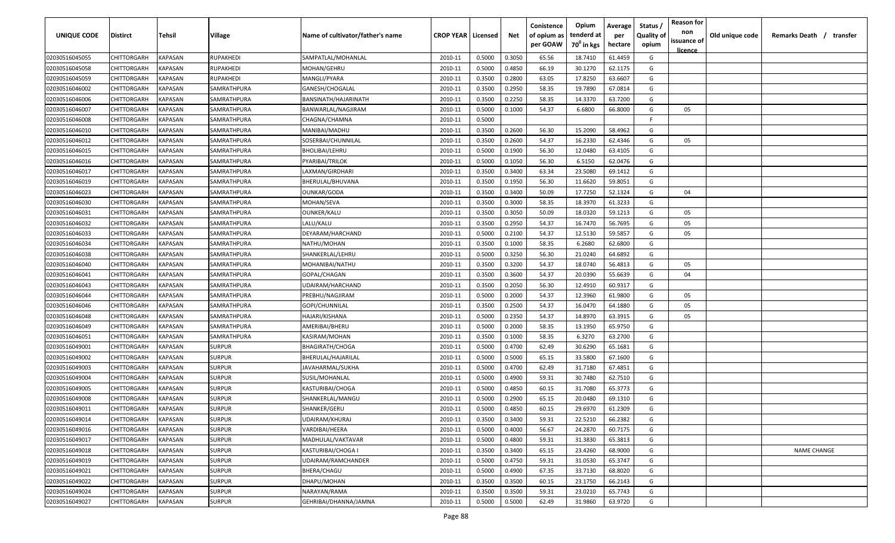| UNIQUE CODE | Distirct | Tehsil | Village | Name of cultivator/father's name | CROP YEAR | Licensed | Net | Conistence of opium as per GOAW | Opium tenderd at $70^0$ in kgs | Average per hectare | Status / Quality of opium | Reason for non issuance of licence | Old unique code | Remarks Death / transfer |
|---|---|---|---|---|---|---|---|---|---|---|---|---|---|---|
| 02030516045055 | CHITTORGARH | KAPASAN | RUPAKHEDI | SAMPATLAL/MOHANLAL | 2010-11 | 0.5000 | 0.3050 | 65.56 | 18.7410 | 61.4459 | G | | | |
| 02030516045058 | CHITTORGARH | KAPASAN | RUPAKHEDI | MOHAN/GEHRU | 2010-11 | 0.5000 | 0.4850 | 66.19 | 30.1270 | 62.1175 | G | | | |
| 02030516045059 | CHITTORGARH | KAPASAN | RUPAKHEDI | MANGLI/PYARA | 2010-11 | 0.3500 | 0.2800 | 63.05 | 17.8250 | 63.6607 | G | | | |
| 02030516046002 | CHITTORGARH | KAPASAN | SAMRATHPURA | GANESH/CHOGALAL | 2010-11 | 0.3500 | 0.2950 | 58.35 | 19.7890 | 67.0814 | G | | | |
| 02030516046006 | CHITTORGARH | KAPASAN | SAMRATHPURA | BANSINATH/HAJARINATH | 2010-11 | 0.3500 | 0.2250 | 58.35 | 14.3370 | 63.7200 | G | | | |
| 02030516046007 | CHITTORGARH | KAPASAN | SAMRATHPURA | BANWARLAL/NAGJIRAM | 2010-11 | 0.5000 | 0.1000 | 54.37 | 6.6800 | 66.8000 | G | 05 | | |
| 02030516046008 | CHITTORGARH | KAPASAN | SAMRATHPURA | CHAGNA/CHAMNA | 2010-11 | 0.5000 | | | | | F | | | |
| 02030516046010 | CHITTORGARH | KAPASAN | SAMRATHPURA | MANIBAI/MADHU | 2010-11 | 0.3500 | 0.2600 | 56.30 | 15.2090 | 58.4962 | G | | | |
| 02030516046012 | CHITTORGARH | KAPASAN | SAMRATHPURA | SOSERBAI/CHUNNILAL | 2010-11 | 0.3500 | 0.2600 | 54.37 | 16.2330 | 62.4346 | G | 05 | | |
| 02030516046015 | CHITTORGARH | KAPASAN | SAMRATHPURA | BHOLIBAI/LEHRU | 2010-11 | 0.5000 | 0.1900 | 56.30 | 12.0480 | 63.4105 | G | | | |
| 02030516046016 | CHITTORGARH | KAPASAN | SAMRATHPURA | PYARIBAI/TRILOK | 2010-11 | 0.5000 | 0.1050 | 56.30 | 6.5150 | 62.0476 | G | | | |
| 02030516046017 | CHITTORGARH | KAPASAN | SAMRATHPURA | LAXMAN/GIRDHARI | 2010-11 | 0.3500 | 0.3400 | 63.34 | 23.5080 | 69.1412 | G | | | |
| 02030516046019 | CHITTORGARH | KAPASAN | SAMRATHPURA | BHERULAL/BHUVANA | 2010-11 | 0.3500 | 0.1950 | 56.30 | 11.6620 | 59.8051 | G | | | |
| 02030516046023 | CHITTORGARH | KAPASAN | SAMRATHPURA | OUNKAR/GODA | 2010-11 | 0.3500 | 0.3400 | 50.09 | 17.7250 | 52.1324 | G | 04 | | |
| 02030516046030 | CHITTORGARH | KAPASAN | SAMRATHPURA | MOHAN/SEVA | 2010-11 | 0.3500 | 0.3000 | 58.35 | 18.3970 | 61.3233 | G | | | |
| 02030516046031 | CHITTORGARH | KAPASAN | SAMRATHPURA | OUNKER/KALU | 2010-11 | 0.3500 | 0.3050 | 50.09 | 18.0320 | 59.1213 | G | 05 | | |
| 02030516046032 | CHITTORGARH | KAPASAN | SAMRATHPURA | LALU/KALU | 2010-11 | 0.3500 | 0.2950 | 54.37 | 16.7470 | 56.7695 | G | 05 | | |
| 02030516046033 | CHITTORGARH | KAPASAN | SAMRATHPURA | DEYARAM/HARCHAND | 2010-11 | 0.5000 | 0.2100 | 54.37 | 12.5130 | 59.5857 | G | 05 | | |
| 02030516046034 | CHITTORGARH | KAPASAN | SAMRATHPURA | NATHU/MOHAN | 2010-11 | 0.3500 | 0.1000 | 58.35 | 6.2680 | 62.6800 | G | | | |
| 02030516046038 | CHITTORGARH | KAPASAN | SAMRATHPURA | SHANKERLAL/LEHRU | 2010-11 | 0.5000 | 0.3250 | 56.30 | 21.0240 | 64.6892 | G | | | |
| 02030516046040 | CHITTORGARH | KAPASAN | SAMRATHPURA | MOHANIBAI/NATHU | 2010-11 | 0.3500 | 0.3200 | 54.37 | 18.0740 | 56.4813 | G | 05 | | |
| 02030516046041 | CHITTORGARH | KAPASAN | SAMRATHPURA | GOPAL/CHAGAN | 2010-11 | 0.3500 | 0.3600 | 54.37 | 20.0390 | 55.6639 | G | 04 | | |
| 02030516046043 | CHITTORGARH | KAPASAN | SAMRATHPURA | UDAIRAM/HARCHAND | 2010-11 | 0.3500 | 0.2050 | 56.30 | 12.4910 | 60.9317 | G | | | |
| 02030516046044 | CHITTORGARH | KAPASAN | SAMRATHPURA | PREBHU/NAGJIRAM | 2010-11 | 0.5000 | 0.2000 | 54.37 | 12.3960 | 61.9800 | G | 05 | | |
| 02030516046046 | CHITTORGARH | KAPASAN | SAMRATHPURA | GOPI/CHUNNILAL | 2010-11 | 0.3500 | 0.2500 | 54.37 | 16.0470 | 64.1880 | G | 05 | | |
| 02030516046048 | CHITTORGARH | KAPASAN | SAMRATHPURA | HAJARI/KISHANA | 2010-11 | 0.5000 | 0.2350 | 54.37 | 14.8970 | 63.3915 | G | 05 | | |
| 02030516046049 | CHITTORGARH | KAPASAN | SAMRATHPURA | AMERIBAI/BHERU | 2010-11 | 0.5000 | 0.2000 | 58.35 | 13.1950 | 65.9750 | G | | | |
| 02030516046051 | CHITTORGARH | KAPASAN | SAMRATHPURA | KASIRAM/MOHAN | 2010-11 | 0.3500 | 0.1000 | 58.35 | 6.3270 | 63.2700 | G | | | |
| 02030516049001 | CHITTORGARH | KAPASAN | SURPUR | BHAGIRATH/CHOGA | 2010-11 | 0.5000 | 0.4700 | 62.49 | 30.6290 | 65.1681 | G | | | |
| 02030516049002 | CHITTORGARH | KAPASAN | SURPUR | BHERULAL/HAJARILAL | 2010-11 | 0.5000 | 0.5000 | 65.15 | 33.5800 | 67.1600 | G | | | |
| 02030516049003 | CHITTORGARH | KAPASAN | SURPUR | JAVAHARMAL/SUKHA | 2010-11 | 0.5000 | 0.4700 | 62.49 | 31.7180 | 67.4851 | G | | | |
| 02030516049004 | CHITTORGARH | KAPASAN | SURPUR | SUSIL/MOHANLAL | 2010-11 | 0.5000 | 0.4900 | 59.31 | 30.7480 | 62.7510 | G | | | |
| 02030516049005 | CHITTORGARH | KAPASAN | SURPUR | KASTURIBAI/CHOGA | 2010-11 | 0.5000 | 0.4850 | 60.15 | 31.7080 | 65.3773 | G | | | |
| 02030516049008 | CHITTORGARH | KAPASAN | SURPUR | SHANKERLAL/MANGU | 2010-11 | 0.5000 | 0.2900 | 65.15 | 20.0480 | 69.1310 | G | | | |
| 02030516049011 | CHITTORGARH | KAPASAN | SURPUR | SHANKER/GERU | 2010-11 | 0.5000 | 0.4850 | 60.15 | 29.6970 | 61.2309 | G | | | |
| 02030516049014 | CHITTORGARH | KAPASAN | SURPUR | UDAIRAM/KHURAJ | 2010-11 | 0.3500 | 0.3400 | 59.31 | 22.5210 | 66.2382 | G | | | |
| 02030516049016 | CHITTORGARH | KAPASAN | SURPUR | VARDIBAI/HEERA | 2010-11 | 0.5000 | 0.4000 | 56.67 | 24.2870 | 60.7175 | G | | | |
| 02030516049017 | CHITTORGARH | KAPASAN | SURPUR | MADHULAL/VAKTAVAR | 2010-11 | 0.5000 | 0.4800 | 59.31 | 31.3830 | 65.3813 | G | | | |
| 02030516049018 | CHITTORGARH | KAPASAN | SURPUR | KASTURIBAI/CHOGA I | 2010-11 | 0.3500 | 0.3400 | 65.15 | 23.4260 | 68.9000 | G | | | NAME CHANGE |
| 02030516049019 | CHITTORGARH | KAPASAN | SURPUR | UDAIRAM/RAMCHANDER | 2010-11 | 0.5000 | 0.4750 | 59.31 | 31.0530 | 65.3747 | G | | | |
| 02030516049021 | CHITTORGARH | KAPASAN | SURPUR | BHERA/CHAGU | 2010-11 | 0.5000 | 0.4900 | 67.35 | 33.7130 | 68.8020 | G | | | |
| 02030516049022 | CHITTORGARH | KAPASAN | SURPUR | DHAPU/MOHAN | 2010-11 | 0.3500 | 0.3500 | 60.15 | 23.1750 | 66.2143 | G | | | |
| 02030516049024 | CHITTORGARH | KAPASAN | SURPUR | NARAYAN/RAMA | 2010-11 | 0.3500 | 0.3500 | 59.31 | 23.0210 | 65.7743 | G | | | |
| 02030516049027 | CHITTORGARH | KAPASAN | SURPUR | GEHRIBAI/DHANNA/JAMNA | 2010-11 | 0.5000 | 0.5000 | 62.49 | 31.9860 | 63.9720 | G | | | |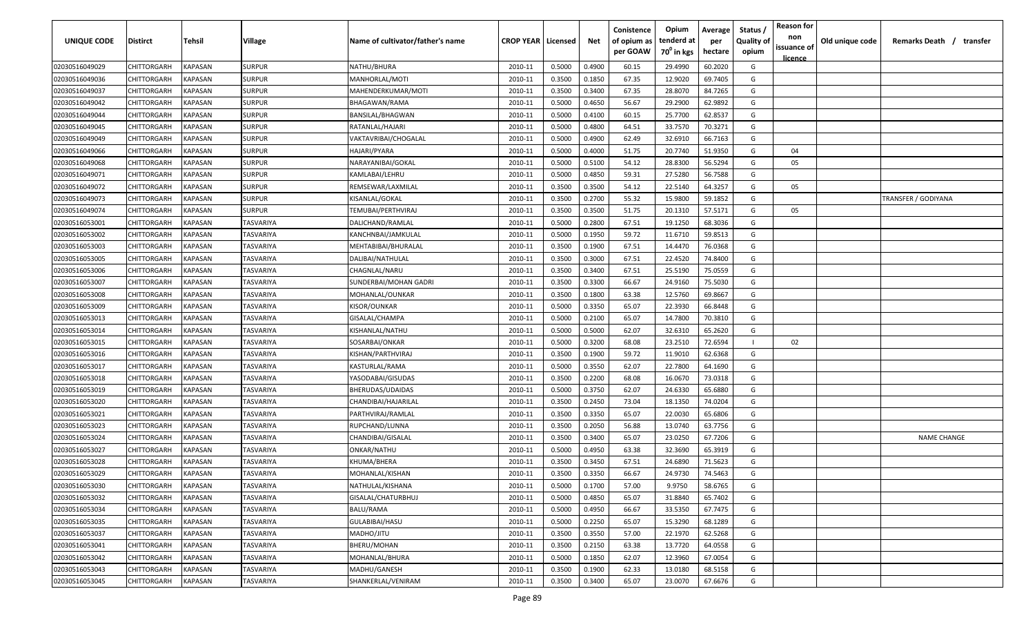| UNIQUE CODE | Distirct | Tehsil | Village | Name of cultivator/father's name | CROP YEAR | Licensed | Net | Conistence of opium as per GOAW | Opium tenderd at 70° in kgs | Average per hectare | Status / Quality of opium | Reason for non issuance of licence | Old unique code | Remarks Death / transfer |
|---|---|---|---|---|---|---|---|---|---|---|---|---|---|---|
| 02030516049029 | CHITTORGARH | KAPASAN | SURPUR | NATHU/BHURA | 2010-11 | 0.5000 | 0.4900 | 60.15 | 29.4990 | 60.2020 | G | | | |
| 02030516049036 | CHITTORGARH | KAPASAN | SURPUR | MANHORLAL/MOTI | 2010-11 | 0.3500 | 0.1850 | 67.35 | 12.9020 | 69.7405 | G | | | |
| 02030516049037 | CHITTORGARH | KAPASAN | SURPUR | MAHENDERKUMAR/MOTI | 2010-11 | 0.3500 | 0.3400 | 67.35 | 28.8070 | 84.7265 | G | | | |
| 02030516049042 | CHITTORGARH | KAPASAN | SURPUR | BHAGAWAN/RAMA | 2010-11 | 0.5000 | 0.4650 | 56.67 | 29.2900 | 62.9892 | G | | | |
| 02030516049044 | CHITTORGARH | KAPASAN | SURPUR | BANSILAL/BHAGWAN | 2010-11 | 0.5000 | 0.4100 | 60.15 | 25.7700 | 62.8537 | G | | | |
| 02030516049045 | CHITTORGARH | KAPASAN | SURPUR | RATANLAL/HAJARI | 2010-11 | 0.5000 | 0.4800 | 64.51 | 33.7570 | 70.3271 | G | | | |
| 02030516049049 | CHITTORGARH | KAPASAN | SURPUR | VAKTAVRIBAI/CHOGALAL | 2010-11 | 0.5000 | 0.4900 | 62.49 | 32.6910 | 66.7163 | G | | | |
| 02030516049066 | CHITTORGARH | KAPASAN | SURPUR | HAJARI/PYARA | 2010-11 | 0.5000 | 0.4000 | 51.75 | 20.7740 | 51.9350 | G | 04 | | |
| 02030516049068 | CHITTORGARH | KAPASAN | SURPUR | NARAYANIBAI/GOKAL | 2010-11 | 0.5000 | 0.5100 | 54.12 | 28.8300 | 56.5294 | G | 05 | | |
| 02030516049071 | CHITTORGARH | KAPASAN | SURPUR | KAMLABAI/LEHRU | 2010-11 | 0.5000 | 0.4850 | 59.31 | 27.5280 | 56.7588 | G | | | |
| 02030516049072 | CHITTORGARH | KAPASAN | SURPUR | REMSEWAR/LAXMILAL | 2010-11 | 0.3500 | 0.3500 | 54.12 | 22.5140 | 64.3257 | G | 05 | | |
| 02030516049073 | CHITTORGARH | KAPASAN | SURPUR | KISANLAL/GOKAL | 2010-11 | 0.3500 | 0.2700 | 55.32 | 15.9800 | 59.1852 | G | | | TRANSFER / GODIYANA |
| 02030516049074 | CHITTORGARH | KAPASAN | SURPUR | TEMUBAI/PERTHVIRAJ | 2010-11 | 0.3500 | 0.3500 | 51.75 | 20.1310 | 57.5171 | G | 05 | | |
| 02030516053001 | CHITTORGARH | KAPASAN | TASVARIYA | DALICHAND/RAMLAL | 2010-11 | 0.5000 | 0.2800 | 67.51 | 19.1250 | 68.3036 | G | | | |
| 02030516053002 | CHITTORGARH | KAPASAN | TASVARIYA | KANCHNBAI/JAMKULAL | 2010-11 | 0.5000 | 0.1950 | 59.72 | 11.6710 | 59.8513 | G | | | |
| 02030516053003 | CHITTORGARH | KAPASAN | TASVARIYA | MEHTABIBAI/BHURALAL | 2010-11 | 0.3500 | 0.1900 | 67.51 | 14.4470 | 76.0368 | G | | | |
| 02030516053005 | CHITTORGARH | KAPASAN | TASVARIYA | DALIBAI/NATHULAL | 2010-11 | 0.3500 | 0.3000 | 67.51 | 22.4520 | 74.8400 | G | | | |
| 02030516053006 | CHITTORGARH | KAPASAN | TASVARIYA | CHAGNLAL/NARU | 2010-11 | 0.3500 | 0.3400 | 67.51 | 25.5190 | 75.0559 | G | | | |
| 02030516053007 | CHITTORGARH | KAPASAN | TASVARIYA | SUNDERBAI/MOHAN GADRI | 2010-11 | 0.3500 | 0.3300 | 66.67 | 24.9160 | 75.5030 | G | | | |
| 02030516053008 | CHITTORGARH | KAPASAN | TASVARIYA | MOHANLAL/OUNKAR | 2010-11 | 0.3500 | 0.1800 | 63.38 | 12.5760 | 69.8667 | G | | | |
| 02030516053009 | CHITTORGARH | KAPASAN | TASVARIYA | KISOR/OUNKAR | 2010-11 | 0.5000 | 0.3350 | 65.07 | 22.3930 | 66.8448 | G | | | |
| 02030516053013 | CHITTORGARH | KAPASAN | TASVARIYA | GISALAL/CHAMPA | 2010-11 | 0.5000 | 0.2100 | 65.07 | 14.7800 | 70.3810 | G | | | |
| 02030516053014 | CHITTORGARH | KAPASAN | TASVARIYA | KISHANLAL/NATHU | 2010-11 | 0.5000 | 0.5000 | 62.07 | 32.6310 | 65.2620 | G | | | |
| 02030516053015 | CHITTORGARH | KAPASAN | TASVARIYA | SOSARBAI/ONKAR | 2010-11 | 0.5000 | 0.3200 | 68.08 | 23.2510 | 72.6594 | I | 02 | | |
| 02030516053016 | CHITTORGARH | KAPASAN | TASVARIYA | KISHAN/PARTHVIRAJ | 2010-11 | 0.3500 | 0.1900 | 59.72 | 11.9010 | 62.6368 | G | | | |
| 02030516053017 | CHITTORGARH | KAPASAN | TASVARIYA | KASTURLAL/RAMA | 2010-11 | 0.5000 | 0.3550 | 62.07 | 22.7800 | 64.1690 | G | | | |
| 02030516053018 | CHITTORGARH | KAPASAN | TASVARIYA | YASODABAI/GISUDAS | 2010-11 | 0.3500 | 0.2200 | 68.08 | 16.0670 | 73.0318 | G | | | |
| 02030516053019 | CHITTORGARH | KAPASAN | TASVARIYA | BHERUDAS/UDAIDAS | 2010-11 | 0.5000 | 0.3750 | 62.07 | 24.6330 | 65.6880 | G | | | |
| 02030516053020 | CHITTORGARH | KAPASAN | TASVARIYA | CHANDIBAI/HAJARILAL | 2010-11 | 0.3500 | 0.2450 | 73.04 | 18.1350 | 74.0204 | G | | | |
| 02030516053021 | CHITTORGARH | KAPASAN | TASVARIYA | PARTHVIRAJ/RAMLAL | 2010-11 | 0.3500 | 0.3350 | 65.07 | 22.0030 | 65.6806 | G | | | |
| 02030516053023 | CHITTORGARH | KAPASAN | TASVARIYA | RUPCHAND/LUNNA | 2010-11 | 0.3500 | 0.2050 | 56.88 | 13.0740 | 63.7756 | G | | | |
| 02030516053024 | CHITTORGARH | KAPASAN | TASVARIYA | CHANDIBAI/GISALAL | 2010-11 | 0.3500 | 0.3400 | 65.07 | 23.0250 | 67.7206 | G | | | NAME CHANGE |
| 02030516053027 | CHITTORGARH | KAPASAN | TASVARIYA | ONKAR/NATHU | 2010-11 | 0.5000 | 0.4950 | 63.38 | 32.3690 | 65.3919 | G | | | |
| 02030516053028 | CHITTORGARH | KAPASAN | TASVARIYA | KHUMA/BHERA | 2010-11 | 0.3500 | 0.3450 | 67.51 | 24.6890 | 71.5623 | G | | | |
| 02030516053029 | CHITTORGARH | KAPASAN | TASVARIYA | MOHANLAL/KISHAN | 2010-11 | 0.3500 | 0.3350 | 66.67 | 24.9730 | 74.5463 | G | | | |
| 02030516053030 | CHITTORGARH | KAPASAN | TASVARIYA | NATHULAL/KISHANA | 2010-11 | 0.5000 | 0.1700 | 57.00 | 9.9750 | 58.6765 | G | | | |
| 02030516053032 | CHITTORGARH | KAPASAN | TASVARIYA | GISALAL/CHATURBHUJ | 2010-11 | 0.5000 | 0.4850 | 65.07 | 31.8840 | 65.7402 | G | | | |
| 02030516053034 | CHITTORGARH | KAPASAN | TASVARIYA | BALU/RAMA | 2010-11 | 0.5000 | 0.4950 | 66.67 | 33.5350 | 67.7475 | G | | | |
| 02030516053035 | CHITTORGARH | KAPASAN | TASVARIYA | GULABIBAI/HASU | 2010-11 | 0.5000 | 0.2250 | 65.07 | 15.3290 | 68.1289 | G | | | |
| 02030516053037 | CHITTORGARH | KAPASAN | TASVARIYA | MADHO/JITU | 2010-11 | 0.3500 | 0.3550 | 57.00 | 22.1970 | 62.5268 | G | | | |
| 02030516053041 | CHITTORGARH | KAPASAN | TASVARIYA | BHERU/MOHAN | 2010-11 | 0.3500 | 0.2150 | 63.38 | 13.7720 | 64.0558 | G | | | |
| 02030516053042 | CHITTORGARH | KAPASAN | TASVARIYA | MOHANLAL/BHURA | 2010-11 | 0.5000 | 0.1850 | 62.07 | 12.3960 | 67.0054 | G | | | |
| 02030516053043 | CHITTORGARH | KAPASAN | TASVARIYA | MADHU/GANESH | 2010-11 | 0.3500 | 0.1900 | 62.33 | 13.0180 | 68.5158 | G | | | |
| 02030516053045 | CHITTORGARH | KAPASAN | TASVARIYA | SHANKERLAL/VENIRAM | 2010-11 | 0.3500 | 0.3400 | 65.07 | 23.0070 | 67.6676 | G | | | |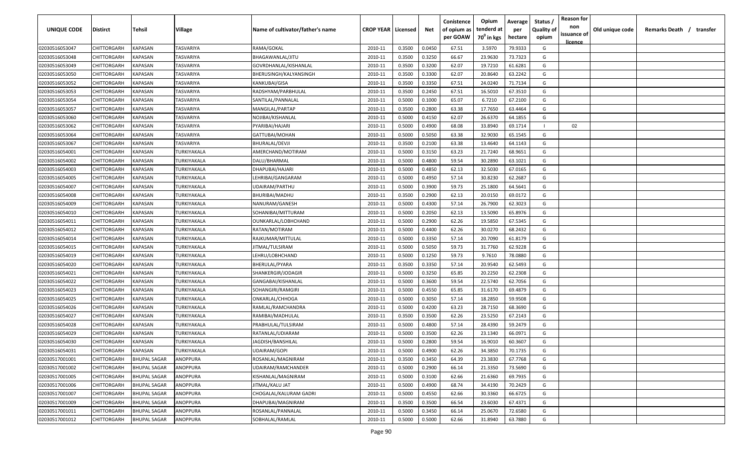| UNIQUE CODE | Distirct | Tehsil | Village | Name of cultivator/father's name | CROP YEAR | Licensed | Net | Conistence of opium as per GOAW | Opium tenderd at 70° in kgs | Average per hectare | Status / Quality of opium | Reason for non issuance of licence | Old unique code | Remarks Death / transfer |
|---|---|---|---|---|---|---|---|---|---|---|---|---|---|---|
| 02030516053047 | CHITTORGARH | KAPASAN | TASVARIYA | RAMA/GOKAL | 2010-11 | 0.3500 | 0.0450 | 67.51 | 3.5970 | 79.9333 | G | | | |
| 02030516053048 | CHITTORGARH | KAPASAN | TASVARIYA | BHAGAWANLAL/JITU | 2010-11 | 0.3500 | 0.3250 | 66.67 | 23.9630 | 73.7323 | G | | | |
| 02030516053049 | CHITTORGARH | KAPASAN | TASVARIYA | GOVRDHANLAL/KISHANLAL | 2010-11 | 0.3500 | 0.3200 | 62.07 | 19.7210 | 61.6281 | G | | | |
| 02030516053050 | CHITTORGARH | KAPASAN | TASVARIYA | BHERUSINGH/KALYANSINGH | 2010-11 | 0.3500 | 0.3300 | 62.07 | 20.8640 | 63.2242 | G | | | |
| 02030516053052 | CHITTORGARH | KAPASAN | TASVARIYA | KANKUBAI/GISA | 2010-11 | 0.3500 | 0.3350 | 67.51 | 24.0240 | 71.7134 | G | | | |
| 02030516053053 | CHITTORGARH | KAPASAN | TASVARIYA | RADSHYAM/PARBHULAL | 2010-11 | 0.3500 | 0.2450 | 67.51 | 16.5010 | 67.3510 | G | | | |
| 02030516053054 | CHITTORGARH | KAPASAN | TASVARIYA | SANTILAL/PANNALAL | 2010-11 | 0.5000 | 0.1000 | 65.07 | 6.7210 | 67.2100 | G | | | |
| 02030516053057 | CHITTORGARH | KAPASAN | TASVARIYA | MANGILAL/PARTAP | 2010-11 | 0.3500 | 0.2800 | 63.38 | 17.7650 | 63.4464 | G | | | |
| 02030516053060 | CHITTORGARH | KAPASAN | TASVARIYA | NOJIBAI/KISHANLAL | 2010-11 | 0.5000 | 0.4150 | 62.07 | 26.6370 | 64.1855 | G | | | |
| 02030516053062 | CHITTORGARH | KAPASAN | TASVARIYA | PYARIBAI/HAJARI | 2010-11 | 0.5000 | 0.4900 | 68.08 | 33.8940 | 69.1714 | I | 02 | | |
| 02030516053064 | CHITTORGARH | KAPASAN | TASVARIYA | GATTUBAI/MOHAN | 2010-11 | 0.5000 | 0.5050 | 63.38 | 32.9030 | 65.1545 | G | | | |
| 02030516053067 | CHITTORGARH | KAPASAN | TASVARIYA | BHURALAL/DEVJI | 2010-11 | 0.3500 | 0.2100 | 63.38 | 13.4640 | 64.1143 | G | | | |
| 02030516054001 | CHITTORGARH | KAPASAN | TURKIYAKALA | AMERCHAND/MOTIRAM | 2010-11 | 0.5000 | 0.3150 | 63.23 | 21.7240 | 68.9651 | G | | | |
| 02030516054002 | CHITTORGARH | KAPASAN | TURKIYAKALA | DALU/BHARMAL | 2010-11 | 0.5000 | 0.4800 | 59.54 | 30.2890 | 63.1021 | G | | | |
| 02030516054003 | CHITTORGARH | KAPASAN | TURKIYAKALA | DHAPUBAI/HAJARI | 2010-11 | 0.5000 | 0.4850 | 62.13 | 32.5030 | 67.0165 | G | | | |
| 02030516054005 | CHITTORGARH | KAPASAN | TURKIYAKALA | LEHRIBAI/GANGARAM | 2010-11 | 0.5000 | 0.4950 | 57.14 | 30.8230 | 62.2687 | G | | | |
| 02030516054007 | CHITTORGARH | KAPASAN | TURKIYAKALA | UDAIRAM/PARTHU | 2010-11 | 0.5000 | 0.3900 | 59.73 | 25.1800 | 64.5641 | G | | | |
| 02030516054008 | CHITTORGARH | KAPASAN | TURKIYAKALA | BHURIBAI/MADHU | 2010-11 | 0.3500 | 0.2900 | 62.13 | 20.0150 | 69.0172 | G | | | |
| 02030516054009 | CHITTORGARH | KAPASAN | TURKIYAKALA | NANURAM/GANESH | 2010-11 | 0.5000 | 0.4300 | 57.14 | 26.7900 | 62.3023 | G | | | |
| 02030516054010 | CHITTORGARH | KAPASAN | TURKIYAKALA | SOHANIBAI/MITTURAM | 2010-11 | 0.5000 | 0.2050 | 62.13 | 13.5090 | 65.8976 | G | | | |
| 02030516054011 | CHITTORGARH | KAPASAN | TURKIYAKALA | OUNKARLAL/LOBHCHAND | 2010-11 | 0.5000 | 0.2900 | 62.26 | 19.5850 | 67.5345 | G | | | |
| 02030516054012 | CHITTORGARH | KAPASAN | TURKIYAKALA | RATAN/MOTIRAM | 2010-11 | 0.5000 | 0.4400 | 62.26 | 30.0270 | 68.2432 | G | | | |
| 02030516054014 | CHITTORGARH | KAPASAN | TURKIYAKALA | RAJKUMAR/MITTULAL | 2010-11 | 0.5000 | 0.3350 | 57.14 | 20.7090 | 61.8179 | G | | | |
| 02030516054015 | CHITTORGARH | KAPASAN | TURKIYAKALA | JITMAL/TULSIRAM | 2010-11 | 0.5000 | 0.5050 | 59.73 | 31.7760 | 62.9228 | G | | | |
| 02030516054019 | CHITTORGARH | KAPASAN | TURKIYAKALA | LEHRU/LOBHCHAND | 2010-11 | 0.5000 | 0.1250 | 59.73 | 9.7610 | 78.0880 | G | | | |
| 02030516054020 | CHITTORGARH | KAPASAN | TURKIYAKALA | BHERULAL/PYARA | 2010-11 | 0.3500 | 0.3350 | 57.14 | 20.9540 | 62.5493 | G | | | |
| 02030516054021 | CHITTORGARH | KAPASAN | TURKIYAKALA | SHANKERGIR/JODAGIR | 2010-11 | 0.5000 | 0.3250 | 65.85 | 20.2250 | 62.2308 | G | | | |
| 02030516054022 | CHITTORGARH | KAPASAN | TURKIYAKALA | GANGABAI/KISHANLAL | 2010-11 | 0.5000 | 0.3600 | 59.54 | 22.5740 | 62.7056 | G | | | |
| 02030516054023 | CHITTORGARH | KAPASAN | TURKIYAKALA | SOHANGIRI/RAMGIRI | 2010-11 | 0.5000 | 0.4550 | 65.85 | 31.6170 | 69.4879 | G | | | |
| 02030516054025 | CHITTORGARH | KAPASAN | TURKIYAKALA | ONKARLAL/CHHOGA | 2010-11 | 0.5000 | 0.3050 | 57.14 | 18.2850 | 59.9508 | G | | | |
| 02030516054026 | CHITTORGARH | KAPASAN | TURKIYAKALA | RAMLAL/RAMCHANDRA | 2010-11 | 0.5000 | 0.4200 | 63.23 | 28.7150 | 68.3690 | G | | | |
| 02030516054027 | CHITTORGARH | KAPASAN | TURKIYAKALA | RAMIBAI/MADHULAL | 2010-11 | 0.3500 | 0.3500 | 62.26 | 23.5250 | 67.2143 | G | | | |
| 02030516054028 | CHITTORGARH | KAPASAN | TURKIYAKALA | PRABHULAL/TULSIRAM | 2010-11 | 0.5000 | 0.4800 | 57.14 | 28.4390 | 59.2479 | G | | | |
| 02030516054029 | CHITTORGARH | KAPASAN | TURKIYAKALA | RATANLAL/UDIARAM | 2010-11 | 0.5000 | 0.3500 | 62.26 | 23.1340 | 66.0971 | G | | | |
| 02030516054030 | CHITTORGARH | KAPASAN | TURKIYAKALA | JAGDISH/BANSHILAL | 2010-11 | 0.5000 | 0.2800 | 59.54 | 16.9010 | 60.3607 | G | | | |
| 02030516054031 | CHITTORGARH | KAPASAN | TURKIYAKALA | UDAIRAM/GOPI | 2010-11 | 0.5000 | 0.4900 | 62.26 | 34.3850 | 70.1735 | G | | | |
| 02030517001001 | CHITTORGARH | BHUPAL SAGAR | ANOPPURA | ROSANLAL/MAGNIRAM | 2010-11 | 0.3500 | 0.3450 | 64.39 | 23.3830 | 67.7768 | G | | | |
| 02030517001002 | CHITTORGARH | BHUPAL SAGAR | ANOPPURA | UDAIRAM/RAMCHANDER | 2010-11 | 0.5000 | 0.2900 | 66.14 | 21.3350 | 73.5690 | G | | | |
| 02030517001005 | CHITTORGARH | BHUPAL SAGAR | ANOPPURA | KISHANLAL/MAGNIRAM | 2010-11 | 0.5000 | 0.3100 | 62.66 | 21.6360 | 69.7935 | G | | | |
| 02030517001006 | CHITTORGARH | BHUPAL SAGAR | ANOPPURA | JITMAL/KALU JAT | 2010-11 | 0.5000 | 0.4900 | 68.74 | 34.4190 | 70.2429 | G | | | |
| 02030517001007 | CHITTORGARH | BHUPAL SAGAR | ANOPPURA | CHOGALAL/KALURAM GADRI | 2010-11 | 0.5000 | 0.4550 | 62.66 | 30.3360 | 66.6725 | G | | | |
| 02030517001009 | CHITTORGARH | BHUPAL SAGAR | ANOPPURA | DHAPUBAI/MAGNIRAM | 2010-11 | 0.3500 | 0.3500 | 66.54 | 23.6030 | 67.4371 | G | | | |
| 02030517001011 | CHITTORGARH | BHUPAL SAGAR | ANOPPURA | ROSANLAL/PANNALAL | 2010-11 | 0.5000 | 0.3450 | 66.14 | 25.0670 | 72.6580 | G | | | |
| 02030517001012 | CHITTORGARH | BHUPAL SAGAR | ANOPPURA | SOBHALAL/RAMLAL | 2010-11 | 0.5000 | 0.5000 | 62.66 | 31.8940 | 63.7880 | G | | | |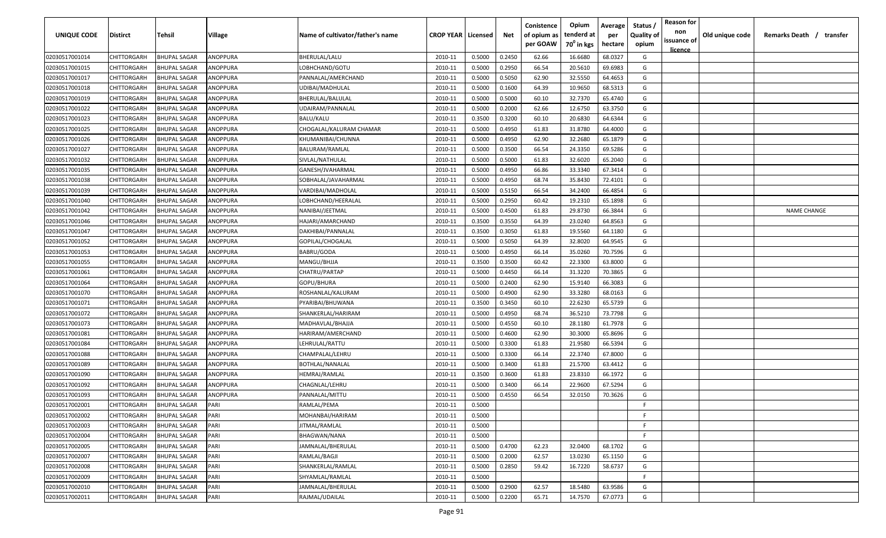| UNIQUE CODE | Distirct | Tehsil | Village | Name of cultivator/father's name | CROP YEAR | Licensed | Net | Conistence of opium as per GOAW | Opium tenderd at 70° in kgs | Average per hectare | Status / Quality of opium | Reason for non issuance of licence | Old unique code | Remarks Death / transfer |
|---|---|---|---|---|---|---|---|---|---|---|---|---|---|---|
| 02030517001014 | CHITTORGARH | BHUPAL SAGAR | ANOPPURA | BHERULAL/LALU | 2010-11 | 0.5000 | 0.2450 | 62.66 | 16.6680 | 68.0327 | G | | | |
| 02030517001015 | CHITTORGARH | BHUPAL SAGAR | ANOPPURA | LOBHCHAND/GOTU | 2010-11 | 0.5000 | 0.2950 | 66.54 | 20.5610 | 69.6983 | G | | | |
| 02030517001017 | CHITTORGARH | BHUPAL SAGAR | ANOPPURA | PANNALAL/AMERCHAND | 2010-11 | 0.5000 | 0.5050 | 62.90 | 32.5550 | 64.4653 | G | | | |
| 02030517001018 | CHITTORGARH | BHUPAL SAGAR | ANOPPURA | UDIBAI/MADHULAL | 2010-11 | 0.5000 | 0.1600 | 64.39 | 10.9650 | 68.5313 | G | | | |
| 02030517001019 | CHITTORGARH | BHUPAL SAGAR | ANOPPURA | BHERULAL/BALULAL | 2010-11 | 0.5000 | 0.5000 | 60.10 | 32.7370 | 65.4740 | G | | | |
| 02030517001022 | CHITTORGARH | BHUPAL SAGAR | ANOPPURA | UDAIRAM/PANNALAL | 2010-11 | 0.5000 | 0.2000 | 62.66 | 12.6750 | 63.3750 | G | | | |
| 02030517001023 | CHITTORGARH | BHUPAL SAGAR | ANOPPURA | BALU/KALU | 2010-11 | 0.3500 | 0.3200 | 60.10 | 20.6830 | 64.6344 | G | | | |
| 02030517001025 | CHITTORGARH | BHUPAL SAGAR | ANOPPURA | CHOGALAL/KALURAM CHAMAR | 2010-11 | 0.5000 | 0.4950 | 61.83 | 31.8780 | 64.4000 | G | | | |
| 02030517001026 | CHITTORGARH | BHUPAL SAGAR | ANOPPURA | KHUMANIBAI/CHUNNA | 2010-11 | 0.5000 | 0.4950 | 62.90 | 32.2680 | 65.1879 | G | | | |
| 02030517001027 | CHITTORGARH | BHUPAL SAGAR | ANOPPURA | BALURAM/RAMLAL | 2010-11 | 0.5000 | 0.3500 | 66.54 | 24.3350 | 69.5286 | G | | | |
| 02030517001032 | CHITTORGARH | BHUPAL SAGAR | ANOPPURA | SIVLAL/NATHULAL | 2010-11 | 0.5000 | 0.5000 | 61.83 | 32.6020 | 65.2040 | G | | | |
| 02030517001035 | CHITTORGARH | BHUPAL SAGAR | ANOPPURA | GANESH/JVAHARMAL | 2010-11 | 0.5000 | 0.4950 | 66.86 | 33.3340 | 67.3414 | G | | | |
| 02030517001038 | CHITTORGARH | BHUPAL SAGAR | ANOPPURA | SOBHALAL/JAVAHARMAL | 2010-11 | 0.5000 | 0.4950 | 68.74 | 35.8430 | 72.4101 | G | | | |
| 02030517001039 | CHITTORGARH | BHUPAL SAGAR | ANOPPURA | VARDIBAI/MADHOLAL | 2010-11 | 0.5000 | 0.5150 | 66.54 | 34.2400 | 66.4854 | G | | | |
| 02030517001040 | CHITTORGARH | BHUPAL SAGAR | ANOPPURA | LOBHCHAND/HEERALAL | 2010-11 | 0.5000 | 0.2950 | 60.42 | 19.2310 | 65.1898 | G | | | |
| 02030517001042 | CHITTORGARH | BHUPAL SAGAR | ANOPPURA | NANIBAI/JEETMAL | 2010-11 | 0.5000 | 0.4500 | 61.83 | 29.8730 | 66.3844 | G | | | NAME CHANGE |
| 02030517001046 | CHITTORGARH | BHUPAL SAGAR | ANOPPURA | HAJARI/AMARCHAND | 2010-11 | 0.3500 | 0.3550 | 64.39 | 23.0240 | 64.8563 | G | | | |
| 02030517001047 | CHITTORGARH | BHUPAL SAGAR | ANOPPURA | DAKHIBAI/PANNALAL | 2010-11 | 0.3500 | 0.3050 | 61.83 | 19.5560 | 64.1180 | G | | | |
| 02030517001052 | CHITTORGARH | BHUPAL SAGAR | ANOPPURA | GOPILAL/CHOGALAL | 2010-11 | 0.5000 | 0.5050 | 64.39 | 32.8020 | 64.9545 | G | | | |
| 02030517001053 | CHITTORGARH | BHUPAL SAGAR | ANOPPURA | BABRU/GODA | 2010-11 | 0.5000 | 0.4950 | 66.14 | 35.0260 | 70.7596 | G | | | |
| 02030517001055 | CHITTORGARH | BHUPAL SAGAR | ANOPPURA | MANGU/BHJJA | 2010-11 | 0.3500 | 0.3500 | 60.42 | 22.3300 | 63.8000 | G | | | |
| 02030517001061 | CHITTORGARH | BHUPAL SAGAR | ANOPPURA | CHATRU/PARTAP | 2010-11 | 0.5000 | 0.4450 | 66.14 | 31.3220 | 70.3865 | G | | | |
| 02030517001064 | CHITTORGARH | BHUPAL SAGAR | ANOPPURA | GOPU/BHURA | 2010-11 | 0.5000 | 0.2400 | 62.90 | 15.9140 | 66.3083 | G | | | |
| 02030517001070 | CHITTORGARH | BHUPAL SAGAR | ANOPPURA | ROSHANLAL/KALURAM | 2010-11 | 0.5000 | 0.4900 | 62.90 | 33.3280 | 68.0163 | G | | | |
| 02030517001071 | CHITTORGARH | BHUPAL SAGAR | ANOPPURA | PYARIBAI/BHUWANA | 2010-11 | 0.3500 | 0.3450 | 60.10 | 22.6230 | 65.5739 | G | | | |
| 02030517001072 | CHITTORGARH | BHUPAL SAGAR | ANOPPURA | SHANKERLAL/HARIRAM | 2010-11 | 0.5000 | 0.4950 | 68.74 | 36.5210 | 73.7798 | G | | | |
| 02030517001073 | CHITTORGARH | BHUPAL SAGAR | ANOPPURA | MADHAVLAL/BHAJJA | 2010-11 | 0.5000 | 0.4550 | 60.10 | 28.1180 | 61.7978 | G | | | |
| 02030517001081 | CHITTORGARH | BHUPAL SAGAR | ANOPPURA | HARIRAM/AMERCHAND | 2010-11 | 0.5000 | 0.4600 | 62.90 | 30.3000 | 65.8696 | G | | | |
| 02030517001084 | CHITTORGARH | BHUPAL SAGAR | ANOPPURA | LEHRULAL/RATTU | 2010-11 | 0.5000 | 0.3300 | 61.83 | 21.9580 | 66.5394 | G | | | |
| 02030517001088 | CHITTORGARH | BHUPAL SAGAR | ANOPPURA | CHAMPALAL/LEHRU | 2010-11 | 0.5000 | 0.3300 | 66.14 | 22.3740 | 67.8000 | G | | | |
| 02030517001089 | CHITTORGARH | BHUPAL SAGAR | ANOPPURA | BOTHLAL/NANALAL | 2010-11 | 0.5000 | 0.3400 | 61.83 | 21.5700 | 63.4412 | G | | | |
| 02030517001090 | CHITTORGARH | BHUPAL SAGAR | ANOPPURA | HEMRAJ/RAMLAL | 2010-11 | 0.3500 | 0.3600 | 61.83 | 23.8310 | 66.1972 | G | | | |
| 02030517001092 | CHITTORGARH | BHUPAL SAGAR | ANOPPURA | CHAGNLAL/LEHRU | 2010-11 | 0.5000 | 0.3400 | 66.14 | 22.9600 | 67.5294 | G | | | |
| 02030517001093 | CHITTORGARH | BHUPAL SAGAR | ANOPPURA | PANNALAL/MITTU | 2010-11 | 0.5000 | 0.4550 | 66.54 | 32.0150 | 70.3626 | G | | | |
| 02030517002001 | CHITTORGARH | BHUPAL SAGAR | PARI | RAMLAL/PEMA | 2010-11 | 0.5000 | | | | | F | | | |
| 02030517002002 | CHITTORGARH | BHUPAL SAGAR | PARI | MOHANBAI/HARIRAM | 2010-11 | 0.5000 | | | | | F | | | |
| 02030517002003 | CHITTORGARH | BHUPAL SAGAR | PARI | JITMAL/RAMLAL | 2010-11 | 0.5000 | | | | | F | | | |
| 02030517002004 | CHITTORGARH | BHUPAL SAGAR | PARI | BHAGWAN/NANA | 2010-11 | 0.5000 | | | | | F | | | |
| 02030517002005 | CHITTORGARH | BHUPAL SAGAR | PARI | JAMNALAL/BHERULAL | 2010-11 | 0.5000 | 0.4700 | 62.23 | 32.0400 | 68.1702 | G | | | |
| 02030517002007 | CHITTORGARH | BHUPAL SAGAR | PARI | RAMLAL/BAGJI | 2010-11 | 0.5000 | 0.2000 | 62.57 | 13.0230 | 65.1150 | G | | | |
| 02030517002008 | CHITTORGARH | BHUPAL SAGAR | PARI | SHANKERLAL/RAMLAL | 2010-11 | 0.5000 | 0.2850 | 59.42 | 16.7220 | 58.6737 | G | | | |
| 02030517002009 | CHITTORGARH | BHUPAL SAGAR | PARI | SHYAMLAL/RAMLAL | 2010-11 | 0.5000 | | | | | F | | | |
| 02030517002010 | CHITTORGARH | BHUPAL SAGAR | PARI | JAMNALAL/BHERULAL | 2010-11 | 0.5000 | 0.2900 | 62.57 | 18.5480 | 63.9586 | G | | | |
| 02030517002011 | CHITTORGARH | BHUPAL SAGAR | PARI | RAJMAL/UDAILAL | 2010-11 | 0.5000 | 0.2200 | 65.71 | 14.7570 | 67.0773 | G | | | |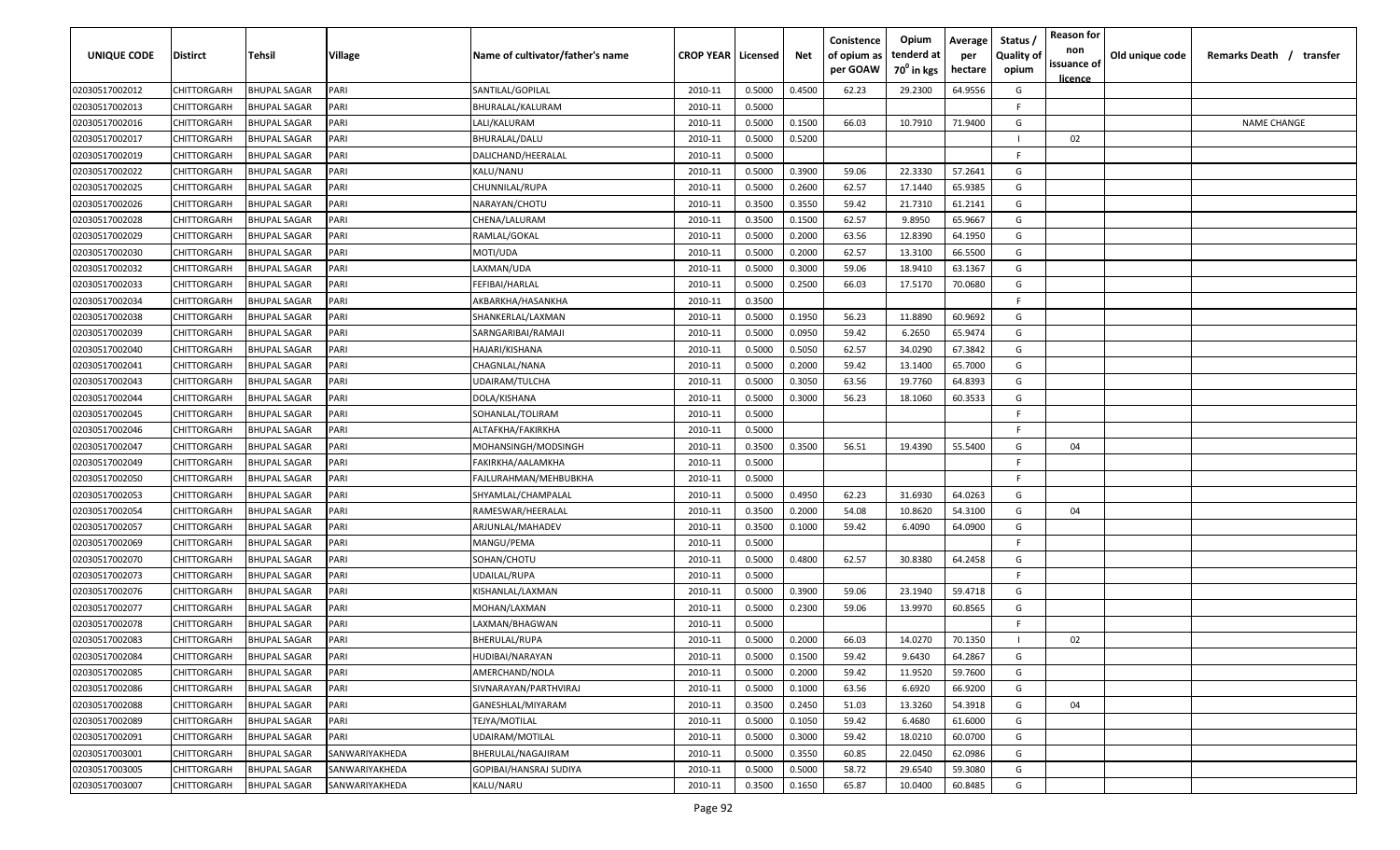| UNIQUE CODE | Distirct | Tehsil | Village | Name of cultivator/father's name | CROP YEAR | Licensed | Net | Conistence of opium as per GOAW | Opium tenderd at 70⁰ in kgs | Average per hectare | Status / Quality of opium | Reason for non issuance of licence | Old unique code | Remarks Death / transfer |
|---|---|---|---|---|---|---|---|---|---|---|---|---|---|---|
| 02030517002012 | CHITTORGARH | BHUPAL SAGAR | PARI | SANTILAL/GOPILAL | 2010-11 | 0.5000 | 0.4500 | 62.23 | 29.2300 | 64.9556 | G | | | |
| 02030517002013 | CHITTORGARH | BHUPAL SAGAR | PARI | BHURALAL/KALURAM | 2010-11 | 0.5000 | | | | | F | | | |
| 02030517002016 | CHITTORGARH | BHUPAL SAGAR | PARI | LALI/KALURAM | 2010-11 | 0.5000 | 0.1500 | 66.03 | 10.7910 | 71.9400 | G | | | NAME CHANGE |
| 02030517002017 | CHITTORGARH | BHUPAL SAGAR | PARI | BHURALAL/DALU | 2010-11 | 0.5000 | 0.5200 | | | | I | 02 | | |
| 02030517002019 | CHITTORGARH | BHUPAL SAGAR | PARI | DALICHAND/HEERALAL | 2010-11 | 0.5000 | | | | | F | | | |
| 02030517002022 | CHITTORGARH | BHUPAL SAGAR | PARI | KALU/NANU | 2010-11 | 0.5000 | 0.3900 | 59.06 | 22.3330 | 57.2641 | G | | | |
| 02030517002025 | CHITTORGARH | BHUPAL SAGAR | PARI | CHUNNILAL/RUPA | 2010-11 | 0.5000 | 0.2600 | 62.57 | 17.1440 | 65.9385 | G | | | |
| 02030517002026 | CHITTORGARH | BHUPAL SAGAR | PARI | NARAYAN/CHOTU | 2010-11 | 0.3500 | 0.3550 | 59.42 | 21.7310 | 61.2141 | G | | | |
| 02030517002028 | CHITTORGARH | BHUPAL SAGAR | PARI | CHENA/LALURAM | 2010-11 | 0.3500 | 0.1500 | 62.57 | 9.8950 | 65.9667 | G | | | |
| 02030517002029 | CHITTORGARH | BHUPAL SAGAR | PARI | RAMLAL/GOKAL | 2010-11 | 0.5000 | 0.2000 | 63.56 | 12.8390 | 64.1950 | G | | | |
| 02030517002030 | CHITTORGARH | BHUPAL SAGAR | PARI | MOTI/UDA | 2010-11 | 0.5000 | 0.2000 | 62.57 | 13.3100 | 66.5500 | G | | | |
| 02030517002032 | CHITTORGARH | BHUPAL SAGAR | PARI | LAXMAN/UDA | 2010-11 | 0.5000 | 0.3000 | 59.06 | 18.9410 | 63.1367 | G | | | |
| 02030517002033 | CHITTORGARH | BHUPAL SAGAR | PARI | FEFIBAI/HARLAL | 2010-11 | 0.5000 | 0.2500 | 66.03 | 17.5170 | 70.0680 | G | | | |
| 02030517002034 | CHITTORGARH | BHUPAL SAGAR | PARI | AKBARKHA/HASANKHA | 2010-11 | 0.3500 | | | | | F | | | |
| 02030517002038 | CHITTORGARH | BHUPAL SAGAR | PARI | SHANKERLAL/LAXMAN | 2010-11 | 0.5000 | 0.1950 | 56.23 | 11.8890 | 60.9692 | G | | | |
| 02030517002039 | CHITTORGARH | BHUPAL SAGAR | PARI | SARNGARIBAI/RAMAJI | 2010-11 | 0.5000 | 0.0950 | 59.42 | 6.2650 | 65.9474 | G | | | |
| 02030517002040 | CHITTORGARH | BHUPAL SAGAR | PARI | HAJARI/KISHANA | 2010-11 | 0.5000 | 0.5050 | 62.57 | 34.0290 | 67.3842 | G | | | |
| 02030517002041 | CHITTORGARH | BHUPAL SAGAR | PARI | CHAGNLAL/NANA | 2010-11 | 0.5000 | 0.2000 | 59.42 | 13.1400 | 65.7000 | G | | | |
| 02030517002043 | CHITTORGARH | BHUPAL SAGAR | PARI | UDAIRAM/TULCHA | 2010-11 | 0.5000 | 0.3050 | 63.56 | 19.7760 | 64.8393 | G | | | |
| 02030517002044 | CHITTORGARH | BHUPAL SAGAR | PARI | DOLA/KISHANA | 2010-11 | 0.5000 | 0.3000 | 56.23 | 18.1060 | 60.3533 | G | | | |
| 02030517002045 | CHITTORGARH | BHUPAL SAGAR | PARI | SOHANLAL/TOLIRAM | 2010-11 | 0.5000 | | | | | F | | | |
| 02030517002046 | CHITTORGARH | BHUPAL SAGAR | PARI | ALTAFKHA/FAKIRKHA | 2010-11 | 0.5000 | | | | | F | | | |
| 02030517002047 | CHITTORGARH | BHUPAL SAGAR | PARI | MOHANSINGH/MODSINGH | 2010-11 | 0.3500 | 0.3500 | 56.51 | 19.4390 | 55.5400 | G | 04 | | |
| 02030517002049 | CHITTORGARH | BHUPAL SAGAR | PARI | FAKIRKHA/AALAMKHA | 2010-11 | 0.5000 | | | | | F | | | |
| 02030517002050 | CHITTORGARH | BHUPAL SAGAR | PARI | FAJLURAHMAN/MEHBUBKHA | 2010-11 | 0.5000 | | | | | F | | | |
| 02030517002053 | CHITTORGARH | BHUPAL SAGAR | PARI | SHYAMLAL/CHAMPALAL | 2010-11 | 0.5000 | 0.4950 | 62.23 | 31.6930 | 64.0263 | G | | | |
| 02030517002054 | CHITTORGARH | BHUPAL SAGAR | PARI | RAMESWAR/HEERALAL | 2010-11 | 0.3500 | 0.2000 | 54.08 | 10.8620 | 54.3100 | G | 04 | | |
| 02030517002057 | CHITTORGARH | BHUPAL SAGAR | PARI | ARJUNLAL/MAHADEV | 2010-11 | 0.3500 | 0.1000 | 59.42 | 6.4090 | 64.0900 | G | | | |
| 02030517002069 | CHITTORGARH | BHUPAL SAGAR | PARI | MANGU/PEMA | 2010-11 | 0.5000 | | | | | F | | | |
| 02030517002070 | CHITTORGARH | BHUPAL SAGAR | PARI | SOHAN/CHOTU | 2010-11 | 0.5000 | 0.4800 | 62.57 | 30.8380 | 64.2458 | G | | | |
| 02030517002073 | CHITTORGARH | BHUPAL SAGAR | PARI | UDAILAL/RUPA | 2010-11 | 0.5000 | | | | | F | | | |
| 02030517002076 | CHITTORGARH | BHUPAL SAGAR | PARI | KISHANLAL/LAXMAN | 2010-11 | 0.5000 | 0.3900 | 59.06 | 23.1940 | 59.4718 | G | | | |
| 02030517002077 | CHITTORGARH | BHUPAL SAGAR | PARI | MOHAN/LAXMAN | 2010-11 | 0.5000 | 0.2300 | 59.06 | 13.9970 | 60.8565 | G | | | |
| 02030517002078 | CHITTORGARH | BHUPAL SAGAR | PARI | LAXMAN/BHAGWAN | 2010-11 | 0.5000 | | | | | F | | | |
| 02030517002083 | CHITTORGARH | BHUPAL SAGAR | PARI | BHERULAL/RUPA | 2010-11 | 0.5000 | 0.2000 | 66.03 | 14.0270 | 70.1350 | I | 02 | | |
| 02030517002084 | CHITTORGARH | BHUPAL SAGAR | PARI | HUDIBAI/NARAYAN | 2010-11 | 0.5000 | 0.1500 | 59.42 | 9.6430 | 64.2867 | G | | | |
| 02030517002085 | CHITTORGARH | BHUPAL SAGAR | PARI | AMERCHAND/NOLA | 2010-11 | 0.5000 | 0.2000 | 59.42 | 11.9520 | 59.7600 | G | | | |
| 02030517002086 | CHITTORGARH | BHUPAL SAGAR | PARI | SIVNARAYAN/PARTHVIRAJ | 2010-11 | 0.5000 | 0.1000 | 63.56 | 6.6920 | 66.9200 | G | | | |
| 02030517002088 | CHITTORGARH | BHUPAL SAGAR | PARI | GANESHLAL/MIYARAM | 2010-11 | 0.3500 | 0.2450 | 51.03 | 13.3260 | 54.3918 | G | 04 | | |
| 02030517002089 | CHITTORGARH | BHUPAL SAGAR | PARI | TEJYA/MOTILAL | 2010-11 | 0.5000 | 0.1050 | 59.42 | 6.4680 | 61.6000 | G | | | |
| 02030517002091 | CHITTORGARH | BHUPAL SAGAR | PARI | UDAIRAM/MOTILAL | 2010-11 | 0.5000 | 0.3000 | 59.42 | 18.0210 | 60.0700 | G | | | |
| 02030517003001 | CHITTORGARH | BHUPAL SAGAR | SANWARIYAKHEDA | BHERULAL/NAGAJIRAM | 2010-11 | 0.5000 | 0.3550 | 60.85 | 22.0450 | 62.0986 | G | | | |
| 02030517003005 | CHITTORGARH | BHUPAL SAGAR | SANWARIYAKHEDA | GOPIBAI/HANSRAJ SUDIYA | 2010-11 | 0.5000 | 0.5000 | 58.72 | 29.6540 | 59.3080 | G | | | |
| 02030517003007 | CHITTORGARH | BHUPAL SAGAR | SANWARIYAKHEDA | KALU/NARU | 2010-11 | 0.3500 | 0.1650 | 65.87 | 10.0400 | 60.8485 | G | | | |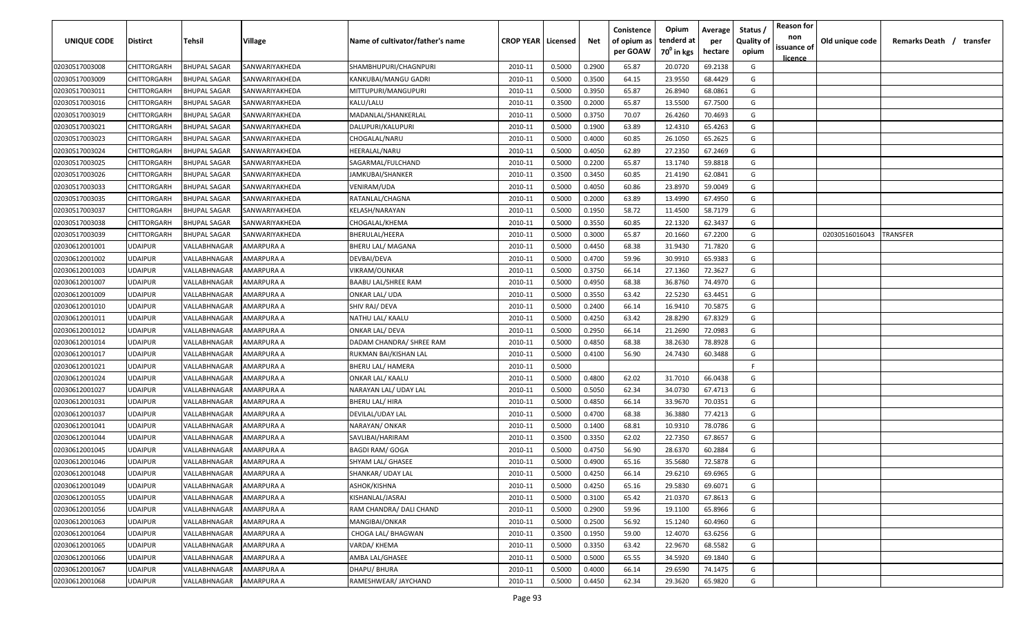| UNIQUE CODE | Distirct | Tehsil | Village | Name of cultivator/father's name | CROP YEAR | Licensed | Net | Conistence of opium as per GOAW | Opium tenderd at $70^0$ in kgs | Average per hectare | Status / Quality of opium | Reason for non issuance of licence | Old unique code | Remarks Death / transfer |
|---|---|---|---|---|---|---|---|---|---|---|---|---|---|---|
| 02030517003008 | CHITTORGARH | BHUPAL SAGAR | SANWARIYAKHEDA | SHAMBHUPURI/CHAGNPURI | 2010-11 | 0.5000 | 0.2900 | 65.87 | 20.0720 | 69.2138 | G | | | |
| 02030517003009 | CHITTORGARH | BHUPAL SAGAR | SANWARIYAKHEDA | KANKUBAI/MANGU GADRI | 2010-11 | 0.5000 | 0.3500 | 64.15 | 23.9550 | 68.4429 | G | | | |
| 02030517003011 | CHITTORGARH | BHUPAL SAGAR | SANWARIYAKHEDA | MITTUPURI/MANGUPURI | 2010-11 | 0.5000 | 0.3950 | 65.87 | 26.8940 | 68.0861 | G | | | |
| 02030517003016 | CHITTORGARH | BHUPAL SAGAR | SANWARIYAKHEDA | KALU/LALU | 2010-11 | 0.3500 | 0.2000 | 65.87 | 13.5500 | 67.7500 | G | | | |
| 02030517003019 | CHITTORGARH | BHUPAL SAGAR | SANWARIYAKHEDA | MADANLAL/SHANKERLAL | 2010-11 | 0.5000 | 0.3750 | 70.07 | 26.4260 | 70.4693 | G | | | |
| 02030517003021 | CHITTORGARH | BHUPAL SAGAR | SANWARIYAKHEDA | DALUPURI/KALUPURI | 2010-11 | 0.5000 | 0.1900 | 63.89 | 12.4310 | 65.4263 | G | | | |
| 02030517003023 | CHITTORGARH | BHUPAL SAGAR | SANWARIYAKHEDA | CHOGALAL/NARU | 2010-11 | 0.5000 | 0.4000 | 60.85 | 26.1050 | 65.2625 | G | | | |
| 02030517003024 | CHITTORGARH | BHUPAL SAGAR | SANWARIYAKHEDA | HEERALAL/NARU | 2010-11 | 0.5000 | 0.4050 | 62.89 | 27.2350 | 67.2469 | G | | | |
| 02030517003025 | CHITTORGARH | BHUPAL SAGAR | SANWARIYAKHEDA | SAGARMAL/FULCHAND | 2010-11 | 0.5000 | 0.2200 | 65.87 | 13.1740 | 59.8818 | G | | | |
| 02030517003026 | CHITTORGARH | BHUPAL SAGAR | SANWARIYAKHEDA | JAMKUBAI/SHANKER | 2010-11 | 0.3500 | 0.3450 | 60.85 | 21.4190 | 62.0841 | G | | | |
| 02030517003033 | CHITTORGARH | BHUPAL SAGAR | SANWARIYAKHEDA | VENIRAM/UDA | 2010-11 | 0.5000 | 0.4050 | 60.86 | 23.8970 | 59.0049 | G | | | |
| 02030517003035 | CHITTORGARH | BHUPAL SAGAR | SANWARIYAKHEDA | RATANLAL/CHAGNA | 2010-11 | 0.5000 | 0.2000 | 63.89 | 13.4990 | 67.4950 | G | | | |
| 02030517003037 | CHITTORGARH | BHUPAL SAGAR | SANWARIYAKHEDA | KELASH/NARAYAN | 2010-11 | 0.5000 | 0.1950 | 58.72 | 11.4500 | 58.7179 | G | | | |
| 02030517003038 | CHITTORGARH | BHUPAL SAGAR | SANWARIYAKHEDA | CHOGALAL/KHEMA | 2010-11 | 0.5000 | 0.3550 | 60.85 | 22.1320 | 62.3437 | G | | | |
| 02030517003039 | CHITTORGARH | BHUPAL SAGAR | SANWARIYAKHEDA | BHERULAL/HEERA | 2010-11 | 0.5000 | 0.3000 | 65.87 | 20.1660 | 67.2200 | G | | 02030516016043 | TRANSFER |
| 02030612001001 | UDAIPUR | VALLABHNAGAR | AMARPURA A | BHERU LAL/ MAGANA | 2010-11 | 0.5000 | 0.4450 | 68.38 | 31.9430 | 71.7820 | G | | | |
| 02030612001002 | UDAIPUR | VALLABHNAGAR | AMARPURA A | DEVBAI/DEVA | 2010-11 | 0.5000 | 0.4700 | 59.96 | 30.9910 | 65.9383 | G | | | |
| 02030612001003 | UDAIPUR | VALLABHNAGAR | AMARPURA A | VIKRAM/OUNKAR | 2010-11 | 0.5000 | 0.3750 | 66.14 | 27.1360 | 72.3627 | G | | | |
| 02030612001007 | UDAIPUR | VALLABHNAGAR | AMARPURA A | BAABU LAL/SHREE RAM | 2010-11 | 0.5000 | 0.4950 | 68.38 | 36.8760 | 74.4970 | G | | | |
| 02030612001009 | UDAIPUR | VALLABHNAGAR | AMARPURA A | ONKAR LAL/ UDA | 2010-11 | 0.5000 | 0.3550 | 63.42 | 22.5230 | 63.4451 | G | | | |
| 02030612001010 | UDAIPUR | VALLABHNAGAR | AMARPURA A | SHIV RAJ/ DEVA | 2010-11 | 0.5000 | 0.2400 | 66.14 | 16.9410 | 70.5875 | G | | | |
| 02030612001011 | UDAIPUR | VALLABHNAGAR | AMARPURA A | NATHU LAL/ KAALU | 2010-11 | 0.5000 | 0.4250 | 63.42 | 28.8290 | 67.8329 | G | | | |
| 02030612001012 | UDAIPUR | VALLABHNAGAR | AMARPURA A | ONKAR LAL/ DEVA | 2010-11 | 0.5000 | 0.2950 | 66.14 | 21.2690 | 72.0983 | G | | | |
| 02030612001014 | UDAIPUR | VALLABHNAGAR | AMARPURA A | DADAM CHANDRA/ SHREE RAM | 2010-11 | 0.5000 | 0.4850 | 68.38 | 38.2630 | 78.8928 | G | | | |
| 02030612001017 | UDAIPUR | VALLABHNAGAR | AMARPURA A | RUKMAN BAI/KISHAN LAL | 2010-11 | 0.5000 | 0.4100 | 56.90 | 24.7430 | 60.3488 | G | | | |
| 02030612001021 | UDAIPUR | VALLABHNAGAR | AMARPURA A | BHERU LAL/ HAMERA | 2010-11 | 0.5000 | | | | | F | | | |
| 02030612001024 | UDAIPUR | VALLABHNAGAR | AMARPURA A | ONKAR LAL/ KAALU | 2010-11 | 0.5000 | 0.4800 | 62.02 | 31.7010 | 66.0438 | G | | | |
| 02030612001027 | UDAIPUR | VALLABHNAGAR | AMARPURA A | NARAYAN LAL/ UDAY LAL | 2010-11 | 0.5000 | 0.5050 | 62.34 | 34.0730 | 67.4713 | G | | | |
| 02030612001031 | UDAIPUR | VALLABHNAGAR | AMARPURA A | BHERU LAL/ HIRA | 2010-11 | 0.5000 | 0.4850 | 66.14 | 33.9670 | 70.0351 | G | | | |
| 02030612001037 | UDAIPUR | VALLABHNAGAR | AMARPURA A | DEVILAL/UDAY LAL | 2010-11 | 0.5000 | 0.4700 | 68.38 | 36.3880 | 77.4213 | G | | | |
| 02030612001041 | UDAIPUR | VALLABHNAGAR | AMARPURA A | NARAYAN/ ONKAR | 2010-11 | 0.5000 | 0.1400 | 68.81 | 10.9310 | 78.0786 | G | | | |
| 02030612001044 | UDAIPUR | VALLABHNAGAR | AMARPURA A | SAVLIBAI/HARIRAM | 2010-11 | 0.3500 | 0.3350 | 62.02 | 22.7350 | 67.8657 | G | | | |
| 02030612001045 | UDAIPUR | VALLABHNAGAR | AMARPURA A | BAGDI RAM/ GOGA | 2010-11 | 0.5000 | 0.4750 | 56.90 | 28.6370 | 60.2884 | G | | | |
| 02030612001046 | UDAIPUR | VALLABHNAGAR | AMARPURA A | SHYAM LAL/ GHASEE | 2010-11 | 0.5000 | 0.4900 | 65.16 | 35.5680 | 72.5878 | G | | | |
| 02030612001048 | UDAIPUR | VALLABHNAGAR | AMARPURA A | SHANKAR/ UDAY LAL | 2010-11 | 0.5000 | 0.4250 | 66.14 | 29.6210 | 69.6965 | G | | | |
| 02030612001049 | UDAIPUR | VALLABHNAGAR | AMARPURA A | ASHOK/KISHNA | 2010-11 | 0.5000 | 0.4250 | 65.16 | 29.5830 | 69.6071 | G | | | |
| 02030612001055 | UDAIPUR | VALLABHNAGAR | AMARPURA A | KISHANLAL/JASRAJ | 2010-11 | 0.5000 | 0.3100 | 65.42 | 21.0370 | 67.8613 | G | | | |
| 02030612001056 | UDAIPUR | VALLABHNAGAR | AMARPURA A | RAM CHANDRA/ DALI CHAND | 2010-11 | 0.5000 | 0.2900 | 59.96 | 19.1100 | 65.8966 | G | | | |
| 02030612001063 | UDAIPUR | VALLABHNAGAR | AMARPURA A | MANGIBAI/ONKAR | 2010-11 | 0.5000 | 0.2500 | 56.92 | 15.1240 | 60.4960 | G | | | |
| 02030612001064 | UDAIPUR | VALLABHNAGAR | AMARPURA A | CHOGA LAL/ BHAGWAN | 2010-11 | 0.3500 | 0.1950 | 59.00 | 12.4070 | 63.6256 | G | | | |
| 02030612001065 | UDAIPUR | VALLABHNAGAR | AMARPURA A | VARDA/ KHEMA | 2010-11 | 0.5000 | 0.3350 | 63.42 | 22.9670 | 68.5582 | G | | | |
| 02030612001066 | UDAIPUR | VALLABHNAGAR | AMARPURA A | AMBA LAL/GHASEE | 2010-11 | 0.5000 | 0.5000 | 65.55 | 34.5920 | 69.1840 | G | | | |
| 02030612001067 | UDAIPUR | VALLABHNAGAR | AMARPURA A | DHAPU/ BHURA | 2010-11 | 0.5000 | 0.4000 | 66.14 | 29.6590 | 74.1475 | G | | | |
| 02030612001068 | UDAIPUR | VALLABHNAGAR | AMARPURA A | RAMESHWEAR/ JAYCHAND | 2010-11 | 0.5000 | 0.4450 | 62.34 | 29.3620 | 65.9820 | G | | | |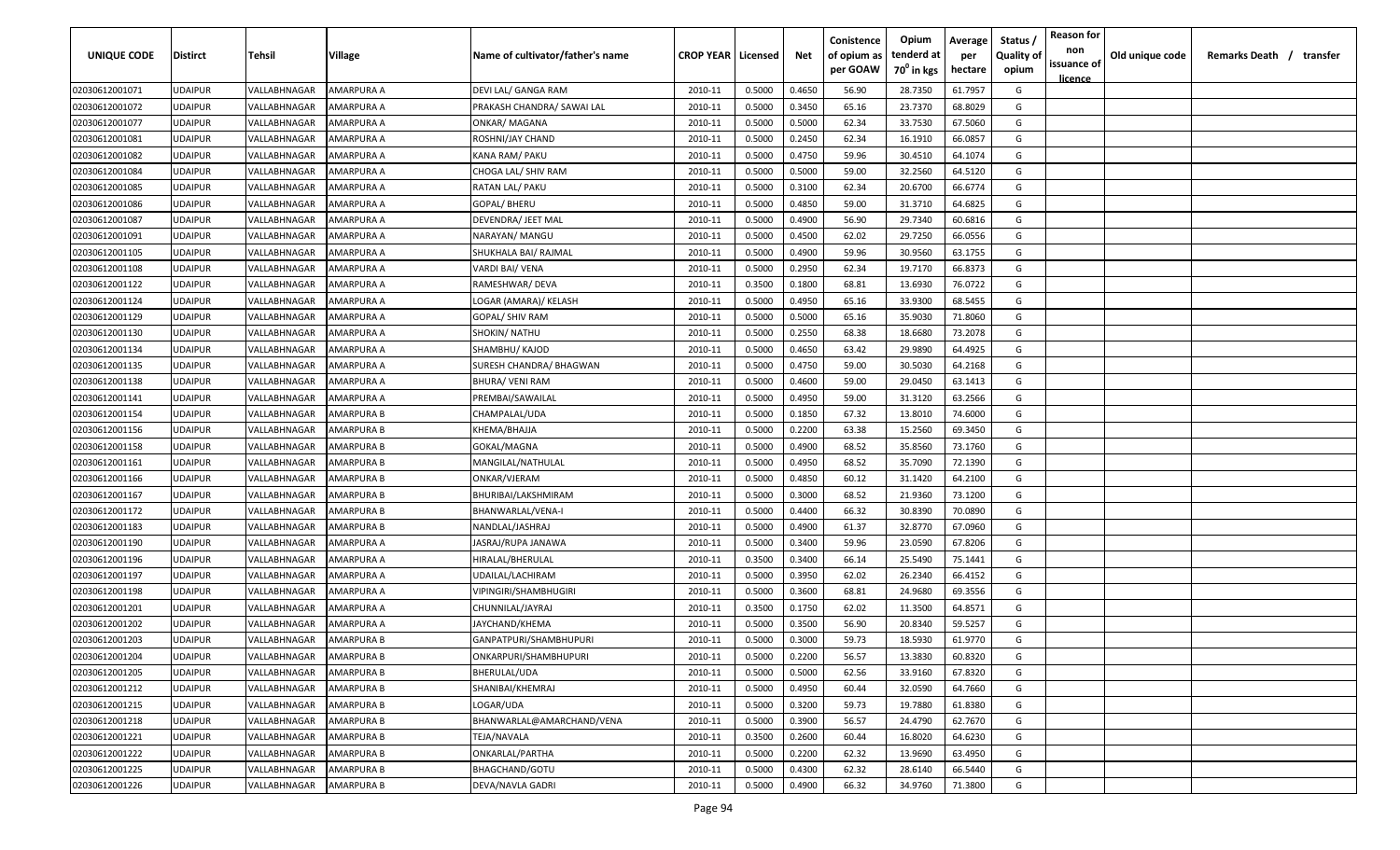| UNIQUE CODE | Distirct | Tehsil | Village | Name of cultivator/father's name | CROP YEAR | Licensed | Net | Conistence of opium as per GOAW | Opium tenderd at 70° in kgs | Average per hectare | Status / Quality of opium | Reason for non issuance of licence | Old unique code | Remarks Death / transfer |
|---|---|---|---|---|---|---|---|---|---|---|---|---|---|---|
| 02030612001071 | UDAIPUR | VALLABHNAGAR | AMARPURA A | DEVI LAL/ GANGA RAM | 2010-11 | 0.5000 | 0.4650 | 56.90 | 28.7350 | 61.7957 | G | | | |
| 02030612001072 | UDAIPUR | VALLABHNAGAR | AMARPURA A | PRAKASH CHANDRA/ SAWAI LAL | 2010-11 | 0.5000 | 0.3450 | 65.16 | 23.7370 | 68.8029 | G | | | |
| 02030612001077 | UDAIPUR | VALLABHNAGAR | AMARPURA A | ONKAR/ MAGANA | 2010-11 | 0.5000 | 0.5000 | 62.34 | 33.7530 | 67.5060 | G | | | |
| 02030612001081 | UDAIPUR | VALLABHNAGAR | AMARPURA A | ROSHNI/JAY CHAND | 2010-11 | 0.5000 | 0.2450 | 62.34 | 16.1910 | 66.0857 | G | | | |
| 02030612001082 | UDAIPUR | VALLABHNAGAR | AMARPURA A | KANA RAM/ PAKU | 2010-11 | 0.5000 | 0.4750 | 59.96 | 30.4510 | 64.1074 | G | | | |
| 02030612001084 | UDAIPUR | VALLABHNAGAR | AMARPURA A | CHOGA LAL/ SHIV RAM | 2010-11 | 0.5000 | 0.5000 | 59.00 | 32.2560 | 64.5120 | G | | | |
| 02030612001085 | UDAIPUR | VALLABHNAGAR | AMARPURA A | RATAN LAL/ PAKU | 2010-11 | 0.5000 | 0.3100 | 62.34 | 20.6700 | 66.6774 | G | | | |
| 02030612001086 | UDAIPUR | VALLABHNAGAR | AMARPURA A | GOPAL/ BHERU | 2010-11 | 0.5000 | 0.4850 | 59.00 | 31.3710 | 64.6825 | G | | | |
| 02030612001087 | UDAIPUR | VALLABHNAGAR | AMARPURA A | DEVENDRA/ JEET MAL | 2010-11 | 0.5000 | 0.4900 | 56.90 | 29.7340 | 60.6816 | G | | | |
| 02030612001091 | UDAIPUR | VALLABHNAGAR | AMARPURA A | NARAYAN/ MANGU | 2010-11 | 0.5000 | 0.4500 | 62.02 | 29.7250 | 66.0556 | G | | | |
| 02030612001105 | UDAIPUR | VALLABHNAGAR | AMARPURA A | SHUKHALA BAI/ RAJMAL | 2010-11 | 0.5000 | 0.4900 | 59.96 | 30.9560 | 63.1755 | G | | | |
| 02030612001108 | UDAIPUR | VALLABHNAGAR | AMARPURA A | VARDI BAI/ VENA | 2010-11 | 0.5000 | 0.2950 | 62.34 | 19.7170 | 66.8373 | G | | | |
| 02030612001122 | UDAIPUR | VALLABHNAGAR | AMARPURA A | RAMESHWAR/ DEVA | 2010-11 | 0.3500 | 0.1800 | 68.81 | 13.6930 | 76.0722 | G | | | |
| 02030612001124 | UDAIPUR | VALLABHNAGAR | AMARPURA A | LOGAR (AMARA)/ KELASH | 2010-11 | 0.5000 | 0.4950 | 65.16 | 33.9300 | 68.5455 | G | | | |
| 02030612001129 | UDAIPUR | VALLABHNAGAR | AMARPURA A | GOPAL/ SHIV RAM | 2010-11 | 0.5000 | 0.5000 | 65.16 | 35.9030 | 71.8060 | G | | | |
| 02030612001130 | UDAIPUR | VALLABHNAGAR | AMARPURA A | SHOKIN/ NATHU | 2010-11 | 0.5000 | 0.2550 | 68.38 | 18.6680 | 73.2078 | G | | | |
| 02030612001134 | UDAIPUR | VALLABHNAGAR | AMARPURA A | SHAMBHU/ KAJOD | 2010-11 | 0.5000 | 0.4650 | 63.42 | 29.9890 | 64.4925 | G | | | |
| 02030612001135 | UDAIPUR | VALLABHNAGAR | AMARPURA A | SURESH CHANDRA/ BHAGWAN | 2010-11 | 0.5000 | 0.4750 | 59.00 | 30.5030 | 64.2168 | G | | | |
| 02030612001138 | UDAIPUR | VALLABHNAGAR | AMARPURA A | BHURA/ VENI RAM | 2010-11 | 0.5000 | 0.4600 | 59.00 | 29.0450 | 63.1413 | G | | | |
| 02030612001141 | UDAIPUR | VALLABHNAGAR | AMARPURA A | PREMBAI/SAWAILAL | 2010-11 | 0.5000 | 0.4950 | 59.00 | 31.3120 | 63.2566 | G | | | |
| 02030612001154 | UDAIPUR | VALLABHNAGAR | AMARPURA B | CHAMPALAL/UDA | 2010-11 | 0.5000 | 0.1850 | 67.32 | 13.8010 | 74.6000 | G | | | |
| 02030612001156 | UDAIPUR | VALLABHNAGAR | AMARPURA B | KHEMA/BHAJJA | 2010-11 | 0.5000 | 0.2200 | 63.38 | 15.2560 | 69.3450 | G | | | |
| 02030612001158 | UDAIPUR | VALLABHNAGAR | AMARPURA B | GOKAL/MAGNA | 2010-11 | 0.5000 | 0.4900 | 68.52 | 35.8560 | 73.1760 | G | | | |
| 02030612001161 | UDAIPUR | VALLABHNAGAR | AMARPURA B | MANGILAL/NATHULAL | 2010-11 | 0.5000 | 0.4950 | 68.52 | 35.7090 | 72.1390 | G | | | |
| 02030612001166 | UDAIPUR | VALLABHNAGAR | AMARPURA B | ONKAR/VJERAM | 2010-11 | 0.5000 | 0.4850 | 60.12 | 31.1420 | 64.2100 | G | | | |
| 02030612001167 | UDAIPUR | VALLABHNAGAR | AMARPURA B | BHURIBAI/LAKSHMIRAM | 2010-11 | 0.5000 | 0.3000 | 68.52 | 21.9360 | 73.1200 | G | | | |
| 02030612001172 | UDAIPUR | VALLABHNAGAR | AMARPURA B | BHANWARLAL/VENA-I | 2010-11 | 0.5000 | 0.4400 | 66.32 | 30.8390 | 70.0890 | G | | | |
| 02030612001183 | UDAIPUR | VALLABHNAGAR | AMARPURA B | NANDLAL/JASHRAJ | 2010-11 | 0.5000 | 0.4900 | 61.37 | 32.8770 | 67.0960 | G | | | |
| 02030612001190 | UDAIPUR | VALLABHNAGAR | AMARPURA A | JASRAJ/RUPA JANAWA | 2010-11 | 0.5000 | 0.3400 | 59.96 | 23.0590 | 67.8206 | G | | | |
| 02030612001196 | UDAIPUR | VALLABHNAGAR | AMARPURA A | HIRALAL/BHERULAL | 2010-11 | 0.3500 | 0.3400 | 66.14 | 25.5490 | 75.1441 | G | | | |
| 02030612001197 | UDAIPUR | VALLABHNAGAR | AMARPURA A | UDAILAL/LACHIRAM | 2010-11 | 0.5000 | 0.3950 | 62.02 | 26.2340 | 66.4152 | G | | | |
| 02030612001198 | UDAIPUR | VALLABHNAGAR | AMARPURA A | VIPINGIRI/SHAMBHUGIRI | 2010-11 | 0.5000 | 0.3600 | 68.81 | 24.9680 | 69.3556 | G | | | |
| 02030612001201 | UDAIPUR | VALLABHNAGAR | AMARPURA A | CHUNNILAL/JAYRAJ | 2010-11 | 0.3500 | 0.1750 | 62.02 | 11.3500 | 64.8571 | G | | | |
| 02030612001202 | UDAIPUR | VALLABHNAGAR | AMARPURA A | JAYCHAND/KHEMA | 2010-11 | 0.5000 | 0.3500 | 56.90 | 20.8340 | 59.5257 | G | | | |
| 02030612001203 | UDAIPUR | VALLABHNAGAR | AMARPURA B | GANPATPURI/SHAMBHUPURI | 2010-11 | 0.5000 | 0.3000 | 59.73 | 18.5930 | 61.9770 | G | | | |
| 02030612001204 | UDAIPUR | VALLABHNAGAR | AMARPURA B | ONKARPURI/SHAMBHUPURI | 2010-11 | 0.5000 | 0.2200 | 56.57 | 13.3830 | 60.8320 | G | | | |
| 02030612001205 | UDAIPUR | VALLABHNAGAR | AMARPURA B | BHERULAL/UDA | 2010-11 | 0.5000 | 0.5000 | 62.56 | 33.9160 | 67.8320 | G | | | |
| 02030612001212 | UDAIPUR | VALLABHNAGAR | AMARPURA B | SHANIBAI/KHEMRAJ | 2010-11 | 0.5000 | 0.4950 | 60.44 | 32.0590 | 64.7660 | G | | | |
| 02030612001215 | UDAIPUR | VALLABHNAGAR | AMARPURA B | LOGAR/UDA | 2010-11 | 0.5000 | 0.3200 | 59.73 | 19.7880 | 61.8380 | G | | | |
| 02030612001218 | UDAIPUR | VALLABHNAGAR | AMARPURA B | BHANWARLAL@AMARCHAND/VENA | 2010-11 | 0.5000 | 0.3900 | 56.57 | 24.4790 | 62.7670 | G | | | |
| 02030612001221 | UDAIPUR | VALLABHNAGAR | AMARPURA B | TEJA/NAVALA | 2010-11 | 0.3500 | 0.2600 | 60.44 | 16.8020 | 64.6230 | G | | | |
| 02030612001222 | UDAIPUR | VALLABHNAGAR | AMARPURA B | ONKARLAL/PARTHA | 2010-11 | 0.5000 | 0.2200 | 62.32 | 13.9690 | 63.4950 | G | | | |
| 02030612001225 | UDAIPUR | VALLABHNAGAR | AMARPURA B | BHAGCHAND/GOTU | 2010-11 | 0.5000 | 0.4300 | 62.32 | 28.6140 | 66.5440 | G | | | |
| 02030612001226 | UDAIPUR | VALLABHNAGAR | AMARPURA B | DEVA/NAVLA GADRI | 2010-11 | 0.5000 | 0.4900 | 66.32 | 34.9760 | 71.3800 | G | | | |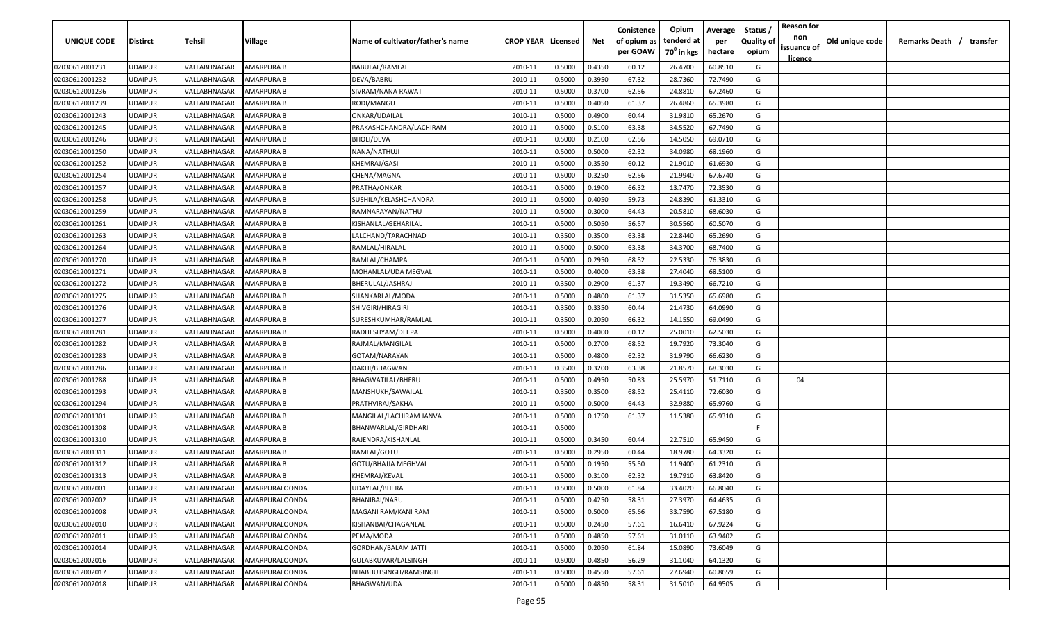| UNIQUE CODE | Distirct | Tehsil | Village | Name of cultivator/father's name | CROP YEAR | Licensed | Net | Conistence of opium as per GOAW | Opium tenderd at $70^0$ in kgs | Average per hectare | Status / Quality of opium | Reason for non issuance of licence | Old unique code | Remarks Death / transfer |
|---|---|---|---|---|---|---|---|---|---|---|---|---|---|---|
| 02030612001231 | UDAIPUR | VALLABHNAGAR | AMARPURA B | BABULAL/RAMLAL | 2010-11 | 0.5000 | 0.4350 | 60.12 | 26.4700 | 60.8510 | G | | | |
| 02030612001232 | UDAIPUR | VALLABHNAGAR | AMARPURA B | DEVA/BABRU | 2010-11 | 0.5000 | 0.3950 | 67.32 | 28.7360 | 72.7490 | G | | | |
| 02030612001236 | UDAIPUR | VALLABHNAGAR | AMARPURA B | SIVRAM/NANA RAWAT | 2010-11 | 0.5000 | 0.3700 | 62.56 | 24.8810 | 67.2460 | G | | | |
| 02030612001239 | UDAIPUR | VALLABHNAGAR | AMARPURA B | RODI/MANGU | 2010-11 | 0.5000 | 0.4050 | 61.37 | 26.4860 | 65.3980 | G | | | |
| 02030612001243 | UDAIPUR | VALLABHNAGAR | AMARPURA B | ONKAR/UDAILAL | 2010-11 | 0.5000 | 0.4900 | 60.44 | 31.9810 | 65.2670 | G | | | |
| 02030612001245 | UDAIPUR | VALLABHNAGAR | AMARPURA B | PRAKASHCHANDRA/LACHIRAM | 2010-11 | 0.5000 | 0.5100 | 63.38 | 34.5520 | 67.7490 | G | | | |
| 02030612001246 | UDAIPUR | VALLABHNAGAR | AMARPURA B | BHOLI/DEVA | 2010-11 | 0.5000 | 0.2100 | 62.56 | 14.5050 | 69.0710 | G | | | |
| 02030612001250 | UDAIPUR | VALLABHNAGAR | AMARPURA B | NANA/NATHUJI | 2010-11 | 0.5000 | 0.5000 | 62.32 | 34.0980 | 68.1960 | G | | | |
| 02030612001252 | UDAIPUR | VALLABHNAGAR | AMARPURA B | KHEMRAJ/GASI | 2010-11 | 0.5000 | 0.3550 | 60.12 | 21.9010 | 61.6930 | G | | | |
| 02030612001254 | UDAIPUR | VALLABHNAGAR | AMARPURA B | CHENA/MAGNA | 2010-11 | 0.5000 | 0.3250 | 62.56 | 21.9940 | 67.6740 | G | | | |
| 02030612001257 | UDAIPUR | VALLABHNAGAR | AMARPURA B | PRATHA/ONKAR | 2010-11 | 0.5000 | 0.1900 | 66.32 | 13.7470 | 72.3530 | G | | | |
| 02030612001258 | UDAIPUR | VALLABHNAGAR | AMARPURA B | SUSHILA/KELASHCHANDRA | 2010-11 | 0.5000 | 0.4050 | 59.73 | 24.8390 | 61.3310 | G | | | |
| 02030612001259 | UDAIPUR | VALLABHNAGAR | AMARPURA B | RAMNARAYAN/NATHU | 2010-11 | 0.5000 | 0.3000 | 64.43 | 20.5810 | 68.6030 | G | | | |
| 02030612001261 | UDAIPUR | VALLABHNAGAR | AMARPURA B | KISHANLAL/GEHARILAL | 2010-11 | 0.5000 | 0.5050 | 56.57 | 30.5560 | 60.5070 | G | | | |
| 02030612001263 | UDAIPUR | VALLABHNAGAR | AMARPURA B | LALCHAND/TARACHNAD | 2010-11 | 0.3500 | 0.3500 | 63.38 | 22.8440 | 65.2690 | G | | | |
| 02030612001264 | UDAIPUR | VALLABHNAGAR | AMARPURA B | RAMLAL/HIRALAL | 2010-11 | 0.5000 | 0.5000 | 63.38 | 34.3700 | 68.7400 | G | | | |
| 02030612001270 | UDAIPUR | VALLABHNAGAR | AMARPURA B | RAMLAL/CHAMPA | 2010-11 | 0.5000 | 0.2950 | 68.52 | 22.5330 | 76.3830 | G | | | |
| 02030612001271 | UDAIPUR | VALLABHNAGAR | AMARPURA B | MOHANLAL/UDA MEGVAL | 2010-11 | 0.5000 | 0.4000 | 63.38 | 27.4040 | 68.5100 | G | | | |
| 02030612001272 | UDAIPUR | VALLABHNAGAR | AMARPURA B | BHERULAL/JASHRAJ | 2010-11 | 0.3500 | 0.2900 | 61.37 | 19.3490 | 66.7210 | G | | | |
| 02030612001275 | UDAIPUR | VALLABHNAGAR | AMARPURA B | SHANKARLAL/MODA | 2010-11 | 0.5000 | 0.4800 | 61.37 | 31.5350 | 65.6980 | G | | | |
| 02030612001276 | UDAIPUR | VALLABHNAGAR | AMARPURA B | SHIVGIRI/HIRAGIRI | 2010-11 | 0.3500 | 0.3350 | 60.44 | 21.4730 | 64.0990 | G | | | |
| 02030612001277 | UDAIPUR | VALLABHNAGAR | AMARPURA B | SURESHKUMHAR/RAMLAL | 2010-11 | 0.3500 | 0.2050 | 66.32 | 14.1550 | 69.0490 | G | | | |
| 02030612001281 | UDAIPUR | VALLABHNAGAR | AMARPURA B | RADHESHYAM/DEEPA | 2010-11 | 0.5000 | 0.4000 | 60.12 | 25.0010 | 62.5030 | G | | | |
| 02030612001282 | UDAIPUR | VALLABHNAGAR | AMARPURA B | RAJMAL/MANGILAL | 2010-11 | 0.5000 | 0.2700 | 68.52 | 19.7920 | 73.3040 | G | | | |
| 02030612001283 | UDAIPUR | VALLABHNAGAR | AMARPURA B | GOTAM/NARAYAN | 2010-11 | 0.5000 | 0.4800 | 62.32 | 31.9790 | 66.6230 | G | | | |
| 02030612001286 | UDAIPUR | VALLABHNAGAR | AMARPURA B | DAKHI/BHAGWAN | 2010-11 | 0.3500 | 0.3200 | 63.38 | 21.8570 | 68.3030 | G | | | |
| 02030612001288 | UDAIPUR | VALLABHNAGAR | AMARPURA B | BHAGWATILAL/BHERU | 2010-11 | 0.5000 | 0.4950 | 50.83 | 25.5970 | 51.7110 | G | 04 | | |
| 02030612001293 | UDAIPUR | VALLABHNAGAR | AMARPURA B | MANSHUKH/SAWAILAL | 2010-11 | 0.3500 | 0.3500 | 68.52 | 25.4110 | 72.6030 | G | | | |
| 02030612001294 | UDAIPUR | VALLABHNAGAR | AMARPURA B | PRATHVIRAJ/SAKHA | 2010-11 | 0.5000 | 0.5000 | 64.43 | 32.9880 | 65.9760 | G | | | |
| 02030612001301 | UDAIPUR | VALLABHNAGAR | AMARPURA B | MANGILAL/LACHIRAM JANVA | 2010-11 | 0.5000 | 0.1750 | 61.37 | 11.5380 | 65.9310 | G | | | |
| 02030612001308 | UDAIPUR | VALLABHNAGAR | AMARPURA B | BHANWARLAL/GIRDHARI | 2010-11 | 0.5000 | | | | | F | | | |
| 02030612001310 | UDAIPUR | VALLABHNAGAR | AMARPURA B | RAJENDRA/KISHANLAL | 2010-11 | 0.5000 | 0.3450 | 60.44 | 22.7510 | 65.9450 | G | | | |
| 02030612001311 | UDAIPUR | VALLABHNAGAR | AMARPURA B | RAMLAL/GOTU | 2010-11 | 0.5000 | 0.2950 | 60.44 | 18.9780 | 64.3320 | G | | | |
| 02030612001312 | UDAIPUR | VALLABHNAGAR | AMARPURA B | GOTU/BHAJJA MEGHVAL | 2010-11 | 0.5000 | 0.1950 | 55.50 | 11.9400 | 61.2310 | G | | | |
| 02030612001313 | UDAIPUR | VALLABHNAGAR | AMARPURA B | KHEMRAJ/KEVAL | 2010-11 | 0.5000 | 0.3100 | 62.32 | 19.7910 | 63.8420 | G | | | |
| 02030612002001 | UDAIPUR | VALLABHNAGAR | AMARPURALOONDA | UDAYLAL/BHERA | 2010-11 | 0.5000 | 0.5000 | 61.84 | 33.4020 | 66.8040 | G | | | |
| 02030612002002 | UDAIPUR | VALLABHNAGAR | AMARPURALOONDA | BHANIBAI/NARU | 2010-11 | 0.5000 | 0.4250 | 58.31 | 27.3970 | 64.4635 | G | | | |
| 02030612002008 | UDAIPUR | VALLABHNAGAR | AMARPURALOONDA | MAGANI RAM/KANI RAM | 2010-11 | 0.5000 | 0.5000 | 65.66 | 33.7590 | 67.5180 | G | | | |
| 02030612002010 | UDAIPUR | VALLABHNAGAR | AMARPURALOONDA | KISHANBAI/CHAGANLAL | 2010-11 | 0.5000 | 0.2450 | 57.61 | 16.6410 | 67.9224 | G | | | |
| 02030612002011 | UDAIPUR | VALLABHNAGAR | AMARPURALOONDA | PEMA/MODA | 2010-11 | 0.5000 | 0.4850 | 57.61 | 31.0110 | 63.9402 | G | | | |
| 02030612002014 | UDAIPUR | VALLABHNAGAR | AMARPURALOONDA | GORDHAN/BALAM JATTI | 2010-11 | 0.5000 | 0.2050 | 61.84 | 15.0890 | 73.6049 | G | | | |
| 02030612002016 | UDAIPUR | VALLABHNAGAR | AMARPURALOONDA | GULABKUVAR/LALSINGH | 2010-11 | 0.5000 | 0.4850 | 56.29 | 31.1040 | 64.1320 | G | | | |
| 02030612002017 | UDAIPUR | VALLABHNAGAR | AMARPURALOONDA | BHABHUTSINGH/RAMSINGH | 2010-11 | 0.5000 | 0.4550 | 57.61 | 27.6940 | 60.8659 | G | | | |
| 02030612002018 | UDAIPUR | VALLABHNAGAR | AMARPURALOONDA | BHAGWAN/UDA | 2010-11 | 0.5000 | 0.4850 | 58.31 | 31.5010 | 64.9505 | G | | | |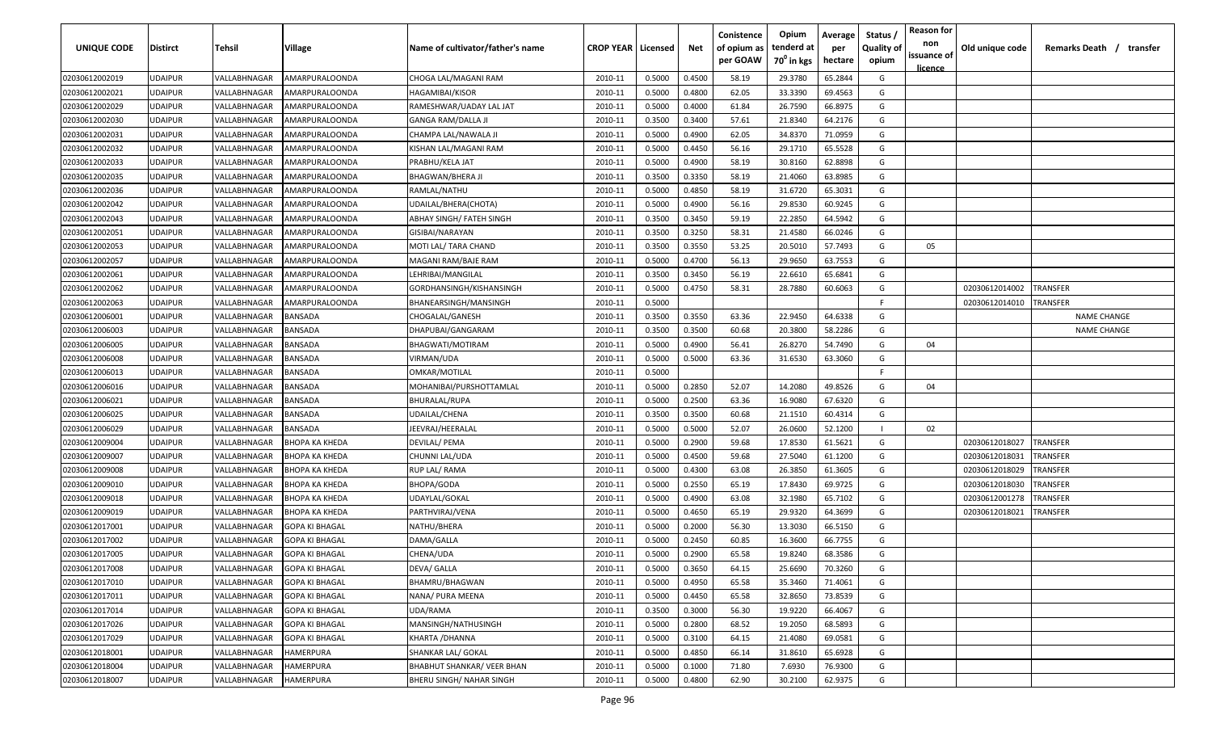| UNIQUE CODE | Distirct | Tehsil | Village | Name of cultivator/father's name | CROP YEAR | Licensed | Net | Conistence of opium as per GOAW | Opium tenderd at 70⁰ in kgs | Average per hectare | Status / Quality of opium | Reason for non issuance of licence | Old unique code | Remarks Death / transfer |
|---|---|---|---|---|---|---|---|---|---|---|---|---|---|---|
| 02030612002019 | UDAIPUR | VALLABHNAGAR | AMARPURALOONDA | CHOGA LAL/MAGANI RAM | 2010-11 | 0.5000 | 0.4500 | 58.19 | 29.3780 | 65.2844 | G | | | |
| 02030612002021 | UDAIPUR | VALLABHNAGAR | AMARPURALOONDA | HAGAMIBAI/KISOR | 2010-11 | 0.5000 | 0.4800 | 62.05 | 33.3390 | 69.4563 | G | | | |
| 02030612002029 | UDAIPUR | VALLABHNAGAR | AMARPURALOONDA | RAMESHWAR/UADAY LAL JAT | 2010-11 | 0.5000 | 0.4000 | 61.84 | 26.7590 | 66.8975 | G | | | |
| 02030612002030 | UDAIPUR | VALLABHNAGAR | AMARPURALOONDA | GANGA RAM/DALLA JI | 2010-11 | 0.3500 | 0.3400 | 57.61 | 21.8340 | 64.2176 | G | | | |
| 02030612002031 | UDAIPUR | VALLABHNAGAR | AMARPURALOONDA | CHAMPA LAL/NAWALA JI | 2010-11 | 0.5000 | 0.4900 | 62.05 | 34.8370 | 71.0959 | G | | | |
| 02030612002032 | UDAIPUR | VALLABHNAGAR | AMARPURALOONDA | KISHAN LAL/MAGANI RAM | 2010-11 | 0.5000 | 0.4450 | 56.16 | 29.1710 | 65.5528 | G | | | |
| 02030612002033 | UDAIPUR | VALLABHNAGAR | AMARPURALOONDA | PRABHU/KELA JAT | 2010-11 | 0.5000 | 0.4900 | 58.19 | 30.8160 | 62.8898 | G | | | |
| 02030612002035 | UDAIPUR | VALLABHNAGAR | AMARPURALOONDA | BHAGWAN/BHERA JI | 2010-11 | 0.3500 | 0.3350 | 58.19 | 21.4060 | 63.8985 | G | | | |
| 02030612002036 | UDAIPUR | VALLABHNAGAR | AMARPURALOONDA | RAMLAL/NATHU | 2010-11 | 0.5000 | 0.4850 | 58.19 | 31.6720 | 65.3031 | G | | | |
| 02030612002042 | UDAIPUR | VALLABHNAGAR | AMARPURALOONDA | UDAILAL/BHERA(CHOTA) | 2010-11 | 0.5000 | 0.4900 | 56.16 | 29.8530 | 60.9245 | G | | | |
| 02030612002043 | UDAIPUR | VALLABHNAGAR | AMARPURALOONDA | ABHAY SINGH/ FATEH SINGH | 2010-11 | 0.3500 | 0.3450 | 59.19 | 22.2850 | 64.5942 | G | | | |
| 02030612002051 | UDAIPUR | VALLABHNAGAR | AMARPURALOONDA | GISIBAI/NARAYAN | 2010-11 | 0.3500 | 0.3250 | 58.31 | 21.4580 | 66.0246 | G | | | |
| 02030612002053 | UDAIPUR | VALLABHNAGAR | AMARPURALOONDA | MOTI LAL/ TARA CHAND | 2010-11 | 0.3500 | 0.3550 | 53.25 | 20.5010 | 57.7493 | G | 05 | | |
| 02030612002057 | UDAIPUR | VALLABHNAGAR | AMARPURALOONDA | MAGANI RAM/BAJE RAM | 2010-11 | 0.5000 | 0.4700 | 56.13 | 29.9650 | 63.7553 | G | | | |
| 02030612002061 | UDAIPUR | VALLABHNAGAR | AMARPURALOONDA | LEHRIBAI/MANGILAL | 2010-11 | 0.3500 | 0.3450 | 56.19 | 22.6610 | 65.6841 | G | | | |
| 02030612002062 | UDAIPUR | VALLABHNAGAR | AMARPURALOONDA | GORDHANSINGH/KISHANSINGH | 2010-11 | 0.5000 | 0.4750 | 58.31 | 28.7880 | 60.6063 | G | | 02030612014002 | TRANSFER |
| 02030612002063 | UDAIPUR | VALLABHNAGAR | AMARPURALOONDA | BHANEARSINGH/MANSINGH | 2010-11 | 0.5000 | | | | | F | | 02030612014010 | TRANSFER |
| 02030612006001 | UDAIPUR | VALLABHNAGAR | BANSADA | CHOGALAL/GANESH | 2010-11 | 0.3500 | 0.3550 | 63.36 | 22.9450 | 64.6338 | G | | | NAME CHANGE |
| 02030612006003 | UDAIPUR | VALLABHNAGAR | BANSADA | DHAPUBAI/GANGARAM | 2010-11 | 0.3500 | 0.3500 | 60.68 | 20.3800 | 58.2286 | G | | | NAME CHANGE |
| 02030612006005 | UDAIPUR | VALLABHNAGAR | BANSADA | BHAGWATI/MOTIRAM | 2010-11 | 0.5000 | 0.4900 | 56.41 | 26.8270 | 54.7490 | G | 04 | | |
| 02030612006008 | UDAIPUR | VALLABHNAGAR | BANSADA | VIRMAN/UDA | 2010-11 | 0.5000 | 0.5000 | 63.36 | 31.6530 | 63.3060 | G | | | |
| 02030612006013 | UDAIPUR | VALLABHNAGAR | BANSADA | OMKAR/MOTILAL | 2010-11 | 0.5000 | | | | | F | | | |
| 02030612006016 | UDAIPUR | VALLABHNAGAR | BANSADA | MOHANIBAI/PURSHOTTAMLAL | 2010-11 | 0.5000 | 0.2850 | 52.07 | 14.2080 | 49.8526 | G | 04 | | |
| 02030612006021 | UDAIPUR | VALLABHNAGAR | BANSADA | BHURALAL/RUPA | 2010-11 | 0.5000 | 0.2500 | 63.36 | 16.9080 | 67.6320 | G | | | |
| 02030612006025 | UDAIPUR | VALLABHNAGAR | BANSADA | UDAILAL/CHENA | 2010-11 | 0.3500 | 0.3500 | 60.68 | 21.1510 | 60.4314 | G | | | |
| 02030612006029 | UDAIPUR | VALLABHNAGAR | BANSADA | JEEVRAJ/HEERALAL | 2010-11 | 0.5000 | 0.5000 | 52.07 | 26.0600 | 52.1200 | I | 02 | | |
| 02030612009004 | UDAIPUR | VALLABHNAGAR | BHOPA KA KHEDA | DEVILAL/ PEMA | 2010-11 | 0.5000 | 0.2900 | 59.68 | 17.8530 | 61.5621 | G | | 02030612018027 | TRANSFER |
| 02030612009007 | UDAIPUR | VALLABHNAGAR | BHOPA KA KHEDA | CHUNNI LAL/UDA | 2010-11 | 0.5000 | 0.4500 | 59.68 | 27.5040 | 61.1200 | G | | 02030612018031 | TRANSFER |
| 02030612009008 | UDAIPUR | VALLABHNAGAR | BHOPA KA KHEDA | RUP LAL/ RAMA | 2010-11 | 0.5000 | 0.4300 | 63.08 | 26.3850 | 61.3605 | G | | 02030612018029 | TRANSFER |
| 02030612009010 | UDAIPUR | VALLABHNAGAR | BHOPA KA KHEDA | BHOPA/GODA | 2010-11 | 0.5000 | 0.2550 | 65.19 | 17.8430 | 69.9725 | G | | 02030612018030 | TRANSFER |
| 02030612009018 | UDAIPUR | VALLABHNAGAR | BHOPA KA KHEDA | UDAYLAL/GOKAL | 2010-11 | 0.5000 | 0.4900 | 63.08 | 32.1980 | 65.7102 | G | | 02030612001278 | TRANSFER |
| 02030612009019 | UDAIPUR | VALLABHNAGAR | BHOPA KA KHEDA | PARTHVIRAJ/VENA | 2010-11 | 0.5000 | 0.4650 | 65.19 | 29.9320 | 64.3699 | G | | 02030612018021 | TRANSFER |
| 02030612017001 | UDAIPUR | VALLABHNAGAR | GOPA KI BHAGAL | NATHU/BHERA | 2010-11 | 0.5000 | 0.2000 | 56.30 | 13.3030 | 66.5150 | G | | | |
| 02030612017002 | UDAIPUR | VALLABHNAGAR | GOPA KI BHAGAL | DAMA/GALLA | 2010-11 | 0.5000 | 0.2450 | 60.85 | 16.3600 | 66.7755 | G | | | |
| 02030612017005 | UDAIPUR | VALLABHNAGAR | GOPA KI BHAGAL | CHENA/UDA | 2010-11 | 0.5000 | 0.2900 | 65.58 | 19.8240 | 68.3586 | G | | | |
| 02030612017008 | UDAIPUR | VALLABHNAGAR | GOPA KI BHAGAL | DEVA/ GALLA | 2010-11 | 0.5000 | 0.3650 | 64.15 | 25.6690 | 70.3260 | G | | | |
| 02030612017010 | UDAIPUR | VALLABHNAGAR | GOPA KI BHAGAL | BHAMRU/BHAGWAN | 2010-11 | 0.5000 | 0.4950 | 65.58 | 35.3460 | 71.4061 | G | | | |
| 02030612017011 | UDAIPUR | VALLABHNAGAR | GOPA KI BHAGAL | NANA/ PURA MEENA | 2010-11 | 0.5000 | 0.4450 | 65.58 | 32.8650 | 73.8539 | G | | | |
| 02030612017014 | UDAIPUR | VALLABHNAGAR | GOPA KI BHAGAL | UDA/RAMA | 2010-11 | 0.3500 | 0.3000 | 56.30 | 19.9220 | 66.4067 | G | | | |
| 02030612017026 | UDAIPUR | VALLABHNAGAR | GOPA KI BHAGAL | MANSINGH/NATHUSINGH | 2010-11 | 0.5000 | 0.2800 | 68.52 | 19.2050 | 68.5893 | G | | | |
| 02030612017029 | UDAIPUR | VALLABHNAGAR | GOPA KI BHAGAL | KHARTA /DHANNA | 2010-11 | 0.5000 | 0.3100 | 64.15 | 21.4080 | 69.0581 | G | | | |
| 02030612018001 | UDAIPUR | VALLABHNAGAR | HAMERPURA | SHANKAR LAL/ GOKAL | 2010-11 | 0.5000 | 0.4850 | 66.14 | 31.8610 | 65.6928 | G | | | |
| 02030612018004 | UDAIPUR | VALLABHNAGAR | HAMERPURA | BHABHUT SHANKAR/ VEER BHAN | 2010-11 | 0.5000 | 0.1000 | 71.80 | 7.6930 | 76.9300 | G | | | |
| 02030612018007 | UDAIPUR | VALLABHNAGAR | HAMERPURA | BHERU SINGH/ NAHAR SINGH | 2010-11 | 0.5000 | 0.4800 | 62.90 | 30.2100 | 62.9375 | G | | | |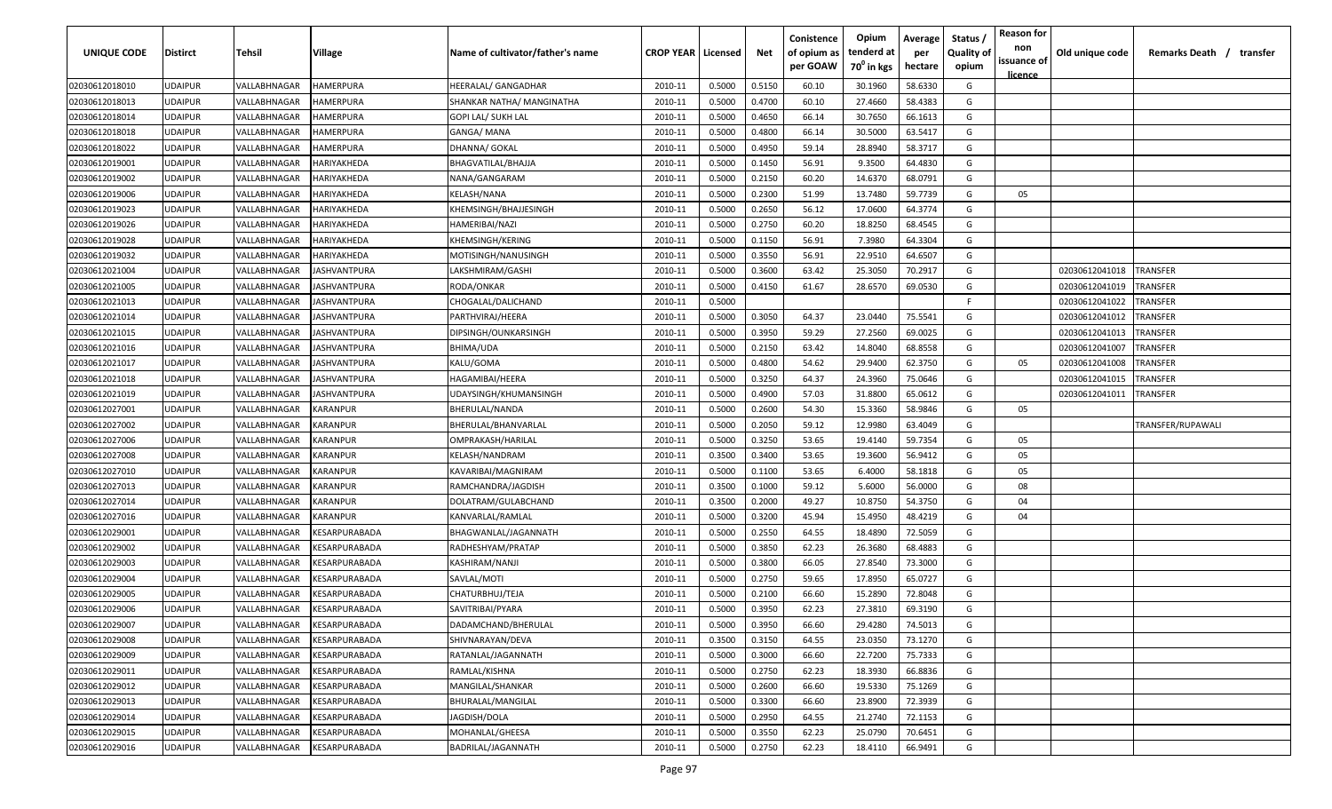| UNIQUE CODE | Distirct | Tehsil | Village | Name of cultivator/father's name | CROP YEAR | Licensed | Net | Conistence of opium as per GOAW | Opium tenderd at 70° in kgs | Average per hectare | Status / Quality of opium | Reason for non issuance of licence | Old unique code | Remarks Death / transfer |
|---|---|---|---|---|---|---|---|---|---|---|---|---|---|---|
| 02030612018010 | UDAIPUR | VALLABHNAGAR | HAMERPURA | HEERALAL/ GANGADHAR | 2010-11 | 0.5000 | 0.5150 | 60.10 | 30.1960 | 58.6330 | G | | | |
| 02030612018013 | UDAIPUR | VALLABHNAGAR | HAMERPURA | SHANKAR NATHA/ MANGINATHA | 2010-11 | 0.5000 | 0.4700 | 60.10 | 27.4660 | 58.4383 | G | | | |
| 02030612018014 | UDAIPUR | VALLABHNAGAR | HAMERPURA | GOPI LAL/ SUKH LAL | 2010-11 | 0.5000 | 0.4650 | 66.14 | 30.7650 | 66.1613 | G | | | |
| 02030612018018 | UDAIPUR | VALLABHNAGAR | HAMERPURA | GANGA/ MANA | 2010-11 | 0.5000 | 0.4800 | 66.14 | 30.5000 | 63.5417 | G | | | |
| 02030612018022 | UDAIPUR | VALLABHNAGAR | HAMERPURA | DHANNA/ GOKAL | 2010-11 | 0.5000 | 0.4950 | 59.14 | 28.8940 | 58.3717 | G | | | |
| 02030612019001 | UDAIPUR | VALLABHNAGAR | HARIYAKHEDA | BHAGVATILAL/BHAJJA | 2010-11 | 0.5000 | 0.1450 | 56.91 | 9.3500 | 64.4830 | G | | | |
| 02030612019002 | UDAIPUR | VALLABHNAGAR | HARIYAKHEDA | NANA/GANGARAM | 2010-11 | 0.5000 | 0.2150 | 60.20 | 14.6370 | 68.0791 | G | | | |
| 02030612019006 | UDAIPUR | VALLABHNAGAR | HARIYAKHEDA | KELASH/NANA | 2010-11 | 0.5000 | 0.2300 | 51.99 | 13.7480 | 59.7739 | G | 05 | | |
| 02030612019023 | UDAIPUR | VALLABHNAGAR | HARIYAKHEDA | KHEMSINGH/BHAJJESINGH | 2010-11 | 0.5000 | 0.2650 | 56.12 | 17.0600 | 64.3774 | G | | | |
| 02030612019026 | UDAIPUR | VALLABHNAGAR | HARIYAKHEDA | HAMERIBAI/NAZI | 2010-11 | 0.5000 | 0.2750 | 60.20 | 18.8250 | 68.4545 | G | | | |
| 02030612019028 | UDAIPUR | VALLABHNAGAR | HARIYAKHEDA | KHEMSINGH/KERING | 2010-11 | 0.5000 | 0.1150 | 56.91 | 7.3980 | 64.3304 | G | | | |
| 02030612019032 | UDAIPUR | VALLABHNAGAR | HARIYAKHEDA | MOTISINGH/NANUSINGH | 2010-11 | 0.5000 | 0.3550 | 56.91 | 22.9510 | 64.6507 | G | | | |
| 02030612021004 | UDAIPUR | VALLABHNAGAR | JASHVANTPURA | LAKSHMIRAM/GASHI | 2010-11 | 0.5000 | 0.3600 | 63.42 | 25.3050 | 70.2917 | G | | 02030612041018 | TRANSFER |
| 02030612021005 | UDAIPUR | VALLABHNAGAR | JASHVANTPURA | RODA/ONKAR | 2010-11 | 0.5000 | 0.4150 | 61.67 | 28.6570 | 69.0530 | G | | 02030612041019 | TRANSFER |
| 02030612021013 | UDAIPUR | VALLABHNAGAR | JASHVANTPURA | CHOGALAL/DALICHAND | 2010-11 | 0.5000 | | | | | F | | 02030612041022 | TRANSFER |
| 02030612021014 | UDAIPUR | VALLABHNAGAR | JASHVANTPURA | PARTHVIRAJ/HEERA | 2010-11 | 0.5000 | 0.3050 | 64.37 | 23.0440 | 75.5541 | G | | 02030612041012 | TRANSFER |
| 02030612021015 | UDAIPUR | VALLABHNAGAR | JASHVANTPURA | DIPSINGH/OUNKARSINGH | 2010-11 | 0.5000 | 0.3950 | 59.29 | 27.2560 | 69.0025 | G | | 02030612041013 | TRANSFER |
| 02030612021016 | UDAIPUR | VALLABHNAGAR | JASHVANTPURA | BHIMA/UDA | 2010-11 | 0.5000 | 0.2150 | 63.42 | 14.8040 | 68.8558 | G | | 02030612041007 | TRANSFER |
| 02030612021017 | UDAIPUR | VALLABHNAGAR | JASHVANTPURA | KALU/GOMA | 2010-11 | 0.5000 | 0.4800 | 54.62 | 29.9400 | 62.3750 | G | 05 | 02030612041008 | TRANSFER |
| 02030612021018 | UDAIPUR | VALLABHNAGAR | JASHVANTPURA | HAGAMIBAI/HEERA | 2010-11 | 0.5000 | 0.3250 | 64.37 | 24.3960 | 75.0646 | G | | 02030612041015 | TRANSFER |
| 02030612021019 | UDAIPUR | VALLABHNAGAR | JASHVANTPURA | UDAYSINGH/KHUMANSINGH | 2010-11 | 0.5000 | 0.4900 | 57.03 | 31.8800 | 65.0612 | G | | 02030612041011 | TRANSFER |
| 02030612027001 | UDAIPUR | VALLABHNAGAR | KARANPUR | BHERULAL/NANDA | 2010-11 | 0.5000 | 0.2600 | 54.30 | 15.3360 | 58.9846 | G | 05 | | |
| 02030612027002 | UDAIPUR | VALLABHNAGAR | KARANPUR | BHERULAL/BHANVARLAL | 2010-11 | 0.5000 | 0.2050 | 59.12 | 12.9980 | 63.4049 | G | | | TRANSFER/RUPAWALI |
| 02030612027006 | UDAIPUR | VALLABHNAGAR | KARANPUR | OMPRAKASH/HARILAL | 2010-11 | 0.5000 | 0.3250 | 53.65 | 19.4140 | 59.7354 | G | 05 | | |
| 02030612027008 | UDAIPUR | VALLABHNAGAR | KARANPUR | KELASH/NANDRAM | 2010-11 | 0.3500 | 0.3400 | 53.65 | 19.3600 | 56.9412 | G | 05 | | |
| 02030612027010 | UDAIPUR | VALLABHNAGAR | KARANPUR | KAVARIBAI/MAGNIRAM | 2010-11 | 0.5000 | 0.1100 | 53.65 | 6.4000 | 58.1818 | G | 05 | | |
| 02030612027013 | UDAIPUR | VALLABHNAGAR | KARANPUR | RAMCHANDRA/JAGDISH | 2010-11 | 0.3500 | 0.1000 | 59.12 | 5.6000 | 56.0000 | G | 08 | | |
| 02030612027014 | UDAIPUR | VALLABHNAGAR | KARANPUR | DOLATRAM/GULABCHAND | 2010-11 | 0.3500 | 0.2000 | 49.27 | 10.8750 | 54.3750 | G | 04 | | |
| 02030612027016 | UDAIPUR | VALLABHNAGAR | KARANPUR | KANVARLAL/RAMLAL | 2010-11 | 0.5000 | 0.3200 | 45.94 | 15.4950 | 48.4219 | G | 04 | | |
| 02030612029001 | UDAIPUR | VALLABHNAGAR | KESARPURABADA | BHAGWANLAL/JAGANNATH | 2010-11 | 0.5000 | 0.2550 | 64.55 | 18.4890 | 72.5059 | G | | | |
| 02030612029002 | UDAIPUR | VALLABHNAGAR | KESARPURABADA | RADHESHYAM/PRATAP | 2010-11 | 0.5000 | 0.3850 | 62.23 | 26.3680 | 68.4883 | G | | | |
| 02030612029003 | UDAIPUR | VALLABHNAGAR | KESARPURABADA | KASHIRAM/NANJI | 2010-11 | 0.5000 | 0.3800 | 66.05 | 27.8540 | 73.3000 | G | | | |
| 02030612029004 | UDAIPUR | VALLABHNAGAR | KESARPURABADA | SAVLAL/MOTI | 2010-11 | 0.5000 | 0.2750 | 59.65 | 17.8950 | 65.0727 | G | | | |
| 02030612029005 | UDAIPUR | VALLABHNAGAR | KESARPURABADA | CHATURBHUJ/TEJA | 2010-11 | 0.5000 | 0.2100 | 66.60 | 15.2890 | 72.8048 | G | | | |
| 02030612029006 | UDAIPUR | VALLABHNAGAR | KESARPURABADA | SAVITRIBAI/PYARA | 2010-11 | 0.5000 | 0.3950 | 62.23 | 27.3810 | 69.3190 | G | | | |
| 02030612029007 | UDAIPUR | VALLABHNAGAR | KESARPURABADA | DADAMCHAND/BHERULAL | 2010-11 | 0.5000 | 0.3950 | 66.60 | 29.4280 | 74.5013 | G | | | |
| 02030612029008 | UDAIPUR | VALLABHNAGAR | KESARPURABADA | SHIVNARAYAN/DEVA | 2010-11 | 0.3500 | 0.3150 | 64.55 | 23.0350 | 73.1270 | G | | | |
| 02030612029009 | UDAIPUR | VALLABHNAGAR | KESARPURABADA | RATANLAL/JAGANNATH | 2010-11 | 0.5000 | 0.3000 | 66.60 | 22.7200 | 75.7333 | G | | | |
| 02030612029011 | UDAIPUR | VALLABHNAGAR | KESARPURABADA | RAMLAL/KISHNA | 2010-11 | 0.5000 | 0.2750 | 62.23 | 18.3930 | 66.8836 | G | | | |
| 02030612029012 | UDAIPUR | VALLABHNAGAR | KESARPURABADA | MANGILAL/SHANKAR | 2010-11 | 0.5000 | 0.2600 | 66.60 | 19.5330 | 75.1269 | G | | | |
| 02030612029013 | UDAIPUR | VALLABHNAGAR | KESARPURABADA | BHURALAL/MANGILAL | 2010-11 | 0.5000 | 0.3300 | 66.60 | 23.8900 | 72.3939 | G | | | |
| 02030612029014 | UDAIPUR | VALLABHNAGAR | KESARPURABADA | JAGDISH/DOLA | 2010-11 | 0.5000 | 0.2950 | 64.55 | 21.2740 | 72.1153 | G | | | |
| 02030612029015 | UDAIPUR | VALLABHNAGAR | KESARPURABADA | MOHANLAL/GHEESA | 2010-11 | 0.5000 | 0.3550 | 62.23 | 25.0790 | 70.6451 | G | | | |
| 02030612029016 | UDAIPUR | VALLABHNAGAR | KESARPURABADA | BADRILAL/JAGANNATH | 2010-11 | 0.5000 | 0.2750 | 62.23 | 18.4110 | 66.9491 | G | | | |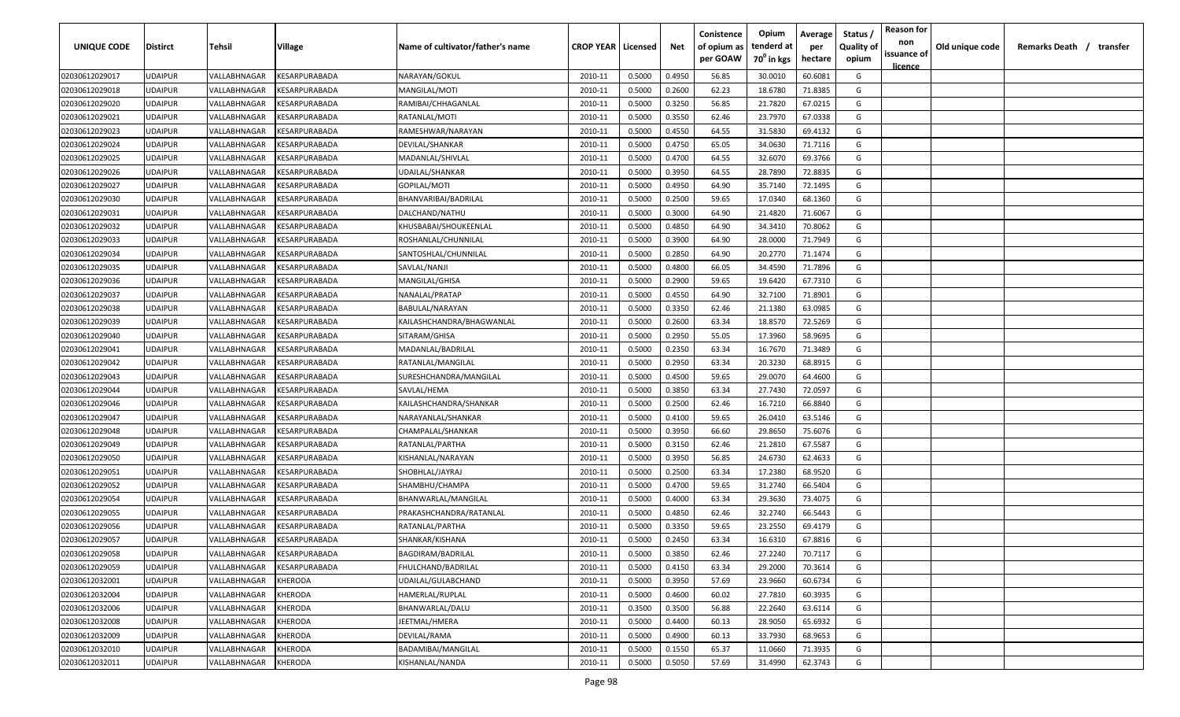| UNIQUE CODE | Distirct | Tehsil | Village | Name of cultivator/father's name | CROP YEAR | Licensed | Net | Conistence of opium as per GOAW | Opium tenderd at 70° in kgs | Average per hectare | Status / Quality of opium | Reason for non issuance of licence | Old unique code | Remarks Death / transfer |
|---|---|---|---|---|---|---|---|---|---|---|---|---|---|---|
| 02030612029017 | UDAIPUR | VALLABHNAGAR | KESARPURABADA | NARAYAN/GOKUL | 2010-11 | 0.5000 | 0.4950 | 56.85 | 30.0010 | 60.6081 | G | | | |
| 02030612029018 | UDAIPUR | VALLABHNAGAR | KESARPURABADA | MANGILAL/MOTI | 2010-11 | 0.5000 | 0.2600 | 62.23 | 18.6780 | 71.8385 | G | | | |
| 02030612029020 | UDAIPUR | VALLABHNAGAR | KESARPURABADA | RAMIBAI/CHHAGANLAL | 2010-11 | 0.5000 | 0.3250 | 56.85 | 21.7820 | 67.0215 | G | | | |
| 02030612029021 | UDAIPUR | VALLABHNAGAR | KESARPURABADA | RATANLAL/MOTI | 2010-11 | 0.5000 | 0.3550 | 62.46 | 23.7970 | 67.0338 | G | | | |
| 02030612029023 | UDAIPUR | VALLABHNAGAR | KESARPURABADA | RAMESHWAR/NARAYAN | 2010-11 | 0.5000 | 0.4550 | 64.55 | 31.5830 | 69.4132 | G | | | |
| 02030612029024 | UDAIPUR | VALLABHNAGAR | KESARPURABADA | DEVILAL/SHANKAR | 2010-11 | 0.5000 | 0.4750 | 65.05 | 34.0630 | 71.7116 | G | | | |
| 02030612029025 | UDAIPUR | VALLABHNAGAR | KESARPURABADA | MADANLAL/SHIVLAL | 2010-11 | 0.5000 | 0.4700 | 64.55 | 32.6070 | 69.3766 | G | | | |
| 02030612029026 | UDAIPUR | VALLABHNAGAR | KESARPURABADA | UDAILAL/SHANKAR | 2010-11 | 0.5000 | 0.3950 | 64.55 | 28.7890 | 72.8835 | G | | | |
| 02030612029027 | UDAIPUR | VALLABHNAGAR | KESARPURABADA | GOPILAL/MOTI | 2010-11 | 0.5000 | 0.4950 | 64.90 | 35.7140 | 72.1495 | G | | | |
| 02030612029030 | UDAIPUR | VALLABHNAGAR | KESARPURABADA | BHANVARIBAI/BADRILAL | 2010-11 | 0.5000 | 0.2500 | 59.65 | 17.0340 | 68.1360 | G | | | |
| 02030612029031 | UDAIPUR | VALLABHNAGAR | KESARPURABADA | DALCHAND/NATHU | 2010-11 | 0.5000 | 0.3000 | 64.90 | 21.4820 | 71.6067 | G | | | |
| 02030612029032 | UDAIPUR | VALLABHNAGAR | KESARPURABADA | KHUSBABAI/SHOUKEENLAL | 2010-11 | 0.5000 | 0.4850 | 64.90 | 34.3410 | 70.8062 | G | | | |
| 02030612029033 | UDAIPUR | VALLABHNAGAR | KESARPURABADA | ROSHANLAL/CHUNNILAL | 2010-11 | 0.5000 | 0.3900 | 64.90 | 28.0000 | 71.7949 | G | | | |
| 02030612029034 | UDAIPUR | VALLABHNAGAR | KESARPURABADA | SANTOSHLAL/CHUNNILAL | 2010-11 | 0.5000 | 0.2850 | 64.90 | 20.2770 | 71.1474 | G | | | |
| 02030612029035 | UDAIPUR | VALLABHNAGAR | KESARPURABADA | SAVLAL/NANJI | 2010-11 | 0.5000 | 0.4800 | 66.05 | 34.4590 | 71.7896 | G | | | |
| 02030612029036 | UDAIPUR | VALLABHNAGAR | KESARPURABADA | MANGILAL/GHISA | 2010-11 | 0.5000 | 0.2900 | 59.65 | 19.6420 | 67.7310 | G | | | |
| 02030612029037 | UDAIPUR | VALLABHNAGAR | KESARPURABADA | NANALAL/PRATAP | 2010-11 | 0.5000 | 0.4550 | 64.90 | 32.7100 | 71.8901 | G | | | |
| 02030612029038 | UDAIPUR | VALLABHNAGAR | KESARPURABADA | BABULAL/NARAYAN | 2010-11 | 0.5000 | 0.3350 | 62.46 | 21.1380 | 63.0985 | G | | | |
| 02030612029039 | UDAIPUR | VALLABHNAGAR | KESARPURABADA | KAILASHCHANDRA/BHAGWANLAL | 2010-11 | 0.5000 | 0.2600 | 63.34 | 18.8570 | 72.5269 | G | | | |
| 02030612029040 | UDAIPUR | VALLABHNAGAR | KESARPURABADA | SITARAM/GHISA | 2010-11 | 0.5000 | 0.2950 | 55.05 | 17.3960 | 58.9695 | G | | | |
| 02030612029041 | UDAIPUR | VALLABHNAGAR | KESARPURABADA | MADANLAL/BADRILAL | 2010-11 | 0.5000 | 0.2350 | 63.34 | 16.7670 | 71.3489 | G | | | |
| 02030612029042 | UDAIPUR | VALLABHNAGAR | KESARPURABADA | RATANLAL/MANGILAL | 2010-11 | 0.5000 | 0.2950 | 63.34 | 20.3230 | 68.8915 | G | | | |
| 02030612029043 | UDAIPUR | VALLABHNAGAR | KESARPURABADA | SURESHCHANDRA/MANGILAL | 2010-11 | 0.5000 | 0.4500 | 59.65 | 29.0070 | 64.4600 | G | | | |
| 02030612029044 | UDAIPUR | VALLABHNAGAR | KESARPURABADA | SAVLAL/HEMA | 2010-11 | 0.5000 | 0.3850 | 63.34 | 27.7430 | 72.0597 | G | | | |
| 02030612029046 | UDAIPUR | VALLABHNAGAR | KESARPURABADA | KAILASHCHANDRA/SHANKAR | 2010-11 | 0.5000 | 0.2500 | 62.46 | 16.7210 | 66.8840 | G | | | |
| 02030612029047 | UDAIPUR | VALLABHNAGAR | KESARPURABADA | NARAYANLAL/SHANKAR | 2010-11 | 0.5000 | 0.4100 | 59.65 | 26.0410 | 63.5146 | G | | | |
| 02030612029048 | UDAIPUR | VALLABHNAGAR | KESARPURABADA | CHAMPALAL/SHANKAR | 2010-11 | 0.5000 | 0.3950 | 66.60 | 29.8650 | 75.6076 | G | | | |
| 02030612029049 | UDAIPUR | VALLABHNAGAR | KESARPURABADA | RATANLAL/PARTHA | 2010-11 | 0.5000 | 0.3150 | 62.46 | 21.2810 | 67.5587 | G | | | |
| 02030612029050 | UDAIPUR | VALLABHNAGAR | KESARPURABADA | KISHANLAL/NARAYAN | 2010-11 | 0.5000 | 0.3950 | 56.85 | 24.6730 | 62.4633 | G | | | |
| 02030612029051 | UDAIPUR | VALLABHNAGAR | KESARPURABADA | SHOBHLAL/JAYRAJ | 2010-11 | 0.5000 | 0.2500 | 63.34 | 17.2380 | 68.9520 | G | | | |
| 02030612029052 | UDAIPUR | VALLABHNAGAR | KESARPURABADA | SHAMBHU/CHAMPA | 2010-11 | 0.5000 | 0.4700 | 59.65 | 31.2740 | 66.5404 | G | | | |
| 02030612029054 | UDAIPUR | VALLABHNAGAR | KESARPURABADA | BHANWARLAL/MANGILAL | 2010-11 | 0.5000 | 0.4000 | 63.34 | 29.3630 | 73.4075 | G | | | |
| 02030612029055 | UDAIPUR | VALLABHNAGAR | KESARPURABADA | PRAKASHCHANDRA/RATANLAL | 2010-11 | 0.5000 | 0.4850 | 62.46 | 32.2740 | 66.5443 | G | | | |
| 02030612029056 | UDAIPUR | VALLABHNAGAR | KESARPURABADA | RATANLAL/PARTHA | 2010-11 | 0.5000 | 0.3350 | 59.65 | 23.2550 | 69.4179 | G | | | |
| 02030612029057 | UDAIPUR | VALLABHNAGAR | KESARPURABADA | SHANKAR/KISHANA | 2010-11 | 0.5000 | 0.2450 | 63.34 | 16.6310 | 67.8816 | G | | | |
| 02030612029058 | UDAIPUR | VALLABHNAGAR | KESARPURABADA | BAGDIRAM/BADRILAL | 2010-11 | 0.5000 | 0.3850 | 62.46 | 27.2240 | 70.7117 | G | | | |
| 02030612029059 | UDAIPUR | VALLABHNAGAR | KESARPURABADA | FHULCHAND/BADRILAL | 2010-11 | 0.5000 | 0.4150 | 63.34 | 29.2000 | 70.3614 | G | | | |
| 02030612032001 | UDAIPUR | VALLABHNAGAR | KHERODA | UDAILAL/GULABCHAND | 2010-11 | 0.5000 | 0.3950 | 57.69 | 23.9660 | 60.6734 | G | | | |
| 02030612032004 | UDAIPUR | VALLABHNAGAR | KHERODA | HAMERLAL/RUPLAL | 2010-11 | 0.5000 | 0.4600 | 60.02 | 27.7810 | 60.3935 | G | | | |
| 02030612032006 | UDAIPUR | VALLABHNAGAR | KHERODA | BHANWARLAL/DALU | 2010-11 | 0.3500 | 0.3500 | 56.88 | 22.2640 | 63.6114 | G | | | |
| 02030612032008 | UDAIPUR | VALLABHNAGAR | KHERODA | JEETMAL/HMERA | 2010-11 | 0.5000 | 0.4400 | 60.13 | 28.9050 | 65.6932 | G | | | |
| 02030612032009 | UDAIPUR | VALLABHNAGAR | KHERODA | DEVILAL/RAMA | 2010-11 | 0.5000 | 0.4900 | 60.13 | 33.7930 | 68.9653 | G | | | |
| 02030612032010 | UDAIPUR | VALLABHNAGAR | KHERODA | BADAMIBAI/MANGILAL | 2010-11 | 0.5000 | 0.1550 | 65.37 | 11.0660 | 71.3935 | G | | | |
| 02030612032011 | UDAIPUR | VALLABHNAGAR | KHERODA | KISHANLAL/NANDA | 2010-11 | 0.5000 | 0.5050 | 57.69 | 31.4990 | 62.3743 | G | | | |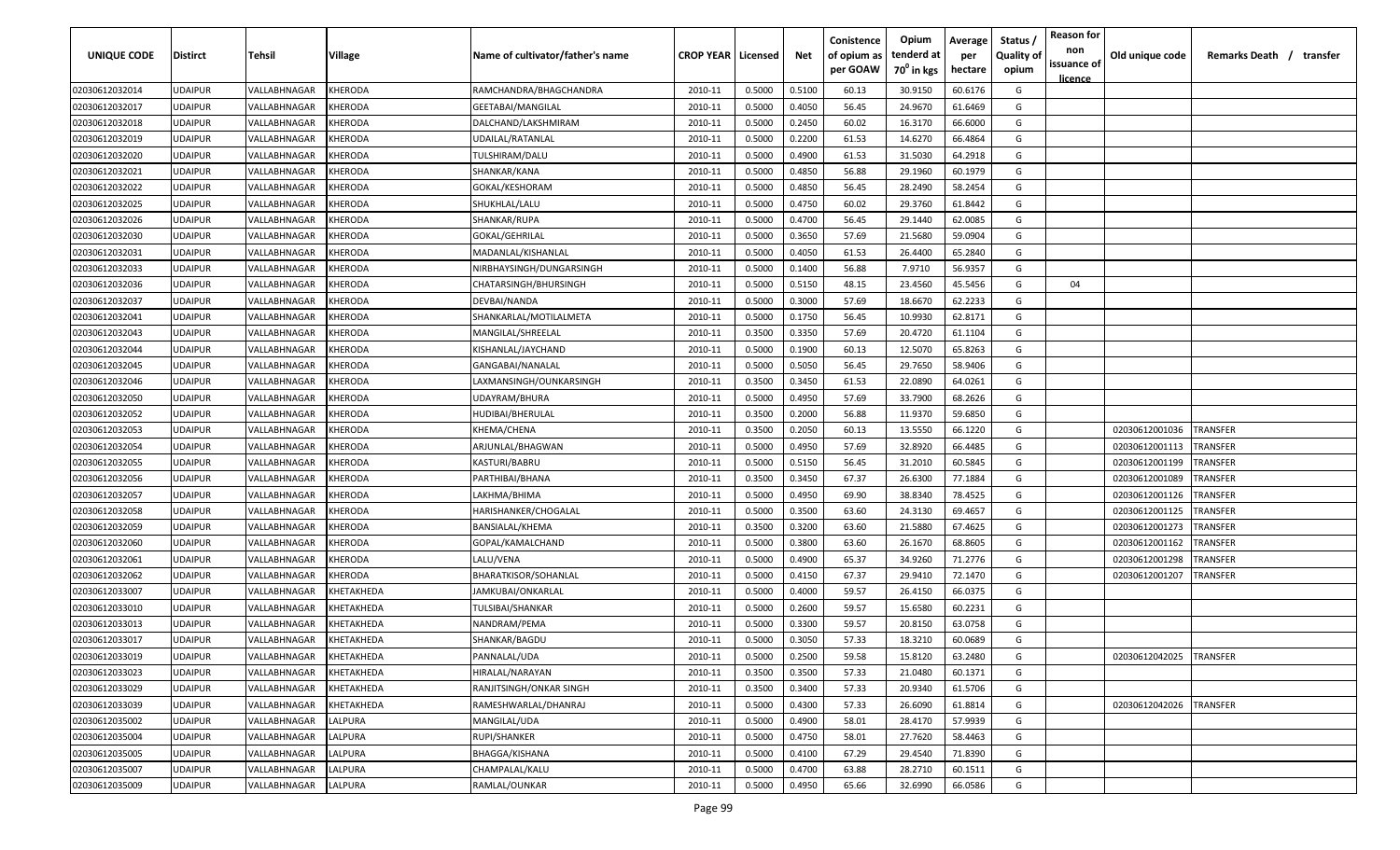| UNIQUE CODE | Distirct | Tehsil | Village | Name of cultivator/father's name | CROP YEAR | Licensed | Net | Conistence of opium as per GOAW | Opium tenderd at $70^0$ in kgs | Average per hectare | Status / Quality of opium | Reason for non issuance of licence | Old unique code | Remarks Death / transfer |
|---|---|---|---|---|---|---|---|---|---|---|---|---|---|---|
| 02030612032014 | UDAIPUR | VALLABHNAGAR | KHERODA | RAMCHANDRA/BHAGCHANDRA | 2010-11 | 0.5000 | 0.5100 | 60.13 | 30.9150 | 60.6176 | G | | | |
| 02030612032017 | UDAIPUR | VALLABHNAGAR | KHERODA | GEETABAI/MANGILAL | 2010-11 | 0.5000 | 0.4050 | 56.45 | 24.9670 | 61.6469 | G | | | |
| 02030612032018 | UDAIPUR | VALLABHNAGAR | KHERODA | DALCHAND/LAKSHMIRAM | 2010-11 | 0.5000 | 0.2450 | 60.02 | 16.3170 | 66.6000 | G | | | |
| 02030612032019 | UDAIPUR | VALLABHNAGAR | KHERODA | UDAILAL/RATANLAL | 2010-11 | 0.5000 | 0.2200 | 61.53 | 14.6270 | 66.4864 | G | | | |
| 02030612032020 | UDAIPUR | VALLABHNAGAR | KHERODA | TULSHIRAM/DALU | 2010-11 | 0.5000 | 0.4900 | 61.53 | 31.5030 | 64.2918 | G | | | |
| 02030612032021 | UDAIPUR | VALLABHNAGAR | KHERODA | SHANKAR/KANA | 2010-11 | 0.5000 | 0.4850 | 56.88 | 29.1960 | 60.1979 | G | | | |
| 02030612032022 | UDAIPUR | VALLABHNAGAR | KHERODA | GOKAL/KESHORAM | 2010-11 | 0.5000 | 0.4850 | 56.45 | 28.2490 | 58.2454 | G | | | |
| 02030612032025 | UDAIPUR | VALLABHNAGAR | KHERODA | SHUKHLAL/LALU | 2010-11 | 0.5000 | 0.4750 | 60.02 | 29.3760 | 61.8442 | G | | | |
| 02030612032026 | UDAIPUR | VALLABHNAGAR | KHERODA | SHANKAR/RUPA | 2010-11 | 0.5000 | 0.4700 | 56.45 | 29.1440 | 62.0085 | G | | | |
| 02030612032030 | UDAIPUR | VALLABHNAGAR | KHERODA | GOKAL/GEHRILAL | 2010-11 | 0.5000 | 0.3650 | 57.69 | 21.5680 | 59.0904 | G | | | |
| 02030612032031 | UDAIPUR | VALLABHNAGAR | KHERODA | MADANLAL/KISHANLAL | 2010-11 | 0.5000 | 0.4050 | 61.53 | 26.4400 | 65.2840 | G | | | |
| 02030612032033 | UDAIPUR | VALLABHNAGAR | KHERODA | NIRBHAYSINGH/DUNGARSINGH | 2010-11 | 0.5000 | 0.1400 | 56.88 | 7.9710 | 56.9357 | G | | | |
| 02030612032036 | UDAIPUR | VALLABHNAGAR | KHERODA | CHATARSINGH/BHURSINGH | 2010-11 | 0.5000 | 0.5150 | 48.15 | 23.4560 | 45.5456 | G | 04 | | |
| 02030612032037 | UDAIPUR | VALLABHNAGAR | KHERODA | DEVBAI/NANDA | 2010-11 | 0.5000 | 0.3000 | 57.69 | 18.6670 | 62.2233 | G | | | |
| 02030612032041 | UDAIPUR | VALLABHNAGAR | KHERODA | SHANKARLAL/MOTILALMETA | 2010-11 | 0.5000 | 0.1750 | 56.45 | 10.9930 | 62.8171 | G | | | |
| 02030612032043 | UDAIPUR | VALLABHNAGAR | KHERODA | MANGILAL/SHREELAL | 2010-11 | 0.3500 | 0.3350 | 57.69 | 20.4720 | 61.1104 | G | | | |
| 02030612032044 | UDAIPUR | VALLABHNAGAR | KHERODA | KISHANLAL/JAYCHAND | 2010-11 | 0.5000 | 0.1900 | 60.13 | 12.5070 | 65.8263 | G | | | |
| 02030612032045 | UDAIPUR | VALLABHNAGAR | KHERODA | GANGABAI/NANALAL | 2010-11 | 0.5000 | 0.5050 | 56.45 | 29.7650 | 58.9406 | G | | | |
| 02030612032046 | UDAIPUR | VALLABHNAGAR | KHERODA | LAXMANSINGH/OUNKARSINGH | 2010-11 | 0.3500 | 0.3450 | 61.53 | 22.0890 | 64.0261 | G | | | |
| 02030612032050 | UDAIPUR | VALLABHNAGAR | KHERODA | UDAYRAM/BHURA | 2010-11 | 0.5000 | 0.4950 | 57.69 | 33.7900 | 68.2626 | G | | | |
| 02030612032052 | UDAIPUR | VALLABHNAGAR | KHERODA | HUDIBAI/BHERULAL | 2010-11 | 0.3500 | 0.2000 | 56.88 | 11.9370 | 59.6850 | G | | | |
| 02030612032053 | UDAIPUR | VALLABHNAGAR | KHERODA | KHEMA/CHENA | 2010-11 | 0.3500 | 0.2050 | 60.13 | 13.5550 | 66.1220 | G | | 02030612001036 | TRANSFER |
| 02030612032054 | UDAIPUR | VALLABHNAGAR | KHERODA | ARJUNLAL/BHAGWAN | 2010-11 | 0.5000 | 0.4950 | 57.69 | 32.8920 | 66.4485 | G | | 02030612001113 | TRANSFER |
| 02030612032055 | UDAIPUR | VALLABHNAGAR | KHERODA | KASTURI/BABRU | 2010-11 | 0.5000 | 0.5150 | 56.45 | 31.2010 | 60.5845 | G | | 02030612001199 | TRANSFER |
| 02030612032056 | UDAIPUR | VALLABHNAGAR | KHERODA | PARTHIBAI/BHANA | 2010-11 | 0.3500 | 0.3450 | 67.37 | 26.6300 | 77.1884 | G | | 02030612001089 | TRANSFER |
| 02030612032057 | UDAIPUR | VALLABHNAGAR | KHERODA | LAKHMA/BHIMA | 2010-11 | 0.5000 | 0.4950 | 69.90 | 38.8340 | 78.4525 | G | | 02030612001126 | TRANSFER |
| 02030612032058 | UDAIPUR | VALLABHNAGAR | KHERODA | HARISHANKER/CHOGALAL | 2010-11 | 0.5000 | 0.3500 | 63.60 | 24.3130 | 69.4657 | G | | 02030612001125 | TRANSFER |
| 02030612032059 | UDAIPUR | VALLABHNAGAR | KHERODA | BANSIALAL/KHEMA | 2010-11 | 0.3500 | 0.3200 | 63.60 | 21.5880 | 67.4625 | G | | 02030612001273 | TRANSFER |
| 02030612032060 | UDAIPUR | VALLABHNAGAR | KHERODA | GOPAL/KAMALCHAND | 2010-11 | 0.5000 | 0.3800 | 63.60 | 26.1670 | 68.8605 | G | | 02030612001162 | TRANSFER |
| 02030612032061 | UDAIPUR | VALLABHNAGAR | KHERODA | LALU/VENA | 2010-11 | 0.5000 | 0.4900 | 65.37 | 34.9260 | 71.2776 | G | | 02030612001298 | TRANSFER |
| 02030612032062 | UDAIPUR | VALLABHNAGAR | KHERODA | BHARATKISOR/SOHANLAL | 2010-11 | 0.5000 | 0.4150 | 67.37 | 29.9410 | 72.1470 | G | | 02030612001207 | TRANSFER |
| 02030612033007 | UDAIPUR | VALLABHNAGAR | KHETAKHEDA | JAMKUBAI/ONKARLAL | 2010-11 | 0.5000 | 0.4000 | 59.57 | 26.4150 | 66.0375 | G | | | |
| 02030612033010 | UDAIPUR | VALLABHNAGAR | KHETAKHEDA | TULSIBAI/SHANKAR | 2010-11 | 0.5000 | 0.2600 | 59.57 | 15.6580 | 60.2231 | G | | | |
| 02030612033013 | UDAIPUR | VALLABHNAGAR | KHETAKHEDA | NANDRAM/PEMA | 2010-11 | 0.5000 | 0.3300 | 59.57 | 20.8150 | 63.0758 | G | | | |
| 02030612033017 | UDAIPUR | VALLABHNAGAR | KHETAKHEDA | SHANKAR/BAGDU | 2010-11 | 0.5000 | 0.3050 | 57.33 | 18.3210 | 60.0689 | G | | | |
| 02030612033019 | UDAIPUR | VALLABHNAGAR | KHETAKHEDA | PANNALAL/UDA | 2010-11 | 0.5000 | 0.2500 | 59.58 | 15.8120 | 63.2480 | G | | 02030612042025 | TRANSFER |
| 02030612033023 | UDAIPUR | VALLABHNAGAR | KHETAKHEDA | HIRALAL/NARAYAN | 2010-11 | 0.3500 | 0.3500 | 57.33 | 21.0480 | 60.1371 | G | | | |
| 02030612033029 | UDAIPUR | VALLABHNAGAR | KHETAKHEDA | RANJITSINGH/ONKAR SINGH | 2010-11 | 0.3500 | 0.3400 | 57.33 | 20.9340 | 61.5706 | G | | | |
| 02030612033039 | UDAIPUR | VALLABHNAGAR | KHETAKHEDA | RAMESHWARLAL/DHANRAJ | 2010-11 | 0.5000 | 0.4300 | 57.33 | 26.6090 | 61.8814 | G | | 02030612042026 | TRANSFER |
| 02030612035002 | UDAIPUR | VALLABHNAGAR | LALPURA | MANGILAL/UDA | 2010-11 | 0.5000 | 0.4900 | 58.01 | 28.4170 | 57.9939 | G | | | |
| 02030612035004 | UDAIPUR | VALLABHNAGAR | LALPURA | RUPI/SHANKER | 2010-11 | 0.5000 | 0.4750 | 58.01 | 27.7620 | 58.4463 | G | | | |
| 02030612035005 | UDAIPUR | VALLABHNAGAR | LALPURA | BHAGGA/KISHANA | 2010-11 | 0.5000 | 0.4100 | 67.29 | 29.4540 | 71.8390 | G | | | |
| 02030612035007 | UDAIPUR | VALLABHNAGAR | LALPURA | CHAMPALAL/KALU | 2010-11 | 0.5000 | 0.4700 | 63.88 | 28.2710 | 60.1511 | G | | | |
| 02030612035009 | UDAIPUR | VALLABHNAGAR | LALPURA | RAMLAL/OUNKAR | 2010-11 | 0.5000 | 0.4950 | 65.66 | 32.6990 | 66.0586 | G | | | |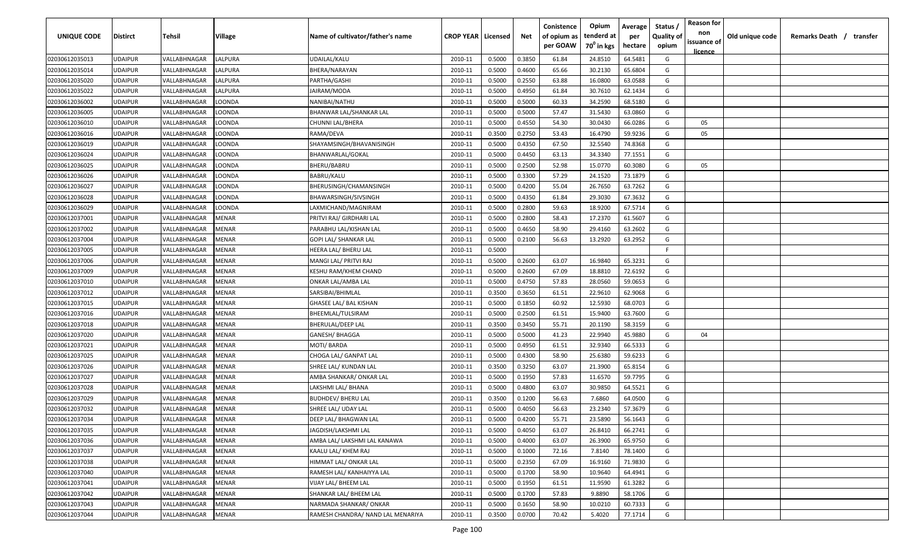| UNIQUE CODE | Distirct | Tehsil | Village | Name of cultivator/father's name | CROP YEAR | Licensed | Net | Conistence of opium as per GOAW | Opium tenderd at 70° in kgs | Average per hectare | Status / Quality of opium | Reason for non issuance of licence | Old unique code | Remarks Death / transfer |
|---|---|---|---|---|---|---|---|---|---|---|---|---|---|---|
| 02030612035013 | UDAIPUR | VALLABHNAGAR | LALPURA | UDAILAL/KALU | 2010-11 | 0.5000 | 0.3850 | 61.84 | 24.8510 | 64.5481 | G | | | |
| 02030612035014 | UDAIPUR | VALLABHNAGAR | LALPURA | BHERA/NARAYAN | 2010-11 | 0.5000 | 0.4600 | 65.66 | 30.2130 | 65.6804 | G | | | |
| 02030612035020 | UDAIPUR | VALLABHNAGAR | LALPURA | PARTHA/GASHI | 2010-11 | 0.5000 | 0.2550 | 63.88 | 16.0800 | 63.0588 | G | | | |
| 02030612035022 | UDAIPUR | VALLABHNAGAR | LALPURA | JAIRAM/MODA | 2010-11 | 0.5000 | 0.4950 | 61.84 | 30.7610 | 62.1434 | G | | | |
| 02030612036002 | UDAIPUR | VALLABHNAGAR | LOONDA | NANIBAI/NATHU | 2010-11 | 0.5000 | 0.5000 | 60.33 | 34.2590 | 68.5180 | G | | | |
| 02030612036005 | UDAIPUR | VALLABHNAGAR | LOONDA | BHANWAR LAL/SHANKAR LAL | 2010-11 | 0.5000 | 0.5000 | 57.47 | 31.5430 | 63.0860 | G | | | |
| 02030612036010 | UDAIPUR | VALLABHNAGAR | LOONDA | CHUNNI LAL/BHERA | 2010-11 | 0.5000 | 0.4550 | 54.30 | 30.0430 | 66.0286 | G | 05 | | |
| 02030612036016 | UDAIPUR | VALLABHNAGAR | LOONDA | RAMA/DEVA | 2010-11 | 0.3500 | 0.2750 | 53.43 | 16.4790 | 59.9236 | G | 05 | | |
| 02030612036019 | UDAIPUR | VALLABHNAGAR | LOONDA | SHAYAMSINGH/BHAVANISINGH | 2010-11 | 0.5000 | 0.4350 | 67.50 | 32.5540 | 74.8368 | G | | | |
| 02030612036024 | UDAIPUR | VALLABHNAGAR | LOONDA | BHANWARLAL/GOKAL | 2010-11 | 0.5000 | 0.4450 | 63.13 | 34.3340 | 77.1551 | G | | | |
| 02030612036025 | UDAIPUR | VALLABHNAGAR | LOONDA | BHERU/BABRU | 2010-11 | 0.5000 | 0.2500 | 52.98 | 15.0770 | 60.3080 | G | 05 | | |
| 02030612036026 | UDAIPUR | VALLABHNAGAR | LOONDA | BABRU/KALU | 2010-11 | 0.5000 | 0.3300 | 57.29 | 24.1520 | 73.1879 | G | | | |
| 02030612036027 | UDAIPUR | VALLABHNAGAR | LOONDA | BHERUSINGH/CHAMANSINGH | 2010-11 | 0.5000 | 0.4200 | 55.04 | 26.7650 | 63.7262 | G | | | |
| 02030612036028 | UDAIPUR | VALLABHNAGAR | LOONDA | BHAWARSINGH/SIVSINGH | 2010-11 | 0.5000 | 0.4350 | 61.84 | 29.3030 | 67.3632 | G | | | |
| 02030612036029 | UDAIPUR | VALLABHNAGAR | LOONDA | LAXMICHAND/MAGNIRAM | 2010-11 | 0.5000 | 0.2800 | 59.63 | 18.9200 | 67.5714 | G | | | |
| 02030612037001 | UDAIPUR | VALLABHNAGAR | MENAR | PRITVI RAJ/ GIRDHARI LAL | 2010-11 | 0.5000 | 0.2800 | 58.43 | 17.2370 | 61.5607 | G | | | |
| 02030612037002 | UDAIPUR | VALLABHNAGAR | MENAR | PARABHU LAL/KISHAN LAL | 2010-11 | 0.5000 | 0.4650 | 58.90 | 29.4160 | 63.2602 | G | | | |
| 02030612037004 | UDAIPUR | VALLABHNAGAR | MENAR | GOPI LAL/ SHANKAR LAL | 2010-11 | 0.5000 | 0.2100 | 56.63 | 13.2920 | 63.2952 | G | | | |
| 02030612037005 | UDAIPUR | VALLABHNAGAR | MENAR | HEERA LAL/ BHERU LAL | 2010-11 | 0.5000 | | | | | F | | | |
| 02030612037006 | UDAIPUR | VALLABHNAGAR | MENAR | MANGI LAL/ PRITVI RAJ | 2010-11 | 0.5000 | 0.2600 | 63.07 | 16.9840 | 65.3231 | G | | | |
| 02030612037009 | UDAIPUR | VALLABHNAGAR | MENAR | KESHU RAM/KHEM CHAND | 2010-11 | 0.5000 | 0.2600 | 67.09 | 18.8810 | 72.6192 | G | | | |
| 02030612037010 | UDAIPUR | VALLABHNAGAR | MENAR | ONKAR LAL/AMBA LAL | 2010-11 | 0.5000 | 0.4750 | 57.83 | 28.0560 | 59.0653 | G | | | |
| 02030612037012 | UDAIPUR | VALLABHNAGAR | MENAR | SARSIBAI/BHIMLAL | 2010-11 | 0.3500 | 0.3650 | 61.51 | 22.9610 | 62.9068 | G | | | |
| 02030612037015 | UDAIPUR | VALLABHNAGAR | MENAR | GHASEE LAL/ BAL KISHAN | 2010-11 | 0.5000 | 0.1850 | 60.92 | 12.5930 | 68.0703 | G | | | |
| 02030612037016 | UDAIPUR | VALLABHNAGAR | MENAR | BHEEMLAL/TULSIRAM | 2010-11 | 0.5000 | 0.2500 | 61.51 | 15.9400 | 63.7600 | G | | | |
| 02030612037018 | UDAIPUR | VALLABHNAGAR | MENAR | BHERULAL/DEEP LAL | 2010-11 | 0.3500 | 0.3450 | 55.71 | 20.1190 | 58.3159 | G | | | |
| 02030612037020 | UDAIPUR | VALLABHNAGAR | MENAR | GANESH/ BHAGGA | 2010-11 | 0.5000 | 0.5000 | 41.23 | 22.9940 | 45.9880 | G | 04 | | |
| 02030612037021 | UDAIPUR | VALLABHNAGAR | MENAR | MOTI/ BARDA | 2010-11 | 0.5000 | 0.4950 | 61.51 | 32.9340 | 66.5333 | G | | | |
| 02030612037025 | UDAIPUR | VALLABHNAGAR | MENAR | CHOGA LAL/ GANPAT LAL | 2010-11 | 0.5000 | 0.4300 | 58.90 | 25.6380 | 59.6233 | G | | | |
| 02030612037026 | UDAIPUR | VALLABHNAGAR | MENAR | SHREE LAL/ KUNDAN LAL | 2010-11 | 0.3500 | 0.3250 | 63.07 | 21.3900 | 65.8154 | G | | | |
| 02030612037027 | UDAIPUR | VALLABHNAGAR | MENAR | AMBA SHANKAR/ ONKAR LAL | 2010-11 | 0.5000 | 0.1950 | 57.83 | 11.6570 | 59.7795 | G | | | |
| 02030612037028 | UDAIPUR | VALLABHNAGAR | MENAR | LAKSHMI LAL/ BHANA | 2010-11 | 0.5000 | 0.4800 | 63.07 | 30.9850 | 64.5521 | G | | | |
| 02030612037029 | UDAIPUR | VALLABHNAGAR | MENAR | BUDHDEV/ BHERU LAL | 2010-11 | 0.3500 | 0.1200 | 56.63 | 7.6860 | 64.0500 | G | | | |
| 02030612037032 | UDAIPUR | VALLABHNAGAR | MENAR | SHREE LAL/ UDAY LAL | 2010-11 | 0.5000 | 0.4050 | 56.63 | 23.2340 | 57.3679 | G | | | |
| 02030612037034 | UDAIPUR | VALLABHNAGAR | MENAR | DEEP LAL/ BHAGWAN LAL | 2010-11 | 0.5000 | 0.4200 | 55.71 | 23.5890 | 56.1643 | G | | | |
| 02030612037035 | UDAIPUR | VALLABHNAGAR | MENAR | JAGDISH/LAKSHMI LAL | 2010-11 | 0.5000 | 0.4050 | 63.07 | 26.8410 | 66.2741 | G | | | |
| 02030612037036 | UDAIPUR | VALLABHNAGAR | MENAR | AMBA LAL/ LAKSHMI LAL KANAWA | 2010-11 | 0.5000 | 0.4000 | 63.07 | 26.3900 | 65.9750 | G | | | |
| 02030612037037 | UDAIPUR | VALLABHNAGAR | MENAR | KAALU LAL/ KHEM RAJ | 2010-11 | 0.5000 | 0.1000 | 72.16 | 7.8140 | 78.1400 | G | | | |
| 02030612037038 | UDAIPUR | VALLABHNAGAR | MENAR | HIMMAT LAL/ ONKAR LAL | 2010-11 | 0.5000 | 0.2350 | 67.09 | 16.9160 | 71.9830 | G | | | |
| 02030612037040 | UDAIPUR | VALLABHNAGAR | MENAR | RAMESH LAL/ KANHAIYYA LAL | 2010-11 | 0.5000 | 0.1700 | 58.90 | 10.9640 | 64.4941 | G | | | |
| 02030612037041 | UDAIPUR | VALLABHNAGAR | MENAR | VIJAY LAL/ BHEEM LAL | 2010-11 | 0.5000 | 0.1950 | 61.51 | 11.9590 | 61.3282 | G | | | |
| 02030612037042 | UDAIPUR | VALLABHNAGAR | MENAR | SHANKAR LAL/ BHEEM LAL | 2010-11 | 0.5000 | 0.1700 | 57.83 | 9.8890 | 58.1706 | G | | | |
| 02030612037043 | UDAIPUR | VALLABHNAGAR | MENAR | NARMADA SHANKAR/ ONKAR | 2010-11 | 0.5000 | 0.1650 | 58.90 | 10.0210 | 60.7333 | G | | | |
| 02030612037044 | UDAIPUR | VALLABHNAGAR | MENAR | RAMESH CHANDRA/ NAND LAL MENARIYA | 2010-11 | 0.3500 | 0.0700 | 70.42 | 5.4020 | 77.1714 | G | | | |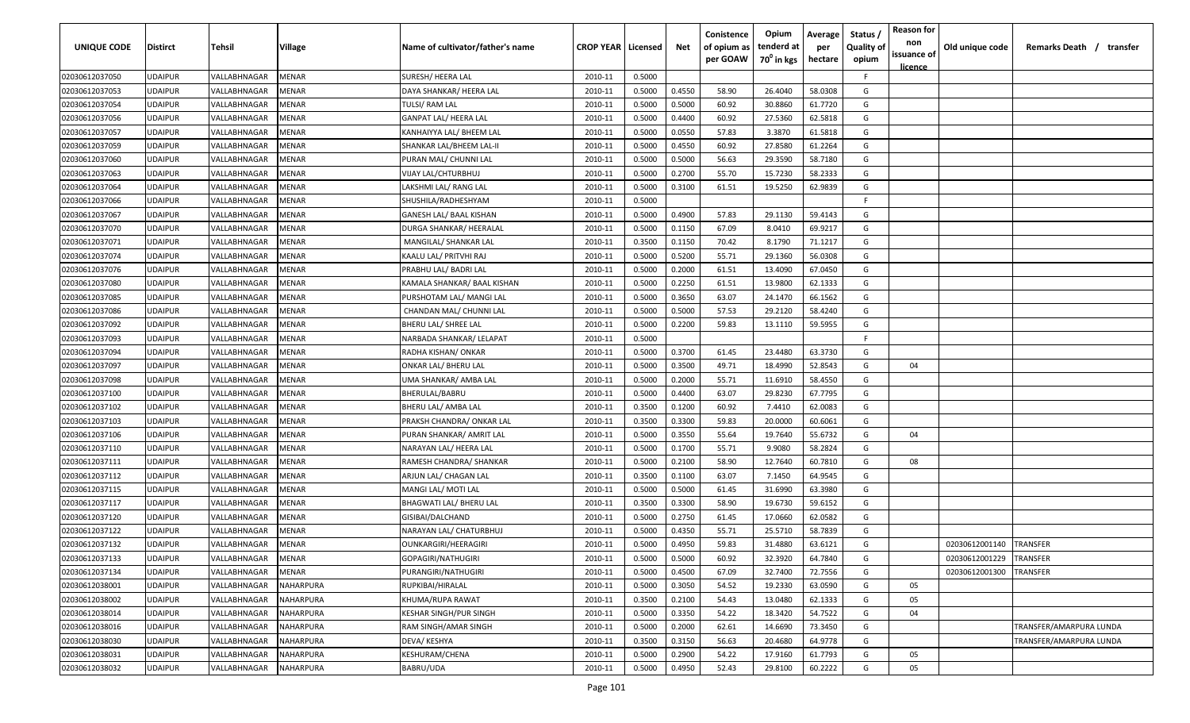| UNIQUE CODE | Distirct | Tehsil | Village | Name of cultivator/father's name | CROP YEAR | Licensed | Net | Conistence of opium as per GOAW | Opium tenderd at 70⁰ in kgs | Average per hectare | Status / Quality of opium | Reason for non issuance of licence | Old unique code | Remarks Death / transfer |
|---|---|---|---|---|---|---|---|---|---|---|---|---|---|---|
| 02030612037050 | UDAIPUR | VALLABHNAGAR | MENAR | SURESH/ HEERA LAL | 2010-11 | 0.5000 | | | | | F | | | |
| 02030612037053 | UDAIPUR | VALLABHNAGAR | MENAR | DAYA SHANKAR/ HEERA LAL | 2010-11 | 0.5000 | 0.4550 | 58.90 | 26.4040 | 58.0308 | G | | | |
| 02030612037054 | UDAIPUR | VALLABHNAGAR | MENAR | TULSI/ RAM LAL | 2010-11 | 0.5000 | 0.5000 | 60.92 | 30.8860 | 61.7720 | G | | | |
| 02030612037056 | UDAIPUR | VALLABHNAGAR | MENAR | GANPAT LAL/ HEERA LAL | 2010-11 | 0.5000 | 0.4400 | 60.92 | 27.5360 | 62.5818 | G | | | |
| 02030612037057 | UDAIPUR | VALLABHNAGAR | MENAR | KANHAIYYA LAL/ BHEEM LAL | 2010-11 | 0.5000 | 0.0550 | 57.83 | 3.3870 | 61.5818 | G | | | |
| 02030612037059 | UDAIPUR | VALLABHNAGAR | MENAR | SHANKAR LAL/BHEEM LAL-II | 2010-11 | 0.5000 | 0.4550 | 60.92 | 27.8580 | 61.2264 | G | | | |
| 02030612037060 | UDAIPUR | VALLABHNAGAR | MENAR | PURAN MAL/ CHUNNI LAL | 2010-11 | 0.5000 | 0.5000 | 56.63 | 29.3590 | 58.7180 | G | | | |
| 02030612037063 | UDAIPUR | VALLABHNAGAR | MENAR | VIJAY LAL/CHTURBHUJ | 2010-11 | 0.5000 | 0.2700 | 55.70 | 15.7230 | 58.2333 | G | | | |
| 02030612037064 | UDAIPUR | VALLABHNAGAR | MENAR | LAKSHMI LAL/ RANG LAL | 2010-11 | 0.5000 | 0.3100 | 61.51 | 19.5250 | 62.9839 | G | | | |
| 02030612037066 | UDAIPUR | VALLABHNAGAR | MENAR | SHUSHILA/RADHESHYAM | 2010-11 | 0.5000 | | | | | F | | | |
| 02030612037067 | UDAIPUR | VALLABHNAGAR | MENAR | GANESH LAL/ BAAL KISHAN | 2010-11 | 0.5000 | 0.4900 | 57.83 | 29.1130 | 59.4143 | G | | | |
| 02030612037070 | UDAIPUR | VALLABHNAGAR | MENAR | DURGA SHANKAR/ HEERALAL | 2010-11 | 0.5000 | 0.1150 | 67.09 | 8.0410 | 69.9217 | G | | | |
| 02030612037071 | UDAIPUR | VALLABHNAGAR | MENAR | MANGILAL/ SHANKAR LAL | 2010-11 | 0.3500 | 0.1150 | 70.42 | 8.1790 | 71.1217 | G | | | |
| 02030612037074 | UDAIPUR | VALLABHNAGAR | MENAR | KAALU LAL/ PRITVHI RAJ | 2010-11 | 0.5000 | 0.5200 | 55.71 | 29.1360 | 56.0308 | G | | | |
| 02030612037076 | UDAIPUR | VALLABHNAGAR | MENAR | PRABHU LAL/ BADRI LAL | 2010-11 | 0.5000 | 0.2000 | 61.51 | 13.4090 | 67.0450 | G | | | |
| 02030612037080 | UDAIPUR | VALLABHNAGAR | MENAR | KAMALA SHANKAR/ BAAL KISHAN | 2010-11 | 0.5000 | 0.2250 | 61.51 | 13.9800 | 62.1333 | G | | | |
| 02030612037085 | UDAIPUR | VALLABHNAGAR | MENAR | PURSHOTAM LAL/ MANGI LAL | 2010-11 | 0.5000 | 0.3650 | 63.07 | 24.1470 | 66.1562 | G | | | |
| 02030612037086 | UDAIPUR | VALLABHNAGAR | MENAR | CHANDAN MAL/ CHUNNI LAL | 2010-11 | 0.5000 | 0.5000 | 57.53 | 29.2120 | 58.4240 | G | | | |
| 02030612037092 | UDAIPUR | VALLABHNAGAR | MENAR | BHERU LAL/ SHREE LAL | 2010-11 | 0.5000 | 0.2200 | 59.83 | 13.1110 | 59.5955 | G | | | |
| 02030612037093 | UDAIPUR | VALLABHNAGAR | MENAR | NARBADA SHANKAR/ LELAPAT | 2010-11 | 0.5000 | | | | | F | | | |
| 02030612037094 | UDAIPUR | VALLABHNAGAR | MENAR | RADHA KISHAN/ ONKAR | 2010-11 | 0.5000 | 0.3700 | 61.45 | 23.4480 | 63.3730 | G | | | |
| 02030612037097 | UDAIPUR | VALLABHNAGAR | MENAR | ONKAR LAL/ BHERU LAL | 2010-11 | 0.5000 | 0.3500 | 49.71 | 18.4990 | 52.8543 | G | 04 | | |
| 02030612037098 | UDAIPUR | VALLABHNAGAR | MENAR | UMA SHANKAR/ AMBA LAL | 2010-11 | 0.5000 | 0.2000 | 55.71 | 11.6910 | 58.4550 | G | | | |
| 02030612037100 | UDAIPUR | VALLABHNAGAR | MENAR | BHERULAL/BABRU | 2010-11 | 0.5000 | 0.4400 | 63.07 | 29.8230 | 67.7795 | G | | | |
| 02030612037102 | UDAIPUR | VALLABHNAGAR | MENAR | BHERU LAL/ AMBA LAL | 2010-11 | 0.3500 | 0.1200 | 60.92 | 7.4410 | 62.0083 | G | | | |
| 02030612037103 | UDAIPUR | VALLABHNAGAR | MENAR | PRAKSH CHANDRA/ ONKAR LAL | 2010-11 | 0.3500 | 0.3300 | 59.83 | 20.0000 | 60.6061 | G | | | |
| 02030612037106 | UDAIPUR | VALLABHNAGAR | MENAR | PURAN SHANKAR/ AMRIT LAL | 2010-11 | 0.5000 | 0.3550 | 55.64 | 19.7640 | 55.6732 | G | 04 | | |
| 02030612037110 | UDAIPUR | VALLABHNAGAR | MENAR | NARAYAN LAL/ HEERA LAL | 2010-11 | 0.5000 | 0.1700 | 55.71 | 9.9080 | 58.2824 | G | | | |
| 02030612037111 | UDAIPUR | VALLABHNAGAR | MENAR | RAMESH CHANDRA/ SHANKAR | 2010-11 | 0.5000 | 0.2100 | 58.90 | 12.7640 | 60.7810 | G | 08 | | |
| 02030612037112 | UDAIPUR | VALLABHNAGAR | MENAR | ARJUN LAL/ CHAGAN LAL | 2010-11 | 0.3500 | 0.1100 | 63.07 | 7.1450 | 64.9545 | G | | | |
| 02030612037115 | UDAIPUR | VALLABHNAGAR | MENAR | MANGI LAL/ MOTI LAL | 2010-11 | 0.5000 | 0.5000 | 61.45 | 31.6990 | 63.3980 | G | | | |
| 02030612037117 | UDAIPUR | VALLABHNAGAR | MENAR | BHAGWATI LAL/ BHERU LAL | 2010-11 | 0.3500 | 0.3300 | 58.90 | 19.6730 | 59.6152 | G | | | |
| 02030612037120 | UDAIPUR | VALLABHNAGAR | MENAR | GISIBAI/DALCHAND | 2010-11 | 0.5000 | 0.2750 | 61.45 | 17.0660 | 62.0582 | G | | | |
| 02030612037122 | UDAIPUR | VALLABHNAGAR | MENAR | NARAYAN LAL/ CHATURBHUJ | 2010-11 | 0.5000 | 0.4350 | 55.71 | 25.5710 | 58.7839 | G | | | |
| 02030612037132 | UDAIPUR | VALLABHNAGAR | MENAR | OUNKARGIRI/HEERAGIRI | 2010-11 | 0.5000 | 0.4950 | 59.83 | 31.4880 | 63.6121 | G | | 02030612001140 | TRANSFER |
| 02030612037133 | UDAIPUR | VALLABHNAGAR | MENAR | GOPAGIRI/NATHUGIRI | 2010-11 | 0.5000 | 0.5000 | 60.92 | 32.3920 | 64.7840 | G | | 02030612001229 | TRANSFER |
| 02030612037134 | UDAIPUR | VALLABHNAGAR | MENAR | PURANGIRI/NATHUGIRI | 2010-11 | 0.5000 | 0.4500 | 67.09 | 32.7400 | 72.7556 | G | | 02030612001300 | TRANSFER |
| 02030612038001 | UDAIPUR | VALLABHNAGAR | NAHARPURA | RUPKIBAI/HIRALAL | 2010-11 | 0.5000 | 0.3050 | 54.52 | 19.2330 | 63.0590 | G | 05 | | |
| 02030612038002 | UDAIPUR | VALLABHNAGAR | NAHARPURA | KHUMA/RUPA RAWAT | 2010-11 | 0.3500 | 0.2100 | 54.43 | 13.0480 | 62.1333 | G | 05 | | |
| 02030612038014 | UDAIPUR | VALLABHNAGAR | NAHARPURA | KESHAR SINGH/PUR SINGH | 2010-11 | 0.5000 | 0.3350 | 54.22 | 18.3420 | 54.7522 | G | 04 | | |
| 02030612038016 | UDAIPUR | VALLABHNAGAR | NAHARPURA | RAM SINGH/AMAR SINGH | 2010-11 | 0.5000 | 0.2000 | 62.61 | 14.6690 | 73.3450 | G | | | TRANSFER/AMARPURA LUNDA |
| 02030612038030 | UDAIPUR | VALLABHNAGAR | NAHARPURA | DEVA/ KESHYA | 2010-11 | 0.3500 | 0.3150 | 56.63 | 20.4680 | 64.9778 | G | | | TRANSFER/AMARPURA LUNDA |
| 02030612038031 | UDAIPUR | VALLABHNAGAR | NAHARPURA | KESHURAM/CHENA | 2010-11 | 0.5000 | 0.2900 | 54.22 | 17.9160 | 61.7793 | G | 05 | | |
| 02030612038032 | UDAIPUR | VALLABHNAGAR | NAHARPURA | BABRU/UDA | 2010-11 | 0.5000 | 0.4950 | 52.43 | 29.8100 | 60.2222 | G | 05 | | |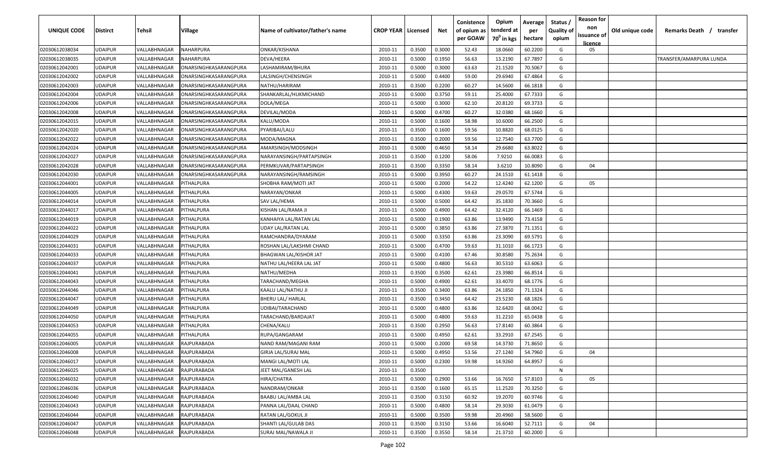| UNIQUE CODE | Distirct | Tehsil | Village | Name of cultivator/father's name | CROP YEAR | Licensed | Net | Conistence of opium as per GOAW | Opium tenderd at $70^0$ in kgs | Average per hectare | Status / Quality of opium | Reason for non issuance of licence | Old unique code | Remarks Death / transfer |
|---|---|---|---|---|---|---|---|---|---|---|---|---|---|---|
| 02030612038034 | UDAIPUR | VALLABHNAGAR | NAHARPURA | ONKAR/KISHANA | 2010-11 | 0.3500 | 0.3000 | 52.43 | 18.0660 | 60.2200 | G | 05 | | |
| 02030612038035 | UDAIPUR | VALLABHNAGAR | NAHARPURA | DEVA/HEERA | 2010-11 | 0.5000 | 0.1950 | 56.63 | 13.2190 | 67.7897 | G | | | TRANSFER/AMARPURA LUNDA |
| 02030612042001 | UDAIPUR | VALLABHNAGAR | ONARSINGHKASARANGPURA | LASHAMIRAM/BHURA | 2010-11 | 0.5000 | 0.3000 | 63.63 | 21.1520 | 70.5067 | G | | | |
| 02030612042002 | UDAIPUR | VALLABHNAGAR | ONARSINGHKASARANGPURA | LALSINGH/CHENSINGH | 2010-11 | 0.5000 | 0.4400 | 59.00 | 29.6940 | 67.4864 | G | | | |
| 02030612042003 | UDAIPUR | VALLABHNAGAR | ONARSINGHKASARANGPURA | NATHU/HARIRAM | 2010-11 | 0.3500 | 0.2200 | 60.27 | 14.5600 | 66.1818 | G | | | |
| 02030612042004 | UDAIPUR | VALLABHNAGAR | ONARSINGHKASARANGPURA | SHANKARLAL/HUKMICHAND | 2010-11 | 0.5000 | 0.3750 | 59.11 | 25.4000 | 67.7333 | G | | | |
| 02030612042006 | UDAIPUR | VALLABHNAGAR | ONARSINGHKASARANGPURA | DOLA/MEGA | 2010-11 | 0.5000 | 0.3000 | 62.10 | 20.8120 | 69.3733 | G | | | |
| 02030612042008 | UDAIPUR | VALLABHNAGAR | ONARSINGHKASARANGPURA | DEVILAL/MODA | 2010-11 | 0.5000 | 0.4700 | 60.27 | 32.0380 | 68.1660 | G | | | |
| 02030612042015 | UDAIPUR | VALLABHNAGAR | ONARSINGHKASARANGPURA | KALU/MODA | 2010-11 | 0.5000 | 0.1600 | 58.98 | 10.6000 | 66.2500 | G | | | |
| 02030612042020 | UDAIPUR | VALLABHNAGAR | ONARSINGHKASARANGPURA | PYARIBAI/LALU | 2010-11 | 0.3500 | 0.1600 | 59.56 | 10.8820 | 68.0125 | G | | | |
| 02030612042022 | UDAIPUR | VALLABHNAGAR | ONARSINGHKASARANGPURA | MODA/MAGNA | 2010-11 | 0.3500 | 0.2000 | 59.56 | 12.7540 | 63.7700 | G | | | |
| 02030612042024 | UDAIPUR | VALLABHNAGAR | ONARSINGHKASARANGPURA | AMARSINGH/MODSINGH | 2010-11 | 0.5000 | 0.4650 | 58.14 | 29.6680 | 63.8022 | G | | | |
| 02030612042027 | UDAIPUR | VALLABHNAGAR | ONARSINGHKASARANGPURA | NARAYANSINGH/PARTAPSINGH | 2010-11 | 0.3500 | 0.1200 | 58.06 | 7.9210 | 66.0083 | G | | | |
| 02030612042028 | UDAIPUR | VALLABHNAGAR | ONARSINGHKASARANGPURA | PERMKUVAR/PARTAPSINGH | 2010-11 | 0.3500 | 0.3350 | 58.14 | 3.6210 | 10.8090 | G | 04 | | |
| 02030612042030 | UDAIPUR | VALLABHNAGAR | ONARSINGHKASARANGPURA | NARAYANSINGH/RAMSINGH | 2010-11 | 0.5000 | 0.3950 | 60.27 | 24.1510 | 61.1418 | G | | | |
| 02030612044001 | UDAIPUR | VALLABHNAGAR | PITHALPURA | SHOBHA RAM/MOTI JAT | 2010-11 | 0.5000 | 0.2000 | 54.22 | 12.4240 | 62.1200 | G | 05 | | |
| 02030612044005 | UDAIPUR | VALLABHNAGAR | PITHALPURA | NARAYAN/ONKAR | 2010-11 | 0.5000 | 0.4300 | 59.63 | 29.0570 | 67.5744 | G | | | |
| 02030612044014 | UDAIPUR | VALLABHNAGAR | PITHALPURA | SAV LAL/HEMA | 2010-11 | 0.5000 | 0.5000 | 64.42 | 35.1830 | 70.3660 | G | | | |
| 02030612044017 | UDAIPUR | VALLABHNAGAR | PITHALPURA | KISHAN LAL/RAMA JI | 2010-11 | 0.5000 | 0.4900 | 64.42 | 32.4120 | 66.1469 | G | | | |
| 02030612044019 | UDAIPUR | VALLABHNAGAR | PITHALPURA | KANHAIYA LAL/RATAN LAL | 2010-11 | 0.5000 | 0.1900 | 63.86 | 13.9490 | 73.4158 | G | | | |
| 02030612044022 | UDAIPUR | VALLABHNAGAR | PITHALPURA | UDAY LAL/RATAN LAL | 2010-11 | 0.5000 | 0.3850 | 63.86 | 27.3870 | 71.1351 | G | | | |
| 02030612044029 | UDAIPUR | VALLABHNAGAR | PITHALPURA | RAMCHANDRA/DYARAM | 2010-11 | 0.5000 | 0.3350 | 63.86 | 23.3090 | 69.5791 | G | | | |
| 02030612044031 | UDAIPUR | VALLABHNAGAR | PITHALPURA | ROSHAN LAL/LAKSHMI CHAND | 2010-11 | 0.5000 | 0.4700 | 59.63 | 31.1010 | 66.1723 | G | | | |
| 02030612044033 | UDAIPUR | VALLABHNAGAR | PITHALPURA | BHAGWAN LAL/KISHOR JAT | 2010-11 | 0.5000 | 0.4100 | 67.46 | 30.8580 | 75.2634 | G | | | |
| 02030612044037 | UDAIPUR | VALLABHNAGAR | PITHALPURA | NATHU LAL/HEERA LAL JAT | 2010-11 | 0.5000 | 0.4800 | 56.63 | 30.5310 | 63.6063 | G | | | |
| 02030612044041 | UDAIPUR | VALLABHNAGAR | PITHALPURA | NATHU/MEDHA | 2010-11 | 0.3500 | 0.3500 | 62.61 | 23.3980 | 66.8514 | G | | | |
| 02030612044043 | UDAIPUR | VALLABHNAGAR | PITHALPURA | TARACHAND/MEGHA | 2010-11 | 0.5000 | 0.4900 | 62.61 | 33.4070 | 68.1776 | G | | | |
| 02030612044046 | UDAIPUR | VALLABHNAGAR | PITHALPURA | KAALU LAL/NATHU JI | 2010-11 | 0.3500 | 0.3400 | 63.86 | 24.1850 | 71.1324 | G | | | |
| 02030612044047 | UDAIPUR | VALLABHNAGAR | PITHALPURA | BHERU LAL/ HARLAL | 2010-11 | 0.3500 | 0.3450 | 64.42 | 23.5230 | 68.1826 | G | | | |
| 02030612044049 | UDAIPUR | VALLABHNAGAR | PITHALPURA | UDIBAI/TARACHAND | 2010-11 | 0.5000 | 0.4800 | 63.86 | 32.6420 | 68.0042 | G | | | |
| 02030612044050 | UDAIPUR | VALLABHNAGAR | PITHALPURA | TARACHAND/BARDAJAT | 2010-11 | 0.5000 | 0.4800 | 59.63 | 31.2210 | 65.0438 | G | | | |
| 02030612044053 | UDAIPUR | VALLABHNAGAR | PITHALPURA | CHENA/KALU | 2010-11 | 0.3500 | 0.2950 | 56.63 | 17.8140 | 60.3864 | G | | | |
| 02030612044055 | UDAIPUR | VALLABHNAGAR | PITHALPURA | RUPA/GANGARAM | 2010-11 | 0.5000 | 0.4950 | 62.61 | 33.2910 | 67.2545 | G | | | |
| 02030612046005 | UDAIPUR | VALLABHNAGAR | RAJPURABADA | NAND RAM/MAGANI RAM | 2010-11 | 0.5000 | 0.2000 | 69.58 | 14.3730 | 71.8650 | G | | | |
| 02030612046008 | UDAIPUR | VALLABHNAGAR | RAJPURABADA | GIRJA LAL/SURAJ MAL | 2010-11 | 0.5000 | 0.4950 | 53.56 | 27.1240 | 54.7960 | G | 04 | | |
| 02030612046017 | UDAIPUR | VALLABHNAGAR | RAJPURABADA | MANGI LAL/MOTI LAL | 2010-11 | 0.5000 | 0.2300 | 59.98 | 14.9260 | 64.8957 | G | | | |
| 02030612046025 | UDAIPUR | VALLABHNAGAR | RAJPURABADA | JEET MAL/GANESH LAL | 2010-11 | 0.3500 | | | | | N | | | |
| 02030612046032 | UDAIPUR | VALLABHNAGAR | RAJPURABADA | HIRA/CHATRA | 2010-11 | 0.5000 | 0.2900 | 53.66 | 16.7650 | 57.8103 | G | 05 | | |
| 02030612046036 | UDAIPUR | VALLABHNAGAR | RAJPURABADA | NANDRAM/ONKAR | 2010-11 | 0.3500 | 0.1600 | 65.15 | 11.2520 | 70.3250 | G | | | |
| 02030612046040 | UDAIPUR | VALLABHNAGAR | RAJPURABADA | BAABU LAL/AMBA LAL | 2010-11 | 0.3500 | 0.3150 | 60.92 | 19.2070 | 60.9746 | G | | | |
| 02030612046043 | UDAIPUR | VALLABHNAGAR | RAJPURABADA | PANNA LAL/DAAL CHAND | 2010-11 | 0.5000 | 0.4800 | 58.14 | 29.3030 | 61.0479 | G | | | |
| 02030612046044 | UDAIPUR | VALLABHNAGAR | RAJPURABADA | RATAN LAL/GOKUL JI | 2010-11 | 0.5000 | 0.3500 | 59.98 | 20.4960 | 58.5600 | G | | | |
| 02030612046047 | UDAIPUR | VALLABHNAGAR | RAJPURABADA | SHANTI LAL/GULAB DAS | 2010-11 | 0.3500 | 0.3150 | 53.66 | 16.6040 | 52.7111 | G | 04 | | |
| 02030612046048 | UDAIPUR | VALLABHNAGAR | RAJPURABADA | SURAJ MAL/NAWALA JI | 2010-11 | 0.3500 | 0.3550 | 58.14 | 21.3710 | 60.2000 | G | | | |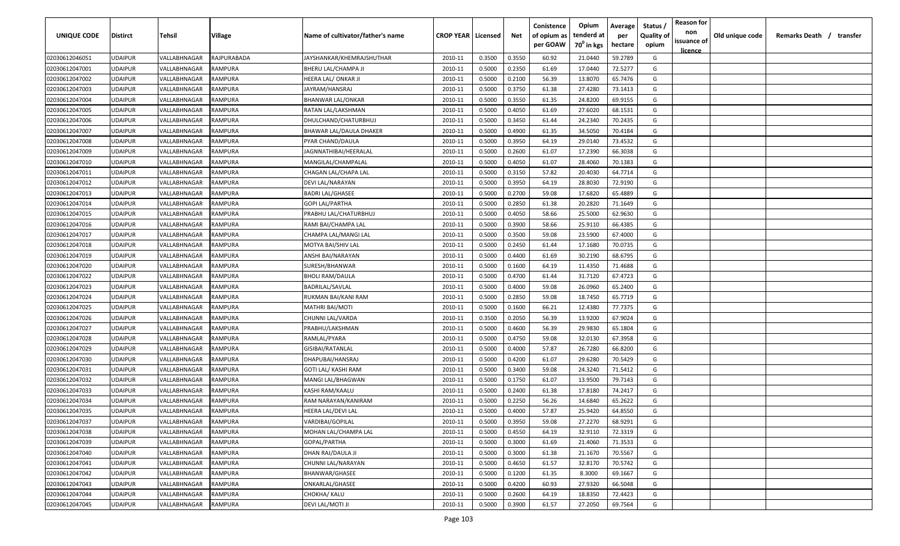| UNIQUE CODE | Distirct | Tehsil | Village | Name of cultivator/father's name | CROP YEAR | Licensed | Net | Conistence of opium as per GOAW | Opium tenderd at $70^0$ in kgs | Average per hectare | Status / Quality of opium | Reason for non issuance of licence | Old unique code | Remarks Death / transfer |
|---|---|---|---|---|---|---|---|---|---|---|---|---|---|---|
| 02030612046051 | UDAIPUR | VALLABHNAGAR | RAJPURABADA | JAYSHANKAR/KHEMRAJSHUTHAR | 2010-11 | 0.3500 | 0.3550 | 60.92 | 21.0440 | 59.2789 | G | | | |
| 02030612047001 | UDAIPUR | VALLABHNAGAR | RAMPURA | BHERU LAL/CHAMPA JI | 2010-11 | 0.5000 | 0.2350 | 61.69 | 17.0440 | 72.5277 | G | | | |
| 02030612047002 | UDAIPUR | VALLABHNAGAR | RAMPURA | HEERA LAL/ ONKAR JI | 2010-11 | 0.5000 | 0.2100 | 56.39 | 13.8070 | 65.7476 | G | | | |
| 02030612047003 | UDAIPUR | VALLABHNAGAR | RAMPURA | JAYRAM/HANSRAJ | 2010-11 | 0.5000 | 0.3750 | 61.38 | 27.4280 | 73.1413 | G | | | |
| 02030612047004 | UDAIPUR | VALLABHNAGAR | RAMPURA | BHANWAR LAL/ONKAR | 2010-11 | 0.5000 | 0.3550 | 61.35 | 24.8200 | 69.9155 | G | | | |
| 02030612047005 | UDAIPUR | VALLABHNAGAR | RAMPURA | RATAN LAL/LAKSHMAN | 2010-11 | 0.5000 | 0.4050 | 61.69 | 27.6020 | 68.1531 | G | | | |
| 02030612047006 | UDAIPUR | VALLABHNAGAR | RAMPURA | DHULCHAND/CHATURBHUJ | 2010-11 | 0.5000 | 0.3450 | 61.44 | 24.2340 | 70.2435 | G | | | |
| 02030612047007 | UDAIPUR | VALLABHNAGAR | RAMPURA | BHAWAR LAL/DAULA DHAKER | 2010-11 | 0.5000 | 0.4900 | 61.35 | 34.5050 | 70.4184 | G | | | |
| 02030612047008 | UDAIPUR | VALLABHNAGAR | RAMPURA | PYAR CHAND/DAULA | 2010-11 | 0.5000 | 0.3950 | 64.19 | 29.0140 | 73.4532 | G | | | |
| 02030612047009 | UDAIPUR | VALLABHNAGAR | RAMPURA | JAGNNATHIBAI/HEERALAL | 2010-11 | 0.5000 | 0.2600 | 61.07 | 17.2390 | 66.3038 | G | | | |
| 02030612047010 | UDAIPUR | VALLABHNAGAR | RAMPURA | MANGILAL/CHAMPALAL | 2010-11 | 0.5000 | 0.4050 | 61.07 | 28.4060 | 70.1383 | G | | | |
| 02030612047011 | UDAIPUR | VALLABHNAGAR | RAMPURA | CHAGAN LAL/CHAPA LAL | 2010-11 | 0.5000 | 0.3150 | 57.82 | 20.4030 | 64.7714 | G | | | |
| 02030612047012 | UDAIPUR | VALLABHNAGAR | RAMPURA | DEVI LAL/NARAYAN | 2010-11 | 0.5000 | 0.3950 | 64.19 | 28.8030 | 72.9190 | G | | | |
| 02030612047013 | UDAIPUR | VALLABHNAGAR | RAMPURA | BADRI LAL/GHASEE | 2010-11 | 0.5000 | 0.2700 | 59.08 | 17.6820 | 65.4889 | G | | | |
| 02030612047014 | UDAIPUR | VALLABHNAGAR | RAMPURA | GOPI LAL/PARTHA | 2010-11 | 0.5000 | 0.2850 | 61.38 | 20.2820 | 71.1649 | G | | | |
| 02030612047015 | UDAIPUR | VALLABHNAGAR | RAMPURA | PRABHU LAL/CHATURBHUJ | 2010-11 | 0.5000 | 0.4050 | 58.66 | 25.5000 | 62.9630 | G | | | |
| 02030612047016 | UDAIPUR | VALLABHNAGAR | RAMPURA | RAMI BAI/CHAMPA LAL | 2010-11 | 0.5000 | 0.3900 | 58.66 | 25.9110 | 66.4385 | G | | | |
| 02030612047017 | UDAIPUR | VALLABHNAGAR | RAMPURA | CHAMPA LAL/MANGI LAL | 2010-11 | 0.5000 | 0.3500 | 59.08 | 23.5900 | 67.4000 | G | | | |
| 02030612047018 | UDAIPUR | VALLABHNAGAR | RAMPURA | MOTYA BAI/SHIV LAL | 2010-11 | 0.5000 | 0.2450 | 61.44 | 17.1680 | 70.0735 | G | | | |
| 02030612047019 | UDAIPUR | VALLABHNAGAR | RAMPURA | ANSHI BAI/NARAYAN | 2010-11 | 0.5000 | 0.4400 | 61.69 | 30.2190 | 68.6795 | G | | | |
| 02030612047020 | UDAIPUR | VALLABHNAGAR | RAMPURA | SURESH/BHANWAR | 2010-11 | 0.5000 | 0.1600 | 64.19 | 11.4350 | 71.4688 | G | | | |
| 02030612047022 | UDAIPUR | VALLABHNAGAR | RAMPURA | BHOLI RAM/DAULA | 2010-11 | 0.5000 | 0.4700 | 61.44 | 31.7120 | 67.4723 | G | | | |
| 02030612047023 | UDAIPUR | VALLABHNAGAR | RAMPURA | BADRILAL/SAVLAL | 2010-11 | 0.5000 | 0.4000 | 59.08 | 26.0960 | 65.2400 | G | | | |
| 02030612047024 | UDAIPUR | VALLABHNAGAR | RAMPURA | RUKMAN BAI/KANI RAM | 2010-11 | 0.5000 | 0.2850 | 59.08 | 18.7450 | 65.7719 | G | | | |
| 02030612047025 | UDAIPUR | VALLABHNAGAR | RAMPURA | MATHRI BAI/MOTI | 2010-11 | 0.5000 | 0.1600 | 66.21 | 12.4380 | 77.7375 | G | | | |
| 02030612047026 | UDAIPUR | VALLABHNAGAR | RAMPURA | CHUNNI LAL/VARDA | 2010-11 | 0.3500 | 0.2050 | 56.39 | 13.9200 | 67.9024 | G | | | |
| 02030612047027 | UDAIPUR | VALLABHNAGAR | RAMPURA | PRABHU/LAKSHMAN | 2010-11 | 0.5000 | 0.4600 | 56.39 | 29.9830 | 65.1804 | G | | | |
| 02030612047028 | UDAIPUR | VALLABHNAGAR | RAMPURA | RAMLAL/PYARA | 2010-11 | 0.5000 | 0.4750 | 59.08 | 32.0130 | 67.3958 | G | | | |
| 02030612047029 | UDAIPUR | VALLABHNAGAR | RAMPURA | GISIBAI/RATANLAL | 2010-11 | 0.5000 | 0.4000 | 57.87 | 26.7280 | 66.8200 | G | | | |
| 02030612047030 | UDAIPUR | VALLABHNAGAR | RAMPURA | DHAPUBAI/HANSRAJ | 2010-11 | 0.5000 | 0.4200 | 61.07 | 29.6280 | 70.5429 | G | | | |
| 02030612047031 | UDAIPUR | VALLABHNAGAR | RAMPURA | GOTI LAL/ KASHI RAM | 2010-11 | 0.5000 | 0.3400 | 59.08 | 24.3240 | 71.5412 | G | | | |
| 02030612047032 | UDAIPUR | VALLABHNAGAR | RAMPURA | MANGI LAL/BHAGWAN | 2010-11 | 0.5000 | 0.1750 | 61.07 | 13.9500 | 79.7143 | G | | | |
| 02030612047033 | UDAIPUR | VALLABHNAGAR | RAMPURA | KASHI RAM/KAALU | 2010-11 | 0.5000 | 0.2400 | 61.38 | 17.8180 | 74.2417 | G | | | |
| 02030612047034 | UDAIPUR | VALLABHNAGAR | RAMPURA | RAM NARAYAN/KANIRAM | 2010-11 | 0.5000 | 0.2250 | 56.26 | 14.6840 | 65.2622 | G | | | |
| 02030612047035 | UDAIPUR | VALLABHNAGAR | RAMPURA | HEERA LAL/DEVI LAL | 2010-11 | 0.5000 | 0.4000 | 57.87 | 25.9420 | 64.8550 | G | | | |
| 02030612047037 | UDAIPUR | VALLABHNAGAR | RAMPURA | VARDIBAI/GOPILAL | 2010-11 | 0.5000 | 0.3950 | 59.08 | 27.2270 | 68.9291 | G | | | |
| 02030612047038 | UDAIPUR | VALLABHNAGAR | RAMPURA | MOHAN LAL/CHAMPA LAL | 2010-11 | 0.5000 | 0.4550 | 64.19 | 32.9110 | 72.3319 | G | | | |
| 02030612047039 | UDAIPUR | VALLABHNAGAR | RAMPURA | GOPAL/PARTHA | 2010-11 | 0.5000 | 0.3000 | 61.69 | 21.4060 | 71.3533 | G | | | |
| 02030612047040 | UDAIPUR | VALLABHNAGAR | RAMPURA | DHAN RAJ/DAULA JI | 2010-11 | 0.5000 | 0.3000 | 61.38 | 21.1670 | 70.5567 | G | | | |
| 02030612047041 | UDAIPUR | VALLABHNAGAR | RAMPURA | CHUNNI LAL/NARAYAN | 2010-11 | 0.5000 | 0.4650 | 61.57 | 32.8170 | 70.5742 | G | | | |
| 02030612047042 | UDAIPUR | VALLABHNAGAR | RAMPURA | BHANWAR/GHASEE | 2010-11 | 0.5000 | 0.1200 | 61.35 | 8.3000 | 69.1667 | G | | | |
| 02030612047043 | UDAIPUR | VALLABHNAGAR | RAMPURA | ONKARLAL/GHASEE | 2010-11 | 0.5000 | 0.4200 | 60.93 | 27.9320 | 66.5048 | G | | | |
| 02030612047044 | UDAIPUR | VALLABHNAGAR | RAMPURA | CHOKHA/ KALU | 2010-11 | 0.5000 | 0.2600 | 64.19 | 18.8350 | 72.4423 | G | | | |
| 02030612047045 | UDAIPUR | VALLABHNAGAR | RAMPURA | DEVI LAL/MOTI JI | 2010-11 | 0.5000 | 0.3900 | 61.57 | 27.2050 | 69.7564 | G | | | |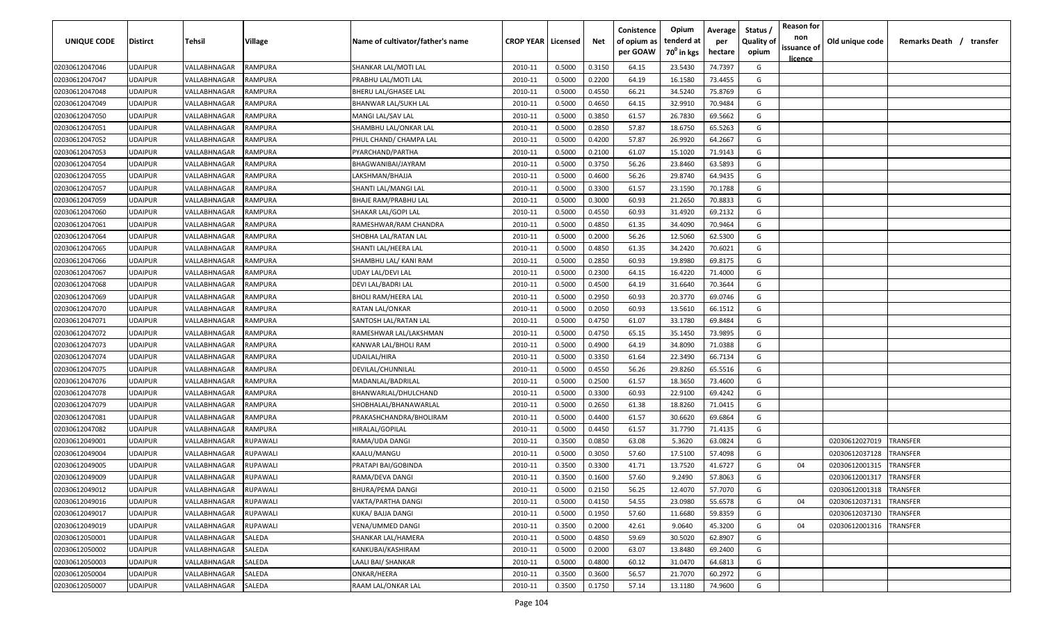| UNIQUE CODE | Distirct | Tehsil | Village | Name of cultivator/father's name | CROP YEAR | Licensed | Net | Conistence of opium as per GOAW | Opium tenderd at 70° in kgs | Average per hectare | Status / Quality of opium | Reason for non issuance of licence | Old unique code | Remarks Death / transfer |
|---|---|---|---|---|---|---|---|---|---|---|---|---|---|---|
| 02030612047046 | UDAIPUR | VALLABHNAGAR | RAMPURA | SHANKAR LAL/MOTI LAL | 2010-11 | 0.5000 | 0.3150 | 64.15 | 23.5430 | 74.7397 | G | | | |
| 02030612047047 | UDAIPUR | VALLABHNAGAR | RAMPURA | PRABHU LAL/MOTI LAL | 2010-11 | 0.5000 | 0.2200 | 64.19 | 16.1580 | 73.4455 | G | | | |
| 02030612047048 | UDAIPUR | VALLABHNAGAR | RAMPURA | BHERU LAL/GHASEE LAL | 2010-11 | 0.5000 | 0.4550 | 66.21 | 34.5240 | 75.8769 | G | | | |
| 02030612047049 | UDAIPUR | VALLABHNAGAR | RAMPURA | BHANWAR LAL/SUKH LAL | 2010-11 | 0.5000 | 0.4650 | 64.15 | 32.9910 | 70.9484 | G | | | |
| 02030612047050 | UDAIPUR | VALLABHNAGAR | RAMPURA | MANGI LAL/SAV LAL | 2010-11 | 0.5000 | 0.3850 | 61.57 | 26.7830 | 69.5662 | G | | | |
| 02030612047051 | UDAIPUR | VALLABHNAGAR | RAMPURA | SHAMBHU LAL/ONKAR LAL | 2010-11 | 0.5000 | 0.2850 | 57.87 | 18.6750 | 65.5263 | G | | | |
| 02030612047052 | UDAIPUR | VALLABHNAGAR | RAMPURA | PHUL CHAND/ CHAMPA LAL | 2010-11 | 0.5000 | 0.4200 | 57.87 | 26.9920 | 64.2667 | G | | | |
| 02030612047053 | UDAIPUR | VALLABHNAGAR | RAMPURA | PYARCHAND/PARTHA | 2010-11 | 0.5000 | 0.2100 | 61.07 | 15.1020 | 71.9143 | G | | | |
| 02030612047054 | UDAIPUR | VALLABHNAGAR | RAMPURA | BHAGWANIBAI/JAYRAM | 2010-11 | 0.5000 | 0.3750 | 56.26 | 23.8460 | 63.5893 | G | | | |
| 02030612047055 | UDAIPUR | VALLABHNAGAR | RAMPURA | LAKSHMAN/BHAJJA | 2010-11 | 0.5000 | 0.4600 | 56.26 | 29.8740 | 64.9435 | G | | | |
| 02030612047057 | UDAIPUR | VALLABHNAGAR | RAMPURA | SHANTI LAL/MANGI LAL | 2010-11 | 0.5000 | 0.3300 | 61.57 | 23.1590 | 70.1788 | G | | | |
| 02030612047059 | UDAIPUR | VALLABHNAGAR | RAMPURA | BHAJE RAM/PRABHU LAL | 2010-11 | 0.5000 | 0.3000 | 60.93 | 21.2650 | 70.8833 | G | | | |
| 02030612047060 | UDAIPUR | VALLABHNAGAR | RAMPURA | SHAKAR LAL/GOPI LAL | 2010-11 | 0.5000 | 0.4550 | 60.93 | 31.4920 | 69.2132 | G | | | |
| 02030612047061 | UDAIPUR | VALLABHNAGAR | RAMPURA | RAMESHWAR/RAM CHANDRA | 2010-11 | 0.5000 | 0.4850 | 61.35 | 34.4090 | 70.9464 | G | | | |
| 02030612047064 | UDAIPUR | VALLABHNAGAR | RAMPURA | SHOBHA LAL/RATAN LAL | 2010-11 | 0.5000 | 0.2000 | 56.26 | 12.5060 | 62.5300 | G | | | |
| 02030612047065 | UDAIPUR | VALLABHNAGAR | RAMPURA | SHANTI LAL/HEERA LAL | 2010-11 | 0.5000 | 0.4850 | 61.35 | 34.2420 | 70.6021 | G | | | |
| 02030612047066 | UDAIPUR | VALLABHNAGAR | RAMPURA | SHAMBHU LAL/ KANI RAM | 2010-11 | 0.5000 | 0.2850 | 60.93 | 19.8980 | 69.8175 | G | | | |
| 02030612047067 | UDAIPUR | VALLABHNAGAR | RAMPURA | UDAY LAL/DEVI LAL | 2010-11 | 0.5000 | 0.2300 | 64.15 | 16.4220 | 71.4000 | G | | | |
| 02030612047068 | UDAIPUR | VALLABHNAGAR | RAMPURA | DEVI LAL/BADRI LAL | 2010-11 | 0.5000 | 0.4500 | 64.19 | 31.6640 | 70.3644 | G | | | |
| 02030612047069 | UDAIPUR | VALLABHNAGAR | RAMPURA | BHOLI RAM/HEERA LAL | 2010-11 | 0.5000 | 0.2950 | 60.93 | 20.3770 | 69.0746 | G | | | |
| 02030612047070 | UDAIPUR | VALLABHNAGAR | RAMPURA | RATAN LAL/ONKAR | 2010-11 | 0.5000 | 0.2050 | 60.93 | 13.5610 | 66.1512 | G | | | |
| 02030612047071 | UDAIPUR | VALLABHNAGAR | RAMPURA | SANTOSH LAL/RATAN LAL | 2010-11 | 0.5000 | 0.4750 | 61.07 | 33.1780 | 69.8484 | G | | | |
| 02030612047072 | UDAIPUR | VALLABHNAGAR | RAMPURA | RAMESHWAR LAL/LAKSHMAN | 2010-11 | 0.5000 | 0.4750 | 65.15 | 35.1450 | 73.9895 | G | | | |
| 02030612047073 | UDAIPUR | VALLABHNAGAR | RAMPURA | KANWAR LAL/BHOLI RAM | 2010-11 | 0.5000 | 0.4900 | 64.19 | 34.8090 | 71.0388 | G | | | |
| 02030612047074 | UDAIPUR | VALLABHNAGAR | RAMPURA | UDAILAL/HIRA | 2010-11 | 0.5000 | 0.3350 | 61.64 | 22.3490 | 66.7134 | G | | | |
| 02030612047075 | UDAIPUR | VALLABHNAGAR | RAMPURA | DEVILAL/CHUNNILAL | 2010-11 | 0.5000 | 0.4550 | 56.26 | 29.8260 | 65.5516 | G | | | |
| 02030612047076 | UDAIPUR | VALLABHNAGAR | RAMPURA | MADANLAL/BADRILAL | 2010-11 | 0.5000 | 0.2500 | 61.57 | 18.3650 | 73.4600 | G | | | |
| 02030612047078 | UDAIPUR | VALLABHNAGAR | RAMPURA | BHANWARLAL/DHULCHAND | 2010-11 | 0.5000 | 0.3300 | 60.93 | 22.9100 | 69.4242 | G | | | |
| 02030612047079 | UDAIPUR | VALLABHNAGAR | RAMPURA | SHOBHALAL/BHANAWARLAL | 2010-11 | 0.5000 | 0.2650 | 61.38 | 18.8260 | 71.0415 | G | | | |
| 02030612047081 | UDAIPUR | VALLABHNAGAR | RAMPURA | PRAKASHCHANDRA/BHOLIRAM | 2010-11 | 0.5000 | 0.4400 | 61.57 | 30.6620 | 69.6864 | G | | | |
| 02030612047082 | UDAIPUR | VALLABHNAGAR | RAMPURA | HIRALAL/GOPILAL | 2010-11 | 0.5000 | 0.4450 | 61.57 | 31.7790 | 71.4135 | G | | | |
| 02030612049001 | UDAIPUR | VALLABHNAGAR | RUPAWALI | RAMA/UDA DANGI | 2010-11 | 0.3500 | 0.0850 | 63.08 | 5.3620 | 63.0824 | G | | 02030612027019 | TRANSFER |
| 02030612049004 | UDAIPUR | VALLABHNAGAR | RUPAWALI | KAALU/MANGU | 2010-11 | 0.5000 | 0.3050 | 57.60 | 17.5100 | 57.4098 | G | | 02030612037128 | TRANSFER |
| 02030612049005 | UDAIPUR | VALLABHNAGAR | RUPAWALI | PRATAPI BAI/GOBINDA | 2010-11 | 0.3500 | 0.3300 | 41.71 | 13.7520 | 41.6727 | G | 04 | 02030612001315 | TRANSFER |
| 02030612049009 | UDAIPUR | VALLABHNAGAR | RUPAWALI | RAMA/DEVA DANGI | 2010-11 | 0.3500 | 0.1600 | 57.60 | 9.2490 | 57.8063 | G | | 02030612001317 | TRANSFER |
| 02030612049012 | UDAIPUR | VALLABHNAGAR | RUPAWALI | BHURA/PEMA DANGI | 2010-11 | 0.5000 | 0.2150 | 56.25 | 12.4070 | 57.7070 | G | | 02030612001318 | TRANSFER |
| 02030612049016 | UDAIPUR | VALLABHNAGAR | RUPAWALI | VAKTA/PARTHA DANGI | 2010-11 | 0.5000 | 0.4150 | 54.55 | 23.0980 | 55.6578 | G | 04 | 02030612037131 | TRANSFER |
| 02030612049017 | UDAIPUR | VALLABHNAGAR | RUPAWALI | KUKA/ BAJJA DANGI | 2010-11 | 0.5000 | 0.1950 | 57.60 | 11.6680 | 59.8359 | G | | 02030612037130 | TRANSFER |
| 02030612049019 | UDAIPUR | VALLABHNAGAR | RUPAWALI | VENA/UMMED DANGI | 2010-11 | 0.3500 | 0.2000 | 42.61 | 9.0640 | 45.3200 | G | 04 | 02030612001316 | TRANSFER |
| 02030612050001 | UDAIPUR | VALLABHNAGAR | SALEDA | SHANKAR LAL/HAMERA | 2010-11 | 0.5000 | 0.4850 | 59.69 | 30.5020 | 62.8907 | G | | | |
| 02030612050002 | UDAIPUR | VALLABHNAGAR | SALEDA | KANKUBAI/KASHIRAM | 2010-11 | 0.5000 | 0.2000 | 63.07 | 13.8480 | 69.2400 | G | | | |
| 02030612050003 | UDAIPUR | VALLABHNAGAR | SALEDA | LAALI BAI/ SHANKAR | 2010-11 | 0.5000 | 0.4800 | 60.12 | 31.0470 | 64.6813 | G | | | |
| 02030612050004 | UDAIPUR | VALLABHNAGAR | SALEDA | ONKAR/HEERA | 2010-11 | 0.3500 | 0.3600 | 56.57 | 21.7070 | 60.2972 | G | | | |
| 02030612050007 | UDAIPUR | VALLABHNAGAR | SALEDA | RAAM LAL/ONKAR LAL | 2010-11 | 0.3500 | 0.1750 | 57.14 | 13.1180 | 74.9600 | G | | | |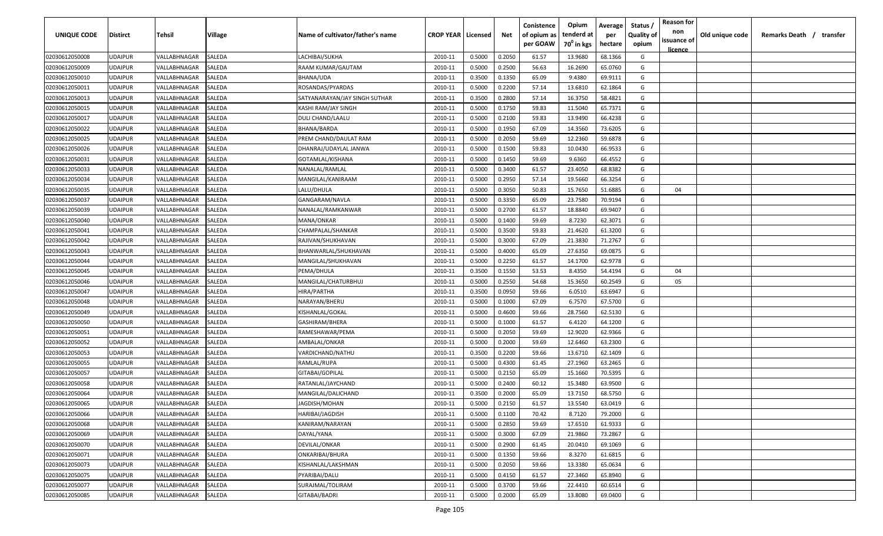| UNIQUE CODE | Distirct | Tehsil | Village | Name of cultivator/father's name | CROP YEAR | Licensed | Net | Conistence of opium as per GOAW | Opium tenderd at $70^0$ in kgs | Average per hectare | Status / Quality of opium | Reason for non issuance of licence | Old unique code | Remarks Death / transfer |
|---|---|---|---|---|---|---|---|---|---|---|---|---|---|---|
| 02030612050008 | UDAIPUR | VALLABHNAGAR | SALEDA | LACHIBAI/SUKHA | 2010-11 | 0.5000 | 0.2050 | 61.57 | 13.9680 | 68.1366 | G | | | |
| 02030612050009 | UDAIPUR | VALLABHNAGAR | SALEDA | RAAM KUMAR/GAUTAM | 2010-11 | 0.5000 | 0.2500 | 56.63 | 16.2690 | 65.0760 | G | | | |
| 02030612050010 | UDAIPUR | VALLABHNAGAR | SALEDA | BHANA/UDA | 2010-11 | 0.3500 | 0.1350 | 65.09 | 9.4380 | 69.9111 | G | | | |
| 02030612050011 | UDAIPUR | VALLABHNAGAR | SALEDA | ROSANDAS/PYARDAS | 2010-11 | 0.5000 | 0.2200 | 57.14 | 13.6810 | 62.1864 | G | | | |
| 02030612050013 | UDAIPUR | VALLABHNAGAR | SALEDA | SATYANARAYAN/JAY SINGH SUTHAR | 2010-11 | 0.3500 | 0.2800 | 57.14 | 16.3750 | 58.4821 | G | | | |
| 02030612050015 | UDAIPUR | VALLABHNAGAR | SALEDA | KASHI RAM/JAY SINGH | 2010-11 | 0.5000 | 0.1750 | 59.83 | 11.5040 | 65.7371 | G | | | |
| 02030612050017 | UDAIPUR | VALLABHNAGAR | SALEDA | DULI CHAND/LAALU | 2010-11 | 0.5000 | 0.2100 | 59.83 | 13.9490 | 66.4238 | G | | | |
| 02030612050022 | UDAIPUR | VALLABHNAGAR | SALEDA | BHANA/BARDA | 2010-11 | 0.5000 | 0.1950 | 67.09 | 14.3560 | 73.6205 | G | | | |
| 02030612050025 | UDAIPUR | VALLABHNAGAR | SALEDA | PREM CHAND/DAULAT RAM | 2010-11 | 0.5000 | 0.2050 | 59.69 | 12.2360 | 59.6878 | G | | | |
| 02030612050026 | UDAIPUR | VALLABHNAGAR | SALEDA | DHANRAJ/UDAYLAL JANWA | 2010-11 | 0.5000 | 0.1500 | 59.83 | 10.0430 | 66.9533 | G | | | |
| 02030612050031 | UDAIPUR | VALLABHNAGAR | SALEDA | GOTAMLAL/KISHANA | 2010-11 | 0.5000 | 0.1450 | 59.69 | 9.6360 | 66.4552 | G | | | |
| 02030612050033 | UDAIPUR | VALLABHNAGAR | SALEDA | NANALAL/RAMLAL | 2010-11 | 0.5000 | 0.3400 | 61.57 | 23.4050 | 68.8382 | G | | | |
| 02030612050034 | UDAIPUR | VALLABHNAGAR | SALEDA | MANGILAL/KANIRAAM | 2010-11 | 0.5000 | 0.2950 | 57.14 | 19.5660 | 66.3254 | G | | | |
| 02030612050035 | UDAIPUR | VALLABHNAGAR | SALEDA | LALU/DHULA | 2010-11 | 0.5000 | 0.3050 | 50.83 | 15.7650 | 51.6885 | G | 04 | | |
| 02030612050037 | UDAIPUR | VALLABHNAGAR | SALEDA | GANGARAM/NAVLA | 2010-11 | 0.5000 | 0.3350 | 65.09 | 23.7580 | 70.9194 | G | | | |
| 02030612050039 | UDAIPUR | VALLABHNAGAR | SALEDA | NANALAL/RAMKANWAR | 2010-11 | 0.5000 | 0.2700 | 61.57 | 18.8840 | 69.9407 | G | | | |
| 02030612050040 | UDAIPUR | VALLABHNAGAR | SALEDA | MANA/ONKAR | 2010-11 | 0.5000 | 0.1400 | 59.69 | 8.7230 | 62.3071 | G | | | |
| 02030612050041 | UDAIPUR | VALLABHNAGAR | SALEDA | CHAMPALAL/SHANKAR | 2010-11 | 0.5000 | 0.3500 | 59.83 | 21.4620 | 61.3200 | G | | | |
| 02030612050042 | UDAIPUR | VALLABHNAGAR | SALEDA | RAJIVAN/SHUKHAVAN | 2010-11 | 0.5000 | 0.3000 | 67.09 | 21.3830 | 71.2767 | G | | | |
| 02030612050043 | UDAIPUR | VALLABHNAGAR | SALEDA | BHANWARLAL/SHUKHAVAN | 2010-11 | 0.5000 | 0.4000 | 65.09 | 27.6350 | 69.0875 | G | | | |
| 02030612050044 | UDAIPUR | VALLABHNAGAR | SALEDA | MANGILAL/SHUKHAVAN | 2010-11 | 0.5000 | 0.2250 | 61.57 | 14.1700 | 62.9778 | G | | | |
| 02030612050045 | UDAIPUR | VALLABHNAGAR | SALEDA | PEMA/DHULA | 2010-11 | 0.3500 | 0.1550 | 53.53 | 8.4350 | 54.4194 | G | 04 | | |
| 02030612050046 | UDAIPUR | VALLABHNAGAR | SALEDA | MANGILAL/CHATURBHUJ | 2010-11 | 0.5000 | 0.2550 | 54.68 | 15.3650 | 60.2549 | G | 05 | | |
| 02030612050047 | UDAIPUR | VALLABHNAGAR | SALEDA | HIRA/PARTHA | 2010-11 | 0.3500 | 0.0950 | 59.66 | 6.0510 | 63.6947 | G | | | |
| 02030612050048 | UDAIPUR | VALLABHNAGAR | SALEDA | NARAYAN/BHERU | 2010-11 | 0.5000 | 0.1000 | 67.09 | 6.7570 | 67.5700 | G | | | |
| 02030612050049 | UDAIPUR | VALLABHNAGAR | SALEDA | KISHANLAL/GOKAL | 2010-11 | 0.5000 | 0.4600 | 59.66 | 28.7560 | 62.5130 | G | | | |
| 02030612050050 | UDAIPUR | VALLABHNAGAR | SALEDA | GASHIRAM/BHERA | 2010-11 | 0.5000 | 0.1000 | 61.57 | 6.4120 | 64.1200 | G | | | |
| 02030612050051 | UDAIPUR | VALLABHNAGAR | SALEDA | RAMESHAWAR/PEMA | 2010-11 | 0.5000 | 0.2050 | 59.69 | 12.9020 | 62.9366 | G | | | |
| 02030612050052 | UDAIPUR | VALLABHNAGAR | SALEDA | AMBALAL/ONKAR | 2010-11 | 0.5000 | 0.2000 | 59.69 | 12.6460 | 63.2300 | G | | | |
| 02030612050053 | UDAIPUR | VALLABHNAGAR | SALEDA | VARDICHAND/NATHU | 2010-11 | 0.3500 | 0.2200 | 59.66 | 13.6710 | 62.1409 | G | | | |
| 02030612050055 | UDAIPUR | VALLABHNAGAR | SALEDA | RAMLAL/RUPA | 2010-11 | 0.5000 | 0.4300 | 61.45 | 27.1960 | 63.2465 | G | | | |
| 02030612050057 | UDAIPUR | VALLABHNAGAR | SALEDA | GITABAI/GOPILAL | 2010-11 | 0.5000 | 0.2150 | 65.09 | 15.1660 | 70.5395 | G | | | |
| 02030612050058 | UDAIPUR | VALLABHNAGAR | SALEDA | RATANLAL/JAYCHAND | 2010-11 | 0.5000 | 0.2400 | 60.12 | 15.3480 | 63.9500 | G | | | |
| 02030612050064 | UDAIPUR | VALLABHNAGAR | SALEDA | MANGILAL/DALICHAND | 2010-11 | 0.3500 | 0.2000 | 65.09 | 13.7150 | 68.5750 | G | | | |
| 02030612050065 | UDAIPUR | VALLABHNAGAR | SALEDA | JAGDISH/MOHAN | 2010-11 | 0.5000 | 0.2150 | 61.57 | 13.5540 | 63.0419 | G | | | |
| 02030612050066 | UDAIPUR | VALLABHNAGAR | SALEDA | HARIBAI/JAGDISH | 2010-11 | 0.5000 | 0.1100 | 70.42 | 8.7120 | 79.2000 | G | | | |
| 02030612050068 | UDAIPUR | VALLABHNAGAR | SALEDA | KANIRAM/NARAYAN | 2010-11 | 0.5000 | 0.2850 | 59.69 | 17.6510 | 61.9333 | G | | | |
| 02030612050069 | UDAIPUR | VALLABHNAGAR | SALEDA | DAYAL/YANA | 2010-11 | 0.5000 | 0.3000 | 67.09 | 21.9860 | 73.2867 | G | | | |
| 02030612050070 | UDAIPUR | VALLABHNAGAR | SALEDA | DEVILAL/ONKAR | 2010-11 | 0.5000 | 0.2900 | 61.45 | 20.0410 | 69.1069 | G | | | |
| 02030612050071 | UDAIPUR | VALLABHNAGAR | SALEDA | ONKARIBAI/BHURA | 2010-11 | 0.5000 | 0.1350 | 59.66 | 8.3270 | 61.6815 | G | | | |
| 02030612050073 | UDAIPUR | VALLABHNAGAR | SALEDA | KISHANLAL/LAKSHMAN | 2010-11 | 0.5000 | 0.2050 | 59.66 | 13.3380 | 65.0634 | G | | | |
| 02030612050075 | UDAIPUR | VALLABHNAGAR | SALEDA | PYARIBAI/DALU | 2010-11 | 0.5000 | 0.4150 | 61.57 | 27.3460 | 65.8940 | G | | | |
| 02030612050077 | UDAIPUR | VALLABHNAGAR | SALEDA | SURAJMAL/TOLIRAM | 2010-11 | 0.5000 | 0.3700 | 59.66 | 22.4410 | 60.6514 | G | | | |
| 02030612050085 | UDAIPUR | VALLABHNAGAR | SALEDA | GITABAI/BADRI | 2010-11 | 0.5000 | 0.2000 | 65.09 | 13.8080 | 69.0400 | G | | | |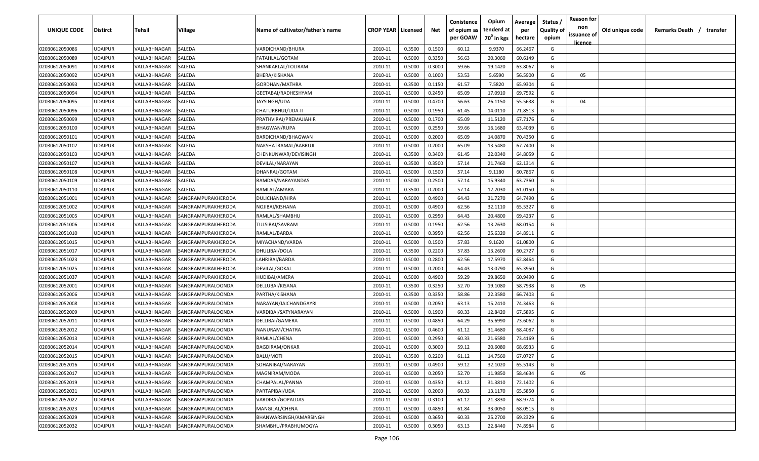| UNIQUE CODE | Distirct | Tehsil | Village | Name of cultivator/father's name | CROP YEAR | Licensed | Net | Conistence of opium as per GOAW | Opium tenderd at $70^0$ in kgs | Average per hectare | Status / Quality of opium | Reason for non issuance of licence | Old unique code | Remarks Death / transfer |
|---|---|---|---|---|---|---|---|---|---|---|---|---|---|---|
| 02030612050086 | UDAIPUR | VALLABHNAGAR | SALEDA | VARDICHAND/BHURA | 2010-11 | 0.3500 | 0.1500 | 60.12 | 9.9370 | 66.2467 | G | | | |
| 02030612050089 | UDAIPUR | VALLABHNAGAR | SALEDA | FATAHLAL/GOTAM | 2010-11 | 0.5000 | 0.3350 | 56.63 | 20.3060 | 60.6149 | G | | | |
| 02030612050091 | UDAIPUR | VALLABHNAGAR | SALEDA | SHANKARLAL/TOLIRAM | 2010-11 | 0.5000 | 0.3000 | 59.66 | 19.1420 | 63.8067 | G | | | |
| 02030612050092 | UDAIPUR | VALLABHNAGAR | SALEDA | BHERA/KISHANA | 2010-11 | 0.5000 | 0.1000 | 53.53 | 5.6590 | 56.5900 | G | 05 | | |
| 02030612050093 | UDAIPUR | VALLABHNAGAR | SALEDA | GORDHAN/MATHRA | 2010-11 | 0.3500 | 0.1150 | 61.57 | 7.5820 | 65.9304 | G | | | |
| 02030612050094 | UDAIPUR | VALLABHNAGAR | SALEDA | GEETABAI/RADHESHYAM | 2010-11 | 0.5000 | 0.2450 | 65.09 | 17.0910 | 69.7592 | G | | | |
| 02030612050095 | UDAIPUR | VALLABHNAGAR | SALEDA | JAYSINGH/UDA | 2010-11 | 0.5000 | 0.4700 | 56.63 | 26.1150 | 55.5638 | G | 04 | | |
| 02030612050096 | UDAIPUR | VALLABHNAGAR | SALEDA | CHATURBHUJ/UDA-II | 2010-11 | 0.5000 | 0.1950 | 61.45 | 14.0110 | 71.8513 | G | | | |
| 02030612050099 | UDAIPUR | VALLABHNAGAR | SALEDA | PRATHVIRAJ/PREMAJIAHIR | 2010-11 | 0.5000 | 0.1700 | 65.09 | 11.5120 | 67.7176 | G | | | |
| 02030612050100 | UDAIPUR | VALLABHNAGAR | SALEDA | BHAGWAN/RUPA | 2010-11 | 0.5000 | 0.2550 | 59.66 | 16.1680 | 63.4039 | G | | | |
| 02030612050101 | UDAIPUR | VALLABHNAGAR | SALEDA | BARDICHAND/BHAGWAN | 2010-11 | 0.5000 | 0.2000 | 65.09 | 14.0870 | 70.4350 | G | | | |
| 02030612050102 | UDAIPUR | VALLABHNAGAR | SALEDA | NAKSHATRAMAL/BABRUJI | 2010-11 | 0.5000 | 0.2000 | 65.09 | 13.5480 | 67.7400 | G | | | |
| 02030612050103 | UDAIPUR | VALLABHNAGAR | SALEDA | CHENKUNWAR/DEVISINGH | 2010-11 | 0.3500 | 0.3400 | 61.45 | 22.0340 | 64.8059 | G | | | |
| 02030612050107 | UDAIPUR | VALLABHNAGAR | SALEDA | DEVILAL/NARAYAN | 2010-11 | 0.3500 | 0.3500 | 57.14 | 21.7460 | 62.1314 | G | | | |
| 02030612050108 | UDAIPUR | VALLABHNAGAR | SALEDA | DHANRAJ/GOTAM | 2010-11 | 0.5000 | 0.1500 | 57.14 | 9.1180 | 60.7867 | G | | | |
| 02030612050109 | UDAIPUR | VALLABHNAGAR | SALEDA | RAMDAS/NARAYANDAS | 2010-11 | 0.5000 | 0.2500 | 57.14 | 15.9340 | 63.7360 | G | | | |
| 02030612050110 | UDAIPUR | VALLABHNAGAR | SALEDA | RAMLAL/AMARA | 2010-11 | 0.3500 | 0.2000 | 57.14 | 12.2030 | 61.0150 | G | | | |
| 02030612051001 | UDAIPUR | VALLABHNAGAR | SANGRAMPURAKHERODA | DULICHAND/HIRA | 2010-11 | 0.5000 | 0.4900 | 64.43 | 31.7270 | 64.7490 | G | | | |
| 02030612051002 | UDAIPUR | VALLABHNAGAR | SANGRAMPURAKHERODA | NOJIBAI/KISHANA | 2010-11 | 0.5000 | 0.4900 | 62.56 | 32.1110 | 65.5327 | G | | | |
| 02030612051005 | UDAIPUR | VALLABHNAGAR | SANGRAMPURAKHERODA | RAMLAL/SHAMBHU | 2010-11 | 0.5000 | 0.2950 | 64.43 | 20.4800 | 69.4237 | G | | | |
| 02030612051006 | UDAIPUR | VALLABHNAGAR | SANGRAMPURAKHERODA | TULSIBAI/SAVRAM | 2010-11 | 0.5000 | 0.1950 | 62.56 | 13.2630 | 68.0154 | G | | | |
| 02030612051010 | UDAIPUR | VALLABHNAGAR | SANGRAMPURAKHERODA | RAMLAL/BARDA | 2010-11 | 0.5000 | 0.3950 | 62.56 | 25.6320 | 64.8911 | G | | | |
| 02030612051015 | UDAIPUR | VALLABHNAGAR | SANGRAMPURAKHERODA | MIYACHAND/VARDA | 2010-11 | 0.5000 | 0.1500 | 57.83 | 9.1620 | 61.0800 | G | | | |
| 02030612051017 | UDAIPUR | VALLABHNAGAR | SANGRAMPURAKHERODA | DHULIBAI/DOLA | 2010-11 | 0.3500 | 0.2200 | 57.83 | 13.2600 | 60.2727 | G | | | |
| 02030612051023 | UDAIPUR | VALLABHNAGAR | SANGRAMPURAKHERODA | LAHRIBAI/BARDA | 2010-11 | 0.5000 | 0.2800 | 62.56 | 17.5970 | 62.8464 | G | | | |
| 02030612051025 | UDAIPUR | VALLABHNAGAR | SANGRAMPURAKHERODA | DEVILAL/GOKAL | 2010-11 | 0.5000 | 0.2000 | 64.43 | 13.0790 | 65.3950 | G | | | |
| 02030612051037 | UDAIPUR | VALLABHNAGAR | SANGRAMPURAKHERODA | HUDIBAI/AMERA | 2010-11 | 0.5000 | 0.4900 | 59.29 | 29.8650 | 60.9490 | G | | | |
| 02030612052001 | UDAIPUR | VALLABHNAGAR | SANGRAMPURALOONDA | DELLUBAI/KISANA | 2010-11 | 0.3500 | 0.3250 | 52.70 | 19.1080 | 58.7938 | G | 05 | | |
| 02030612052006 | UDAIPUR | VALLABHNAGAR | SANGRAMPURALOONDA | PARTHA/KISHANA | 2010-11 | 0.3500 | 0.3350 | 58.86 | 22.3580 | 66.7403 | G | | | |
| 02030612052008 | UDAIPUR | VALLABHNAGAR | SANGRAMPURALOONDA | NARAYAN/JAICHANDGAYRI | 2010-11 | 0.5000 | 0.2050 | 63.13 | 15.2410 | 74.3463 | G | | | |
| 02030612052009 | UDAIPUR | VALLABHNAGAR | SANGRAMPURALOONDA | VARDIBAI/SATYNARAYAN | 2010-11 | 0.5000 | 0.1900 | 60.33 | 12.8420 | 67.5895 | G | | | |
| 02030612052011 | UDAIPUR | VALLABHNAGAR | SANGRAMPURALOONDA | DELLIBAI/GAMERA | 2010-11 | 0.5000 | 0.4850 | 64.29 | 35.6990 | 73.6062 | G | | | |
| 02030612052012 | UDAIPUR | VALLABHNAGAR | SANGRAMPURALOONDA | NANURAM/CHATRA | 2010-11 | 0.5000 | 0.4600 | 61.12 | 31.4680 | 68.4087 | G | | | |
| 02030612052013 | UDAIPUR | VALLABHNAGAR | SANGRAMPURALOONDA | RAMLAL/CHENA | 2010-11 | 0.5000 | 0.2950 | 60.33 | 21.6580 | 73.4169 | G | | | |
| 02030612052014 | UDAIPUR | VALLABHNAGAR | SANGRAMPURALOONDA | BAGDIRAM/ONKAR | 2010-11 | 0.5000 | 0.3000 | 59.12 | 20.6080 | 68.6933 | G | | | |
| 02030612052015 | UDAIPUR | VALLABHNAGAR | SANGRAMPURALOONDA | BALU/MOTI | 2010-11 | 0.3500 | 0.2200 | 61.12 | 14.7560 | 67.0727 | G | | | |
| 02030612052016 | UDAIPUR | VALLABHNAGAR | SANGRAMPURALOONDA | SOHANIBAI/NARAYAN | 2010-11 | 0.5000 | 0.4900 | 59.12 | 32.1020 | 65.5143 | G | | | |
| 02030612052017 | UDAIPUR | VALLABHNAGAR | SANGRAMPURALOONDA | MAGNIRAM/MODA | 2010-11 | 0.5000 | 0.2050 | 52.70 | 11.9850 | 58.4634 | G | 05 | | |
| 02030612052019 | UDAIPUR | VALLABHNAGAR | SANGRAMPURALOONDA | CHAMPALAL/PANNA | 2010-11 | 0.5000 | 0.4350 | 61.12 | 31.3810 | 72.1402 | G | | | |
| 02030612052021 | UDAIPUR | VALLABHNAGAR | SANGRAMPURALOONDA | PARTAPIBAI/UDA | 2010-11 | 0.5000 | 0.2000 | 60.33 | 13.1170 | 65.5850 | G | | | |
| 02030612052022 | UDAIPUR | VALLABHNAGAR | SANGRAMPURALOONDA | VARDIBAI/GOPALDAS | 2010-11 | 0.5000 | 0.3100 | 61.12 | 21.3830 | 68.9774 | G | | | |
| 02030612052023 | UDAIPUR | VALLABHNAGAR | SANGRAMPURALOONDA | MANGILAL/CHENA | 2010-11 | 0.5000 | 0.4850 | 61.84 | 33.0050 | 68.0515 | G | | | |
| 02030612052029 | UDAIPUR | VALLABHNAGAR | SANGRAMPURALOONDA | BHANWARSINGH/AMARSINGH | 2010-11 | 0.5000 | 0.3650 | 60.33 | 25.2700 | 69.2329 | G | | | |
| 02030612052032 | UDAIPUR | VALLABHNAGAR | SANGRAMPURALOONDA | SHAMBHU/PRABHUMOGYA | 2010-11 | 0.5000 | 0.3050 | 63.13 | 22.8440 | 74.8984 | G | | | |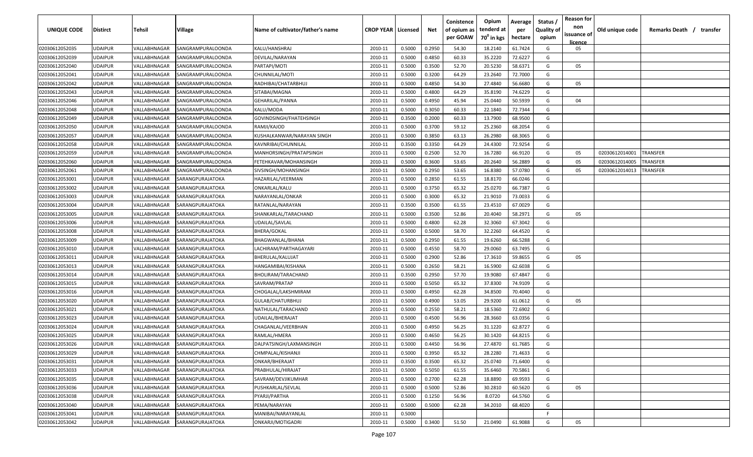| UNIQUE CODE | Distirct | Tehsil | Village | Name of cultivator/father's name | CROP YEAR | Licensed | Net | Conistence of opium as per GOAW | Opium tenderd at 70° in kgs | Average per hectare | Status / Quality of opium | Reason for non issuance of licence | Old unique code | Remarks Death / transfer |
|---|---|---|---|---|---|---|---|---|---|---|---|---|---|---|
| 02030612052035 | UDAIPUR | VALLABHNAGAR | SANGRAMPURALOONDA | KALU/HANSHRAJ | 2010-11 | 0.5000 | 0.2950 | 54.30 | 18.2140 | 61.7424 | G | 05 | | |
| 02030612052039 | UDAIPUR | VALLABHNAGAR | SANGRAMPURALOONDA | DEVILAL/NARAYAN | 2010-11 | 0.5000 | 0.4850 | 60.33 | 35.2220 | 72.6227 | G | | | |
| 02030612052040 | UDAIPUR | VALLABHNAGAR | SANGRAMPURALOONDA | PARTAPI/MOTI | 2010-11 | 0.5000 | 0.3500 | 52.70 | 20.5230 | 58.6371 | G | 05 | | |
| 02030612052041 | UDAIPUR | VALLABHNAGAR | SANGRAMPURALOONDA | CHUNNILAL/MOTI | 2010-11 | 0.5000 | 0.3200 | 64.29 | 23.2640 | 72.7000 | G | | | |
| 02030612052042 | UDAIPUR | VALLABHNAGAR | SANGRAMPURALOONDA | RADHIBAI/CHATARBHUJ | 2010-11 | 0.5000 | 0.4850 | 54.30 | 27.4840 | 56.6680 | G | 05 | | |
| 02030612052043 | UDAIPUR | VALLABHNAGAR | SANGRAMPURALOONDA | SITABAI/MAGNA | 2010-11 | 0.5000 | 0.4800 | 64.29 | 35.8190 | 74.6229 | G | | | |
| 02030612052046 | UDAIPUR | VALLABHNAGAR | SANGRAMPURALOONDA | GEHARILAL/PANNA | 2010-11 | 0.5000 | 0.4950 | 45.94 | 25.0440 | 50.5939 | G | 04 | | |
| 02030612052048 | UDAIPUR | VALLABHNAGAR | SANGRAMPURALOONDA | KALU/MODA | 2010-11 | 0.5000 | 0.3050 | 60.33 | 22.1840 | 72.7344 | G | | | |
| 02030612052049 | UDAIPUR | VALLABHNAGAR | SANGRAMPURALOONDA | GOVINDSINGH/FHATEHSINGH | 2010-11 | 0.3500 | 0.2000 | 60.33 | 13.7900 | 68.9500 | G | | | |
| 02030612052050 | UDAIPUR | VALLABHNAGAR | SANGRAMPURALOONDA | RAMJI/KAJOD | 2010-11 | 0.5000 | 0.3700 | 59.12 | 25.2360 | 68.2054 | G | | | |
| 02030612052057 | UDAIPUR | VALLABHNAGAR | SANGRAMPURALOONDA | KUSHALKANWAR/NARAYAN SINGH | 2010-11 | 0.5000 | 0.3850 | 63.13 | 26.2980 | 68.3065 | G | | | |
| 02030612052058 | UDAIPUR | VALLABHNAGAR | SANGRAMPURALOONDA | KAVNRIBAI/CHUNNILAL | 2010-11 | 0.3500 | 0.3350 | 64.29 | 24.4300 | 72.9254 | G | | | |
| 02030612052059 | UDAIPUR | VALLABHNAGAR | SANGRAMPURALOONDA | MANHORSINGH/PRATAPSINGH | 2010-11 | 0.5000 | 0.2500 | 52.70 | 16.7280 | 66.9120 | G | 05 | 02030612014001 | TRANSFER |
| 02030612052060 | UDAIPUR | VALLABHNAGAR | SANGRAMPURALOONDA | FETEHKAVAR/MOHANSINGH | 2010-11 | 0.5000 | 0.3600 | 53.65 | 20.2640 | 56.2889 | G | 05 | 02030612014005 | TRANSFER |
| 02030612052061 | UDAIPUR | VALLABHNAGAR | SANGRAMPURALOONDA | SIVSINGH/MOHANSINGH | 2010-11 | 0.5000 | 0.2950 | 53.65 | 16.8380 | 57.0780 | G | 05 | 02030612014013 | TRANSFER |
| 02030612053001 | UDAIPUR | VALLABHNAGAR | SARANGPURAJATOKA | HAZARILAL/VEERMAN | 2010-11 | 0.5000 | 0.2850 | 61.55 | 18.8170 | 66.0246 | G | | | |
| 02030612053002 | UDAIPUR | VALLABHNAGAR | SARANGPURAJATOKA | ONKARLAL/KALU | 2010-11 | 0.5000 | 0.3750 | 65.32 | 25.0270 | 66.7387 | G | | | |
| 02030612053003 | UDAIPUR | VALLABHNAGAR | SARANGPURAJATOKA | NARAYANLAL/ONKAR | 2010-11 | 0.5000 | 0.3000 | 65.32 | 21.9010 | 73.0033 | G | | | |
| 02030612053004 | UDAIPUR | VALLABHNAGAR | SARANGPURAJATOKA | RATANLAL/NARAYAN | 2010-11 | 0.3500 | 0.3500 | 61.55 | 23.4510 | 67.0029 | G | | | |
| 02030612053005 | UDAIPUR | VALLABHNAGAR | SARANGPURAJATOKA | SHANKARLAL/TARACHAND | 2010-11 | 0.5000 | 0.3500 | 52.86 | 20.4040 | 58.2971 | G | 05 | | |
| 02030612053006 | UDAIPUR | VALLABHNAGAR | SARANGPURAJATOKA | UDAILAL/SAVLAL | 2010-11 | 0.5000 | 0.4800 | 62.28 | 32.3060 | 67.3042 | G | | | |
| 02030612053008 | UDAIPUR | VALLABHNAGAR | SARANGPURAJATOKA | BHERA/GOKAL | 2010-11 | 0.5000 | 0.5000 | 58.70 | 32.2260 | 64.4520 | G | | | |
| 02030612053009 | UDAIPUR | VALLABHNAGAR | SARANGPURAJATOKA | BHAGWANLAL/BHANA | 2010-11 | 0.5000 | 0.2950 | 61.55 | 19.6260 | 66.5288 | G | | | |
| 02030612053010 | UDAIPUR | VALLABHNAGAR | SARANGPURAJATOKA | LACHIRAM/PARTHAGAYARI | 2010-11 | 0.5000 | 0.4550 | 58.70 | 29.0060 | 63.7495 | G | | | |
| 02030612053011 | UDAIPUR | VALLABHNAGAR | SARANGPURAJATOKA | BHERULAL/KALUJAT | 2010-11 | 0.5000 | 0.2900 | 52.86 | 17.3610 | 59.8655 | G | 05 | | |
| 02030612053013 | UDAIPUR | VALLABHNAGAR | SARANGPURAJATOKA | HANGAMIBAI/KISHANA | 2010-11 | 0.5000 | 0.2650 | 58.21 | 16.5900 | 62.6038 | G | | | |
| 02030612053014 | UDAIPUR | VALLABHNAGAR | SARANGPURAJATOKA | BHOLIRAM/TARACHAND | 2010-11 | 0.3500 | 0.2950 | 57.70 | 19.9080 | 67.4847 | G | | | |
| 02030612053015 | UDAIPUR | VALLABHNAGAR | SARANGPURAJATOKA | SAVRAM/PRATAP | 2010-11 | 0.5000 | 0.5050 | 65.32 | 37.8300 | 74.9109 | G | | | |
| 02030612053016 | UDAIPUR | VALLABHNAGAR | SARANGPURAJATOKA | CHOGALAL/LAKSHMIRAM | 2010-11 | 0.5000 | 0.4950 | 62.28 | 34.8500 | 70.4040 | G | | | |
| 02030612053020 | UDAIPUR | VALLABHNAGAR | SARANGPURAJATOKA | GULAB/CHATURBHUJ | 2010-11 | 0.5000 | 0.4900 | 53.05 | 29.9200 | 61.0612 | G | 05 | | |
| 02030612053021 | UDAIPUR | VALLABHNAGAR | SARANGPURAJATOKA | NATHULAL/TARACHAND | 2010-11 | 0.5000 | 0.2550 | 58.21 | 18.5360 | 72.6902 | G | | | |
| 02030612053023 | UDAIPUR | VALLABHNAGAR | SARANGPURAJATOKA | UDAILAL/BHERAJAT | 2010-11 | 0.5000 | 0.4500 | 56.96 | 28.3660 | 63.0356 | G | | | |
| 02030612053024 | UDAIPUR | VALLABHNAGAR | SARANGPURAJATOKA | CHAGANLAL/VEERBHAN | 2010-11 | 0.5000 | 0.4950 | 56.25 | 31.1220 | 62.8727 | G | | | |
| 02030612053025 | UDAIPUR | VALLABHNAGAR | SARANGPURAJATOKA | RAMLAL/HMERA | 2010-11 | 0.5000 | 0.4650 | 56.25 | 30.1420 | 64.8215 | G | | | |
| 02030612053026 | UDAIPUR | VALLABHNAGAR | SARANGPURAJATOKA | DALPATSINGH/LAXMANSINGH | 2010-11 | 0.5000 | 0.4450 | 56.96 | 27.4870 | 61.7685 | G | | | |
| 02030612053029 | UDAIPUR | VALLABHNAGAR | SARANGPURAJATOKA | CHMPALAL/KISHANJI | 2010-11 | 0.5000 | 0.3950 | 65.32 | 28.2280 | 71.4633 | G | | | |
| 02030612053031 | UDAIPUR | VALLABHNAGAR | SARANGPURAJATOKA | ONKAR/BHERAJAT | 2010-11 | 0.3500 | 0.3500 | 65.32 | 25.0740 | 71.6400 | G | | | |
| 02030612053033 | UDAIPUR | VALLABHNAGAR | SARANGPURAJATOKA | PRABHULAL/HIRAJAT | 2010-11 | 0.5000 | 0.5050 | 61.55 | 35.6460 | 70.5861 | G | | | |
| 02030612053035 | UDAIPUR | VALLABHNAGAR | SARANGPURAJATOKA | SAVRAM/DEVJIKUMHAR | 2010-11 | 0.5000 | 0.2700 | 62.28 | 18.8890 | 69.9593 | G | | | |
| 02030612053036 | UDAIPUR | VALLABHNAGAR | SARANGPURAJATOKA | PUSHKARLAL/SEVLAL | 2010-11 | 0.5000 | 0.5000 | 52.86 | 30.2810 | 60.5620 | G | 05 | | |
| 02030612053038 | UDAIPUR | VALLABHNAGAR | SARANGPURAJATOKA | PYARJI/PARTHA | 2010-11 | 0.5000 | 0.1250 | 56.96 | 8.0720 | 64.5760 | G | | | |
| 02030612053040 | UDAIPUR | VALLABHNAGAR | SARANGPURAJATOKA | PEMA/NARAYAN | 2010-11 | 0.5000 | 0.5000 | 62.28 | 34.2010 | 68.4020 | G | | | |
| 02030612053041 | UDAIPUR | VALLABHNAGAR | SARANGPURAJATOKA | MANIBAI/NARAYANLAL | 2010-11 | 0.5000 | | | | | F | | | |
| 02030612053042 | UDAIPUR | VALLABHNAGAR | SARANGPURAJATOKA | ONKARJI/MOTIGADRI | 2010-11 | 0.5000 | 0.3400 | 51.50 | 21.0490 | 61.9088 | G | 05 | | |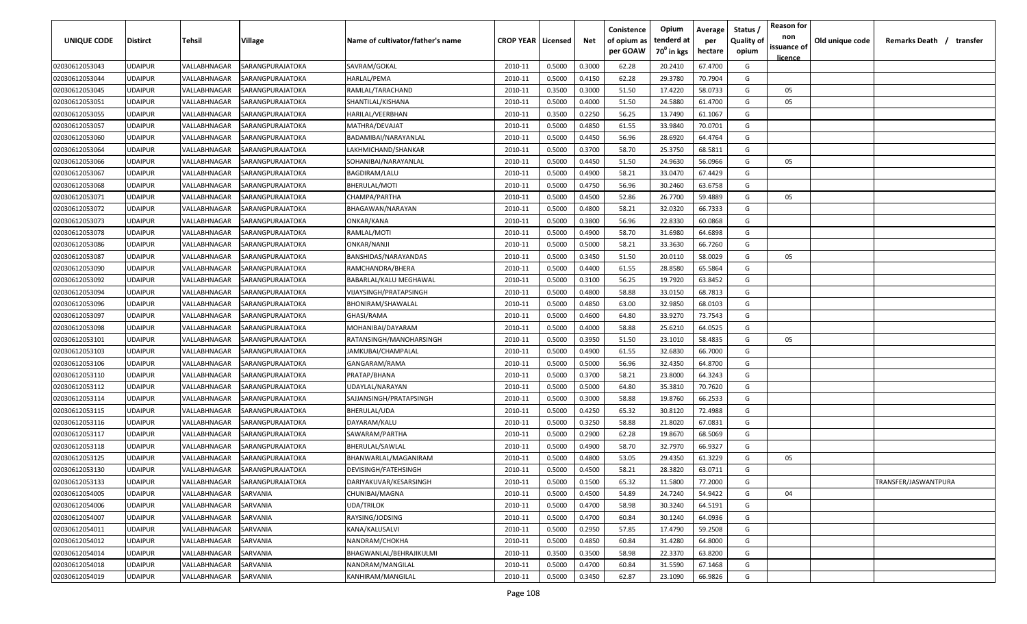| UNIQUE CODE | Distirct | Tehsil | Village | Name of cultivator/father's name | CROP YEAR | Licensed | Net | Conistence of opium as per GOAW | Opium tenderd at 70⁰ in kgs | Average per hectare | Status / Quality of opium | Reason for non issuance of licence | Old unique code | Remarks Death / transfer |
|---|---|---|---|---|---|---|---|---|---|---|---|---|---|---|
| 02030612053043 | UDAIPUR | VALLABHNAGAR | SARANGPURAJATOKA | SAVRAM/GOKAL | 2010-11 | 0.5000 | 0.3000 | 62.28 | 20.2410 | 67.4700 | G | | | |
| 02030612053044 | UDAIPUR | VALLABHNAGAR | SARANGPURAJATOKA | HARLAL/PEMA | 2010-11 | 0.5000 | 0.4150 | 62.28 | 29.3780 | 70.7904 | G | | | |
| 02030612053045 | UDAIPUR | VALLABHNAGAR | SARANGPURAJATOKA | RAMLAL/TARACHAND | 2010-11 | 0.3500 | 0.3000 | 51.50 | 17.4220 | 58.0733 | G | 05 | | |
| 02030612053051 | UDAIPUR | VALLABHNAGAR | SARANGPURAJATOKA | SHANTILAL/KISHANA | 2010-11 | 0.5000 | 0.4000 | 51.50 | 24.5880 | 61.4700 | G | 05 | | |
| 02030612053055 | UDAIPUR | VALLABHNAGAR | SARANGPURAJATOKA | HARILAL/VEERBHAN | 2010-11 | 0.3500 | 0.2250 | 56.25 | 13.7490 | 61.1067 | G | | | |
| 02030612053057 | UDAIPUR | VALLABHNAGAR | SARANGPURAJATOKA | MATHRA/DEVAJAT | 2010-11 | 0.5000 | 0.4850 | 61.55 | 33.9840 | 70.0701 | G | | | |
| 02030612053060 | UDAIPUR | VALLABHNAGAR | SARANGPURAJATOKA | BADAMIBAI/NARAYANLAL | 2010-11 | 0.5000 | 0.4450 | 56.96 | 28.6920 | 64.4764 | G | | | |
| 02030612053064 | UDAIPUR | VALLABHNAGAR | SARANGPURAJATOKA | LAKHMICHAND/SHANKAR | 2010-11 | 0.5000 | 0.3700 | 58.70 | 25.3750 | 68.5811 | G | | | |
| 02030612053066 | UDAIPUR | VALLABHNAGAR | SARANGPURAJATOKA | SOHANIBAI/NARAYANLAL | 2010-11 | 0.5000 | 0.4450 | 51.50 | 24.9630 | 56.0966 | G | 05 | | |
| 02030612053067 | UDAIPUR | VALLABHNAGAR | SARANGPURAJATOKA | BAGDIRAM/LALU | 2010-11 | 0.5000 | 0.4900 | 58.21 | 33.0470 | 67.4429 | G | | | |
| 02030612053068 | UDAIPUR | VALLABHNAGAR | SARANGPURAJATOKA | BHERULAL/MOTI | 2010-11 | 0.5000 | 0.4750 | 56.96 | 30.2460 | 63.6758 | G | | | |
| 02030612053071 | UDAIPUR | VALLABHNAGAR | SARANGPURAJATOKA | CHAMPA/PARTHA | 2010-11 | 0.5000 | 0.4500 | 52.86 | 26.7700 | 59.4889 | G | 05 | | |
| 02030612053072 | UDAIPUR | VALLABHNAGAR | SARANGPURAJATOKA | BHAGAWAN/NARAYAN | 2010-11 | 0.5000 | 0.4800 | 58.21 | 32.0320 | 66.7333 | G | | | |
| 02030612053073 | UDAIPUR | VALLABHNAGAR | SARANGPURAJATOKA | ONKAR/KANA | 2010-11 | 0.5000 | 0.3800 | 56.96 | 22.8330 | 60.0868 | G | | | |
| 02030612053078 | UDAIPUR | VALLABHNAGAR | SARANGPURAJATOKA | RAMLAL/MOTI | 2010-11 | 0.5000 | 0.4900 | 58.70 | 31.6980 | 64.6898 | G | | | |
| 02030612053086 | UDAIPUR | VALLABHNAGAR | SARANGPURAJATOKA | ONKAR/NANJI | 2010-11 | 0.5000 | 0.5000 | 58.21 | 33.3630 | 66.7260 | G | | | |
| 02030612053087 | UDAIPUR | VALLABHNAGAR | SARANGPURAJATOKA | BANSHIDAS/NARAYANDAS | 2010-11 | 0.5000 | 0.3450 | 51.50 | 20.0110 | 58.0029 | G | 05 | | |
| 02030612053090 | UDAIPUR | VALLABHNAGAR | SARANGPURAJATOKA | RAMCHANDRA/BHERA | 2010-11 | 0.5000 | 0.4400 | 61.55 | 28.8580 | 65.5864 | G | | | |
| 02030612053092 | UDAIPUR | VALLABHNAGAR | SARANGPURAJATOKA | BABARLAL/KALU MEGHAWAL | 2010-11 | 0.5000 | 0.3100 | 56.25 | 19.7920 | 63.8452 | G | | | |
| 02030612053094 | UDAIPUR | VALLABHNAGAR | SARANGPURAJATOKA | VIJAYSINGH/PRATAPSINGH | 2010-11 | 0.5000 | 0.4800 | 58.88 | 33.0150 | 68.7813 | G | | | |
| 02030612053096 | UDAIPUR | VALLABHNAGAR | SARANGPURAJATOKA | BHONIRAM/SHAWALAL | 2010-11 | 0.5000 | 0.4850 | 63.00 | 32.9850 | 68.0103 | G | | | |
| 02030612053097 | UDAIPUR | VALLABHNAGAR | SARANGPURAJATOKA | GHASI/RAMA | 2010-11 | 0.5000 | 0.4600 | 64.80 | 33.9270 | 73.7543 | G | | | |
| 02030612053098 | UDAIPUR | VALLABHNAGAR | SARANGPURAJATOKA | MOHANIBAI/DAYARAM | 2010-11 | 0.5000 | 0.4000 | 58.88 | 25.6210 | 64.0525 | G | | | |
| 02030612053101 | UDAIPUR | VALLABHNAGAR | SARANGPURAJATOKA | RATANSINGH/MANOHARSINGH | 2010-11 | 0.5000 | 0.3950 | 51.50 | 23.1010 | 58.4835 | G | 05 | | |
| 02030612053103 | UDAIPUR | VALLABHNAGAR | SARANGPURAJATOKA | JAMKUBAI/CHAMPALAL | 2010-11 | 0.5000 | 0.4900 | 61.55 | 32.6830 | 66.7000 | G | | | |
| 02030612053106 | UDAIPUR | VALLABHNAGAR | SARANGPURAJATOKA | GANGARAM/RAMA | 2010-11 | 0.5000 | 0.5000 | 56.96 | 32.4350 | 64.8700 | G | | | |
| 02030612053110 | UDAIPUR | VALLABHNAGAR | SARANGPURAJATOKA | PRATAP/BHANA | 2010-11 | 0.5000 | 0.3700 | 58.21 | 23.8000 | 64.3243 | G | | | |
| 02030612053112 | UDAIPUR | VALLABHNAGAR | SARANGPURAJATOKA | UDAYLAL/NARAYAN | 2010-11 | 0.5000 | 0.5000 | 64.80 | 35.3810 | 70.7620 | G | | | |
| 02030612053114 | UDAIPUR | VALLABHNAGAR | SARANGPURAJATOKA | SAJJANSINGH/PRATAPSINGH | 2010-11 | 0.5000 | 0.3000 | 58.88 | 19.8760 | 66.2533 | G | | | |
| 02030612053115 | UDAIPUR | VALLABHNAGAR | SARANGPURAJATOKA | BHERULAL/UDA | 2010-11 | 0.5000 | 0.4250 | 65.32 | 30.8120 | 72.4988 | G | | | |
| 02030612053116 | UDAIPUR | VALLABHNAGAR | SARANGPURAJATOKA | DAYARAM/KALU | 2010-11 | 0.5000 | 0.3250 | 58.88 | 21.8020 | 67.0831 | G | | | |
| 02030612053117 | UDAIPUR | VALLABHNAGAR | SARANGPURAJATOKA | SAWARAM/PARTHA | 2010-11 | 0.5000 | 0.2900 | 62.28 | 19.8670 | 68.5069 | G | | | |
| 02030612053118 | UDAIPUR | VALLABHNAGAR | SARANGPURAJATOKA | BHERULAL/SAWLAL | 2010-11 | 0.5000 | 0.4900 | 58.70 | 32.7970 | 66.9327 | G | | | |
| 02030612053125 | UDAIPUR | VALLABHNAGAR | SARANGPURAJATOKA | BHANWARLAL/MAGANIRAM | 2010-11 | 0.5000 | 0.4800 | 53.05 | 29.4350 | 61.3229 | G | 05 | | |
| 02030612053130 | UDAIPUR | VALLABHNAGAR | SARANGPURAJATOKA | DEVISINGH/FATEHSINGH | 2010-11 | 0.5000 | 0.4500 | 58.21 | 28.3820 | 63.0711 | G | | | |
| 02030612053133 | UDAIPUR | VALLABHNAGAR | SARANGPURAJATOKA | DARIYAKUVAR/KESARSINGH | 2010-11 | 0.5000 | 0.1500 | 65.32 | 11.5800 | 77.2000 | G | | | TRANSFER/JASWANTPURA |
| 02030612054005 | UDAIPUR | VALLABHNAGAR | SARVANIA | CHUNIBAI/MAGNA | 2010-11 | 0.5000 | 0.4500 | 54.89 | 24.7240 | 54.9422 | G | 04 | | |
| 02030612054006 | UDAIPUR | VALLABHNAGAR | SARVANIA | UDA/TRILOK | 2010-11 | 0.5000 | 0.4700 | 58.98 | 30.3240 | 64.5191 | G | | | |
| 02030612054007 | UDAIPUR | VALLABHNAGAR | SARVANIA | RAYSING/JODSING | 2010-11 | 0.5000 | 0.4700 | 60.84 | 30.1240 | 64.0936 | G | | | |
| 02030612054011 | UDAIPUR | VALLABHNAGAR | SARVANIA | KANA/KALUSALVI | 2010-11 | 0.5000 | 0.2950 | 57.85 | 17.4790 | 59.2508 | G | | | |
| 02030612054012 | UDAIPUR | VALLABHNAGAR | SARVANIA | NANDRAM/CHOKHA | 2010-11 | 0.5000 | 0.4850 | 60.84 | 31.4280 | 64.8000 | G | | | |
| 02030612054014 | UDAIPUR | VALLABHNAGAR | SARVANIA | BHAGWANLAL/BEHRAJIKULMI | 2010-11 | 0.3500 | 0.3500 | 58.98 | 22.3370 | 63.8200 | G | | | |
| 02030612054018 | UDAIPUR | VALLABHNAGAR | SARVANIA | NANDRAM/MANGILAL | 2010-11 | 0.5000 | 0.4700 | 60.84 | 31.5590 | 67.1468 | G | | | |
| 02030612054019 | UDAIPUR | VALLABHNAGAR | SARVANIA | KANHIRAM/MANGILAL | 2010-11 | 0.5000 | 0.3450 | 62.87 | 23.1090 | 66.9826 | G | | | |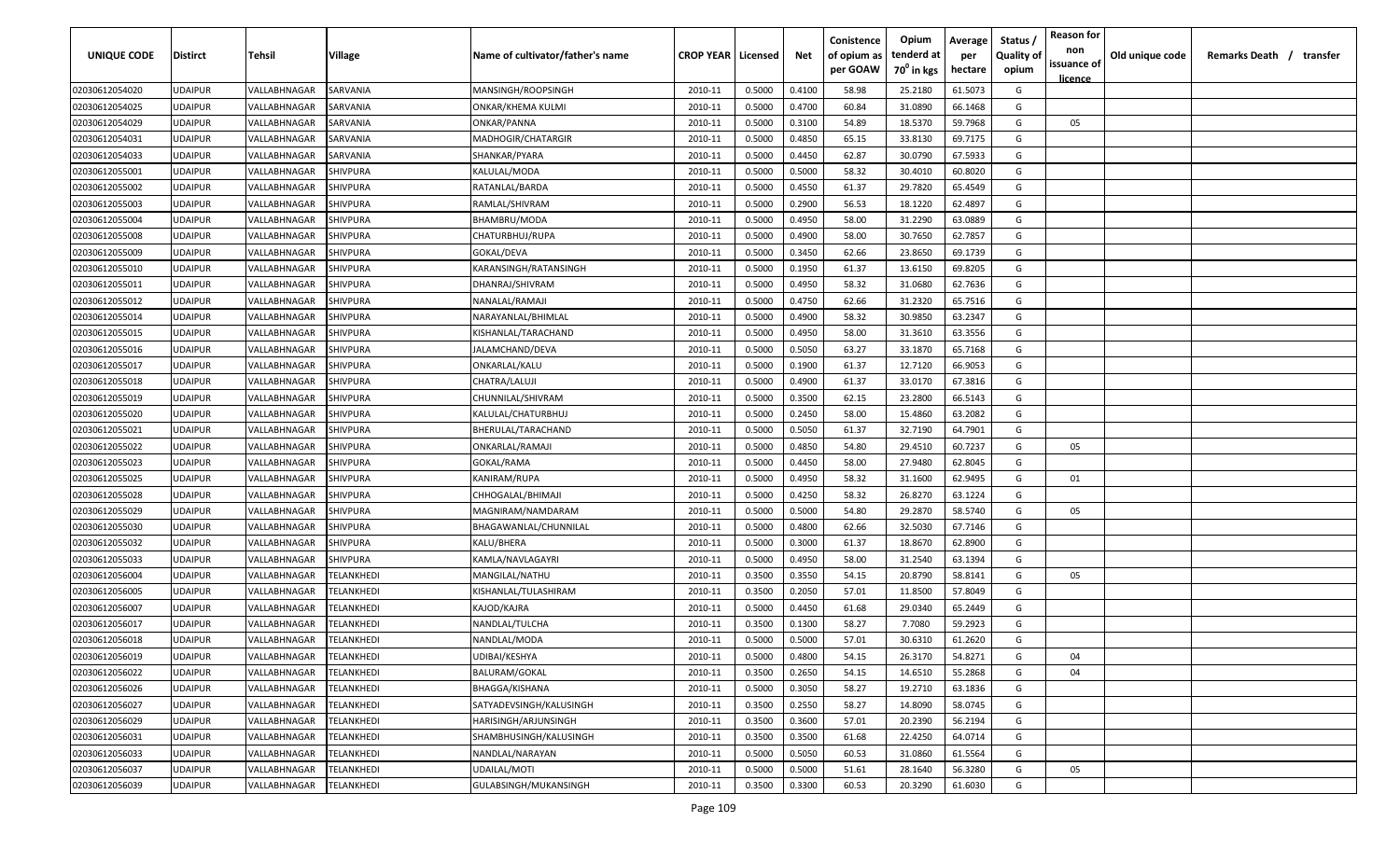| UNIQUE CODE | Distirct | Tehsil | Village | Name of cultivator/father's name | CROP YEAR | Licensed | Net | Conistence of opium as per GOAW | Opium tenderd at $70^0$ in kgs | Average per hectare | Status / Quality of opium | Reason for non issuance of licence | Old unique code | Remarks Death / transfer |
|---|---|---|---|---|---|---|---|---|---|---|---|---|---|---|
| 02030612054020 | UDAIPUR | VALLABHNAGAR | SARVANIA | MANSINGH/ROOPSINGH | 2010-11 | 0.5000 | 0.4100 | 58.98 | 25.2180 | 61.5073 | G | | | |
| 02030612054025 | UDAIPUR | VALLABHNAGAR | SARVANIA | ONKAR/KHEMA KULMI | 2010-11 | 0.5000 | 0.4700 | 60.84 | 31.0890 | 66.1468 | G | | | |
| 02030612054029 | UDAIPUR | VALLABHNAGAR | SARVANIA | ONKAR/PANNA | 2010-11 | 0.5000 | 0.3100 | 54.89 | 18.5370 | 59.7968 | G | 05 | | |
| 02030612054031 | UDAIPUR | VALLABHNAGAR | SARVANIA | MADHOGIR/CHATARGIR | 2010-11 | 0.5000 | 0.4850 | 65.15 | 33.8130 | 69.7175 | G | | | |
| 02030612054033 | UDAIPUR | VALLABHNAGAR | SARVANIA | SHANKAR/PYARA | 2010-11 | 0.5000 | 0.4450 | 62.87 | 30.0790 | 67.5933 | G | | | |
| 02030612055001 | UDAIPUR | VALLABHNAGAR | SHIVPURA | KALULAL/MODA | 2010-11 | 0.5000 | 0.5000 | 58.32 | 30.4010 | 60.8020 | G | | | |
| 02030612055002 | UDAIPUR | VALLABHNAGAR | SHIVPURA | RATANLAL/BARDA | 2010-11 | 0.5000 | 0.4550 | 61.37 | 29.7820 | 65.4549 | G | | | |
| 02030612055003 | UDAIPUR | VALLABHNAGAR | SHIVPURA | RAMLAL/SHIVRAM | 2010-11 | 0.5000 | 0.2900 | 56.53 | 18.1220 | 62.4897 | G | | | |
| 02030612055004 | UDAIPUR | VALLABHNAGAR | SHIVPURA | BHAMBRU/MODA | 2010-11 | 0.5000 | 0.4950 | 58.00 | 31.2290 | 63.0889 | G | | | |
| 02030612055008 | UDAIPUR | VALLABHNAGAR | SHIVPURA | CHATURBHUJ/RUPA | 2010-11 | 0.5000 | 0.4900 | 58.00 | 30.7650 | 62.7857 | G | | | |
| 02030612055009 | UDAIPUR | VALLABHNAGAR | SHIVPURA | GOKAL/DEVA | 2010-11 | 0.5000 | 0.3450 | 62.66 | 23.8650 | 69.1739 | G | | | |
| 02030612055010 | UDAIPUR | VALLABHNAGAR | SHIVPURA | KARANSINGH/RATANSINGH | 2010-11 | 0.5000 | 0.1950 | 61.37 | 13.6150 | 69.8205 | G | | | |
| 02030612055011 | UDAIPUR | VALLABHNAGAR | SHIVPURA | DHANRAJ/SHIVRAM | 2010-11 | 0.5000 | 0.4950 | 58.32 | 31.0680 | 62.7636 | G | | | |
| 02030612055012 | UDAIPUR | VALLABHNAGAR | SHIVPURA | NANALAL/RAMAJI | 2010-11 | 0.5000 | 0.4750 | 62.66 | 31.2320 | 65.7516 | G | | | |
| 02030612055014 | UDAIPUR | VALLABHNAGAR | SHIVPURA | NARAYANLAL/BHIMLAL | 2010-11 | 0.5000 | 0.4900 | 58.32 | 30.9850 | 63.2347 | G | | | |
| 02030612055015 | UDAIPUR | VALLABHNAGAR | SHIVPURA | KISHANLAL/TARACHAND | 2010-11 | 0.5000 | 0.4950 | 58.00 | 31.3610 | 63.3556 | G | | | |
| 02030612055016 | UDAIPUR | VALLABHNAGAR | SHIVPURA | JALAMCHAND/DEVA | 2010-11 | 0.5000 | 0.5050 | 63.27 | 33.1870 | 65.7168 | G | | | |
| 02030612055017 | UDAIPUR | VALLABHNAGAR | SHIVPURA | ONKARLAL/KALU | 2010-11 | 0.5000 | 0.1900 | 61.37 | 12.7120 | 66.9053 | G | | | |
| 02030612055018 | UDAIPUR | VALLABHNAGAR | SHIVPURA | CHATRA/LALUJI | 2010-11 | 0.5000 | 0.4900 | 61.37 | 33.0170 | 67.3816 | G | | | |
| 02030612055019 | UDAIPUR | VALLABHNAGAR | SHIVPURA | CHUNNILAL/SHIVRAM | 2010-11 | 0.5000 | 0.3500 | 62.15 | 23.2800 | 66.5143 | G | | | |
| 02030612055020 | UDAIPUR | VALLABHNAGAR | SHIVPURA | KALULAL/CHATURBHUJ | 2010-11 | 0.5000 | 0.2450 | 58.00 | 15.4860 | 63.2082 | G | | | |
| 02030612055021 | UDAIPUR | VALLABHNAGAR | SHIVPURA | BHERULAL/TARACHAND | 2010-11 | 0.5000 | 0.5050 | 61.37 | 32.7190 | 64.7901 | G | | | |
| 02030612055022 | UDAIPUR | VALLABHNAGAR | SHIVPURA | ONKARLAL/RAMAJI | 2010-11 | 0.5000 | 0.4850 | 54.80 | 29.4510 | 60.7237 | G | 05 | | |
| 02030612055023 | UDAIPUR | VALLABHNAGAR | SHIVPURA | GOKAL/RAMA | 2010-11 | 0.5000 | 0.4450 | 58.00 | 27.9480 | 62.8045 | G | | | |
| 02030612055025 | UDAIPUR | VALLABHNAGAR | SHIVPURA | KANIRAM/RUPA | 2010-11 | 0.5000 | 0.4950 | 58.32 | 31.1600 | 62.9495 | G | 01 | | |
| 02030612055028 | UDAIPUR | VALLABHNAGAR | SHIVPURA | CHHOGALAL/BHIMAJI | 2010-11 | 0.5000 | 0.4250 | 58.32 | 26.8270 | 63.1224 | G | | | |
| 02030612055029 | UDAIPUR | VALLABHNAGAR | SHIVPURA | MAGNIRAM/NAMDARAM | 2010-11 | 0.5000 | 0.5000 | 54.80 | 29.2870 | 58.5740 | G | 05 | | |
| 02030612055030 | UDAIPUR | VALLABHNAGAR | SHIVPURA | BHAGAWANLAL/CHUNNILAL | 2010-11 | 0.5000 | 0.4800 | 62.66 | 32.5030 | 67.7146 | G | | | |
| 02030612055032 | UDAIPUR | VALLABHNAGAR | SHIVPURA | KALU/BHERA | 2010-11 | 0.5000 | 0.3000 | 61.37 | 18.8670 | 62.8900 | G | | | |
| 02030612055033 | UDAIPUR | VALLABHNAGAR | SHIVPURA | KAMLA/NAVLAGAYRI | 2010-11 | 0.5000 | 0.4950 | 58.00 | 31.2540 | 63.1394 | G | | | |
| 02030612056004 | UDAIPUR | VALLABHNAGAR | TELANKHEDI | MANGILAL/NATHU | 2010-11 | 0.3500 | 0.3550 | 54.15 | 20.8790 | 58.8141 | G | 05 | | |
| 02030612056005 | UDAIPUR | VALLABHNAGAR | TELANKHEDI | KISHANLAL/TULASHIRAM | 2010-11 | 0.3500 | 0.2050 | 57.01 | 11.8500 | 57.8049 | G | | | |
| 02030612056007 | UDAIPUR | VALLABHNAGAR | TELANKHEDI | KAJOD/KAJRA | 2010-11 | 0.5000 | 0.4450 | 61.68 | 29.0340 | 65.2449 | G | | | |
| 02030612056017 | UDAIPUR | VALLABHNAGAR | TELANKHEDI | NANDLAL/TULCHA | 2010-11 | 0.3500 | 0.1300 | 58.27 | 7.7080 | 59.2923 | G | | | |
| 02030612056018 | UDAIPUR | VALLABHNAGAR | TELANKHEDI | NANDLAL/MODA | 2010-11 | 0.5000 | 0.5000 | 57.01 | 30.6310 | 61.2620 | G | | | |
| 02030612056019 | UDAIPUR | VALLABHNAGAR | TELANKHEDI | UDIBAI/KESHYA | 2010-11 | 0.5000 | 0.4800 | 54.15 | 26.3170 | 54.8271 | G | 04 | | |
| 02030612056022 | UDAIPUR | VALLABHNAGAR | TELANKHEDI | BALURAM/GOKAL | 2010-11 | 0.3500 | 0.2650 | 54.15 | 14.6510 | 55.2868 | G | 04 | | |
| 02030612056026 | UDAIPUR | VALLABHNAGAR | TELANKHEDI | BHAGGA/KISHANA | 2010-11 | 0.5000 | 0.3050 | 58.27 | 19.2710 | 63.1836 | G | | | |
| 02030612056027 | UDAIPUR | VALLABHNAGAR | TELANKHEDI | SATYADEVSINGH/KALUSINGH | 2010-11 | 0.3500 | 0.2550 | 58.27 | 14.8090 | 58.0745 | G | | | |
| 02030612056029 | UDAIPUR | VALLABHNAGAR | TELANKHEDI | HARISINGH/ARJUNSINGH | 2010-11 | 0.3500 | 0.3600 | 57.01 | 20.2390 | 56.2194 | G | | | |
| 02030612056031 | UDAIPUR | VALLABHNAGAR | TELANKHEDI | SHAMBHUSINGH/KALUSINGH | 2010-11 | 0.3500 | 0.3500 | 61.68 | 22.4250 | 64.0714 | G | | | |
| 02030612056033 | UDAIPUR | VALLABHNAGAR | TELANKHEDI | NANDLAL/NARAYAN | 2010-11 | 0.5000 | 0.5050 | 60.53 | 31.0860 | 61.5564 | G | | | |
| 02030612056037 | UDAIPUR | VALLABHNAGAR | TELANKHEDI | UDAILAL/MOTI | 2010-11 | 0.5000 | 0.5000 | 51.61 | 28.1640 | 56.3280 | G | 05 | | |
| 02030612056039 | UDAIPUR | VALLABHNAGAR | TELANKHEDI | GULABSINGH/MUKANSINGH | 2010-11 | 0.3500 | 0.3300 | 60.53 | 20.3290 | 61.6030 | G | | | |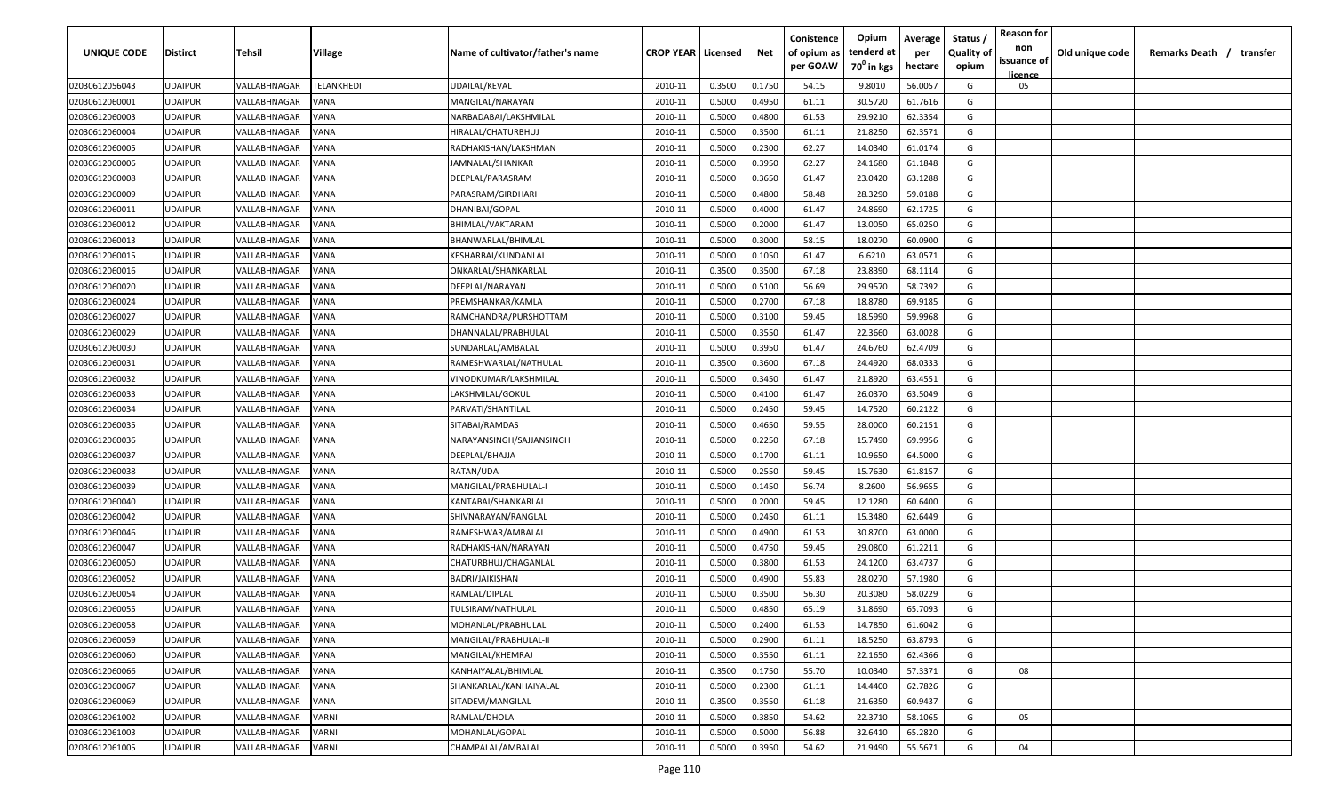| UNIQUE CODE | Distirct | Tehsil | Village | Name of cultivator/father's name | CROP YEAR | Licensed | Net | Conistence of opium as per GOAW | Opium tenderd at 70⁰ in kgs | Average per hectare | Status / Quality of opium | Reason for non issuance of licence | Old unique code | Remarks Death / transfer |
|---|---|---|---|---|---|---|---|---|---|---|---|---|---|---|
| 02030612056043 | UDAIPUR | VALLABHNAGAR | TELANKHEDI | UDAILAL/KEVAL | 2010-11 | 0.3500 | 0.1750 | 54.15 | 9.8010 | 56.0057 | G | 05 | | |
| 02030612060001 | UDAIPUR | VALLABHNAGAR | VANA | MANGILAL/NARAYAN | 2010-11 | 0.5000 | 0.4950 | 61.11 | 30.5720 | 61.7616 | G | | | |
| 02030612060003 | UDAIPUR | VALLABHNAGAR | VANA | NARBADABAI/LAKSHMILAL | 2010-11 | 0.5000 | 0.4800 | 61.53 | 29.9210 | 62.3354 | G | | | |
| 02030612060004 | UDAIPUR | VALLABHNAGAR | VANA | HIRALAL/CHATURBHUJ | 2010-11 | 0.5000 | 0.3500 | 61.11 | 21.8250 | 62.3571 | G | | | |
| 02030612060005 | UDAIPUR | VALLABHNAGAR | VANA | RADHAKISHAN/LAKSHMAN | 2010-11 | 0.5000 | 0.2300 | 62.27 | 14.0340 | 61.0174 | G | | | |
| 02030612060006 | UDAIPUR | VALLABHNAGAR | VANA | JAMNALAL/SHANKAR | 2010-11 | 0.5000 | 0.3950 | 62.27 | 24.1680 | 61.1848 | G | | | |
| 02030612060008 | UDAIPUR | VALLABHNAGAR | VANA | DEEPLAL/PARASRAM | 2010-11 | 0.5000 | 0.3650 | 61.47 | 23.0420 | 63.1288 | G | | | |
| 02030612060009 | UDAIPUR | VALLABHNAGAR | VANA | PARASRAM/GIRDHARI | 2010-11 | 0.5000 | 0.4800 | 58.48 | 28.3290 | 59.0188 | G | | | |
| 02030612060011 | UDAIPUR | VALLABHNAGAR | VANA | DHANIBAI/GOPAL | 2010-11 | 0.5000 | 0.4000 | 61.47 | 24.8690 | 62.1725 | G | | | |
| 02030612060012 | UDAIPUR | VALLABHNAGAR | VANA | BHIMLAL/VAKTARAM | 2010-11 | 0.5000 | 0.2000 | 61.47 | 13.0050 | 65.0250 | G | | | |
| 02030612060013 | UDAIPUR | VALLABHNAGAR | VANA | BHANWARLAL/BHIMLAL | 2010-11 | 0.5000 | 0.3000 | 58.15 | 18.0270 | 60.0900 | G | | | |
| 02030612060015 | UDAIPUR | VALLABHNAGAR | VANA | KESHARBAI/KUNDANLAL | 2010-11 | 0.5000 | 0.1050 | 61.47 | 6.6210 | 63.0571 | G | | | |
| 02030612060016 | UDAIPUR | VALLABHNAGAR | VANA | ONKARLAL/SHANKARLAL | 2010-11 | 0.3500 | 0.3500 | 67.18 | 23.8390 | 68.1114 | G | | | |
| 02030612060020 | UDAIPUR | VALLABHNAGAR | VANA | DEEPLAL/NARAYAN | 2010-11 | 0.5000 | 0.5100 | 56.69 | 29.9570 | 58.7392 | G | | | |
| 02030612060024 | UDAIPUR | VALLABHNAGAR | VANA | PREMSHANKAR/KAMLA | 2010-11 | 0.5000 | 0.2700 | 67.18 | 18.8780 | 69.9185 | G | | | |
| 02030612060027 | UDAIPUR | VALLABHNAGAR | VANA | RAMCHANDRA/PURSHOTTAM | 2010-11 | 0.5000 | 0.3100 | 59.45 | 18.5990 | 59.9968 | G | | | |
| 02030612060029 | UDAIPUR | VALLABHNAGAR | VANA | DHANNALAL/PRABHULAL | 2010-11 | 0.5000 | 0.3550 | 61.47 | 22.3660 | 63.0028 | G | | | |
| 02030612060030 | UDAIPUR | VALLABHNAGAR | VANA | SUNDARLAL/AMBALAL | 2010-11 | 0.5000 | 0.3950 | 61.47 | 24.6760 | 62.4709 | G | | | |
| 02030612060031 | UDAIPUR | VALLABHNAGAR | VANA | RAMESHWARLAL/NATHULAL | 2010-11 | 0.3500 | 0.3600 | 67.18 | 24.4920 | 68.0333 | G | | | |
| 02030612060032 | UDAIPUR | VALLABHNAGAR | VANA | VINODKUMAR/LAKSHMILAL | 2010-11 | 0.5000 | 0.3450 | 61.47 | 21.8920 | 63.4551 | G | | | |
| 02030612060033 | UDAIPUR | VALLABHNAGAR | VANA | LAKSHMILAL/GOKUL | 2010-11 | 0.5000 | 0.4100 | 61.47 | 26.0370 | 63.5049 | G | | | |
| 02030612060034 | UDAIPUR | VALLABHNAGAR | VANA | PARVATI/SHANTILAL | 2010-11 | 0.5000 | 0.2450 | 59.45 | 14.7520 | 60.2122 | G | | | |
| 02030612060035 | UDAIPUR | VALLABHNAGAR | VANA | SITABAI/RAMDAS | 2010-11 | 0.5000 | 0.4650 | 59.55 | 28.0000 | 60.2151 | G | | | |
| 02030612060036 | UDAIPUR | VALLABHNAGAR | VANA | NARAYANSINGH/SAJJANSINGH | 2010-11 | 0.5000 | 0.2250 | 67.18 | 15.7490 | 69.9956 | G | | | |
| 02030612060037 | UDAIPUR | VALLABHNAGAR | VANA | DEEPLAL/BHAJJA | 2010-11 | 0.5000 | 0.1700 | 61.11 | 10.9650 | 64.5000 | G | | | |
| 02030612060038 | UDAIPUR | VALLABHNAGAR | VANA | RATAN/UDA | 2010-11 | 0.5000 | 0.2550 | 59.45 | 15.7630 | 61.8157 | G | | | |
| 02030612060039 | UDAIPUR | VALLABHNAGAR | VANA | MANGILAL/PRABHULAL-I | 2010-11 | 0.5000 | 0.1450 | 56.74 | 8.2600 | 56.9655 | G | | | |
| 02030612060040 | UDAIPUR | VALLABHNAGAR | VANA | KANTABAI/SHANKARLAL | 2010-11 | 0.5000 | 0.2000 | 59.45 | 12.1280 | 60.6400 | G | | | |
| 02030612060042 | UDAIPUR | VALLABHNAGAR | VANA | SHIVNARAYAN/RANGLAL | 2010-11 | 0.5000 | 0.2450 | 61.11 | 15.3480 | 62.6449 | G | | | |
| 02030612060046 | UDAIPUR | VALLABHNAGAR | VANA | RAMESHWAR/AMBALAL | 2010-11 | 0.5000 | 0.4900 | 61.53 | 30.8700 | 63.0000 | G | | | |
| 02030612060047 | UDAIPUR | VALLABHNAGAR | VANA | RADHAKISHAN/NARAYAN | 2010-11 | 0.5000 | 0.4750 | 59.45 | 29.0800 | 61.2211 | G | | | |
| 02030612060050 | UDAIPUR | VALLABHNAGAR | VANA | CHATURBHUJ/CHAGANLAL | 2010-11 | 0.5000 | 0.3800 | 61.53 | 24.1200 | 63.4737 | G | | | |
| 02030612060052 | UDAIPUR | VALLABHNAGAR | VANA | BADRI/JAIKISHAN | 2010-11 | 0.5000 | 0.4900 | 55.83 | 28.0270 | 57.1980 | G | | | |
| 02030612060054 | UDAIPUR | VALLABHNAGAR | VANA | RAMLAL/DIPLAL | 2010-11 | 0.5000 | 0.3500 | 56.30 | 20.3080 | 58.0229 | G | | | |
| 02030612060055 | UDAIPUR | VALLABHNAGAR | VANA | TULSIRAM/NATHULAL | 2010-11 | 0.5000 | 0.4850 | 65.19 | 31.8690 | 65.7093 | G | | | |
| 02030612060058 | UDAIPUR | VALLABHNAGAR | VANA | MOHANLAL/PRABHULAL | 2010-11 | 0.5000 | 0.2400 | 61.53 | 14.7850 | 61.6042 | G | | | |
| 02030612060059 | UDAIPUR | VALLABHNAGAR | VANA | MANGILAL/PRABHULAL-II | 2010-11 | 0.5000 | 0.2900 | 61.11 | 18.5250 | 63.8793 | G | | | |
| 02030612060060 | UDAIPUR | VALLABHNAGAR | VANA | MANGILAL/KHEMRAJ | 2010-11 | 0.5000 | 0.3550 | 61.11 | 22.1650 | 62.4366 | G | | | |
| 02030612060066 | UDAIPUR | VALLABHNAGAR | VANA | KANHAIYALAL/BHIMLAL | 2010-11 | 0.3500 | 0.1750 | 55.70 | 10.0340 | 57.3371 | G | 08 | | |
| 02030612060067 | UDAIPUR | VALLABHNAGAR | VANA | SHANKARLAL/KANHAIYALAL | 2010-11 | 0.5000 | 0.2300 | 61.11 | 14.4400 | 62.7826 | G | | | |
| 02030612060069 | UDAIPUR | VALLABHNAGAR | VANA | SITADEVI/MANGILAL | 2010-11 | 0.3500 | 0.3550 | 61.18 | 21.6350 | 60.9437 | G | | | |
| 02030612061002 | UDAIPUR | VALLABHNAGAR | VARNI | RAMLAL/DHOLA | 2010-11 | 0.5000 | 0.3850 | 54.62 | 22.3710 | 58.1065 | G | 05 | | |
| 02030612061003 | UDAIPUR | VALLABHNAGAR | VARNI | MOHANLAL/GOPAL | 2010-11 | 0.5000 | 0.5000 | 56.88 | 32.6410 | 65.2820 | G | | | |
| 02030612061005 | UDAIPUR | VALLABHNAGAR | VARNI | CHAMPALAL/AMBALAL | 2010-11 | 0.5000 | 0.3950 | 54.62 | 21.9490 | 55.5671 | G | 04 | | |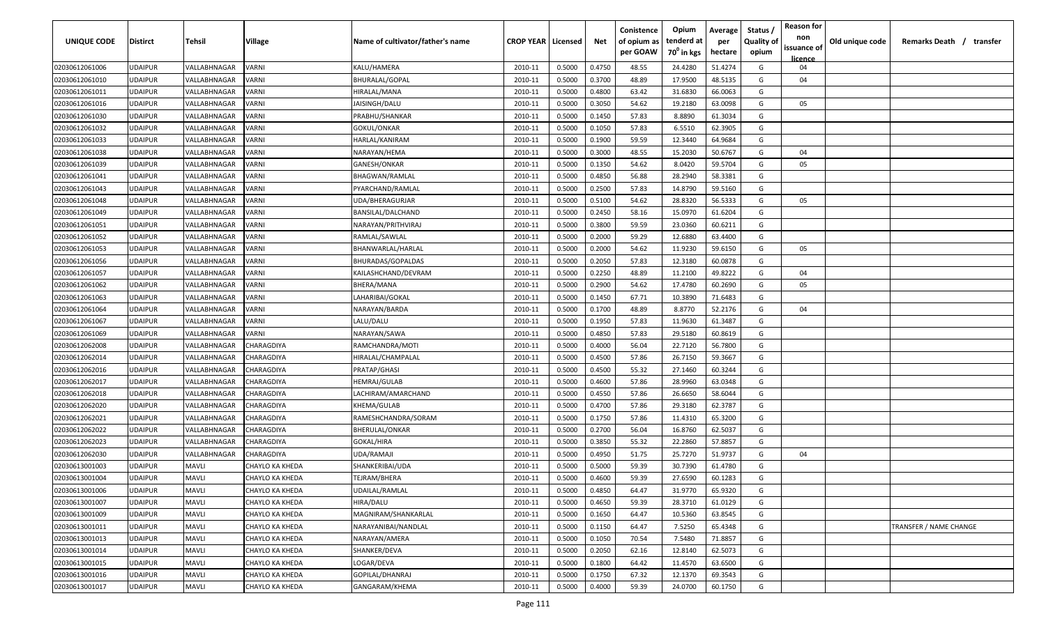| UNIQUE CODE | Distirct | Tehsil | Village | Name of cultivator/father's name | CROP YEAR | Licensed | Net | Conistence of opium as per GOAW | Opium tenderd at $70^0$ in kgs | Average per hectare | Status / Quality of opium | Reason for non issuance of licence | Old unique code | Remarks Death / transfer |
|---|---|---|---|---|---|---|---|---|---|---|---|---|---|---|
| 02030612061006 | UDAIPUR | VALLABHNAGAR | VARNI | KALU/HAMERA | 2010-11 | 0.5000 | 0.4750 | 48.55 | 24.4280 | 51.4274 | G | 04 | | |
| 02030612061010 | UDAIPUR | VALLABHNAGAR | VARNI | BHURALAL/GOPAL | 2010-11 | 0.5000 | 0.3700 | 48.89 | 17.9500 | 48.5135 | G | 04 | | |
| 02030612061011 | UDAIPUR | VALLABHNAGAR | VARNI | HIRALAL/MANA | 2010-11 | 0.5000 | 0.4800 | 63.42 | 31.6830 | 66.0063 | G | | | |
| 02030612061016 | UDAIPUR | VALLABHNAGAR | VARNI | JAISINGH/DALU | 2010-11 | 0.5000 | 0.3050 | 54.62 | 19.2180 | 63.0098 | G | 05 | | |
| 02030612061030 | UDAIPUR | VALLABHNAGAR | VARNI | PRABHU/SHANKAR | 2010-11 | 0.5000 | 0.1450 | 57.83 | 8.8890 | 61.3034 | G | | | |
| 02030612061032 | UDAIPUR | VALLABHNAGAR | VARNI | GOKUL/ONKAR | 2010-11 | 0.5000 | 0.1050 | 57.83 | 6.5510 | 62.3905 | G | | | |
| 02030612061033 | UDAIPUR | VALLABHNAGAR | VARNI | HARLAL/KANIRAM | 2010-11 | 0.5000 | 0.1900 | 59.59 | 12.3440 | 64.9684 | G | | | |
| 02030612061038 | UDAIPUR | VALLABHNAGAR | VARNI | NARAYAN/HEMA | 2010-11 | 0.5000 | 0.3000 | 48.55 | 15.2030 | 50.6767 | G | 04 | | |
| 02030612061039 | UDAIPUR | VALLABHNAGAR | VARNI | GANESH/ONKAR | 2010-11 | 0.5000 | 0.1350 | 54.62 | 8.0420 | 59.5704 | G | 05 | | |
| 02030612061041 | UDAIPUR | VALLABHNAGAR | VARNI | BHAGWAN/RAMLAL | 2010-11 | 0.5000 | 0.4850 | 56.88 | 28.2940 | 58.3381 | G | | | |
| 02030612061043 | UDAIPUR | VALLABHNAGAR | VARNI | PYARCHAND/RAMLAL | 2010-11 | 0.5000 | 0.2500 | 57.83 | 14.8790 | 59.5160 | G | | | |
| 02030612061048 | UDAIPUR | VALLABHNAGAR | VARNI | UDA/BHERAGURJAR | 2010-11 | 0.5000 | 0.5100 | 54.62 | 28.8320 | 56.5333 | G | 05 | | |
| 02030612061049 | UDAIPUR | VALLABHNAGAR | VARNI | BANSILAL/DALCHAND | 2010-11 | 0.5000 | 0.2450 | 58.16 | 15.0970 | 61.6204 | G | | | |
| 02030612061051 | UDAIPUR | VALLABHNAGAR | VARNI | NARAYAN/PRITHVIRAJ | 2010-11 | 0.5000 | 0.3800 | 59.59 | 23.0360 | 60.6211 | G | | | |
| 02030612061052 | UDAIPUR | VALLABHNAGAR | VARNI | RAMLAL/SAWLAL | 2010-11 | 0.5000 | 0.2000 | 59.29 | 12.6880 | 63.4400 | G | | | |
| 02030612061053 | UDAIPUR | VALLABHNAGAR | VARNI | BHANWARLAL/HARLAL | 2010-11 | 0.5000 | 0.2000 | 54.62 | 11.9230 | 59.6150 | G | 05 | | |
| 02030612061056 | UDAIPUR | VALLABHNAGAR | VARNI | BHURADAS/GOPALDAS | 2010-11 | 0.5000 | 0.2050 | 57.83 | 12.3180 | 60.0878 | G | | | |
| 02030612061057 | UDAIPUR | VALLABHNAGAR | VARNI | KAILASHCHAND/DEVRAM | 2010-11 | 0.5000 | 0.2250 | 48.89 | 11.2100 | 49.8222 | G | 04 | | |
| 02030612061062 | UDAIPUR | VALLABHNAGAR | VARNI | BHERA/MANA | 2010-11 | 0.5000 | 0.2900 | 54.62 | 17.4780 | 60.2690 | G | 05 | | |
| 02030612061063 | UDAIPUR | VALLABHNAGAR | VARNI | LAHARIBAI/GOKAL | 2010-11 | 0.5000 | 0.1450 | 67.71 | 10.3890 | 71.6483 | G | | | |
| 02030612061064 | UDAIPUR | VALLABHNAGAR | VARNI | NARAYAN/BARDA | 2010-11 | 0.5000 | 0.1700 | 48.89 | 8.8770 | 52.2176 | G | 04 | | |
| 02030612061067 | UDAIPUR | VALLABHNAGAR | VARNI | LALU/DALU | 2010-11 | 0.5000 | 0.1950 | 57.83 | 11.9630 | 61.3487 | G | | | |
| 02030612061069 | UDAIPUR | VALLABHNAGAR | VARNI | NARAYAN/SAWA | 2010-11 | 0.5000 | 0.4850 | 57.83 | 29.5180 | 60.8619 | G | | | |
| 02030612062008 | UDAIPUR | VALLABHNAGAR | CHARAGDIYA | RAMCHANDRA/MOTI | 2010-11 | 0.5000 | 0.4000 | 56.04 | 22.7120 | 56.7800 | G | | | |
| 02030612062014 | UDAIPUR | VALLABHNAGAR | CHARAGDIYA | HIRALAL/CHAMPALAL | 2010-11 | 0.5000 | 0.4500 | 57.86 | 26.7150 | 59.3667 | G | | | |
| 02030612062016 | UDAIPUR | VALLABHNAGAR | CHARAGDIYA | PRATAP/GHASI | 2010-11 | 0.5000 | 0.4500 | 55.32 | 27.1460 | 60.3244 | G | | | |
| 02030612062017 | UDAIPUR | VALLABHNAGAR | CHARAGDIYA | HEMRAJ/GULAB | 2010-11 | 0.5000 | 0.4600 | 57.86 | 28.9960 | 63.0348 | G | | | |
| 02030612062018 | UDAIPUR | VALLABHNAGAR | CHARAGDIYA | LACHIRAM/AMARCHAND | 2010-11 | 0.5000 | 0.4550 | 57.86 | 26.6650 | 58.6044 | G | | | |
| 02030612062020 | UDAIPUR | VALLABHNAGAR | CHARAGDIYA | KHEMA/GULAB | 2010-11 | 0.5000 | 0.4700 | 57.86 | 29.3180 | 62.3787 | G | | | |
| 02030612062021 | UDAIPUR | VALLABHNAGAR | CHARAGDIYA | RAMESHCHANDRA/SORAM | 2010-11 | 0.5000 | 0.1750 | 57.86 | 11.4310 | 65.3200 | G | | | |
| 02030612062022 | UDAIPUR | VALLABHNAGAR | CHARAGDIYA | BHERULAL/ONKAR | 2010-11 | 0.5000 | 0.2700 | 56.04 | 16.8760 | 62.5037 | G | | | |
| 02030612062023 | UDAIPUR | VALLABHNAGAR | CHARAGDIYA | GOKAL/HIRA | 2010-11 | 0.5000 | 0.3850 | 55.32 | 22.2860 | 57.8857 | G | | | |
| 02030612062030 | UDAIPUR | VALLABHNAGAR | CHARAGDIYA | UDA/RAMAJI | 2010-11 | 0.5000 | 0.4950 | 51.75 | 25.7270 | 51.9737 | G | 04 | | |
| 02030613001003 | UDAIPUR | MAVLI | CHAYLO KA KHEDA | SHANKERIBAI/UDA | 2010-11 | 0.5000 | 0.5000 | 59.39 | 30.7390 | 61.4780 | G | | | |
| 02030613001004 | UDAIPUR | MAVLI | CHAYLO KA KHEDA | TEJRAM/BHERA | 2010-11 | 0.5000 | 0.4600 | 59.39 | 27.6590 | 60.1283 | G | | | |
| 02030613001006 | UDAIPUR | MAVLI | CHAYLO KA KHEDA | UDAILAL/RAMLAL | 2010-11 | 0.5000 | 0.4850 | 64.47 | 31.9770 | 65.9320 | G | | | |
| 02030613001007 | UDAIPUR | MAVLI | CHAYLO KA KHEDA | HIRA/DALU | 2010-11 | 0.5000 | 0.4650 | 59.39 | 28.3710 | 61.0129 | G | | | |
| 02030613001009 | UDAIPUR | MAVLI | CHAYLO KA KHEDA | MAGNIRAM/SHANKARLAL | 2010-11 | 0.5000 | 0.1650 | 64.47 | 10.5360 | 63.8545 | G | | | |
| 02030613001011 | UDAIPUR | MAVLI | CHAYLO KA KHEDA | NARAYANIBAI/NANDLAL | 2010-11 | 0.5000 | 0.1150 | 64.47 | 7.5250 | 65.4348 | G | | | TRANSFER / NAME CHANGE |
| 02030613001013 | UDAIPUR | MAVLI | CHAYLO KA KHEDA | NARAYAN/AMERA | 2010-11 | 0.5000 | 0.1050 | 70.54 | 7.5480 | 71.8857 | G | | | |
| 02030613001014 | UDAIPUR | MAVLI | CHAYLO KA KHEDA | SHANKER/DEVA | 2010-11 | 0.5000 | 0.2050 | 62.16 | 12.8140 | 62.5073 | G | | | |
| 02030613001015 | UDAIPUR | MAVLI | CHAYLO KA KHEDA | LOGAR/DEVA | 2010-11 | 0.5000 | 0.1800 | 64.42 | 11.4570 | 63.6500 | G | | | |
| 02030613001016 | UDAIPUR | MAVLI | CHAYLO KA KHEDA | GOPILAL/DHANRAJ | 2010-11 | 0.5000 | 0.1750 | 67.32 | 12.1370 | 69.3543 | G | | | |
| 02030613001017 | UDAIPUR | MAVLI | CHAYLO KA KHEDA | GANGARAM/KHEMA | 2010-11 | 0.5000 | 0.4000 | 59.39 | 24.0700 | 60.1750 | G | | | |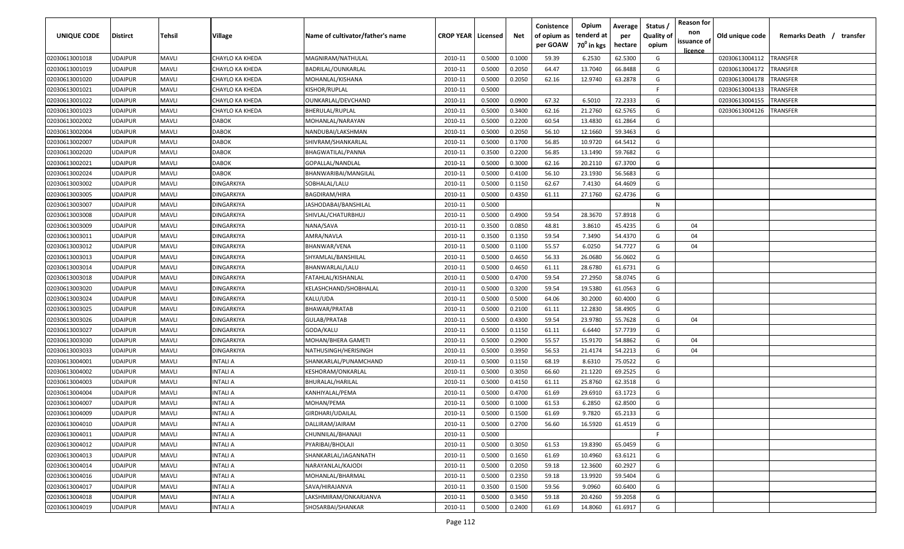| UNIQUE CODE | Distirct | Tehsil | Village | Name of cultivator/father's name | CROP YEAR | Licensed | Net | Conistence of opium as per GOAW | Opium tenderd at $70^0$ in kgs | Average per hectare | Status / Quality of opium | Reason for non issuance of licence | Old unique code | Remarks Death / transfer |
|---|---|---|---|---|---|---|---|---|---|---|---|---|---|---|
| 02030613001018 | UDAIPUR | MAVLI | CHAYLO KA KHEDA | MAGNIRAM/NATHULAL | 2010-11 | 0.5000 | 0.1000 | 59.39 | 6.2530 | 62.5300 | G | | 02030613004112 | TRANSFER |
| 02030613001019 | UDAIPUR | MAVLI | CHAYLO KA KHEDA | BADRILAL/OUNKARLAL | 2010-11 | 0.5000 | 0.2050 | 64.47 | 13.7040 | 66.8488 | G | | 02030613004172 | TRANSFER |
| 02030613001020 | UDAIPUR | MAVLI | CHAYLO KA KHEDA | MOHANLAL/KISHANA | 2010-11 | 0.5000 | 0.2050 | 62.16 | 12.9740 | 63.2878 | G | | 02030613004178 | TRANSFER |
| 02030613001021 | UDAIPUR | MAVLI | CHAYLO KA KHEDA | KISHOR/RUPLAL | 2010-11 | 0.5000 | | | | | F | | 02030613004133 | TRANSFER |
| 02030613001022 | UDAIPUR | MAVLI | CHAYLO KA KHEDA | OUNKARLAL/DEVCHAND | 2010-11 | 0.5000 | 0.0900 | 67.32 | 6.5010 | 72.2333 | G | | 02030613004155 | TRANSFER |
| 02030613001023 | UDAIPUR | MAVLI | CHAYLO KA KHEDA | BHERULAL/RUPLAL | 2010-11 | 0.5000 | 0.3400 | 62.16 | 21.2760 | 62.5765 | G | | 02030613004126 | TRANSFER |
| 02030613002002 | UDAIPUR | MAVLI | DABOK | MOHANLAL/NARAYAN | 2010-11 | 0.5000 | 0.2200 | 60.54 | 13.4830 | 61.2864 | G | | | |
| 02030613002004 | UDAIPUR | MAVLI | DABOK | NANDUBAI/LAKSHMAN | 2010-11 | 0.5000 | 0.2050 | 56.10 | 12.1660 | 59.3463 | G | | | |
| 02030613002007 | UDAIPUR | MAVLI | DABOK | SHIVRAM/SHANKARLAL | 2010-11 | 0.5000 | 0.1700 | 56.85 | 10.9720 | 64.5412 | G | | | |
| 02030613002020 | UDAIPUR | MAVLI | DABOK | BHAGWATILAL/PANNA | 2010-11 | 0.3500 | 0.2200 | 56.85 | 13.1490 | 59.7682 | G | | | |
| 02030613002021 | UDAIPUR | MAVLI | DABOK | GOPALLAL/NANDLAL | 2010-11 | 0.5000 | 0.3000 | 62.16 | 20.2110 | 67.3700 | G | | | |
| 02030613002024 | UDAIPUR | MAVLI | DABOK | BHANWARIBAI/MANGILAL | 2010-11 | 0.5000 | 0.4100 | 56.10 | 23.1930 | 56.5683 | G | | | |
| 02030613003002 | UDAIPUR | MAVLI | DINGARKIYA | SOBHALAL/LALU | 2010-11 | 0.5000 | 0.1150 | 62.67 | 7.4130 | 64.4609 | G | | | |
| 02030613003005 | UDAIPUR | MAVLI | DINGARKIYA | BAGDIRAM/HIRA | 2010-11 | 0.5000 | 0.4350 | 61.11 | 27.1760 | 62.4736 | G | | | |
| 02030613003007 | UDAIPUR | MAVLI | DINGARKIYA | JASHODABAI/BANSHILAL | 2010-11 | 0.5000 | | | | | N | | | |
| 02030613003008 | UDAIPUR | MAVLI | DINGARKIYA | SHIVLAL/CHATURBHUJ | 2010-11 | 0.5000 | 0.4900 | 59.54 | 28.3670 | 57.8918 | G | | | |
| 02030613003009 | UDAIPUR | MAVLI | DINGARKIYA | NANA/SAVA | 2010-11 | 0.3500 | 0.0850 | 48.81 | 3.8610 | 45.4235 | G | 04 | | |
| 02030613003011 | UDAIPUR | MAVLI | DINGARKIYA | AMRA/NAVLA | 2010-11 | 0.3500 | 0.1350 | 59.54 | 7.3490 | 54.4370 | G | 04 | | |
| 02030613003012 | UDAIPUR | MAVLI | DINGARKIYA | BHANWAR/VENA | 2010-11 | 0.5000 | 0.1100 | 55.57 | 6.0250 | 54.7727 | G | 04 | | |
| 02030613003013 | UDAIPUR | MAVLI | DINGARKIYA | SHYAMLAL/BANSHILAL | 2010-11 | 0.5000 | 0.4650 | 56.33 | 26.0680 | 56.0602 | G | | | |
| 02030613003014 | UDAIPUR | MAVLI | DINGARKIYA | BHANWARLAL/LALU | 2010-11 | 0.5000 | 0.4650 | 61.11 | 28.6780 | 61.6731 | G | | | |
| 02030613003018 | UDAIPUR | MAVLI | DINGARKIYA | FATAHLAL/KISHANLAL | 2010-11 | 0.5000 | 0.4700 | 59.54 | 27.2950 | 58.0745 | G | | | |
| 02030613003020 | UDAIPUR | MAVLI | DINGARKIYA | KELASHCHAND/SHOBHALAL | 2010-11 | 0.5000 | 0.3200 | 59.54 | 19.5380 | 61.0563 | G | | | |
| 02030613003024 | UDAIPUR | MAVLI | DINGARKIYA | KALU/UDA | 2010-11 | 0.5000 | 0.5000 | 64.06 | 30.2000 | 60.4000 | G | | | |
| 02030613003025 | UDAIPUR | MAVLI | DINGARKIYA | BHAWAR/PRATAB | 2010-11 | 0.5000 | 0.2100 | 61.11 | 12.2830 | 58.4905 | G | | | |
| 02030613003026 | UDAIPUR | MAVLI | DINGARKIYA | GULAB/PRATAB | 2010-11 | 0.5000 | 0.4300 | 59.54 | 23.9780 | 55.7628 | G | 04 | | |
| 02030613003027 | UDAIPUR | MAVLI | DINGARKIYA | GODA/KALU | 2010-11 | 0.5000 | 0.1150 | 61.11 | 6.6440 | 57.7739 | G | | | |
| 02030613003030 | UDAIPUR | MAVLI | DINGARKIYA | MOHAN/BHERA GAMETI | 2010-11 | 0.5000 | 0.2900 | 55.57 | 15.9170 | 54.8862 | G | 04 | | |
| 02030613003033 | UDAIPUR | MAVLI | DINGARKIYA | NATHUSINGH/HERISINGH | 2010-11 | 0.5000 | 0.3950 | 56.53 | 21.4174 | 54.2213 | G | 04 | | |
| 02030613004001 | UDAIPUR | MAVLI | INTALI A | SHANKARLAL/PUNAMCHAND | 2010-11 | 0.5000 | 0.1150 | 68.19 | 8.6310 | 75.0522 | G | | | |
| 02030613004002 | UDAIPUR | MAVLI | INTALI A | KESHORAM/ONKARLAL | 2010-11 | 0.5000 | 0.3050 | 66.60 | 21.1220 | 69.2525 | G | | | |
| 02030613004003 | UDAIPUR | MAVLI | INTALI A | BHURALAL/HARILAL | 2010-11 | 0.5000 | 0.4150 | 61.11 | 25.8760 | 62.3518 | G | | | |
| 02030613004004 | UDAIPUR | MAVLI | INTALI A | KANHIYALAL/PEMA | 2010-11 | 0.5000 | 0.4700 | 61.69 | 29.6910 | 63.1723 | G | | | |
| 02030613004007 | UDAIPUR | MAVLI | INTALI A | MOHAN/PEMA | 2010-11 | 0.5000 | 0.1000 | 61.53 | 6.2850 | 62.8500 | G | | | |
| 02030613004009 | UDAIPUR | MAVLI | INTALI A | GIRDHARI/UDAILAL | 2010-11 | 0.5000 | 0.1500 | 61.69 | 9.7820 | 65.2133 | G | | | |
| 02030613004010 | UDAIPUR | MAVLI | INTALI A | DALLIRAM/JAIRAM | 2010-11 | 0.5000 | 0.2700 | 56.60 | 16.5920 | 61.4519 | G | | | |
| 02030613004011 | UDAIPUR | MAVLI | INTALI A | CHUNNILAL/BHANAJI | 2010-11 | 0.5000 | | | | | F | | | |
| 02030613004012 | UDAIPUR | MAVLI | INTALI A | PYARIBAI/BHOLAJI | 2010-11 | 0.5000 | 0.3050 | 61.53 | 19.8390 | 65.0459 | G | | | |
| 02030613004013 | UDAIPUR | MAVLI | INTALI A | SHANKARLAL/JAGANNATH | 2010-11 | 0.5000 | 0.1650 | 61.69 | 10.4960 | 63.6121 | G | | | |
| 02030613004014 | UDAIPUR | MAVLI | INTALI A | NARAYANLAL/KAJODI | 2010-11 | 0.5000 | 0.2050 | 59.18 | 12.3600 | 60.2927 | G | | | |
| 02030613004016 | UDAIPUR | MAVLI | INTALI A | MOHANLAL/BHARMAL | 2010-11 | 0.5000 | 0.2350 | 59.18 | 13.9920 | 59.5404 | G | | | |
| 02030613004017 | UDAIPUR | MAVLI | INTALI A | SAVA/HIRAJANVA | 2010-11 | 0.3500 | 0.1500 | 59.56 | 9.0960 | 60.6400 | G | | | |
| 02030613004018 | UDAIPUR | MAVLI | INTALI A | LAKSHMIRAM/ONKARJANVA | 2010-11 | 0.5000 | 0.3450 | 59.18 | 20.4260 | 59.2058 | G | | | |
| 02030613004019 | UDAIPUR | MAVLI | INTALI A | SHOSARBAI/SHANKAR | 2010-11 | 0.5000 | 0.2400 | 61.69 | 14.8060 | 61.6917 | G | | | |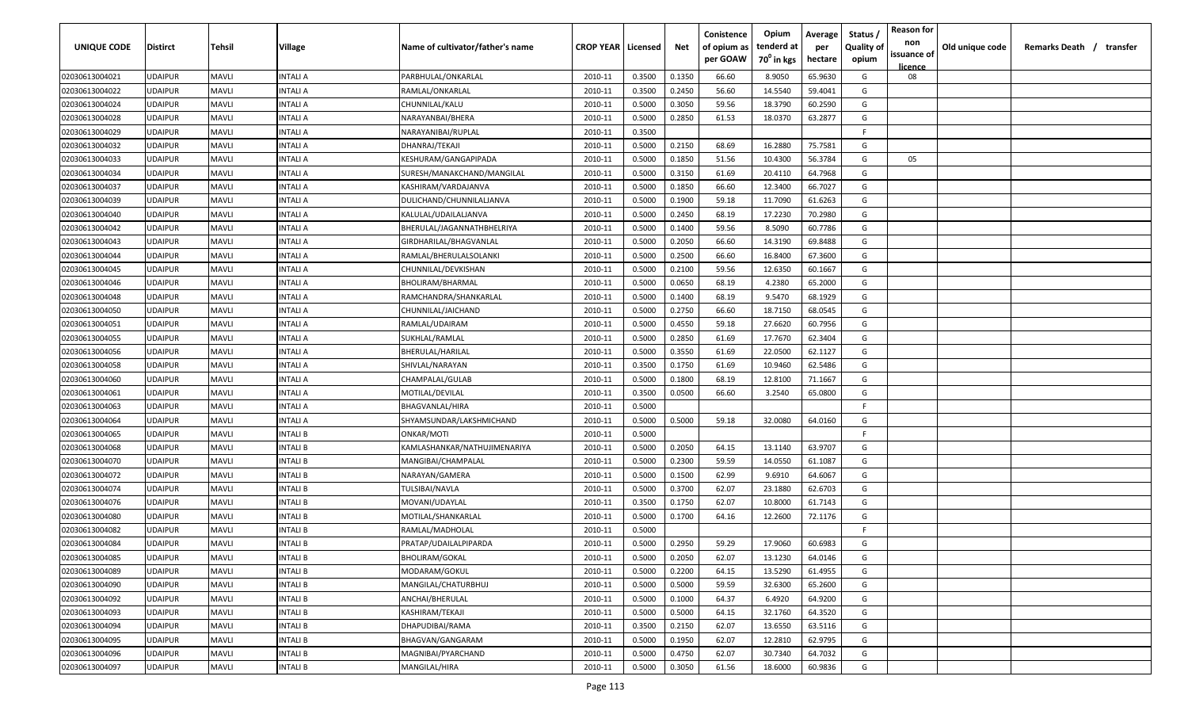| UNIQUE CODE | Distirct | Tehsil | Village | Name of cultivator/father's name | CROP YEAR | Licensed | Net | Conistence of opium as per GOAW | Opium tenderd at 70⁰ in kgs | Average per hectare | Status / Quality of opium | Reason for non issuance of licence | Old unique code | Remarks Death / transfer |
|---|---|---|---|---|---|---|---|---|---|---|---|---|---|---|
| 02030613004021 | UDAIPUR | MAVLI | INTALI A | PARBHULAL/ONKARLAL | 2010-11 | 0.3500 | 0.1350 | 66.60 | 8.9050 | 65.9630 | G | 08 | | |
| 02030613004022 | UDAIPUR | MAVLI | INTALI A | RAMLAL/ONKARLAL | 2010-11 | 0.3500 | 0.2450 | 56.60 | 14.5540 | 59.4041 | G | | | |
| 02030613004024 | UDAIPUR | MAVLI | INTALI A | CHUNNILAL/KALU | 2010-11 | 0.5000 | 0.3050 | 59.56 | 18.3790 | 60.2590 | G | | | |
| 02030613004028 | UDAIPUR | MAVLI | INTALI A | NARAYANBAI/BHERA | 2010-11 | 0.5000 | 0.2850 | 61.53 | 18.0370 | 63.2877 | G | | | |
| 02030613004029 | UDAIPUR | MAVLI | INTALI A | NARAYANIBAI/RUPLAL | 2010-11 | 0.3500 | | | | | F | | | |
| 02030613004032 | UDAIPUR | MAVLI | INTALI A | DHANRAJ/TEKAJI | 2010-11 | 0.5000 | 0.2150 | 68.69 | 16.2880 | 75.7581 | G | | | |
| 02030613004033 | UDAIPUR | MAVLI | INTALI A | KESHURAM/GANGAPIPADA | 2010-11 | 0.5000 | 0.1850 | 51.56 | 10.4300 | 56.3784 | G | 05 | | |
| 02030613004034 | UDAIPUR | MAVLI | INTALI A | SURESH/MANAKCHAND/MANGILAL | 2010-11 | 0.5000 | 0.3150 | 61.69 | 20.4110 | 64.7968 | G | | | |
| 02030613004037 | UDAIPUR | MAVLI | INTALI A | KASHIRAM/VARDAJANVA | 2010-11 | 0.5000 | 0.1850 | 66.60 | 12.3400 | 66.7027 | G | | | |
| 02030613004039 | UDAIPUR | MAVLI | INTALI A | DULICHAND/CHUNNILALJANVA | 2010-11 | 0.5000 | 0.1900 | 59.18 | 11.7090 | 61.6263 | G | | | |
| 02030613004040 | UDAIPUR | MAVLI | INTALI A | KALULAL/UDAILALJANVA | 2010-11 | 0.5000 | 0.2450 | 68.19 | 17.2230 | 70.2980 | G | | | |
| 02030613004042 | UDAIPUR | MAVLI | INTALI A | BHERULAL/JAGANNATHBHELRIYA | 2010-11 | 0.5000 | 0.1400 | 59.56 | 8.5090 | 60.7786 | G | | | |
| 02030613004043 | UDAIPUR | MAVLI | INTALI A | GIRDHARILAL/BHAGVANLAL | 2010-11 | 0.5000 | 0.2050 | 66.60 | 14.3190 | 69.8488 | G | | | |
| 02030613004044 | UDAIPUR | MAVLI | INTALI A | RAMLAL/BHERULALSOLANKI | 2010-11 | 0.5000 | 0.2500 | 66.60 | 16.8400 | 67.3600 | G | | | |
| 02030613004045 | UDAIPUR | MAVLI | INTALI A | CHUNNILAL/DEVKISHAN | 2010-11 | 0.5000 | 0.2100 | 59.56 | 12.6350 | 60.1667 | G | | | |
| 02030613004046 | UDAIPUR | MAVLI | INTALI A | BHOLIRAM/BHARMAL | 2010-11 | 0.5000 | 0.0650 | 68.19 | 4.2380 | 65.2000 | G | | | |
| 02030613004048 | UDAIPUR | MAVLI | INTALI A | RAMCHANDRA/SHANKARLAL | 2010-11 | 0.5000 | 0.1400 | 68.19 | 9.5470 | 68.1929 | G | | | |
| 02030613004050 | UDAIPUR | MAVLI | INTALI A | CHUNNILAL/JAICHAND | 2010-11 | 0.5000 | 0.2750 | 66.60 | 18.7150 | 68.0545 | G | | | |
| 02030613004051 | UDAIPUR | MAVLI | INTALI A | RAMLAL/UDAIRAM | 2010-11 | 0.5000 | 0.4550 | 59.18 | 27.6620 | 60.7956 | G | | | |
| 02030613004055 | UDAIPUR | MAVLI | INTALI A | SUKHLAL/RAMLAL | 2010-11 | 0.5000 | 0.2850 | 61.69 | 17.7670 | 62.3404 | G | | | |
| 02030613004056 | UDAIPUR | MAVLI | INTALI A | BHERULAL/HARILAL | 2010-11 | 0.5000 | 0.3550 | 61.69 | 22.0500 | 62.1127 | G | | | |
| 02030613004058 | UDAIPUR | MAVLI | INTALI A | SHIVLAL/NARAYAN | 2010-11 | 0.3500 | 0.1750 | 61.69 | 10.9460 | 62.5486 | G | | | |
| 02030613004060 | UDAIPUR | MAVLI | INTALI A | CHAMPALAL/GULAB | 2010-11 | 0.5000 | 0.1800 | 68.19 | 12.8100 | 71.1667 | G | | | |
| 02030613004061 | UDAIPUR | MAVLI | INTALI A | MOTILAL/DEVILAL | 2010-11 | 0.3500 | 0.0500 | 66.60 | 3.2540 | 65.0800 | G | | | |
| 02030613004063 | UDAIPUR | MAVLI | INTALI A | BHAGVANLAL/HIRA | 2010-11 | 0.5000 | | | | | F | | | |
| 02030613004064 | UDAIPUR | MAVLI | INTALI A | SHYAMSUNDAR/LAKSHMICHAND | 2010-11 | 0.5000 | 0.5000 | 59.18 | 32.0080 | 64.0160 | G | | | |
| 02030613004065 | UDAIPUR | MAVLI | INTALI B | ONKAR/MOTI | 2010-11 | 0.5000 | | | | | F | | | |
| 02030613004068 | UDAIPUR | MAVLI | INTALI B | KAMLASHANKAR/NATHUJIMENARIYA | 2010-11 | 0.5000 | 0.2050 | 64.15 | 13.1140 | 63.9707 | G | | | |
| 02030613004070 | UDAIPUR | MAVLI | INTALI B | MANGIBAI/CHAMPALAL | 2010-11 | 0.5000 | 0.2300 | 59.59 | 14.0550 | 61.1087 | G | | | |
| 02030613004072 | UDAIPUR | MAVLI | INTALI B | NARAYAN/GAMERA | 2010-11 | 0.5000 | 0.1500 | 62.99 | 9.6910 | 64.6067 | G | | | |
| 02030613004074 | UDAIPUR | MAVLI | INTALI B | TULSIBAI/NAVLA | 2010-11 | 0.5000 | 0.3700 | 62.07 | 23.1880 | 62.6703 | G | | | |
| 02030613004076 | UDAIPUR | MAVLI | INTALI B | MOVANI/UDAYLAL | 2010-11 | 0.3500 | 0.1750 | 62.07 | 10.8000 | 61.7143 | G | | | |
| 02030613004080 | UDAIPUR | MAVLI | INTALI B | MOTILAL/SHANKARLAL | 2010-11 | 0.5000 | 0.1700 | 64.16 | 12.2600 | 72.1176 | G | | | |
| 02030613004082 | UDAIPUR | MAVLI | INTALI B | RAMLAL/MADHOLAL | 2010-11 | 0.5000 | | | | | F | | | |
| 02030613004084 | UDAIPUR | MAVLI | INTALI B | PRATAP/UDAILALPIPARDA | 2010-11 | 0.5000 | 0.2950 | 59.29 | 17.9060 | 60.6983 | G | | | |
| 02030613004085 | UDAIPUR | MAVLI | INTALI B | BHOLIRAM/GOKAL | 2010-11 | 0.5000 | 0.2050 | 62.07 | 13.1230 | 64.0146 | G | | | |
| 02030613004089 | UDAIPUR | MAVLI | INTALI B | MODARAM/GOKUL | 2010-11 | 0.5000 | 0.2200 | 64.15 | 13.5290 | 61.4955 | G | | | |
| 02030613004090 | UDAIPUR | MAVLI | INTALI B | MANGILAL/CHATURBHUJ | 2010-11 | 0.5000 | 0.5000 | 59.59 | 32.6300 | 65.2600 | G | | | |
| 02030613004092 | UDAIPUR | MAVLI | INTALI B | ANCHAI/BHERULAL | 2010-11 | 0.5000 | 0.1000 | 64.37 | 6.4920 | 64.9200 | G | | | |
| 02030613004093 | UDAIPUR | MAVLI | INTALI B | KASHIRAM/TEKAJI | 2010-11 | 0.5000 | 0.5000 | 64.15 | 32.1760 | 64.3520 | G | | | |
| 02030613004094 | UDAIPUR | MAVLI | INTALI B | DHAPUDIBAI/RAMA | 2010-11 | 0.3500 | 0.2150 | 62.07 | 13.6550 | 63.5116 | G | | | |
| 02030613004095 | UDAIPUR | MAVLI | INTALI B | BHAGVAN/GANGARAM | 2010-11 | 0.5000 | 0.1950 | 62.07 | 12.2810 | 62.9795 | G | | | |
| 02030613004096 | UDAIPUR | MAVLI | INTALI B | MAGNIBAI/PYARCHAND | 2010-11 | 0.5000 | 0.4750 | 62.07 | 30.7340 | 64.7032 | G | | | |
| 02030613004097 | UDAIPUR | MAVLI | INTALI B | MANGILAL/HIRA | 2010-11 | 0.5000 | 0.3050 | 61.56 | 18.6000 | 60.9836 | G | | | |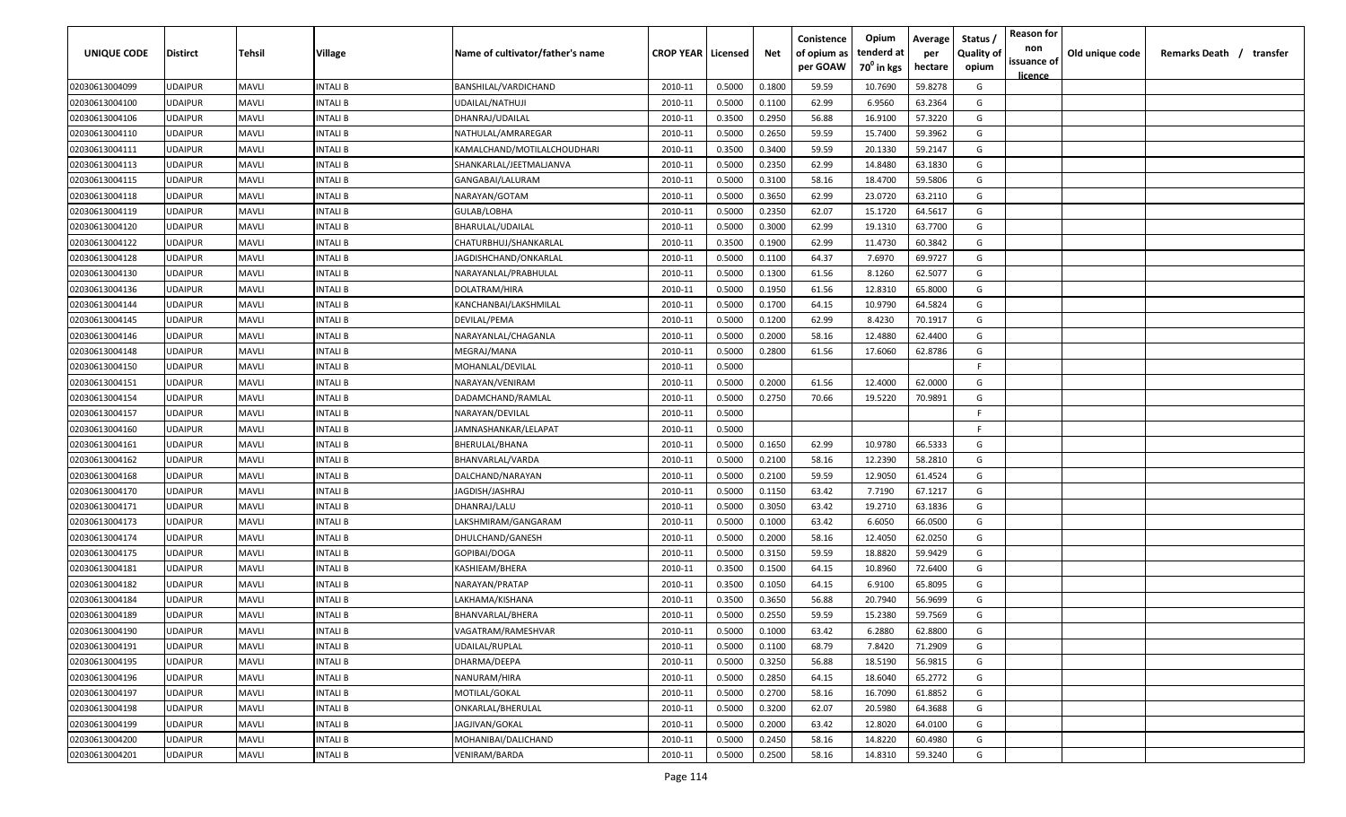| UNIQUE CODE | Distirct | Tehsil | Village | Name of cultivator/father's name | CROP YEAR | Licensed | Net | Conistence of opium as per GOAW | Opium tenderd at $70^0$ in kgs | Average per hectare | Status / Quality of opium | Reason for non issuance of licence | Old unique code | Remarks Death / transfer |
|---|---|---|---|---|---|---|---|---|---|---|---|---|---|---|
| 02030613004099 | UDAIPUR | MAVLI | INTALI B | BANSHILAL/VARDICHAND | 2010-11 | 0.5000 | 0.1800 | 59.59 | 10.7690 | 59.8278 | G | | | |
| 02030613004100 | UDAIPUR | MAVLI | INTALI B | UDAILAL/NATHUJI | 2010-11 | 0.5000 | 0.1100 | 62.99 | 6.9560 | 63.2364 | G | | | |
| 02030613004106 | UDAIPUR | MAVLI | INTALI B | DHANRAJ/UDAILAL | 2010-11 | 0.3500 | 0.2950 | 56.88 | 16.9100 | 57.3220 | G | | | |
| 02030613004110 | UDAIPUR | MAVLI | INTALI B | NATHULAL/AMRAREGAR | 2010-11 | 0.5000 | 0.2650 | 59.59 | 15.7400 | 59.3962 | G | | | |
| 02030613004111 | UDAIPUR | MAVLI | INTALI B | KAMALCHAND/MOTILALCHOUDHARI | 2010-11 | 0.3500 | 0.3400 | 59.59 | 20.1330 | 59.2147 | G | | | |
| 02030613004113 | UDAIPUR | MAVLI | INTALI B | SHANKARLAL/JEETMALJANVA | 2010-11 | 0.5000 | 0.2350 | 62.99 | 14.8480 | 63.1830 | G | | | |
| 02030613004115 | UDAIPUR | MAVLI | INTALI B | GANGABAI/LALURAM | 2010-11 | 0.5000 | 0.3100 | 58.16 | 18.4700 | 59.5806 | G | | | |
| 02030613004118 | UDAIPUR | MAVLI | INTALI B | NARAYAN/GOTAM | 2010-11 | 0.5000 | 0.3650 | 62.99 | 23.0720 | 63.2110 | G | | | |
| 02030613004119 | UDAIPUR | MAVLI | INTALI B | GULAB/LOBHA | 2010-11 | 0.5000 | 0.2350 | 62.07 | 15.1720 | 64.5617 | G | | | |
| 02030613004120 | UDAIPUR | MAVLI | INTALI B | BHARULAL/UDAILAL | 2010-11 | 0.5000 | 0.3000 | 62.99 | 19.1310 | 63.7700 | G | | | |
| 02030613004122 | UDAIPUR | MAVLI | INTALI B | CHATURBHUJ/SHANKARLAL | 2010-11 | 0.3500 | 0.1900 | 62.99 | 11.4730 | 60.3842 | G | | | |
| 02030613004128 | UDAIPUR | MAVLI | INTALI B | JAGDISHCHAND/ONKARLAL | 2010-11 | 0.5000 | 0.1100 | 64.37 | 7.6970 | 69.9727 | G | | | |
| 02030613004130 | UDAIPUR | MAVLI | INTALI B | NARAYANLAL/PRABHULAL | 2010-11 | 0.5000 | 0.1300 | 61.56 | 8.1260 | 62.5077 | G | | | |
| 02030613004136 | UDAIPUR | MAVLI | INTALI B | DOLATRAM/HIRA | 2010-11 | 0.5000 | 0.1950 | 61.56 | 12.8310 | 65.8000 | G | | | |
| 02030613004144 | UDAIPUR | MAVLI | INTALI B | KANCHANBAI/LAKSHMILAL | 2010-11 | 0.5000 | 0.1700 | 64.15 | 10.9790 | 64.5824 | G | | | |
| 02030613004145 | UDAIPUR | MAVLI | INTALI B | DEVILAL/PEMA | 2010-11 | 0.5000 | 0.1200 | 62.99 | 8.4230 | 70.1917 | G | | | |
| 02030613004146 | UDAIPUR | MAVLI | INTALI B | NARAYANLAL/CHAGANLA | 2010-11 | 0.5000 | 0.2000 | 58.16 | 12.4880 | 62.4400 | G | | | |
| 02030613004148 | UDAIPUR | MAVLI | INTALI B | MEGRAJ/MANA | 2010-11 | 0.5000 | 0.2800 | 61.56 | 17.6060 | 62.8786 | G | | | |
| 02030613004150 | UDAIPUR | MAVLI | INTALI B | MOHANLAL/DEVILAL | 2010-11 | 0.5000 | | | | | F | | | |
| 02030613004151 | UDAIPUR | MAVLI | INTALI B | NARAYAN/VENIRAM | 2010-11 | 0.5000 | 0.2000 | 61.56 | 12.4000 | 62.0000 | G | | | |
| 02030613004154 | UDAIPUR | MAVLI | INTALI B | DADAMCHAND/RAMLAL | 2010-11 | 0.5000 | 0.2750 | 70.66 | 19.5220 | 70.9891 | G | | | |
| 02030613004157 | UDAIPUR | MAVLI | INTALI B | NARAYAN/DEVILAL | 2010-11 | 0.5000 | | | | | F | | | |
| 02030613004160 | UDAIPUR | MAVLI | INTALI B | JAMNASHANKAR/LELAPAT | 2010-11 | 0.5000 | | | | | F | | | |
| 02030613004161 | UDAIPUR | MAVLI | INTALI B | BHERULAL/BHANA | 2010-11 | 0.5000 | 0.1650 | 62.99 | 10.9780 | 66.5333 | G | | | |
| 02030613004162 | UDAIPUR | MAVLI | INTALI B | BHANVARLAL/VARDA | 2010-11 | 0.5000 | 0.2100 | 58.16 | 12.2390 | 58.2810 | G | | | |
| 02030613004168 | UDAIPUR | MAVLI | INTALI B | DALCHAND/NARAYAN | 2010-11 | 0.5000 | 0.2100 | 59.59 | 12.9050 | 61.4524 | G | | | |
| 02030613004170 | UDAIPUR | MAVLI | INTALI B | JAGDISH/JASHRAJ | 2010-11 | 0.5000 | 0.1150 | 63.42 | 7.7190 | 67.1217 | G | | | |
| 02030613004171 | UDAIPUR | MAVLI | INTALI B | DHANRAJ/LALU | 2010-11 | 0.5000 | 0.3050 | 63.42 | 19.2710 | 63.1836 | G | | | |
| 02030613004173 | UDAIPUR | MAVLI | INTALI B | LAKSHMIRAM/GANGARAM | 2010-11 | 0.5000 | 0.1000 | 63.42 | 6.6050 | 66.0500 | G | | | |
| 02030613004174 | UDAIPUR | MAVLI | INTALI B | DHULCHAND/GANESH | 2010-11 | 0.5000 | 0.2000 | 58.16 | 12.4050 | 62.0250 | G | | | |
| 02030613004175 | UDAIPUR | MAVLI | INTALI B | GOPIBAI/DOGA | 2010-11 | 0.5000 | 0.3150 | 59.59 | 18.8820 | 59.9429 | G | | | |
| 02030613004181 | UDAIPUR | MAVLI | INTALI B | KASHIEAM/BHERA | 2010-11 | 0.3500 | 0.1500 | 64.15 | 10.8960 | 72.6400 | G | | | |
| 02030613004182 | UDAIPUR | MAVLI | INTALI B | NARAYAN/PRATAP | 2010-11 | 0.3500 | 0.1050 | 64.15 | 6.9100 | 65.8095 | G | | | |
| 02030613004184 | UDAIPUR | MAVLI | INTALI B | LAKHAMA/KISHANA | 2010-11 | 0.3500 | 0.3650 | 56.88 | 20.7940 | 56.9699 | G | | | |
| 02030613004189 | UDAIPUR | MAVLI | INTALI B | BHANVARLAL/BHERA | 2010-11 | 0.5000 | 0.2550 | 59.59 | 15.2380 | 59.7569 | G | | | |
| 02030613004190 | UDAIPUR | MAVLI | INTALI B | VAGATRAM/RAMESHVAR | 2010-11 | 0.5000 | 0.1000 | 63.42 | 6.2880 | 62.8800 | G | | | |
| 02030613004191 | UDAIPUR | MAVLI | INTALI B | UDAILAL/RUPLAL | 2010-11 | 0.5000 | 0.1100 | 68.79 | 7.8420 | 71.2909 | G | | | |
| 02030613004195 | UDAIPUR | MAVLI | INTALI B | DHARMA/DEEPA | 2010-11 | 0.5000 | 0.3250 | 56.88 | 18.5190 | 56.9815 | G | | | |
| 02030613004196 | UDAIPUR | MAVLI | INTALI B | NANURAM/HIRA | 2010-11 | 0.5000 | 0.2850 | 64.15 | 18.6040 | 65.2772 | G | | | |
| 02030613004197 | UDAIPUR | MAVLI | INTALI B | MOTILAL/GOKAL | 2010-11 | 0.5000 | 0.2700 | 58.16 | 16.7090 | 61.8852 | G | | | |
| 02030613004198 | UDAIPUR | MAVLI | INTALI B | ONKARLAL/BHERULAL | 2010-11 | 0.5000 | 0.3200 | 62.07 | 20.5980 | 64.3688 | G | | | |
| 02030613004199 | UDAIPUR | MAVLI | INTALI B | JAGJIVAN/GOKAL | 2010-11 | 0.5000 | 0.2000 | 63.42 | 12.8020 | 64.0100 | G | | | |
| 02030613004200 | UDAIPUR | MAVLI | INTALI B | MOHANIBAI/DALICHAND | 2010-11 | 0.5000 | 0.2450 | 58.16 | 14.8220 | 60.4980 | G | | | |
| 02030613004201 | UDAIPUR | MAVLI | INTALI B | VENIRAM/BARDA | 2010-11 | 0.5000 | 0.2500 | 58.16 | 14.8310 | 59.3240 | G | | | |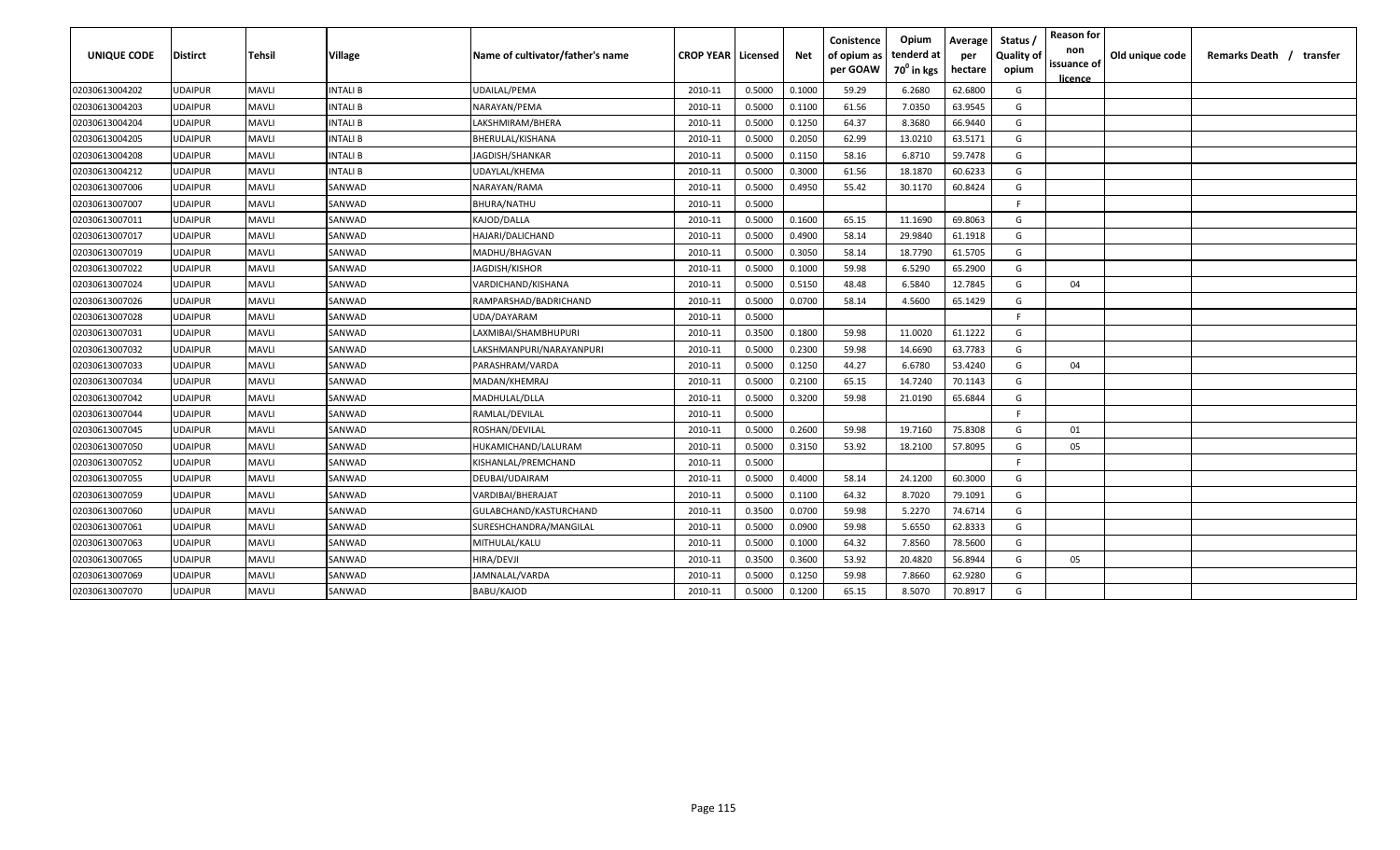| UNIQUE CODE | Distirct | Tehsil | Village | Name of cultivator/father's name | CROP YEAR | Licensed | Net | Conistence of opium as per GOAW | Opium tenderd at 70⁰ in kgs | Average per hectare | Status / Quality of opium | Reason for non issuance of licence | Old unique code | Remarks Death / transfer |
|---|---|---|---|---|---|---|---|---|---|---|---|---|---|---|
| 02030613004202 | UDAIPUR | MAVLI | INTALI B | UDAILAL/PEMA | 2010-11 | 0.5000 | 0.1000 | 59.29 | 6.2680 | 62.6800 | G | | | |
| 02030613004203 | UDAIPUR | MAVLI | INTALI B | NARAYAN/PEMA | 2010-11 | 0.5000 | 0.1100 | 61.56 | 7.0350 | 63.9545 | G | | | |
| 02030613004204 | UDAIPUR | MAVLI | INTALI B | LAKSHMIRAM/BHERA | 2010-11 | 0.5000 | 0.1250 | 64.37 | 8.3680 | 66.9440 | G | | | |
| 02030613004205 | UDAIPUR | MAVLI | INTALI B | BHERULAL/KISHANA | 2010-11 | 0.5000 | 0.2050 | 62.99 | 13.0210 | 63.5171 | G | | | |
| 02030613004208 | UDAIPUR | MAVLI | INTALI B | JAGDISH/SHANKAR | 2010-11 | 0.5000 | 0.1150 | 58.16 | 6.8710 | 59.7478 | G | | | |
| 02030613004212 | UDAIPUR | MAVLI | INTALI B | UDAYLAL/KHEMA | 2010-11 | 0.5000 | 0.3000 | 61.56 | 18.1870 | 60.6233 | G | | | |
| 02030613007006 | UDAIPUR | MAVLI | SANWAD | NARAYAN/RAMA | 2010-11 | 0.5000 | 0.4950 | 55.42 | 30.1170 | 60.8424 | G | | | |
| 02030613007007 | UDAIPUR | MAVLI | SANWAD | BHURA/NATHU | 2010-11 | 0.5000 | | | | | F | | | |
| 02030613007011 | UDAIPUR | MAVLI | SANWAD | KAJOD/DALLA | 2010-11 | 0.5000 | 0.1600 | 65.15 | 11.1690 | 69.8063 | G | | | |
| 02030613007017 | UDAIPUR | MAVLI | SANWAD | HAJARI/DALICHAND | 2010-11 | 0.5000 | 0.4900 | 58.14 | 29.9840 | 61.1918 | G | | | |
| 02030613007019 | UDAIPUR | MAVLI | SANWAD | MADHU/BHAGVAN | 2010-11 | 0.5000 | 0.3050 | 58.14 | 18.7790 | 61.5705 | G | | | |
| 02030613007022 | UDAIPUR | MAVLI | SANWAD | JAGDISH/KISHOR | 2010-11 | 0.5000 | 0.1000 | 59.98 | 6.5290 | 65.2900 | G | | | |
| 02030613007024 | UDAIPUR | MAVLI | SANWAD | VARDICHAND/KISHANA | 2010-11 | 0.5000 | 0.5150 | 48.48 | 6.5840 | 12.7845 | G | 04 | | |
| 02030613007026 | UDAIPUR | MAVLI | SANWAD | RAMPARSHAD/BADRICHAND | 2010-11 | 0.5000 | 0.0700 | 58.14 | 4.5600 | 65.1429 | G | | | |
| 02030613007028 | UDAIPUR | MAVLI | SANWAD | UDA/DAYARAM | 2010-11 | 0.5000 | | | | | F | | | |
| 02030613007031 | UDAIPUR | MAVLI | SANWAD | LAXMIBAI/SHAMBHUPURI | 2010-11 | 0.3500 | 0.1800 | 59.98 | 11.0020 | 61.1222 | G | | | |
| 02030613007032 | UDAIPUR | MAVLI | SANWAD | LAKSHMANPURI/NARAYANPURI | 2010-11 | 0.5000 | 0.2300 | 59.98 | 14.6690 | 63.7783 | G | | | |
| 02030613007033 | UDAIPUR | MAVLI | SANWAD | PARASHRAM/VARDA | 2010-11 | 0.5000 | 0.1250 | 44.27 | 6.6780 | 53.4240 | G | 04 | | |
| 02030613007034 | UDAIPUR | MAVLI | SANWAD | MADAN/KHEMRAJ | 2010-11 | 0.5000 | 0.2100 | 65.15 | 14.7240 | 70.1143 | G | | | |
| 02030613007042 | UDAIPUR | MAVLI | SANWAD | MADHULAL/DLLA | 2010-11 | 0.5000 | 0.3200 | 59.98 | 21.0190 | 65.6844 | G | | | |
| 02030613007044 | UDAIPUR | MAVLI | SANWAD | RAMLAL/DEVILAL | 2010-11 | 0.5000 | | | | | F | | | |
| 02030613007045 | UDAIPUR | MAVLI | SANWAD | ROSHAN/DEVILAL | 2010-11 | 0.5000 | 0.2600 | 59.98 | 19.7160 | 75.8308 | G | 01 | | |
| 02030613007050 | UDAIPUR | MAVLI | SANWAD | HUKAMICHAND/LALURAM | 2010-11 | 0.5000 | 0.3150 | 53.92 | 18.2100 | 57.8095 | G | 05 | | |
| 02030613007052 | UDAIPUR | MAVLI | SANWAD | KISHANLAL/PREMCHAND | 2010-11 | 0.5000 | | | | | F | | | |
| 02030613007055 | UDAIPUR | MAVLI | SANWAD | DEUBAI/UDAIRAM | 2010-11 | 0.5000 | 0.4000 | 58.14 | 24.1200 | 60.3000 | G | | | |
| 02030613007059 | UDAIPUR | MAVLI | SANWAD | VARDIBAI/BHERAJAT | 2010-11 | 0.5000 | 0.1100 | 64.32 | 8.7020 | 79.1091 | G | | | |
| 02030613007060 | UDAIPUR | MAVLI | SANWAD | GULABCHAND/KASTURCHAND | 2010-11 | 0.3500 | 0.0700 | 59.98 | 5.2270 | 74.6714 | G | | | |
| 02030613007061 | UDAIPUR | MAVLI | SANWAD | SURESHCHANDRA/MANGILAL | 2010-11 | 0.5000 | 0.0900 | 59.98 | 5.6550 | 62.8333 | G | | | |
| 02030613007063 | UDAIPUR | MAVLI | SANWAD | MITHULAL/KALU | 2010-11 | 0.5000 | 0.1000 | 64.32 | 7.8560 | 78.5600 | G | | | |
| 02030613007065 | UDAIPUR | MAVLI | SANWAD | HIRA/DEVJI | 2010-11 | 0.3500 | 0.3600 | 53.92 | 20.4820 | 56.8944 | G | 05 | | |
| 02030613007069 | UDAIPUR | MAVLI | SANWAD | JAMNALAL/VARDA | 2010-11 | 0.5000 | 0.1250 | 59.98 | 7.8660 | 62.9280 | G | | | |
| 02030613007070 | UDAIPUR | MAVLI | SANWAD | BABU/KAJOD | 2010-11 | 0.5000 | 0.1200 | 65.15 | 8.5070 | 70.8917 | G | | | |